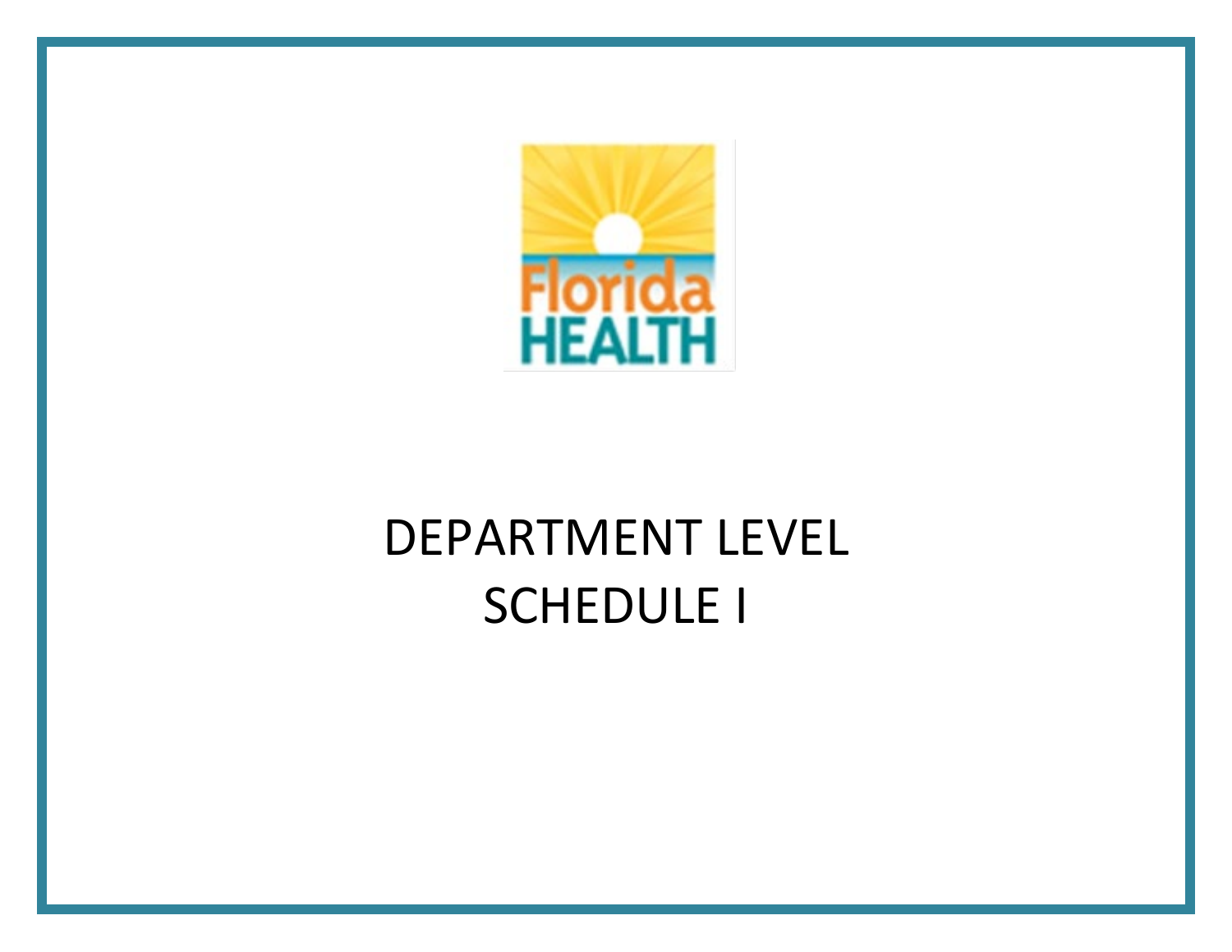# DEPARTMENT LEVEL SCHEDULE I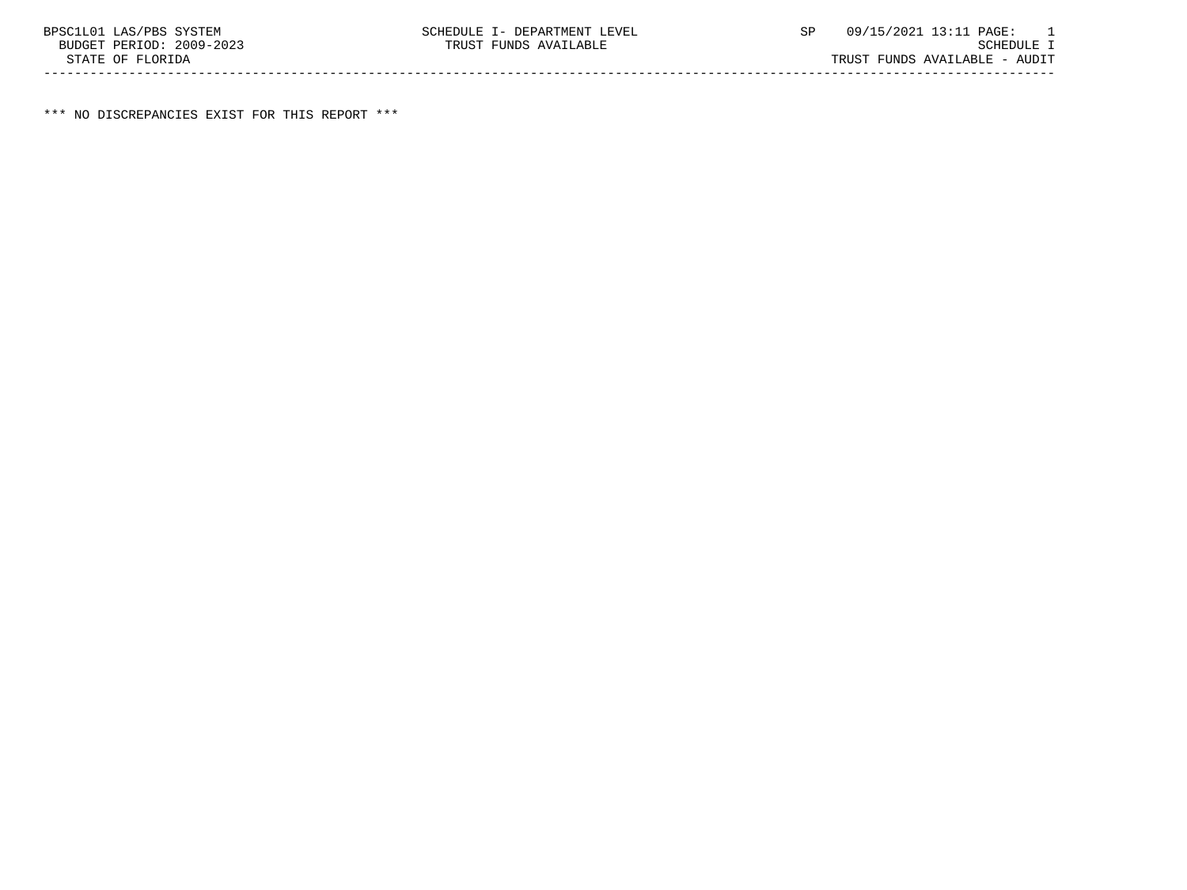BPSC1L01 LAS/PBS SYSTEM SCHEDULE I- DEPARTMENT LEVEL SP 09/15/2021 13:11 PAGE: 1
BUDGET PERIOD: 2009-2023 TRUST FUNDS AVAILABLE SCHEDULE I
STATE OF FLORIDA TRUST FUNDS AVAILABLE - AUDIT

*** NO DISCREPANCIES EXIST FOR THIS REPORT ***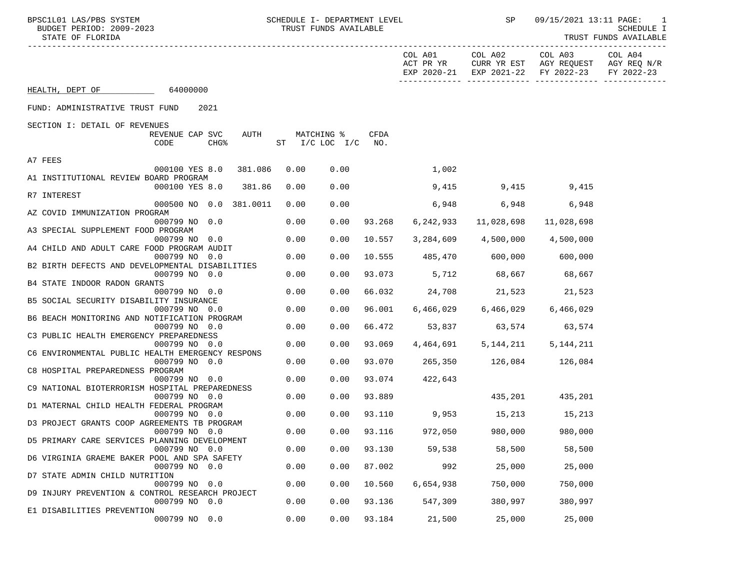BPSC1L01 LAS/PBS SYSTEM — SCHEDULE I- DEPARTMENT LEVEL — TRUST FUNDS AVAILABLE
BUDGET PERIOD: 2009-2023
STATE OF FLORIDA
SP 09/15/2021 13:11 — SCHEDULE I — TRUST FUNDS AVAILABLE

**HEALTH, DEPT OF** 64000000

FUND: ADMINISTRATIVE TRUST FUND 2021

SECTION I: DETAIL OF REVENUES

| Revenue | REVENUE CODE | CAP | SVC CHG% | AUTH | MATCHING % ST I/C | LOC I/C | CFDA NO. | COL A01 ACT PR YR EXP 2020-21 | COL A02 CURR YR EST EXP 2021-22 | COL A03 AGY REQUEST FY 2022-23 | COL A04 AGY REQ N/R FY 2022-23 |
|---|---|---|---|---|---|---|---|---|---|---|---|
| A7 FEES | 000100 | YES | 8.0 | 381.086 | 0.00 | 0.00 | | 1,002 | | | |
| A1 INSTITUTIONAL REVIEW BOARD PROGRAM | 000100 | YES | 8.0 | 381.86 | 0.00 | 0.00 | | 9,415 | 9,415 | 9,415 | |
| R7 INTEREST | 000500 | NO | 0.0 | 381.0011 | 0.00 | 0.00 | | 6,948 | 6,948 | 6,948 | |
| AZ COVID IMMUNIZATION PROGRAM | 000799 | NO | 0.0 | | 0.00 | 0.00 | 93.268 | 6,242,933 | 11,028,698 | 11,028,698 | |
| A3 SPECIAL SUPPLEMENT FOOD PROGRAM | 000799 | NO | 0.0 | | 0.00 | 0.00 | 10.557 | 3,284,609 | 4,500,000 | 4,500,000 | |
| A4 CHILD AND ADULT CARE FOOD PROGRAM AUDIT | 000799 | NO | 0.0 | | 0.00 | 0.00 | 10.555 | 485,470 | 600,000 | 600,000 | |
| B2 BIRTH DEFECTS AND DEVELOPMENTAL DISABILITIES | 000799 | NO | 0.0 | | 0.00 | 0.00 | 93.073 | 5,712 | 68,667 | 68,667 | |
| B4 STATE INDOOR RADON GRANTS | 000799 | NO | 0.0 | | 0.00 | 0.00 | 66.032 | 24,708 | 21,523 | 21,523 | |
| B5 SOCIAL SECURITY DISABILITY INSURANCE | 000799 | NO | 0.0 | | 0.00 | 0.00 | 96.001 | 6,466,029 | 6,466,029 | 6,466,029 | |
| B6 BEACH MONITORING AND NOTIFICATION PROGRAM | 000799 | NO | 0.0 | | 0.00 | 0.00 | 66.472 | 53,837 | 63,574 | 63,574 | |
| C3 PUBLIC HEALTH EMERGENCY PREPAREDNESS | 000799 | NO | 0.0 | | 0.00 | 0.00 | 93.069 | 4,464,691 | 5,144,211 | 5,144,211 | |
| C6 ENVIRONMENTAL PUBLIC HEALTH EMERGENCY RESPONS | 000799 | NO | 0.0 | | 0.00 | 0.00 | 93.070 | 265,350 | 126,084 | 126,084 | |
| C8 HOSPITAL PREPAREDNESS PROGRAM | 000799 | NO | 0.0 | | 0.00 | 0.00 | 93.074 | 422,643 | | | |
| C9 NATIONAL BIOTERRORISM HOSPITAL PREPAREDNESS | 000799 | NO | 0.0 | | 0.00 | 0.00 | 93.889 | | 435,201 | 435,201 | |
| D1 MATERNAL CHILD HEALTH FEDERAL PROGRAM | 000799 | NO | 0.0 | | 0.00 | 0.00 | 93.110 | 9,953 | 15,213 | 15,213 | |
| D3 PROJECT GRANTS COOP AGREEMENTS TB PROGRAM | 000799 | NO | 0.0 | | 0.00 | 0.00 | 93.116 | 972,050 | 980,000 | 980,000 | |
| D5 PRIMARY CARE SERVICES PLANNING DEVELOPMENT | 000799 | NO | 0.0 | | 0.00 | 0.00 | 93.130 | 59,538 | 58,500 | 58,500 | |
| D6 VIRGINIA GRAEME BAKER POOL AND SPA SAFETY | 000799 | NO | 0.0 | | 0.00 | 0.00 | 87.002 | 992 | 25,000 | 25,000 | |
| D7 STATE ADMIN CHILD NUTRITION | 000799 | NO | 0.0 | | 0.00 | 0.00 | 10.560 | 6,654,938 | 750,000 | 750,000 | |
| D9 INJURY PREVENTION & CONTROL RESEARCH PROJECT | 000799 | NO | 0.0 | | 0.00 | 0.00 | 93.136 | 547,309 | 380,997 | 380,997 | |
| E1 DISABILITIES PREVENTION | 000799 | NO | 0.0 | | 0.00 | 0.00 | 93.184 | 21,500 | 25,000 | 25,000 | |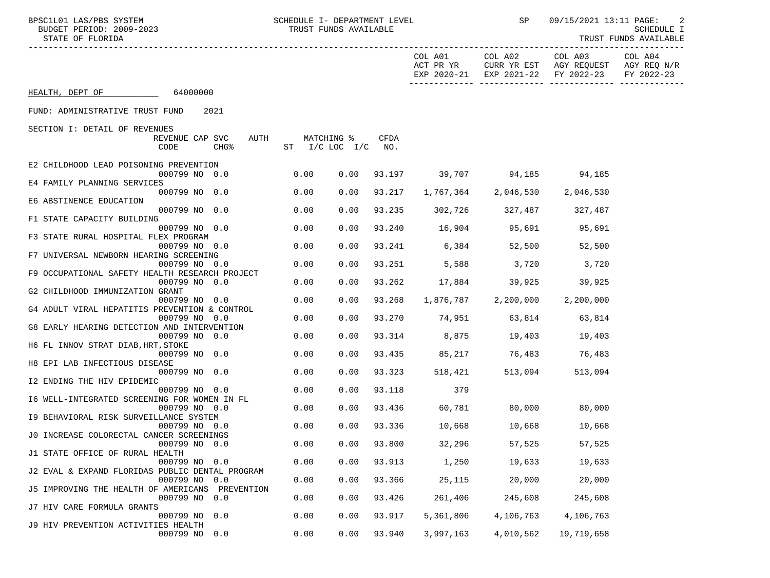SCHEDULE I- DEPARTMENT LEVEL
TRUST FUNDS AVAILABLE

**HEALTH, DEPT OF** 64000000

FUND: ADMINISTRATIVE TRUST FUND 2021

SECTION I: DETAIL OF REVENUES

| | REVENUE CODE | CAP SVC CHG% | AUTH ST | MATCHING % I/C LOC | I/C | CFDA NO. | COL A01 ACT PR YR EXP 2020-21 | COL A02 CURR YR EST EXP 2021-22 | COL A03 AGY REQUEST FY 2022-23 | COL A04 AGY REQ N/R FY 2022-23 |
|---|---|---|---|---|---|---|---|---|---|---|
| E2 CHILDHOOD LEAD POISONING PREVENTION | 000799 | NO 0.0 | | 0.00 | 0.00 | 93.197 | 39,707 | 94,185 | 94,185 | |
| E4 FAMILY PLANNING SERVICES | 000799 | NO 0.0 | | 0.00 | 0.00 | 93.217 | 1,767,364 | 2,046,530 | 2,046,530 | |
| E6 ABSTINENCE EDUCATION | 000799 | NO 0.0 | | 0.00 | 0.00 | 93.235 | 302,726 | 327,487 | 327,487 | |
| F1 STATE CAPACITY BUILDING | 000799 | NO 0.0 | | 0.00 | 0.00 | 93.240 | 16,904 | 95,691 | 95,691 | |
| F3 STATE RURAL HOSPITAL FLEX PROGRAM | 000799 | NO 0.0 | | 0.00 | 0.00 | 93.241 | 6,384 | 52,500 | 52,500 | |
| F7 UNIVERSAL NEWBORN HEARING SCREENING | 000799 | NO 0.0 | | 0.00 | 0.00 | 93.251 | 5,588 | 3,720 | 3,720 | |
| F9 OCCUPATIONAL SAFETY HEALTH RESEARCH PROJECT | 000799 | NO 0.0 | | 0.00 | 0.00 | 93.262 | 17,884 | 39,925 | 39,925 | |
| G2 CHILDHOOD IMMUNIZATION GRANT | 000799 | NO 0.0 | | 0.00 | 0.00 | 93.268 | 1,876,787 | 2,200,000 | 2,200,000 | |
| G4 ADULT VIRAL HEPATITIS PREVENTION & CONTROL | 000799 | NO 0.0 | | 0.00 | 0.00 | 93.270 | 74,951 | 63,814 | 63,814 | |
| G8 EARLY HEARING DETECTION AND INTERVENTION | 000799 | NO 0.0 | | 0.00 | 0.00 | 93.314 | 8,875 | 19,403 | 19,403 | |
| H6 FL INNOV STRAT DIAB,HRT,STOKE | 000799 | NO 0.0 | | 0.00 | 0.00 | 93.435 | 85,217 | 76,483 | 76,483 | |
| H8 EPI LAB INFECTIOUS DISEASE | 000799 | NO 0.0 | | 0.00 | 0.00 | 93.323 | 518,421 | 513,094 | 513,094 | |
| I2 ENDING THE HIV EPIDEMIC | 000799 | NO 0.0 | | 0.00 | 0.00 | 93.118 | 379 | | | |
| I6 WELL-INTEGRATED SCREENING FOR WOMEN IN FL | 000799 | NO 0.0 | | 0.00 | 0.00 | 93.436 | 60,781 | 80,000 | 80,000 | |
| I9 BEHAVIORAL RISK SURVEILLANCE SYSTEM | 000799 | NO 0.0 | | 0.00 | 0.00 | 93.336 | 10,668 | 10,668 | 10,668 | |
| J0 INCREASE COLORECTAL CANCER SCREENINGS | 000799 | NO 0.0 | | 0.00 | 0.00 | 93.800 | 32,296 | 57,525 | 57,525 | |
| J1 STATE OFFICE OF RURAL HEALTH | 000799 | NO 0.0 | | 0.00 | 0.00 | 93.913 | 1,250 | 19,633 | 19,633 | |
| J2 EVAL & EXPAND FLORIDAS PUBLIC DENTAL PROGRAM | 000799 | NO 0.0 | | 0.00 | 0.00 | 93.366 | 25,115 | 20,000 | 20,000 | |
| J5 IMPROVING THE HEALTH OF AMERICANS PREVENTION | 000799 | NO 0.0 | | 0.00 | 0.00 | 93.426 | 261,406 | 245,608 | 245,608 | |
| J7 HIV CARE FORMULA GRANTS | 000799 | NO 0.0 | | 0.00 | 0.00 | 93.917 | 5,361,806 | 4,106,763 | 4,106,763 | |
| J9 HIV PREVENTION ACTIVITIES HEALTH | 000799 | NO 0.0 | | 0.00 | 0.00 | 93.940 | 3,997,163 | 4,010,562 | 19,719,658 | |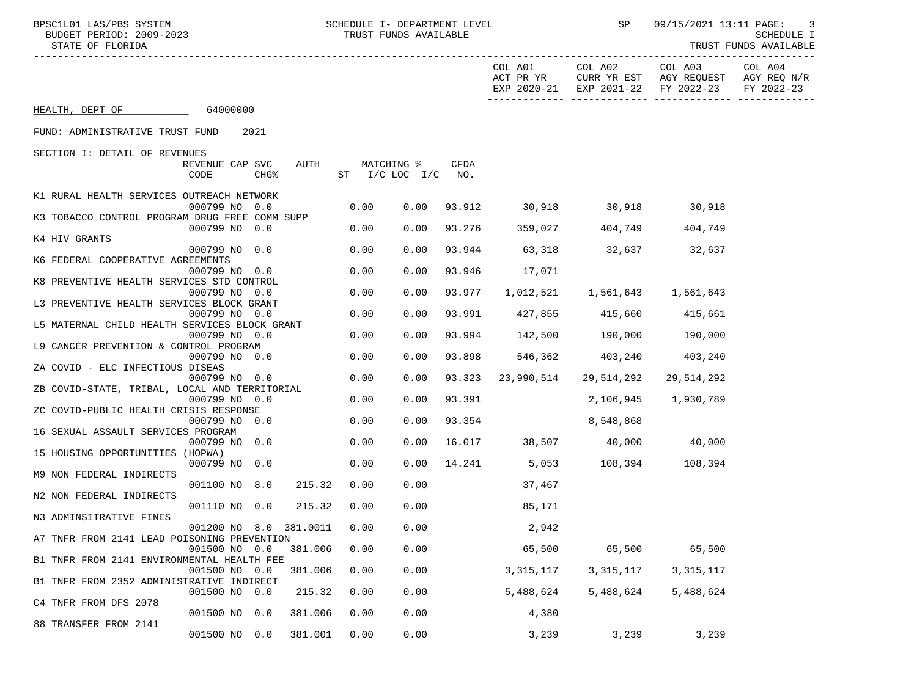SCHEDULE I- DEPARTMENT LEVEL
TRUST FUNDS AVAILABLE

SCHEDULE I
TRUST FUNDS AVAILABLE

HEALTH, DEPT OF 64000000

FUND: ADMINISTRATIVE TRUST FUND 2021

SECTION I: DETAIL OF REVENUES

| Description | REVENUE CODE | CAP | SVC CHG% | AUTH ST | MATCHING % I/C | LOC I/C | CFDA NO. | COL A01 ACT PR YR EXP 2020-21 | COL A02 CURR YR EST EXP 2021-22 | COL A03 AGY REQUEST FY 2022-23 | COL A04 AGY REQ N/R FY 2022-23 |
|---|---|---|---|---|---|---|---|---|---|---|---|
| K1 RURAL HEALTH SERVICES OUTREACH NETWORK | 000799 | NO | 0.0 | | 0.00 | 0.00 | 93.912 | 30,918 | 30,918 | 30,918 | |
| K3 TOBACCO CONTROL PROGRAM DRUG FREE COMM SUPP | 000799 | NO | 0.0 | | 0.00 | 0.00 | 93.276 | 359,027 | 404,749 | 404,749 | |
| K4 HIV GRANTS | 000799 | NO | 0.0 | | 0.00 | 0.00 | 93.944 | 63,318 | 32,637 | 32,637 | |
| K6 FEDERAL COOPERATIVE AGREEMENTS | 000799 | NO | 0.0 | | 0.00 | 0.00 | 93.946 | 17,071 | | | |
| K8 PREVENTIVE HEALTH SERVICES STD CONTROL | 000799 | NO | 0.0 | | 0.00 | 0.00 | 93.977 | 1,012,521 | 1,561,643 | 1,561,643 | |
| L3 PREVENTIVE HEALTH SERVICES BLOCK GRANT | 000799 | NO | 0.0 | | 0.00 | 0.00 | 93.991 | 427,855 | 415,660 | 415,661 | |
| L5 MATERNAL CHILD HEALTH SERVICES BLOCK GRANT | 000799 | NO | 0.0 | | 0.00 | 0.00 | 93.994 | 142,500 | 190,000 | 190,000 | |
| L9 CANCER PREVENTION & CONTROL PROGRAM | 000799 | NO | 0.0 | | 0.00 | 0.00 | 93.898 | 546,362 | 403,240 | 403,240 | |
| ZA COVID - ELC INFECTIOUS DISEAS | 000799 | NO | 0.0 | | 0.00 | 0.00 | 93.323 | 23,990,514 | 29,514,292 | 29,514,292 | |
| ZB COVID-STATE, TRIBAL, LOCAL AND TERRITORIAL | 000799 | NO | 0.0 | | 0.00 | 0.00 | 93.391 | | 2,106,945 | 1,930,789 | |
| ZC COVID-PUBLIC HEALTH CRISIS RESPONSE | 000799 | NO | 0.0 | | 0.00 | 0.00 | 93.354 | | 8,548,868 | | |
| 16 SEXUAL ASSAULT SERVICES PROGRAM | 000799 | NO | 0.0 | | 0.00 | 0.00 | 16.017 | 38,507 | 40,000 | 40,000 | |
| 15 HOUSING OPPORTUNITIES (HOPWA) | 000799 | NO | 0.0 | | 0.00 | 0.00 | 14.241 | 5,053 | 108,394 | 108,394 | |
| M9 NON FEDERAL INDIRECTS | 001100 | NO | 8.0 | 215.32 | 0.00 | 0.00 | | 37,467 | | | |
| N2 NON FEDERAL INDIRECTS | 001110 | NO | 0.0 | 215.32 | 0.00 | 0.00 | | 85,171 | | | |
| N3 ADMINSITRATIVE FINES | 001200 | NO | 8.0 | 381.0011 | 0.00 | 0.00 | | 2,942 | | | |
| A7 TNFR FROM 2141 LEAD POISONING PREVENTION | 001500 | NO | 0.0 | 381.006 | 0.00 | 0.00 | | 65,500 | 65,500 | 65,500 | |
| B1 TNFR FROM 2141 ENVIRONMENTAL HEALTH FEE | 001500 | NO | 0.0 | 381.006 | 0.00 | 0.00 | | 3,315,117 | 3,315,117 | 3,315,117 | |
| B1 TNFR FROM 2352 ADMINISTRATIVE INDIRECT | 001500 | NO | 0.0 | 215.32 | 0.00 | 0.00 | | 5,488,624 | 5,488,624 | 5,488,624 | |
| C4 TNFR FROM DFS 2078 | 001500 | NO | 0.0 | 381.006 | 0.00 | 0.00 | | 4,380 | | | |
| 88 TRANSFER FROM 2141 | 001500 | NO | 0.0 | 381.001 | 0.00 | 0.00 | | 3,239 | 3,239 | 3,239 | |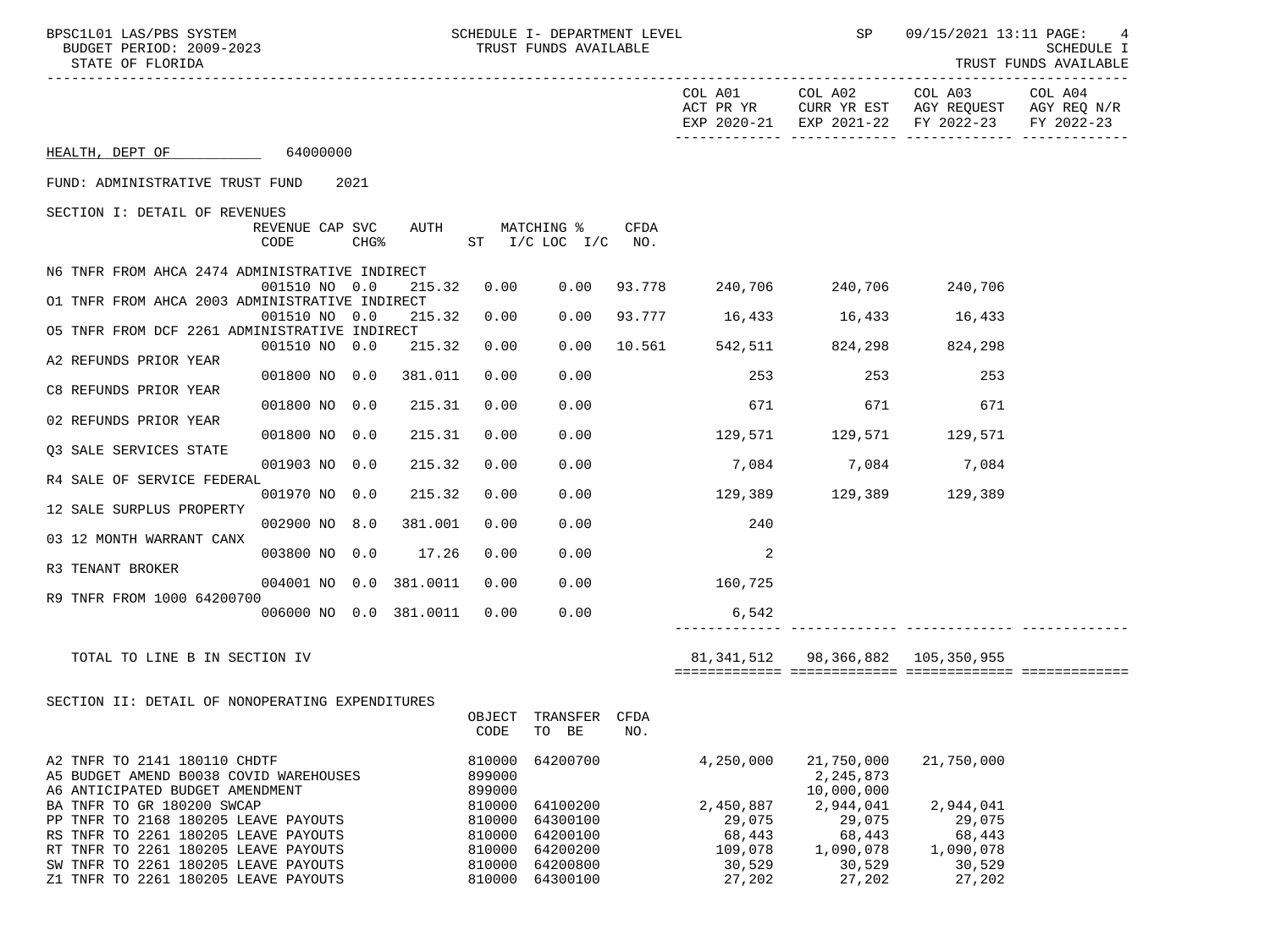HEALTH, DEPT OF 64000000

FUND: ADMINISTRATIVE TRUST FUND 2021

| | COL A01 ACT PR YR EXP 2020-21 | COL A02 CURR YR EST EXP 2021-22 | COL A03 AGY REQUEST FY 2022-23 | COL A04 AGY REQ N/R FY 2022-23 |
|---|---|---|---|---|

SECTION I: DETAIL OF REVENUES

| | REVENUE CODE | CAP SVC CHG% | AUTH | MATCHING % ST | I/C LOC I/C | CFDA NO. | COL A01 | COL A02 | COL A03 | COL A04 |
|---|---|---|---|---|---|---|---|---|---|---|
| N6 TNFR FROM AHCA 2474 ADMINISTRATIVE INDIRECT | 001510 | NO 0.0 | 215.32 | 0.00 | 0.00 | 93.778 | 240,706 | 240,706 | 240,706 | |
| O1 TNFR FROM AHCA 2003 ADMINISTRATIVE INDIRECT | 001510 | NO 0.0 | 215.32 | 0.00 | 0.00 | 93.777 | 16,433 | 16,433 | 16,433 | |
| O5 TNFR FROM DCF 2261 ADMINISTRATIVE INDIRECT | 001510 | NO 0.0 | 215.32 | 0.00 | 0.00 | 10.561 | 542,511 | 824,298 | 824,298 | |
| A2 REFUNDS PRIOR YEAR | 001800 | NO 0.0 | 381.011 | 0.00 | 0.00 | | 253 | 253 | 253 | |
| C8 REFUNDS PRIOR YEAR | 001800 | NO 0.0 | 215.31 | 0.00 | 0.00 | | 671 | 671 | 671 | |
| 02 REFUNDS PRIOR YEAR | 001800 | NO 0.0 | 215.31 | 0.00 | 0.00 | | 129,571 | 129,571 | 129,571 | |
| Q3 SALE SERVICES STATE | 001903 | NO 0.0 | 215.32 | 0.00 | 0.00 | | 7,084 | 7,084 | 7,084 | |
| R4 SALE OF SERVICE FEDERAL | 001970 | NO 0.0 | 215.32 | 0.00 | 0.00 | | 129,389 | 129,389 | 129,389 | |
| 12 SALE SURPLUS PROPERTY | 002900 | NO 8.0 | 381.001 | 0.00 | 0.00 | | 240 | | | |
| 03 12 MONTH WARRANT CANX | 003800 | NO 0.0 | 17.26 | 0.00 | 0.00 | | 2 | | | |
| R3 TENANT BROKER | 004001 | NO 0.0 | 381.0011 | 0.00 | 0.00 | | 160,725 | | | |
| R9 TNFR FROM 1000 64200700 | 006000 | NO 0.0 | 381.0011 | 0.00 | 0.00 | | 6,542 | | | |
| TOTAL TO LINE B IN SECTION IV | | | | | | | 81,341,512 | 98,366,882 | 105,350,955 | |

SECTION II: DETAIL OF NONOPERATING EXPENDITURES

| | OBJECT CODE | TRANSFER TO BE | CFDA NO. | COL A01 | COL A02 | COL A03 | COL A04 |
|---|---|---|---|---|---|---|---|
| A2 TNFR TO 2141 180110 CHDTF | 810000 | 64200700 | | 4,250,000 | 21,750,000 | 21,750,000 | |
| A5 BUDGET AMEND B0038 COVID WAREHOUSES | 899000 | | | | 2,245,873 | | |
| A6 ANTICIPATED BUDGET AMENDMENT | 899000 | | | | 10,000,000 | | |
| BA TNFR TO GR 180200 SWCAP | 810000 | 64100200 | | 2,450,887 | 2,944,041 | 2,944,041 | |
| PP TNFR TO 2168 180205 LEAVE PAYOUTS | 810000 | 64300100 | | 29,075 | 29,075 | 29,075 | |
| RS TNFR TO 2261 180205 LEAVE PAYOUTS | 810000 | 64200100 | | 68,443 | 68,443 | 68,443 | |
| RT TNFR TO 2261 180205 LEAVE PAYOUTS | 810000 | 64200200 | | 109,078 | 1,090,078 | 1,090,078 | |
| SW TNFR TO 2261 180205 LEAVE PAYOUTS | 810000 | 64200800 | | 30,529 | 30,529 | 30,529 | |
| Z1 TNFR TO 2261 180205 LEAVE PAYOUTS | 810000 | 64300100 | | 27,202 | 27,202 | 27,202 | |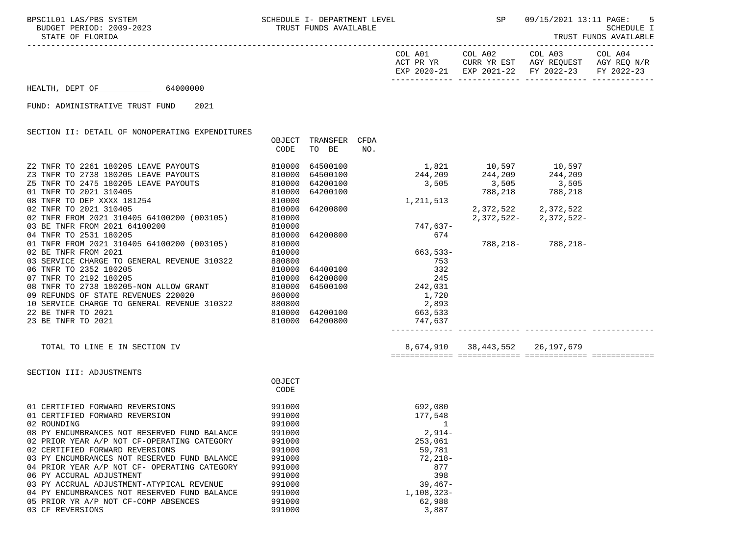BPSC1L01 LAS/PBS SYSTEM — SCHEDULE I- DEPARTMENT LEVEL — TRUST FUNDS AVAILABLE

BUDGET PERIOD: 2009-2023

STATE OF FLORIDA

SP 09/15/2021 13:11 — SCHEDULE I — TRUST FUNDS AVAILABLE

HEALTH, DEPT OF 64000000

FUND: ADMINISTRATIVE TRUST FUND 2021

## SECTION II: DETAIL OF NONOPERATING EXPENDITURES

| | OBJECT CODE | TRANSFER TO BE | CFDA NO. | COL A01 ACT PR YR EXP 2020-21 | COL A02 CURR YR EST EXP 2021-22 | COL A03 AGY REQUEST FY 2022-23 | COL A04 AGY REQ N/R FY 2022-23 |
|---|---|---|---|---|---|---|---|
| Z2 TNFR TO 2261 180205 LEAVE PAYOUTS | 810000 | 64500100 | | 1,821 | 10,597 | 10,597 | |
| Z3 TNFR TO 2738 180205 LEAVE PAYOUTS | 810000 | 64500100 | | 244,209 | 244,209 | 244,209 | |
| Z5 TNFR TO 2475 180205 LEAVE PAYOUTS | 810000 | 64200100 | | 3,505 | 3,505 | 3,505 | |
| 01 TNFR TO 2021 310405 | 810000 | 64200100 | | | 788,218 | 788,218 | |
| 08 TNFR TO DEP XXXX 181254 | 810000 | | | 1,211,513 | | | |
| 02 TNFR TO 2021 310405 | 810000 | 64200800 | | | 2,372,522 | 2,372,522 | |
| 02 TNFR FROM 2021 310405 64100200 (003105) | 810000 | | | | 2,372,522- | 2,372,522- | |
| 03 BE TNFR FROM 2021 64100200 | 810000 | | | 747,637- | | | |
| 04 TNFR TO 2531 180205 | 810000 | 64200800 | | 674 | | | |
| 01 TNFR FROM 2021 310405 64100200 (003105) | 810000 | | | | 788,218- | 788,218- | |
| 02 BE TNFR FROM 2021 | 810000 | | | 663,533- | | | |
| 03 SERVICE CHARGE TO GENERAL REVENUE 310322 | 880800 | | | 753 | | | |
| 06 TNFR TO 2352 180205 | 810000 | 64400100 | | 332 | | | |
| 07 TNFR TO 2192 180205 | 810000 | 64200800 | | 245 | | | |
| 08 TNFR TO 2738 180205-NON ALLOW GRANT | 810000 | 64500100 | | 242,031 | | | |
| 09 REFUNDS OF STATE REVENUES 220020 | 860000 | | | 1,720 | | | |
| 10 SERVICE CHARGE TO GENERAL REVENUE 310322 | 880800 | | | 2,893 | | | |
| 22 BE TNFR TO 2021 | 810000 | 64200100 | | 663,533 | | | |
| 23 BE TNFR TO 2021 | 810000 | 64200800 | | 747,637 | | | |
| TOTAL TO LINE E IN SECTION IV | | | | 8,674,910 | 38,443,552 | 26,197,679 | |

## SECTION III: ADJUSTMENTS

| | OBJECT CODE | COL A01 |
|---|---|---|
| 01 CERTIFIED FORWARD REVERSIONS | 991000 | 692,080 |
| 01 CERTIFIED FORWARD REVERSION | 991000 | 177,548 |
| 02 ROUNDING | 991000 | 1 |
| 08 PY ENCUMBRANCES NOT RESERVED FUND BALANCE | 991000 | 2,914- |
| 02 PRIOR YEAR A/P NOT CF-OPERATING CATEGORY | 991000 | 253,061 |
| 02 CERTIFIED FORWARD REVERSIONS | 991000 | 59,781 |
| 03 PY ENCUMBRANCES NOT RESERVED FUND BALANCE | 991000 | 72,218- |
| 04 PRIOR YEAR A/P NOT CF- OPERATING CATEGORY | 991000 | 877 |
| 06 PY ACCURAL ADJUSTMENT | 991000 | 398 |
| 03 PY ACCRUAL ADJUSTMENT-ATYPICAL REVENUE | 991000 | 39,467- |
| 04 PY ENCUMBRANCES NOT RESERVED FUND BALANCE | 991000 | 1,108,323- |
| 05 PRIOR YR A/P NOT CF-COMP ABSENCES | 991000 | 62,988 |
| 03 CF REVERSIONS | 991000 | 3,887 |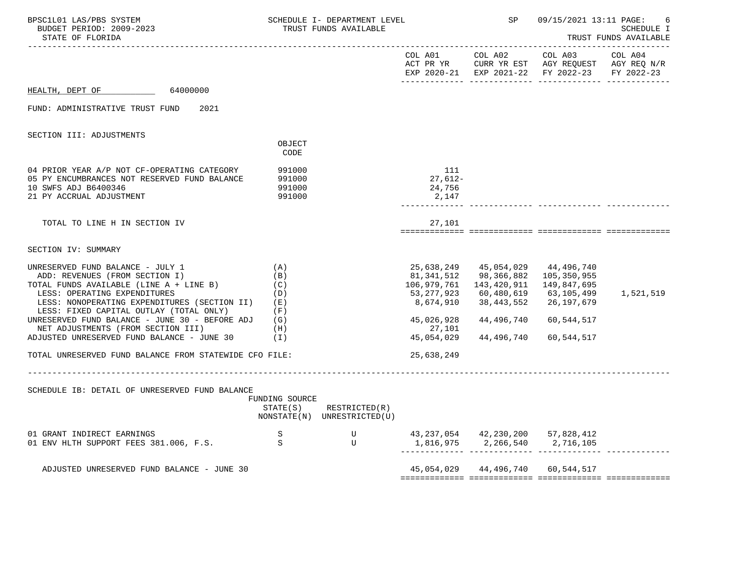HEALTH, DEPT OF 64000000

FUND: ADMINISTRATIVE TRUST FUND 2021

## SECTION III: ADJUSTMENTS

| | OBJECT CODE | COL A01 ACT PR YR EXP 2020-21 | COL A02 CURR YR EST EXP 2021-22 | COL A03 AGY REQUEST FY 2022-23 | COL A04 AGY REQ N/R FY 2022-23 |
|---|---|---|---|---|---|
| 04 PRIOR YEAR A/P NOT CF-OPERATING CATEGORY | 991000 | 111 | | | |
| 05 PY ENCUMBRANCES NOT RESERVED FUND BALANCE | 991000 | 27,612- | | | |
| 10 SWFS ADJ B6400346 | 991000 | 24,756 | | | |
| 21 PY ACCRUAL ADJUSTMENT | 991000 | 2,147 | | | |
| TOTAL TO LINE H IN SECTION IV | | 27,101 | | | |

## SECTION IV: SUMMARY

| | | COL A01 ACT PR YR EXP 2020-21 | COL A02 CURR YR EST EXP 2021-22 | COL A03 AGY REQUEST FY 2022-23 | COL A04 AGY REQ N/R FY 2022-23 |
|---|---|---|---|---|---|
| UNRESERVED FUND BALANCE - JULY 1 | (A) | 25,638,249 | 45,054,029 | 44,496,740 | |
| ADD: REVENUES (FROM SECTION I) | (B) | 81,341,512 | 98,366,882 | 105,350,955 | |
| TOTAL FUNDS AVAILABLE (LINE A + LINE B) | (C) | 106,979,761 | 143,420,911 | 149,847,695 | |
| LESS: OPERATING EXPENDITURES | (D) | 53,277,923 | 60,480,619 | 63,105,499 | 1,521,519 |
| LESS: NONOPERATING EXPENDITURES (SECTION II) | (E) | 8,674,910 | 38,443,552 | 26,197,679 | |
| LESS: FIXED CAPITAL OUTLAY (TOTAL ONLY) | (F) | | | | |
| UNRESERVED FUND BALANCE - JUNE 30 - BEFORE ADJ | (G) | 45,026,928 | 44,496,740 | 60,544,517 | |
| NET ADJUSTMENTS (FROM SECTION III) | (H) | 27,101 | | | |
| ADJUSTED UNRESERVED FUND BALANCE - JUNE 30 | (I) | 45,054,029 | 44,496,740 | 60,544,517 | |
| TOTAL UNRESERVED FUND BALANCE FROM STATEWIDE CFO FILE: | | 25,638,249 | | | |

## SCHEDULE IB: DETAIL OF UNRESERVED FUND BALANCE

| | FUNDING SOURCE STATE(S) NONSTATE(N) | RESTRICTED(R) UNRESTRICTED(U) | COL A01 | COL A02 | COL A03 | COL A04 |
|---|---|---|---|---|---|---|
| 01 GRANT INDIRECT EARNINGS | S | U | 43,237,054 | 42,230,200 | 57,828,412 | |
| 01 ENV HLTH SUPPORT FEES 381.006, F.S. | S | U | 1,816,975 | 2,266,540 | 2,716,105 | |
| ADJUSTED UNRESERVED FUND BALANCE - JUNE 30 | | | 45,054,029 | 44,496,740 | 60,544,517 | |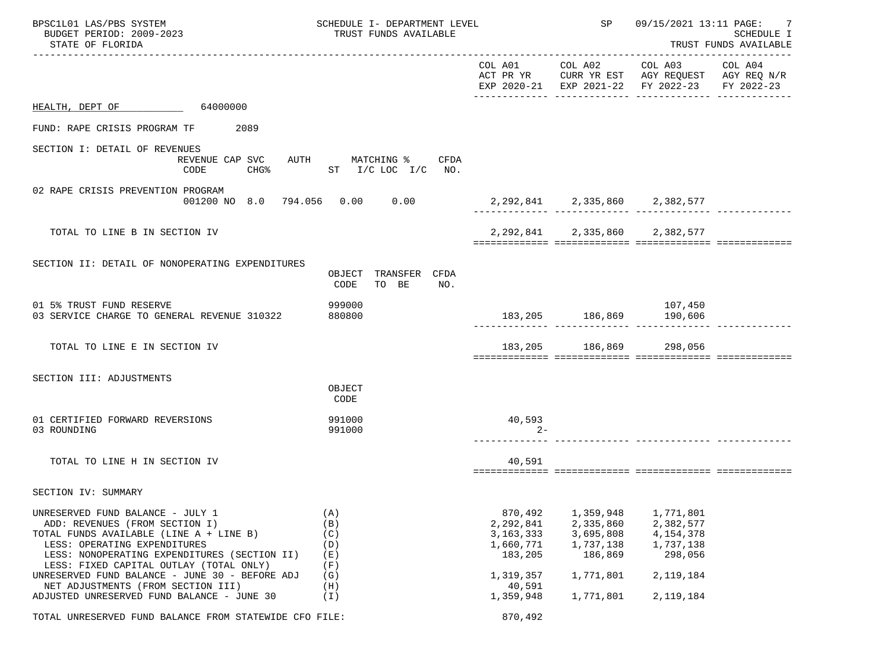BPSC1L01 LAS/PBS SYSTEM — SCHEDULE I- DEPARTMENT LEVEL — TRUST FUNDS AVAILABLE — SP 09/15/2021 13:11

BUDGET PERIOD: 2009-2023 — SCHEDULE I

STATE OF FLORIDA — TRUST FUNDS AVAILABLE

**HEALTH, DEPT OF** 64000000

**FUND: RAPE CRISIS PROGRAM TF** 2089

## SECTION I: DETAIL OF REVENUES

| | REVENUE CODE | CAP CHG% | SVC | AUTH ST | MATCHING % I/C | LOC I/C | CFDA NO. | COL A01 ACT PR YR EXP 2020-21 | COL A02 CURR YR EST EXP 2021-22 | COL A03 AGY REQUEST FY 2022-23 | COL A04 AGY REQ N/R FY 2022-23 |
|---|---|---|---|---|---|---|---|---|---|---|---|
| 02 RAPE CRISIS PREVENTION PROGRAM | 001200 | NO | 8.0 | 794.056 | 0.00 | 0.00 | | 2,292,841 | 2,335,860 | 2,382,577 | |
| TOTAL TO LINE B IN SECTION IV | | | | | | | | 2,292,841 | 2,335,860 | 2,382,577 | |

## SECTION II: DETAIL OF NONOPERATING EXPENDITURES

| | OBJECT CODE | TRANSFER TO BE | CFDA NO. | COL A01 ACT PR YR EXP 2020-21 | COL A02 CURR YR EST EXP 2021-22 | COL A03 AGY REQUEST FY 2022-23 | COL A04 AGY REQ N/R FY 2022-23 |
|---|---|---|---|---|---|---|---|
| 01 5% TRUST FUND RESERVE | 999000 | | | | | 107,450 | |
| 03 SERVICE CHARGE TO GENERAL REVENUE 310322 | 880800 | | | 183,205 | 186,869 | 190,606 | |
| TOTAL TO LINE E IN SECTION IV | | | | 183,205 | 186,869 | 298,056 | |

## SECTION III: ADJUSTMENTS

| | OBJECT CODE | COL A01 ACT PR YR EXP 2020-21 | COL A02 CURR YR EST EXP 2021-22 | COL A03 AGY REQUEST FY 2022-23 | COL A04 AGY REQ N/R FY 2022-23 |
|---|---|---|---|---|---|
| 01 CERTIFIED FORWARD REVERSIONS | 991000 | 40,593 | | | |
| 03 ROUNDING | 991000 | 2- | | | |
| TOTAL TO LINE H IN SECTION IV | | 40,591 | | | |

## SECTION IV: SUMMARY

| | | COL A01 ACT PR YR EXP 2020-21 | COL A02 CURR YR EST EXP 2021-22 | COL A03 AGY REQUEST FY 2022-23 | COL A04 AGY REQ N/R FY 2022-23 |
|---|---|---|---|---|---|
| UNRESERVED FUND BALANCE - JULY 1 | (A) | 870,492 | 1,359,948 | 1,771,801 | |
| ADD: REVENUES (FROM SECTION I) | (B) | 2,292,841 | 2,335,860 | 2,382,577 | |
| TOTAL FUNDS AVAILABLE (LINE A + LINE B) | (C) | 3,163,333 | 3,695,808 | 4,154,378 | |
| LESS: OPERATING EXPENDITURES | (D) | 1,660,771 | 1,737,138 | 1,737,138 | |
| LESS: NONOPERATING EXPENDITURES (SECTION II) | (E) | 183,205 | 186,869 | 298,056 | |
| LESS: FIXED CAPITAL OUTLAY (TOTAL ONLY) | (F) | | | | |
| UNRESERVED FUND BALANCE - JUNE 30 - BEFORE ADJ | (G) | 1,319,357 | 1,771,801 | 2,119,184 | |
| NET ADJUSTMENTS (FROM SECTION III) | (H) | 40,591 | | | |
| ADJUSTED UNRESERVED FUND BALANCE - JUNE 30 | (I) | 1,359,948 | 1,771,801 | 2,119,184 | |
| TOTAL UNRESERVED FUND BALANCE FROM STATEWIDE CFO FILE: | | 870,492 | | | |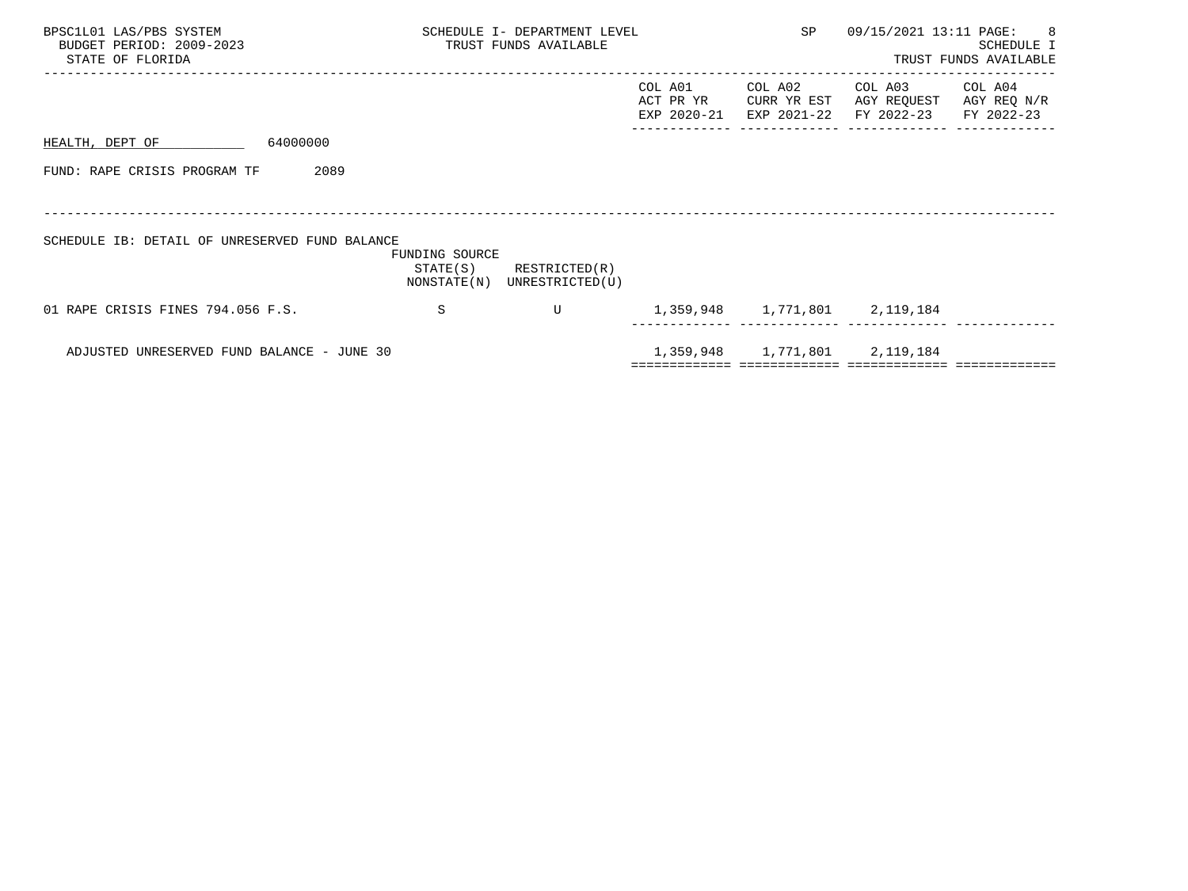HEALTH, DEPT OF 64000000

FUND: RAPE CRISIS PROGRAM TF 2089

SCHEDULE IB: DETAIL OF UNRESERVED FUND BALANCE

| | FUNDING SOURCE STATE(S) NONSTATE(N) | RESTRICTED(R) UNRESTRICTED(U) | COL A01 ACT PR YR EXP 2020-21 | COL A02 CURR YR EST EXP 2021-22 | COL A03 AGY REQUEST FY 2022-23 | COL A04 AGY REQ N/R FY 2022-23 |
|---|---|---|---|---|---|---|
| 01 RAPE CRISIS FINES 794.056 F.S. | S | U | 1,359,948 | 1,771,801 | 2,119,184 | |
| ADJUSTED UNRESERVED FUND BALANCE - JUNE 30 | | | 1,359,948 | 1,771,801 | 2,119,184 | |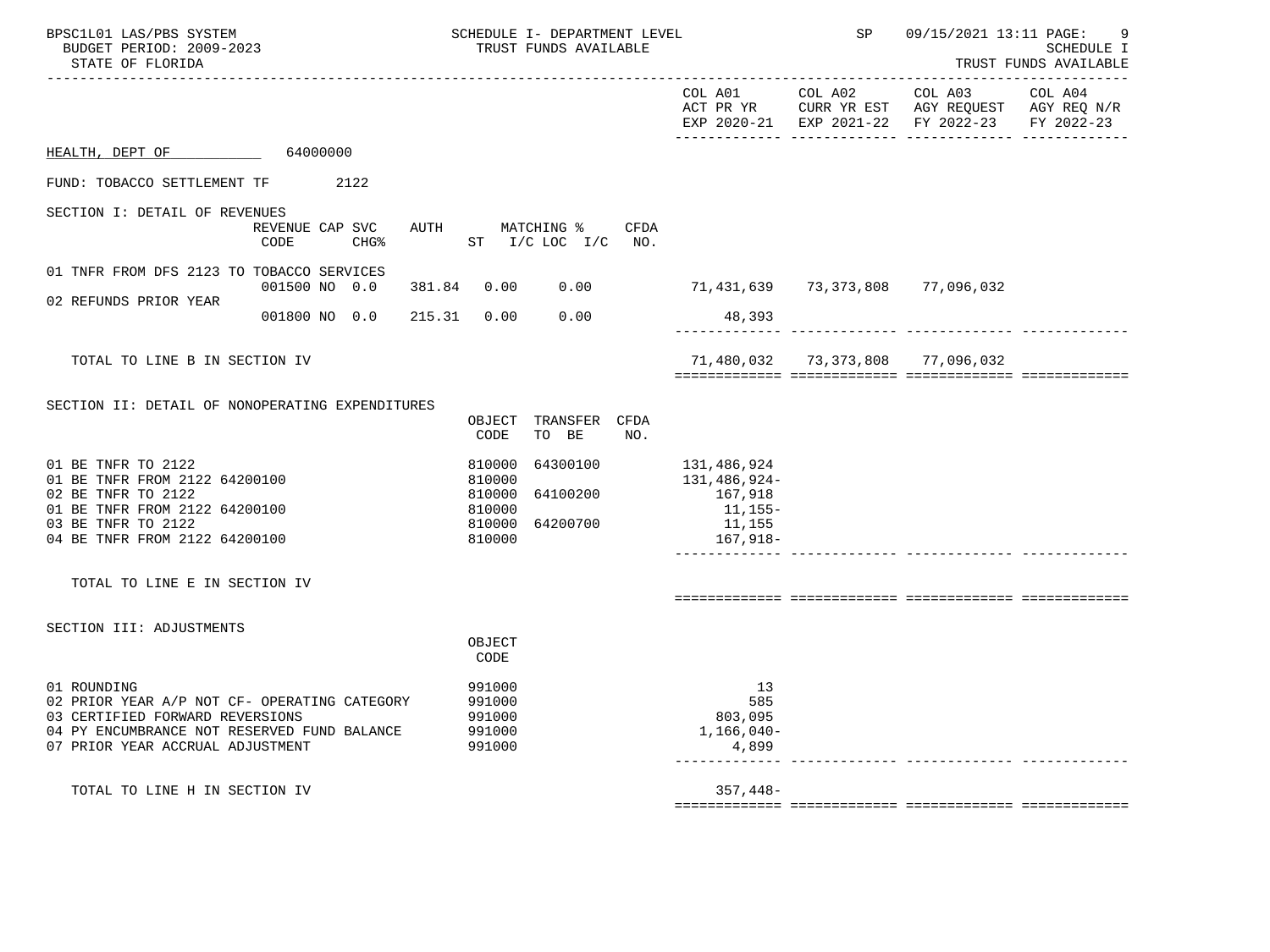HEALTH, DEPT OF 64000000

FUND: TOBACCO SETTLEMENT TF 2122

## SECTION I: DETAIL OF REVENUES

| | REVENUE CODE | CAP CHG% | SVC | AUTH ST | MATCHING % I/C LOC | I/C | CFDA NO. | COL A01 ACT PR YR EXP 2020-21 | COL A02 CURR YR EST EXP 2021-22 | COL A03 AGY REQUEST FY 2022-23 | COL A04 AGY REQ N/R FY 2022-23 |
|---|---|---|---|---|---|---|---|---|---|---|---|
| 01 TNFR FROM DFS 2123 TO TOBACCO SERVICES | 001500 | NO | 0.0 | 381.84 | 0.00 | 0.00 | | 71,431,639 | 73,373,808 | 77,096,032 | |
| 02 REFUNDS PRIOR YEAR | 001800 | NO | 0.0 | 215.31 | 0.00 | 0.00 | | 48,393 | | | |
| TOTAL TO LINE B IN SECTION IV | | | | | | | | 71,480,032 | 73,373,808 | 77,096,032 | |

## SECTION II: DETAIL OF NONOPERATING EXPENDITURES

| | OBJECT CODE | TRANSFER TO BE | CFDA NO. | COL A01 ACT PR YR EXP 2020-21 | COL A02 CURR YR EST EXP 2021-22 | COL A03 AGY REQUEST FY 2022-23 | COL A04 AGY REQ N/R FY 2022-23 |
|---|---|---|---|---|---|---|---|
| 01 BE TNFR TO 2122 | 810000 | 64300100 | | 131,486,924 | | | |
| 01 BE TNFR FROM 2122 64200100 | 810000 | | | 131,486,924- | | | |
| 02 BE TNFR TO 2122 | 810000 | 64100200 | | 167,918 | | | |
| 01 BE TNFR FROM 2122 64200100 | 810000 | | | 11,155- | | | |
| 03 BE TNFR TO 2122 | 810000 | 64200700 | | 11,155 | | | |
| 04 BE TNFR FROM 2122 64200100 | 810000 | | | 167,918- | | | |
| TOTAL TO LINE E IN SECTION IV | | | | | | | |

## SECTION III: ADJUSTMENTS

| | OBJECT CODE | COL A01 ACT PR YR EXP 2020-21 | COL A02 CURR YR EST EXP 2021-22 | COL A03 AGY REQUEST FY 2022-23 | COL A04 AGY REQ N/R FY 2022-23 |
|---|---|---|---|---|---|
| 01 ROUNDING | 991000 | 13 | | | |
| 02 PRIOR YEAR A/P NOT CF- OPERATING CATEGORY | 991000 | 585 | | | |
| 03 CERTIFIED FORWARD REVERSIONS | 991000 | 803,095 | | | |
| 04 PY ENCUMBRANCE NOT RESERVED FUND BALANCE | 991000 | 1,166,040- | | | |
| 07 PRIOR YEAR ACCRUAL ADJUSTMENT | 991000 | 4,899 | | | |
| TOTAL TO LINE H IN SECTION IV | | 357,448- | | | |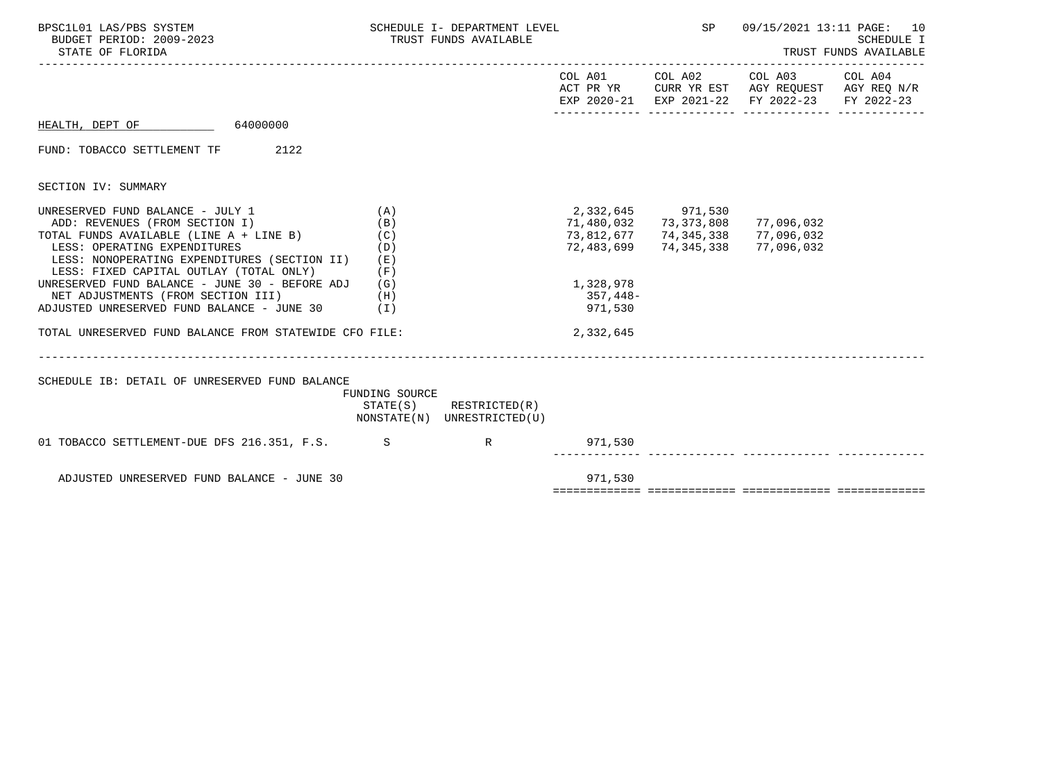HEALTH, DEPT OF 64000000

FUND: TOBACCO SETTLEMENT TF 2122

SECTION IV: SUMMARY

| | | COL A01 ACT PR YR EXP 2020-21 | COL A02 CURR YR EST EXP 2021-22 | COL A03 AGY REQUEST FY 2022-23 | COL A04 AGY REQ N/R FY 2022-23 |
|---|---|---|---|---|---|
| UNRESERVED FUND BALANCE - JULY 1 | (A) | 2,332,645 | 971,530 | | |
| ADD: REVENUES (FROM SECTION I) | (B) | 71,480,032 | 73,373,808 | 77,096,032 | |
| TOTAL FUNDS AVAILABLE (LINE A + LINE B) | (C) | 73,812,677 | 74,345,338 | 77,096,032 | |
| LESS: OPERATING EXPENDITURES | (D) | 72,483,699 | 74,345,338 | 77,096,032 | |
| LESS: NONOPERATING EXPENDITURES (SECTION II) | (E) | | | | |
| LESS: FIXED CAPITAL OUTLAY (TOTAL ONLY) | (F) | | | | |
| UNRESERVED FUND BALANCE - JUNE 30 - BEFORE ADJ | (G) | 1,328,978 | | | |
| NET ADJUSTMENTS (FROM SECTION III) | (H) | 357,448- | | | |
| ADJUSTED UNRESERVED FUND BALANCE - JUNE 30 | (I) | 971,530 | | | |
| TOTAL UNRESERVED FUND BALANCE FROM STATEWIDE CFO FILE: | | 2,332,645 | | | |

SCHEDULE IB: DETAIL OF UNRESERVED FUND BALANCE

| | FUNDING SOURCE STATE(S) NONSTATE(N) | RESTRICTED(R) UNRESTRICTED(U) | COL A01 | COL A02 | COL A03 | COL A04 |
|---|---|---|---|---|---|---|
| 01 TOBACCO SETTLEMENT-DUE DFS 216.351, F.S. | S | R | 971,530 | | | |
| ADJUSTED UNRESERVED FUND BALANCE - JUNE 30 | | | 971,530 | | | |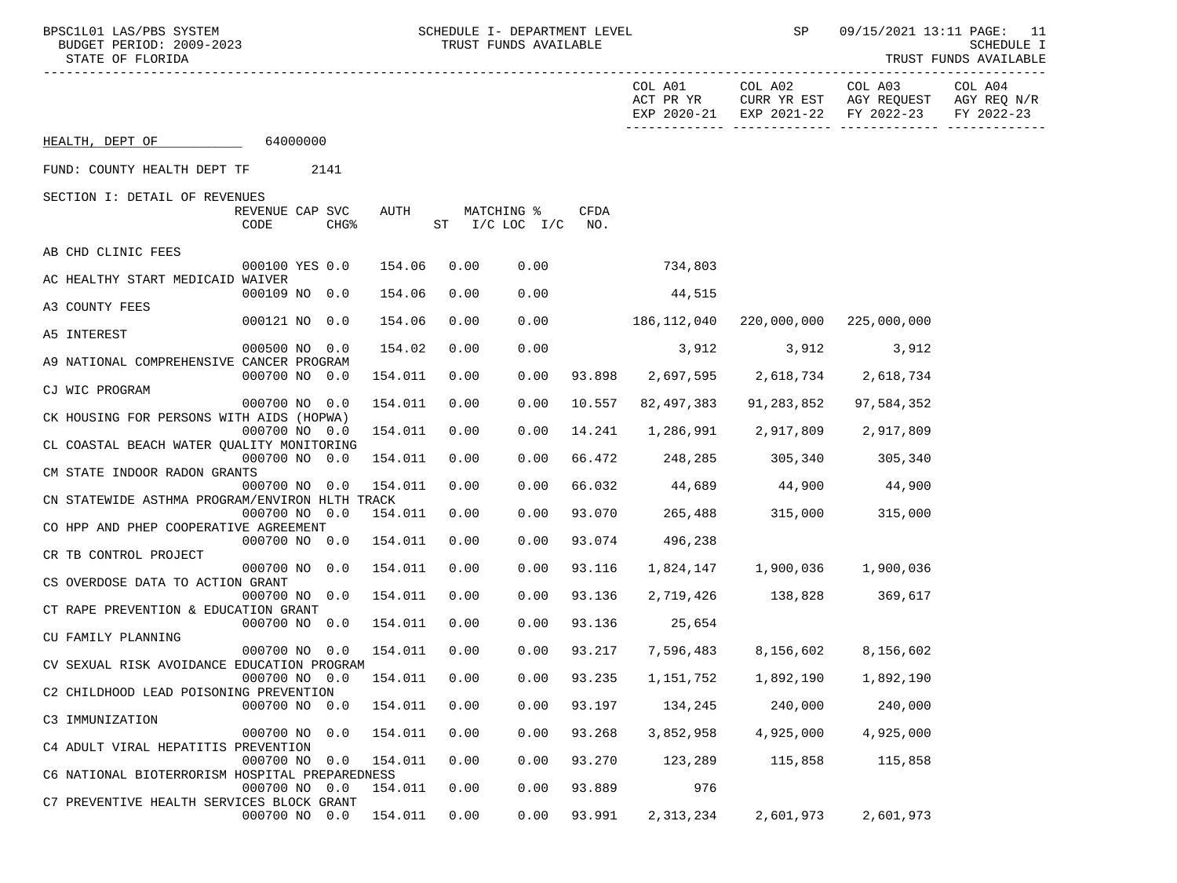HEALTH, DEPT OF 64000000

FUND: COUNTY HEALTH DEPT TF 2141

SECTION I: DETAIL OF REVENUES

| | REVENUE CODE | CAP | SVC CHG% | AUTH | MATCHING % ST | I/C LOC | I/C CFDA NO. | COL A01 ACT PR YR EXP 2020-21 | COL A02 CURR YR EST EXP 2021-22 | COL A03 AGY REQUEST FY 2022-23 | COL A04 AGY REQ N/R FY 2022-23 |
|---|---|---|---|---|---|---|---|---|---|---|---|
| AB CHD CLINIC FEES | 000100 | YES | 0.0 | 154.06 | 0.00 | 0.00 | | 734,803 | | | |
| AC HEALTHY START MEDICAID WAIVER | 000109 | NO | 0.0 | 154.06 | 0.00 | 0.00 | | 44,515 | | | |
| A3 COUNTY FEES | 000121 | NO | 0.0 | 154.06 | 0.00 | 0.00 | | 186,112,040 | 220,000,000 | 225,000,000 | |
| A5 INTEREST | 000500 | NO | 0.0 | 154.02 | 0.00 | 0.00 | | 3,912 | 3,912 | 3,912 | |
| A9 NATIONAL COMPREHENSIVE CANCER PROGRAM | 000700 | NO | 0.0 | 154.011 | 0.00 | 0.00 | 93.898 | 2,697,595 | 2,618,734 | 2,618,734 | |
| CJ WIC PROGRAM | 000700 | NO | 0.0 | 154.011 | 0.00 | 0.00 | 10.557 | 82,497,383 | 91,283,852 | 97,584,352 | |
| CK HOUSING FOR PERSONS WITH AIDS (HOPWA) | 000700 | NO | 0.0 | 154.011 | 0.00 | 0.00 | 14.241 | 1,286,991 | 2,917,809 | 2,917,809 | |
| CL COASTAL BEACH WATER QUALITY MONITORING | 000700 | NO | 0.0 | 154.011 | 0.00 | 0.00 | 66.472 | 248,285 | 305,340 | 305,340 | |
| CM STATE INDOOR RADON GRANTS | 000700 | NO | 0.0 | 154.011 | 0.00 | 0.00 | 66.032 | 44,689 | 44,900 | 44,900 | |
| CN STATEWIDE ASTHMA PROGRAM/ENVIRON HLTH TRACK | 000700 | NO | 0.0 | 154.011 | 0.00 | 0.00 | 93.070 | 265,488 | 315,000 | 315,000 | |
| CO HPP AND PHEP COOPERATIVE AGREEMENT | 000700 | NO | 0.0 | 154.011 | 0.00 | 0.00 | 93.074 | 496,238 | | | |
| CR TB CONTROL PROJECT | 000700 | NO | 0.0 | 154.011 | 0.00 | 0.00 | 93.116 | 1,824,147 | 1,900,036 | 1,900,036 | |
| CS OVERDOSE DATA TO ACTION GRANT | 000700 | NO | 0.0 | 154.011 | 0.00 | 0.00 | 93.136 | 2,719,426 | 138,828 | 369,617 | |
| CT RAPE PREVENTION & EDUCATION GRANT | 000700 | NO | 0.0 | 154.011 | 0.00 | 0.00 | 93.136 | 25,654 | | | |
| CU FAMILY PLANNING | 000700 | NO | 0.0 | 154.011 | 0.00 | 0.00 | 93.217 | 7,596,483 | 8,156,602 | 8,156,602 | |
| CV SEXUAL RISK AVOIDANCE EDUCATION PROGRAM | 000700 | NO | 0.0 | 154.011 | 0.00 | 0.00 | 93.235 | 1,151,752 | 1,892,190 | 1,892,190 | |
| C2 CHILDHOOD LEAD POISONING PREVENTION | 000700 | NO | 0.0 | 154.011 | 0.00 | 0.00 | 93.197 | 134,245 | 240,000 | 240,000 | |
| C3 IMMUNIZATION | 000700 | NO | 0.0 | 154.011 | 0.00 | 0.00 | 93.268 | 3,852,958 | 4,925,000 | 4,925,000 | |
| C4 ADULT VIRAL HEPATITIS PREVENTION | 000700 | NO | 0.0 | 154.011 | 0.00 | 0.00 | 93.270 | 123,289 | 115,858 | 115,858 | |
| C6 NATIONAL BIOTERRORISM HOSPITAL PREPAREDNESS | 000700 | NO | 0.0 | 154.011 | 0.00 | 0.00 | 93.889 | 976 | | | |
| C7 PREVENTIVE HEALTH SERVICES BLOCK GRANT | 000700 | NO | 0.0 | 154.011 | 0.00 | 0.00 | 93.991 | 2,313,234 | 2,601,973 | 2,601,973 | |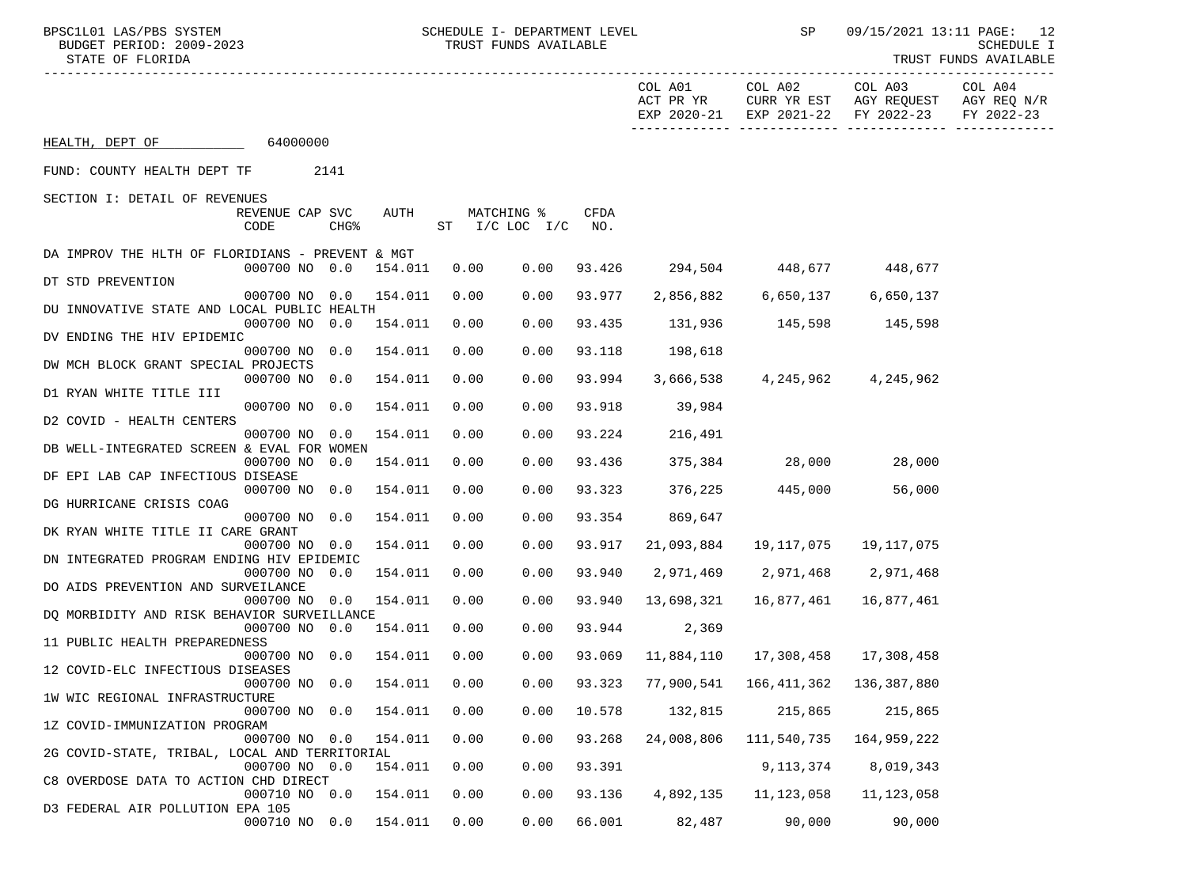SCHEDULE I- DEPARTMENT LEVEL
TRUST FUNDS AVAILABLE

BPSC1L01 LAS/PBS SYSTEM
BUDGET PERIOD: 2009-2023
STATE OF FLORIDA

SP 09/15/2021 13:11

SCHEDULE I
TRUST FUNDS AVAILABLE

**HEALTH, DEPT OF** 64000000

**FUND: COUNTY HEALTH DEPT TF** 2141

**SECTION I: DETAIL OF REVENUES**

| Description | REVENUE CODE | CAP | SVC CHG% | AUTH | ST MATCHING % | I/C LOC I/C | CFDA NO. | COL A01 ACT PR YR EXP 2020-21 | COL A02 CURR YR EST EXP 2021-22 | COL A03 AGY REQUEST FY 2022-23 | COL A04 AGY REQ N/R FY 2022-23 |
|---|---|---|---|---|---|---|---|---|---|---|---|
| DA IMPROV THE HLTH OF FLORIDIANS - PREVENT & MGT | 000700 | NO | 0.0 | 154.011 | 0.00 | 0.00 | 93.426 | 294,504 | 448,677 | 448,677 | |
| DT STD PREVENTION | 000700 | NO | 0.0 | 154.011 | 0.00 | 0.00 | 93.977 | 2,856,882 | 6,650,137 | 6,650,137 | |
| DU INNOVATIVE STATE AND LOCAL PUBLIC HEALTH | 000700 | NO | 0.0 | 154.011 | 0.00 | 0.00 | 93.435 | 131,936 | 145,598 | 145,598 | |
| DV ENDING THE HIV EPIDEMIC | 000700 | NO | 0.0 | 154.011 | 0.00 | 0.00 | 93.118 | 198,618 | | | |
| DW MCH BLOCK GRANT SPECIAL PROJECTS | 000700 | NO | 0.0 | 154.011 | 0.00 | 0.00 | 93.994 | 3,666,538 | 4,245,962 | 4,245,962 | |
| D1 RYAN WHITE TITLE III | 000700 | NO | 0.0 | 154.011 | 0.00 | 0.00 | 93.918 | 39,984 | | | |
| D2 COVID - HEALTH CENTERS | 000700 | NO | 0.0 | 154.011 | 0.00 | 0.00 | 93.224 | 216,491 | | | |
| DB WELL-INTEGRATED SCREEN & EVAL FOR WOMEN | 000700 | NO | 0.0 | 154.011 | 0.00 | 0.00 | 93.436 | 375,384 | 28,000 | 28,000 | |
| DF EPI LAB CAP INFECTIOUS DISEASE | 000700 | NO | 0.0 | 154.011 | 0.00 | 0.00 | 93.323 | 376,225 | 445,000 | 56,000 | |
| DG HURRICANE CRISIS COAG | 000700 | NO | 0.0 | 154.011 | 0.00 | 0.00 | 93.354 | 869,647 | | | |
| DK RYAN WHITE TITLE II CARE GRANT | 000700 | NO | 0.0 | 154.011 | 0.00 | 0.00 | 93.917 | 21,093,884 | 19,117,075 | 19,117,075 | |
| DN INTEGRATED PROGRAM ENDING HIV EPIDEMIC | 000700 | NO | 0.0 | 154.011 | 0.00 | 0.00 | 93.940 | 2,971,469 | 2,971,468 | 2,971,468 | |
| DO AIDS PREVENTION AND SURVEILANCE | 000700 | NO | 0.0 | 154.011 | 0.00 | 0.00 | 93.940 | 13,698,321 | 16,877,461 | 16,877,461 | |
| DQ MORBIDITY AND RISK BEHAVIOR SURVEILLANCE | 000700 | NO | 0.0 | 154.011 | 0.00 | 0.00 | 93.944 | 2,369 | | | |
| 11 PUBLIC HEALTH PREPAREDNESS | 000700 | NO | 0.0 | 154.011 | 0.00 | 0.00 | 93.069 | 11,884,110 | 17,308,458 | 17,308,458 | |
| 12 COVID-ELC INFECTIOUS DISEASES | 000700 | NO | 0.0 | 154.011 | 0.00 | 0.00 | 93.323 | 77,900,541 | 166,411,362 | 136,387,880 | |
| 1W WIC REGIONAL INFRASTRUCTURE | 000700 | NO | 0.0 | 154.011 | 0.00 | 0.00 | 10.578 | 132,815 | 215,865 | 215,865 | |
| 1Z COVID-IMMUNIZATION PROGRAM | 000700 | NO | 0.0 | 154.011 | 0.00 | 0.00 | 93.268 | 24,008,806 | 111,540,735 | 164,959,222 | |
| 2G COVID-STATE, TRIBAL, LOCAL AND TERRITORIAL | 000700 | NO | 0.0 | 154.011 | 0.00 | 0.00 | 93.391 | | 9,113,374 | 8,019,343 | |
| C8 OVERDOSE DATA TO ACTION CHD DIRECT | 000710 | NO | 0.0 | 154.011 | 0.00 | 0.00 | 93.136 | 4,892,135 | 11,123,058 | 11,123,058 | |
| D3 FEDERAL AIR POLLUTION EPA 105 | 000710 | NO | 0.0 | 154.011 | 0.00 | 0.00 | 66.001 | 82,487 | 90,000 | 90,000 | |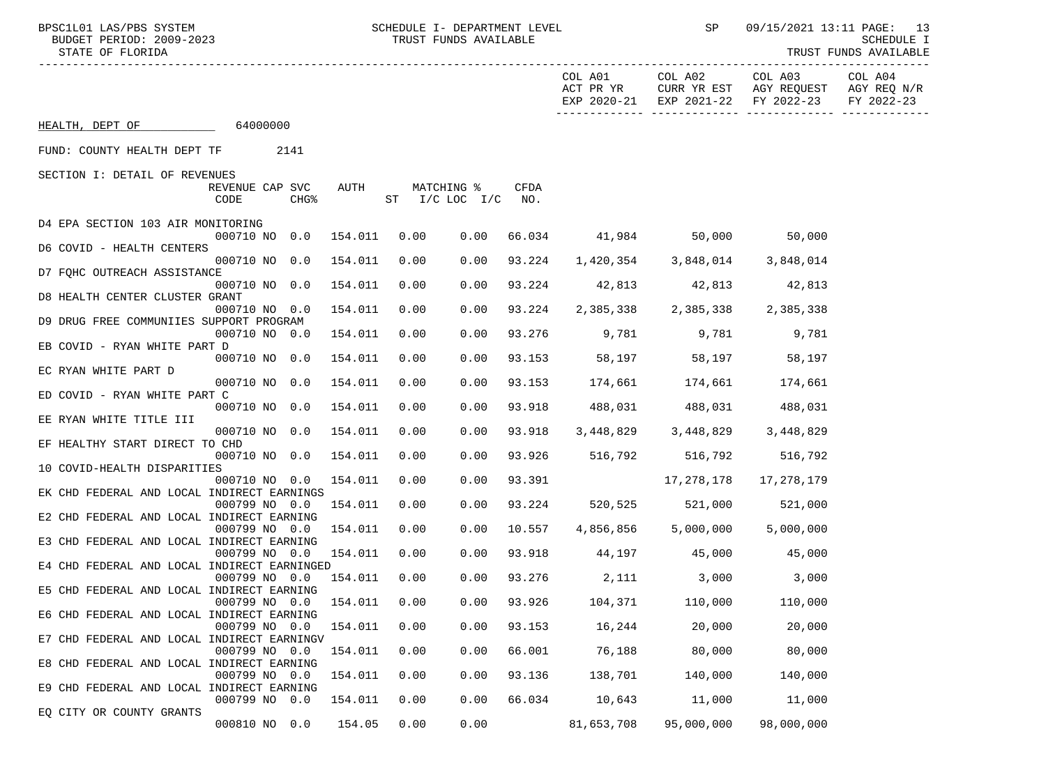SCHEDULE I- DEPARTMENT LEVEL
TRUST FUNDS AVAILABLE

BPSC1L01 LAS/PBS SYSTEM
BUDGET PERIOD: 2009-2023
STATE OF FLORIDA

SCHEDULE I
TRUST FUNDS AVAILABLE

HEALTH, DEPT OF 64000000

FUND: COUNTY HEALTH DEPT TF 2141

SECTION I: DETAIL OF REVENUES

| Description | REVENUE CODE | CAP | SVC CHG% | AUTH | MATCHING % ST | I/C LOC I/C | CFDA NO. | COL A01 ACT PR YR EXP 2020-21 | COL A02 CURR YR EST EXP 2021-22 | COL A03 AGY REQUEST FY 2022-23 | COL A04 AGY REQ N/R FY 2022-23 |
|---|---|---|---|---|---|---|---|---|---|---|---|
| D4 EPA SECTION 103 AIR MONITORING | 000710 | NO | 0.0 | 154.011 | 0.00 | 0.00 | 66.034 | 41,984 | 50,000 | 50,000 | |
| D6 COVID - HEALTH CENTERS | 000710 | NO | 0.0 | 154.011 | 0.00 | 0.00 | 93.224 | 1,420,354 | 3,848,014 | 3,848,014 | |
| D7 FQHC OUTREACH ASSISTANCE | 000710 | NO | 0.0 | 154.011 | 0.00 | 0.00 | 93.224 | 42,813 | 42,813 | 42,813 | |
| D8 HEALTH CENTER CLUSTER GRANT | 000710 | NO | 0.0 | 154.011 | 0.00 | 0.00 | 93.224 | 2,385,338 | 2,385,338 | 2,385,338 | |
| D9 DRUG FREE COMMUNIIES SUPPORT PROGRAM | 000710 | NO | 0.0 | 154.011 | 0.00 | 0.00 | 93.276 | 9,781 | 9,781 | 9,781 | |
| EB COVID - RYAN WHITE PART D | 000710 | NO | 0.0 | 154.011 | 0.00 | 0.00 | 93.153 | 58,197 | 58,197 | 58,197 | |
| EC RYAN WHITE PART D | 000710 | NO | 0.0 | 154.011 | 0.00 | 0.00 | 93.153 | 174,661 | 174,661 | 174,661 | |
| ED COVID - RYAN WHITE PART C | 000710 | NO | 0.0 | 154.011 | 0.00 | 0.00 | 93.918 | 488,031 | 488,031 | 488,031 | |
| EE RYAN WHITE TITLE III | 000710 | NO | 0.0 | 154.011 | 0.00 | 0.00 | 93.918 | 3,448,829 | 3,448,829 | 3,448,829 | |
| EF HEALTHY START DIRECT TO CHD | 000710 | NO | 0.0 | 154.011 | 0.00 | 0.00 | 93.926 | 516,792 | 516,792 | 516,792 | |
| 10 COVID-HEALTH DISPARITIES | 000710 | NO | 0.0 | 154.011 | 0.00 | 0.00 | 93.391 | | 17,278,178 | 17,278,179 | |
| EK CHD FEDERAL AND LOCAL INDIRECT EARNINGS | 000799 | NO | 0.0 | 154.011 | 0.00 | 0.00 | 93.224 | 520,525 | 521,000 | 521,000 | |
| E2 CHD FEDERAL AND LOCAL INDIRECT EARNING | 000799 | NO | 0.0 | 154.011 | 0.00 | 0.00 | 10.557 | 4,856,856 | 5,000,000 | 5,000,000 | |
| E3 CHD FEDERAL AND LOCAL INDIRECT EARNING | 000799 | NO | 0.0 | 154.011 | 0.00 | 0.00 | 93.918 | 44,197 | 45,000 | 45,000 | |
| E4 CHD FEDERAL AND LOCAL INDIRECT EARNINGED | 000799 | NO | 0.0 | 154.011 | 0.00 | 0.00 | 93.276 | 2,111 | 3,000 | 3,000 | |
| E5 CHD FEDERAL AND LOCAL INDIRECT EARNING | 000799 | NO | 0.0 | 154.011 | 0.00 | 0.00 | 93.926 | 104,371 | 110,000 | 110,000 | |
| E6 CHD FEDERAL AND LOCAL INDIRECT EARNING | 000799 | NO | 0.0 | 154.011 | 0.00 | 0.00 | 93.153 | 16,244 | 20,000 | 20,000 | |
| E7 CHD FEDERAL AND LOCAL INDIRECT EARNINGV | 000799 | NO | 0.0 | 154.011 | 0.00 | 0.00 | 66.001 | 76,188 | 80,000 | 80,000 | |
| E8 CHD FEDERAL AND LOCAL INDIRECT EARNING | 000799 | NO | 0.0 | 154.011 | 0.00 | 0.00 | 93.136 | 138,701 | 140,000 | 140,000 | |
| E9 CHD FEDERAL AND LOCAL INDIRECT EARNING | 000799 | NO | 0.0 | 154.011 | 0.00 | 0.00 | 66.034 | 10,643 | 11,000 | 11,000 | |
| EQ CITY OR COUNTY GRANTS | 000810 | NO | 0.0 | 154.05 | 0.00 | 0.00 | | 81,653,708 | 95,000,000 | 98,000,000 | |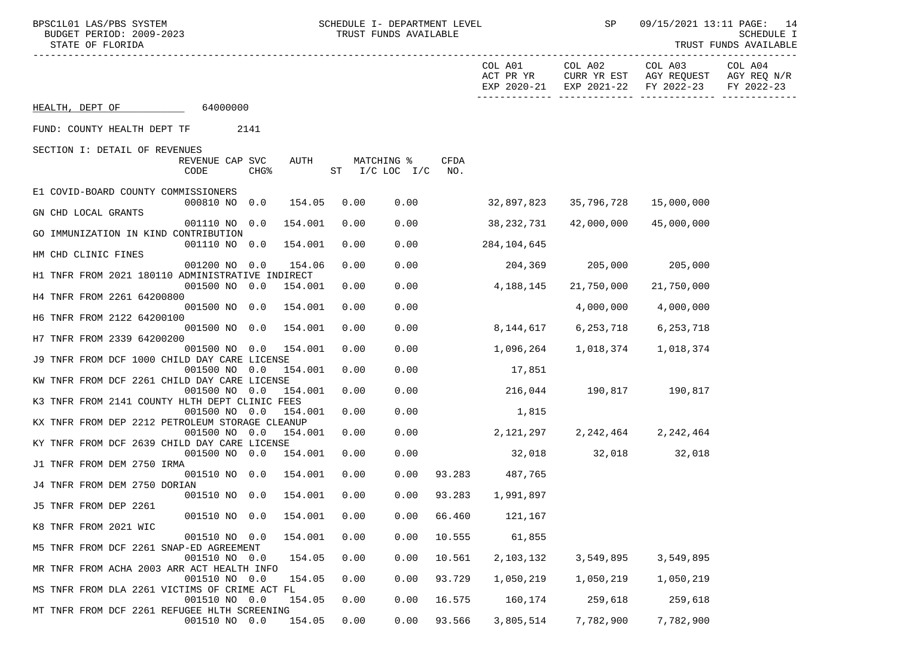HEALTH, DEPT OF 64000000

FUND: COUNTY HEALTH DEPT TF 2141

SECTION I: DETAIL OF REVENUES

| Description | REVENUE CODE | CAP SVC CHG% | AUTH | ST | MATCHING % I/C LOC | I/C | CFDA NO. | COL A01 ACT PR YR EXP 2020-21 | COL A02 CURR YR EST EXP 2021-22 | COL A03 AGY REQUEST FY 2022-23 | COL A04 AGY REQ N/R FY 2022-23 |
|---|---|---|---|---|---|---|---|---|---|---|---|
| E1 COVID-BOARD COUNTY COMMISSIONERS | 000810 | NO 0.0 | 154.05 | 0.00 | 0.00 | | | 32,897,823 | 35,796,728 | 15,000,000 | |
| GN CHD LOCAL GRANTS | 001110 | NO 0.0 | 154.001 | 0.00 | 0.00 | | | 38,232,731 | 42,000,000 | 45,000,000 | |
| GO IMMUNIZATION IN KIND CONTRIBUTION | 001110 | NO 0.0 | 154.001 | 0.00 | 0.00 | | | 284,104,645 | | | |
| HM CHD CLINIC FINES | 001200 | NO 0.0 | 154.06 | 0.00 | 0.00 | | | 204,369 | 205,000 | 205,000 | |
| H1 TNFR FROM 2021 180110 ADMINISTRATIVE INDIRECT | 001500 | NO 0.0 | 154.001 | 0.00 | 0.00 | | | 4,188,145 | 21,750,000 | 21,750,000 | |
| H4 TNFR FROM 2261 64200800 | 001500 | NO 0.0 | 154.001 | 0.00 | 0.00 | | | | 4,000,000 | 4,000,000 | |
| H6 TNFR FROM 2122 64200100 | 001500 | NO 0.0 | 154.001 | 0.00 | 0.00 | | | 8,144,617 | 6,253,718 | 6,253,718 | |
| H7 TNFR FROM 2339 64200200 | 001500 | NO 0.0 | 154.001 | 0.00 | 0.00 | | | 1,096,264 | 1,018,374 | 1,018,374 | |
| J9 TNFR FROM DCF 1000 CHILD DAY CARE LICENSE | 001500 | NO 0.0 | 154.001 | 0.00 | 0.00 | | | 17,851 | | | |
| KW TNFR FROM DCF 2261 CHILD DAY CARE LICENSE | 001500 | NO 0.0 | 154.001 | 0.00 | 0.00 | | | 216,044 | 190,817 | 190,817 | |
| K3 TNFR FROM 2141 COUNTY HLTH DEPT CLINIC FEES | 001500 | NO 0.0 | 154.001 | 0.00 | 0.00 | | | 1,815 | | | |
| KX TNFR FROM DEP 2212 PETROLEUM STORAGE CLEANUP | 001500 | NO 0.0 | 154.001 | 0.00 | 0.00 | | | 2,121,297 | 2,242,464 | 2,242,464 | |
| KY TNFR FROM DCF 2639 CHILD DAY CARE LICENSE | 001500 | NO 0.0 | 154.001 | 0.00 | 0.00 | | | 32,018 | 32,018 | 32,018 | |
| J1 TNFR FROM DEM 2750 IRMA | 001510 | NO 0.0 | 154.001 | 0.00 | 0.00 | | 93.283 | 487,765 | | | |
| J4 TNFR FROM DEM 2750 DORIAN | 001510 | NO 0.0 | 154.001 | 0.00 | 0.00 | | 93.283 | 1,991,897 | | | |
| J5 TNFR FROM DEP 2261 | 001510 | NO 0.0 | 154.001 | 0.00 | 0.00 | | 66.460 | 121,167 | | | |
| K8 TNFR FROM 2021 WIC | 001510 | NO 0.0 | 154.001 | 0.00 | 0.00 | | 10.555 | 61,855 | | | |
| M5 TNFR FROM DCF 2261 SNAP-ED AGREEMENT | 001510 | NO 0.0 | 154.05 | 0.00 | 0.00 | | 10.561 | 2,103,132 | 3,549,895 | 3,549,895 | |
| MR TNFR FROM ACHA 2003 ARR ACT HEALTH INFO | 001510 | NO 0.0 | 154.05 | 0.00 | 0.00 | | 93.729 | 1,050,219 | 1,050,219 | 1,050,219 | |
| MS TNFR FROM DLA 2261 VICTIMS OF CRIME ACT FL | 001510 | NO 0.0 | 154.05 | 0.00 | 0.00 | | 16.575 | 160,174 | 259,618 | 259,618 | |
| MT TNFR FROM DCF 2261 REFUGEE HLTH SCREENING | 001510 | NO 0.0 | 154.05 | 0.00 | 0.00 | | 93.566 | 3,805,514 | 7,782,900 | 7,782,900 | |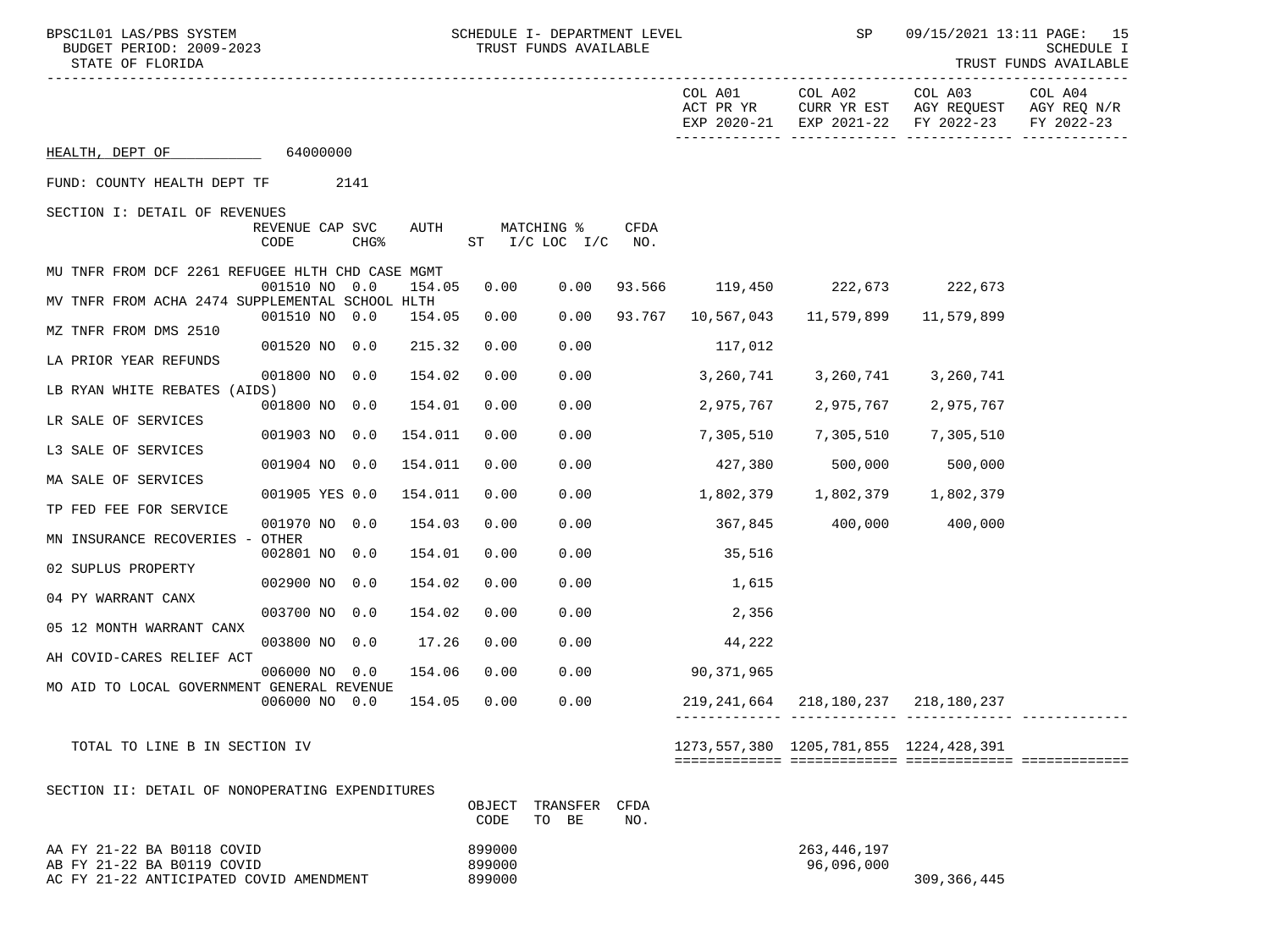SCHEDULE I- DEPARTMENT LEVEL
TRUST FUNDS AVAILABLE

BPSC1L01 LAS/PBS SYSTEM
BUDGET PERIOD: 2009-2023
STATE OF FLORIDA

SP 09/15/2021 13:11

SCHEDULE I
TRUST FUNDS AVAILABLE

HEALTH, DEPT OF 64000000

FUND: COUNTY HEALTH DEPT TF 2141

SECTION I: DETAIL OF REVENUES

| | REVENUE CODE | CAP | SVC CHG% | AUTH | MATCHING % ST | I/C LOC I/C | CFDA NO. | COL A01 ACT PR YR EXP 2020-21 | COL A02 CURR YR EST EXP 2021-22 | COL A03 AGY REQUEST FY 2022-23 | COL A04 AGY REQ N/R FY 2022-23 |
|---|---|---|---|---|---|---|---|---|---|---|---|
| MU TNFR FROM DCF 2261 REFUGEE HLTH CHD CASE MGMT | 001510 | NO | 0.0 | 154.05 | 0.00 | 0.00 | 93.566 | 119,450 | 222,673 | 222,673 | |
| MV TNFR FROM ACHA 2474 SUPPLEMENTAL SCHOOL HLTH | 001510 | NO | 0.0 | 154.05 | 0.00 | 0.00 | 93.767 | 10,567,043 | 11,579,899 | 11,579,899 | |
| MZ TNFR FROM DMS 2510 | 001520 | NO | 0.0 | 215.32 | 0.00 | 0.00 | | 117,012 | | | |
| LA PRIOR YEAR REFUNDS | 001800 | NO | 0.0 | 154.02 | 0.00 | 0.00 | | 3,260,741 | 3,260,741 | 3,260,741 | |
| LB RYAN WHITE REBATES (AIDS) | 001800 | NO | 0.0 | 154.01 | 0.00 | 0.00 | | 2,975,767 | 2,975,767 | 2,975,767 | |
| LR SALE OF SERVICES | 001903 | NO | 0.0 | 154.011 | 0.00 | 0.00 | | 7,305,510 | 7,305,510 | 7,305,510 | |
| L3 SALE OF SERVICES | 001904 | NO | 0.0 | 154.011 | 0.00 | 0.00 | | 427,380 | 500,000 | 500,000 | |
| MA SALE OF SERVICES | 001905 | YES | 0.0 | 154.011 | 0.00 | 0.00 | | 1,802,379 | 1,802,379 | 1,802,379 | |
| TP FED FEE FOR SERVICE | 001970 | NO | 0.0 | 154.03 | 0.00 | 0.00 | | 367,845 | 400,000 | 400,000 | |
| MN INSURANCE RECOVERIES - OTHER | 002801 | NO | 0.0 | 154.01 | 0.00 | 0.00 | | 35,516 | | | |
| 02 SUPLUS PROPERTY | 002900 | NO | 0.0 | 154.02 | 0.00 | 0.00 | | 1,615 | | | |
| 04 PY WARRANT CANX | 003700 | NO | 0.0 | 154.02 | 0.00 | 0.00 | | 2,356 | | | |
| 05 12 MONTH WARRANT CANX | 003800 | NO | 0.0 | 17.26 | 0.00 | 0.00 | | 44,222 | | | |
| AH COVID-CARES RELIEF ACT | 006000 | NO | 0.0 | 154.06 | 0.00 | 0.00 | | 90,371,965 | | | |
| MO AID TO LOCAL GOVERNMENT GENERAL REVENUE | 006000 | NO | 0.0 | 154.05 | 0.00 | 0.00 | | 219,241,664 | 218,180,237 | 218,180,237 | |
| TOTAL TO LINE B IN SECTION IV | | | | | | | | 1273,557,380 | 1205,781,855 | 1224,428,391 | |

SECTION II: DETAIL OF NONOPERATING EXPENDITURES

| | OBJECT CODE | TRANSFER TO BE | CFDA NO. | COL A01 | COL A02 | COL A03 | COL A04 |
|---|---|---|---|---|---|---|---|
| AA FY 21-22 BA B0118 COVID | 899000 | | | | 263,446,197 | | |
| AB FY 21-22 BA B0119 COVID | 899000 | | | | 96,096,000 | | |
| AC FY 21-22 ANTICIPATED COVID AMENDMENT | 899000 | | | | | 309,366,445 | |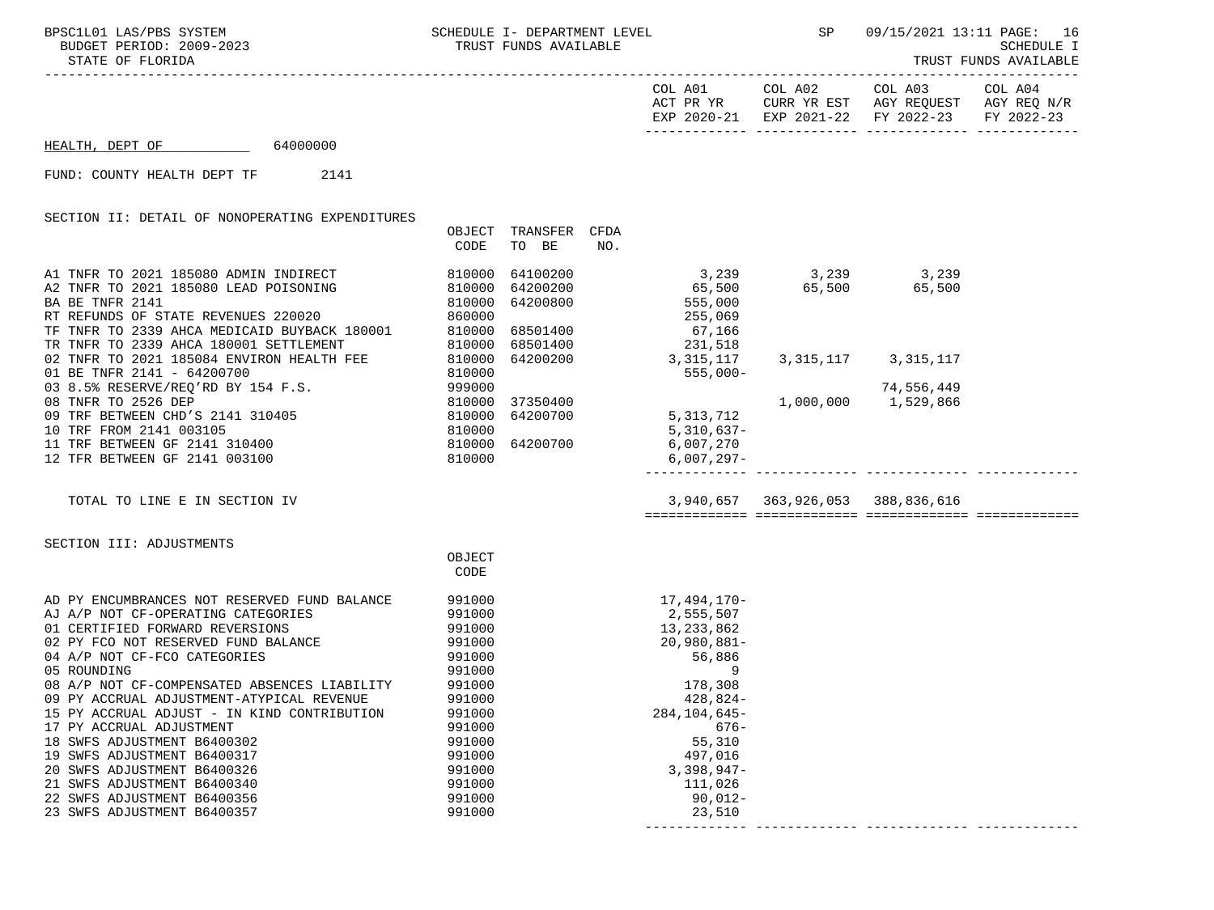HEALTH, DEPT OF 64000000

FUND: COUNTY HEALTH DEPT TF 2141

SECTION II: DETAIL OF NONOPERATING EXPENDITURES

| | OBJECT CODE | TRANSFER TO BE | CFDA NO. | COL A01 ACT PR YR EXP 2020-21 | COL A02 CURR YR EST EXP 2021-22 | COL A03 AGY REQUEST FY 2022-23 | COL A04 AGY REQ N/R FY 2022-23 |
|---|---|---|---|---|---|---|---|
| A1 TNFR TO 2021 185080 ADMIN INDIRECT | 810000 | 64100200 | | 3,239 | 3,239 | 3,239 | |
| A2 TNFR TO 2021 185080 LEAD POISONING | 810000 | 64200200 | | 65,500 | 65,500 | 65,500 | |
| BA BE TNFR 2141 | 810000 | 64200800 | | 555,000 | | | |
| RT REFUNDS OF STATE REVENUES 220020 | 860000 | | | 255,069 | | | |
| TF TNFR TO 2339 AHCA MEDICAID BUYBACK 180001 | 810000 | 68501400 | | 67,166 | | | |
| TR TNFR TO 2339 AHCA 180001 SETTLEMENT | 810000 | 68501400 | | 231,518 | | | |
| 02 TNFR TO 2021 185084 ENVIRON HEALTH FEE | 810000 | 64200200 | | 3,315,117 | 3,315,117 | 3,315,117 | |
| 01 BE TNFR 2141 - 64200700 | 810000 | | | 555,000- | | | |
| 03 8.5% RESERVE/REQ'RD BY 154 F.S. | 999000 | | | | | 74,556,449 | |
| 08 TNFR TO 2526 DEP | 810000 | 37350400 | | | 1,000,000 | 1,529,866 | |
| 09 TRF BETWEEN CHD'S 2141 310405 | 810000 | 64200700 | | 5,313,712 | | | |
| 10 TRF FROM 2141 003105 | 810000 | | | 5,310,637- | | | |
| 11 TRF BETWEEN GF 2141 310400 | 810000 | 64200700 | | 6,007,270 | | | |
| 12 TFR BETWEEN GF 2141 003100 | 810000 | | | 6,007,297- | | | |
| TOTAL TO LINE E IN SECTION IV | | | | 3,940,657 | 363,926,053 | 388,836,616 | |

SECTION III: ADJUSTMENTS

| | OBJECT CODE | COL A01 | COL A02 | COL A03 | COL A04 |
|---|---|---|---|---|---|
| AD PY ENCUMBRANCES NOT RESERVED FUND BALANCE | 991000 | 17,494,170- | | | |
| AJ A/P NOT CF-OPERATING CATEGORIES | 991000 | 2,555,507 | | | |
| 01 CERTIFIED FORWARD REVERSIONS | 991000 | 13,233,862 | | | |
| 02 PY FCO NOT RESERVED FUND BALANCE | 991000 | 20,980,881- | | | |
| 04 A/P NOT CF-FCO CATEGORIES | 991000 | 56,886 | | | |
| 05 ROUNDING | 991000 | 9 | | | |
| 08 A/P NOT CF-COMPENSATED ABSENCES LIABILITY | 991000 | 178,308 | | | |
| 09 PY ACCRUAL ADJUSTMENT-ATYPICAL REVENUE | 991000 | 428,824- | | | |
| 15 PY ACCRUAL ADJUST - IN KIND CONTRIBUTION | 991000 | 284,104,645- | | | |
| 17 PY ACCRUAL ADJUSTMENT | 991000 | 676- | | | |
| 18 SWFS ADJUSTMENT B6400302 | 991000 | 55,310 | | | |
| 19 SWFS ADJUSTMENT B6400317 | 991000 | 497,016 | | | |
| 20 SWFS ADJUSTMENT B6400326 | 991000 | 3,398,947- | | | |
| 21 SWFS ADJUSTMENT B6400340 | 991000 | 111,026 | | | |
| 22 SWFS ADJUSTMENT B6400356 | 991000 | 90,012- | | | |
| 23 SWFS ADJUSTMENT B6400357 | 991000 | 23,510 | | | |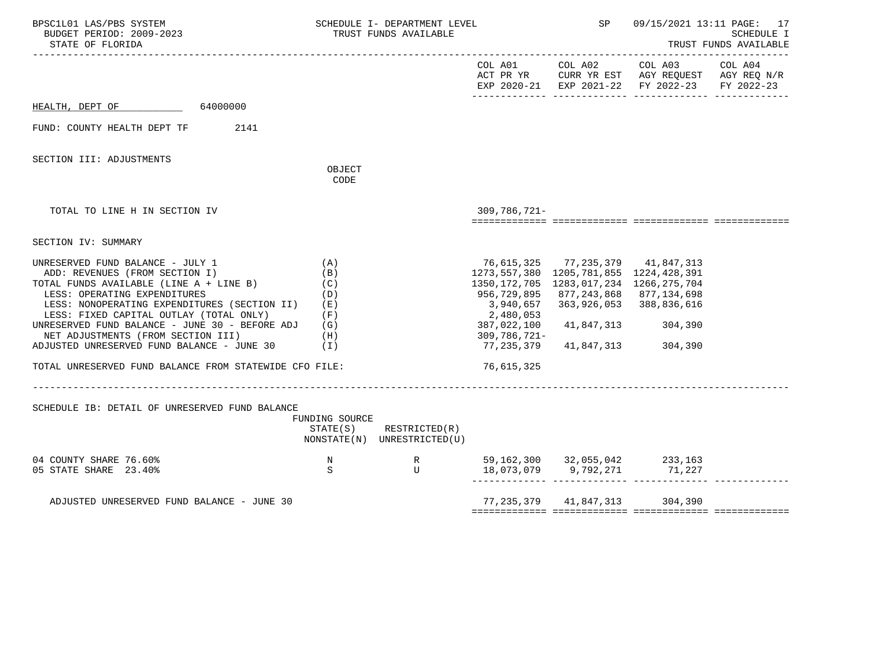HEALTH, DEPT OF 64000000

FUND: COUNTY HEALTH DEPT TF 2141

SECTION III: ADJUSTMENTS

| | OBJECT CODE | COL A01 ACT PR YR EXP 2020-21 | COL A02 CURR YR EST EXP 2021-22 | COL A03 AGY REQUEST FY 2022-23 | COL A04 AGY REQ N/R FY 2022-23 |
|---|---|---|---|---|---|
| TOTAL TO LINE H IN SECTION IV | | 309,786,721- | | | |

SECTION IV: SUMMARY

| | | COL A01 ACT PR YR EXP 2020-21 | COL A02 CURR YR EST EXP 2021-22 | COL A03 AGY REQUEST FY 2022-23 | COL A04 AGY REQ N/R FY 2022-23 |
|---|---|---|---|---|---|
| UNRESERVED FUND BALANCE - JULY 1 | (A) | 76,615,325 | 77,235,379 | 41,847,313 | |
| ADD: REVENUES (FROM SECTION I) | (B) | 1273,557,380 | 1205,781,855 | 1224,428,391 | |
| TOTAL FUNDS AVAILABLE (LINE A + LINE B) | (C) | 1350,172,705 | 1283,017,234 | 1266,275,704 | |
| LESS: OPERATING EXPENDITURES | (D) | 956,729,895 | 877,243,868 | 877,134,698 | |
| LESS: NONOPERATING EXPENDITURES (SECTION II) | (E) | 3,940,657 | 363,926,053 | 388,836,616 | |
| LESS: FIXED CAPITAL OUTLAY (TOTAL ONLY) | (F) | 2,480,053 | | | |
| UNRESERVED FUND BALANCE - JUNE 30 - BEFORE ADJ | (G) | 387,022,100 | 41,847,313 | 304,390 | |
| NET ADJUSTMENTS (FROM SECTION III) | (H) | 309,786,721- | | | |
| ADJUSTED UNRESERVED FUND BALANCE - JUNE 30 | (I) | 77,235,379 | 41,847,313 | 304,390 | |
| TOTAL UNRESERVED FUND BALANCE FROM STATEWIDE CFO FILE: | | 76,615,325 | | | |

SCHEDULE IB: DETAIL OF UNRESERVED FUND BALANCE

| | FUNDING SOURCE STATE(S) NONSTATE(N) | RESTRICTED(R) UNRESTRICTED(U) | COL A01 | COL A02 | COL A03 | COL A04 |
|---|---|---|---|---|---|---|
| 04 COUNTY SHARE 76.60% | N | R | 59,162,300 | 32,055,042 | 233,163 | |
| 05 STATE SHARE 23.40% | S | U | 18,073,079 | 9,792,271 | 71,227 | |
| ADJUSTED UNRESERVED FUND BALANCE - JUNE 30 | | | 77,235,379 | 41,847,313 | 304,390 | |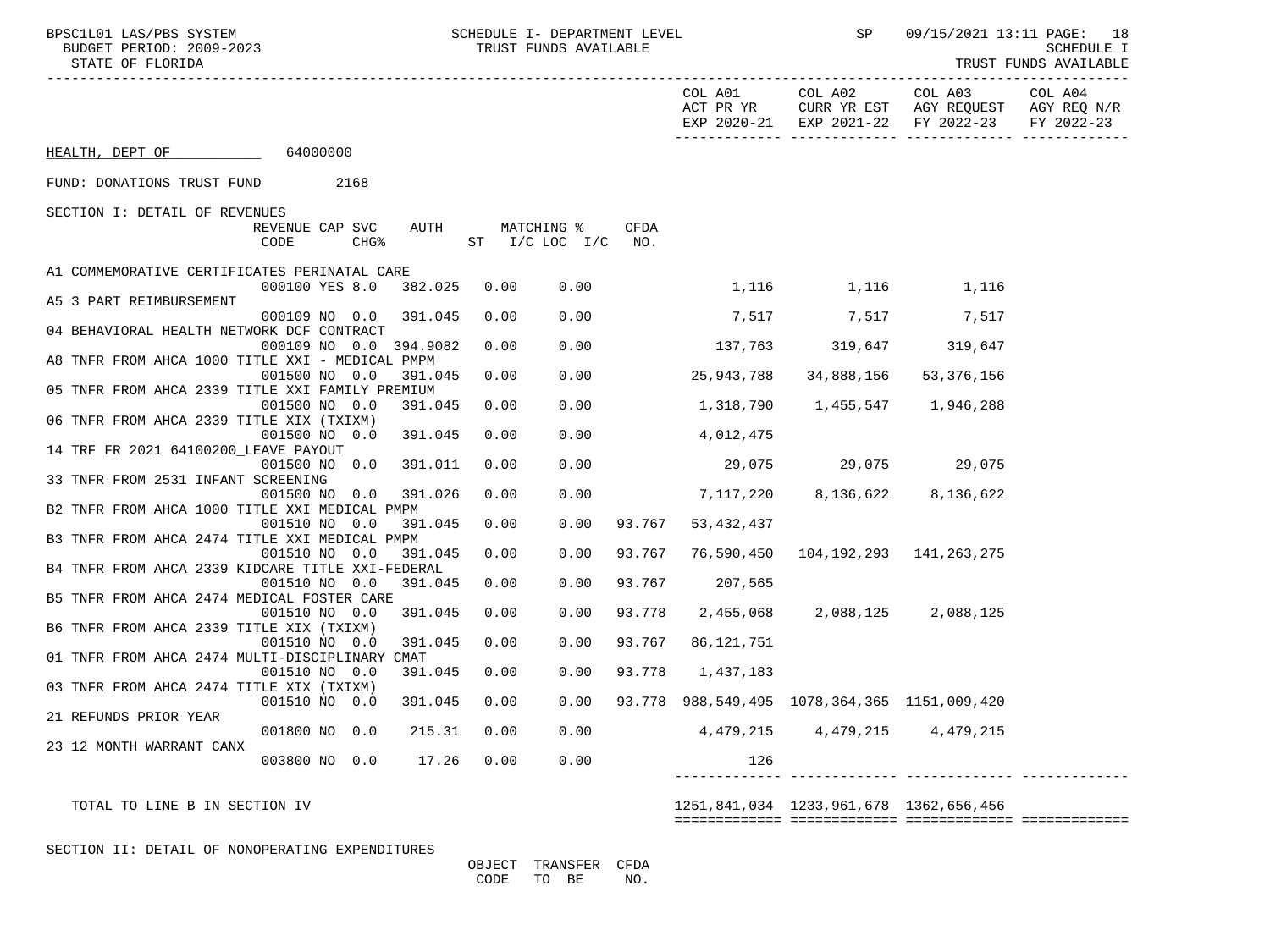HEALTH, DEPT OF 64000000

FUND: DONATIONS TRUST FUND 2168

SECTION I: DETAIL OF REVENUES

| Description | REVENUE CODE | CAP | SVC CHG% | AUTH | MATCHING % ST | I/C LOC I/C | CFDA NO. | COL A01 ACT PR YR EXP 2020-21 | COL A02 CURR YR EST EXP 2021-22 | COL A03 AGY REQUEST FY 2022-23 | COL A04 AGY REQ N/R FY 2022-23 |
|---|---|---|---|---|---|---|---|---|---|---|---|
| A1 COMMEMORATIVE CERTIFICATES PERINATAL CARE | 000100 | YES | 8.0 | 382.025 | 0.00 | 0.00 | | 1,116 | 1,116 | 1,116 | |
| A5 3 PART REIMBURSEMENT | 000109 | NO | 0.0 | 391.045 | 0.00 | 0.00 | | 7,517 | 7,517 | 7,517 | |
| 04 BEHAVIORAL HEALTH NETWORK DCF CONTRACT | 000109 | NO | 0.0 | 394.9082 | 0.00 | 0.00 | | 137,763 | 319,647 | 319,647 | |
| A8 TNFR FROM AHCA 1000 TITLE XXI - MEDICAL PMPM | 001500 | NO | 0.0 | 391.045 | 0.00 | 0.00 | | 25,943,788 | 34,888,156 | 53,376,156 | |
| 05 TNFR FROM AHCA 2339 TITLE XXI FAMILY PREMIUM | 001500 | NO | 0.0 | 391.045 | 0.00 | 0.00 | | 1,318,790 | 1,455,547 | 1,946,288 | |
| 06 TNFR FROM AHCA 2339 TITLE XIX (TXIXM) | 001500 | NO | 0.0 | 391.045 | 0.00 | 0.00 | | 4,012,475 | | | |
| 14 TRF FR 2021 64100200_LEAVE PAYOUT | 001500 | NO | 0.0 | 391.011 | 0.00 | 0.00 | | 29,075 | 29,075 | 29,075 | |
| 33 TNFR FROM 2531 INFANT SCREENING | 001500 | NO | 0.0 | 391.026 | 0.00 | 0.00 | | 7,117,220 | 8,136,622 | 8,136,622 | |
| B2 TNFR FROM AHCA 1000 TITLE XXI MEDICAL PMPM | 001510 | NO | 0.0 | 391.045 | 0.00 | 0.00 | 93.767 | 53,432,437 | | | |
| B3 TNFR FROM AHCA 2474 TITLE XXI MEDICAL PMPM | 001510 | NO | 0.0 | 391.045 | 0.00 | 0.00 | 93.767 | 76,590,450 | 104,192,293 | 141,263,275 | |
| B4 TNFR FROM AHCA 2339 KIDCARE TITLE XXI-FEDERAL | 001510 | NO | 0.0 | 391.045 | 0.00 | 0.00 | 93.767 | 207,565 | | | |
| B5 TNFR FROM AHCA 2474 MEDICAL FOSTER CARE | 001510 | NO | 0.0 | 391.045 | 0.00 | 0.00 | 93.778 | 2,455,068 | 2,088,125 | 2,088,125 | |
| B6 TNFR FROM AHCA 2339 TITLE XIX (TXIXM) | 001510 | NO | 0.0 | 391.045 | 0.00 | 0.00 | 93.767 | 86,121,751 | | | |
| 01 TNFR FROM AHCA 2474 MULTI-DISCIPLINARY CMAT | 001510 | NO | 0.0 | 391.045 | 0.00 | 0.00 | 93.778 | 1,437,183 | | | |
| 03 TNFR FROM AHCA 2474 TITLE XIX (TXIXM) | 001510 | NO | 0.0 | 391.045 | 0.00 | 0.00 | 93.778 | 988,549,495 | 1078,364,365 | 1151,009,420 | |
| 21 REFUNDS PRIOR YEAR | 001800 | NO | 0.0 | 215.31 | 0.00 | 0.00 | | 4,479,215 | 4,479,215 | 4,479,215 | |
| 23 12 MONTH WARRANT CANX | 003800 | NO | 0.0 | 17.26 | 0.00 | 0.00 | | 126 | | | |
| TOTAL TO LINE B IN SECTION IV | | | | | | | | 1251,841,034 | 1233,961,678 | 1362,656,456 | |

SECTION II: DETAIL OF NONOPERATING EXPENDITURES

| | OBJECT CODE | TRANSFER TO BE | CFDA NO. |
|---|---|---|---|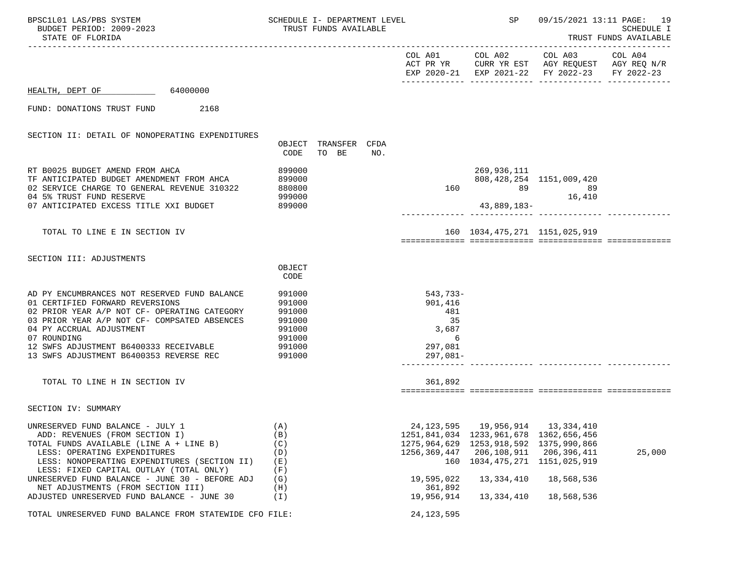HEALTH, DEPT OF 64000000

FUND: DONATIONS TRUST FUND 2168

## SECTION II: DETAIL OF NONOPERATING EXPENDITURES

| | OBJECT CODE | TRANSFER TO BE | CFDA NO. | COL A01 ACT PR YR EXP 2020-21 | COL A02 CURR YR EST EXP 2021-22 | COL A03 AGY REQUEST FY 2022-23 | COL A04 AGY REQ N/R FY 2022-23 |
|---|---|---|---|---|---|---|---|
| RT B0025 BUDGET AMEND FROM AHCA | 899000 | | | | 269,936,111 | | |
| TF ANTICIPATED BUDGET AMENDMENT FROM AHCA | 899000 | | | | 808,428,254 | 1151,009,420 | |
| 02 SERVICE CHARGE TO GENERAL REVENUE 310322 | 880800 | | | 160 | 89 | 89 | |
| 04 5% TRUST FUND RESERVE | 999000 | | | | | 16,410 | |
| 07 ANTICIPATED EXCESS TITLE XXI BUDGET | 899000 | | | | 43,889,183- | | |
| TOTAL TO LINE E IN SECTION IV | | | | 160 | 1034,475,271 | 1151,025,919 | |

## SECTION III: ADJUSTMENTS

| | OBJECT CODE | COL A01 | COL A02 | COL A03 | COL A04 |
|---|---|---|---|---|---|
| AD PY ENCUMBRANCES NOT RESERVED FUND BALANCE | 991000 | 543,733- | | | |
| 01 CERTIFIED FORWARD REVERSIONS | 991000 | 901,416 | | | |
| 02 PRIOR YEAR A/P NOT CF- OPERATING CATEGORY | 991000 | 481 | | | |
| 03 PRIOR YEAR A/P NOT CF- COMPSATED ABSENCES | 991000 | 35 | | | |
| 04 PY ACCRUAL ADJUSTMENT | 991000 | 3,687 | | | |
| 07 ROUNDING | 991000 | 6 | | | |
| 12 SWFS ADJUSTMENT B6400333 RECEIVABLE | 991000 | 297,081 | | | |
| 13 SWFS ADJUSTMENT B6400353 REVERSE REC | 991000 | 297,081- | | | |
| TOTAL TO LINE H IN SECTION IV | | 361,892 | | | |

## SECTION IV: SUMMARY

| | | COL A01 | COL A02 | COL A03 | COL A04 |
|---|---|---|---|---|---|
| UNRESERVED FUND BALANCE - JULY 1 | (A) | 24,123,595 | 19,956,914 | 13,334,410 | |
| ADD: REVENUES (FROM SECTION I) | (B) | 1251,841,034 | 1233,961,678 | 1362,656,456 | |
| TOTAL FUNDS AVAILABLE (LINE A + LINE B) | (C) | 1275,964,629 | 1253,918,592 | 1375,990,866 | |
| LESS: OPERATING EXPENDITURES | (D) | 1256,369,447 | 206,108,911 | 206,396,411 | 25,000 |
| LESS: NONOPERATING EXPENDITURES (SECTION II) | (E) | 160 | 1034,475,271 | 1151,025,919 | |
| LESS: FIXED CAPITAL OUTLAY (TOTAL ONLY) | (F) | | | | |
| UNRESERVED FUND BALANCE - JUNE 30 - BEFORE ADJ | (G) | 19,595,022 | 13,334,410 | 18,568,536 | |
| NET ADJUSTMENTS (FROM SECTION III) | (H) | 361,892 | | | |
| ADJUSTED UNRESERVED FUND BALANCE - JUNE 30 | (I) | 19,956,914 | 13,334,410 | 18,568,536 | |
| TOTAL UNRESERVED FUND BALANCE FROM STATEWIDE CFO FILE: | | 24,123,595 | | | |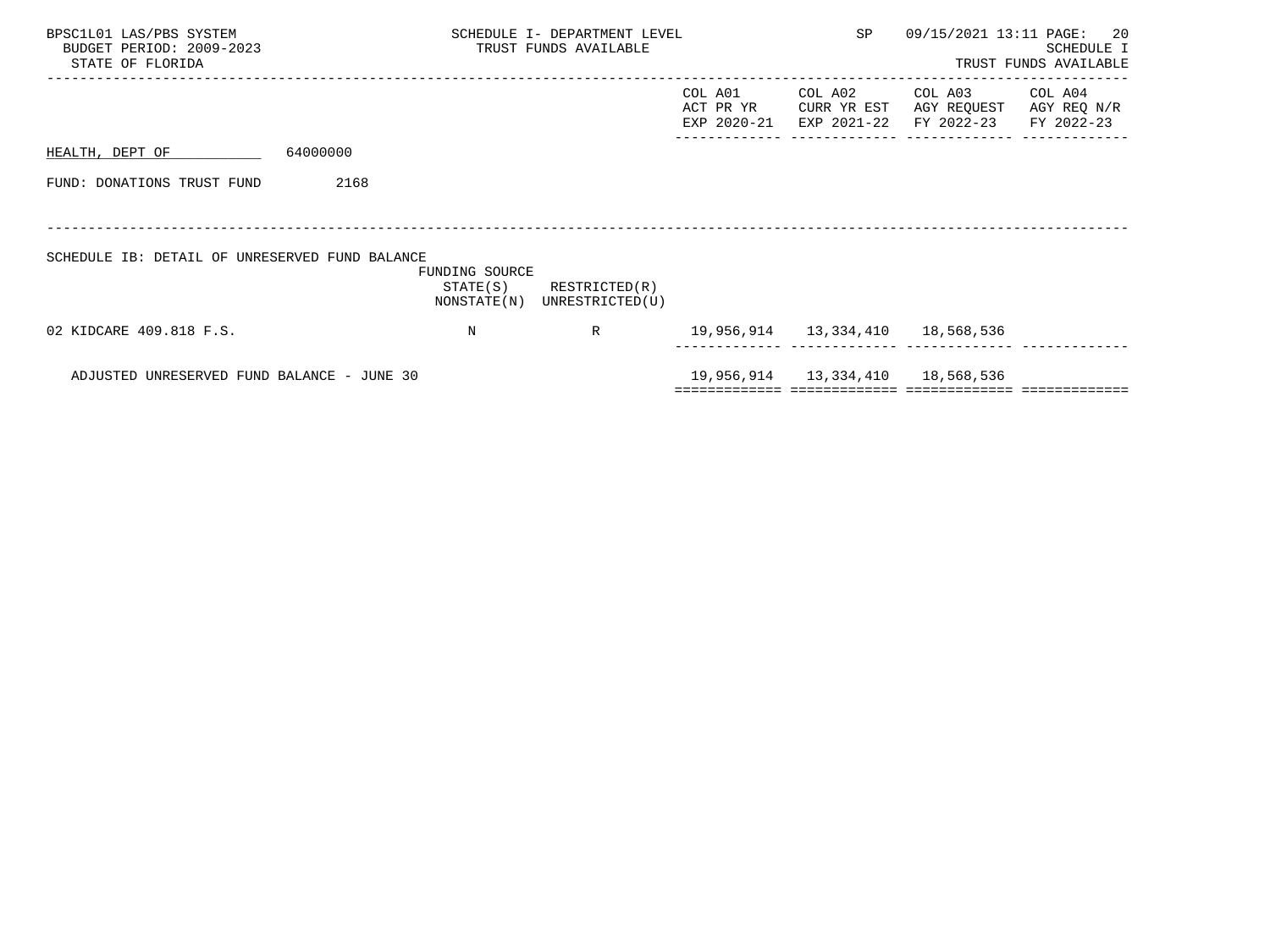BPSC1L01 LAS/PBS SYSTEM
BUDGET PERIOD: 2009-2023
STATE OF FLORIDA

SCHEDULE I- DEPARTMENT LEVEL
TRUST FUNDS AVAILABLE

SP 09/15/2021 13:11

SCHEDULE I
TRUST FUNDS AVAILABLE

HEALTH, DEPT OF 64000000

FUND: DONATIONS TRUST FUND 2168

SCHEDULE IB: DETAIL OF UNRESERVED FUND BALANCE

| | FUNDING SOURCE STATE(S) NONSTATE(N) | RESTRICTED(R) UNRESTRICTED(U) | COL A01 ACT PR YR EXP 2020-21 | COL A02 CURR YR EST EXP 2021-22 | COL A03 AGY REQUEST FY 2022-23 | COL A04 AGY REQ N/R FY 2022-23 |
|---|---|---|---|---|---|---|
| 02 KIDCARE 409.818 F.S. | N | R | 19,956,914 | 13,334,410 | 18,568,536 | |
| ADJUSTED UNRESERVED FUND BALANCE - JUNE 30 | | | 19,956,914 | 13,334,410 | 18,568,536 | |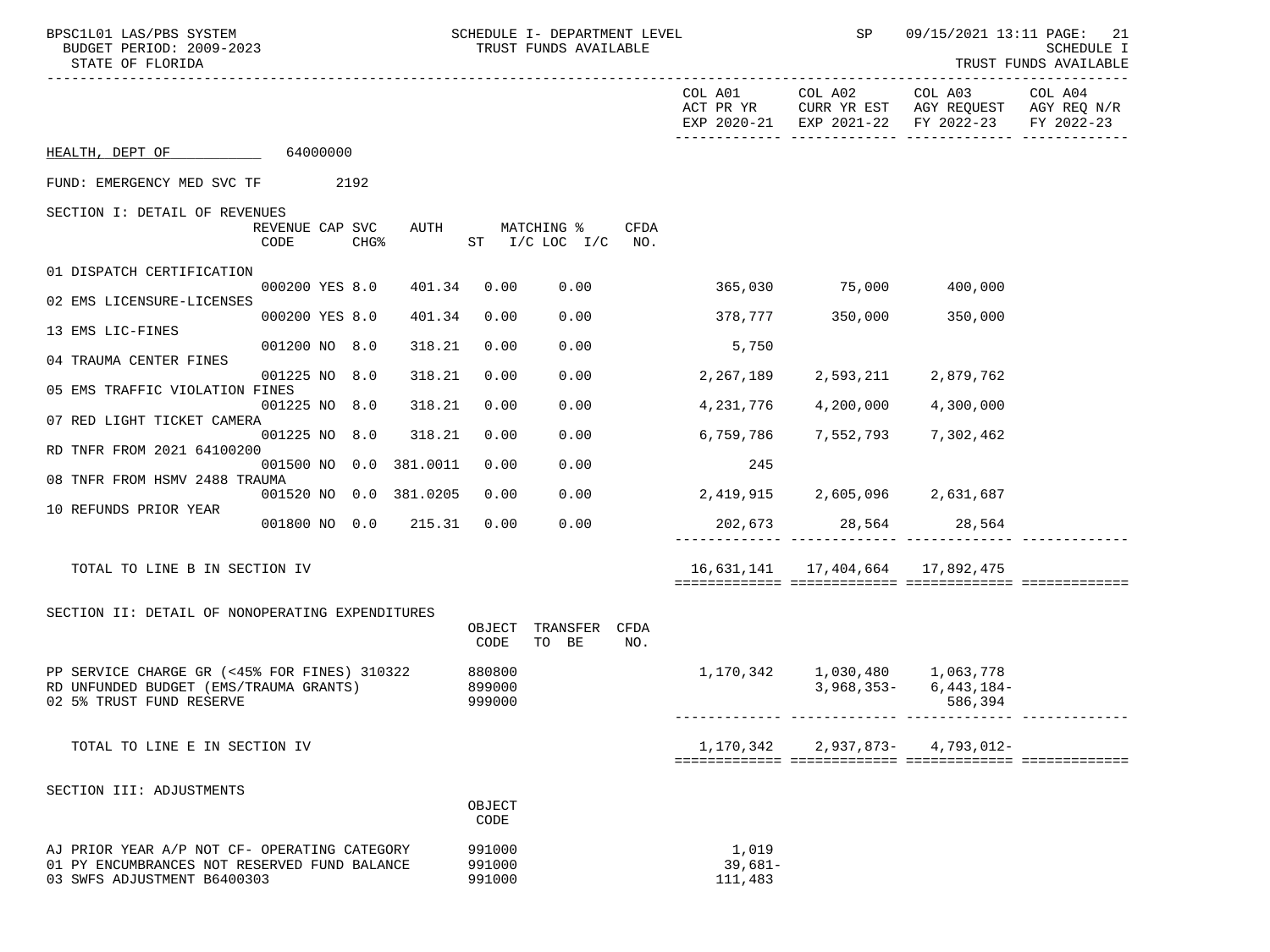HEALTH, DEPT OF 64000000

FUND: EMERGENCY MED SVC TF 2192

## SECTION I: DETAIL OF REVENUES

| | REVENUE CODE | CAP SVC | CHG% | AUTH | MATCHING % ST | I/C LOC | I/C | CFDA NO. | COL A01 ACT PR YR EXP 2020-21 | COL A02 CURR YR EST EXP 2021-22 | COL A03 AGY REQUEST FY 2022-23 | COL A04 AGY REQ N/R FY 2022-23 |
|---|---|---|---|---|---|---|---|---|---|---|---|---|
| 01 DISPATCH CERTIFICATION | 000200 | YES | 8.0 | 401.34 | 0.00 | 0.00 | | | 365,030 | 75,000 | 400,000 | |
| 02 EMS LICENSURE-LICENSES | 000200 | YES | 8.0 | 401.34 | 0.00 | 0.00 | | | 378,777 | 350,000 | 350,000 | |
| 13 EMS LIC-FINES | 001200 | NO | 8.0 | 318.21 | 0.00 | 0.00 | | | 5,750 | | | |
| 04 TRAUMA CENTER FINES | 001225 | NO | 8.0 | 318.21 | 0.00 | 0.00 | | | 2,267,189 | 2,593,211 | 2,879,762 | |
| 05 EMS TRAFFIC VIOLATION FINES | 001225 | NO | 8.0 | 318.21 | 0.00 | 0.00 | | | 4,231,776 | 4,200,000 | 4,300,000 | |
| 07 RED LIGHT TICKET CAMERA | 001225 | NO | 8.0 | 318.21 | 0.00 | 0.00 | | | 6,759,786 | 7,552,793 | 7,302,462 | |
| RD TNFR FROM 2021 64100200 | 001500 | NO | 0.0 | 381.0011 | 0.00 | 0.00 | | | 245 | | | |
| 08 TNFR FROM HSMV 2488 TRAUMA | 001520 | NO | 0.0 | 381.0205 | 0.00 | 0.00 | | | 2,419,915 | 2,605,096 | 2,631,687 | |
| 10 REFUNDS PRIOR YEAR | 001800 | NO | 0.0 | 215.31 | 0.00 | 0.00 | | | 202,673 | 28,564 | 28,564 | |
| TOTAL TO LINE B IN SECTION IV | | | | | | | | | 16,631,141 | 17,404,664 | 17,892,475 | |

## SECTION II: DETAIL OF NONOPERATING EXPENDITURES

| | OBJECT CODE | TRANSFER TO BE | CFDA NO. | COL A01 | COL A02 | COL A03 | COL A04 |
|---|---|---|---|---|---|---|---|
| PP SERVICE CHARGE GR (<45% FOR FINES) 310322 | 880800 | | | 1,170,342 | 1,030,480 | 1,063,778 | |
| RD UNFUNDED BUDGET (EMS/TRAUMA GRANTS) | 899000 | | | | 3,968,353- | 6,443,184- | |
| 02 5% TRUST FUND RESERVE | 999000 | | | | | 586,394 | |
| TOTAL TO LINE E IN SECTION IV | | | | 1,170,342 | 2,937,873- | 4,793,012- | |

## SECTION III: ADJUSTMENTS

| | OBJECT CODE | COL A01 | COL A02 | COL A03 | COL A04 |
|---|---|---|---|---|---|
| AJ PRIOR YEAR A/P NOT CF- OPERATING CATEGORY | 991000 | 1,019 | | | |
| 01 PY ENCUMBRANCES NOT RESERVED FUND BALANCE | 991000 | 39,681- | | | |
| 03 SWFS ADJUSTMENT B6400303 | 991000 | 111,483 | | | |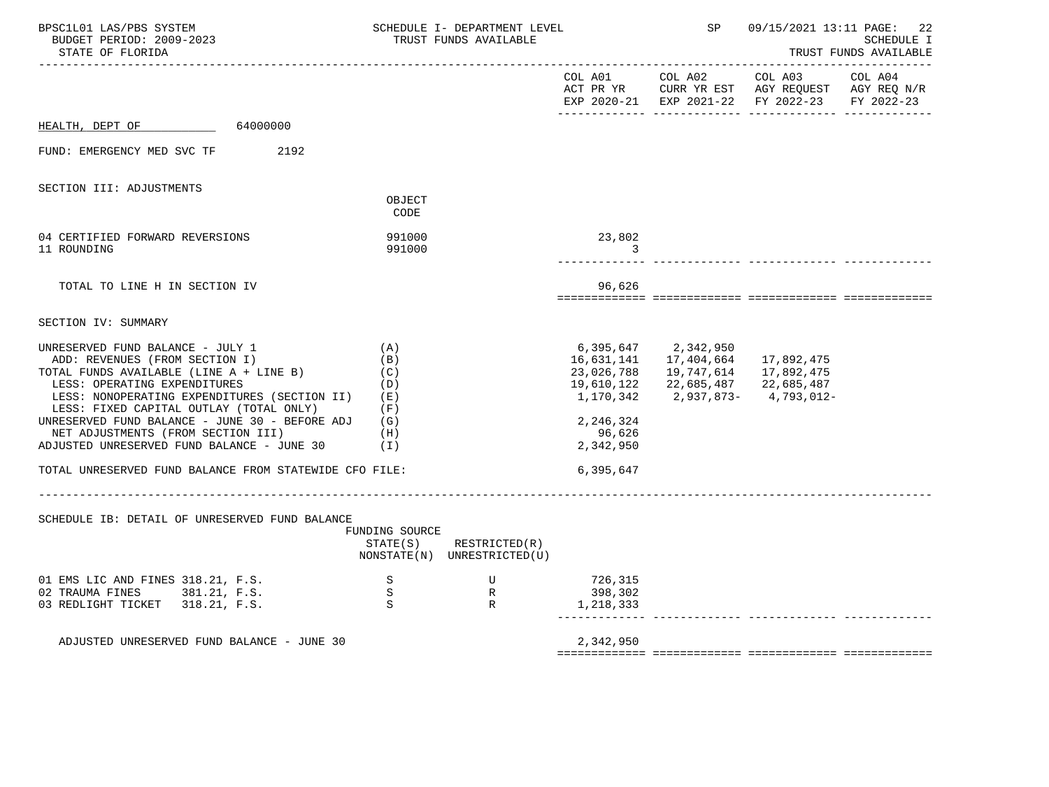HEALTH, DEPT OF 64000000

FUND: EMERGENCY MED SVC TF 2192

SECTION III: ADJUSTMENTS

| | OBJECT CODE | COL A01 ACT PR YR EXP 2020-21 | COL A02 CURR YR EST EXP 2021-22 | COL A03 AGY REQUEST FY 2022-23 | COL A04 AGY REQ N/R FY 2022-23 |
|---|---|---|---|---|---|
| 04 CERTIFIED FORWARD REVERSIONS | 991000 | 23,802 | | | |
| 11 ROUNDING | 991000 | 3 | | | |
| TOTAL TO LINE H IN SECTION IV | | 96,626 | | | |

SECTION IV: SUMMARY

| | | COL A01 ACT PR YR EXP 2020-21 | COL A02 CURR YR EST EXP 2021-22 | COL A03 AGY REQUEST FY 2022-23 | COL A04 AGY REQ N/R FY 2022-23 |
|---|---|---|---|---|---|
| UNRESERVED FUND BALANCE - JULY 1 | (A) | 6,395,647 | 2,342,950 | | |
| ADD: REVENUES (FROM SECTION I) | (B) | 16,631,141 | 17,404,664 | 17,892,475 | |
| TOTAL FUNDS AVAILABLE (LINE A + LINE B) | (C) | 23,026,788 | 19,747,614 | 17,892,475 | |
| LESS: OPERATING EXPENDITURES | (D) | 19,610,122 | 22,685,487 | 22,685,487 | |
| LESS: NONOPERATING EXPENDITURES (SECTION II) | (E) | 1,170,342 | 2,937,873- | 4,793,012- | |
| LESS: FIXED CAPITAL OUTLAY (TOTAL ONLY) | (F) | | | | |
| UNRESERVED FUND BALANCE - JUNE 30 - BEFORE ADJ | (G) | 2,246,324 | | | |
| NET ADJUSTMENTS (FROM SECTION III) | (H) | 96,626 | | | |
| ADJUSTED UNRESERVED FUND BALANCE - JUNE 30 | (I) | 2,342,950 | | | |
| TOTAL UNRESERVED FUND BALANCE FROM STATEWIDE CFO FILE: | | 6,395,647 | | | |

SCHEDULE IB: DETAIL OF UNRESERVED FUND BALANCE

| | FUNDING SOURCE STATE(S) NONSTATE(N) | RESTRICTED(R) UNRESTRICTED(U) | COL A01 | COL A02 | COL A03 | COL A04 |
|---|---|---|---|---|---|---|
| 01 EMS LIC AND FINES 318.21, F.S. | S | U | 726,315 | | | |
| 02 TRAUMA FINES 381.21, F.S. | S | R | 398,302 | | | |
| 03 REDLIGHT TICKET 318.21, F.S. | S | R | 1,218,333 | | | |
| ADJUSTED UNRESERVED FUND BALANCE - JUNE 30 | | | 2,342,950 | | | |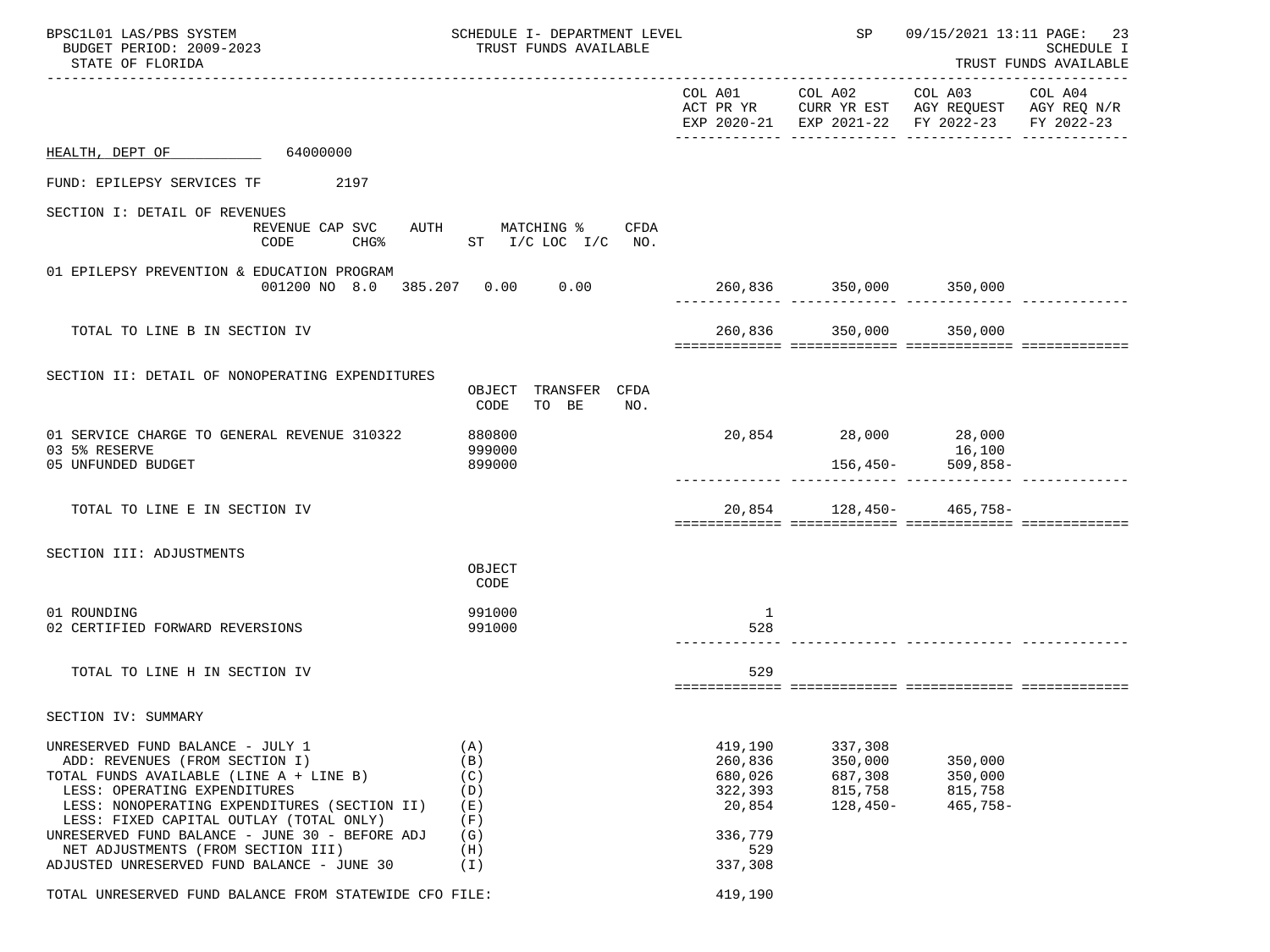BPSC1L01 LAS/PBS SYSTEM — SCHEDULE I- DEPARTMENT LEVEL — TRUST FUNDS AVAILABLE — SP 09/15/2021 13:11

BUDGET PERIOD: 2009-2023 — SCHEDULE I

STATE OF FLORIDA — TRUST FUNDS AVAILABLE

HEALTH, DEPT OF 64000000

FUND: EPILEPSY SERVICES TF 2197

## SECTION I: DETAIL OF REVENUES

| | REVENUE CODE | CAP SVC CHG% | AUTH ST | MATCHING % I/C | LOC I/C | CFDA NO. | COL A01 ACT PR YR EXP 2020-21 | COL A02 CURR YR EST EXP 2021-22 | COL A03 AGY REQUEST FY 2022-23 | COL A04 AGY REQ N/R FY 2022-23 |
|---|---|---|---|---|---|---|---|---|---|---|
| 01 EPILEPSY PREVENTION & EDUCATION PROGRAM | 001200 | NO 8.0 | 385.207 | 0.00 | 0.00 | | 260,836 | 350,000 | 350,000 | |
| TOTAL TO LINE B IN SECTION IV | | | | | | | 260,836 | 350,000 | 350,000 | |

## SECTION II: DETAIL OF NONOPERATING EXPENDITURES

| | OBJECT CODE | TRANSFER TO BE | CFDA NO. | COL A01 | COL A02 | COL A03 | COL A04 |
|---|---|---|---|---|---|---|---|
| 01 SERVICE CHARGE TO GENERAL REVENUE 310322 | 880800 | | | 20,854 | 28,000 | 28,000 | |
| 03 5% RESERVE | 999000 | | | | | 16,100 | |
| 05 UNFUNDED BUDGET | 899000 | | | | 156,450- | 509,858- | |
| TOTAL TO LINE E IN SECTION IV | | | | 20,854 | 128,450- | 465,758- | |

## SECTION III: ADJUSTMENTS

| | OBJECT CODE | COL A01 | COL A02 | COL A03 | COL A04 |
|---|---|---|---|---|---|
| 01 ROUNDING | 991000 | 1 | | | |
| 02 CERTIFIED FORWARD REVERSIONS | 991000 | 528 | | | |
| TOTAL TO LINE H IN SECTION IV | | 529 | | | |

## SECTION IV: SUMMARY

| | | COL A01 | COL A02 | COL A03 | COL A04 |
|---|---|---|---|---|---|
| UNRESERVED FUND BALANCE - JULY 1 | (A) | 419,190 | 337,308 | | |
| ADD: REVENUES (FROM SECTION I) | (B) | 260,836 | 350,000 | 350,000 | |
| TOTAL FUNDS AVAILABLE (LINE A + LINE B) | (C) | 680,026 | 687,308 | 350,000 | |
| LESS: OPERATING EXPENDITURES | (D) | 322,393 | 815,758 | 815,758 | |
| LESS: NONOPERATING EXPENDITURES (SECTION II) | (E) | 20,854 | 128,450- | 465,758- | |
| LESS: FIXED CAPITAL OUTLAY (TOTAL ONLY) | (F) | | | | |
| UNRESERVED FUND BALANCE - JUNE 30 - BEFORE ADJ | (G) | 336,779 | | | |
| NET ADJUSTMENTS (FROM SECTION III) | (H) | 529 | | | |
| ADJUSTED UNRESERVED FUND BALANCE - JUNE 30 | (I) | 337,308 | | | |
| TOTAL UNRESERVED FUND BALANCE FROM STATEWIDE CFO FILE: | | 419,190 | | | |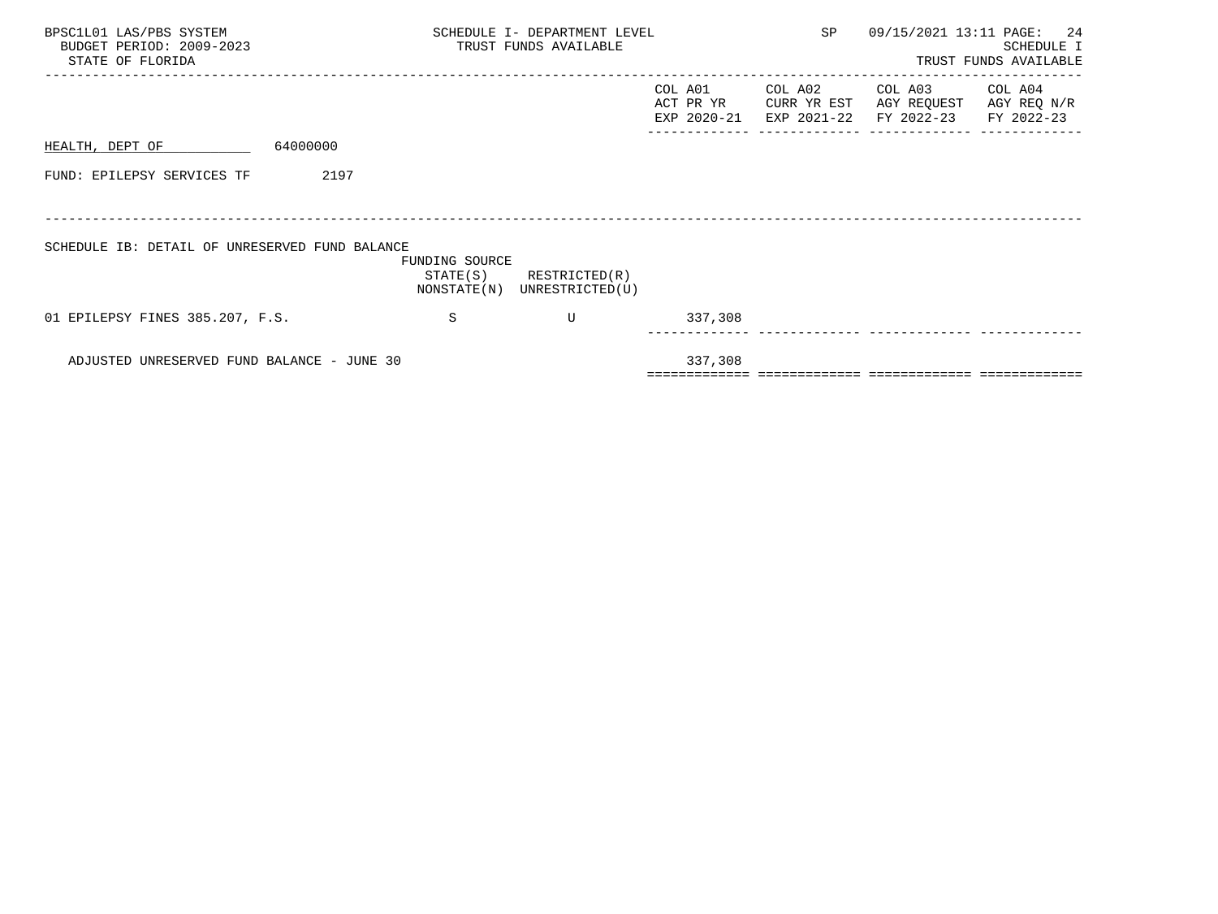SCHEDULE I- DEPARTMENT LEVEL
TRUST FUNDS AVAILABLE

BPSC1L01 LAS/PBS SYSTEM
BUDGET PERIOD: 2009-2023
STATE OF FLORIDA

SP 09/15/2021 13:11

SCHEDULE I
TRUST FUNDS AVAILABLE

HEALTH, DEPT OF 64000000

FUND: EPILEPSY SERVICES TF 2197

SCHEDULE IB: DETAIL OF UNRESERVED FUND BALANCE

| | FUNDING SOURCE STATE(S) NONSTATE(N) | RESTRICTED(R) UNRESTRICTED(U) | COL A01 ACT PR YR EXP 2020-21 | COL A02 CURR YR EST EXP 2021-22 | COL A03 AGY REQUEST FY 2022-23 | COL A04 AGY REQ N/R FY 2022-23 |
|---|---|---|---|---|---|---|
| 01 EPILEPSY FINES 385.207, F.S. | S | U | 337,308 | | | |
| ADJUSTED UNRESERVED FUND BALANCE - JUNE 30 | | | 337,308 | | | |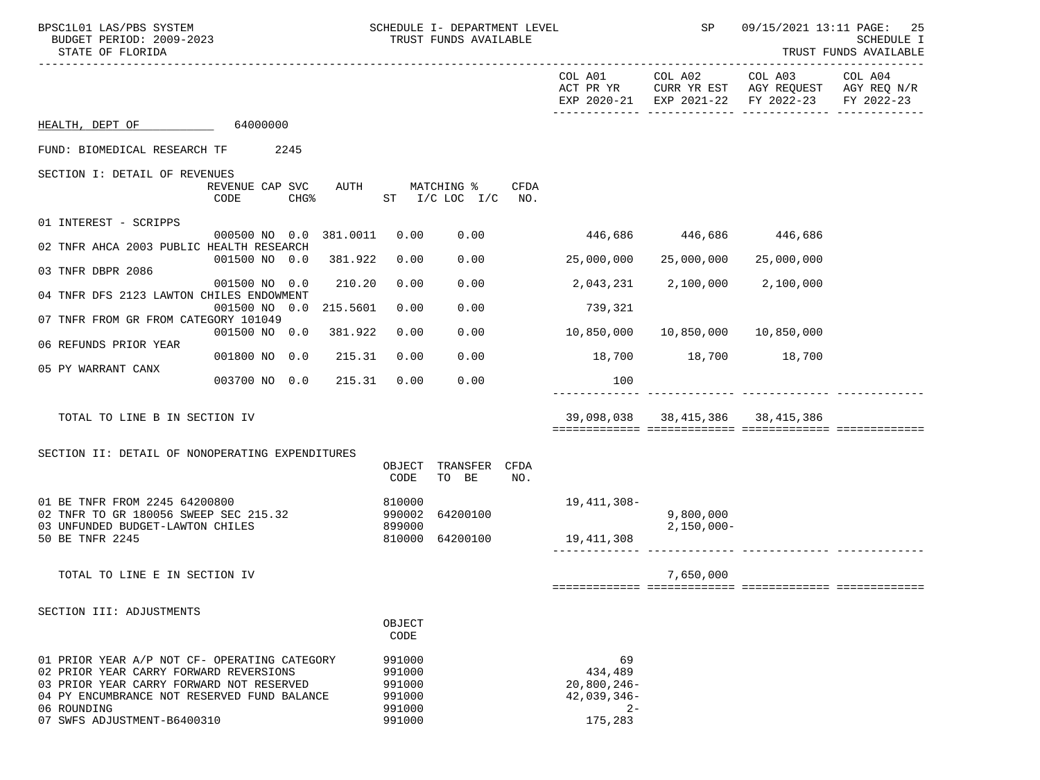HEALTH, DEPT OF 64000000

FUND: BIOMEDICAL RESEARCH TF 2245

SECTION I: DETAIL OF REVENUES

| | REVENUE CODE | CAP CHG% | SVC | AUTH | MATCHING % ST | I/C LOC | I/C | CFDA NO. | COL A01 ACT PR YR EXP 2020-21 | COL A02 CURR YR EST EXP 2021-22 | COL A03 AGY REQUEST FY 2022-23 | COL A04 AGY REQ N/R FY 2022-23 |
|---|---|---|---|---|---|---|---|---|---|---|---|---|
| 01 INTEREST - SCRIPPS | 000500 | NO | 0.0 | 381.0011 | 0.00 | 0.00 | | | 446,686 | 446,686 | 446,686 | |
| 02 TNFR AHCA 2003 PUBLIC HEALTH RESEARCH | 001500 | NO | 0.0 | 381.922 | 0.00 | 0.00 | | | 25,000,000 | 25,000,000 | 25,000,000 | |
| 03 TNFR DBPR 2086 | 001500 | NO | 0.0 | 210.20 | 0.00 | 0.00 | | | 2,043,231 | 2,100,000 | 2,100,000 | |
| 04 TNFR DFS 2123 LAWTON CHILES ENDOWMENT | 001500 | NO | 0.0 | 215.5601 | 0.00 | 0.00 | | | 739,321 | | | |
| 07 TNFR FROM GR FROM CATEGORY 101049 | 001500 | NO | 0.0 | 381.922 | 0.00 | 0.00 | | | 10,850,000 | 10,850,000 | 10,850,000 | |
| 06 REFUNDS PRIOR YEAR | 001800 | NO | 0.0 | 215.31 | 0.00 | 0.00 | | | 18,700 | 18,700 | 18,700 | |
| 05 PY WARRANT CANX | 003700 | NO | 0.0 | 215.31 | 0.00 | 0.00 | | | 100 | | | |
| TOTAL TO LINE B IN SECTION IV | | | | | | | | | 39,098,038 | 38,415,386 | 38,415,386 | |

SECTION II: DETAIL OF NONOPERATING EXPENDITURES

| | OBJECT CODE | TRANSFER TO BE | CFDA NO. | COL A01 | COL A02 | COL A03 | COL A04 |
|---|---|---|---|---|---|---|---|
| 01 BE TNFR FROM 2245 64200800 | 810000 | | | 19,411,308- | | | |
| 02 TNFR TO GR 180056 SWEEP SEC 215.32 | 990002 | 64200100 | | | 9,800,000 | | |
| 03 UNFUNDED BUDGET-LAWTON CHILES | 899000 | | | | 2,150,000- | | |
| 50 BE TNFR 2245 | 810000 | 64200100 | | 19,411,308 | | | |
| TOTAL TO LINE E IN SECTION IV | | | | | 7,650,000 | | |

SECTION III: ADJUSTMENTS

| | OBJECT CODE | COL A01 | COL A02 | COL A03 | COL A04 |
|---|---|---|---|---|---|
| 01 PRIOR YEAR A/P NOT CF- OPERATING CATEGORY | 991000 | 69 | | | |
| 02 PRIOR YEAR CARRY FORWARD REVERSIONS | 991000 | 434,489 | | | |
| 03 PRIOR YEAR CARRY FORWARD NOT RESERVED | 991000 | 20,800,246- | | | |
| 04 PY ENCUMBRANCE NOT RESERVED FUND BALANCE | 991000 | 42,039,346- | | | |
| 06 ROUNDING | 991000 | 2- | | | |
| 07 SWFS ADJUSTMENT-B6400310 | 991000 | 175,283 | | | |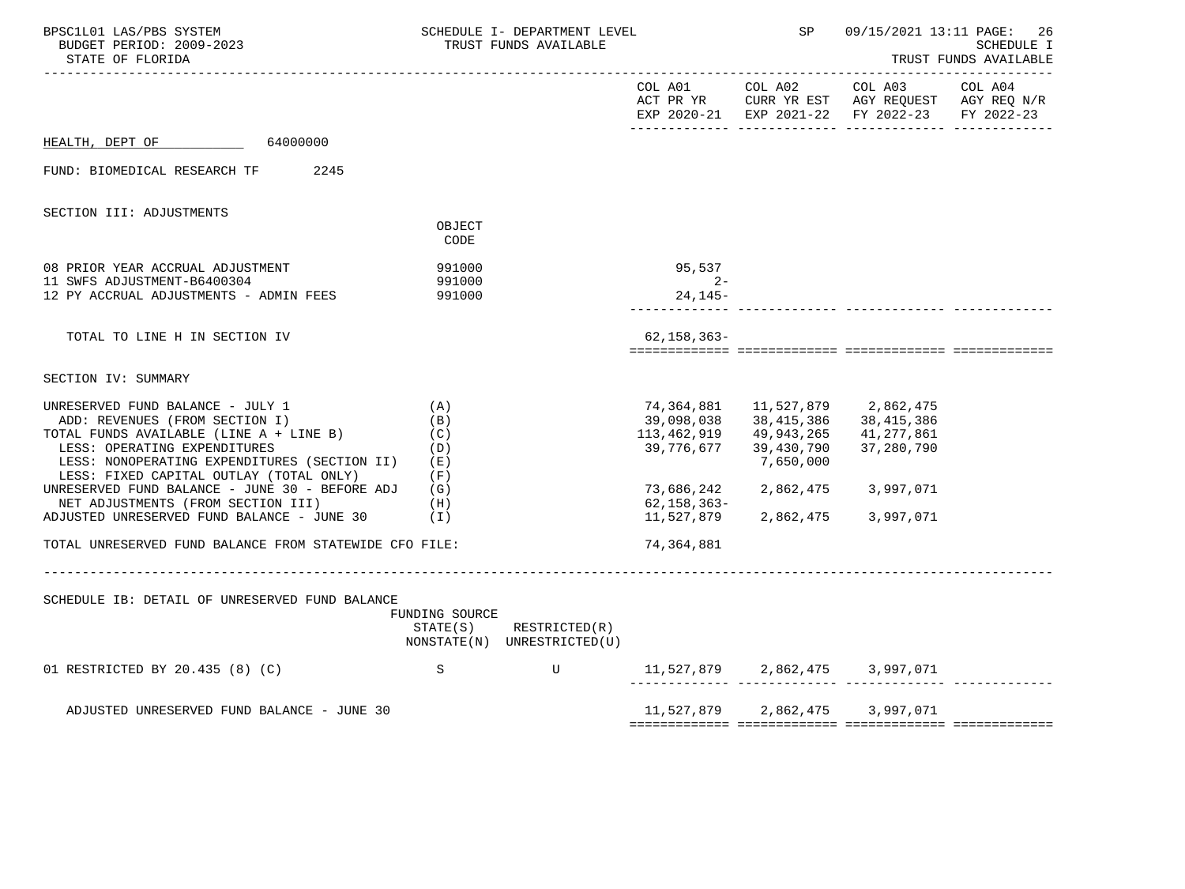HEALTH, DEPT OF 64000000

FUND: BIOMEDICAL RESEARCH TF 2245

SECTION III: ADJUSTMENTS

| | OBJECT CODE | COL A01 ACT PR YR EXP 2020-21 | COL A02 CURR YR EST EXP 2021-22 | COL A03 AGY REQUEST FY 2022-23 | COL A04 AGY REQ N/R FY 2022-23 |
|---|---|---|---|---|---|
| 08 PRIOR YEAR ACCRUAL ADJUSTMENT | 991000 | 95,537 | | | |
| 11 SWFS ADJUSTMENT-B6400304 | 991000 | 2- | | | |
| 12 PY ACCRUAL ADJUSTMENTS - ADMIN FEES | 991000 | 24,145- | | | |
| TOTAL TO LINE H IN SECTION IV | | 62,158,363- | | | |

SECTION IV: SUMMARY

| | | COL A01 ACT PR YR EXP 2020-21 | COL A02 CURR YR EST EXP 2021-22 | COL A03 AGY REQUEST FY 2022-23 | COL A04 AGY REQ N/R FY 2022-23 |
|---|---|---|---|---|---|
| UNRESERVED FUND BALANCE - JULY 1 | (A) | 74,364,881 | 11,527,879 | 2,862,475 | |
| ADD: REVENUES (FROM SECTION I) | (B) | 39,098,038 | 38,415,386 | 38,415,386 | |
| TOTAL FUNDS AVAILABLE (LINE A + LINE B) | (C) | 113,462,919 | 49,943,265 | 41,277,861 | |
| LESS: OPERATING EXPENDITURES | (D) | 39,776,677 | 39,430,790 | 37,280,790 | |
| LESS: NONOPERATING EXPENDITURES (SECTION II) | (E) | | 7,650,000 | | |
| LESS: FIXED CAPITAL OUTLAY (TOTAL ONLY) | (F) | | | | |
| UNRESERVED FUND BALANCE - JUNE 30 - BEFORE ADJ | (G) | 73,686,242 | 2,862,475 | 3,997,071 | |
| NET ADJUSTMENTS (FROM SECTION III) | (H) | 62,158,363- | | | |
| ADJUSTED UNRESERVED FUND BALANCE - JUNE 30 | (I) | 11,527,879 | 2,862,475 | 3,997,071 | |
| TOTAL UNRESERVED FUND BALANCE FROM STATEWIDE CFO FILE: | | 74,364,881 | | | |

SCHEDULE IB: DETAIL OF UNRESERVED FUND BALANCE

| | FUNDING SOURCE STATE(S) NONSTATE(N) | RESTRICTED(R) UNRESTRICTED(U) | COL A01 | COL A02 | COL A03 | COL A04 |
|---|---|---|---|---|---|---|
| 01 RESTRICTED BY 20.435 (8) (C) | S | U | 11,527,879 | 2,862,475 | 3,997,071 | |
| ADJUSTED UNRESERVED FUND BALANCE - JUNE 30 | | | 11,527,879 | 2,862,475 | 3,997,071 | |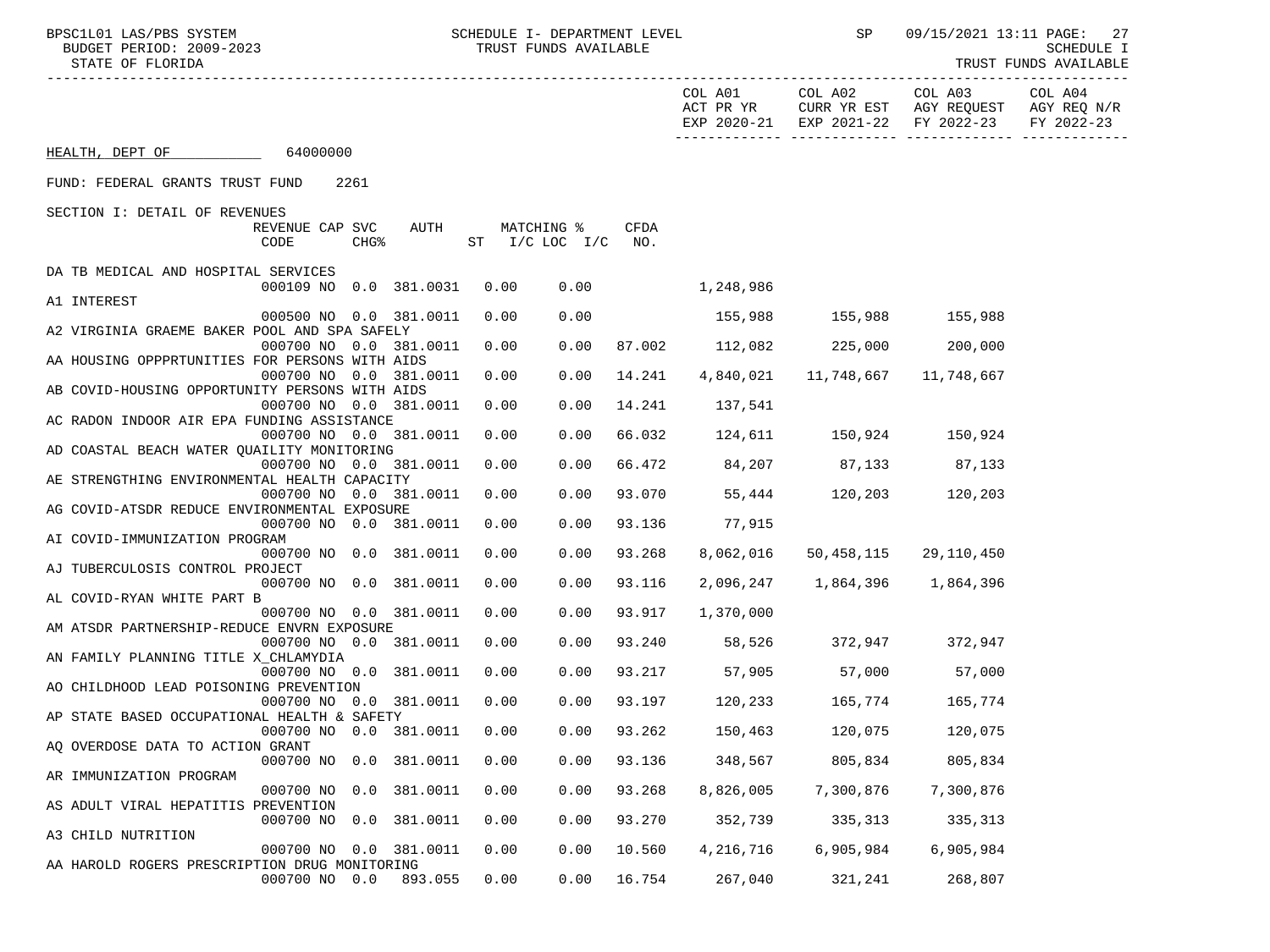BPSC1L01 LAS/PBS SYSTEM
BUDGET PERIOD: 2009-2023
STATE OF FLORIDA

SCHEDULE I- DEPARTMENT LEVEL
TRUST FUNDS AVAILABLE

SP 09/15/2021 13:11
SCHEDULE I
TRUST FUNDS AVAILABLE

HEALTH, DEPT OF 64000000

FUND: FEDERAL GRANTS TRUST FUND 2261

SECTION I: DETAIL OF REVENUES

| Description | REVENUE CODE | CAP | SVC CHG% | AUTH | ST | MATCHING % I/C LOC | I/C | CFDA NO. | COL A01 ACT PR YR EXP 2020-21 | COL A02 CURR YR EST EXP 2021-22 | COL A03 AGY REQUEST FY 2022-23 | COL A04 AGY REQ N/R FY 2022-23 |
|---|---|---|---|---|---|---|---|---|---|---|---|---|
| DA TB MEDICAL AND HOSPITAL SERVICES | 000109 | NO | 0.0 | 381.0031 | 0.00 | 0.00 | | | 1,248,986 | | | |
| A1 INTEREST | 000500 | NO | 0.0 | 381.0011 | 0.00 | 0.00 | | | 155,988 | 155,988 | 155,988 | |
| A2 VIRGINIA GRAEME BAKER POOL AND SPA SAFELY | 000700 | NO | 0.0 | 381.0011 | 0.00 | 0.00 | | 87.002 | 112,082 | 225,000 | 200,000 | |
| AA HOUSING OPPPRTUNITIES FOR PERSONS WITH AIDS | 000700 | NO | 0.0 | 381.0011 | 0.00 | 0.00 | | 14.241 | 4,840,021 | 11,748,667 | 11,748,667 | |
| AB COVID-HOUSING OPPORTUNITY PERSONS WITH AIDS | 000700 | NO | 0.0 | 381.0011 | 0.00 | 0.00 | | 14.241 | 137,541 | | | |
| AC RADON INDOOR AIR EPA FUNDING ASSISTANCE | 000700 | NO | 0.0 | 381.0011 | 0.00 | 0.00 | | 66.032 | 124,611 | 150,924 | 150,924 | |
| AD COASTAL BEACH WATER QUAILITY MONITORING | 000700 | NO | 0.0 | 381.0011 | 0.00 | 0.00 | | 66.472 | 84,207 | 87,133 | 87,133 | |
| AE STRENGTHING ENVIRONMENTAL HEALTH CAPACITY | 000700 | NO | 0.0 | 381.0011 | 0.00 | 0.00 | | 93.070 | 55,444 | 120,203 | 120,203 | |
| AG COVID-ATSDR REDUCE ENVIRONMENTAL EXPOSURE | 000700 | NO | 0.0 | 381.0011 | 0.00 | 0.00 | | 93.136 | 77,915 | | | |
| AI COVID-IMMUNIZATION PROGRAM | 000700 | NO | 0.0 | 381.0011 | 0.00 | 0.00 | | 93.268 | 8,062,016 | 50,458,115 | 29,110,450 | |
| AJ TUBERCULOSIS CONTROL PROJECT | 000700 | NO | 0.0 | 381.0011 | 0.00 | 0.00 | | 93.116 | 2,096,247 | 1,864,396 | 1,864,396 | |
| AL COVID-RYAN WHITE PART B | 000700 | NO | 0.0 | 381.0011 | 0.00 | 0.00 | | 93.917 | 1,370,000 | | | |
| AM ATSDR PARTNERSHIP-REDUCE ENVRN EXPOSURE | 000700 | NO | 0.0 | 381.0011 | 0.00 | 0.00 | | 93.240 | 58,526 | 372,947 | 372,947 | |
| AN FAMILY PLANNING TITLE X_CHLAMYDIA | 000700 | NO | 0.0 | 381.0011 | 0.00 | 0.00 | | 93.217 | 57,905 | 57,000 | 57,000 | |
| AO CHILDHOOD LEAD POISONING PREVENTION | 000700 | NO | 0.0 | 381.0011 | 0.00 | 0.00 | | 93.197 | 120,233 | 165,774 | 165,774 | |
| AP STATE BASED OCCUPATIONAL HEALTH & SAFETY | 000700 | NO | 0.0 | 381.0011 | 0.00 | 0.00 | | 93.262 | 150,463 | 120,075 | 120,075 | |
| AQ OVERDOSE DATA TO ACTION GRANT | 000700 | NO | 0.0 | 381.0011 | 0.00 | 0.00 | | 93.136 | 348,567 | 805,834 | 805,834 | |
| AR IMMUNIZATION PROGRAM | 000700 | NO | 0.0 | 381.0011 | 0.00 | 0.00 | | 93.268 | 8,826,005 | 7,300,876 | 7,300,876 | |
| AS ADULT VIRAL HEPATITIS PREVENTION | 000700 | NO | 0.0 | 381.0011 | 0.00 | 0.00 | | 93.270 | 352,739 | 335,313 | 335,313 | |
| A3 CHILD NUTRITION | 000700 | NO | 0.0 | 381.0011 | 0.00 | 0.00 | | 10.560 | 4,216,716 | 6,905,984 | 6,905,984 | |
| AA HAROLD ROGERS PRESCRIPTION DRUG MONITORING | 000700 | NO | 0.0 | 893.055 | 0.00 | 0.00 | | 16.754 | 267,040 | 321,241 | 268,807 | |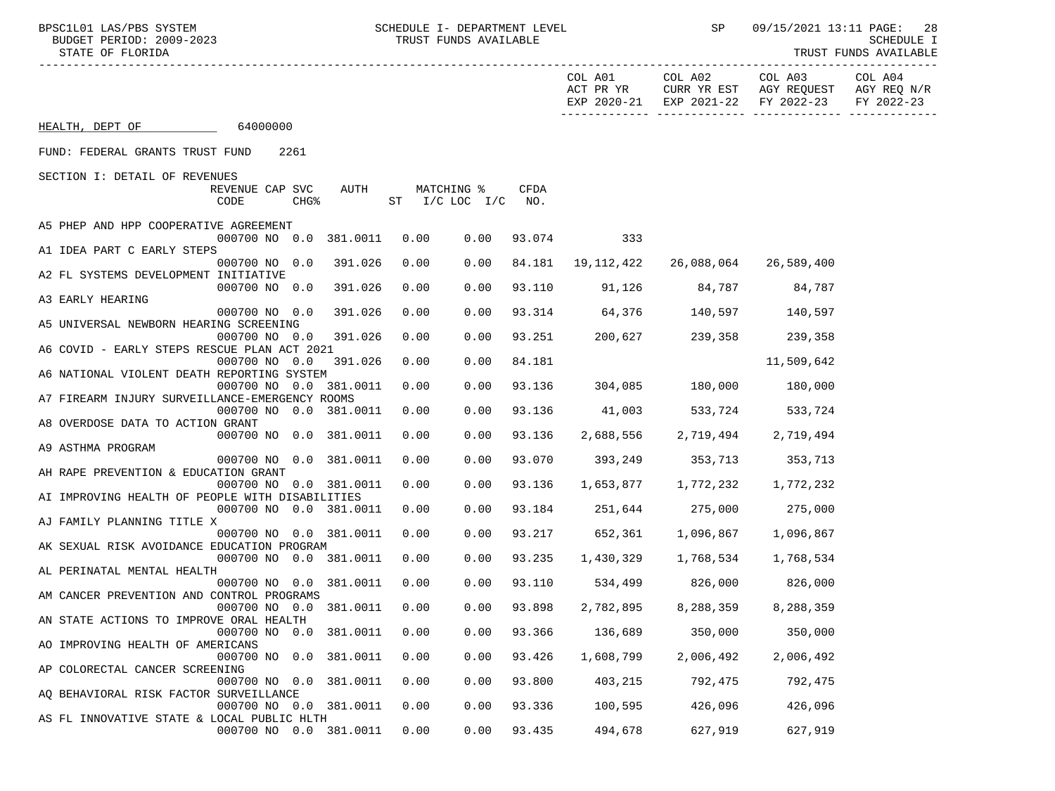HEALTH, DEPT OF 64000000

FUND: FEDERAL GRANTS TRUST FUND 2261

SECTION I: DETAIL OF REVENUES

| | REVENUE CODE | CAP CHG% | SVC | AUTH | ST MATCHING % | I/C LOC | I/C CFDA NO. | COL A01 ACT PR YR EXP 2020-21 | COL A02 CURR YR EST EXP 2021-22 | COL A03 AGY REQUEST FY 2022-23 | COL A04 AGY REQ N/R FY 2022-23 |
|---|---|---|---|---|---|---|---|---|---|---|---|
| A5 PHEP AND HPP COOPERATIVE AGREEMENT | 000700 | NO | 0.0 | 381.0011 | 0.00 | 0.00 | 93.074 | 333 | | | |
| A1 IDEA PART C EARLY STEPS | 000700 | NO | 0.0 | 391.026 | 0.00 | 0.00 | 84.181 | 19,112,422 | 26,088,064 | 26,589,400 | |
| A2 FL SYSTEMS DEVELOPMENT INITIATIVE | 000700 | NO | 0.0 | 391.026 | 0.00 | 0.00 | 93.110 | 91,126 | 84,787 | 84,787 | |
| A3 EARLY HEARING | 000700 | NO | 0.0 | 391.026 | 0.00 | 0.00 | 93.314 | 64,376 | 140,597 | 140,597 | |
| A5 UNIVERSAL NEWBORN HEARING SCREENING | 000700 | NO | 0.0 | 391.026 | 0.00 | 0.00 | 93.251 | 200,627 | 239,358 | 239,358 | |
| A6 COVID - EARLY STEPS RESCUE PLAN ACT 2021 | 000700 | NO | 0.0 | 391.026 | 0.00 | 0.00 | 84.181 | | | 11,509,642 | |
| A6 NATIONAL VIOLENT DEATH REPORTING SYSTEM | 000700 | NO | 0.0 | 381.0011 | 0.00 | 0.00 | 93.136 | 304,085 | 180,000 | 180,000 | |
| A7 FIREARM INJURY SURVEILLANCE-EMERGENCY ROOMS | 000700 | NO | 0.0 | 381.0011 | 0.00 | 0.00 | 93.136 | 41,003 | 533,724 | 533,724 | |
| A8 OVERDOSE DATA TO ACTION GRANT | 000700 | NO | 0.0 | 381.0011 | 0.00 | 0.00 | 93.136 | 2,688,556 | 2,719,494 | 2,719,494 | |
| A9 ASTHMA PROGRAM | 000700 | NO | 0.0 | 381.0011 | 0.00 | 0.00 | 93.070 | 393,249 | 353,713 | 353,713 | |
| AH RAPE PREVENTION & EDUCATION GRANT | 000700 | NO | 0.0 | 381.0011 | 0.00 | 0.00 | 93.136 | 1,653,877 | 1,772,232 | 1,772,232 | |
| AI IMPROVING HEALTH OF PEOPLE WITH DISABILITIES | 000700 | NO | 0.0 | 381.0011 | 0.00 | 0.00 | 93.184 | 251,644 | 275,000 | 275,000 | |
| AJ FAMILY PLANNING TITLE X | 000700 | NO | 0.0 | 381.0011 | 0.00 | 0.00 | 93.217 | 652,361 | 1,096,867 | 1,096,867 | |
| AK SEXUAL RISK AVOIDANCE EDUCATION PROGRAM | 000700 | NO | 0.0 | 381.0011 | 0.00 | 0.00 | 93.235 | 1,430,329 | 1,768,534 | 1,768,534 | |
| AL PERINATAL MENTAL HEALTH | 000700 | NO | 0.0 | 381.0011 | 0.00 | 0.00 | 93.110 | 534,499 | 826,000 | 826,000 | |
| AM CANCER PREVENTION AND CONTROL PROGRAMS | 000700 | NO | 0.0 | 381.0011 | 0.00 | 0.00 | 93.898 | 2,782,895 | 8,288,359 | 8,288,359 | |
| AN STATE ACTIONS TO IMPROVE ORAL HEALTH | 000700 | NO | 0.0 | 381.0011 | 0.00 | 0.00 | 93.366 | 136,689 | 350,000 | 350,000 | |
| AO IMPROVING HEALTH OF AMERICANS | 000700 | NO | 0.0 | 381.0011 | 0.00 | 0.00 | 93.426 | 1,608,799 | 2,006,492 | 2,006,492 | |
| AP COLORECTAL CANCER SCREENING | 000700 | NO | 0.0 | 381.0011 | 0.00 | 0.00 | 93.800 | 403,215 | 792,475 | 792,475 | |
| AQ BEHAVIORAL RISK FACTOR SURVEILLANCE | 000700 | NO | 0.0 | 381.0011 | 0.00 | 0.00 | 93.336 | 100,595 | 426,096 | 426,096 | |
| AS FL INNOVATIVE STATE & LOCAL PUBLIC HLTH | 000700 | NO | 0.0 | 381.0011 | 0.00 | 0.00 | 93.435 | 494,678 | 627,919 | 627,919 | |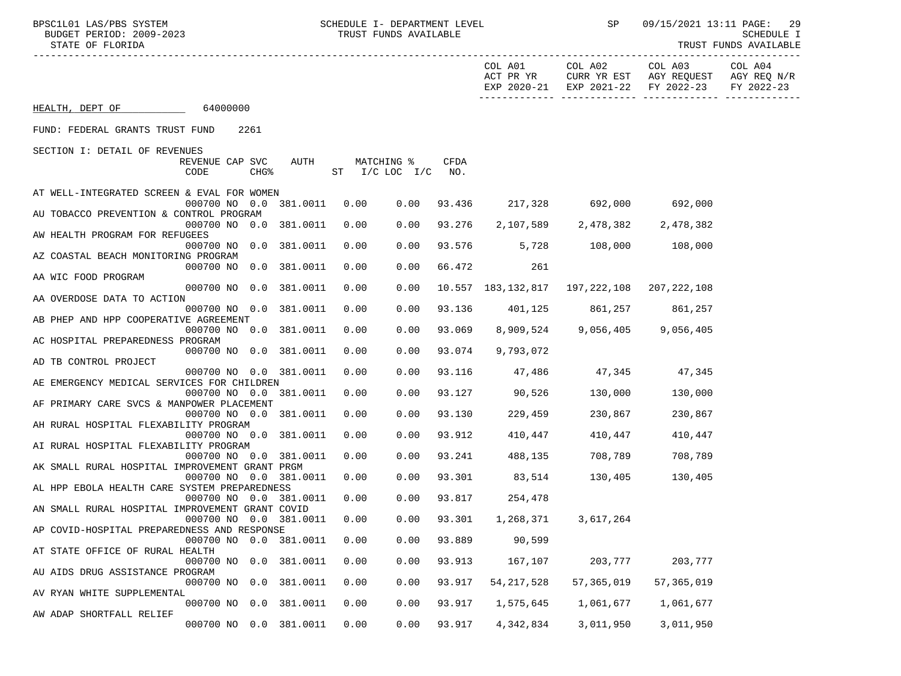HEALTH, DEPT OF 64000000

FUND: FEDERAL GRANTS TRUST FUND 2261

SECTION I: DETAIL OF REVENUES

| | REVENUE CODE | CAP | SVC CHG% | AUTH | ST | MATCHING % I/C | LOC I/C | CFDA NO. | COL A01 ACT PR YR EXP 2020-21 | COL A02 CURR YR EST EXP 2021-22 | COL A03 AGY REQUEST FY 2022-23 | COL A04 AGY REQ N/R FY 2022-23 |
|---|---|---|---|---|---|---|---|---|---|---|---|---|
| AT WELL-INTEGRATED SCREEN & EVAL FOR WOMEN | 000700 | NO | 0.0 | 381.0011 | | 0.00 | 0.00 | 93.436 | 217,328 | 692,000 | 692,000 | |
| AU TOBACCO PREVENTION & CONTROL PROGRAM | 000700 | NO | 0.0 | 381.0011 | | 0.00 | 0.00 | 93.276 | 2,107,589 | 2,478,382 | 2,478,382 | |
| AW HEALTH PROGRAM FOR REFUGEES | 000700 | NO | 0.0 | 381.0011 | | 0.00 | 0.00 | 93.576 | 5,728 | 108,000 | 108,000 | |
| AZ COASTAL BEACH MONITORING PROGRAM | 000700 | NO | 0.0 | 381.0011 | | 0.00 | 0.00 | 66.472 | 261 | | | |
| AA WIC FOOD PROGRAM | 000700 | NO | 0.0 | 381.0011 | | 0.00 | 0.00 | 10.557 | 183,132,817 | 197,222,108 | 207,222,108 | |
| AA OVERDOSE DATA TO ACTION | 000700 | NO | 0.0 | 381.0011 | | 0.00 | 0.00 | 93.136 | 401,125 | 861,257 | 861,257 | |
| AB PHEP AND HPP COOPERATIVE AGREEMENT | 000700 | NO | 0.0 | 381.0011 | | 0.00 | 0.00 | 93.069 | 8,909,524 | 9,056,405 | 9,056,405 | |
| AC HOSPITAL PREPAREDNESS PROGRAM | 000700 | NO | 0.0 | 381.0011 | | 0.00 | 0.00 | 93.074 | 9,793,072 | | | |
| AD TB CONTROL PROJECT | 000700 | NO | 0.0 | 381.0011 | | 0.00 | 0.00 | 93.116 | 47,486 | 47,345 | 47,345 | |
| AE EMERGENCY MEDICAL SERVICES FOR CHILDREN | 000700 | NO | 0.0 | 381.0011 | | 0.00 | 0.00 | 93.127 | 90,526 | 130,000 | 130,000 | |
| AF PRIMARY CARE SVCS & MANPOWER PLACEMENT | 000700 | NO | 0.0 | 381.0011 | | 0.00 | 0.00 | 93.130 | 229,459 | 230,867 | 230,867 | |
| AH RURAL HOSPITAL FLEXABILITY PROGRAM | 000700 | NO | 0.0 | 381.0011 | | 0.00 | 0.00 | 93.912 | 410,447 | 410,447 | 410,447 | |
| AI RURAL HOSPITAL FLEXABILITY PROGRAM | 000700 | NO | 0.0 | 381.0011 | | 0.00 | 0.00 | 93.241 | 488,135 | 708,789 | 708,789 | |
| AK SMALL RURAL HOSPITAL IMPROVEMENT GRANT PRGM | 000700 | NO | 0.0 | 381.0011 | | 0.00 | 0.00 | 93.301 | 83,514 | 130,405 | 130,405 | |
| AL HPP EBOLA HEALTH CARE SYSTEM PREPAREDNESS | 000700 | NO | 0.0 | 381.0011 | | 0.00 | 0.00 | 93.817 | 254,478 | | | |
| AN SMALL RURAL HOSPITAL IMPROVEMENT GRANT COVID | 000700 | NO | 0.0 | 381.0011 | | 0.00 | 0.00 | 93.301 | 1,268,371 | 3,617,264 | | |
| AP COVID-HOSPITAL PREPAREDNESS AND RESPONSE | 000700 | NO | 0.0 | 381.0011 | | 0.00 | 0.00 | 93.889 | 90,599 | | | |
| AT STATE OFFICE OF RURAL HEALTH | 000700 | NO | 0.0 | 381.0011 | | 0.00 | 0.00 | 93.913 | 167,107 | 203,777 | 203,777 | |
| AU AIDS DRUG ASSISTANCE PROGRAM | 000700 | NO | 0.0 | 381.0011 | | 0.00 | 0.00 | 93.917 | 54,217,528 | 57,365,019 | 57,365,019 | |
| AV RYAN WHITE SUPPLEMENTAL | 000700 | NO | 0.0 | 381.0011 | | 0.00 | 0.00 | 93.917 | 1,575,645 | 1,061,677 | 1,061,677 | |
| AW ADAP SHORTFALL RELIEF | 000700 | NO | 0.0 | 381.0011 | | 0.00 | 0.00 | 93.917 | 4,342,834 | 3,011,950 | 3,011,950 | |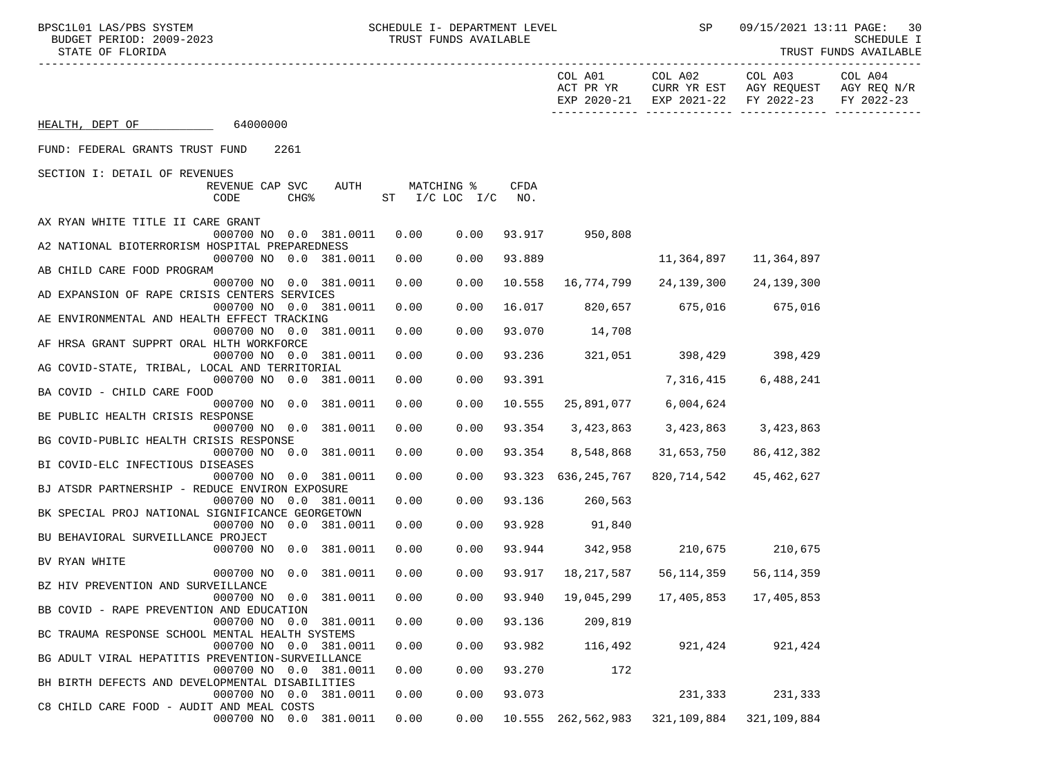HEALTH, DEPT OF 64000000

FUND: FEDERAL GRANTS TRUST FUND 2261

SECTION I: DETAIL OF REVENUES

| Description | REVENUE CODE | CAP | SVC CHG% | AUTH | ST MATCHING % | I/C LOC I/C | CFDA NO. | COL A01 ACT PR YR EXP 2020-21 | COL A02 CURR YR EST EXP 2021-22 | COL A03 AGY REQUEST FY 2022-23 | COL A04 AGY REQ N/R FY 2022-23 |
|---|---|---|---|---|---|---|---|---|---|---|---|
| AX RYAN WHITE TITLE II CARE GRANT | 000700 | NO | 0.0 | 381.0011 | 0.00 | 0.00 | 93.917 | 950,808 | | | |
| A2 NATIONAL BIOTERRORISM HOSPITAL PREPAREDNESS | 000700 | NO | 0.0 | 381.0011 | 0.00 | 0.00 | 93.889 | | 11,364,897 | 11,364,897 | |
| AB CHILD CARE FOOD PROGRAM | 000700 | NO | 0.0 | 381.0011 | 0.00 | 0.00 | 10.558 | 16,774,799 | 24,139,300 | 24,139,300 | |
| AD EXPANSION OF RAPE CRISIS CENTERS SERVICES | 000700 | NO | 0.0 | 381.0011 | 0.00 | 0.00 | 16.017 | 820,657 | 675,016 | 675,016 | |
| AE ENVIRONMENTAL AND HEALTH EFFECT TRACKING | 000700 | NO | 0.0 | 381.0011 | 0.00 | 0.00 | 93.070 | 14,708 | | | |
| AF HRSA GRANT SUPPRT ORAL HLTH WORKFORCE | 000700 | NO | 0.0 | 381.0011 | 0.00 | 0.00 | 93.236 | 321,051 | 398,429 | 398,429 | |
| AG COVID-STATE, TRIBAL, LOCAL AND TERRITORIAL | 000700 | NO | 0.0 | 381.0011 | 0.00 | 0.00 | 93.391 | | 7,316,415 | 6,488,241 | |
| BA COVID - CHILD CARE FOOD | 000700 | NO | 0.0 | 381.0011 | 0.00 | 0.00 | 10.555 | 25,891,077 | 6,004,624 | | |
| BE PUBLIC HEALTH CRISIS RESPONSE | 000700 | NO | 0.0 | 381.0011 | 0.00 | 0.00 | 93.354 | 3,423,863 | 3,423,863 | 3,423,863 | |
| BG COVID-PUBLIC HEALTH CRISIS RESPONSE | 000700 | NO | 0.0 | 381.0011 | 0.00 | 0.00 | 93.354 | 8,548,868 | 31,653,750 | 86,412,382 | |
| BI COVID-ELC INFECTIOUS DISEASES | 000700 | NO | 0.0 | 381.0011 | 0.00 | 0.00 | 93.323 | 636,245,767 | 820,714,542 | 45,462,627 | |
| BJ ATSDR PARTNERSHIP - REDUCE ENVIRON EXPOSURE | 000700 | NO | 0.0 | 381.0011 | 0.00 | 0.00 | 93.136 | 260,563 | | | |
| BK SPECIAL PROJ NATIONAL SIGNIFICANCE GEORGETOWN | 000700 | NO | 0.0 | 381.0011 | 0.00 | 0.00 | 93.928 | 91,840 | | | |
| BU BEHAVIORAL SURVEILLANCE PROJECT | 000700 | NO | 0.0 | 381.0011 | 0.00 | 0.00 | 93.944 | 342,958 | 210,675 | 210,675 | |
| BV RYAN WHITE | 000700 | NO | 0.0 | 381.0011 | 0.00 | 0.00 | 93.917 | 18,217,587 | 56,114,359 | 56,114,359 | |
| BZ HIV PREVENTION AND SURVEILLANCE | 000700 | NO | 0.0 | 381.0011 | 0.00 | 0.00 | 93.940 | 19,045,299 | 17,405,853 | 17,405,853 | |
| BB COVID - RAPE PREVENTION AND EDUCATION | 000700 | NO | 0.0 | 381.0011 | 0.00 | 0.00 | 93.136 | 209,819 | | | |
| BC TRAUMA RESPONSE SCHOOL MENTAL HEALTH SYSTEMS | 000700 | NO | 0.0 | 381.0011 | 0.00 | 0.00 | 93.982 | 116,492 | 921,424 | 921,424 | |
| BG ADULT VIRAL HEPATITIS PREVENTION-SURVEILLANCE | 000700 | NO | 0.0 | 381.0011 | 0.00 | 0.00 | 93.270 | 172 | | | |
| BH BIRTH DEFECTS AND DEVELOPMENTAL DISABILITIES | 000700 | NO | 0.0 | 381.0011 | 0.00 | 0.00 | 93.073 | | 231,333 | 231,333 | |
| C8 CHILD CARE FOOD - AUDIT AND MEAL COSTS | 000700 | NO | 0.0 | 381.0011 | 0.00 | 0.00 | 10.555 | 262,562,983 | 321,109,884 | 321,109,884 | |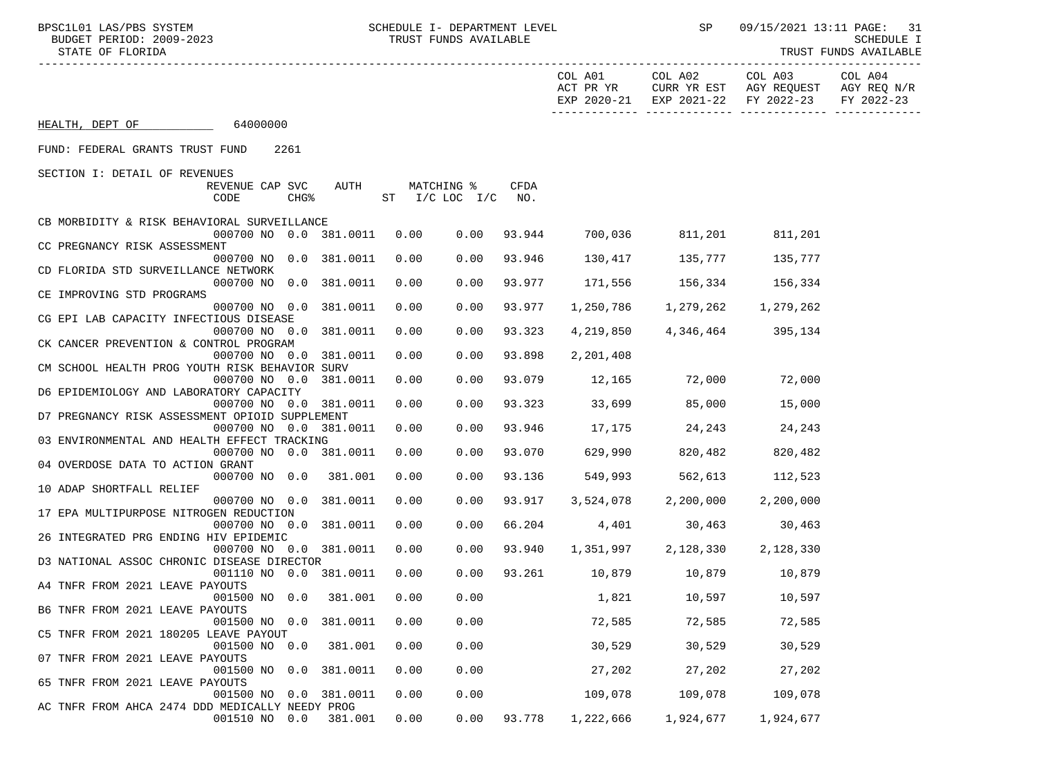HEALTH, DEPT OF 64000000

FUND: FEDERAL GRANTS TRUST FUND 2261

SECTION I: DETAIL OF REVENUES

| Description | REVENUE CODE | CAP CHG% | SVC | AUTH | MATCHING % ST | I/C LOC I/C | CFDA NO. | COL A01 ACT PR YR EXP 2020-21 | COL A02 CURR YR EST EXP 2021-22 | COL A03 AGY REQUEST FY 2022-23 | COL A04 AGY REQ N/R FY 2022-23 |
|---|---|---|---|---|---|---|---|---|---|---|---|
| CB MORBIDITY & RISK BEHAVIORAL SURVEILLANCE | 000700 | NO | 0.0 | 381.0011 | 0.00 | 0.00 | 93.944 | 700,036 | 811,201 | 811,201 | |
| CC PREGNANCY RISK ASSESSMENT | 000700 | NO | 0.0 | 381.0011 | 0.00 | 0.00 | 93.946 | 130,417 | 135,777 | 135,777 | |
| CD FLORIDA STD SURVEILLANCE NETWORK | 000700 | NO | 0.0 | 381.0011 | 0.00 | 0.00 | 93.977 | 171,556 | 156,334 | 156,334 | |
| CE IMPROVING STD PROGRAMS | 000700 | NO | 0.0 | 381.0011 | 0.00 | 0.00 | 93.977 | 1,250,786 | 1,279,262 | 1,279,262 | |
| CG EPI LAB CAPACITY INFECTIOUS DISEASE | 000700 | NO | 0.0 | 381.0011 | 0.00 | 0.00 | 93.323 | 4,219,850 | 4,346,464 | 395,134 | |
| CK CANCER PREVENTION & CONTROL PROGRAM | 000700 | NO | 0.0 | 381.0011 | 0.00 | 0.00 | 93.898 | 2,201,408 | | | |
| CM SCHOOL HEALTH PROG YOUTH RISK BEHAVIOR SURV | 000700 | NO | 0.0 | 381.0011 | 0.00 | 0.00 | 93.079 | 12,165 | 72,000 | 72,000 | |
| D6 EPIDEMIOLOGY AND LABORATORY CAPACITY | 000700 | NO | 0.0 | 381.0011 | 0.00 | 0.00 | 93.323 | 33,699 | 85,000 | 15,000 | |
| D7 PREGNANCY RISK ASSESSMENT OPIOID SUPPLEMENT | 000700 | NO | 0.0 | 381.0011 | 0.00 | 0.00 | 93.946 | 17,175 | 24,243 | 24,243 | |
| 03 ENVIRONMENTAL AND HEALTH EFFECT TRACKING | 000700 | NO | 0.0 | 381.0011 | 0.00 | 0.00 | 93.070 | 629,990 | 820,482 | 820,482 | |
| 04 OVERDOSE DATA TO ACTION GRANT | 000700 | NO | 0.0 | 381.001 | 0.00 | 0.00 | 93.136 | 549,993 | 562,613 | 112,523 | |
| 10 ADAP SHORTFALL RELIEF | 000700 | NO | 0.0 | 381.0011 | 0.00 | 0.00 | 93.917 | 3,524,078 | 2,200,000 | 2,200,000 | |
| 17 EPA MULTIPURPOSE NITROGEN REDUCTION | 000700 | NO | 0.0 | 381.0011 | 0.00 | 0.00 | 66.204 | 4,401 | 30,463 | 30,463 | |
| 26 INTEGRATED PRG ENDING HIV EPIDEMIC | 000700 | NO | 0.0 | 381.0011 | 0.00 | 0.00 | 93.940 | 1,351,997 | 2,128,330 | 2,128,330 | |
| D3 NATIONAL ASSOC CHRONIC DISEASE DIRECTOR | 001110 | NO | 0.0 | 381.0011 | 0.00 | 0.00 | 93.261 | 10,879 | 10,879 | 10,879 | |
| A4 TNFR FROM 2021 LEAVE PAYOUTS | 001500 | NO | 0.0 | 381.001 | 0.00 | 0.00 | | 1,821 | 10,597 | 10,597 | |
| B6 TNFR FROM 2021 LEAVE PAYOUTS | 001500 | NO | 0.0 | 381.0011 | 0.00 | 0.00 | | 72,585 | 72,585 | 72,585 | |
| C5 TNFR FROM 2021 180205 LEAVE PAYOUT | 001500 | NO | 0.0 | 381.001 | 0.00 | 0.00 | | 30,529 | 30,529 | 30,529 | |
| 07 TNFR FROM 2021 LEAVE PAYOUTS | 001500 | NO | 0.0 | 381.0011 | 0.00 | 0.00 | | 27,202 | 27,202 | 27,202 | |
| 65 TNFR FROM 2021 LEAVE PAYOUTS | 001500 | NO | 0.0 | 381.0011 | 0.00 | 0.00 | | 109,078 | 109,078 | 109,078 | |
| AC TNFR FROM AHCA 2474 DDD MEDICALLY NEEDY PROG | 001510 | NO | 0.0 | 381.001 | 0.00 | 0.00 | 93.778 | 1,222,666 | 1,924,677 | 1,924,677 | |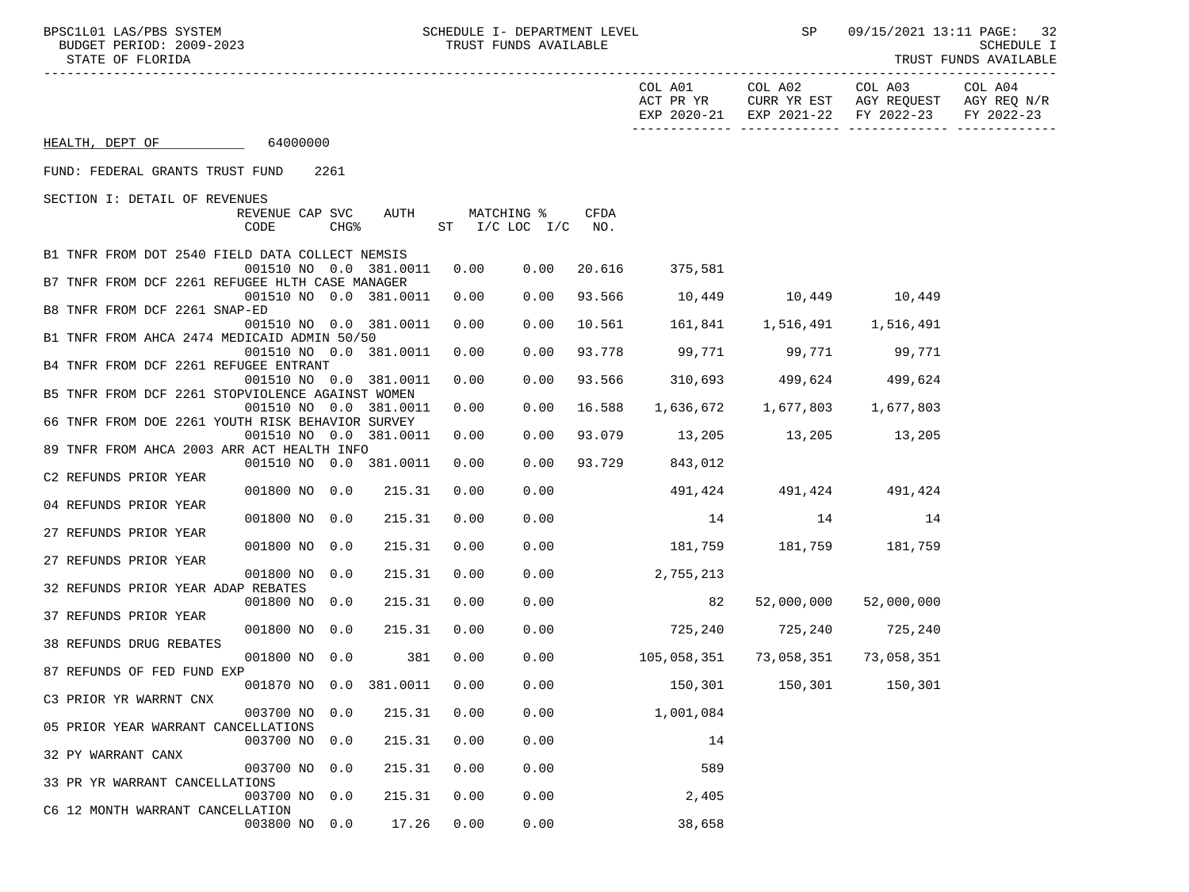HEALTH, DEPT OF 64000000

FUND: FEDERAL GRANTS TRUST FUND 2261

SECTION I: DETAIL OF REVENUES

| Description | REVENUE CODE | CAP | SVC CHG% | AUTH ST | MATCHING % I/C | LOC I/C | CFDA NO. | COL A01 ACT PR YR EXP 2020-21 | COL A02 CURR YR EST EXP 2021-22 | COL A03 AGY REQUEST FY 2022-23 | COL A04 AGY REQ N/R FY 2022-23 |
|---|---|---|---|---|---|---|---|---|---|---|---|
| B1 TNFR FROM DOT 2540 FIELD DATA COLLECT NEMSIS | 001510 | NO | 0.0 | 381.0011 | 0.00 | 0.00 | 20.616 | 375,581 | | | |
| B7 TNFR FROM DCF 2261 REFUGEE HLTH CASE MANAGER | 001510 | NO | 0.0 | 381.0011 | 0.00 | 0.00 | 93.566 | 10,449 | 10,449 | 10,449 | |
| B8 TNFR FROM DCF 2261 SNAP-ED | 001510 | NO | 0.0 | 381.0011 | 0.00 | 0.00 | 10.561 | 161,841 | 1,516,491 | 1,516,491 | |
| B1 TNFR FROM AHCA 2474 MEDICAID ADMIN 50/50 | 001510 | NO | 0.0 | 381.0011 | 0.00 | 0.00 | 93.778 | 99,771 | 99,771 | 99,771 | |
| B4 TNFR FROM DCF 2261 REFUGEE ENTRANT | 001510 | NO | 0.0 | 381.0011 | 0.00 | 0.00 | 93.566 | 310,693 | 499,624 | 499,624 | |
| B5 TNFR FROM DCF 2261 STOPVIOLENCE AGAINST WOMEN | 001510 | NO | 0.0 | 381.0011 | 0.00 | 0.00 | 16.588 | 1,636,672 | 1,677,803 | 1,677,803 | |
| 66 TNFR FROM DOE 2261 YOUTH RISK BEHAVIOR SURVEY | 001510 | NO | 0.0 | 381.0011 | 0.00 | 0.00 | 93.079 | 13,205 | 13,205 | 13,205 | |
| 89 TNFR FROM AHCA 2003 ARR ACT HEALTH INFO | 001510 | NO | 0.0 | 381.0011 | 0.00 | 0.00 | 93.729 | 843,012 | | | |
| C2 REFUNDS PRIOR YEAR | 001800 | NO | 0.0 | 215.31 | 0.00 | 0.00 | | 491,424 | 491,424 | 491,424 | |
| 04 REFUNDS PRIOR YEAR | 001800 | NO | 0.0 | 215.31 | 0.00 | 0.00 | | 14 | 14 | 14 | |
| 27 REFUNDS PRIOR YEAR | 001800 | NO | 0.0 | 215.31 | 0.00 | 0.00 | | 181,759 | 181,759 | 181,759 | |
| 27 REFUNDS PRIOR YEAR | 001800 | NO | 0.0 | 215.31 | 0.00 | 0.00 | | 2,755,213 | | | |
| 32 REFUNDS PRIOR YEAR ADAP REBATES | 001800 | NO | 0.0 | 215.31 | 0.00 | 0.00 | | 82 | 52,000,000 | 52,000,000 | |
| 37 REFUNDS PRIOR YEAR | 001800 | NO | 0.0 | 215.31 | 0.00 | 0.00 | | 725,240 | 725,240 | 725,240 | |
| 38 REFUNDS DRUG REBATES | 001800 | NO | 0.0 | 381 | 0.00 | 0.00 | | 105,058,351 | 73,058,351 | 73,058,351 | |
| 87 REFUNDS OF FED FUND EXP | 001870 | NO | 0.0 | 381.0011 | 0.00 | 0.00 | | 150,301 | 150,301 | 150,301 | |
| C3 PRIOR YR WARRNT CNX | 003700 | NO | 0.0 | 215.31 | 0.00 | 0.00 | | 1,001,084 | | | |
| 05 PRIOR YEAR WARRANT CANCELLATIONS | 003700 | NO | 0.0 | 215.31 | 0.00 | 0.00 | | 14 | | | |
| 32 PY WARRANT CANX | 003700 | NO | 0.0 | 215.31 | 0.00 | 0.00 | | 589 | | | |
| 33 PR YR WARRANT CANCELLATIONS | 003700 | NO | 0.0 | 215.31 | 0.00 | 0.00 | | 2,405 | | | |
| C6 12 MONTH WARRANT CANCELLATION | 003800 | NO | 0.0 | 17.26 | 0.00 | 0.00 | | 38,658 | | | |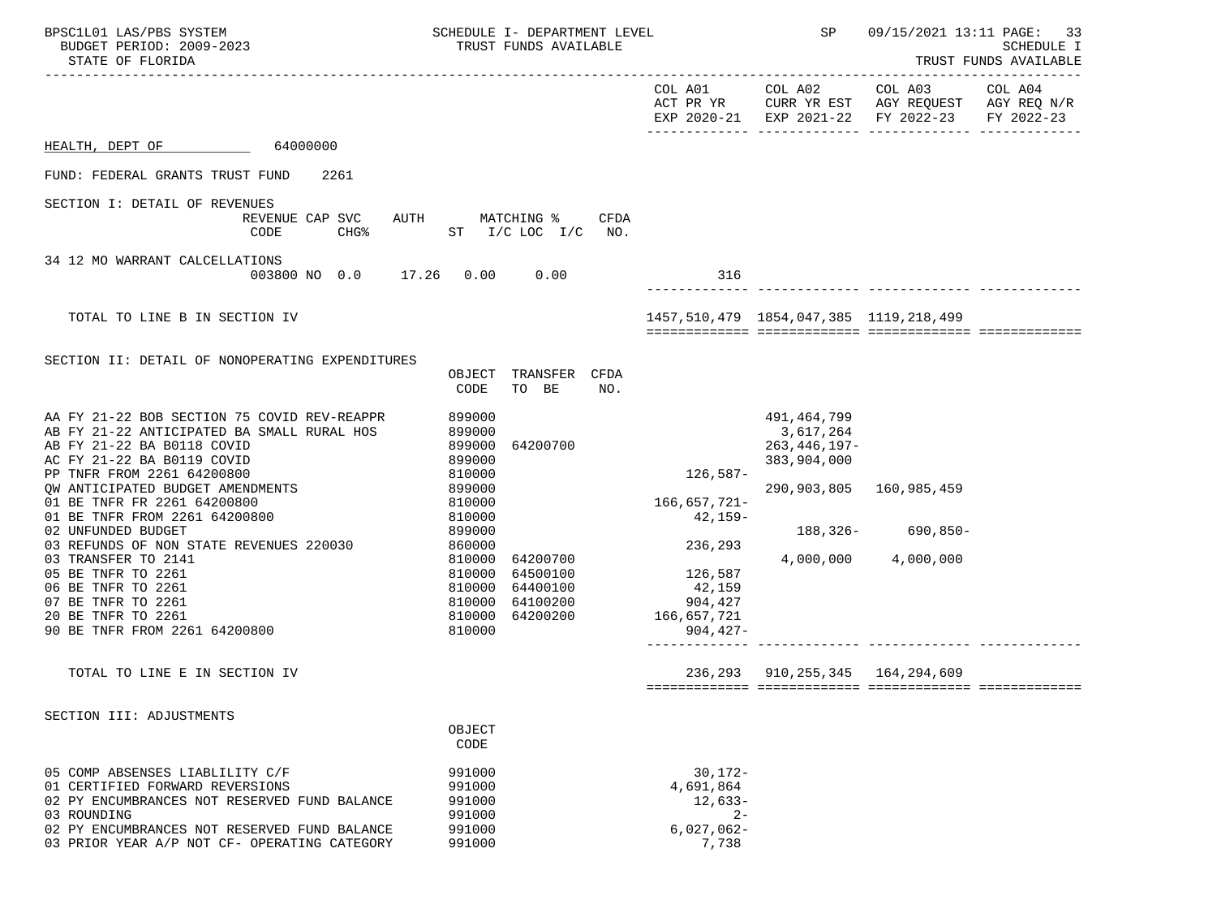HEALTH, DEPT OF 64000000

FUND: FEDERAL GRANTS TRUST FUND 2261

| | COL A01 ACT PR YR EXP 2020-21 | COL A02 CURR YR EST EXP 2021-22 | COL A03 AGY REQUEST FY 2022-23 | COL A04 AGY REQ N/R FY 2022-23 |
|---|---|---|---|---|

## SECTION I: DETAIL OF REVENUES

| | REVENUE CODE | CAP SVC CHG% | AUTH ST | MATCHING % I/C LOC | I/C | CFDA NO. | COL A01 | COL A02 | COL A03 | COL A04 |
|---|---|---|---|---|---|---|---|---|---|---|
| 34 12 MO WARRANT CALCELLATIONS | 003800 | NO 0.0 | 17.26 | 0.00 | 0.00 | | 316 | | | |
| TOTAL TO LINE B IN SECTION IV | | | | | | | 1457,510,479 | 1854,047,385 | 1119,218,499 | |

## SECTION II: DETAIL OF NONOPERATING EXPENDITURES

| | OBJECT CODE | TRANSFER TO BE | CFDA NO. | COL A01 | COL A02 | COL A03 | COL A04 |
|---|---|---|---|---|---|---|---|
| AA FY 21-22 BOB SECTION 75 COVID REV-REAPPR | 899000 | | | | 491,464,799 | | |
| AB FY 21-22 ANTICIPATED BA SMALL RURAL HOS | 899000 | | | | 3,617,264 | | |
| AB FY 21-22 BA B0118 COVID | 899000 | 64200700 | | | 263,446,197- | | |
| AC FY 21-22 BA B0119 COVID | 899000 | | | | 383,904,000 | | |
| PP TNFR FROM 2261 64200800 | 810000 | | | 126,587- | | | |
| QW ANTICIPATED BUDGET AMENDMENTS | 899000 | | | | 290,903,805 | 160,985,459 | |
| 01 BE TNFR FR 2261 64200800 | 810000 | | | 166,657,721- | | | |
| 01 BE TNFR FROM 2261 64200800 | 810000 | | | 42,159- | | | |
| 02 UNFUNDED BUDGET | 899000 | | | | 188,326- | 690,850- | |
| 03 REFUNDS OF NON STATE REVENUES 220030 | 860000 | | | 236,293 | | | |
| 03 TRANSFER TO 2141 | 810000 | 64200700 | | | 4,000,000 | 4,000,000 | |
| 05 BE TNFR TO 2261 | 810000 | 64500100 | | 126,587 | | | |
| 06 BE TNFR TO 2261 | 810000 | 64400100 | | 42,159 | | | |
| 07 BE TNFR TO 2261 | 810000 | 64100200 | | 904,427 | | | |
| 20 BE TNFR TO 2261 | 810000 | 64200200 | | 166,657,721 | | | |
| 90 BE TNFR FROM 2261 64200800 | 810000 | | | 904,427- | | | |
| TOTAL TO LINE E IN SECTION IV | | | | 236,293 | 910,255,345 | 164,294,609 | |

## SECTION III: ADJUSTMENTS

| | OBJECT CODE | COL A01 | COL A02 | COL A03 | COL A04 |
|---|---|---|---|---|---|
| 05 COMP ABSENSES LIABLILITY C/F | 991000 | 30,172- | | | |
| 01 CERTIFIED FORWARD REVERSIONS | 991000 | 4,691,864 | | | |
| 02 PY ENCUMBRANCES NOT RESERVED FUND BALANCE | 991000 | 12,633- | | | |
| 03 ROUNDING | 991000 | 2- | | | |
| 02 PY ENCUMBRANCES NOT RESERVED FUND BALANCE | 991000 | 6,027,062- | | | |
| 03 PRIOR YEAR A/P NOT CF- OPERATING CATEGORY | 991000 | 7,738 | | | |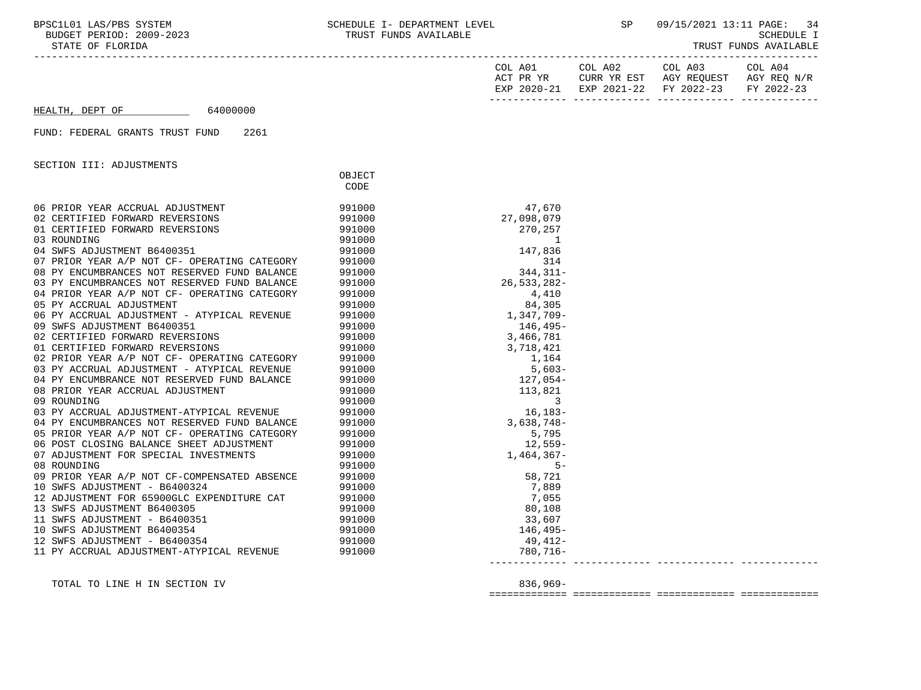HEALTH, DEPT OF 64000000

FUND: FEDERAL GRANTS TRUST FUND 2261

SECTION III: ADJUSTMENTS

| | OBJECT CODE | COL A01 ACT PR YR EXP 2020-21 | COL A02 CURR YR EST EXP 2021-22 | COL A03 AGY REQUEST FY 2022-23 | COL A04 AGY REQ N/R FY 2022-23 |
|---|---|---|---|---|---|
| 06 PRIOR YEAR ACCRUAL ADJUSTMENT | 991000 | 47,670 | | | |
| 02 CERTIFIED FORWARD REVERSIONS | 991000 | 27,098,079 | | | |
| 01 CERTIFIED FORWARD REVERSIONS | 991000 | 270,257 | | | |
| 03 ROUNDING | 991000 | 1 | | | |
| 04 SWFS ADJUSTMENT B6400351 | 991000 | 147,836 | | | |
| 07 PRIOR YEAR A/P NOT CF- OPERATING CATEGORY | 991000 | 314 | | | |
| 08 PY ENCUMBRANCES NOT RESERVED FUND BALANCE | 991000 | 344,311- | | | |
| 03 PY ENCUMBRANCES NOT RESERVED FUND BALANCE | 991000 | 26,533,282- | | | |
| 04 PRIOR YEAR A/P NOT CF- OPERATING CATEGORY | 991000 | 4,410 | | | |
| 05 PY ACCRUAL ADJUSTMENT | 991000 | 84,305 | | | |
| 06 PY ACCRUAL ADJUSTMENT - ATYPICAL REVENUE | 991000 | 1,347,709- | | | |
| 09 SWFS ADJUSTMENT B6400351 | 991000 | 146,495- | | | |
| 02 CERTIFIED FORWARD REVERSIONS | 991000 | 3,466,781 | | | |
| 01 CERTIFIED FORWARD REVERSIONS | 991000 | 3,718,421 | | | |
| 02 PRIOR YEAR A/P NOT CF- OPERATING CATEGORY | 991000 | 1,164 | | | |
| 03 PY ACCRUAL ADJUSTMENT - ATYPICAL REVENUE | 991000 | 5,603- | | | |
| 04 PY ENCUMBRANCE NOT RESERVED FUND BALANCE | 991000 | 127,054- | | | |
| 08 PRIOR YEAR ACCRUAL ADJUSTMENT | 991000 | 113,821 | | | |
| 09 ROUNDING | 991000 | 3 | | | |
| 03 PY ACCRUAL ADJUSTMENT-ATYPICAL REVENUE | 991000 | 16,183- | | | |
| 04 PY ENCUMBRANCES NOT RESERVED FUND BALANCE | 991000 | 3,638,748- | | | |
| 05 PRIOR YEAR A/P NOT CF- OPERATING CATEGORY | 991000 | 5,795 | | | |
| 06 POST CLOSING BALANCE SHEET ADJUSTMENT | 991000 | 12,559- | | | |
| 07 ADJUSTMENT FOR SPECIAL INVESTMENTS | 991000 | 1,464,367- | | | |
| 08 ROUNDING | 991000 | 5- | | | |
| 09 PRIOR YEAR A/P NOT CF-COMPENSATED ABSENCE | 991000 | 58,721 | | | |
| 10 SWFS ADJUSTMENT - B6400324 | 991000 | 7,889 | | | |
| 12 ADJUSTMENT FOR 65900GLC EXPENDITURE CAT | 991000 | 7,055 | | | |
| 13 SWFS ADJUSTMENT B6400305 | 991000 | 80,108 | | | |
| 11 SWFS ADJUSTMENT - B6400351 | 991000 | 33,607 | | | |
| 10 SWFS ADJUSTMENT B6400354 | 991000 | 146,495- | | | |
| 12 SWFS ADJUSTMENT - B6400354 | 991000 | 49,412- | | | |
| 11 PY ACCRUAL ADJUSTMENT-ATYPICAL REVENUE | 991000 | 780,716- | | | |
| TOTAL TO LINE H IN SECTION IV | | 836,969- | | | |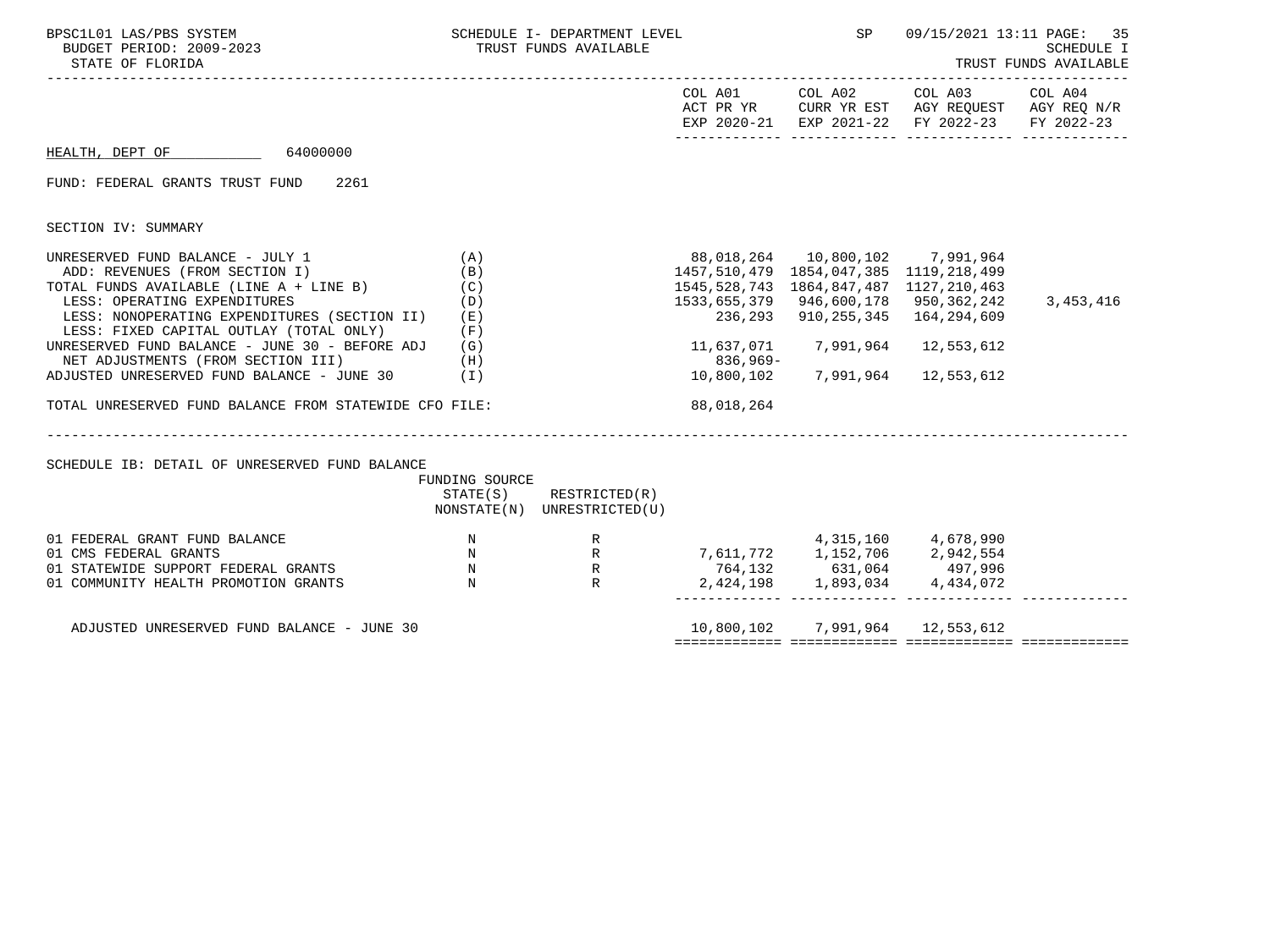HEALTH, DEPT OF 64000000

FUND: FEDERAL GRANTS TRUST FUND 2261

SECTION IV: SUMMARY

| | | COL A01 ACT PR YR EXP 2020-21 | COL A02 CURR YR EST EXP 2021-22 | COL A03 AGY REQUEST FY 2022-23 | COL A04 AGY REQ N/R FY 2022-23 |
|---|---|---|---|---|---|
| UNRESERVED FUND BALANCE - JULY 1 | (A) | 88,018,264 | 10,800,102 | 7,991,964 | |
| ADD: REVENUES (FROM SECTION I) | (B) | 1457,510,479 | 1854,047,385 | 1119,218,499 | |
| TOTAL FUNDS AVAILABLE (LINE A + LINE B) | (C) | 1545,528,743 | 1864,847,487 | 1127,210,463 | |
| LESS: OPERATING EXPENDITURES | (D) | 1533,655,379 | 946,600,178 | 950,362,242 | 3,453,416 |
| LESS: NONOPERATING EXPENDITURES (SECTION II) | (E) | 236,293 | 910,255,345 | 164,294,609 | |
| LESS: FIXED CAPITAL OUTLAY (TOTAL ONLY) | (F) | | | | |
| UNRESERVED FUND BALANCE - JUNE 30 - BEFORE ADJ | (G) | 11,637,071 | 7,991,964 | 12,553,612 | |
| NET ADJUSTMENTS (FROM SECTION III) | (H) | 836,969- | | | |
| ADJUSTED UNRESERVED FUND BALANCE - JUNE 30 | (I) | 10,800,102 | 7,991,964 | 12,553,612 | |
| TOTAL UNRESERVED FUND BALANCE FROM STATEWIDE CFO FILE: | | 88,018,264 | | | |

SCHEDULE IB: DETAIL OF UNRESERVED FUND BALANCE

| | FUNDING SOURCE STATE(S) NONSTATE(N) | RESTRICTED(R) UNRESTRICTED(U) | COL A01 | COL A02 | COL A03 | COL A04 |
|---|---|---|---|---|---|---|
| 01 FEDERAL GRANT FUND BALANCE | N | R | | 4,315,160 | 4,678,990 | |
| 01 CMS FEDERAL GRANTS | N | R | 7,611,772 | 1,152,706 | 2,942,554 | |
| 01 STATEWIDE SUPPORT FEDERAL GRANTS | N | R | 764,132 | 631,064 | 497,996 | |
| 01 COMMUNITY HEALTH PROMOTION GRANTS | N | R | 2,424,198 | 1,893,034 | 4,434,072 | |
| ADJUSTED UNRESERVED FUND BALANCE - JUNE 30 | | | 10,800,102 | 7,991,964 | 12,553,612 | |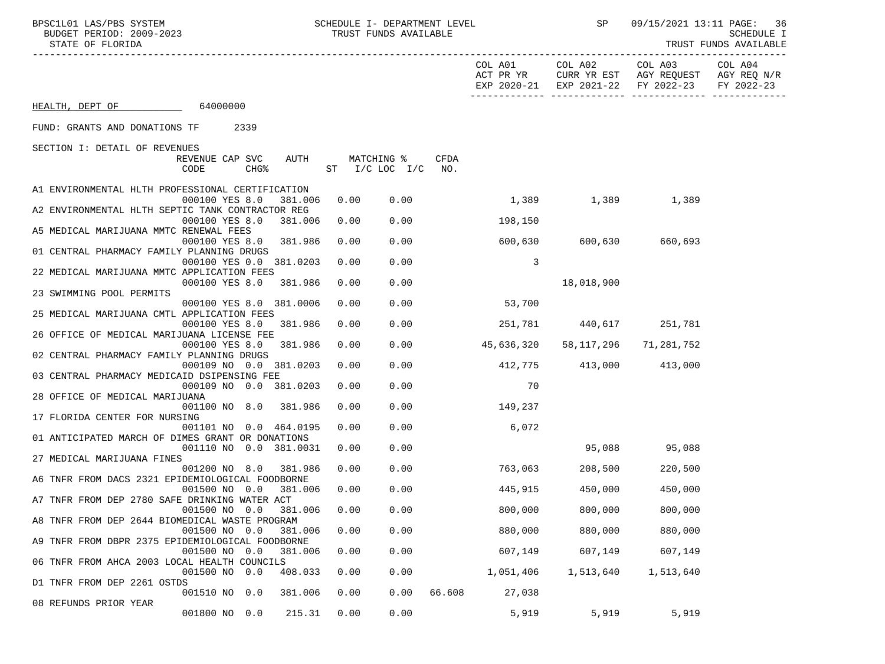HEALTH, DEPT OF 64000000

FUND: GRANTS AND DONATIONS TF 2339

SECTION I: DETAIL OF REVENUES

| Description | REVENUE CODE | CAP | SVC CHG% | AUTH | MATCHING % ST | I/C LOC I/C | CFDA NO. | COL A01 ACT PR YR EXP 2020-21 | COL A02 CURR YR EST EXP 2021-22 | COL A03 AGY REQUEST FY 2022-23 | COL A04 AGY REQ N/R FY 2022-23 |
|---|---|---|---|---|---|---|---|---|---|---|---|
| A1 ENVIRONMENTAL HLTH PROFESSIONAL CERTIFICATION | 000100 | YES | 8.0 | 381.006 | 0.00 | 0.00 | | 1,389 | 1,389 | 1,389 | |
| A2 ENVIRONMENTAL HLTH SEPTIC TANK CONTRACTOR REG | 000100 | YES | 8.0 | 381.006 | 0.00 | 0.00 | | 198,150 | | | |
| A5 MEDICAL MARIJUANA MMTC RENEWAL FEES | 000100 | YES | 8.0 | 381.986 | 0.00 | 0.00 | | 600,630 | 600,630 | 660,693 | |
| 01 CENTRAL PHARMACY FAMILY PLANNING DRUGS | 000100 | YES | 0.0 | 381.0203 | 0.00 | 0.00 | | 3 | | | |
| 22 MEDICAL MARIJUANA MMTC APPLICATION FEES | 000100 | YES | 8.0 | 381.986 | 0.00 | 0.00 | | | 18,018,900 | | |
| 23 SWIMMING POOL PERMITS | 000100 | YES | 8.0 | 381.0006 | 0.00 | 0.00 | | 53,700 | | | |
| 25 MEDICAL MARIJUANA CMTL APPLICATION FEES | 000100 | YES | 8.0 | 381.986 | 0.00 | 0.00 | | 251,781 | 440,617 | 251,781 | |
| 26 OFFICE OF MEDICAL MARIJUANA LICENSE FEE | 000100 | YES | 8.0 | 381.986 | 0.00 | 0.00 | | 45,636,320 | 58,117,296 | 71,281,752 | |
| 02 CENTRAL PHARMACY FAMILY PLANNING DRUGS | 000109 | NO | 0.0 | 381.0203 | 0.00 | 0.00 | | 412,775 | 413,000 | 413,000 | |
| 03 CENTRAL PHARMACY MEDICAID DSIPENSING FEE | 000109 | NO | 0.0 | 381.0203 | 0.00 | 0.00 | | 70 | | | |
| 28 OFFICE OF MEDICAL MARIJUANA | 001100 | NO | 8.0 | 381.986 | 0.00 | 0.00 | | 149,237 | | | |
| 17 FLORIDA CENTER FOR NURSING | 001101 | NO | 0.0 | 464.0195 | 0.00 | 0.00 | | 6,072 | | | |
| 01 ANTICIPATED MARCH OF DIMES GRANT OR DONATIONS | 001110 | NO | 0.0 | 381.0031 | 0.00 | 0.00 | | | 95,088 | 95,088 | |
| 27 MEDICAL MARIJUANA FINES | 001200 | NO | 8.0 | 381.986 | 0.00 | 0.00 | | 763,063 | 208,500 | 220,500 | |
| A6 TNFR FROM DACS 2321 EPIDEMIOLOGICAL FOODBORNE | 001500 | NO | 0.0 | 381.006 | 0.00 | 0.00 | | 445,915 | 450,000 | 450,000 | |
| A7 TNFR FROM DEP 2780 SAFE DRINKING WATER ACT | 001500 | NO | 0.0 | 381.006 | 0.00 | 0.00 | | 800,000 | 800,000 | 800,000 | |
| A8 TNFR FROM DEP 2644 BIOMEDICAL WASTE PROGRAM | 001500 | NO | 0.0 | 381.006 | 0.00 | 0.00 | | 880,000 | 880,000 | 880,000 | |
| A9 TNFR FROM DBPR 2375 EPIDEMIOLOGICAL FOODBORNE | 001500 | NO | 0.0 | 381.006 | 0.00 | 0.00 | | 607,149 | 607,149 | 607,149 | |
| 06 TNFR FROM AHCA 2003 LOCAL HEALTH COUNCILS | 001500 | NO | 0.0 | 408.033 | 0.00 | 0.00 | | 1,051,406 | 1,513,640 | 1,513,640 | |
| D1 TNFR FROM DEP 2261 OSTDS | 001510 | NO | 0.0 | 381.006 | 0.00 | 0.00 | 66.608 | 27,038 | | | |
| 08 REFUNDS PRIOR YEAR | 001800 | NO | 0.0 | 215.31 | 0.00 | 0.00 | | 5,919 | 5,919 | 5,919 | |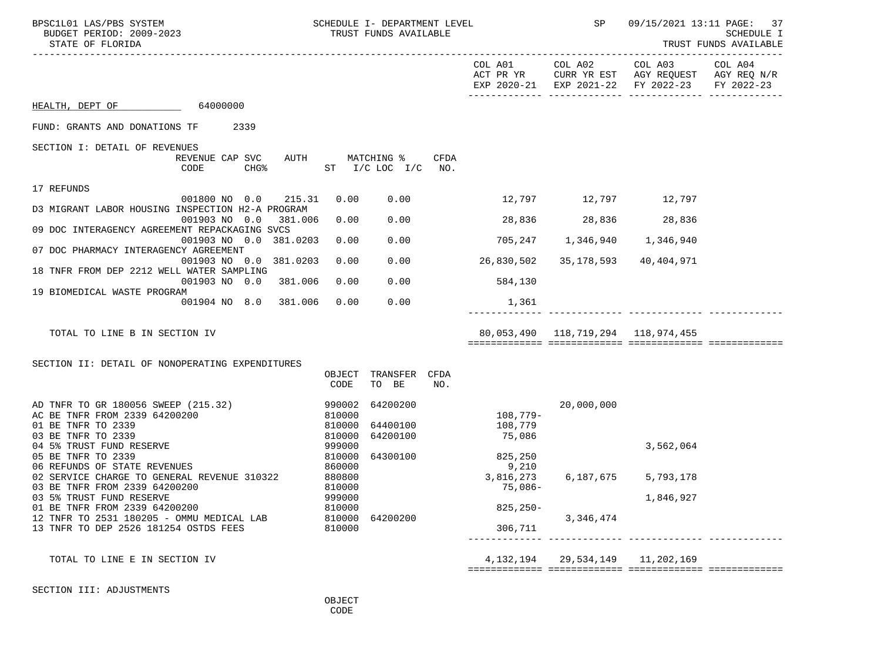BPSC1L01 LAS/PBS SYSTEM — SCHEDULE I- DEPARTMENT LEVEL — TRUST FUNDS AVAILABLE — SP 09/15/2021 13:11

BUDGET PERIOD: 2009-2023

STATE OF FLORIDA — SCHEDULE I — TRUST FUNDS AVAILABLE

HEALTH, DEPT OF 64000000

FUND: GRANTS AND DONATIONS TF 2339

## SECTION I: DETAIL OF REVENUES

| Description | REVENUE CODE | CAP | SVC CHG% | AUTH | MATCHING % ST | I/C LOC | I/C | CFDA NO. | COL A01 ACT PR YR EXP 2020-21 | COL A02 CURR YR EST EXP 2021-22 | COL A03 AGY REQUEST FY 2022-23 | COL A04 AGY REQ N/R FY 2022-23 |
|---|---|---|---|---|---|---|---|---|---|---|---|---|
| 17 REFUNDS | 001800 | NO | 0.0 | 215.31 | 0.00 | 0.00 | | | 12,797 | 12,797 | 12,797 | |
| D3 MIGRANT LABOR HOUSING INSPECTION H2-A PROGRAM | 001903 | NO | 0.0 | 381.006 | 0.00 | 0.00 | | | 28,836 | 28,836 | 28,836 | |
| 09 DOC INTERAGENCY AGREEMENT REPACKAGING SVCS | 001903 | NO | 0.0 | 381.0203 | 0.00 | 0.00 | | | 705,247 | 1,346,940 | 1,346,940 | |
| 07 DOC PHARMACY INTERAGENCY AGREEMENT | 001903 | NO | 0.0 | 381.0203 | 0.00 | 0.00 | | | 26,830,502 | 35,178,593 | 40,404,971 | |
| 18 TNFR FROM DEP 2212 WELL WATER SAMPLING | 001903 | NO | 0.0 | 381.006 | 0.00 | 0.00 | | | 584,130 | | | |
| 19 BIOMEDICAL WASTE PROGRAM | 001904 | NO | 8.0 | 381.006 | 0.00 | 0.00 | | | 1,361 | | | |
| TOTAL TO LINE B IN SECTION IV | | | | | | | | | 80,053,490 | 118,719,294 | 118,974,455 | |

## SECTION II: DETAIL OF NONOPERATING EXPENDITURES

| Description | OBJECT CODE | TRANSFER TO BE | CFDA NO. | COL A01 ACT PR YR EXP 2020-21 | COL A02 CURR YR EST EXP 2021-22 | COL A03 AGY REQUEST FY 2022-23 | COL A04 AGY REQ N/R FY 2022-23 |
|---|---|---|---|---|---|---|---|
| AD TNFR TO GR 180056 SWEEP (215.32) | 990002 | 64200200 | | | 20,000,000 | | |
| AC BE TNFR FROM 2339 64200200 | 810000 | | | 108,779- | | | |
| 01 BE TNFR TO 2339 | 810000 | 64400100 | | 108,779 | | | |
| 03 BE TNFR TO 2339 | 810000 | 64200100 | | 75,086 | | | |
| 04 5% TRUST FUND RESERVE | 999000 | | | | | 3,562,064 | |
| 05 BE TNFR TO 2339 | 810000 | 64300100 | | 825,250 | | | |
| 06 REFUNDS OF STATE REVENUES | 860000 | | | 9,210 | | | |
| 02 SERVICE CHARGE TO GENERAL REVENUE 310322 | 880800 | | | 3,816,273 | 6,187,675 | 5,793,178 | |
| 03 BE TNFR FROM 2339 64200200 | 810000 | | | 75,086- | | | |
| 03 5% TRUST FUND RESERVE | 999000 | | | | | 1,846,927 | |
| 01 BE TNFR FROM 2339 64200200 | 810000 | | | 825,250- | | | |
| 12 TNFR TO 2531 180205 - OMMU MEDICAL LAB | 810000 | 64200200 | | | 3,346,474 | | |
| 13 TNFR TO DEP 2526 181254 OSTDS FEES | 810000 | | | 306,711 | | | |
| TOTAL TO LINE E IN SECTION IV | | | | 4,132,194 | 29,534,149 | 11,202,169 | |

## SECTION III: ADJUSTMENTS

OBJECT CODE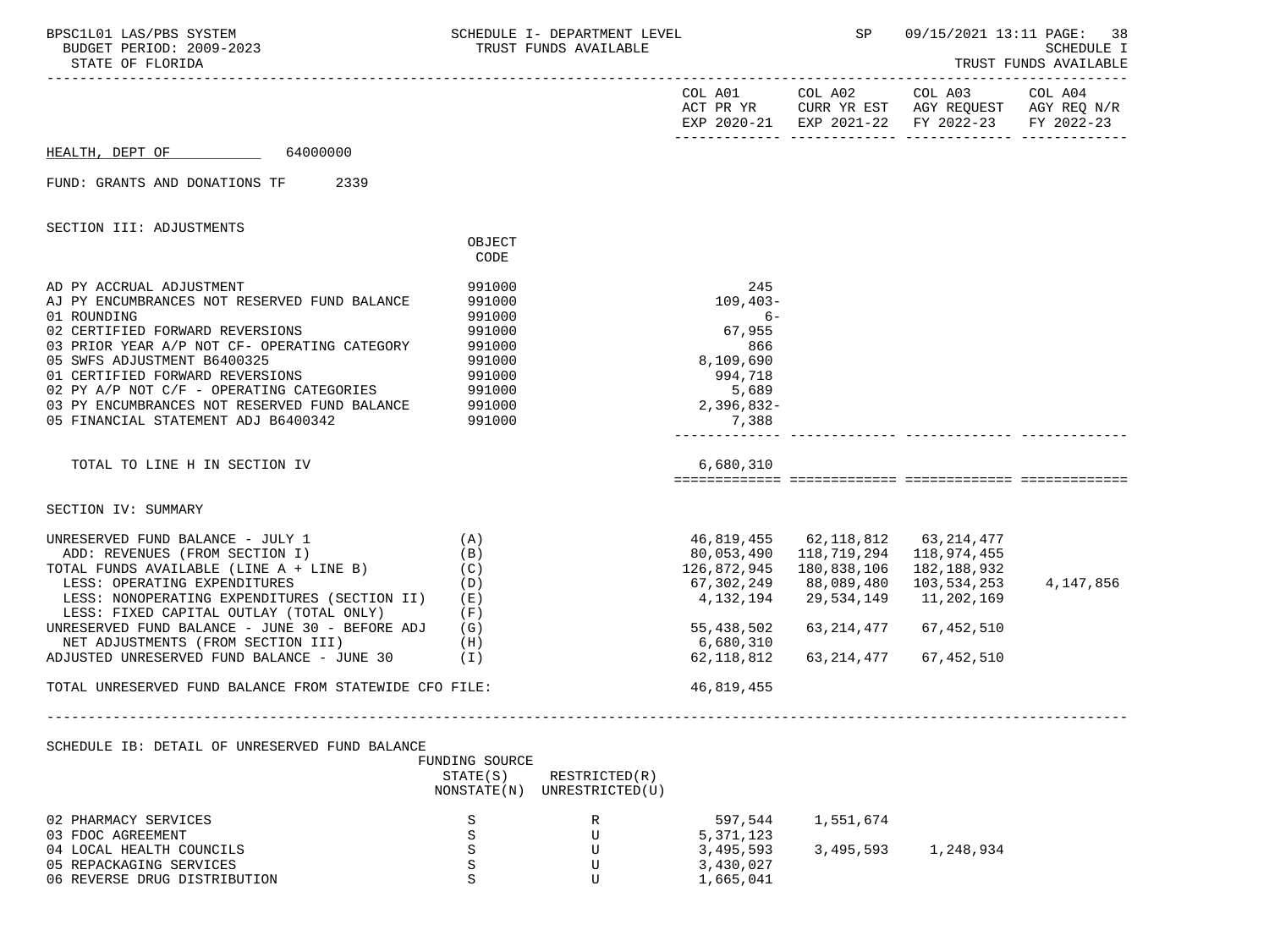HEALTH, DEPT OF 64000000

FUND: GRANTS AND DONATIONS TF 2339

SECTION III: ADJUSTMENTS

| | OBJECT CODE | COL A01 ACT PR YR EXP 2020-21 | COL A02 CURR YR EST EXP 2021-22 | COL A03 AGY REQUEST FY 2022-23 | COL A04 AGY REQ N/R FY 2022-23 |
|---|---|---|---|---|---|
| AD PY ACCRUAL ADJUSTMENT | 991000 | 245 | | | |
| AJ PY ENCUMBRANCES NOT RESERVED FUND BALANCE | 991000 | 109,403- | | | |
| 01 ROUNDING | 991000 | 6- | | | |
| 02 CERTIFIED FORWARD REVERSIONS | 991000 | 67,955 | | | |
| 03 PRIOR YEAR A/P NOT CF- OPERATING CATEGORY | 991000 | 866 | | | |
| 05 SWFS ADJUSTMENT B6400325 | 991000 | 8,109,690 | | | |
| 01 CERTIFIED FORWARD REVERSIONS | 991000 | 994,718 | | | |
| 02 PY A/P NOT C/F - OPERATING CATEGORIES | 991000 | 5,689 | | | |
| 03 PY ENCUMBRANCES NOT RESERVED FUND BALANCE | 991000 | 2,396,832- | | | |
| 05 FINANCIAL STATEMENT ADJ B6400342 | 991000 | 7,388 | | | |
| TOTAL TO LINE H IN SECTION IV | | 6,680,310 | | | |

SECTION IV: SUMMARY

| | | COL A01 | COL A02 | COL A03 | COL A04 |
|---|---|---|---|---|---|
| UNRESERVED FUND BALANCE - JULY 1 | (A) | 46,819,455 | 62,118,812 | 63,214,477 | |
| ADD: REVENUES (FROM SECTION I) | (B) | 80,053,490 | 118,719,294 | 118,974,455 | |
| TOTAL FUNDS AVAILABLE (LINE A + LINE B) | (C) | 126,872,945 | 180,838,106 | 182,188,932 | |
| LESS: OPERATING EXPENDITURES | (D) | 67,302,249 | 88,089,480 | 103,534,253 | 4,147,856 |
| LESS: NONOPERATING EXPENDITURES (SECTION II) | (E) | 4,132,194 | 29,534,149 | 11,202,169 | |
| LESS: FIXED CAPITAL OUTLAY (TOTAL ONLY) | (F) | | | | |
| UNRESERVED FUND BALANCE - JUNE 30 - BEFORE ADJ | (G) | 55,438,502 | 63,214,477 | 67,452,510 | |
| NET ADJUSTMENTS (FROM SECTION III) | (H) | 6,680,310 | | | |
| ADJUSTED UNRESERVED FUND BALANCE - JUNE 30 | (I) | 62,118,812 | 63,214,477 | 67,452,510 | |
| TOTAL UNRESERVED FUND BALANCE FROM STATEWIDE CFO FILE: | | 46,819,455 | | | |

SCHEDULE IB: DETAIL OF UNRESERVED FUND BALANCE

| | FUNDING SOURCE STATE(S) NONSTATE(N) | RESTRICTED(R) UNRESTRICTED(U) | COL A01 | COL A02 | COL A03 | COL A04 |
|---|---|---|---|---|---|---|
| 02 PHARMACY SERVICES | S | R | 597,544 | 1,551,674 | | |
| 03 FDOC AGREEMENT | S | U | 5,371,123 | | | |
| 04 LOCAL HEALTH COUNCILS | S | U | 3,495,593 | 3,495,593 | 1,248,934 | |
| 05 REPACKAGING SERVICES | S | U | 3,430,027 | | | |
| 06 REVERSE DRUG DISTRIBUTION | S | U | 1,665,041 | | | |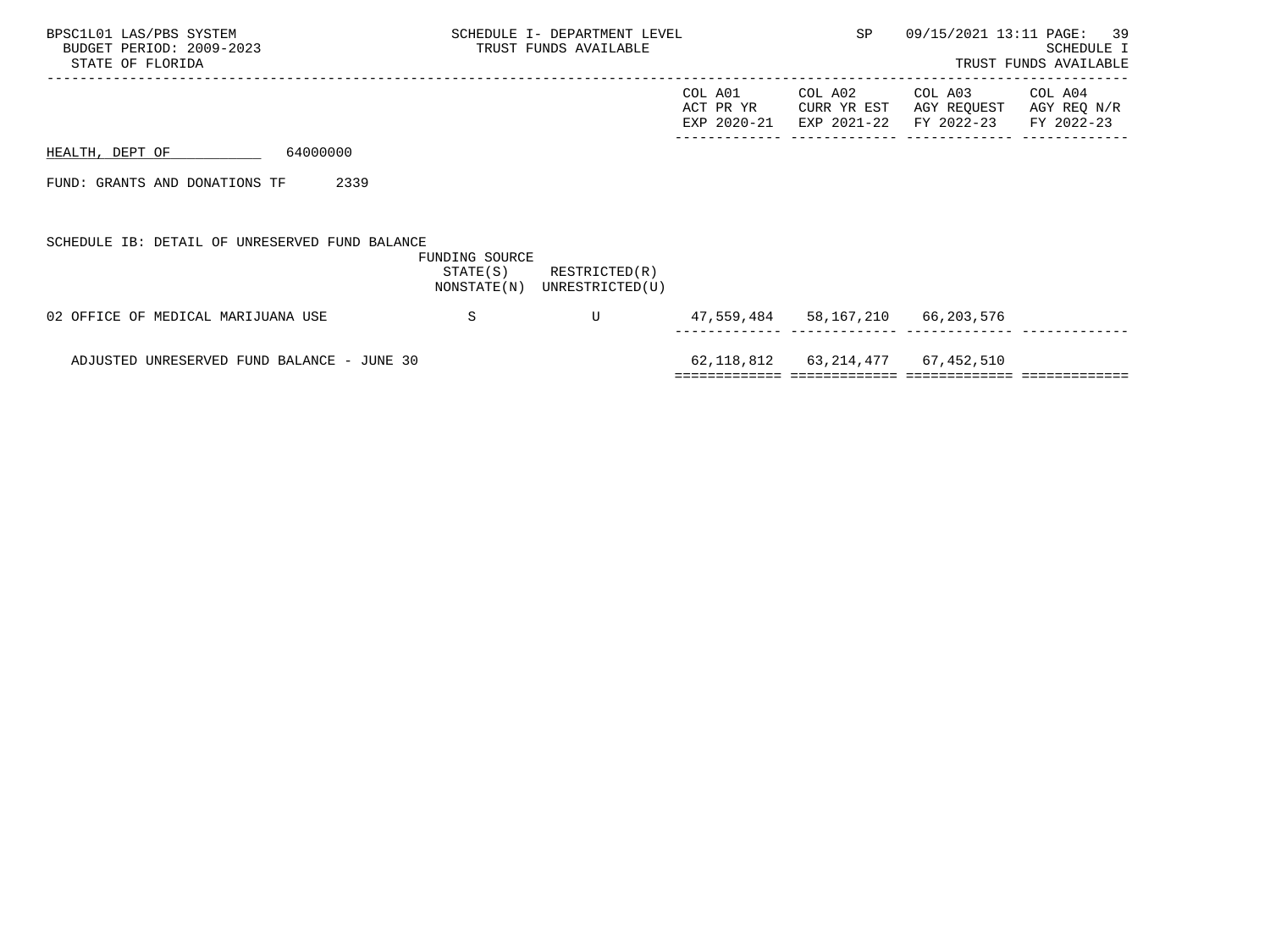BPSC1L01 LAS/PBS SYSTEM
BUDGET PERIOD: 2009-2023
STATE OF FLORIDA

SCHEDULE I- DEPARTMENT LEVEL
TRUST FUNDS AVAILABLE

SP 09/15/2021 13:11

SCHEDULE I
TRUST FUNDS AVAILABLE

HEALTH, DEPT OF 64000000

FUND: GRANTS AND DONATIONS TF 2339

SCHEDULE IB: DETAIL OF UNRESERVED FUND BALANCE

| | FUNDING SOURCE STATE(S) NONSTATE(N) | RESTRICTED(R) UNRESTRICTED(U) | COL A01 ACT PR YR EXP 2020-21 | COL A02 CURR YR EST EXP 2021-22 | COL A03 AGY REQUEST FY 2022-23 | COL A04 AGY REQ N/R FY 2022-23 |
|---|---|---|---|---|---|---|
| 02 OFFICE OF MEDICAL MARIJUANA USE | S | U | 47,559,484 | 58,167,210 | 66,203,576 | |
| ADJUSTED UNRESERVED FUND BALANCE - JUNE 30 | | | 62,118,812 | 63,214,477 | 67,452,510 | |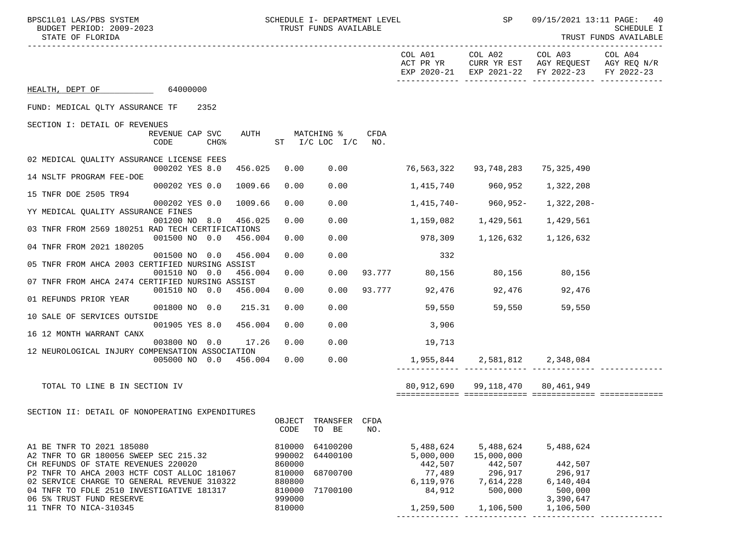BPSC1L01 LAS/PBS SYSTEM — SCHEDULE I- DEPARTMENT LEVEL — TRUST FUNDS AVAILABLE — SP 09/15/2021 13:11 PAGE: 40

BUDGET PERIOD: 2009-2023 — SCHEDULE I

STATE OF FLORIDA — TRUST FUNDS AVAILABLE

HEALTH, DEPT OF 64000000

FUND: MEDICAL QLTY ASSURANCE TF 2352

## SECTION I: DETAIL OF REVENUES

| | REVENUE CODE | CAP | SVC CHG% | AUTH | ST | MATCHING % I/C LOC | I/C | CFDA NO. | COL A01 ACT PR YR EXP 2020-21 | COL A02 CURR YR EST EXP 2021-22 | COL A03 AGY REQUEST FY 2022-23 | COL A04 AGY REQ N/R FY 2022-23 |
|---|---|---|---|---|---|---|---|---|---|---|---|---|
| 02 MEDICAL QUALITY ASSURANCE LICENSE FEES | 000202 | YES | 8.0 | 456.025 | 0.00 | 0.00 | | | 76,563,322 | 93,748,283 | 75,325,490 | |
| 14 NSLTF PROGRAM FEE-DOE | 000202 | YES | 0.0 | 1009.66 | 0.00 | 0.00 | | | 1,415,740 | 960,952 | 1,322,208 | |
| 15 TNFR DOE 2505 TR94 | 000202 | YES | 0.0 | 1009.66 | 0.00 | 0.00 | | | 1,415,740- | 960,952- | 1,322,208- | |
| YY MEDICAL QUALITY ASSURANCE FINES | 001200 | NO | 8.0 | 456.025 | 0.00 | 0.00 | | | 1,159,082 | 1,429,561 | 1,429,561 | |
| 03 TNFR FROM 2569 180251 RAD TECH CERTIFICATIONS | 001500 | NO | 0.0 | 456.004 | 0.00 | 0.00 | | | 978,309 | 1,126,632 | 1,126,632 | |
| 04 TNFR FROM 2021 180205 | 001500 | NO | 0.0 | 456.004 | 0.00 | 0.00 | | | 332 | | | |
| 05 TNFR FROM AHCA 2003 CERTIFIED NURSING ASSIST | 001510 | NO | 0.0 | 456.004 | 0.00 | 0.00 | | 93.777 | 80,156 | 80,156 | 80,156 | |
| 07 TNFR FROM AHCA 2474 CERTIFIED NURSING ASSIST | 001510 | NO | 0.0 | 456.004 | 0.00 | 0.00 | | 93.777 | 92,476 | 92,476 | 92,476 | |
| 01 REFUNDS PRIOR YEAR | 001800 | NO | 0.0 | 215.31 | 0.00 | 0.00 | | | 59,550 | 59,550 | 59,550 | |
| 10 SALE OF SERVICES OUTSIDE | 001905 | YES | 8.0 | 456.004 | 0.00 | 0.00 | | | 3,906 | | | |
| 16 12 MONTH WARRANT CANX | 003800 | NO | 0.0 | 17.26 | 0.00 | 0.00 | | | 19,713 | | | |
| 12 NEUROLOGICAL INJURY COMPENSATION ASSOCIATION | 005000 | NO | 0.0 | 456.004 | 0.00 | 0.00 | | | 1,955,844 | 2,581,812 | 2,348,084 | |
| TOTAL TO LINE B IN SECTION IV | | | | | | | | | 80,912,690 | 99,118,470 | 80,461,949 | |

## SECTION II: DETAIL OF NONOPERATING EXPENDITURES

| | OBJECT CODE | TRANSFER TO BE | CFDA NO. | COL A01 ACT PR YR EXP 2020-21 | COL A02 CURR YR EST EXP 2021-22 | COL A03 AGY REQUEST FY 2022-23 | COL A04 AGY REQ N/R FY 2022-23 |
|---|---|---|---|---|---|---|---|
| A1 BE TNFR TO 2021 185080 | 810000 | 64100200 | | 5,488,624 | 5,488,624 | 5,488,624 | |
| A2 TNFR TO GR 180056 SWEEP SEC 215.32 | 990002 | 64400100 | | 5,000,000 | 15,000,000 | | |
| CH REFUNDS OF STATE REVENUES 220020 | 860000 | | | 442,507 | 442,507 | 442,507 | |
| P2 TNFR TO AHCA 2003 HCTF COST ALLOC 181067 | 810000 | 68700700 | | 77,489 | 296,917 | 296,917 | |
| 02 SERVICE CHARGE TO GENERAL REVENUE 310322 | 880800 | | | 6,119,976 | 7,614,228 | 6,140,404 | |
| 04 TNFR TO FDLE 2510 INVESTIGATIVE 181317 | 810000 | 71700100 | | 84,912 | 500,000 | 500,000 | |
| 06 5% TRUST FUND RESERVE | 999000 | | | | | 3,390,647 | |
| 11 TNFR TO NICA-310345 | 810000 | | | 1,259,500 | 1,106,500 | 1,106,500 | |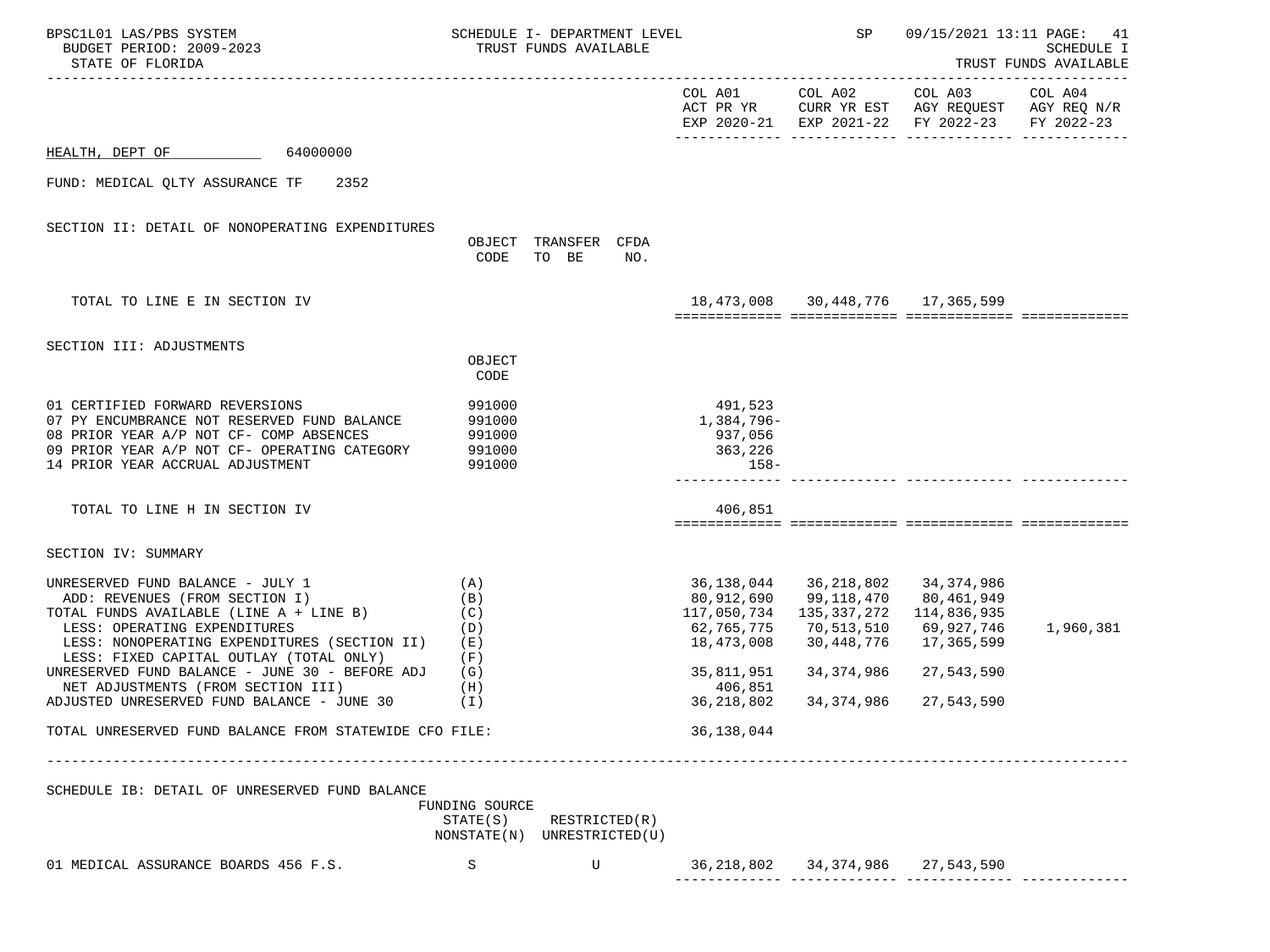BPSC1L01 LAS/PBS SYSTEM — SCHEDULE I- DEPARTMENT LEVEL — TRUST FUNDS AVAILABLE — SP 09/15/2021 13:11 — SCHEDULE I TRUST FUNDS AVAILABLE

BUDGET PERIOD: 2009-2023

STATE OF FLORIDA

**HEALTH, DEPT OF** 64000000

FUND: MEDICAL QLTY ASSURANCE TF 2352

## SECTION II: DETAIL OF NONOPERATING EXPENDITURES

| | OBJECT CODE | TRANSFER TO BE | CFDA NO. | COL A01 ACT PR YR EXP 2020-21 | COL A02 CURR YR EST EXP 2021-22 | COL A03 AGY REQUEST FY 2022-23 | COL A04 AGY REQ N/R FY 2022-23 |
|---|---|---|---|---|---|---|---|
| TOTAL TO LINE E IN SECTION IV | | | | 18,473,008 | 30,448,776 | 17,365,599 | |

## SECTION III: ADJUSTMENTS

| | OBJECT CODE | COL A01 | COL A02 | COL A03 | COL A04 |
|---|---|---|---|---|---|
| 01 CERTIFIED FORWARD REVERSIONS | 991000 | 491,523 | | | |
| 07 PY ENCUMBRANCE NOT RESERVED FUND BALANCE | 991000 | 1,384,796- | | | |
| 08 PRIOR YEAR A/P NOT CF- COMP ABSENCES | 991000 | 937,056 | | | |
| 09 PRIOR YEAR A/P NOT CF- OPERATING CATEGORY | 991000 | 363,226 | | | |
| 14 PRIOR YEAR ACCRUAL ADJUSTMENT | 991000 | 158- | | | |
| TOTAL TO LINE H IN SECTION IV | | 406,851 | | | |

## SECTION IV: SUMMARY

| | | COL A01 | COL A02 | COL A03 | COL A04 |
|---|---|---|---|---|---|
| UNRESERVED FUND BALANCE - JULY 1 | (A) | 36,138,044 | 36,218,802 | 34,374,986 | |
| ADD: REVENUES (FROM SECTION I) | (B) | 80,912,690 | 99,118,470 | 80,461,949 | |
| TOTAL FUNDS AVAILABLE (LINE A + LINE B) | (C) | 117,050,734 | 135,337,272 | 114,836,935 | |
| LESS: OPERATING EXPENDITURES | (D) | 62,765,775 | 70,513,510 | 69,927,746 | 1,960,381 |
| LESS: NONOPERATING EXPENDITURES (SECTION II) | (E) | 18,473,008 | 30,448,776 | 17,365,599 | |
| LESS: FIXED CAPITAL OUTLAY (TOTAL ONLY) | (F) | | | | |
| UNRESERVED FUND BALANCE - JUNE 30 - BEFORE ADJ | (G) | 35,811,951 | 34,374,986 | 27,543,590 | |
| NET ADJUSTMENTS (FROM SECTION III) | (H) | 406,851 | | | |
| ADJUSTED UNRESERVED FUND BALANCE - JUNE 30 | (I) | 36,218,802 | 34,374,986 | 27,543,590 | |
| TOTAL UNRESERVED FUND BALANCE FROM STATEWIDE CFO FILE: | | 36,138,044 | | | |

## SCHEDULE IB: DETAIL OF UNRESERVED FUND BALANCE

| | FUNDING SOURCE STATE(S) NONSTATE(N) | RESTRICTED(R) UNRESTRICTED(U) | COL A01 | COL A02 | COL A03 | COL A04 |
|---|---|---|---|---|---|---|
| 01 MEDICAL ASSURANCE BOARDS 456 F.S. | S | U | 36,218,802 | 34,374,986 | 27,543,590 | |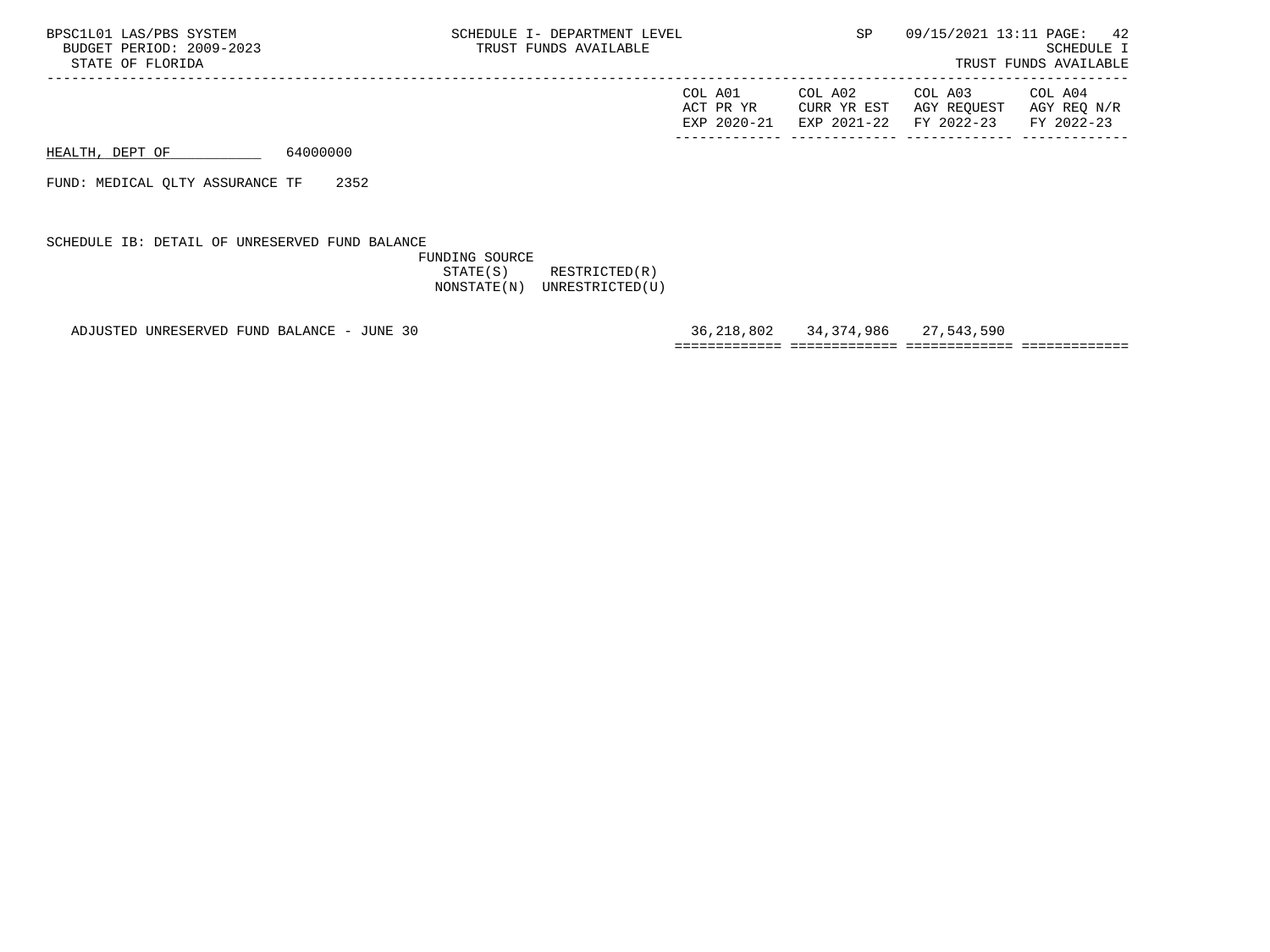BPSC1L01 LAS/PBS SYSTEM
BUDGET PERIOD: 2009-2023
STATE OF FLORIDA

SCHEDULE I- DEPARTMENT LEVEL
TRUST FUNDS AVAILABLE

SP 09/15/2021 13:11

SCHEDULE I
TRUST FUNDS AVAILABLE

HEALTH, DEPT OF 64000000

FUND: MEDICAL QLTY ASSURANCE TF 2352

SCHEDULE IB: DETAIL OF UNRESERVED FUND BALANCE

FUNDING SOURCE
STATE(S) RESTRICTED(R)
NONSTATE(N) UNRESTRICTED(U)

| | COL A01 ACT PR YR EXP 2020-21 | COL A02 CURR YR EST EXP 2021-22 | COL A03 AGY REQUEST FY 2022-23 | COL A04 AGY REQ N/R FY 2022-23 |
|---|---|---|---|---|
| ADJUSTED UNRESERVED FUND BALANCE - JUNE 30 | 36,218,802 | 34,374,986 | 27,543,590 | |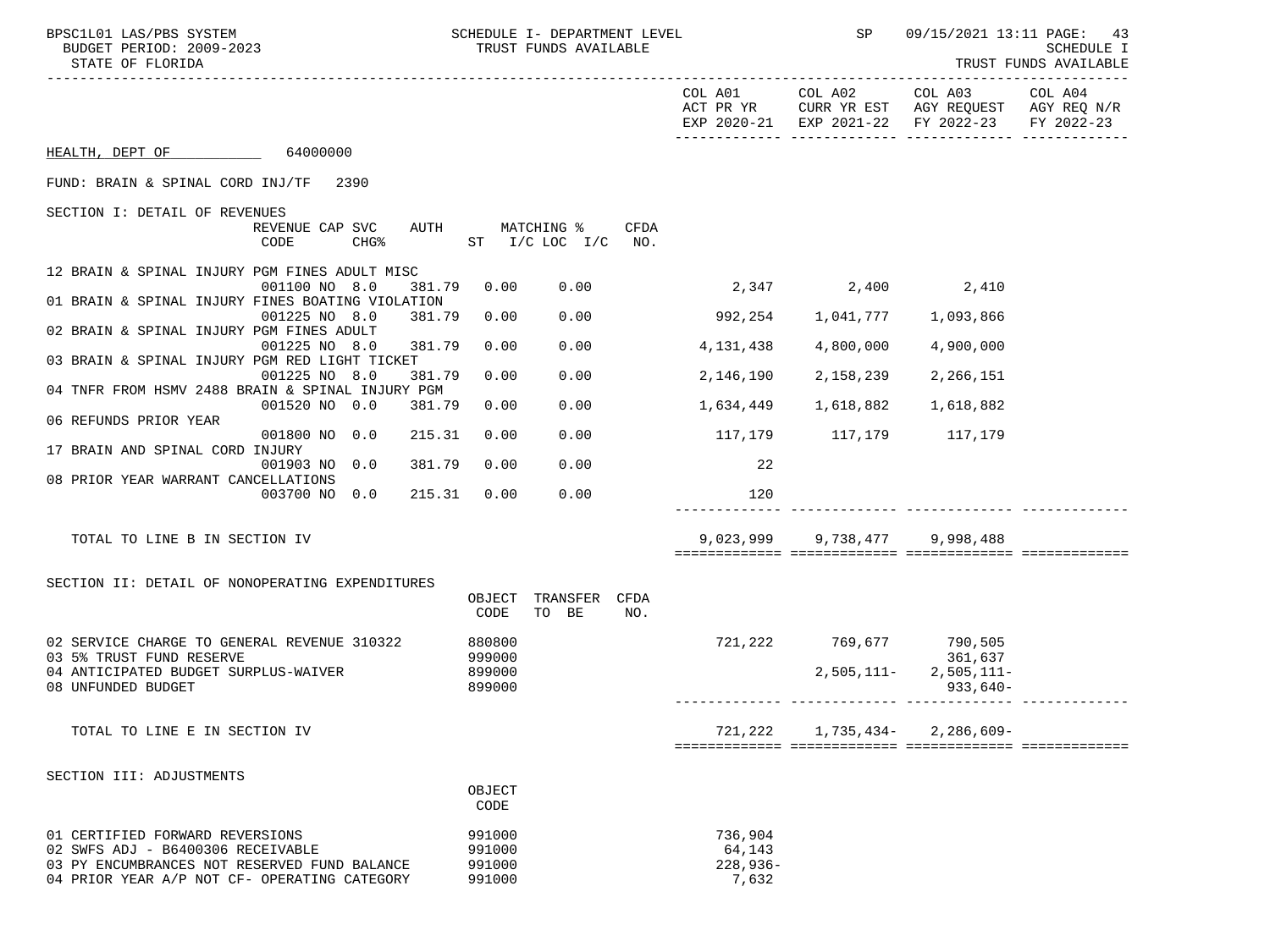HEALTH, DEPT OF 64000000

FUND: BRAIN & SPINAL CORD INJ/TF 2390

SECTION I: DETAIL OF REVENUES

| Description | REVENUE CODE | CAP | SVC CHG% | AUTH ST | MATCHING % I/C | LOC I/C | CFDA NO. | COL A01 ACT PR YR EXP 2020-21 | COL A02 CURR YR EST EXP 2021-22 | COL A03 AGY REQUEST FY 2022-23 | COL A04 AGY REQ N/R FY 2022-23 |
|---|---|---|---|---|---|---|---|---|---|---|---|
| 12 BRAIN & SPINAL INJURY PGM FINES ADULT MISC | 001100 | NO | 8.0 | 381.79 | 0.00 | 0.00 | | 2,347 | 2,400 | 2,410 | |
| 01 BRAIN & SPINAL INJURY FINES BOATING VIOLATION | 001225 | NO | 8.0 | 381.79 | 0.00 | 0.00 | | 992,254 | 1,041,777 | 1,093,866 | |
| 02 BRAIN & SPINAL INJURY PGM FINES ADULT | 001225 | NO | 8.0 | 381.79 | 0.00 | 0.00 | | 4,131,438 | 4,800,000 | 4,900,000 | |
| 03 BRAIN & SPINAL INJURY PGM RED LIGHT TICKET | 001225 | NO | 8.0 | 381.79 | 0.00 | 0.00 | | 2,146,190 | 2,158,239 | 2,266,151 | |
| 04 TNFR FROM HSMV 2488 BRAIN & SPINAL INJURY PGM | 001520 | NO | 0.0 | 381.79 | 0.00 | 0.00 | | 1,634,449 | 1,618,882 | 1,618,882 | |
| 06 REFUNDS PRIOR YEAR | 001800 | NO | 0.0 | 215.31 | 0.00 | 0.00 | | 117,179 | 117,179 | 117,179 | |
| 17 BRAIN AND SPINAL CORD INJURY | 001903 | NO | 0.0 | 381.79 | 0.00 | 0.00 | | 22 | | | |
| 08 PRIOR YEAR WARRANT CANCELLATIONS | 003700 | NO | 0.0 | 215.31 | 0.00 | 0.00 | | 120 | | | |
| TOTAL TO LINE B IN SECTION IV | | | | | | | | 9,023,999 | 9,738,477 | 9,998,488 | |

SECTION II: DETAIL OF NONOPERATING EXPENDITURES

| Description | OBJECT CODE | TRANSFER TO BE | CFDA NO. | COL A01 ACT PR YR EXP 2020-21 | COL A02 CURR YR EST EXP 2021-22 | COL A03 AGY REQUEST FY 2022-23 | COL A04 AGY REQ N/R FY 2022-23 |
|---|---|---|---|---|---|---|---|
| 02 SERVICE CHARGE TO GENERAL REVENUE 310322 | 880800 | | | 721,222 | 769,677 | 790,505 | |
| 03 5% TRUST FUND RESERVE | 999000 | | | | | 361,637 | |
| 04 ANTICIPATED BUDGET SURPLUS-WAIVER | 899000 | | | | 2,505,111- | 2,505,111- | |
| 08 UNFUNDED BUDGET | 899000 | | | | | 933,640- | |
| TOTAL TO LINE E IN SECTION IV | | | | 721,222 | 1,735,434- | 2,286,609- | |

SECTION III: ADJUSTMENTS

| Description | OBJECT CODE | COL A01 ACT PR YR EXP 2020-21 | COL A02 CURR YR EST EXP 2021-22 | COL A03 AGY REQUEST FY 2022-23 | COL A04 AGY REQ N/R FY 2022-23 |
|---|---|---|---|---|---|
| 01 CERTIFIED FORWARD REVERSIONS | 991000 | 736,904 | | | |
| 02 SWFS ADJ - B6400306 RECEIVABLE | 991000 | 64,143 | | | |
| 03 PY ENCUMBRANCES NOT RESERVED FUND BALANCE | 991000 | 228,936- | | | |
| 04 PRIOR YEAR A/P NOT CF- OPERATING CATEGORY | 991000 | 7,632 | | | |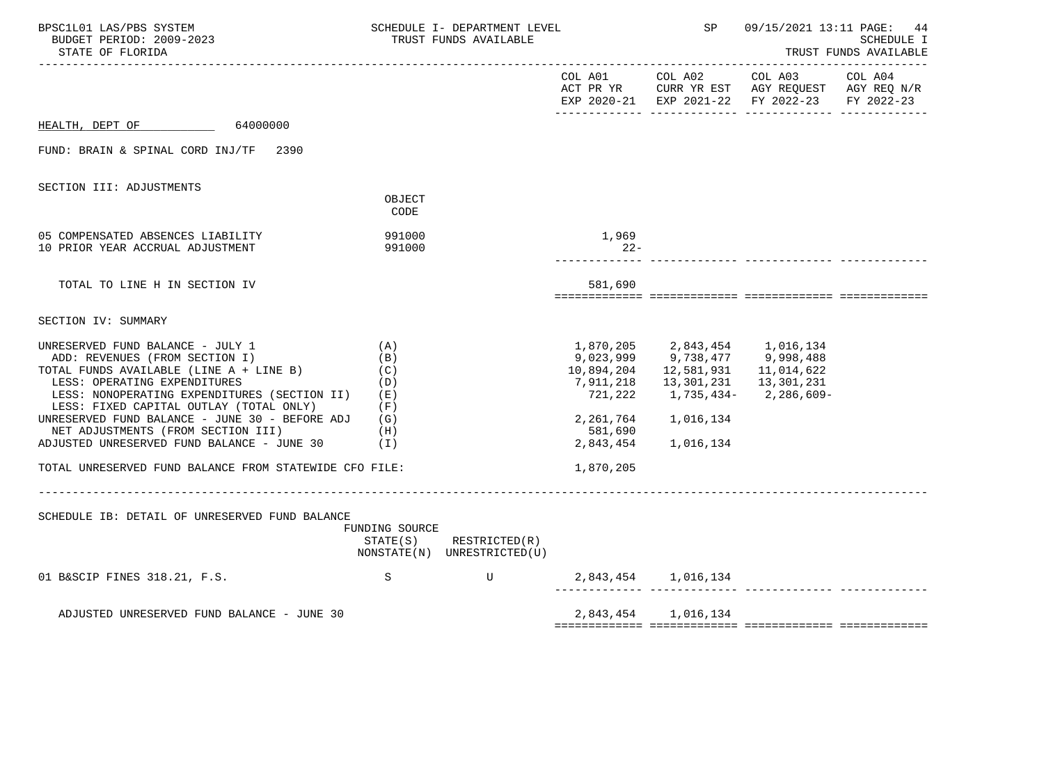HEALTH, DEPT OF 64000000

FUND: BRAIN & SPINAL CORD INJ/TF 2390

SECTION III: ADJUSTMENTS

| | OBJECT CODE | COL A01 ACT PR YR EXP 2020-21 | COL A02 CURR YR EST EXP 2021-22 | COL A03 AGY REQUEST FY 2022-23 | COL A04 AGY REQ N/R FY 2022-23 |
|---|---|---|---|---|---|
| 05 COMPENSATED ABSENCES LIABILITY | 991000 | 1,969 | | | |
| 10 PRIOR YEAR ACCRUAL ADJUSTMENT | 991000 | 22- | | | |
| TOTAL TO LINE H IN SECTION IV | | 581,690 | | | |

SECTION IV: SUMMARY

| | | COL A01 ACT PR YR EXP 2020-21 | COL A02 CURR YR EST EXP 2021-22 | COL A03 AGY REQUEST FY 2022-23 | COL A04 AGY REQ N/R FY 2022-23 |
|---|---|---|---|---|---|
| UNRESERVED FUND BALANCE - JULY 1 | (A) | 1,870,205 | 2,843,454 | 1,016,134 | |
| ADD: REVENUES (FROM SECTION I) | (B) | 9,023,999 | 9,738,477 | 9,998,488 | |
| TOTAL FUNDS AVAILABLE (LINE A + LINE B) | (C) | 10,894,204 | 12,581,931 | 11,014,622 | |
| LESS: OPERATING EXPENDITURES | (D) | 7,911,218 | 13,301,231 | 13,301,231 | |
| LESS: NONOPERATING EXPENDITURES (SECTION II) | (E) | 721,222 | 1,735,434- | 2,286,609- | |
| LESS: FIXED CAPITAL OUTLAY (TOTAL ONLY) | (F) | | | | |
| UNRESERVED FUND BALANCE - JUNE 30 - BEFORE ADJ | (G) | 2,261,764 | 1,016,134 | | |
| NET ADJUSTMENTS (FROM SECTION III) | (H) | 581,690 | | | |
| ADJUSTED UNRESERVED FUND BALANCE - JUNE 30 | (I) | 2,843,454 | 1,016,134 | | |
| TOTAL UNRESERVED FUND BALANCE FROM STATEWIDE CFO FILE: | | 1,870,205 | | | |

SCHEDULE IB: DETAIL OF UNRESERVED FUND BALANCE

| | FUNDING SOURCE STATE(S) NONSTATE(N) | RESTRICTED(R) UNRESTRICTED(U) | COL A01 | COL A02 | COL A03 | COL A04 |
|---|---|---|---|---|---|---|
| 01 B&SCIP FINES 318.21, F.S. | S | U | 2,843,454 | 1,016,134 | | |
| ADJUSTED UNRESERVED FUND BALANCE - JUNE 30 | | | 2,843,454 | 1,016,134 | | |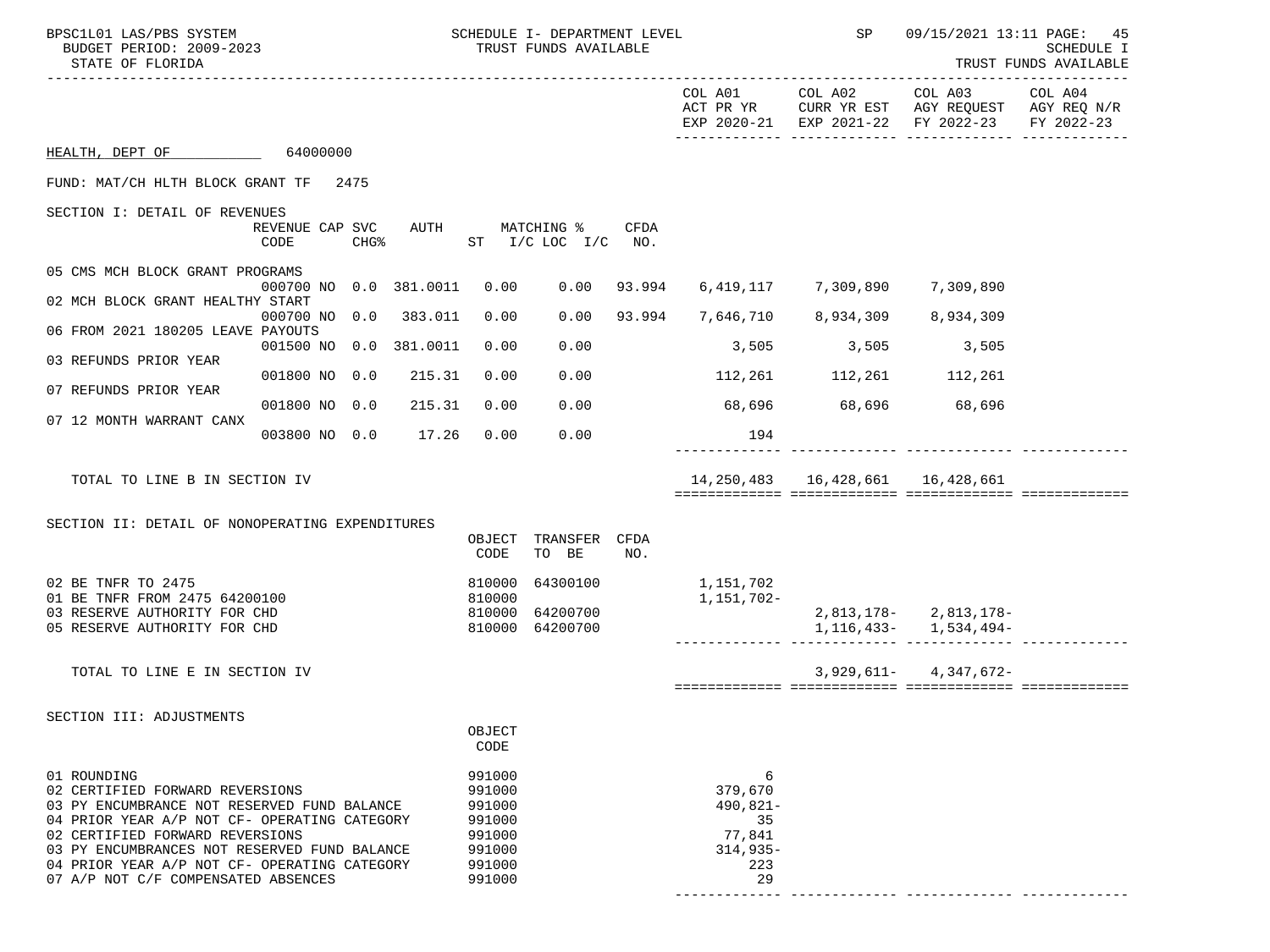BPSC1L01 LAS/PBS SYSTEM — SCHEDULE I- DEPARTMENT LEVEL — TRUST FUNDS AVAILABLE — SP 09/15/2021 13:11

BUDGET PERIOD: 2009-2023 — STATE OF FLORIDA — SCHEDULE I TRUST FUNDS AVAILABLE

HEALTH, DEPT OF 64000000

FUND: MAT/CH HLTH BLOCK GRANT TF 2475

## SECTION I: DETAIL OF REVENUES

| Description | REVENUE CODE | CAP | SVC CHG% | AUTH | MATCHING % ST | I/C LOC | I/C | CFDA NO. | COL A01 ACT PR YR EXP 2020-21 | COL A02 CURR YR EST EXP 2021-22 | COL A03 AGY REQUEST FY 2022-23 | COL A04 AGY REQ N/R FY 2022-23 |
|---|---|---|---|---|---|---|---|---|---|---|---|---|
| 05 CMS MCH BLOCK GRANT PROGRAMS | 000700 | NO | 0.0 | 381.0011 | 0.00 | 0.00 | | 93.994 | 6,419,117 | 7,309,890 | 7,309,890 | |
| 02 MCH BLOCK GRANT HEALTHY START | 000700 | NO | 0.0 | 383.011 | 0.00 | 0.00 | | 93.994 | 7,646,710 | 8,934,309 | 8,934,309 | |
| 06 FROM 2021 180205 LEAVE PAYOUTS | 001500 | NO | 0.0 | 381.0011 | 0.00 | 0.00 | | | 3,505 | 3,505 | 3,505 | |
| 03 REFUNDS PRIOR YEAR | 001800 | NO | 0.0 | 215.31 | 0.00 | 0.00 | | | 112,261 | 112,261 | 112,261 | |
| 07 REFUNDS PRIOR YEAR | 001800 | NO | 0.0 | 215.31 | 0.00 | 0.00 | | | 68,696 | 68,696 | 68,696 | |
| 07 12 MONTH WARRANT CANX | 003800 | NO | 0.0 | 17.26 | 0.00 | 0.00 | | | 194 | | | |
| TOTAL TO LINE B IN SECTION IV | | | | | | | | | 14,250,483 | 16,428,661 | 16,428,661 | |

## SECTION II: DETAIL OF NONOPERATING EXPENDITURES

| Description | OBJECT CODE | TRANSFER TO BE | CFDA NO. | COL A01 | COL A02 | COL A03 | COL A04 |
|---|---|---|---|---|---|---|---|
| 02 BE TNFR TO 2475 | 810000 | 64300100 | | 1,151,702 | | | |
| 01 BE TNFR FROM 2475 64200100 | 810000 | | | 1,151,702- | | | |
| 03 RESERVE AUTHORITY FOR CHD | 810000 | 64200700 | | | 2,813,178- | 2,813,178- | |
| 05 RESERVE AUTHORITY FOR CHD | 810000 | 64200700 | | | 1,116,433- | 1,534,494- | |
| TOTAL TO LINE E IN SECTION IV | | | | | 3,929,611- | 4,347,672- | |

## SECTION III: ADJUSTMENTS

| Description | OBJECT CODE | COL A01 | COL A02 | COL A03 | COL A04 |
|---|---|---|---|---|---|
| 01 ROUNDING | 991000 | 6 | | | |
| 02 CERTIFIED FORWARD REVERSIONS | 991000 | 379,670 | | | |
| 03 PY ENCUMBRANCE NOT RESERVED FUND BALANCE | 991000 | 490,821- | | | |
| 04 PRIOR YEAR A/P NOT CF- OPERATING CATEGORY | 991000 | 35 | | | |
| 02 CERTIFIED FORWARD REVERSIONS | 991000 | 77,841 | | | |
| 03 PY ENCUMBRANCES NOT RESERVED FUND BALANCE | 991000 | 314,935- | | | |
| 04 PRIOR YEAR A/P NOT CF- OPERATING CATEGORY | 991000 | 223 | | | |
| 07 A/P NOT C/F COMPENSATED ABSENCES | 991000 | 29 | | | |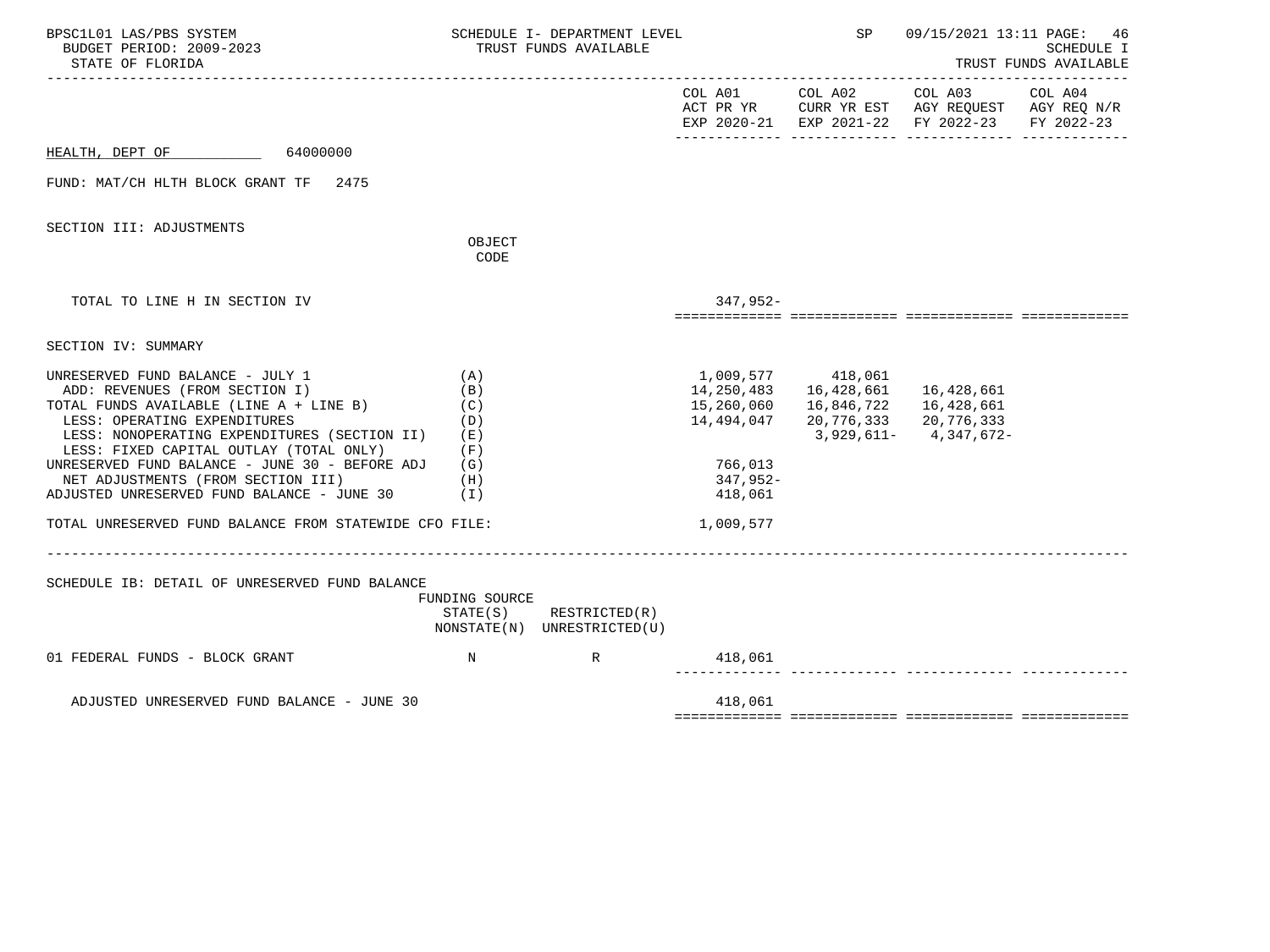HEALTH, DEPT OF 64000000

FUND: MAT/CH HLTH BLOCK GRANT TF 2475

SECTION III: ADJUSTMENTS

| | OBJECT CODE | COL A01 ACT PR YR EXP 2020-21 | COL A02 CURR YR EST EXP 2021-22 | COL A03 AGY REQUEST FY 2022-23 | COL A04 AGY REQ N/R FY 2022-23 |
|---|---|---|---|---|---|
| TOTAL TO LINE H IN SECTION IV | | 347,952- | | | |

SECTION IV: SUMMARY

| | | COL A01 | COL A02 | COL A03 | COL A04 |
|---|---|---|---|---|---|
| UNRESERVED FUND BALANCE - JULY 1 | (A) | 1,009,577 | 418,061 | | |
| ADD: REVENUES (FROM SECTION I) | (B) | 14,250,483 | 16,428,661 | 16,428,661 | |
| TOTAL FUNDS AVAILABLE (LINE A + LINE B) | (C) | 15,260,060 | 16,846,722 | 16,428,661 | |
| LESS: OPERATING EXPENDITURES | (D) | 14,494,047 | 20,776,333 | 20,776,333 | |
| LESS: NONOPERATING EXPENDITURES (SECTION II) | (E) | | | | |
| LESS: FIXED CAPITAL OUTLAY (TOTAL ONLY) | (F) | | | | |
| UNRESERVED FUND BALANCE - JUNE 30 - BEFORE ADJ | (G) | 766,013 | 3,929,611- | 4,347,672- | |
| NET ADJUSTMENTS (FROM SECTION III) | (H) | 347,952- | | | |
| ADJUSTED UNRESERVED FUND BALANCE - JUNE 30 | (I) | 418,061 | | | |
| TOTAL UNRESERVED FUND BALANCE FROM STATEWIDE CFO FILE: | | 1,009,577 | | | |

SCHEDULE IB: DETAIL OF UNRESERVED FUND BALANCE

| | FUNDING SOURCE STATE(S) NONSTATE(N) | RESTRICTED(R) UNRESTRICTED(U) | COL A01 | COL A02 | COL A03 | COL A04 |
|---|---|---|---|---|---|---|
| 01 FEDERAL FUNDS - BLOCK GRANT | N | R | 418,061 | | | |
| ADJUSTED UNRESERVED FUND BALANCE - JUNE 30 | | | 418,061 | | | |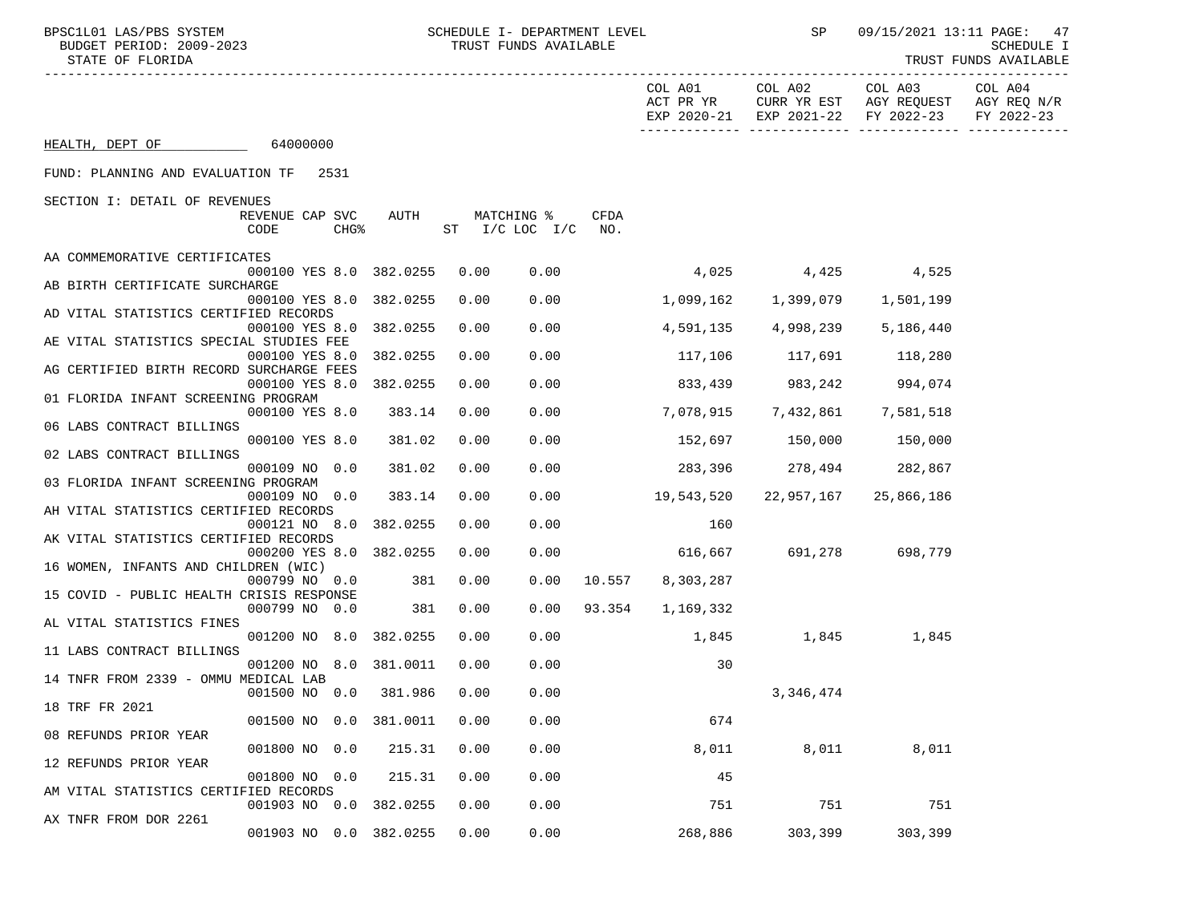SCHEDULE I- DEPARTMENT LEVEL
TRUST FUNDS AVAILABLE

BPSC1L01 LAS/PBS SYSTEM
BUDGET PERIOD: 2009-2023
STATE OF FLORIDA

SP 09/15/2021 13:11

SCHEDULE I
TRUST FUNDS AVAILABLE

HEALTH, DEPT OF 64000000

FUND: PLANNING AND EVALUATION TF 2531

SECTION I: DETAIL OF REVENUES

| Description | REVENUE CODE | CAP SVC CHG% | AUTH | MATCHING % ST | I/C LOC I/C | CFDA NO. | COL A01 ACT PR YR EXP 2020-21 | COL A02 CURR YR EST EXP 2021-22 | COL A03 AGY REQUEST FY 2022-23 | COL A04 AGY REQ N/R FY 2022-23 |
|---|---|---|---|---|---|---|---|---|---|---|
| AA COMMEMORATIVE CERTIFICATES | 000100 | YES 8.0 | 382.0255 | 0.00 | 0.00 | | 4,025 | 4,425 | 4,525 | |
| AB BIRTH CERTIFICATE SURCHARGE | 000100 | YES 8.0 | 382.0255 | 0.00 | 0.00 | | 1,099,162 | 1,399,079 | 1,501,199 | |
| AD VITAL STATISTICS CERTIFIED RECORDS | 000100 | YES 8.0 | 382.0255 | 0.00 | 0.00 | | 4,591,135 | 4,998,239 | 5,186,440 | |
| AE VITAL STATISTICS SPECIAL STUDIES FEE | 000100 | YES 8.0 | 382.0255 | 0.00 | 0.00 | | 117,106 | 117,691 | 118,280 | |
| AG CERTIFIED BIRTH RECORD SURCHARGE FEES | 000100 | YES 8.0 | 382.0255 | 0.00 | 0.00 | | 833,439 | 983,242 | 994,074 | |
| 01 FLORIDA INFANT SCREENING PROGRAM | 000100 | YES 8.0 | 383.14 | 0.00 | 0.00 | | 7,078,915 | 7,432,861 | 7,581,518 | |
| 06 LABS CONTRACT BILLINGS | 000100 | YES 8.0 | 381.02 | 0.00 | 0.00 | | 152,697 | 150,000 | 150,000 | |
| 02 LABS CONTRACT BILLINGS | 000109 | NO 0.0 | 381.02 | 0.00 | 0.00 | | 283,396 | 278,494 | 282,867 | |
| 03 FLORIDA INFANT SCREENING PROGRAM | 000109 | NO 0.0 | 383.14 | 0.00 | 0.00 | | 19,543,520 | 22,957,167 | 25,866,186 | |
| AH VITAL STATISTICS CERTIFIED RECORDS | 000121 | NO 8.0 | 382.0255 | 0.00 | 0.00 | | 160 | | | |
| AK VITAL STATISTICS CERTIFIED RECORDS | 000200 | YES 8.0 | 382.0255 | 0.00 | 0.00 | | 616,667 | 691,278 | 698,779 | |
| 16 WOMEN, INFANTS AND CHILDREN (WIC) | 000799 | NO 0.0 | 381 | 0.00 | 0.00 | 10.557 | 8,303,287 | | | |
| 15 COVID - PUBLIC HEALTH CRISIS RESPONSE | 000799 | NO 0.0 | 381 | 0.00 | 0.00 | 93.354 | 1,169,332 | | | |
| AL VITAL STATISTICS FINES | 001200 | NO 8.0 | 382.0255 | 0.00 | 0.00 | | 1,845 | 1,845 | 1,845 | |
| 11 LABS CONTRACT BILLINGS | 001200 | NO 8.0 | 381.0011 | 0.00 | 0.00 | | 30 | | | |
| 14 TNFR FROM 2339 - OMMU MEDICAL LAB | 001500 | NO 0.0 | 381.986 | 0.00 | 0.00 | | | 3,346,474 | | |
| 18 TRF FR 2021 | 001500 | NO 0.0 | 381.0011 | 0.00 | 0.00 | | 674 | | | |
| 08 REFUNDS PRIOR YEAR | 001800 | NO 0.0 | 215.31 | 0.00 | 0.00 | | 8,011 | 8,011 | 8,011 | |
| 12 REFUNDS PRIOR YEAR | 001800 | NO 0.0 | 215.31 | 0.00 | 0.00 | | 45 | | | |
| AM VITAL STATISTICS CERTIFIED RECORDS | 001903 | NO 0.0 | 382.0255 | 0.00 | 0.00 | | 751 | 751 | 751 | |
| AX TNFR FROM DOR 2261 | 001903 | NO 0.0 | 382.0255 | 0.00 | 0.00 | | 268,886 | 303,399 | 303,399 | |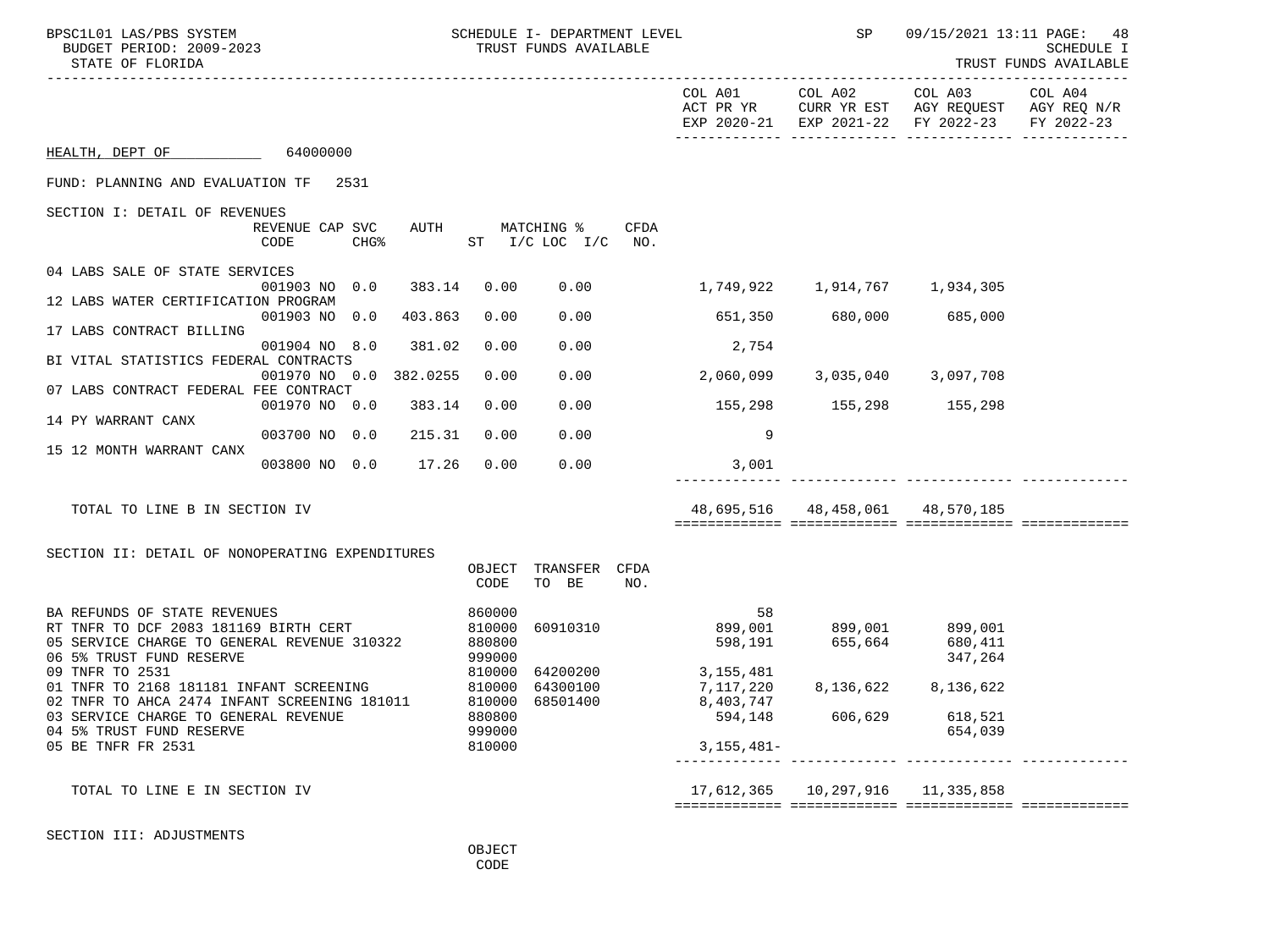HEALTH, DEPT OF 64000000

FUND: PLANNING AND EVALUATION TF 2531

SECTION I: DETAIL OF REVENUES

| | REVENUE CODE | CAP | SVC CHG% | AUTH ST | MATCHING % I/C | LOC I/C | CFDA NO. | COL A01 ACT PR YR EXP 2020-21 | COL A02 CURR YR EST EXP 2021-22 | COL A03 AGY REQUEST FY 2022-23 | COL A04 AGY REQ N/R FY 2022-23 |
|---|---|---|---|---|---|---|---|---|---|---|---|
| 04 LABS SALE OF STATE SERVICES | 001903 | NO | 0.0 | 383.14 | 0.00 | 0.00 | | 1,749,922 | 1,914,767 | 1,934,305 | |
| 12 LABS WATER CERTIFICATION PROGRAM | 001903 | NO | 0.0 | 403.863 | 0.00 | 0.00 | | 651,350 | 680,000 | 685,000 | |
| 17 LABS CONTRACT BILLING | 001904 | NO | 8.0 | 381.02 | 0.00 | 0.00 | | 2,754 | | | |
| BI VITAL STATISTICS FEDERAL CONTRACTS | 001970 | NO | 0.0 | 382.0255 | 0.00 | 0.00 | | 2,060,099 | 3,035,040 | 3,097,708 | |
| 07 LABS CONTRACT FEDERAL FEE CONTRACT | 001970 | NO | 0.0 | 383.14 | 0.00 | 0.00 | | 155,298 | 155,298 | 155,298 | |
| 14 PY WARRANT CANX | 003700 | NO | 0.0 | 215.31 | 0.00 | 0.00 | | 9 | | | |
| 15 12 MONTH WARRANT CANX | 003800 | NO | 0.0 | 17.26 | 0.00 | 0.00 | | 3,001 | | | |
| TOTAL TO LINE B IN SECTION IV | | | | | | | | 48,695,516 | 48,458,061 | 48,570,185 | |

SECTION II: DETAIL OF NONOPERATING EXPENDITURES

| | OBJECT CODE | TRANSFER TO BE | CFDA NO. | COL A01 | COL A02 | COL A03 | COL A04 |
|---|---|---|---|---|---|---|---|
| BA REFUNDS OF STATE REVENUES | 860000 | | | 58 | | | |
| RT TNFR TO DCF 2083 181169 BIRTH CERT | 810000 | 60910310 | | 899,001 | 899,001 | 899,001 | |
| 05 SERVICE CHARGE TO GENERAL REVENUE 310322 | 880800 | | | 598,191 | 655,664 | 680,411 | |
| 06 5% TRUST FUND RESERVE | 999000 | | | | | 347,264 | |
| 09 TNFR TO 2531 | 810000 | 64200200 | | 3,155,481 | | | |
| 01 TNFR TO 2168 181181 INFANT SCREENING | 810000 | 64300100 | | 7,117,220 | 8,136,622 | 8,136,622 | |
| 02 TNFR TO AHCA 2474 INFANT SCREENING 181011 | 810000 | 68501400 | | 8,403,747 | | | |
| 03 SERVICE CHARGE TO GENERAL REVENUE | 880800 | | | 594,148 | 606,629 | 618,521 | |
| 04 5% TRUST FUND RESERVE | 999000 | | | | | 654,039 | |
| 05 BE TNFR FR 2531 | 810000 | | | 3,155,481- | | | |
| TOTAL TO LINE E IN SECTION IV | | | | 17,612,365 | 10,297,916 | 11,335,858 | |

SECTION III: ADJUSTMENTS

OBJECT CODE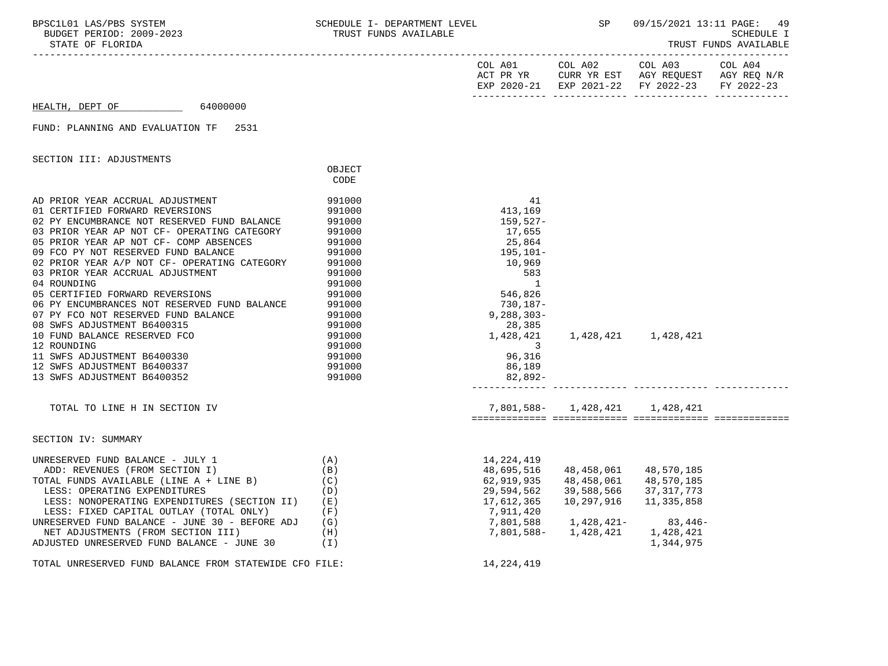HEALTH, DEPT OF 64000000

FUND: PLANNING AND EVALUATION TF 2531

SECTION III: ADJUSTMENTS

| | OBJECT CODE | COL A01 ACT PR YR EXP 2020-21 | COL A02 CURR YR EST EXP 2021-22 | COL A03 AGY REQUEST FY 2022-23 | COL A04 AGY REQ N/R FY 2022-23 |
|---|---|---|---|---|---|
| AD PRIOR YEAR ACCRUAL ADJUSTMENT | 991000 | 41 | | | |
| 01 CERTIFIED FORWARD REVERSIONS | 991000 | 413,169 | | | |
| 02 PY ENCUMBRANCE NOT RESERVED FUND BALANCE | 991000 | 159,527- | | | |
| 03 PRIOR YEAR AP NOT CF- OPERATING CATEGORY | 991000 | 17,655 | | | |
| 05 PRIOR YEAR AP NOT CF- COMP ABSENCES | 991000 | 25,864 | | | |
| 09 FCO PY NOT RESERVED FUND BALANCE | 991000 | 195,101- | | | |
| 02 PRIOR YEAR A/P NOT CF- OPERATING CATEGORY | 991000 | 10,969 | | | |
| 03 PRIOR YEAR ACCRUAL ADJUSTMENT | 991000 | 583 | | | |
| 04 ROUNDING | 991000 | 1 | | | |
| 05 CERTIFIED FORWARD REVERSIONS | 991000 | 546,826 | | | |
| 06 PY ENCUMBRANCES NOT RESERVED FUND BALANCE | 991000 | 730,187- | | | |
| 07 PY FCO NOT RESERVED FUND BALANCE | 991000 | 9,288,303- | | | |
| 08 SWFS ADJUSTMENT B6400315 | 991000 | 28,385 | | | |
| 10 FUND BALANCE RESERVED FCO | 991000 | 1,428,421 | 1,428,421 | 1,428,421 | |
| 12 ROUNDING | 991000 | 3 | | | |
| 11 SWFS ADJUSTMENT B6400330 | 991000 | 96,316 | | | |
| 12 SWFS ADJUSTMENT B6400337 | 991000 | 86,189 | | | |
| 13 SWFS ADJUSTMENT B6400352 | 991000 | 82,892- | | | |
| TOTAL TO LINE H IN SECTION IV | | 7,801,588- | 1,428,421 | 1,428,421 | |

SECTION IV: SUMMARY

| | | COL A01 | COL A02 | COL A03 | COL A04 |
|---|---|---|---|---|---|
| UNRESERVED FUND BALANCE - JULY 1 | (A) | 14,224,419 | | | |
| ADD: REVENUES (FROM SECTION I) | (B) | 48,695,516 | 48,458,061 | 48,570,185 | |
| TOTAL FUNDS AVAILABLE (LINE A + LINE B) | (C) | 62,919,935 | 48,458,061 | 48,570,185 | |
| LESS: OPERATING EXPENDITURES | (D) | 29,594,562 | 39,588,566 | 37,317,773 | |
| LESS: NONOPERATING EXPENDITURES (SECTION II) | (E) | 17,612,365 | 10,297,916 | 11,335,858 | |
| LESS: FIXED CAPITAL OUTLAY (TOTAL ONLY) | (F) | 7,911,420 | | | |
| UNRESERVED FUND BALANCE - JUNE 30 - BEFORE ADJ | (G) | 7,801,588 | 1,428,421- | 83,446- | |
| NET ADJUSTMENTS (FROM SECTION III) | (H) | 7,801,588- | 1,428,421 | 1,428,421 | |
| ADJUSTED UNRESERVED FUND BALANCE - JUNE 30 | (I) | | | 1,344,975 | |

TOTAL UNRESERVED FUND BALANCE FROM STATEWIDE CFO FILE: 14,224,419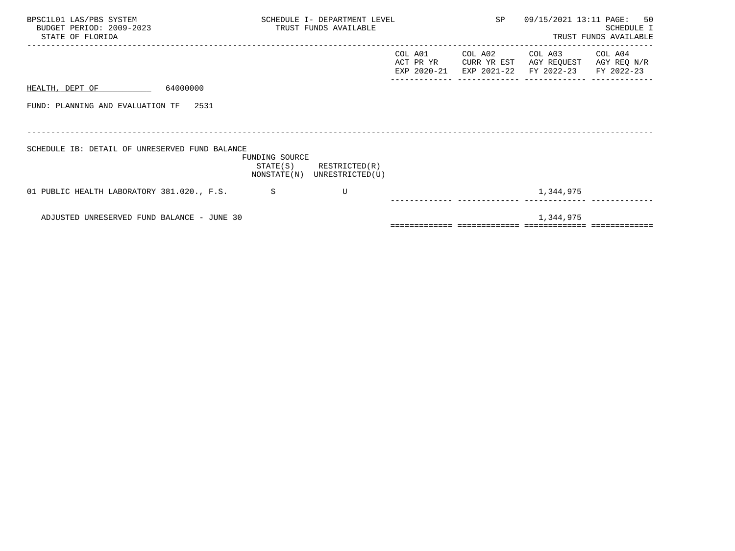HEALTH, DEPT OF 64000000

FUND: PLANNING AND EVALUATION TF 2531

SCHEDULE IB: DETAIL OF UNRESERVED FUND BALANCE

| | FUNDING SOURCE STATE(S) NONSTATE(N) | RESTRICTED(R) UNRESTRICTED(U) | COL A01 ACT PR YR EXP 2020-21 | COL A02 CURR YR EST EXP 2021-22 | COL A03 AGY REQUEST FY 2022-23 | COL A04 AGY REQ N/R FY 2022-23 |
|---|---|---|---|---|---|---|
| 01 PUBLIC HEALTH LABORATORY 381.020., F.S. | S | U | | | 1,344,975 | |
| ADJUSTED UNRESERVED FUND BALANCE - JUNE 30 | | | | | 1,344,975 | |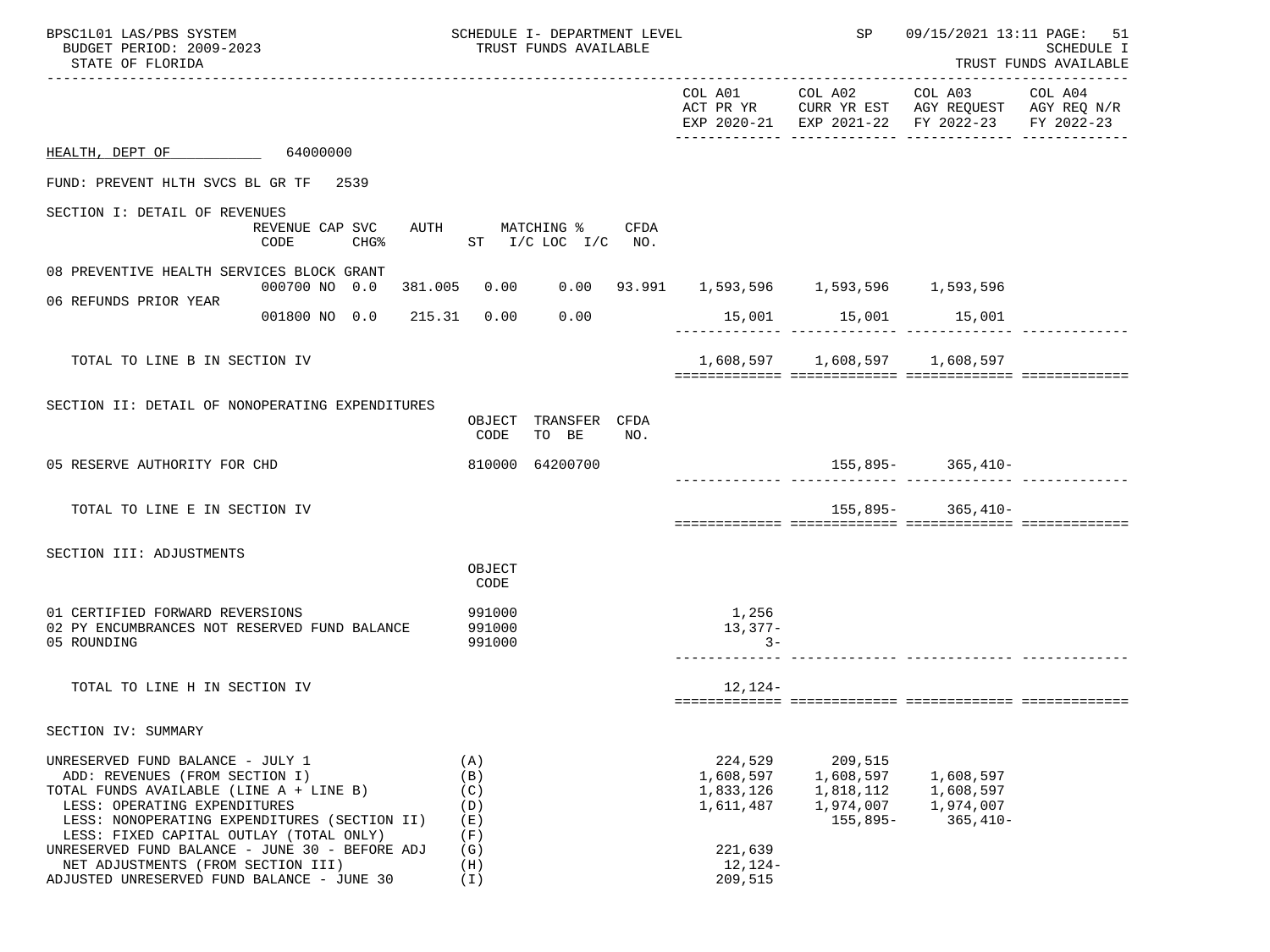SCHEDULE I- DEPARTMENT LEVEL
TRUST FUNDS AVAILABLE

BPSC1L01 LAS/PBS SYSTEM
BUDGET PERIOD: 2009-2023
STATE OF FLORIDA

SP 09/15/2021 13:11
SCHEDULE I
TRUST FUNDS AVAILABLE

| | COL A01 ACT PR YR EXP 2020-21 | COL A02 CURR YR EST EXP 2021-22 | COL A03 AGY REQUEST FY 2022-23 | COL A04 AGY REQ N/R FY 2022-23 |
|---|---|---|---|---|

HEALTH, DEPT OF 64000000

FUND: PREVENT HLTH SVCS BL GR TF 2539

SECTION I: DETAIL OF REVENUES

| | REVENUE CODE | CAP SVC CHG% | AUTH | MATCHING % ST | I/C LOC I/C | CFDA NO. | COL A01 | COL A02 | COL A03 | COL A04 |
|---|---|---|---|---|---|---|---|---|---|---|
| 08 PREVENTIVE HEALTH SERVICES BLOCK GRANT | 000700 NO | 0.0 | 381.005 | 0.00 | 0.00 | 93.991 | 1,593,596 | 1,593,596 | 1,593,596 | |
| 06 REFUNDS PRIOR YEAR | 001800 NO | 0.0 | 215.31 | 0.00 | 0.00 | | 15,001 | 15,001 | 15,001 | |
| TOTAL TO LINE B IN SECTION IV | | | | | | | 1,608,597 | 1,608,597 | 1,608,597 | |

SECTION II: DETAIL OF NONOPERATING EXPENDITURES

| | OBJECT CODE | TRANSFER TO BE | CFDA NO. | COL A01 | COL A02 | COL A03 | COL A04 |
|---|---|---|---|---|---|---|---|
| 05 RESERVE AUTHORITY FOR CHD | 810000 | 64200700 | | | 155,895- | 365,410- | |
| TOTAL TO LINE E IN SECTION IV | | | | | 155,895- | 365,410- | |

SECTION III: ADJUSTMENTS

| | OBJECT CODE | COL A01 | COL A02 | COL A03 | COL A04 |
|---|---|---|---|---|---|
| 01 CERTIFIED FORWARD REVERSIONS | 991000 | 1,256 | | | |
| 02 PY ENCUMBRANCES NOT RESERVED FUND BALANCE | 991000 | 13,377- | | | |
| 05 ROUNDING | 991000 | 3- | | | |
| TOTAL TO LINE H IN SECTION IV | | 12,124- | | | |

SECTION IV: SUMMARY

| | | COL A01 | COL A02 | COL A03 | COL A04 |
|---|---|---|---|---|---|
| UNRESERVED FUND BALANCE - JULY 1 | (A) | 224,529 | 209,515 | | |
| ADD: REVENUES (FROM SECTION I) | (B) | 1,608,597 | 1,608,597 | 1,608,597 | |
| TOTAL FUNDS AVAILABLE (LINE A + LINE B) | (C) | 1,833,126 | 1,818,112 | 1,608,597 | |
| LESS: OPERATING EXPENDITURES | (D) | 1,611,487 | 1,974,007 | 1,974,007 | |
| LESS: NONOPERATING EXPENDITURES (SECTION II) | (E) | | 155,895- | 365,410- | |
| LESS: FIXED CAPITAL OUTLAY (TOTAL ONLY) | (F) | | | | |
| UNRESERVED FUND BALANCE - JUNE 30 - BEFORE ADJ | (G) | 221,639 | | | |
| NET ADJUSTMENTS (FROM SECTION III) | (H) | 12,124- | | | |
| ADJUSTED UNRESERVED FUND BALANCE - JUNE 30 | (I) | 209,515 | | | |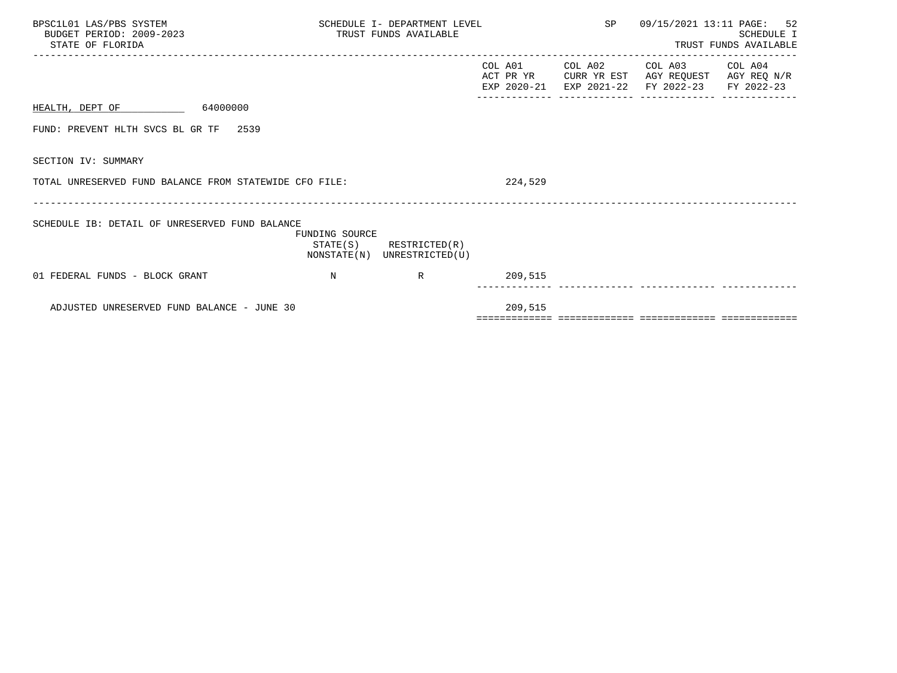BPSC1L01 LAS/PBS SYSTEM
BUDGET PERIOD: 2009-2023
STATE OF FLORIDA

SCHEDULE I- DEPARTMENT LEVEL
TRUST FUNDS AVAILABLE

SP 09/15/2021 13:11 PAGE: 52
SCHEDULE I
TRUST FUNDS AVAILABLE

| | COL A01 ACT PR YR EXP 2020-21 | COL A02 CURR YR EST EXP 2021-22 | COL A03 AGY REQUEST FY 2022-23 | COL A04 AGY REQ N/R FY 2022-23 |
|---|---|---|---|---|

HEALTH, DEPT OF 64000000

FUND: PREVENT HLTH SVCS BL GR TF 2539

SECTION IV: SUMMARY

| | COL A01 | COL A02 | COL A03 | COL A04 |
|---|---|---|---|---|
| TOTAL UNRESERVED FUND BALANCE FROM STATEWIDE CFO FILE: | 224,529 | | | |

SCHEDULE IB: DETAIL OF UNRESERVED FUND BALANCE

| | FUNDING SOURCE STATE(S) NONSTATE(N) | RESTRICTED(R) UNRESTRICTED(U) | COL A01 | COL A02 | COL A03 | COL A04 |
|---|---|---|---|---|---|---|
| 01 FEDERAL FUNDS - BLOCK GRANT | N | R | 209,515 | | | |
| ADJUSTED UNRESERVED FUND BALANCE - JUNE 30 | | | 209,515 | | | |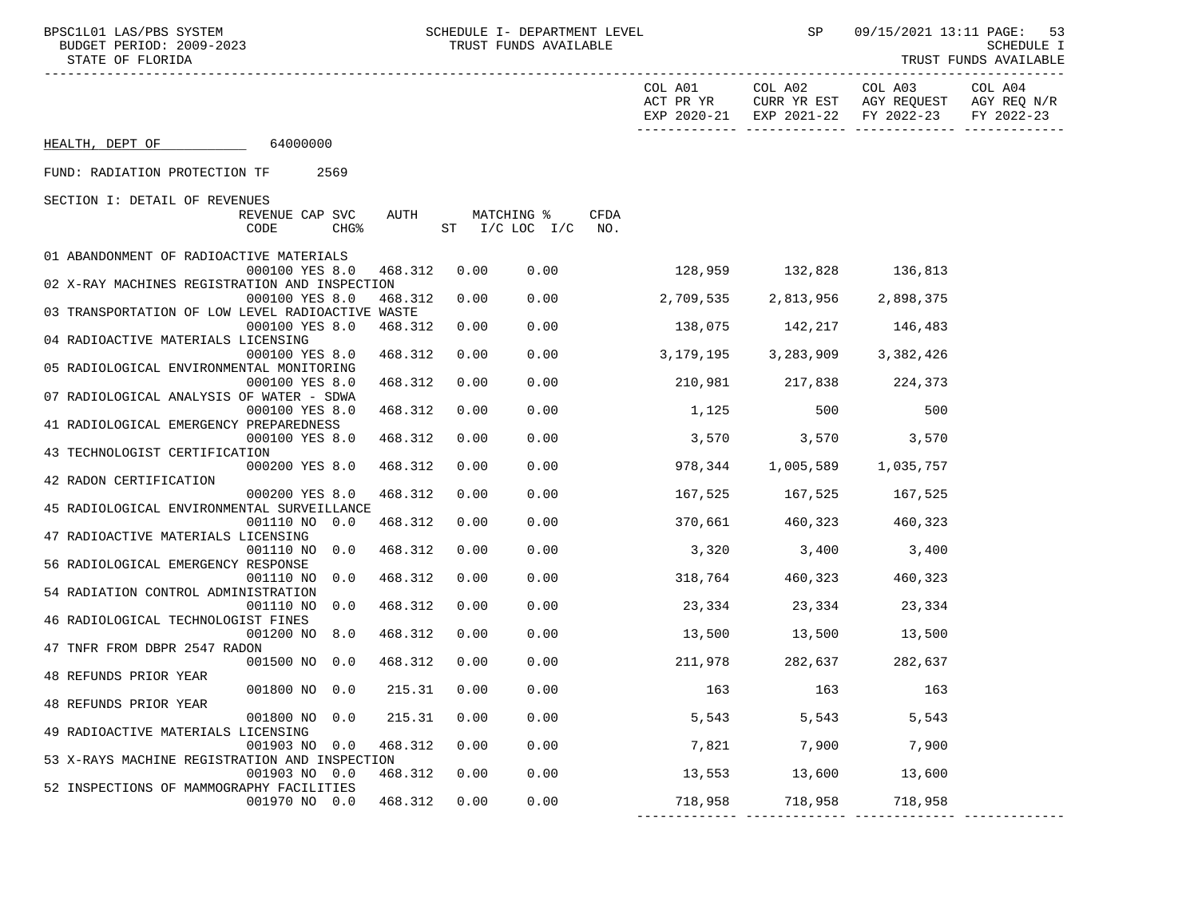HEALTH, DEPT OF 64000000

FUND: RADIATION PROTECTION TF 2569

SECTION I: DETAIL OF REVENUES

| Description | REVENUE CODE | CAP SVC CHG% | AUTH | MATCHING % ST | I/C LOC I/C | CFDA NO. | COL A01 ACT PR YR EXP 2020-21 | COL A02 CURR YR EST EXP 2021-22 | COL A03 AGY REQUEST FY 2022-23 | COL A04 AGY REQ N/R FY 2022-23 |
|---|---|---|---|---|---|---|---|---|---|---|
| 01 ABANDONMENT OF RADIOACTIVE MATERIALS | 000100 | YES 8.0 | 468.312 | 0.00 | 0.00 | | 128,959 | 132,828 | 136,813 | |
| 02 X-RAY MACHINES REGISTRATION AND INSPECTION | 000100 | YES 8.0 | 468.312 | 0.00 | 0.00 | | 2,709,535 | 2,813,956 | 2,898,375 | |
| 03 TRANSPORTATION OF LOW LEVEL RADIOACTIVE WASTE | 000100 | YES 8.0 | 468.312 | 0.00 | 0.00 | | 138,075 | 142,217 | 146,483 | |
| 04 RADIOACTIVE MATERIALS LICENSING | 000100 | YES 8.0 | 468.312 | 0.00 | 0.00 | | 3,179,195 | 3,283,909 | 3,382,426 | |
| 05 RADIOLOGICAL ENVIRONMENTAL MONITORING | 000100 | YES 8.0 | 468.312 | 0.00 | 0.00 | | 210,981 | 217,838 | 224,373 | |
| 07 RADIOLOGICAL ANALYSIS OF WATER - SDWA | 000100 | YES 8.0 | 468.312 | 0.00 | 0.00 | | 1,125 | 500 | 500 | |
| 41 RADIOLOGICAL EMERGENCY PREPAREDNESS | 000100 | YES 8.0 | 468.312 | 0.00 | 0.00 | | 3,570 | 3,570 | 3,570 | |
| 43 TECHNOLOGIST CERTIFICATION | 000200 | YES 8.0 | 468.312 | 0.00 | 0.00 | | 978,344 | 1,005,589 | 1,035,757 | |
| 42 RADON CERTIFICATION | 000200 | YES 8.0 | 468.312 | 0.00 | 0.00 | | 167,525 | 167,525 | 167,525 | |
| 45 RADIOLOGICAL ENVIRONMENTAL SURVEILLANCE | 001110 | NO 0.0 | 468.312 | 0.00 | 0.00 | | 370,661 | 460,323 | 460,323 | |
| 47 RADIOACTIVE MATERIALS LICENSING | 001110 | NO 0.0 | 468.312 | 0.00 | 0.00 | | 3,320 | 3,400 | 3,400 | |
| 56 RADIOLOGICAL EMERGENCY RESPONSE | 001110 | NO 0.0 | 468.312 | 0.00 | 0.00 | | 318,764 | 460,323 | 460,323 | |
| 54 RADIATION CONTROL ADMINISTRATION | 001110 | NO 0.0 | 468.312 | 0.00 | 0.00 | | 23,334 | 23,334 | 23,334 | |
| 46 RADIOLOGICAL TECHNOLOGIST FINES | 001200 | NO 8.0 | 468.312 | 0.00 | 0.00 | | 13,500 | 13,500 | 13,500 | |
| 47 TNFR FROM DBPR 2547 RADON | 001500 | NO 0.0 | 468.312 | 0.00 | 0.00 | | 211,978 | 282,637 | 282,637 | |
| 48 REFUNDS PRIOR YEAR | 001800 | NO 0.0 | 215.31 | 0.00 | 0.00 | | 163 | 163 | 163 | |
| 48 REFUNDS PRIOR YEAR | 001800 | NO 0.0 | 215.31 | 0.00 | 0.00 | | 5,543 | 5,543 | 5,543 | |
| 49 RADIOACTIVE MATERIALS LICENSING | 001903 | NO 0.0 | 468.312 | 0.00 | 0.00 | | 7,821 | 7,900 | 7,900 | |
| 53 X-RAYS MACHINE REGISTRATION AND INSPECTION | 001903 | NO 0.0 | 468.312 | 0.00 | 0.00 | | 13,553 | 13,600 | 13,600 | |
| 52 INSPECTIONS OF MAMMOGRAPHY FACILITIES | 001970 | NO 0.0 | 468.312 | 0.00 | 0.00 | | 718,958 | 718,958 | 718,958 | |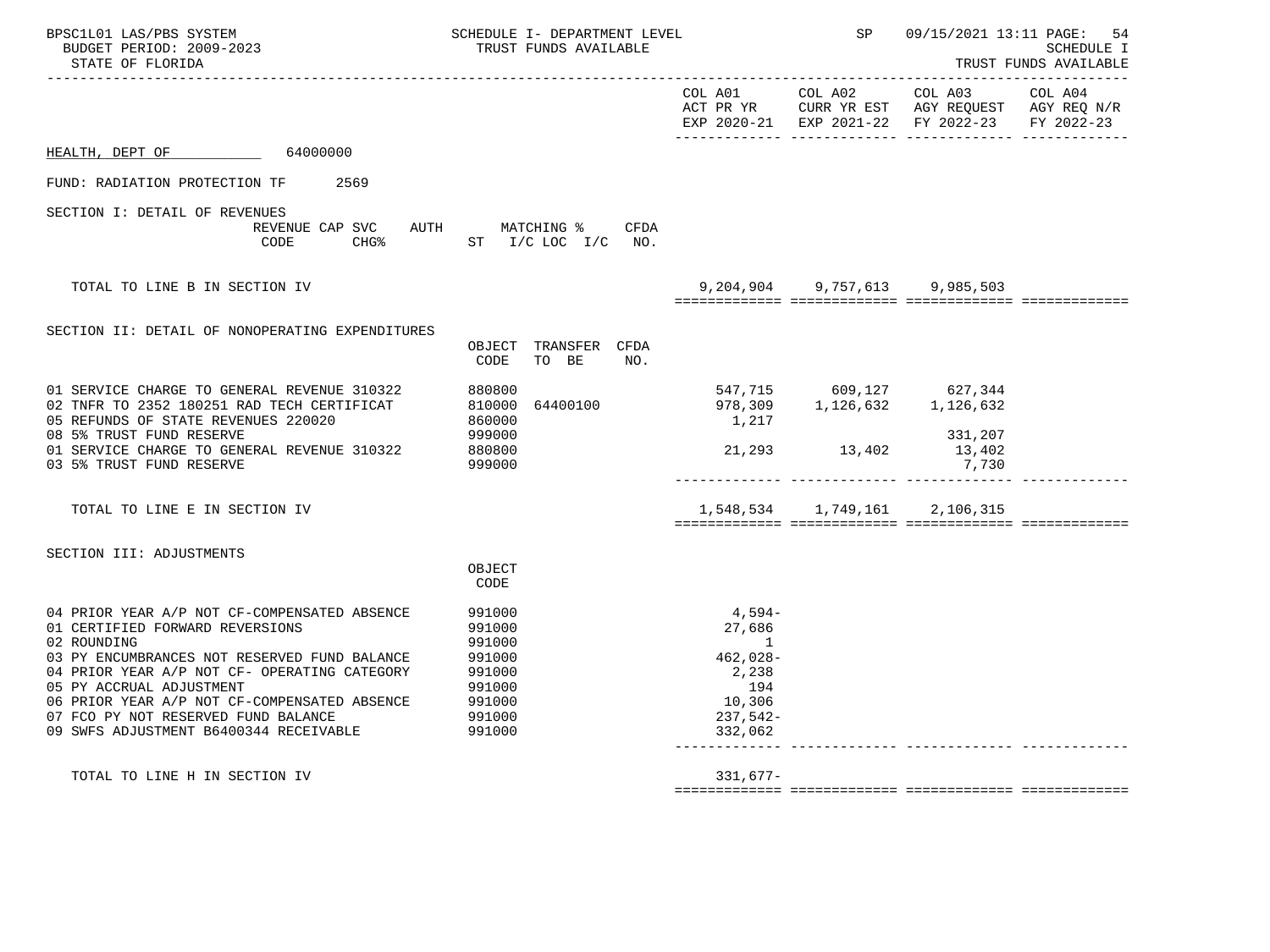HEALTH, DEPT OF 64000000

FUND: RADIATION PROTECTION TF 2569

| | | COL A01 ACT PR YR EXP 2020-21 | COL A02 CURR YR EST EXP 2021-22 | COL A03 AGY REQUEST FY 2022-23 | COL A04 AGY REQ N/R FY 2022-23 |
|---|---|---|---|---|---|
| **SECTION I: DETAIL OF REVENUES** | REVENUE CODE / CAP SVC CHG% / AUTH ST / MATCHING % I/C LOC I/C / CFDA NO. | | | | |
| TOTAL TO LINE B IN SECTION IV | | 9,204,904 | 9,757,613 | 9,985,503 | |
| **SECTION II: DETAIL OF NONOPERATING EXPENDITURES** | OBJECT CODE / TRANSFER TO BE / CFDA NO. | | | | |
| 01 SERVICE CHARGE TO GENERAL REVENUE 310322 | 880800 | 547,715 | 609,127 | 627,344 | |
| 02 TNFR TO 2352 180251 RAD TECH CERTIFICAT | 810000 64400100 | 978,309 | 1,126,632 | 1,126,632 | |
| 05 REFUNDS OF STATE REVENUES 220020 | 860000 | 1,217 | | | |
| 08 5% TRUST FUND RESERVE | 999000 | | | 331,207 | |
| 01 SERVICE CHARGE TO GENERAL REVENUE 310322 | 880800 | 21,293 | 13,402 | 13,402 | |
| 03 5% TRUST FUND RESERVE | 999000 | | | 7,730 | |
| TOTAL TO LINE E IN SECTION IV | | 1,548,534 | 1,749,161 | 2,106,315 | |
| **SECTION III: ADJUSTMENTS** | OBJECT CODE | | | | |
| 04 PRIOR YEAR A/P NOT CF-COMPENSATED ABSENCE | 991000 | 4,594- | | | |
| 01 CERTIFIED FORWARD REVERSIONS | 991000 | 27,686 | | | |
| 02 ROUNDING | 991000 | 1 | | | |
| 03 PY ENCUMBRANCES NOT RESERVED FUND BALANCE | 991000 | 462,028- | | | |
| 04 PRIOR YEAR A/P NOT CF- OPERATING CATEGORY | 991000 | 2,238 | | | |
| 05 PY ACCRUAL ADJUSTMENT | 991000 | 194 | | | |
| 06 PRIOR YEAR A/P NOT CF-COMPENSATED ABSENCE | 991000 | 10,306 | | | |
| 07 FCO PY NOT RESERVED FUND BALANCE | 991000 | 237,542- | | | |
| 09 SWFS ADJUSTMENT B6400344 RECEIVABLE | 991000 | 332,062 | | | |
| TOTAL TO LINE H IN SECTION IV | | 331,677- | | | |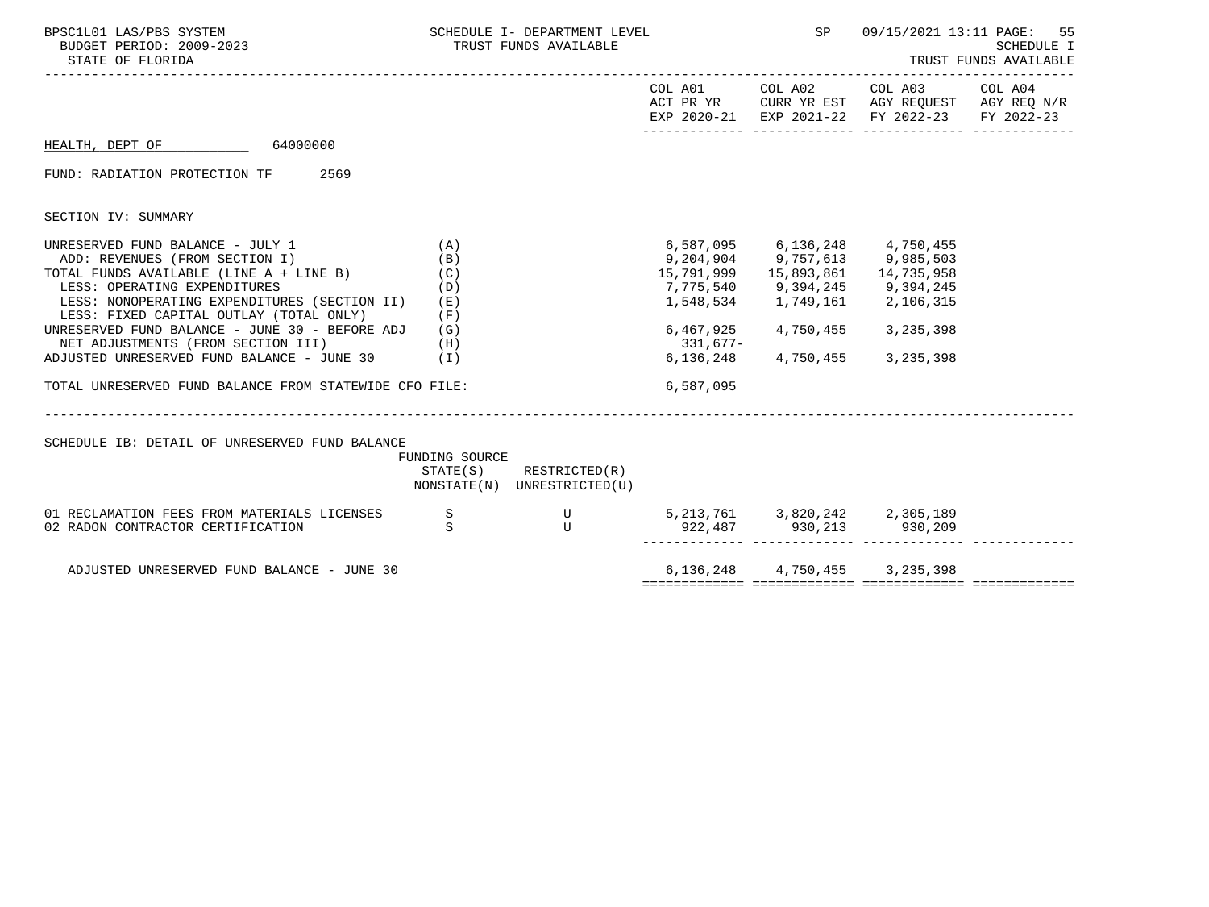BPSC1L01 LAS/PBS SYSTEM
BUDGET PERIOD: 2009-2023
STATE OF FLORIDA

SCHEDULE I- DEPARTMENT LEVEL
TRUST FUNDS AVAILABLE

SP 09/15/2021 13:11

SCHEDULE I
TRUST FUNDS AVAILABLE

HEALTH, DEPT OF 64000000

FUND: RADIATION PROTECTION TF 2569

SECTION IV: SUMMARY

| | | COL A01 ACT PR YR EXP 2020-21 | COL A02 CURR YR EST EXP 2021-22 | COL A03 AGY REQUEST FY 2022-23 | COL A04 AGY REQ N/R FY 2022-23 |
|---|---|---|---|---|---|
| UNRESERVED FUND BALANCE - JULY 1 | (A) | 6,587,095 | 6,136,248 | 4,750,455 | |
| ADD: REVENUES (FROM SECTION I) | (B) | 9,204,904 | 9,757,613 | 9,985,503 | |
| TOTAL FUNDS AVAILABLE (LINE A + LINE B) | (C) | 15,791,999 | 15,893,861 | 14,735,958 | |
| LESS: OPERATING EXPENDITURES | (D) | 7,775,540 | 9,394,245 | 9,394,245 | |
| LESS: NONOPERATING EXPENDITURES (SECTION II) | (E) | 1,548,534 | 1,749,161 | 2,106,315 | |
| LESS: FIXED CAPITAL OUTLAY (TOTAL ONLY) | (F) | | | | |
| UNRESERVED FUND BALANCE - JUNE 30 - BEFORE ADJ | (G) | 6,467,925 | 4,750,455 | 3,235,398 | |
| NET ADJUSTMENTS (FROM SECTION III) | (H) | 331,677- | | | |
| ADJUSTED UNRESERVED FUND BALANCE - JUNE 30 | (I) | 6,136,248 | 4,750,455 | 3,235,398 | |
| TOTAL UNRESERVED FUND BALANCE FROM STATEWIDE CFO FILE: | | 6,587,095 | | | |

SCHEDULE IB: DETAIL OF UNRESERVED FUND BALANCE

| | FUNDING SOURCE STATE(S) NONSTATE(N) | RESTRICTED(R) UNRESTRICTED(U) | COL A01 | COL A02 | COL A03 | COL A04 |
|---|---|---|---|---|---|---|
| 01 RECLAMATION FEES FROM MATERIALS LICENSES | S | U | 5,213,761 | 3,820,242 | 2,305,189 | |
| 02 RADON CONTRACTOR CERTIFICATION | S | U | 922,487 | 930,213 | 930,209 | |
| ADJUSTED UNRESERVED FUND BALANCE - JUNE 30 | | | 6,136,248 | 4,750,455 | 3,235,398 | |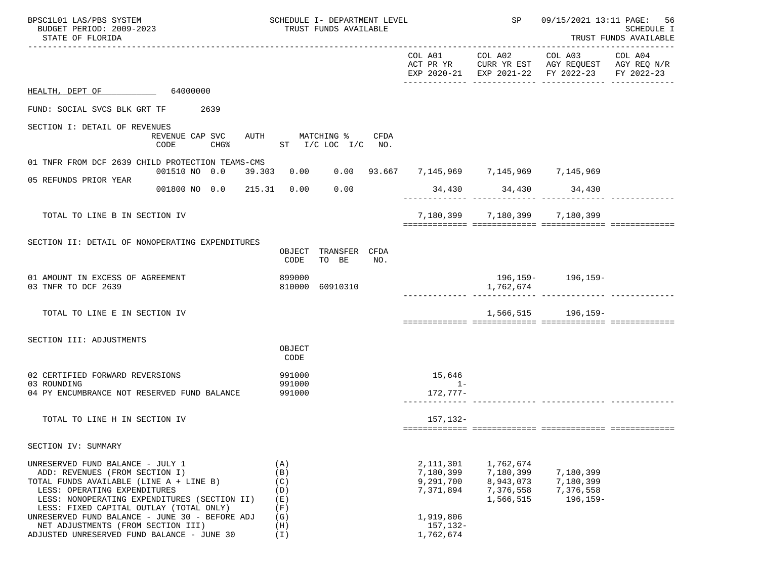BPSC1L01 LAS/PBS SYSTEM — SCHEDULE I- DEPARTMENT LEVEL — SP 09/15/2021 13:11 PAGE: 56

BUDGET PERIOD: 2009-2023 — TRUST FUNDS AVAILABLE — SCHEDULE I

STATE OF FLORIDA — TRUST FUNDS AVAILABLE

HEALTH, DEPT OF 64000000

FUND: SOCIAL SVCS BLK GRT TF 2639

## SECTION I: DETAIL OF REVENUES

| | REVENUE CODE | CAP SVC CHG% | AUTH | MATCHING % ST | I/C LOC | I/C | CFDA NO. | COL A01 ACT PR YR EXP 2020-21 | COL A02 CURR YR EST EXP 2021-22 | COL A03 AGY REQUEST FY 2022-23 | COL A04 AGY REQ N/R FY 2022-23 |
|---|---|---|---|---|---|---|---|---|---|---|---|
| 01 TNFR FROM DCF 2639 CHILD PROTECTION TEAMS-CMS | 001510 | NO 0.0 | 39.303 | 0.00 | 0.00 | | 93.667 | 7,145,969 | 7,145,969 | 7,145,969 | |
| 05 REFUNDS PRIOR YEAR | 001800 | NO 0.0 | 215.31 | 0.00 | 0.00 | | | 34,430 | 34,430 | 34,430 | |
| TOTAL TO LINE B IN SECTION IV | | | | | | | | 7,180,399 | 7,180,399 | 7,180,399 | |

## SECTION II: DETAIL OF NONOPERATING EXPENDITURES

| | OBJECT CODE | TRANSFER TO BE | CFDA NO. | COL A01 | COL A02 | COL A03 | COL A04 |
|---|---|---|---|---|---|---|---|
| 01 AMOUNT IN EXCESS OF AGREEMENT | 899000 | | | | 196,159- | 196,159- | |
| 03 TNFR TO DCF 2639 | 810000 | 60910310 | | | 1,762,674 | | |
| TOTAL TO LINE E IN SECTION IV | | | | | 1,566,515 | 196,159- | |

## SECTION III: ADJUSTMENTS

| | OBJECT CODE | COL A01 | COL A02 | COL A03 | COL A04 |
|---|---|---|---|---|---|
| 02 CERTIFIED FORWARD REVERSIONS | 991000 | 15,646 | | | |
| 03 ROUNDING | 991000 | 1- | | | |
| 04 PY ENCUMBRANCE NOT RESERVED FUND BALANCE | 991000 | 172,777- | | | |
| TOTAL TO LINE H IN SECTION IV | | 157,132- | | | |

## SECTION IV: SUMMARY

| | | COL A01 | COL A02 | COL A03 | COL A04 |
|---|---|---|---|---|---|
| UNRESERVED FUND BALANCE - JULY 1 | (A) | 2,111,301 | 1,762,674 | | |
| ADD: REVENUES (FROM SECTION I) | (B) | 7,180,399 | 7,180,399 | 7,180,399 | |
| TOTAL FUNDS AVAILABLE (LINE A + LINE B) | (C) | 9,291,700 | 8,943,073 | 7,180,399 | |
| LESS: OPERATING EXPENDITURES | (D) | 7,371,894 | 7,376,558 | 7,376,558 | |
| LESS: NONOPERATING EXPENDITURES (SECTION II) | (E) | | 1,566,515 | 196,159- | |
| LESS: FIXED CAPITAL OUTLAY (TOTAL ONLY) | (F) | | | | |
| UNRESERVED FUND BALANCE - JUNE 30 - BEFORE ADJ | (G) | 1,919,806 | | | |
| NET ADJUSTMENTS (FROM SECTION III) | (H) | 157,132- | | | |
| ADJUSTED UNRESERVED FUND BALANCE - JUNE 30 | (I) | 1,762,674 | | | |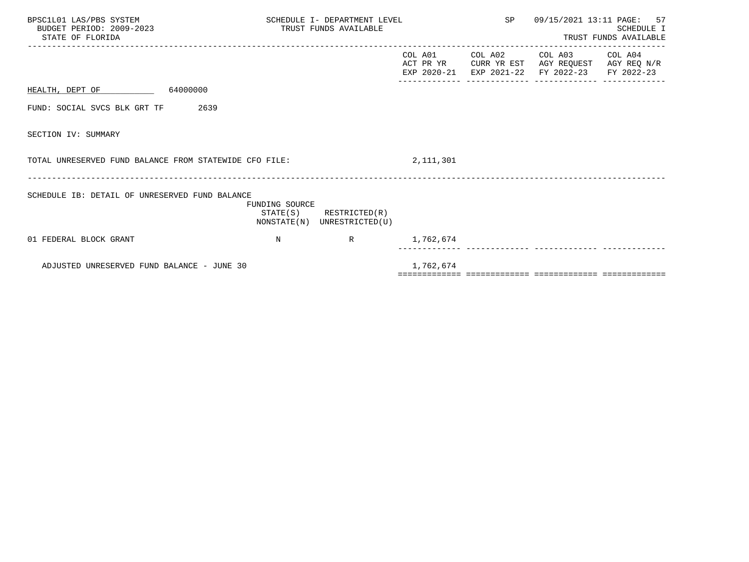SCHEDULE I- DEPARTMENT LEVEL
TRUST FUNDS AVAILABLE

| | | | COL A01 ACT PR YR EXP 2020-21 | COL A02 CURR YR EST EXP 2021-22 | COL A03 AGY REQUEST FY 2022-23 | COL A04 AGY REQ N/R FY 2022-23 |
|---|---|---|---|---|---|---|
| HEALTH, DEPT OF 64000000 | | | | | | |
| FUND: SOCIAL SVCS BLK GRT TF 2639 | | | | | | |
| SECTION IV: SUMMARY | | | | | | |
| TOTAL UNRESERVED FUND BALANCE FROM STATEWIDE CFO FILE: | | | 2,111,301 | | | |
| SCHEDULE IB: DETAIL OF UNRESERVED FUND BALANCE | FUNDING SOURCE STATE(S) NONSTATE(N) | RESTRICTED(R) UNRESTRICTED(U) | | | | |
| 01 FEDERAL BLOCK GRANT | N | R | 1,762,674 | | | |
| ADJUSTED UNRESERVED FUND BALANCE - JUNE 30 | | | 1,762,674 | | | |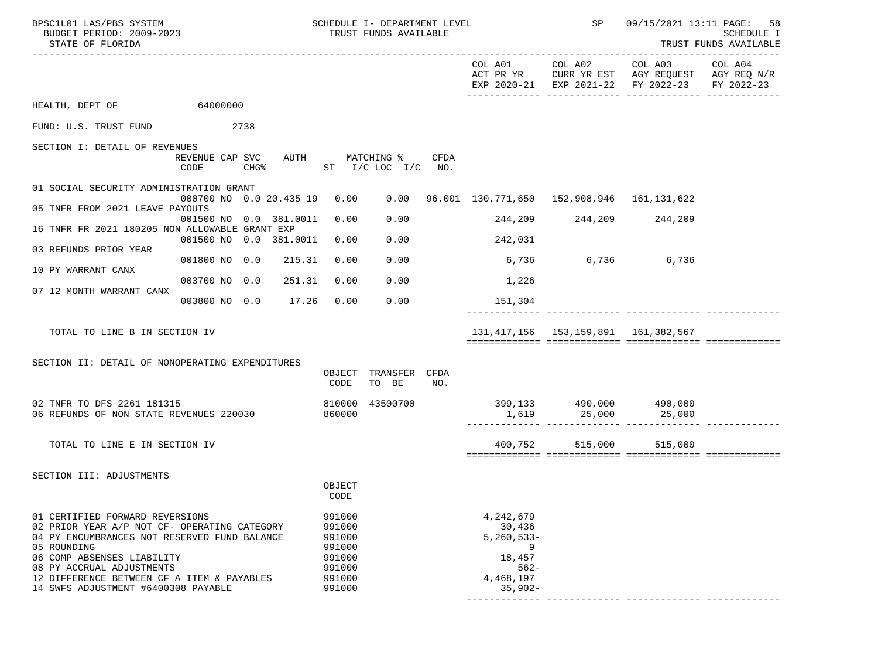SCHEDULE I- DEPARTMENT LEVEL
TRUST FUNDS AVAILABLE

BPSC1L01 LAS/PBS SYSTEM
BUDGET PERIOD: 2009-2023
STATE OF FLORIDA

SP 09/15/2021 13:11
SCHEDULE I
TRUST FUNDS AVAILABLE

HEALTH, DEPT OF 64000000

FUND: U.S. TRUST FUND 2738

## SECTION I: DETAIL OF REVENUES

| | REVENUE CODE | CAP SVC CHG% | AUTH | MATCHING % ST | I/C LOC I/C | CFDA NO. | COL A01 ACT PR YR EXP 2020-21 | COL A02 CURR YR EST EXP 2021-22 | COL A03 AGY REQUEST FY 2022-23 | COL A04 AGY REQ N/R FY 2022-23 |
|---|---|---|---|---|---|---|---|---|---|---|
| 01 SOCIAL SECURITY ADMINISTRATION GRANT | 000700 | NO 0.0 | 20.435 19 | 0.00 | 0.00 | 96.001 | 130,771,650 | 152,908,946 | 161,131,622 | |
| 05 TNFR FROM 2021 LEAVE PAYOUTS | 001500 | NO 0.0 | 381.0011 | 0.00 | 0.00 | | 244,209 | 244,209 | 244,209 | |
| 16 TNFR FR 2021 180205 NON ALLOWABLE GRANT EXP | 001500 | NO 0.0 | 381.0011 | 0.00 | 0.00 | | 242,031 | | | |
| 03 REFUNDS PRIOR YEAR | 001800 | NO 0.0 | 215.31 | 0.00 | 0.00 | | 6,736 | 6,736 | 6,736 | |
| 10 PY WARRANT CANX | 003700 | NO 0.0 | 251.31 | 0.00 | 0.00 | | 1,226 | | | |
| 07 12 MONTH WARRANT CANX | 003800 | NO 0.0 | 17.26 | 0.00 | 0.00 | | 151,304 | | | |
| TOTAL TO LINE B IN SECTION IV | | | | | | | 131,417,156 | 153,159,891 | 161,382,567 | |

## SECTION II: DETAIL OF NONOPERATING EXPENDITURES

| | OBJECT CODE | TRANSFER TO BE | CFDA NO. | COL A01 | COL A02 | COL A03 | COL A04 |
|---|---|---|---|---|---|---|---|
| 02 TNFR TO DFS 2261 181315 | 810000 | 43500700 | | 399,133 | 490,000 | 490,000 | |
| 06 REFUNDS OF NON STATE REVENUES 220030 | 860000 | | | 1,619 | 25,000 | 25,000 | |
| TOTAL TO LINE E IN SECTION IV | | | | 400,752 | 515,000 | 515,000 | |

## SECTION III: ADJUSTMENTS

| | OBJECT CODE | COL A01 | COL A02 | COL A03 | COL A04 |
|---|---|---|---|---|---|
| 01 CERTIFIED FORWARD REVERSIONS | 991000 | 4,242,679 | | | |
| 02 PRIOR YEAR A/P NOT CF- OPERATING CATEGORY | 991000 | 30,436 | | | |
| 04 PY ENCUMBRANCES NOT RESERVED FUND BALANCE | 991000 | 5,260,533- | | | |
| 05 ROUNDING | 991000 | 9 | | | |
| 06 COMP ABSENSES LIABILITY | 991000 | 18,457 | | | |
| 08 PY ACCRUAL ADJUSTMENTS | 991000 | 562- | | | |
| 12 DIFFERENCE BETWEEN CF A ITEM & PAYABLES | 991000 | 4,468,197 | | | |
| 14 SWFS ADJUSTMENT #6400308 PAYABLE | 991000 | 35,902- | | | |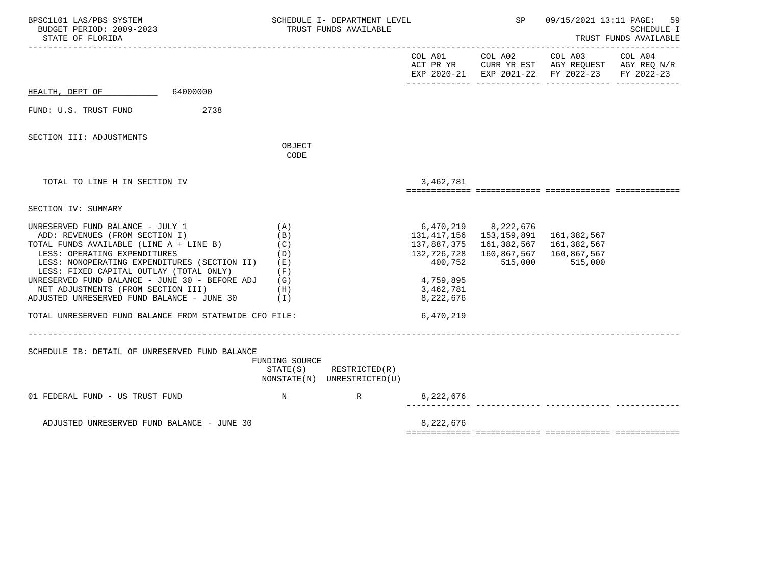SCHEDULE I- DEPARTMENT LEVEL
TRUST FUNDS AVAILABLE

BUDGET PERIOD: 2009-2023
STATE OF FLORIDA

HEALTH, DEPT OF 64000000

FUND: U.S. TRUST FUND 2738

## SECTION III: ADJUSTMENTS

| | OBJECT CODE | COL A01 ACT PR YR EXP 2020-21 | COL A02 CURR YR EST EXP 2021-22 | COL A03 AGY REQUEST FY 2022-23 | COL A04 AGY REQ N/R FY 2022-23 |
|---|---|---|---|---|---|
| TOTAL TO LINE H IN SECTION IV | | 3,462,781 | | | |

## SECTION IV: SUMMARY

| | | COL A01 ACT PR YR EXP 2020-21 | COL A02 CURR YR EST EXP 2021-22 | COL A03 AGY REQUEST FY 2022-23 | COL A04 AGY REQ N/R FY 2022-23 |
|---|---|---|---|---|---|
| UNRESERVED FUND BALANCE - JULY 1 | (A) | 6,470,219 | 8,222,676 | | |
| ADD: REVENUES (FROM SECTION I) | (B) | 131,417,156 | 153,159,891 | 161,382,567 | |
| TOTAL FUNDS AVAILABLE (LINE A + LINE B) | (C) | 137,887,375 | 161,382,567 | 161,382,567 | |
| LESS: OPERATING EXPENDITURES | (D) | 132,726,728 | 160,867,567 | 160,867,567 | |
| LESS: NONOPERATING EXPENDITURES (SECTION II) | (E) | 400,752 | 515,000 | 515,000 | |
| LESS: FIXED CAPITAL OUTLAY (TOTAL ONLY) | (F) | | | | |
| UNRESERVED FUND BALANCE - JUNE 30 - BEFORE ADJ | (G) | 4,759,895 | | | |
| NET ADJUSTMENTS (FROM SECTION III) | (H) | 3,462,781 | | | |
| ADJUSTED UNRESERVED FUND BALANCE - JUNE 30 | (I) | 8,222,676 | | | |
| TOTAL UNRESERVED FUND BALANCE FROM STATEWIDE CFO FILE: | | 6,470,219 | | | |

## SCHEDULE IB: DETAIL OF UNRESERVED FUND BALANCE

| | FUNDING SOURCE STATE(S) NONSTATE(N) | RESTRICTED(R) UNRESTRICTED(U) | COL A01 | COL A02 | COL A03 | COL A04 |
|---|---|---|---|---|---|---|
| 01 FEDERAL FUND - US TRUST FUND | N | R | 8,222,676 | | | |
| ADJUSTED UNRESERVED FUND BALANCE - JUNE 30 | | | 8,222,676 | | | |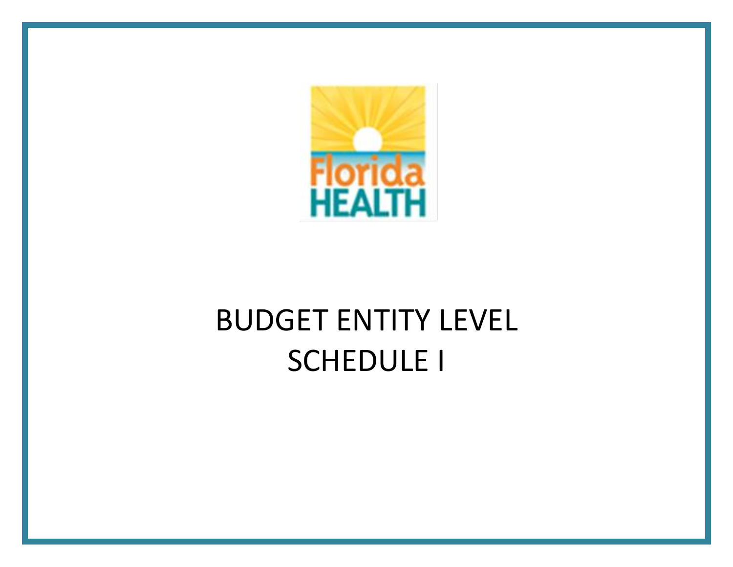# BUDGET ENTITY LEVEL SCHEDULE I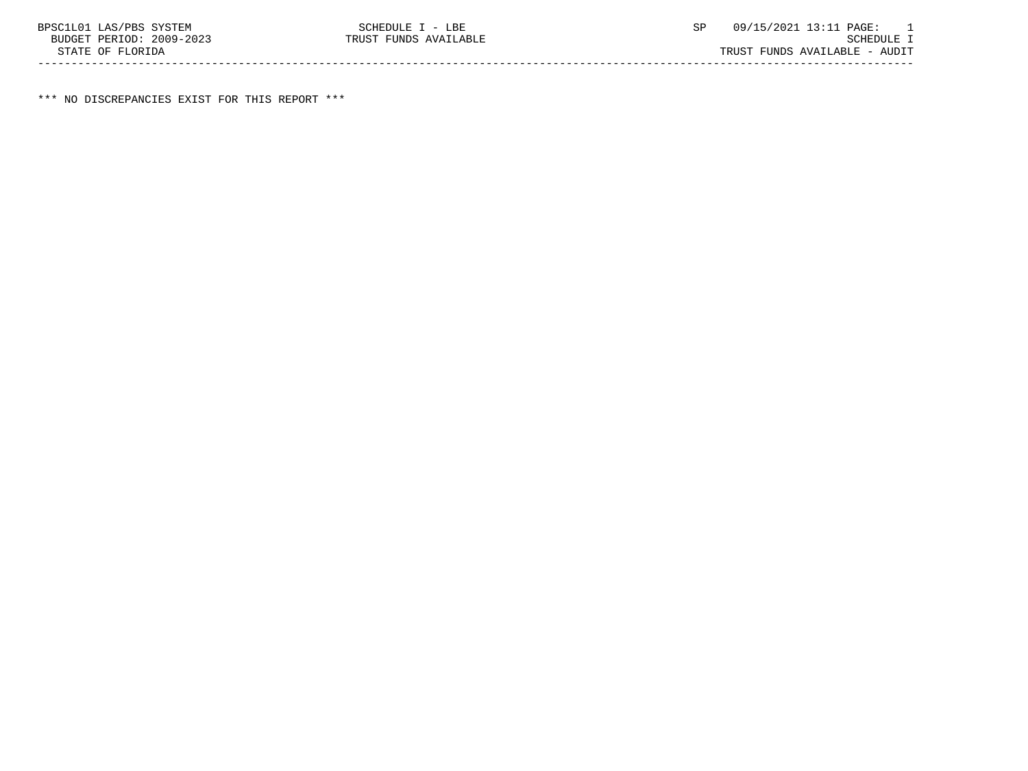BPSC1L01 LAS/PBS SYSTEM SCHEDULE I - LBE SP 09/15/2021 13:11 PAGE: 1
BUDGET PERIOD: 2009-2023 TRUST FUNDS AVAILABLE SCHEDULE I
STATE OF FLORIDA TRUST FUNDS AVAILABLE - AUDIT

---

*** NO DISCREPANCIES EXIST FOR THIS REPORT ***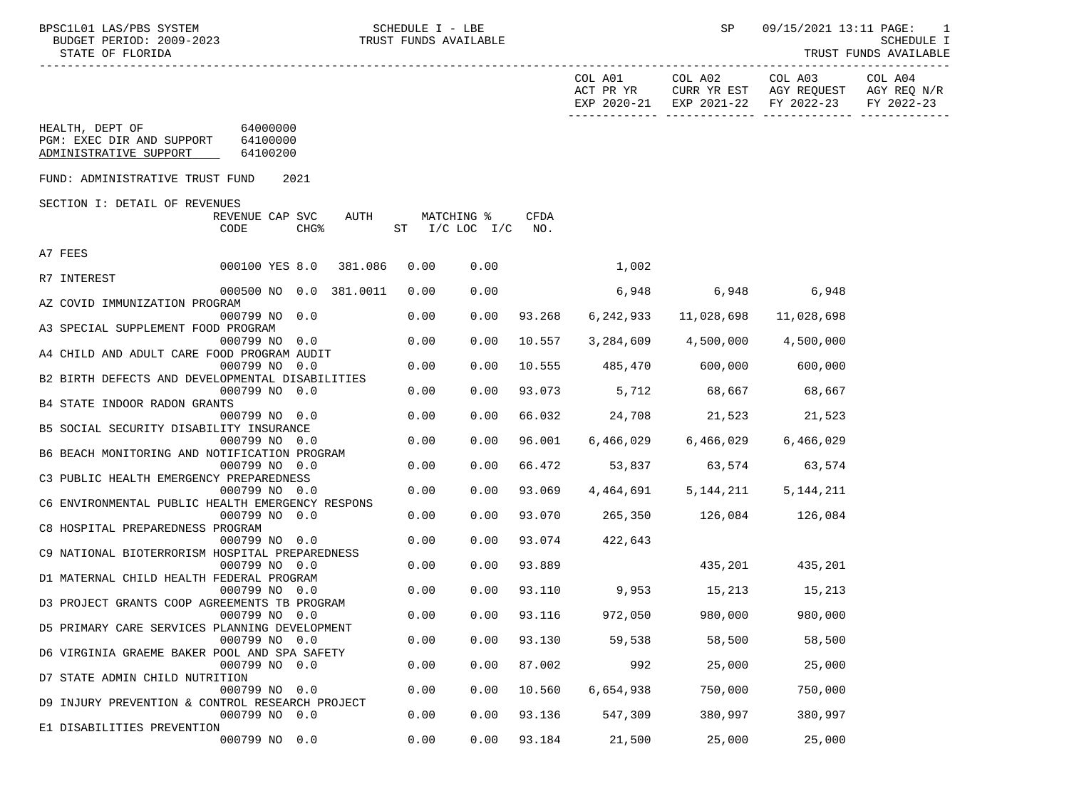| | | | | | | | | COL A01 ACT PR YR EXP 2020-21 | COL A02 CURR YR EST EXP 2021-22 | COL A03 AGY REQUEST FY 2022-23 | COL A04 AGY REQ N/R FY 2022-23 |
|---|---|---|---|---|---|---|---|---|---|---|---|

HEALTH, DEPT OF 64000000
PGM: EXEC DIR AND SUPPORT 64100000
ADMINISTRATIVE SUPPORT 64100200

FUND: ADMINISTRATIVE TRUST FUND 2021

SECTION I: DETAIL OF REVENUES

| | REVENUE CODE | CAP | SVC CHG% | AUTH | MATCHING % ST | I/C LOC I/C | CFDA NO. | COL A01 ACT PR YR EXP 2020-21 | COL A02 CURR YR EST EXP 2021-22 | COL A03 AGY REQUEST FY 2022-23 | COL A04 AGY REQ N/R FY 2022-23 |
|---|---|---|---|---|---|---|---|---|---|---|---|
| A7 FEES | 000100 | YES | 8.0 | 381.086 | 0.00 | 0.00 | | 1,002 | | | |
| R7 INTEREST | 000500 | NO | 0.0 | 381.0011 | 0.00 | 0.00 | | 6,948 | 6,948 | 6,948 | |
| AZ COVID IMMUNIZATION PROGRAM | 000799 | NO | 0.0 | | 0.00 | 0.00 | 93.268 | 6,242,933 | 11,028,698 | 11,028,698 | |
| A3 SPECIAL SUPPLEMENT FOOD PROGRAM | 000799 | NO | 0.0 | | 0.00 | 0.00 | 10.557 | 3,284,609 | 4,500,000 | 4,500,000 | |
| A4 CHILD AND ADULT CARE FOOD PROGRAM AUDIT | 000799 | NO | 0.0 | | 0.00 | 0.00 | 10.555 | 485,470 | 600,000 | 600,000 | |
| B2 BIRTH DEFECTS AND DEVELOPMENTAL DISABILITIES | 000799 | NO | 0.0 | | 0.00 | 0.00 | 93.073 | 5,712 | 68,667 | 68,667 | |
| B4 STATE INDOOR RADON GRANTS | 000799 | NO | 0.0 | | 0.00 | 0.00 | 66.032 | 24,708 | 21,523 | 21,523 | |
| B5 SOCIAL SECURITY DISABILITY INSURANCE | 000799 | NO | 0.0 | | 0.00 | 0.00 | 96.001 | 6,466,029 | 6,466,029 | 6,466,029 | |
| B6 BEACH MONITORING AND NOTIFICATION PROGRAM | 000799 | NO | 0.0 | | 0.00 | 0.00 | 66.472 | 53,837 | 63,574 | 63,574 | |
| C3 PUBLIC HEALTH EMERGENCY PREPAREDNESS | 000799 | NO | 0.0 | | 0.00 | 0.00 | 93.069 | 4,464,691 | 5,144,211 | 5,144,211 | |
| C6 ENVIRONMENTAL PUBLIC HEALTH EMERGENCY RESPONS | 000799 | NO | 0.0 | | 0.00 | 0.00 | 93.070 | 265,350 | 126,084 | 126,084 | |
| C8 HOSPITAL PREPAREDNESS PROGRAM | 000799 | NO | 0.0 | | 0.00 | 0.00 | 93.074 | 422,643 | | | |
| C9 NATIONAL BIOTERRORISM HOSPITAL PREPAREDNESS | 000799 | NO | 0.0 | | 0.00 | 0.00 | 93.889 | | 435,201 | 435,201 | |
| D1 MATERNAL CHILD HEALTH FEDERAL PROGRAM | 000799 | NO | 0.0 | | 0.00 | 0.00 | 93.110 | 9,953 | 15,213 | 15,213 | |
| D3 PROJECT GRANTS COOP AGREEMENTS TB PROGRAM | 000799 | NO | 0.0 | | 0.00 | 0.00 | 93.116 | 972,050 | 980,000 | 980,000 | |
| D5 PRIMARY CARE SERVICES PLANNING DEVELOPMENT | 000799 | NO | 0.0 | | 0.00 | 0.00 | 93.130 | 59,538 | 58,500 | 58,500 | |
| D6 VIRGINIA GRAEME BAKER POOL AND SPA SAFETY | 000799 | NO | 0.0 | | 0.00 | 0.00 | 87.002 | 992 | 25,000 | 25,000 | |
| D7 STATE ADMIN CHILD NUTRITION | 000799 | NO | 0.0 | | 0.00 | 0.00 | 10.560 | 6,654,938 | 750,000 | 750,000 | |
| D9 INJURY PREVENTION & CONTROL RESEARCH PROJECT | 000799 | NO | 0.0 | | 0.00 | 0.00 | 93.136 | 547,309 | 380,997 | 380,997 | |
| E1 DISABILITIES PREVENTION | 000799 | NO | 0.0 | | 0.00 | 0.00 | 93.184 | 21,500 | 25,000 | 25,000 | |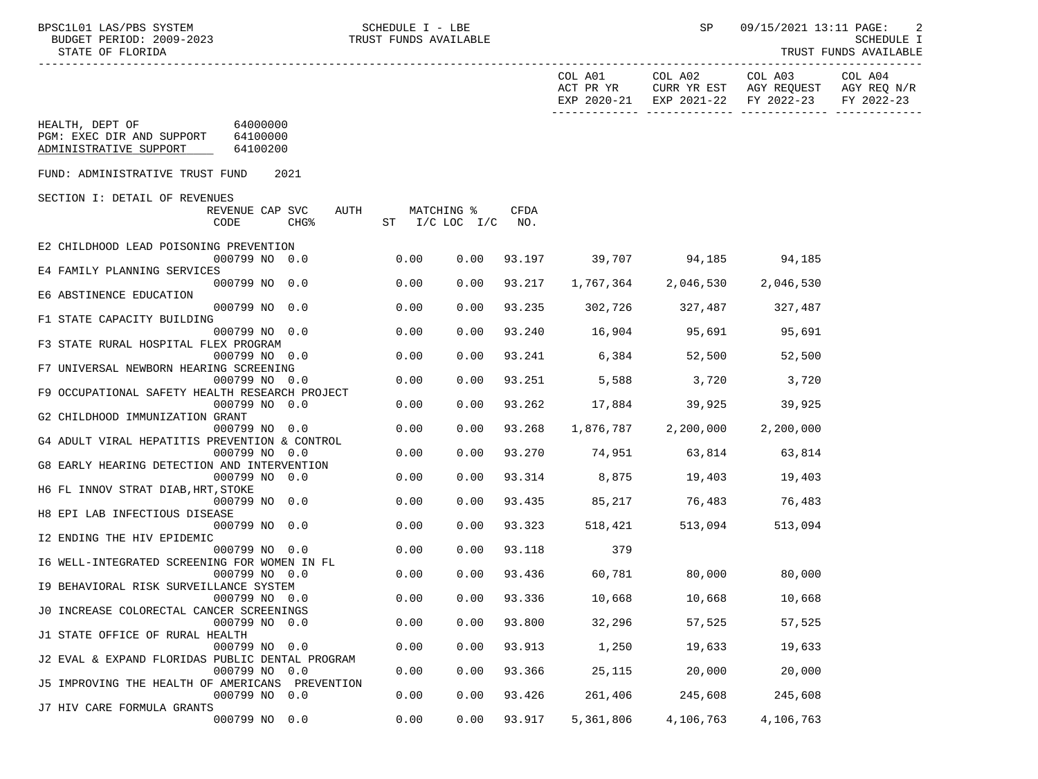BPSC1L01 LAS/PBS SYSTEM — SCHEDULE I - LBE — TRUST FUNDS AVAILABLE — SP 09/15/2021 13:11

BUDGET PERIOD: 2009-2023 — SCHEDULE I

STATE OF FLORIDA — TRUST FUNDS AVAILABLE

HEALTH, DEPT OF 64000000
PGM: EXEC DIR AND SUPPORT 64100000
ADMINISTRATIVE SUPPORT 64100200

FUND: ADMINISTRATIVE TRUST FUND 2021

SECTION I: DETAIL OF REVENUES

| Description | REVENUE CODE | CAP SVC CHG% | AUTH ST | MATCHING % I/C | LOC I/C | CFDA NO. | COL A01 ACT PR YR EXP 2020-21 | COL A02 CURR YR EST EXP 2021-22 | COL A03 AGY REQUEST FY 2022-23 | COL A04 AGY REQ N/R FY 2022-23 |
|---|---|---|---|---|---|---|---|---|---|---|
| E2 CHILDHOOD LEAD POISONING PREVENTION | 000799 | NO 0.0 | | 0.00 | 0.00 | 93.197 | 39,707 | 94,185 | 94,185 | |
| E4 FAMILY PLANNING SERVICES | 000799 | NO 0.0 | | 0.00 | 0.00 | 93.217 | 1,767,364 | 2,046,530 | 2,046,530 | |
| E6 ABSTINENCE EDUCATION | 000799 | NO 0.0 | | 0.00 | 0.00 | 93.235 | 302,726 | 327,487 | 327,487 | |
| F1 STATE CAPACITY BUILDING | 000799 | NO 0.0 | | 0.00 | 0.00 | 93.240 | 16,904 | 95,691 | 95,691 | |
| F3 STATE RURAL HOSPITAL FLEX PROGRAM | 000799 | NO 0.0 | | 0.00 | 0.00 | 93.241 | 6,384 | 52,500 | 52,500 | |
| F7 UNIVERSAL NEWBORN HEARING SCREENING | 000799 | NO 0.0 | | 0.00 | 0.00 | 93.251 | 5,588 | 3,720 | 3,720 | |
| F9 OCCUPATIONAL SAFETY HEALTH RESEARCH PROJECT | 000799 | NO 0.0 | | 0.00 | 0.00 | 93.262 | 17,884 | 39,925 | 39,925 | |
| G2 CHILDHOOD IMMUNIZATION GRANT | 000799 | NO 0.0 | | 0.00 | 0.00 | 93.268 | 1,876,787 | 2,200,000 | 2,200,000 | |
| G4 ADULT VIRAL HEPATITIS PREVENTION & CONTROL | 000799 | NO 0.0 | | 0.00 | 0.00 | 93.270 | 74,951 | 63,814 | 63,814 | |
| G8 EARLY HEARING DETECTION AND INTERVENTION | 000799 | NO 0.0 | | 0.00 | 0.00 | 93.314 | 8,875 | 19,403 | 19,403 | |
| H6 FL INNOV STRAT DIAB,HRT,STOKE | 000799 | NO 0.0 | | 0.00 | 0.00 | 93.435 | 85,217 | 76,483 | 76,483 | |
| H8 EPI LAB INFECTIOUS DISEASE | 000799 | NO 0.0 | | 0.00 | 0.00 | 93.323 | 518,421 | 513,094 | 513,094 | |
| I2 ENDING THE HIV EPIDEMIC | 000799 | NO 0.0 | | 0.00 | 0.00 | 93.118 | 379 | | | |
| I6 WELL-INTEGRATED SCREENING FOR WOMEN IN FL | 000799 | NO 0.0 | | 0.00 | 0.00 | 93.436 | 60,781 | 80,000 | 80,000 | |
| I9 BEHAVIORAL RISK SURVEILLANCE SYSTEM | 000799 | NO 0.0 | | 0.00 | 0.00 | 93.336 | 10,668 | 10,668 | 10,668 | |
| J0 INCREASE COLORECTAL CANCER SCREENINGS | 000799 | NO 0.0 | | 0.00 | 0.00 | 93.800 | 32,296 | 57,525 | 57,525 | |
| J1 STATE OFFICE OF RURAL HEALTH | 000799 | NO 0.0 | | 0.00 | 0.00 | 93.913 | 1,250 | 19,633 | 19,633 | |
| J2 EVAL & EXPAND FLORIDAS PUBLIC DENTAL PROGRAM | 000799 | NO 0.0 | | 0.00 | 0.00 | 93.366 | 25,115 | 20,000 | 20,000 | |
| J5 IMPROVING THE HEALTH OF AMERICANS PREVENTION | 000799 | NO 0.0 | | 0.00 | 0.00 | 93.426 | 261,406 | 245,608 | 245,608 | |
| J7 HIV CARE FORMULA GRANTS | 000799 | NO 0.0 | | 0.00 | 0.00 | 93.917 | 5,361,806 | 4,106,763 | 4,106,763 | |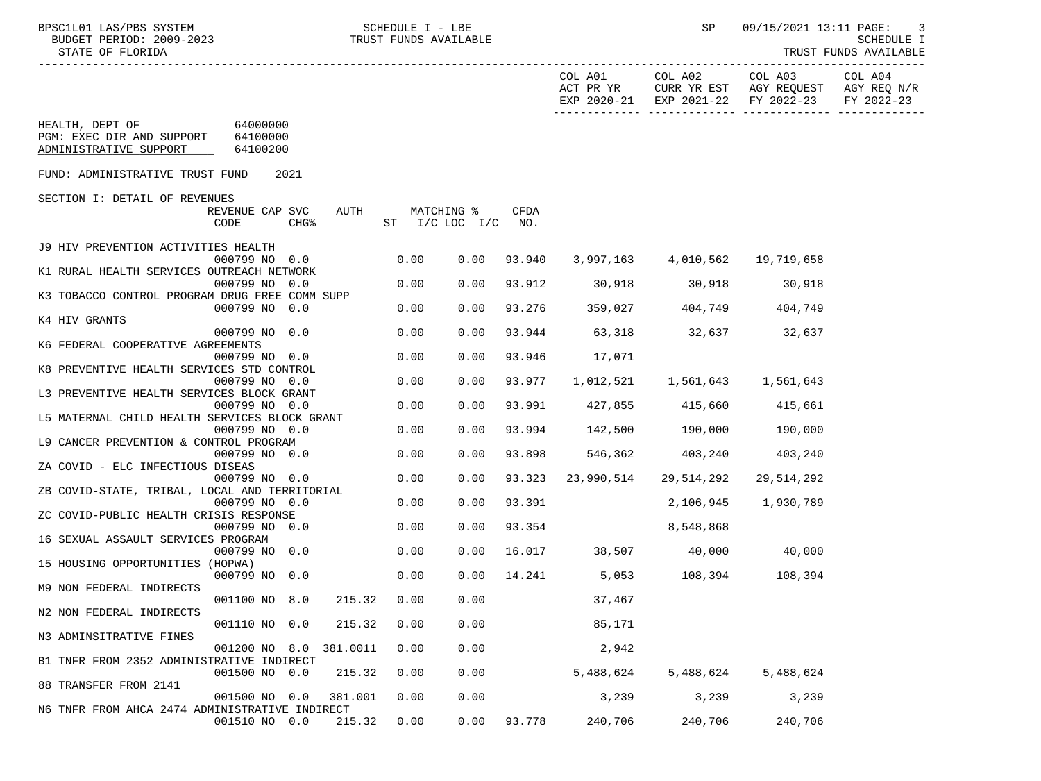HEALTH, DEPT OF 64000000
PGM: EXEC DIR AND SUPPORT 64100000
ADMINISTRATIVE SUPPORT 64100200

FUND: ADMINISTRATIVE TRUST FUND 2021

SECTION I: DETAIL OF REVENUES

| Revenue | REVENUE CODE | CAP | SVC CHG% | AUTH ST | MATCHING % I/C | LOC I/C | CFDA NO. | COL A01 ACT PR YR EXP 2020-21 | COL A02 CURR YR EST EXP 2021-22 | COL A03 AGY REQUEST FY 2022-23 | COL A04 AGY REQ N/R FY 2022-23 |
|---|---|---|---|---|---|---|---|---|---|---|---|
| J9 HIV PREVENTION ACTIVITIES HEALTH | 000799 | NO | 0.0 | | 0.00 | 0.00 | 93.940 | 3,997,163 | 4,010,562 | 19,719,658 | |
| K1 RURAL HEALTH SERVICES OUTREACH NETWORK | 000799 | NO | 0.0 | | 0.00 | 0.00 | 93.912 | 30,918 | 30,918 | 30,918 | |
| K3 TOBACCO CONTROL PROGRAM DRUG FREE COMM SUPP | 000799 | NO | 0.0 | | 0.00 | 0.00 | 93.276 | 359,027 | 404,749 | 404,749 | |
| K4 HIV GRANTS | 000799 | NO | 0.0 | | 0.00 | 0.00 | 93.944 | 63,318 | 32,637 | 32,637 | |
| K6 FEDERAL COOPERATIVE AGREEMENTS | 000799 | NO | 0.0 | | 0.00 | 0.00 | 93.946 | 17,071 | | | |
| K8 PREVENTIVE HEALTH SERVICES STD CONTROL | 000799 | NO | 0.0 | | 0.00 | 0.00 | 93.977 | 1,012,521 | 1,561,643 | 1,561,643 | |
| L3 PREVENTIVE HEALTH SERVICES BLOCK GRANT | 000799 | NO | 0.0 | | 0.00 | 0.00 | 93.991 | 427,855 | 415,660 | 415,661 | |
| L5 MATERNAL CHILD HEALTH SERVICES BLOCK GRANT | 000799 | NO | 0.0 | | 0.00 | 0.00 | 93.994 | 142,500 | 190,000 | 190,000 | |
| L9 CANCER PREVENTION & CONTROL PROGRAM | 000799 | NO | 0.0 | | 0.00 | 0.00 | 93.898 | 546,362 | 403,240 | 403,240 | |
| ZA COVID - ELC INFECTIOUS DISEAS | 000799 | NO | 0.0 | | 0.00 | 0.00 | 93.323 | 23,990,514 | 29,514,292 | 29,514,292 | |
| ZB COVID-STATE, TRIBAL, LOCAL AND TERRITORIAL | 000799 | NO | 0.0 | | 0.00 | 0.00 | 93.391 | | 2,106,945 | 1,930,789 | |
| ZC COVID-PUBLIC HEALTH CRISIS RESPONSE | 000799 | NO | 0.0 | | 0.00 | 0.00 | 93.354 | | 8,548,868 | | |
| 16 SEXUAL ASSAULT SERVICES PROGRAM | 000799 | NO | 0.0 | | 0.00 | 0.00 | 16.017 | 38,507 | 40,000 | 40,000 | |
| 15 HOUSING OPPORTUNITIES (HOPWA) | 000799 | NO | 0.0 | | 0.00 | 0.00 | 14.241 | 5,053 | 108,394 | 108,394 | |
| M9 NON FEDERAL INDIRECTS | 001100 | NO | 8.0 | 215.32 | 0.00 | 0.00 | | 37,467 | | | |
| N2 NON FEDERAL INDIRECTS | 001110 | NO | 0.0 | 215.32 | 0.00 | 0.00 | | 85,171 | | | |
| N3 ADMINSITRATIVE FINES | 001200 | NO | 8.0 | 381.0011 | 0.00 | 0.00 | | 2,942 | | | |
| B1 TNFR FROM 2352 ADMINISTRATIVE INDIRECT | 001500 | NO | 0.0 | 215.32 | 0.00 | 0.00 | | 5,488,624 | 5,488,624 | 5,488,624 | |
| 88 TRANSFER FROM 2141 | 001500 | NO | 0.0 | 381.001 | 0.00 | 0.00 | | 3,239 | 3,239 | 3,239 | |
| N6 TNFR FROM AHCA 2474 ADMINISTRATIVE INDIRECT | 001510 | NO | 0.0 | 215.32 | 0.00 | 0.00 | 93.778 | 240,706 | 240,706 | 240,706 | |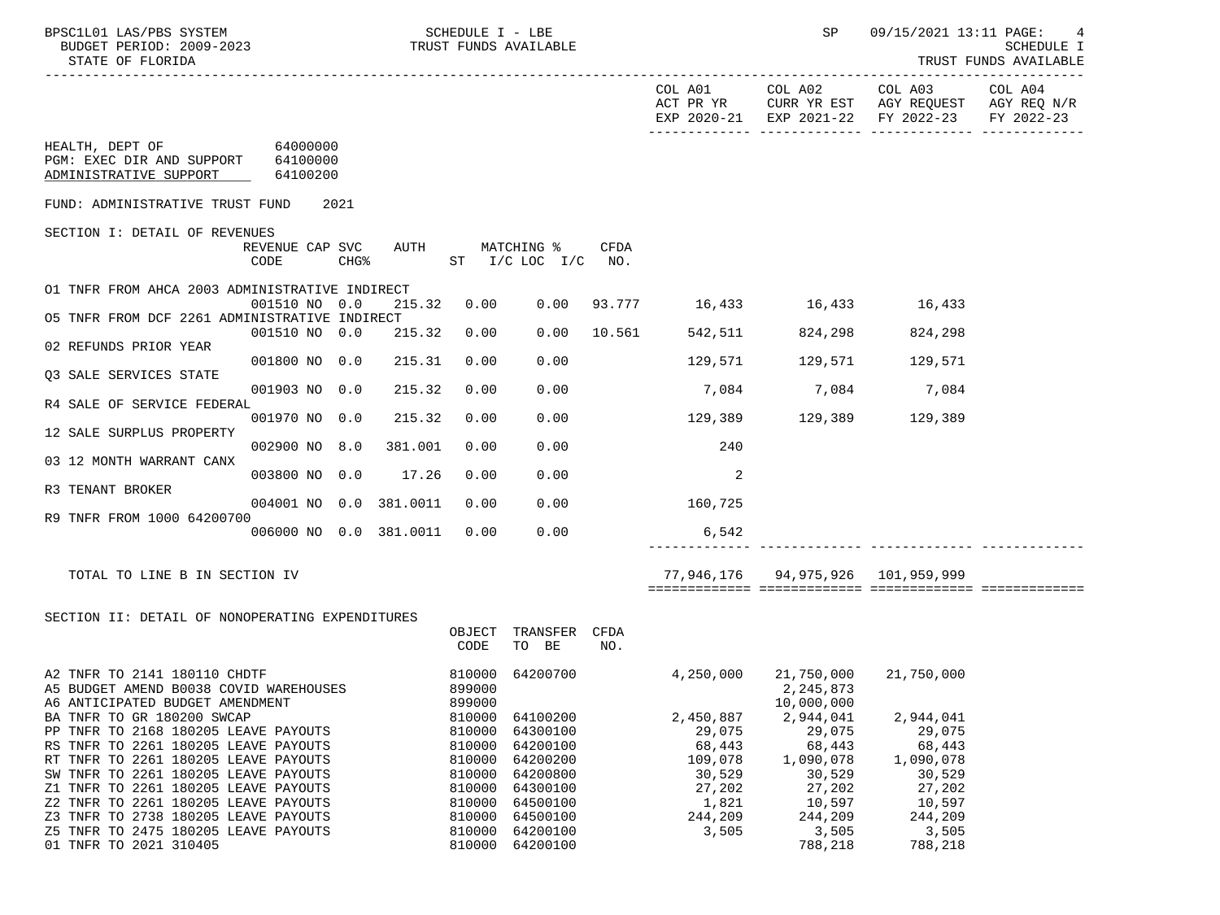BPSC1L01 LAS/PBS SYSTEM — SCHEDULE I - LBE — TRUST FUNDS AVAILABLE

BUDGET PERIOD: 2009-2023 — STATE OF FLORIDA

SP 09/15/2021 13:11 — SCHEDULE I — TRUST FUNDS AVAILABLE

HEALTH, DEPT OF 64000000
PGM: EXEC DIR AND SUPPORT 64100000
ADMINISTRATIVE SUPPORT 64100200

FUND: ADMINISTRATIVE TRUST FUND 2021

## SECTION I: DETAIL OF REVENUES

| Description | REVENUE CODE | CAP | SVC CHG% | AUTH ST | MATCHING % I/C | LOC I/C | CFDA NO. | COL A01 ACT PR YR EXP 2020-21 | COL A02 CURR YR EST EXP 2021-22 | COL A03 AGY REQUEST FY 2022-23 | COL A04 AGY REQ N/R FY 2022-23 |
|---|---|---|---|---|---|---|---|---|---|---|---|
| O1 TNFR FROM AHCA 2003 ADMINISTRATIVE INDIRECT | 001510 | NO | 0.0 | 215.32 | 0.00 | 0.00 | 93.777 | 16,433 | 16,433 | 16,433 | |
| O5 TNFR FROM DCF 2261 ADMINISTRATIVE INDIRECT | 001510 | NO | 0.0 | 215.32 | 0.00 | 0.00 | 10.561 | 542,511 | 824,298 | 824,298 | |
| 02 REFUNDS PRIOR YEAR | 001800 | NO | 0.0 | 215.31 | 0.00 | 0.00 | | 129,571 | 129,571 | 129,571 | |
| Q3 SALE SERVICES STATE | 001903 | NO | 0.0 | 215.32 | 0.00 | 0.00 | | 7,084 | 7,084 | 7,084 | |
| R4 SALE OF SERVICE FEDERAL | 001970 | NO | 0.0 | 215.32 | 0.00 | 0.00 | | 129,389 | 129,389 | 129,389 | |
| 12 SALE SURPLUS PROPERTY | 002900 | NO | 8.0 | 381.001 | 0.00 | 0.00 | | 240 | | | |
| 03 12 MONTH WARRANT CANX | 003800 | NO | 0.0 | 17.26 | 0.00 | 0.00 | | 2 | | | |
| R3 TENANT BROKER | 004001 | NO | 0.0 | 381.0011 | 0.00 | 0.00 | | 160,725 | | | |
| R9 TNFR FROM 1000 64200700 | 006000 | NO | 0.0 | 381.0011 | 0.00 | 0.00 | | 6,542 | | | |
| TOTAL TO LINE B IN SECTION IV | | | | | | | | 77,946,176 | 94,975,926 | 101,959,999 | |

## SECTION II: DETAIL OF NONOPERATING EXPENDITURES

| Description | OBJECT CODE | TRANSFER TO BE | CFDA NO. | COL A01 ACT PR YR EXP 2020-21 | COL A02 CURR YR EST EXP 2021-22 | COL A03 AGY REQUEST FY 2022-23 | COL A04 AGY REQ N/R FY 2022-23 |
|---|---|---|---|---|---|---|---|
| A2 TNFR TO 2141 180110 CHDTF | 810000 | 64200700 | | 4,250,000 | 21,750,000 | 21,750,000 | |
| A5 BUDGET AMEND B0038 COVID WAREHOUSES | 899000 | | | | 2,245,873 | | |
| A6 ANTICIPATED BUDGET AMENDMENT | 899000 | | | | 10,000,000 | | |
| BA TNFR TO GR 180200 SWCAP | 810000 | 64100200 | | 2,450,887 | 2,944,041 | 2,944,041 | |
| PP TNFR TO 2168 180205 LEAVE PAYOUTS | 810000 | 64300100 | | 29,075 | 29,075 | 29,075 | |
| RS TNFR TO 2261 180205 LEAVE PAYOUTS | 810000 | 64200100 | | 68,443 | 68,443 | 68,443 | |
| RT TNFR TO 2261 180205 LEAVE PAYOUTS | 810000 | 64200200 | | 109,078 | 1,090,078 | 1,090,078 | |
| SW TNFR TO 2261 180205 LEAVE PAYOUTS | 810000 | 64200800 | | 30,529 | 30,529 | 30,529 | |
| Z1 TNFR TO 2261 180205 LEAVE PAYOUTS | 810000 | 64300100 | | 27,202 | 27,202 | 27,202 | |
| Z2 TNFR TO 2261 180205 LEAVE PAYOUTS | 810000 | 64500100 | | 1,821 | 10,597 | 10,597 | |
| Z3 TNFR TO 2738 180205 LEAVE PAYOUTS | 810000 | 64500100 | | 244,209 | 244,209 | 244,209 | |
| Z5 TNFR TO 2475 180205 LEAVE PAYOUTS | 810000 | 64200100 | | 3,505 | 3,505 | 3,505 | |
| 01 TNFR TO 2021 310405 | 810000 | 64200100 | | | 788,218 | 788,218 | |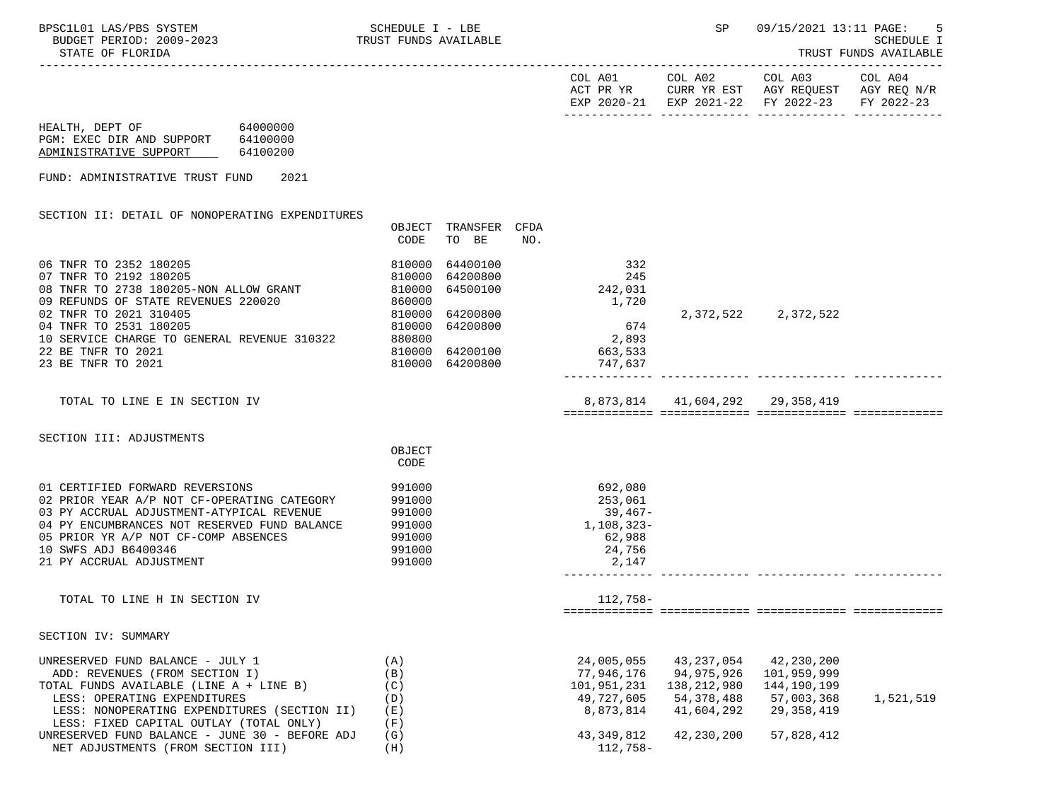HEALTH, DEPT OF 64000000
PGM: EXEC DIR AND SUPPORT 64100000
ADMINISTRATIVE SUPPORT 64100200

FUND: ADMINISTRATIVE TRUST FUND 2021

SECTION II: DETAIL OF NONOPERATING EXPENDITURES

| | OBJECT CODE | TRANSFER TO BE | CFDA NO. | COL A01 ACT PR YR EXP 2020-21 | COL A02 CURR YR EST EXP 2021-22 | COL A03 AGY REQUEST FY 2022-23 | COL A04 AGY REQ N/R FY 2022-23 |
|---|---|---|---|---|---|---|---|
| 06 TNFR TO 2352 180205 | 810000 | 64400100 | | 332 | | | |
| 07 TNFR TO 2192 180205 | 810000 | 64200800 | | 245 | | | |
| 08 TNFR TO 2738 180205-NON ALLOW GRANT | 810000 | 64500100 | | 242,031 | | | |
| 09 REFUNDS OF STATE REVENUES 220020 | 860000 | | | 1,720 | | | |
| 02 TNFR TO 2021 310405 | 810000 | 64200800 | | | 2,372,522 | 2,372,522 | |
| 04 TNFR TO 2531 180205 | 810000 | 64200800 | | 674 | | | |
| 10 SERVICE CHARGE TO GENERAL REVENUE 310322 | 880800 | | | 2,893 | | | |
| 22 BE TNFR TO 2021 | 810000 | 64200100 | | 663,533 | | | |
| 23 BE TNFR TO 2021 | 810000 | 64200800 | | 747,637 | | | |
| TOTAL TO LINE E IN SECTION IV | | | | 8,873,814 | 41,604,292 | 29,358,419 | |

SECTION III: ADJUSTMENTS

| | OBJECT CODE | COL A01 | COL A02 | COL A03 | COL A04 |
|---|---|---|---|---|---|
| 01 CERTIFIED FORWARD REVERSIONS | 991000 | 692,080 | | | |
| 02 PRIOR YEAR A/P NOT CF-OPERATING CATEGORY | 991000 | 253,061 | | | |
| 03 PY ACCRUAL ADJUSTMENT-ATYPICAL REVENUE | 991000 | 39,467- | | | |
| 04 PY ENCUMBRANCES NOT RESERVED FUND BALANCE | 991000 | 1,108,323- | | | |
| 05 PRIOR YR A/P NOT CF-COMP ABSENCES | 991000 | 62,988 | | | |
| 10 SWFS ADJ B6400346 | 991000 | 24,756 | | | |
| 21 PY ACCRUAL ADJUSTMENT | 991000 | 2,147 | | | |
| TOTAL TO LINE H IN SECTION IV | | 112,758- | | | |

SECTION IV: SUMMARY

| | | COL A01 | COL A02 | COL A03 | COL A04 |
|---|---|---|---|---|---|
| UNRESERVED FUND BALANCE - JULY 1 | (A) | 24,005,055 | 43,237,054 | 42,230,200 | |
| ADD: REVENUES (FROM SECTION I) | (B) | 77,946,176 | 94,975,926 | 101,959,999 | |
| TOTAL FUNDS AVAILABLE (LINE A + LINE B) | (C) | 101,951,231 | 138,212,980 | 144,190,199 | |
| LESS: OPERATING EXPENDITURES | (D) | 49,727,605 | 54,378,488 | 57,003,368 | 1,521,519 |
| LESS: NONOPERATING EXPENDITURES (SECTION II) | (E) | 8,873,814 | 41,604,292 | 29,358,419 | |
| LESS: FIXED CAPITAL OUTLAY (TOTAL ONLY) | (F) | | | | |
| UNRESERVED FUND BALANCE - JUNE 30 - BEFORE ADJ | (G) | 43,349,812 | 42,230,200 | 57,828,412 | |
| NET ADJUSTMENTS (FROM SECTION III) | (H) | 112,758- | | | |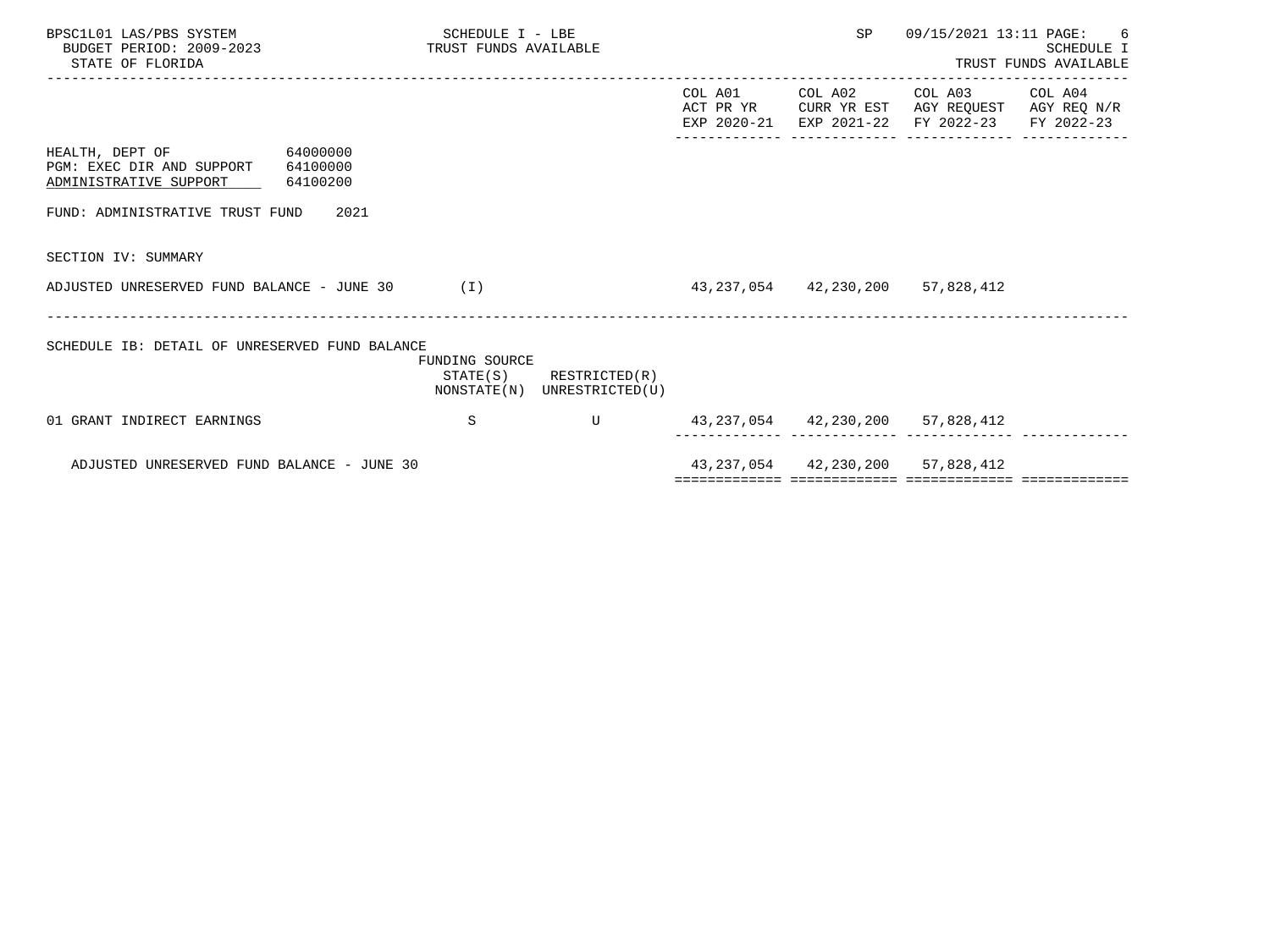| | COL A01 ACT PR YR EXP 2020-21 | COL A02 CURR YR EST EXP 2021-22 | COL A03 AGY REQUEST FY 2022-23 | COL A04 AGY REQ N/R FY 2022-23 |
|---|---|---|---|---|

HEALTH, DEPT OF 64000000
PGM: EXEC DIR AND SUPPORT 64100000
ADMINISTRATIVE SUPPORT 64100200

FUND: ADMINISTRATIVE TRUST FUND 2021

SECTION IV: SUMMARY

| | COL A01 | COL A02 | COL A03 | COL A04 |
|---|---|---|---|---|
| ADJUSTED UNRESERVED FUND BALANCE - JUNE 30 (I) | 43,237,054 | 42,230,200 | 57,828,412 | |

SCHEDULE IB: DETAIL OF UNRESERVED FUND BALANCE

| | FUNDING SOURCE STATE(S) NONSTATE(N) | RESTRICTED(R) UNRESTRICTED(U) | COL A01 | COL A02 | COL A03 | COL A04 |
|---|---|---|---|---|---|---|
| 01 GRANT INDIRECT EARNINGS | S | U | 43,237,054 | 42,230,200 | 57,828,412 | |
| ADJUSTED UNRESERVED FUND BALANCE - JUNE 30 | | | 43,237,054 | 42,230,200 | 57,828,412 | |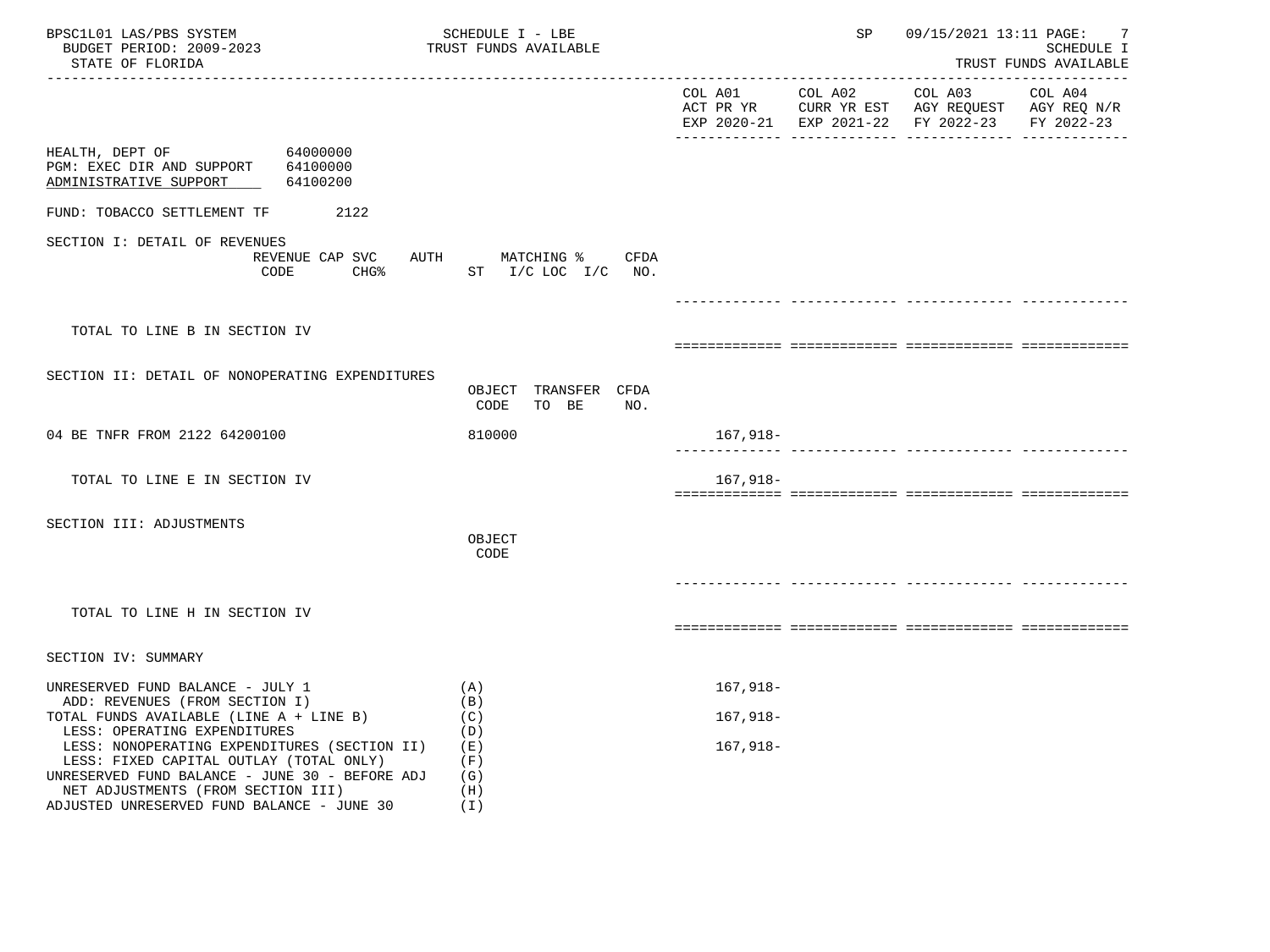BPSC1L01 LAS/PBS SYSTEM — SCHEDULE I - LBE — TRUST FUNDS AVAILABLE — SP 09/15/2021 13:11
BUDGET PERIOD: 2009-2023 — SCHEDULE I
STATE OF FLORIDA — TRUST FUNDS AVAILABLE

| | | COL A01 ACT PR YR EXP 2020-21 | COL A02 CURR YR EST EXP 2021-22 | COL A03 AGY REQUEST FY 2022-23 | COL A04 AGY REQ N/R FY 2022-23 |
|---|---|---|---|---|---|

HEALTH, DEPT OF 64000000
PGM: EXEC DIR AND SUPPORT 64100000
ADMINISTRATIVE SUPPORT 64100200

FUND: TOBACCO SETTLEMENT TF 2122

SECTION I: DETAIL OF REVENUES

| REVENUE CODE | CAP SVC CHG% | AUTH ST | MATCHING % I/C LOC I/C | CFDA NO. | COL A01 | COL A02 | COL A03 | COL A04 |
|---|---|---|---|---|---|---|---|---|
| TOTAL TO LINE B IN SECTION IV | | | | | | | | |

SECTION II: DETAIL OF NONOPERATING EXPENDITURES

| | OBJECT CODE | TRANSFER TO BE | CFDA NO. | COL A01 | COL A02 | COL A03 | COL A04 |
|---|---|---|---|---|---|---|---|
| 04 BE TNFR FROM 2122 64200100 | 810000 | | | 167,918- | | | |
| TOTAL TO LINE E IN SECTION IV | | | | 167,918- | | | |

SECTION III: ADJUSTMENTS

| | OBJECT CODE | COL A01 | COL A02 | COL A03 | COL A04 |
|---|---|---|---|---|---|
| TOTAL TO LINE H IN SECTION IV | | | | | |

SECTION IV: SUMMARY

| | | COL A01 | COL A02 | COL A03 | COL A04 |
|---|---|---|---|---|---|
| UNRESERVED FUND BALANCE - JULY 1 | (A) | 167,918- | | | |
| ADD: REVENUES (FROM SECTION I) | (B) | | | | |
| TOTAL FUNDS AVAILABLE (LINE A + LINE B) | (C) | 167,918- | | | |
| LESS: OPERATING EXPENDITURES | (D) | | | | |
| LESS: NONOPERATING EXPENDITURES (SECTION II) | (E) | 167,918- | | | |
| LESS: FIXED CAPITAL OUTLAY (TOTAL ONLY) | (F) | | | | |
| UNRESERVED FUND BALANCE - JUNE 30 - BEFORE ADJ | (G) | | | | |
| NET ADJUSTMENTS (FROM SECTION III) | (H) | | | | |
| ADJUSTED UNRESERVED FUND BALANCE - JUNE 30 | (I) | | | | |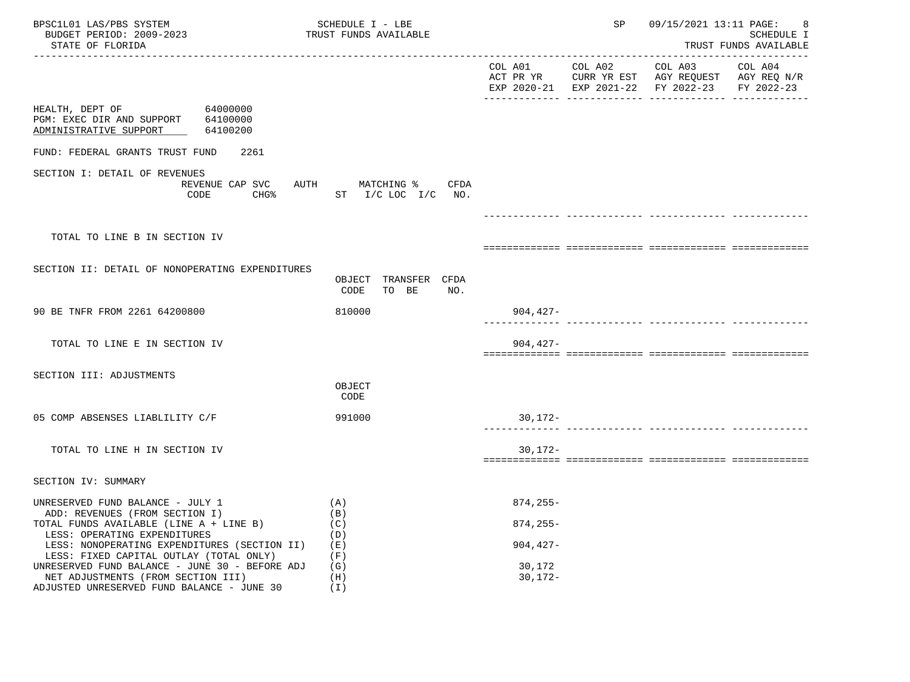BPSC1L01 LAS/PBS SYSTEM — SCHEDULE I - LBE — TRUST FUNDS AVAILABLE
BUDGET PERIOD: 2009-2023
STATE OF FLORIDA
SP 09/15/2021 13:11 — SCHEDULE I — TRUST FUNDS AVAILABLE

HEALTH, DEPT OF 64000000
PGM: EXEC DIR AND SUPPORT 64100000
ADMINISTRATIVE SUPPORT 64100200

FUND: FEDERAL GRANTS TRUST FUND 2261

## SECTION I: DETAIL OF REVENUES

| REVENUE CODE | CAP SVC CHG% | AUTH ST | MATCHING % I/C | LOC I/C | CFDA NO. | COL A01 ACT PR YR EXP 2020-21 | COL A02 CURR YR EST EXP 2021-22 | COL A03 AGY REQUEST FY 2022-23 | COL A04 AGY REQ N/R FY 2022-23 |
|---|---|---|---|---|---|---|---|---|---|
| TOTAL TO LINE B IN SECTION IV | | | | | | | | | |

## SECTION II: DETAIL OF NONOPERATING EXPENDITURES

| | OBJECT CODE | TRANSFER TO BE | CFDA NO. | COL A01 ACT PR YR EXP 2020-21 | COL A02 CURR YR EST EXP 2021-22 | COL A03 AGY REQUEST FY 2022-23 | COL A04 AGY REQ N/R FY 2022-23 |
|---|---|---|---|---|---|---|---|
| 90 BE TNFR FROM 2261 64200800 | 810000 | | | 904,427- | | | |
| TOTAL TO LINE E IN SECTION IV | | | | 904,427- | | | |

## SECTION III: ADJUSTMENTS

| | OBJECT CODE | COL A01 ACT PR YR EXP 2020-21 | COL A02 CURR YR EST EXP 2021-22 | COL A03 AGY REQUEST FY 2022-23 | COL A04 AGY REQ N/R FY 2022-23 |
|---|---|---|---|---|---|
| 05 COMP ABSENSES LIABLILITY C/F | 991000 | 30,172- | | | |
| TOTAL TO LINE H IN SECTION IV | | 30,172- | | | |

## SECTION IV: SUMMARY

| | | COL A01 ACT PR YR EXP 2020-21 | COL A02 CURR YR EST EXP 2021-22 | COL A03 AGY REQUEST FY 2022-23 | COL A04 AGY REQ N/R FY 2022-23 |
|---|---|---|---|---|---|
| UNRESERVED FUND BALANCE - JULY 1 | (A) | 874,255- | | | |
| ADD: REVENUES (FROM SECTION I) | (B) | | | | |
| TOTAL FUNDS AVAILABLE (LINE A + LINE B) | (C) | 874,255- | | | |
| LESS: OPERATING EXPENDITURES | (D) | | | | |
| LESS: NONOPERATING EXPENDITURES (SECTION II) | (E) | 904,427- | | | |
| LESS: FIXED CAPITAL OUTLAY (TOTAL ONLY) | (F) | | | | |
| UNRESERVED FUND BALANCE - JUNE 30 - BEFORE ADJ | (G) | 30,172 | | | |
| NET ADJUSTMENTS (FROM SECTION III) | (H) | 30,172- | | | |
| ADJUSTED UNRESERVED FUND BALANCE - JUNE 30 | (I) | | | | |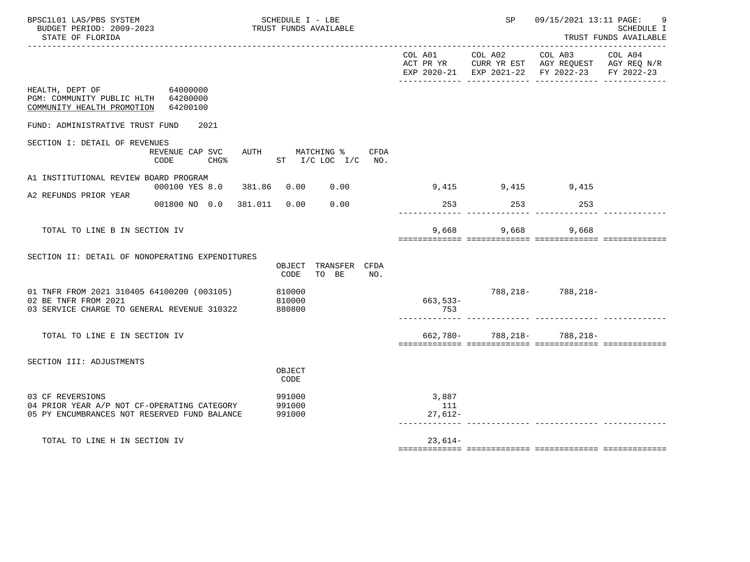BPSC1L01 LAS/PBS SYSTEM — SCHEDULE I - LBE — TRUST FUNDS AVAILABLE
BUDGET PERIOD: 2009-2023
STATE OF FLORIDA
SP 09/15/2021 13:11 — SCHEDULE I — TRUST FUNDS AVAILABLE

HEALTH, DEPT OF 64000000
PGM: COMMUNITY PUBLIC HLTH 64200000
COMMUNITY HEALTH PROMOTION 64200100

FUND: ADMINISTRATIVE TRUST FUND 2021

## SECTION I: DETAIL OF REVENUES

| | REVENUE CODE | CAP SVC CHG% | AUTH | MATCHING % ST | I/C LOC I/C | CFDA NO. | COL A01 ACT PR YR EXP 2020-21 | COL A02 CURR YR EST EXP 2021-22 | COL A03 AGY REQUEST FY 2022-23 | COL A04 AGY REQ N/R FY 2022-23 |
|---|---|---|---|---|---|---|---|---|---|---|
| A1 INSTITUTIONAL REVIEW BOARD PROGRAM | 000100 | YES 8.0 | 381.86 | 0.00 | 0.00 | | 9,415 | 9,415 | 9,415 | |
| A2 REFUNDS PRIOR YEAR | 001800 | NO 0.0 | 381.011 | 0.00 | 0.00 | | 253 | 253 | 253 | |
| TOTAL TO LINE B IN SECTION IV | | | | | | | 9,668 | 9,668 | 9,668 | |

## SECTION II: DETAIL OF NONOPERATING EXPENDITURES

| | OBJECT CODE | TRANSFER TO BE | CFDA NO. | COL A01 ACT PR YR EXP 2020-21 | COL A02 CURR YR EST EXP 2021-22 | COL A03 AGY REQUEST FY 2022-23 | COL A04 AGY REQ N/R FY 2022-23 |
|---|---|---|---|---|---|---|---|
| 01 TNFR FROM 2021 310405 64100200 (003105) | 810000 | | | | 788,218- | 788,218- | |
| 02 BE TNFR FROM 2021 | 810000 | | | 663,533- | | | |
| 03 SERVICE CHARGE TO GENERAL REVENUE 310322 | 880800 | | | 753 | | | |
| TOTAL TO LINE E IN SECTION IV | | | | 662,780- | 788,218- | 788,218- | |

## SECTION III: ADJUSTMENTS

| | OBJECT CODE | COL A01 ACT PR YR EXP 2020-21 | COL A02 CURR YR EST EXP 2021-22 | COL A03 AGY REQUEST FY 2022-23 | COL A04 AGY REQ N/R FY 2022-23 |
|---|---|---|---|---|---|
| 03 CF REVERSIONS | 991000 | 3,887 | | | |
| 04 PRIOR YEAR A/P NOT CF-OPERATING CATEGORY | 991000 | 111 | | | |
| 05 PY ENCUMBRANCES NOT RESERVED FUND BALANCE | 991000 | 27,612- | | | |
| TOTAL TO LINE H IN SECTION IV | | 23,614- | | | |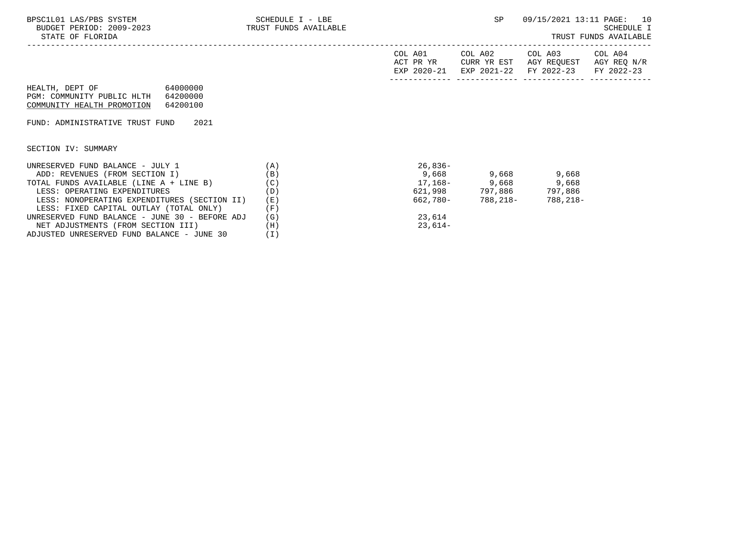SCHEDULE I - LBE
TRUST FUNDS AVAILABLE

SCHEDULE I
TRUST FUNDS AVAILABLE

HEALTH, DEPT OF 64000000
PGM: COMMUNITY PUBLIC HLTH 64200000
COMMUNITY HEALTH PROMOTION 64200100

FUND: ADMINISTRATIVE TRUST FUND 2021

SECTION IV: SUMMARY

| | | COL A01 ACT PR YR EXP 2020-21 | COL A02 CURR YR EST EXP 2021-22 | COL A03 AGY REQUEST FY 2022-23 | COL A04 AGY REQ N/R FY 2022-23 |
|---|---|---|---|---|---|
| UNRESERVED FUND BALANCE - JULY 1 | (A) | 26,836- | | | |
| ADD: REVENUES (FROM SECTION I) | (B) | 9,668 | 9,668 | 9,668 | |
| TOTAL FUNDS AVAILABLE (LINE A + LINE B) | (C) | 17,168- | 9,668 | 9,668 | |
| LESS: OPERATING EXPENDITURES | (D) | 621,998 | 797,886 | 797,886 | |
| LESS: NONOPERATING EXPENDITURES (SECTION II) | (E) | 662,780- | 788,218- | 788,218- | |
| LESS: FIXED CAPITAL OUTLAY (TOTAL ONLY) | (F) | | | | |
| UNRESERVED FUND BALANCE - JUNE 30 - BEFORE ADJ | (G) | 23,614 | | | |
| NET ADJUSTMENTS (FROM SECTION III) | (H) | 23,614- | | | |
| ADJUSTED UNRESERVED FUND BALANCE - JUNE 30 | (I) | | | | |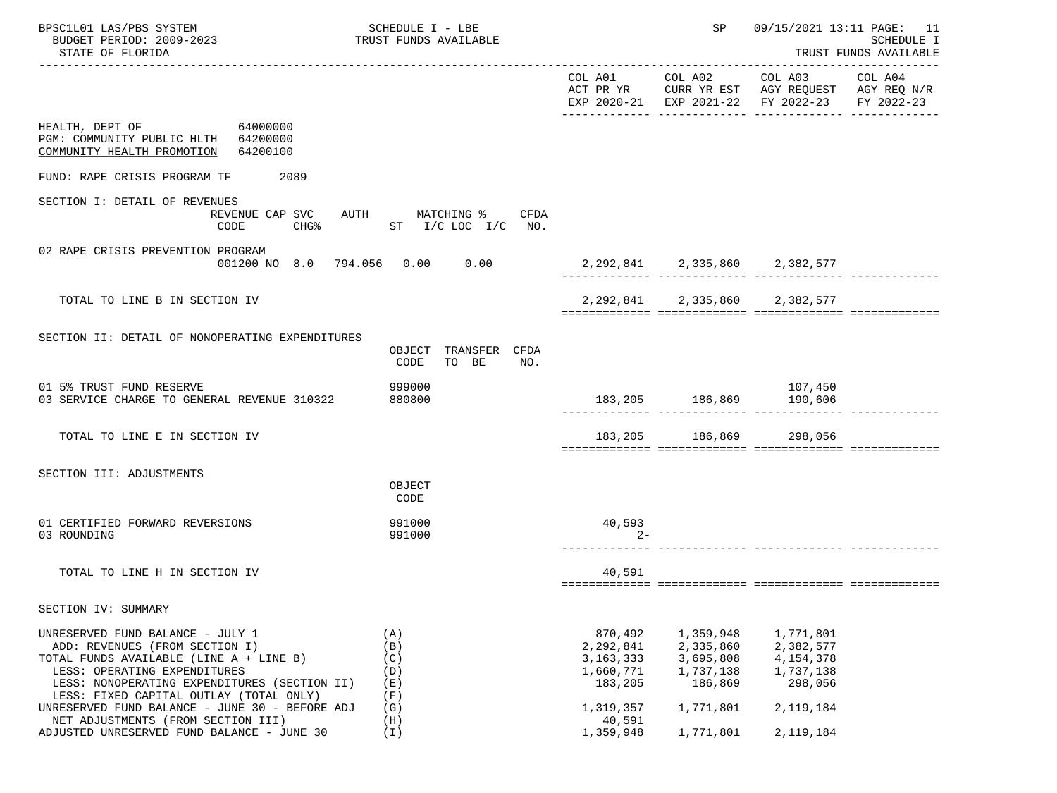HEALTH, DEPT OF 64000000
PGM: COMMUNITY PUBLIC HLTH 64200000
COMMUNITY HEALTH PROMOTION 64200100

FUND: RAPE CRISIS PROGRAM TF 2089

| | COL A01 ACT PR YR EXP 2020-21 | COL A02 CURR YR EST EXP 2021-22 | COL A03 AGY REQUEST FY 2022-23 | COL A04 AGY REQ N/R FY 2022-23 |
|---|---|---|---|---|
| **SECTION I: DETAIL OF REVENUES** (REVENUE CODE / CAP SVC CHG% / AUTH ST / MATCHING % I/C LOC I/C / CFDA NO.) | | | | |
| 02 RAPE CRISIS PREVENTION PROGRAM — 001200 NO 8.0 794.056 0.00 0.00 | 2,292,841 | 2,335,860 | 2,382,577 | |
| TOTAL TO LINE B IN SECTION IV | 2,292,841 | 2,335,860 | 2,382,577 | |
| **SECTION II: DETAIL OF NONOPERATING EXPENDITURES** (OBJECT CODE / TRANSFER TO BE / CFDA NO.) | | | | |
| 01 5% TRUST FUND RESERVE — 999000 | | | 107,450 | |
| 03 SERVICE CHARGE TO GENERAL REVENUE 310322 — 880800 | 183,205 | 186,869 | 190,606 | |
| TOTAL TO LINE E IN SECTION IV | 183,205 | 186,869 | 298,056 | |
| **SECTION III: ADJUSTMENTS** (OBJECT CODE) | | | | |
| 01 CERTIFIED FORWARD REVERSIONS — 991000 | 40,593 | | | |
| 03 ROUNDING — 991000 | 2- | | | |
| TOTAL TO LINE H IN SECTION IV | 40,591 | | | |
| **SECTION IV: SUMMARY** | | | | |
| UNRESERVED FUND BALANCE - JULY 1 (A) | 870,492 | 1,359,948 | 1,771,801 | |
| ADD: REVENUES (FROM SECTION I) (B) | 2,292,841 | 2,335,860 | 2,382,577 | |
| TOTAL FUNDS AVAILABLE (LINE A + LINE B) (C) | 3,163,333 | 3,695,808 | 4,154,378 | |
| LESS: OPERATING EXPENDITURES (D) | 1,660,771 | 1,737,138 | 1,737,138 | |
| LESS: NONOPERATING EXPENDITURES (SECTION II) (E) | 183,205 | 186,869 | 298,056 | |
| LESS: FIXED CAPITAL OUTLAY (TOTAL ONLY) (F) | | | | |
| UNRESERVED FUND BALANCE - JUNE 30 - BEFORE ADJ (G) | 1,319,357 | 1,771,801 | 2,119,184 | |
| NET ADJUSTMENTS (FROM SECTION III) (H) | 40,591 | | | |
| ADJUSTED UNRESERVED FUND BALANCE - JUNE 30 (I) | 1,359,948 | 1,771,801 | 2,119,184 | |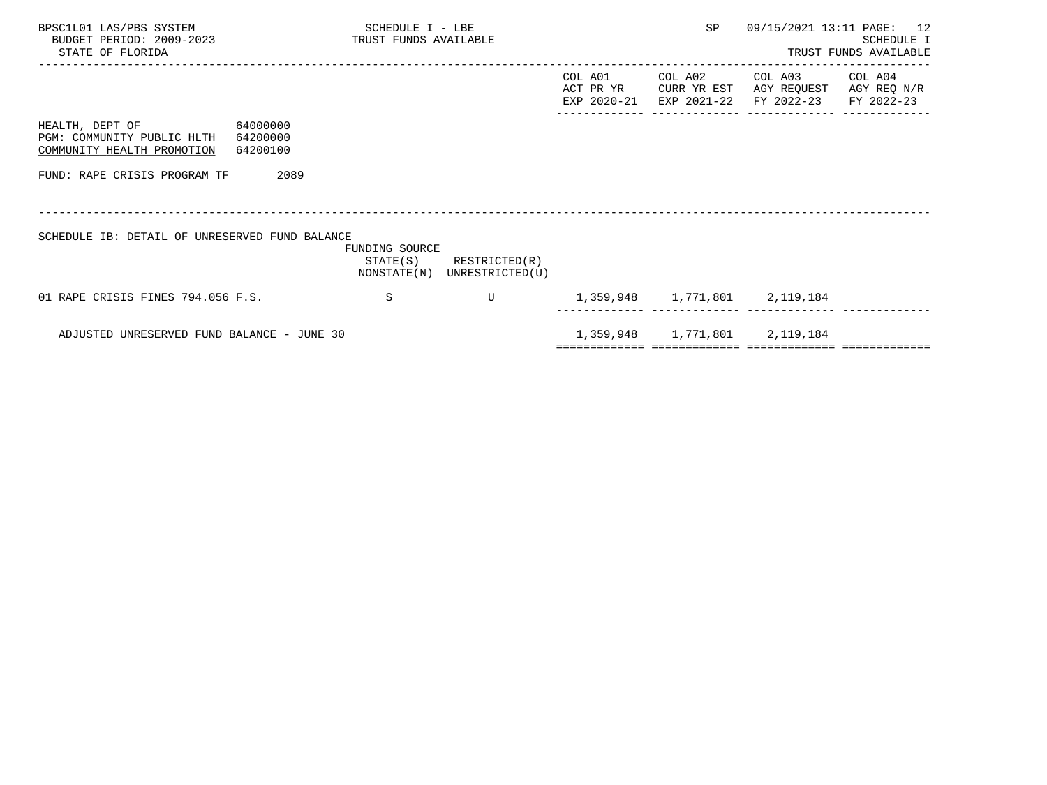BPSC1L01 LAS/PBS SYSTEM
BUDGET PERIOD: 2009-2023
STATE OF FLORIDA

SCHEDULE I - LBE
TRUST FUNDS AVAILABLE

SP 09/15/2021 13:11

SCHEDULE I
TRUST FUNDS AVAILABLE

| | | | COL A01 ACT PR YR EXP 2020-21 | COL A02 CURR YR EST EXP 2021-22 | COL A03 AGY REQUEST FY 2022-23 | COL A04 AGY REQ N/R FY 2022-23 |
|---|---|---|---|---|---|---|
| HEALTH, DEPT OF 64000000 | | | | | | |
| PGM: COMMUNITY PUBLIC HLTH 64200000 | | | | | | |
| COMMUNITY HEALTH PROMOTION 64200100 | | | | | | |
| FUND: RAPE CRISIS PROGRAM TF 2089 | | | | | | |

SCHEDULE IB: DETAIL OF UNRESERVED FUND BALANCE

| | FUNDING SOURCE STATE(S) NONSTATE(N) | RESTRICTED(R) UNRESTRICTED(U) | COL A01 | COL A02 | COL A03 | COL A04 |
|---|---|---|---|---|---|---|
| 01 RAPE CRISIS FINES 794.056 F.S. | S | U | 1,359,948 | 1,771,801 | 2,119,184 | |
| ADJUSTED UNRESERVED FUND BALANCE - JUNE 30 | | | 1,359,948 | 1,771,801 | 2,119,184 | |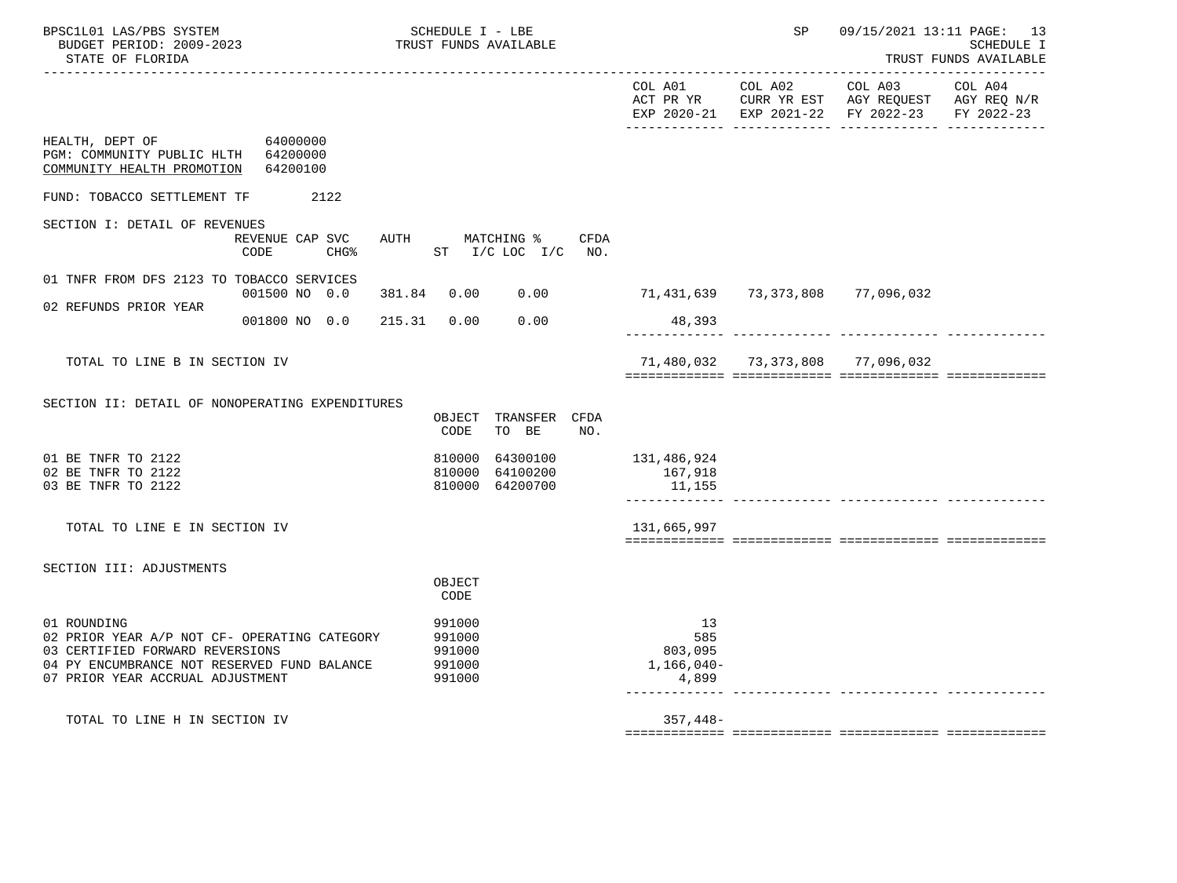HEALTH, DEPT OF 64000000
PGM: COMMUNITY PUBLIC HLTH 64200000
COMMUNITY HEALTH PROMOTION 64200100

FUND: TOBACCO SETTLEMENT TF 2122

## SECTION I: DETAIL OF REVENUES

| | REVENUE CODE | CAP SVC CHG% | AUTH ST | MATCHING % I/C LOC | I/C | CFDA NO. | COL A01 ACT PR YR EXP 2020-21 | COL A02 CURR YR EST EXP 2021-22 | COL A03 AGY REQUEST FY 2022-23 | COL A04 AGY REQ N/R FY 2022-23 |
|---|---|---|---|---|---|---|---|---|---|---|
| 01 TNFR FROM DFS 2123 TO TOBACCO SERVICES | 001500 | NO 0.0 | 381.84 | 0.00 | 0.00 | | 71,431,639 | 73,373,808 | 77,096,032 | |
| 02 REFUNDS PRIOR YEAR | 001800 | NO 0.0 | 215.31 | 0.00 | 0.00 | | 48,393 | | | |
| TOTAL TO LINE B IN SECTION IV | | | | | | | 71,480,032 | 73,373,808 | 77,096,032 | |

## SECTION II: DETAIL OF NONOPERATING EXPENDITURES

| | OBJECT CODE | TRANSFER TO BE | CFDA NO. | COL A01 | COL A02 | COL A03 | COL A04 |
|---|---|---|---|---|---|---|---|
| 01 BE TNFR TO 2122 | 810000 | 64300100 | | 131,486,924 | | | |
| 02 BE TNFR TO 2122 | 810000 | 64100200 | | 167,918 | | | |
| 03 BE TNFR TO 2122 | 810000 | 64200700 | | 11,155 | | | |
| TOTAL TO LINE E IN SECTION IV | | | | 131,665,997 | | | |

## SECTION III: ADJUSTMENTS

| | OBJECT CODE | COL A01 | COL A02 | COL A03 | COL A04 |
|---|---|---|---|---|---|
| 01 ROUNDING | 991000 | 13 | | | |
| 02 PRIOR YEAR A/P NOT CF- OPERATING CATEGORY | 991000 | 585 | | | |
| 03 CERTIFIED FORWARD REVERSIONS | 991000 | 803,095 | | | |
| 04 PY ENCUMBRANCE NOT RESERVED FUND BALANCE | 991000 | 1,166,040- | | | |
| 07 PRIOR YEAR ACCRUAL ADJUSTMENT | 991000 | 4,899 | | | |
| TOTAL TO LINE H IN SECTION IV | | 357,448- | | | |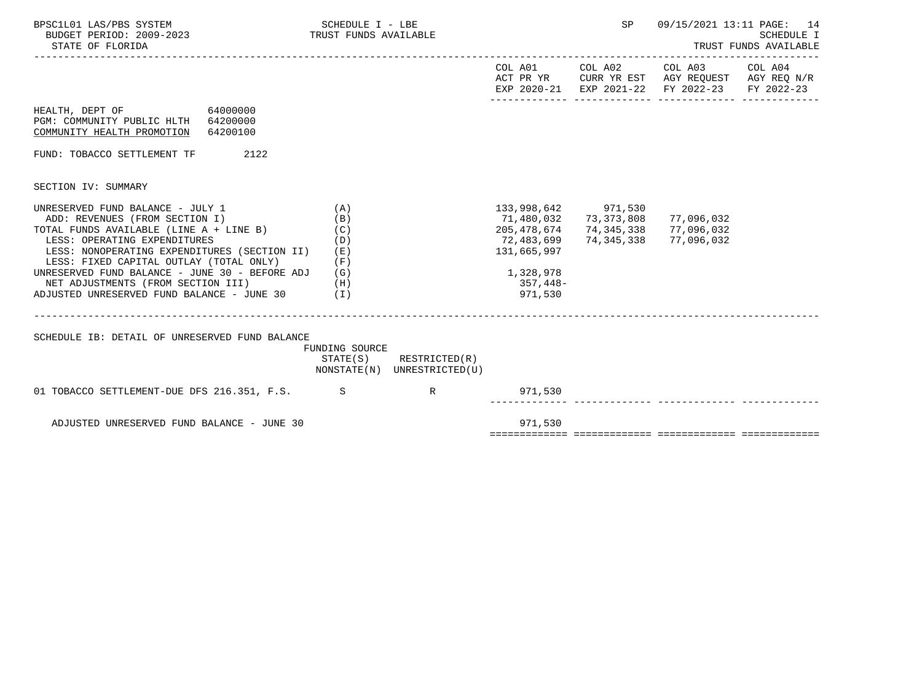HEALTH, DEPT OF 64000000
PGM: COMMUNITY PUBLIC HLTH 64200000
COMMUNITY HEALTH PROMOTION 64200100

FUND: TOBACCO SETTLEMENT TF 2122

SECTION IV: SUMMARY

| | | COL A01 ACT PR YR EXP 2020-21 | COL A02 CURR YR EST EXP 2021-22 | COL A03 AGY REQUEST FY 2022-23 | COL A04 AGY REQ N/R FY 2022-23 |
|---|---|---|---|---|---|
| UNRESERVED FUND BALANCE - JULY 1 | (A) | 133,998,642 | 971,530 | | |
| ADD: REVENUES (FROM SECTION I) | (B) | 71,480,032 | 73,373,808 | 77,096,032 | |
| TOTAL FUNDS AVAILABLE (LINE A + LINE B) | (C) | 205,478,674 | 74,345,338 | 77,096,032 | |
| LESS: OPERATING EXPENDITURES | (D) | 72,483,699 | 74,345,338 | 77,096,032 | |
| LESS: NONOPERATING EXPENDITURES (SECTION II) | (E) | 131,665,997 | | | |
| LESS: FIXED CAPITAL OUTLAY (TOTAL ONLY) | (F) | | | | |
| UNRESERVED FUND BALANCE - JUNE 30 - BEFORE ADJ | (G) | 1,328,978 | | | |
| NET ADJUSTMENTS (FROM SECTION III) | (H) | 357,448- | | | |
| ADJUSTED UNRESERVED FUND BALANCE - JUNE 30 | (I) | 971,530 | | | |

SCHEDULE IB: DETAIL OF UNRESERVED FUND BALANCE

| | FUNDING SOURCE STATE(S) NONSTATE(N) | RESTRICTED(R) UNRESTRICTED(U) | COL A01 | COL A02 | COL A03 | COL A04 |
|---|---|---|---|---|---|---|
| 01 TOBACCO SETTLEMENT-DUE DFS 216.351, F.S. | S | R | 971,530 | | | |
| ADJUSTED UNRESERVED FUND BALANCE - JUNE 30 | | | 971,530 | | | |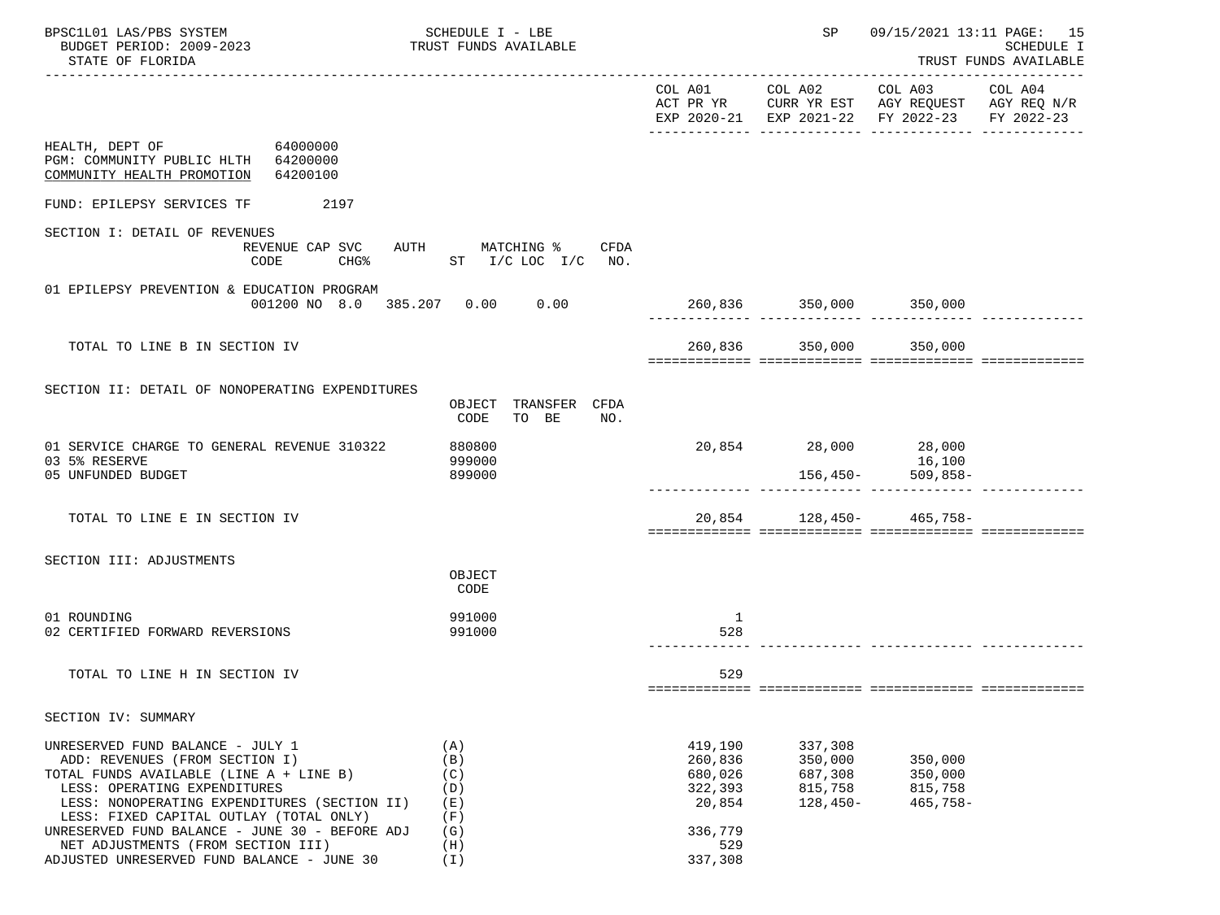SCHEDULE I - LBE
TRUST FUNDS AVAILABLE

SCHEDULE I
TRUST FUNDS AVAILABLE

HEALTH, DEPT OF 64000000
PGM: COMMUNITY PUBLIC HLTH 64200000
COMMUNITY HEALTH PROMOTION 64200100

FUND: EPILEPSY SERVICES TF 2197

| | COL A01 ACT PR YR EXP 2020-21 | COL A02 CURR YR EST EXP 2021-22 | COL A03 AGY REQUEST FY 2022-23 | COL A04 AGY REQ N/R FY 2022-23 |
|---|---|---|---|---|
| **SECTION I: DETAIL OF REVENUES** (REVENUE CODE / CAP SVC CHG% / AUTH ST / MATCHING % I/C LOC I/C / CFDA NO.) | | | | |
| 01 EPILEPSY PREVENTION & EDUCATION PROGRAM — 001200 NO 8.0 385.207 0.00 0.00 | 260,836 | 350,000 | 350,000 | |
| TOTAL TO LINE B IN SECTION IV | 260,836 | 350,000 | 350,000 | |
| **SECTION II: DETAIL OF NONOPERATING EXPENDITURES** (OBJECT CODE / TRANSFER TO BE / CFDA NO.) | | | | |
| 01 SERVICE CHARGE TO GENERAL REVENUE 310322 — 880800 | 20,854 | 28,000 | 28,000 | |
| 03 5% RESERVE — 999000 | | | 16,100 | |
| 05 UNFUNDED BUDGET — 899000 | | 156,450- | 509,858- | |
| TOTAL TO LINE E IN SECTION IV | 20,854 | 128,450- | 465,758- | |
| **SECTION III: ADJUSTMENTS** (OBJECT CODE) | | | | |
| 01 ROUNDING — 991000 | 1 | | | |
| 02 CERTIFIED FORWARD REVERSIONS — 991000 | 528 | | | |
| TOTAL TO LINE H IN SECTION IV | 529 | | | |
| **SECTION IV: SUMMARY** | | | | |
| UNRESERVED FUND BALANCE - JULY 1 (A) | 419,190 | 337,308 | | |
| ADD: REVENUES (FROM SECTION I) (B) | 260,836 | 350,000 | 350,000 | |
| TOTAL FUNDS AVAILABLE (LINE A + LINE B) (C) | 680,026 | 687,308 | 350,000 | |
| LESS: OPERATING EXPENDITURES (D) | 322,393 | 815,758 | 815,758 | |
| LESS: NONOPERATING EXPENDITURES (SECTION II) (E) | 20,854 | 128,450- | 465,758- | |
| LESS: FIXED CAPITAL OUTLAY (TOTAL ONLY) (F) | | | | |
| UNRESERVED FUND BALANCE - JUNE 30 - BEFORE ADJ (G) | 336,779 | | | |
| NET ADJUSTMENTS (FROM SECTION III) (H) | 529 | | | |
| ADJUSTED UNRESERVED FUND BALANCE - JUNE 30 (I) | 337,308 | | | |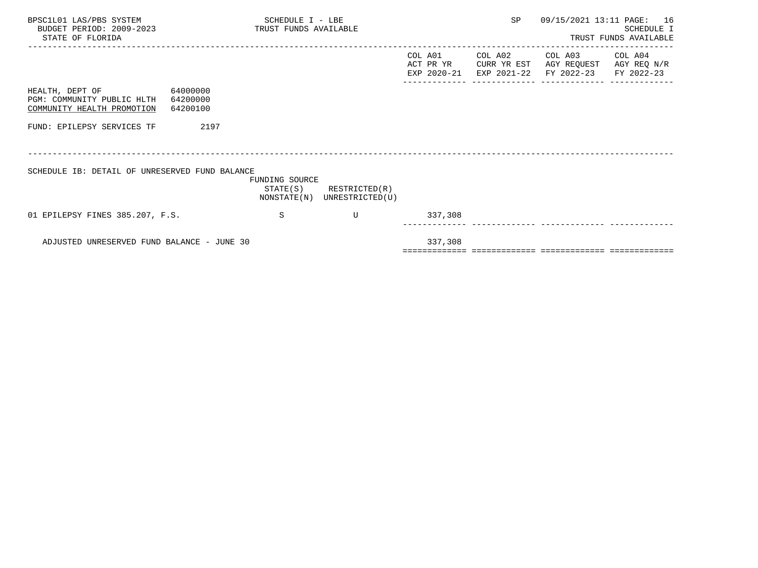SCHEDULE I - LBE
TRUST FUNDS AVAILABLE

SCHEDULE I
TRUST FUNDS AVAILABLE

| | | | COL A01 ACT PR YR EXP 2020-21 | COL A02 CURR YR EST EXP 2021-22 | COL A03 AGY REQUEST FY 2022-23 | COL A04 AGY REQ N/R FY 2022-23 |
|---|---|---|---|---|---|---|
| HEALTH, DEPT OF 64000000 | | | | | | |
| PGM: COMMUNITY PUBLIC HLTH 64200000 | | | | | | |
| COMMUNITY HEALTH PROMOTION 64200100 | | | | | | |
| FUND: EPILEPSY SERVICES TF 2197 | | | | | | |
| SCHEDULE IB: DETAIL OF UNRESERVED FUND BALANCE | FUNDING SOURCE STATE(S) NONSTATE(N) | RESTRICTED(R) UNRESTRICTED(U) | | | | |
| 01 EPILEPSY FINES 385.207, F.S. | S | U | 337,308 | | | |
| ADJUSTED UNRESERVED FUND BALANCE - JUNE 30 | | | 337,308 | | | |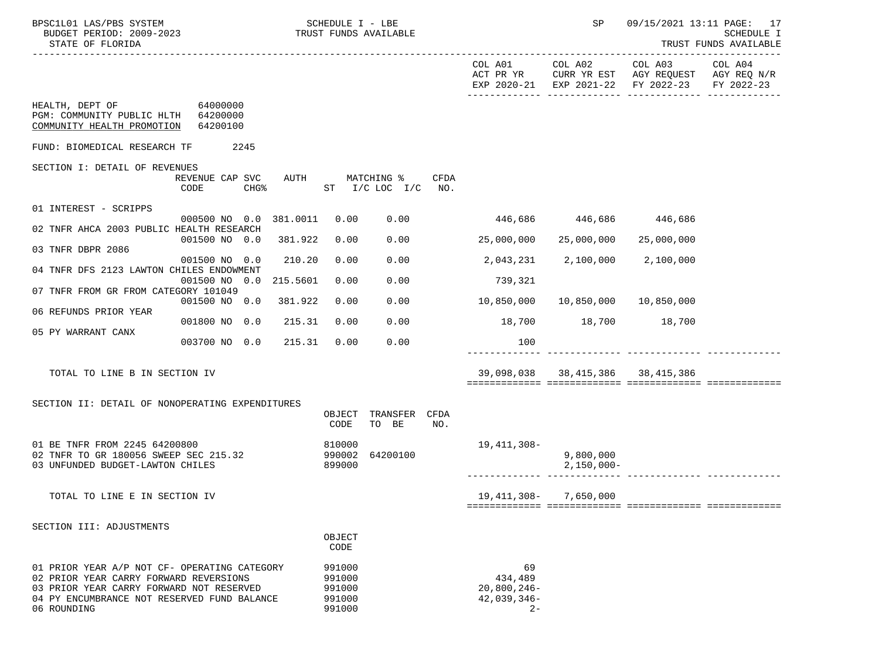BPSC1L01 LAS/PBS SYSTEM — SCHEDULE I - LBE — TRUST FUNDS AVAILABLE — SCHEDULE I
BUDGET PERIOD: 2009-2023
STATE OF FLORIDA

| | COL A01 ACT PR YR EXP 2020-21 | COL A02 CURR YR EST EXP 2021-22 | COL A03 AGY REQUEST FY 2022-23 | COL A04 AGY REQ N/R FY 2022-23 |
|---|---|---|---|---|

HEALTH, DEPT OF 64000000
PGM: COMMUNITY PUBLIC HLTH 64200000
COMMUNITY HEALTH PROMOTION 64200100

FUND: BIOMEDICAL RESEARCH TF 2245

## SECTION I: DETAIL OF REVENUES

| | REVENUE CODE | CAP SVC CHG% | AUTH | MATCHING % ST I/C | LOC I/C | CFDA NO. | COL A01 | COL A02 | COL A03 | COL A04 |
|---|---|---|---|---|---|---|---|---|---|---|
| 01 INTEREST - SCRIPPS | 000500 | NO 0.0 | 381.0011 | 0.00 | 0.00 | | 446,686 | 446,686 | 446,686 | |
| 02 TNFR AHCA 2003 PUBLIC HEALTH RESEARCH | 001500 | NO 0.0 | 381.922 | 0.00 | 0.00 | | 25,000,000 | 25,000,000 | 25,000,000 | |
| 03 TNFR DBPR 2086 | 001500 | NO 0.0 | 210.20 | 0.00 | 0.00 | | 2,043,231 | 2,100,000 | 2,100,000 | |
| 04 TNFR DFS 2123 LAWTON CHILES ENDOWMENT | 001500 | NO 0.0 | 215.5601 | 0.00 | 0.00 | | 739,321 | | | |
| 07 TNFR FROM GR FROM CATEGORY 101049 | 001500 | NO 0.0 | 381.922 | 0.00 | 0.00 | | 10,850,000 | 10,850,000 | 10,850,000 | |
| 06 REFUNDS PRIOR YEAR | 001800 | NO 0.0 | 215.31 | 0.00 | 0.00 | | 18,700 | 18,700 | 18,700 | |
| 05 PY WARRANT CANX | 003700 | NO 0.0 | 215.31 | 0.00 | 0.00 | | 100 | | | |
| TOTAL TO LINE B IN SECTION IV | | | | | | | 39,098,038 | 38,415,386 | 38,415,386 | |

## SECTION II: DETAIL OF NONOPERATING EXPENDITURES

| | OBJECT CODE | TRANSFER TO BE | CFDA NO. | COL A01 | COL A02 | COL A03 | COL A04 |
|---|---|---|---|---|---|---|---|
| 01 BE TNFR FROM 2245 64200800 | 810000 | | | 19,411,308- | | | |
| 02 TNFR TO GR 180056 SWEEP SEC 215.32 | 990002 | 64200100 | | | 9,800,000 | | |
| 03 UNFUNDED BUDGET-LAWTON CHILES | 899000 | | | | 2,150,000- | | |
| TOTAL TO LINE E IN SECTION IV | | | | 19,411,308- | 7,650,000 | | |

## SECTION III: ADJUSTMENTS

| | OBJECT CODE | COL A01 | COL A02 | COL A03 | COL A04 |
|---|---|---|---|---|---|
| 01 PRIOR YEAR A/P NOT CF- OPERATING CATEGORY | 991000 | 69 | | | |
| 02 PRIOR YEAR CARRY FORWARD REVERSIONS | 991000 | 434,489 | | | |
| 03 PRIOR YEAR CARRY FORWARD NOT RESERVED | 991000 | 20,800,246- | | | |
| 04 PY ENCUMBRANCE NOT RESERVED FUND BALANCE | 991000 | 42,039,346- | | | |
| 06 ROUNDING | 991000 | 2- | | | |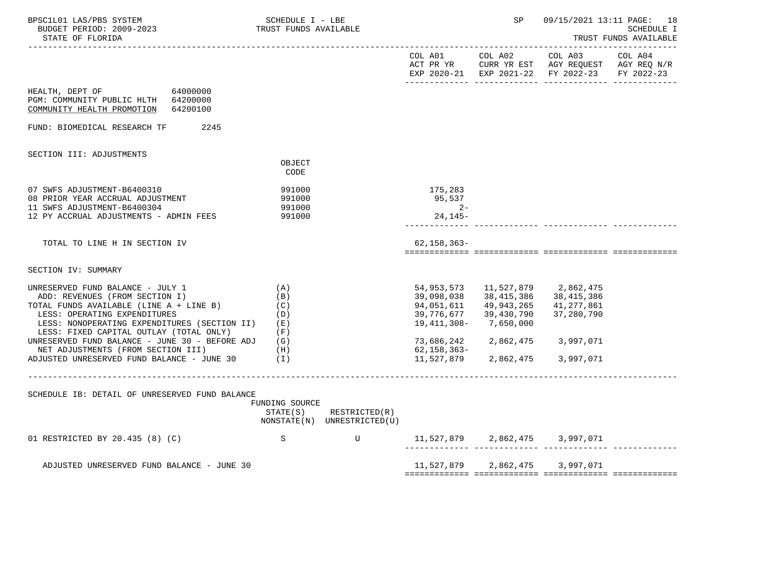BPSC1L01 LAS/PBS SYSTEM — SCHEDULE I - LBE — TRUST FUNDS AVAILABLE — SP 09/15/2021 13:11 PAGE: 18
BUDGET PERIOD: 2009-2023 — SCHEDULE I
STATE OF FLORIDA — TRUST FUNDS AVAILABLE

| | | COL A01 ACT PR YR EXP 2020-21 | COL A02 CURR YR EST EXP 2021-22 | COL A03 AGY REQUEST FY 2022-23 | COL A04 AGY REQ N/R FY 2022-23 |
|---|---|---|---|---|---|

HEALTH, DEPT OF 64000000
PGM: COMMUNITY PUBLIC HLTH 64200000
COMMUNITY HEALTH PROMOTION 64200100

FUND: BIOMEDICAL RESEARCH TF 2245

## SECTION III: ADJUSTMENTS

| | OBJECT CODE | COL A01 | COL A02 | COL A03 | COL A04 |
|---|---|---|---|---|---|
| 07 SWFS ADJUSTMENT-B6400310 | 991000 | 175,283 | | | |
| 08 PRIOR YEAR ACCRUAL ADJUSTMENT | 991000 | 95,537 | | | |
| 11 SWFS ADJUSTMENT-B6400304 | 991000 | 2- | | | |
| 12 PY ACCRUAL ADJUSTMENTS - ADMIN FEES | 991000 | 24,145- | | | |
| TOTAL TO LINE H IN SECTION IV | | 62,158,363- | | | |

## SECTION IV: SUMMARY

| | | COL A01 | COL A02 | COL A03 | COL A04 |
|---|---|---|---|---|---|
| UNRESERVED FUND BALANCE - JULY 1 | (A) | 54,953,573 | 11,527,879 | 2,862,475 | |
| ADD: REVENUES (FROM SECTION I) | (B) | 39,098,038 | 38,415,386 | 38,415,386 | |
| TOTAL FUNDS AVAILABLE (LINE A + LINE B) | (C) | 94,051,611 | 49,943,265 | 41,277,861 | |
| LESS: OPERATING EXPENDITURES | (D) | 39,776,677 | 39,430,790 | 37,280,790 | |
| LESS: NONOPERATING EXPENDITURES (SECTION II) | (E) | 19,411,308- | 7,650,000 | | |
| LESS: FIXED CAPITAL OUTLAY (TOTAL ONLY) | (F) | | | | |
| UNRESERVED FUND BALANCE - JUNE 30 - BEFORE ADJ | (G) | 73,686,242 | 2,862,475 | 3,997,071 | |
| NET ADJUSTMENTS (FROM SECTION III) | (H) | 62,158,363- | | | |
| ADJUSTED UNRESERVED FUND BALANCE - JUNE 30 | (I) | 11,527,879 | 2,862,475 | 3,997,071 | |

## SCHEDULE IB: DETAIL OF UNRESERVED FUND BALANCE

| | FUNDING SOURCE STATE(S) NONSTATE(N) | RESTRICTED(R) UNRESTRICTED(U) | COL A01 | COL A02 | COL A03 | COL A04 |
|---|---|---|---|---|---|---|
| 01 RESTRICTED BY 20.435 (8) (C) | S | U | 11,527,879 | 2,862,475 | 3,997,071 | |
| ADJUSTED UNRESERVED FUND BALANCE - JUNE 30 | | | 11,527,879 | 2,862,475 | 3,997,071 | |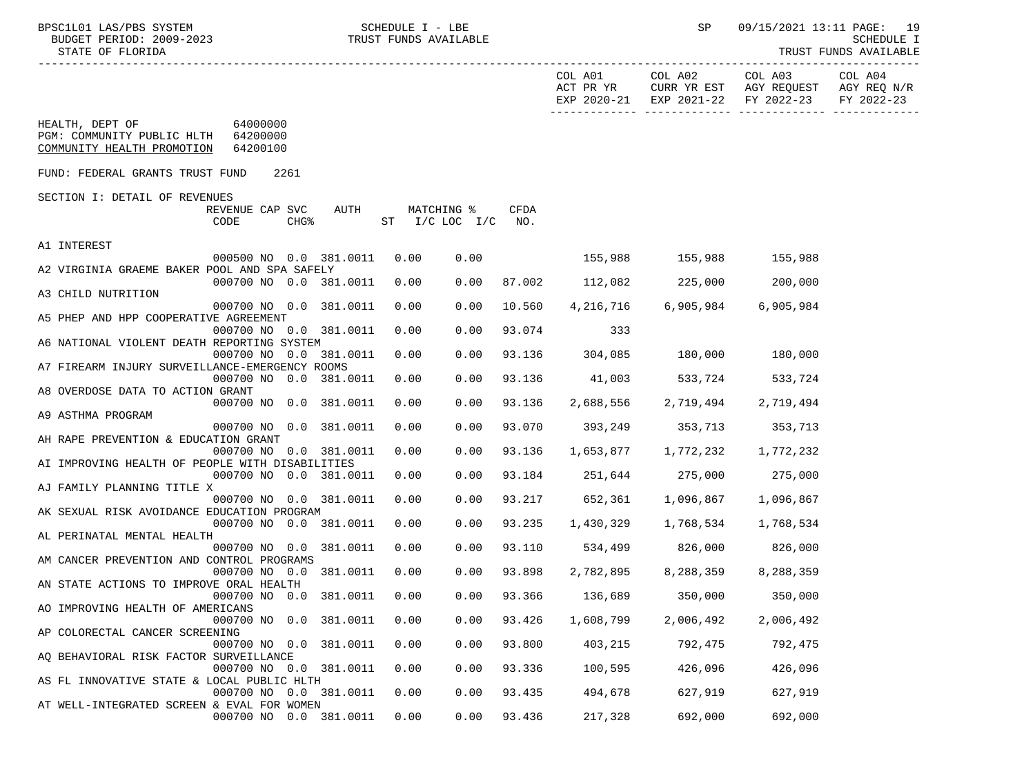| | COL A01 ACT PR YR EXP 2020-21 | COL A02 CURR YR EST EXP 2021-22 | COL A03 AGY REQUEST FY 2022-23 | COL A04 AGY REQ N/R FY 2022-23 |
|---|---|---|---|---|

HEALTH, DEPT OF 64000000
PGM: COMMUNITY PUBLIC HLTH 64200000
COMMUNITY HEALTH PROMOTION 64200100

FUND: FEDERAL GRANTS TRUST FUND 2261

SECTION I: DETAIL OF REVENUES

| | REVENUE CODE | CAP SVC CHG% | AUTH ST | MATCHING % I/C | LOC I/C | CFDA NO. | COL A01 | COL A02 | COL A03 | COL A04 |
|---|---|---|---|---|---|---|---|---|---|---|
| A1 INTEREST | 000500 | NO 0.0 | 381.0011 | 0.00 | 0.00 | | 155,988 | 155,988 | 155,988 | |
| A2 VIRGINIA GRAEME BAKER POOL AND SPA SAFELY | 000700 | NO 0.0 | 381.0011 | 0.00 | 0.00 | 87.002 | 112,082 | 225,000 | 200,000 | |
| A3 CHILD NUTRITION | 000700 | NO 0.0 | 381.0011 | 0.00 | 0.00 | 10.560 | 4,216,716 | 6,905,984 | 6,905,984 | |
| A5 PHEP AND HPP COOPERATIVE AGREEMENT | 000700 | NO 0.0 | 381.0011 | 0.00 | 0.00 | 93.074 | 333 | | | |
| A6 NATIONAL VIOLENT DEATH REPORTING SYSTEM | 000700 | NO 0.0 | 381.0011 | 0.00 | 0.00 | 93.136 | 304,085 | 180,000 | 180,000 | |
| A7 FIREARM INJURY SURVEILLANCE-EMERGENCY ROOMS | 000700 | NO 0.0 | 381.0011 | 0.00 | 0.00 | 93.136 | 41,003 | 533,724 | 533,724 | |
| A8 OVERDOSE DATA TO ACTION GRANT | 000700 | NO 0.0 | 381.0011 | 0.00 | 0.00 | 93.136 | 2,688,556 | 2,719,494 | 2,719,494 | |
| A9 ASTHMA PROGRAM | 000700 | NO 0.0 | 381.0011 | 0.00 | 0.00 | 93.070 | 393,249 | 353,713 | 353,713 | |
| AH RAPE PREVENTION & EDUCATION GRANT | 000700 | NO 0.0 | 381.0011 | 0.00 | 0.00 | 93.136 | 1,653,877 | 1,772,232 | 1,772,232 | |
| AI IMPROVING HEALTH OF PEOPLE WITH DISABILITIES | 000700 | NO 0.0 | 381.0011 | 0.00 | 0.00 | 93.184 | 251,644 | 275,000 | 275,000 | |
| AJ FAMILY PLANNING TITLE X | 000700 | NO 0.0 | 381.0011 | 0.00 | 0.00 | 93.217 | 652,361 | 1,096,867 | 1,096,867 | |
| AK SEXUAL RISK AVOIDANCE EDUCATION PROGRAM | 000700 | NO 0.0 | 381.0011 | 0.00 | 0.00 | 93.235 | 1,430,329 | 1,768,534 | 1,768,534 | |
| AL PERINATAL MENTAL HEALTH | 000700 | NO 0.0 | 381.0011 | 0.00 | 0.00 | 93.110 | 534,499 | 826,000 | 826,000 | |
| AM CANCER PREVENTION AND CONTROL PROGRAMS | 000700 | NO 0.0 | 381.0011 | 0.00 | 0.00 | 93.898 | 2,782,895 | 8,288,359 | 8,288,359 | |
| AN STATE ACTIONS TO IMPROVE ORAL HEALTH | 000700 | NO 0.0 | 381.0011 | 0.00 | 0.00 | 93.366 | 136,689 | 350,000 | 350,000 | |
| AO IMPROVING HEALTH OF AMERICANS | 000700 | NO 0.0 | 381.0011 | 0.00 | 0.00 | 93.426 | 1,608,799 | 2,006,492 | 2,006,492 | |
| AP COLORECTAL CANCER SCREENING | 000700 | NO 0.0 | 381.0011 | 0.00 | 0.00 | 93.800 | 403,215 | 792,475 | 792,475 | |
| AQ BEHAVIORAL RISK FACTOR SURVEILLANCE | 000700 | NO 0.0 | 381.0011 | 0.00 | 0.00 | 93.336 | 100,595 | 426,096 | 426,096 | |
| AS FL INNOVATIVE STATE & LOCAL PUBLIC HLTH | 000700 | NO 0.0 | 381.0011 | 0.00 | 0.00 | 93.435 | 494,678 | 627,919 | 627,919 | |
| AT WELL-INTEGRATED SCREEN & EVAL FOR WOMEN | 000700 | NO 0.0 | 381.0011 | 0.00 | 0.00 | 93.436 | 217,328 | 692,000 | 692,000 | |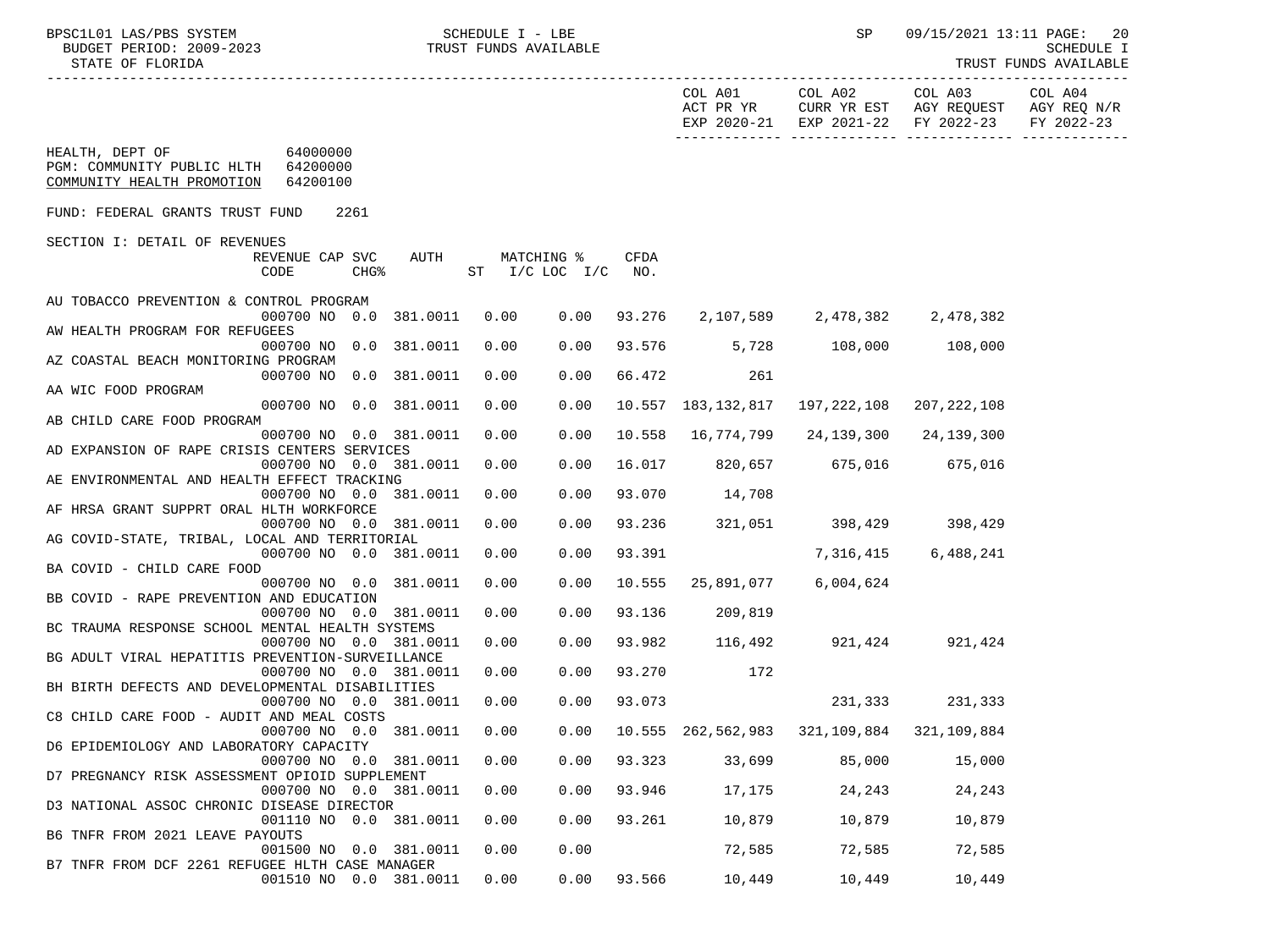HEALTH, DEPT OF 64000000
PGM: COMMUNITY PUBLIC HLTH 64200000
COMMUNITY HEALTH PROMOTION 64200100

FUND: FEDERAL GRANTS TRUST FUND 2261

SECTION I: DETAIL OF REVENUES

| | REVENUE CODE | CAP | SVC CHG% | AUTH ST | MATCHING % I/C | LOC I/C | CFDA NO. | COL A01 ACT PR YR EXP 2020-21 | COL A02 CURR YR EST EXP 2021-22 | COL A03 AGY REQUEST FY 2022-23 | COL A04 AGY REQ N/R FY 2022-23 |
|---|---|---|---|---|---|---|---|---|---|---|---|
| AU TOBACCO PREVENTION & CONTROL PROGRAM | 000700 | NO | 0.0 | 381.0011 | 0.00 | 0.00 | 93.276 | 2,107,589 | 2,478,382 | 2,478,382 | |
| AW HEALTH PROGRAM FOR REFUGEES | 000700 | NO | 0.0 | 381.0011 | 0.00 | 0.00 | 93.576 | 5,728 | 108,000 | 108,000 | |
| AZ COASTAL BEACH MONITORING PROGRAM | 000700 | NO | 0.0 | 381.0011 | 0.00 | 0.00 | 66.472 | 261 | | | |
| AA WIC FOOD PROGRAM | 000700 | NO | 0.0 | 381.0011 | 0.00 | 0.00 | 10.557 | 183,132,817 | 197,222,108 | 207,222,108 | |
| AB CHILD CARE FOOD PROGRAM | 000700 | NO | 0.0 | 381.0011 | 0.00 | 0.00 | 10.558 | 16,774,799 | 24,139,300 | 24,139,300 | |
| AD EXPANSION OF RAPE CRISIS CENTERS SERVICES | 000700 | NO | 0.0 | 381.0011 | 0.00 | 0.00 | 16.017 | 820,657 | 675,016 | 675,016 | |
| AE ENVIRONMENTAL AND HEALTH EFFECT TRACKING | 000700 | NO | 0.0 | 381.0011 | 0.00 | 0.00 | 93.070 | 14,708 | | | |
| AF HRSA GRANT SUPPRT ORAL HLTH WORKFORCE | 000700 | NO | 0.0 | 381.0011 | 0.00 | 0.00 | 93.236 | 321,051 | 398,429 | 398,429 | |
| AG COVID-STATE, TRIBAL, LOCAL AND TERRITORIAL | 000700 | NO | 0.0 | 381.0011 | 0.00 | 0.00 | 93.391 | | 7,316,415 | 6,488,241 | |
| BA COVID - CHILD CARE FOOD | 000700 | NO | 0.0 | 381.0011 | 0.00 | 0.00 | 10.555 | 25,891,077 | 6,004,624 | | |
| BB COVID - RAPE PREVENTION AND EDUCATION | 000700 | NO | 0.0 | 381.0011 | 0.00 | 0.00 | 93.136 | 209,819 | | | |
| BC TRAUMA RESPONSE SCHOOL MENTAL HEALTH SYSTEMS | 000700 | NO | 0.0 | 381.0011 | 0.00 | 0.00 | 93.982 | 116,492 | 921,424 | 921,424 | |
| BG ADULT VIRAL HEPATITIS PREVENTION-SURVEILLANCE | 000700 | NO | 0.0 | 381.0011 | 0.00 | 0.00 | 93.270 | 172 | | | |
| BH BIRTH DEFECTS AND DEVELOPMENTAL DISABILITIES | 000700 | NO | 0.0 | 381.0011 | 0.00 | 0.00 | 93.073 | | 231,333 | 231,333 | |
| C8 CHILD CARE FOOD - AUDIT AND MEAL COSTS | 000700 | NO | 0.0 | 381.0011 | 0.00 | 0.00 | 10.555 | 262,562,983 | 321,109,884 | 321,109,884 | |
| D6 EPIDEMIOLOGY AND LABORATORY CAPACITY | 000700 | NO | 0.0 | 381.0011 | 0.00 | 0.00 | 93.323 | 33,699 | 85,000 | 15,000 | |
| D7 PREGNANCY RISK ASSESSMENT OPIOID SUPPLEMENT | 000700 | NO | 0.0 | 381.0011 | 0.00 | 0.00 | 93.946 | 17,175 | 24,243 | 24,243 | |
| D3 NATIONAL ASSOC CHRONIC DISEASE DIRECTOR | 001110 | NO | 0.0 | 381.0011 | 0.00 | 0.00 | 93.261 | 10,879 | 10,879 | 10,879 | |
| B6 TNFR FROM 2021 LEAVE PAYOUTS | 001500 | NO | 0.0 | 381.0011 | 0.00 | 0.00 | | 72,585 | 72,585 | 72,585 | |
| B7 TNFR FROM DCF 2261 REFUGEE HLTH CASE MANAGER | 001510 | NO | 0.0 | 381.0011 | 0.00 | 0.00 | 93.566 | 10,449 | 10,449 | 10,449 | |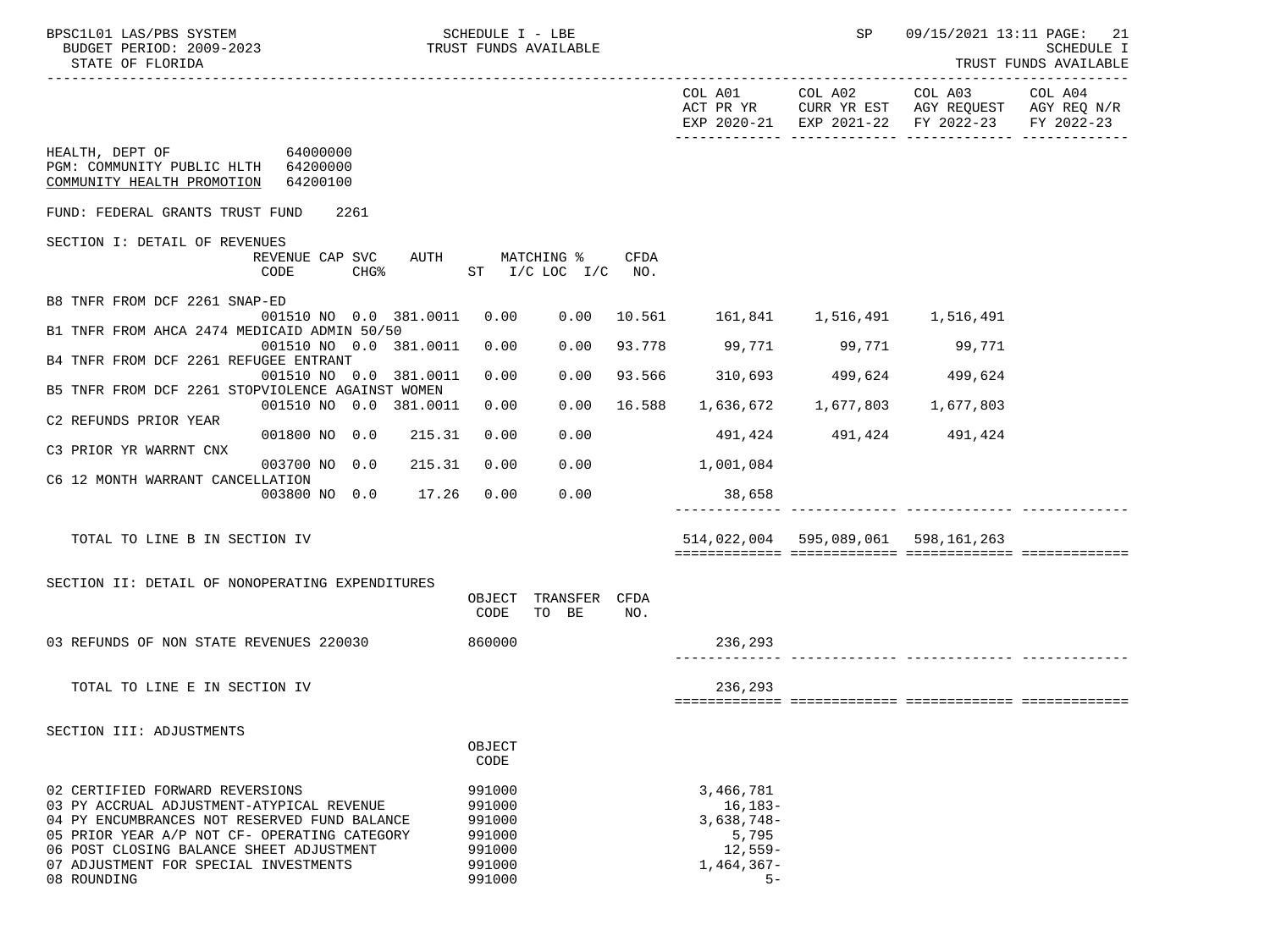SCHEDULE I - LBE
TRUST FUNDS AVAILABLE

BUDGET PERIOD: 2009-2023
STATE OF FLORIDA

| | COL A01 ACT PR YR EXP 2020-21 | COL A02 CURR YR EST EXP 2021-22 | COL A03 AGY REQUEST FY 2022-23 | COL A04 AGY REQ N/R FY 2022-23 |
|---|---|---|---|---|

HEALTH, DEPT OF 64000000
PGM: COMMUNITY PUBLIC HLTH 64200000
COMMUNITY HEALTH PROMOTION 64200100

FUND: FEDERAL GRANTS TRUST FUND 2261

## SECTION I: DETAIL OF REVENUES

| | REVENUE CODE | CAP CHG% | SVC | AUTH | MATCHING % ST | I/C LOC I/C | CFDA NO. | COL A01 | COL A02 | COL A03 | COL A04 |
|---|---|---|---|---|---|---|---|---|---|---|---|
| B8 TNFR FROM DCF 2261 SNAP-ED | 001510 | NO | 0.0 | 381.0011 | 0.00 | 0.00 | 10.561 | 161,841 | 1,516,491 | 1,516,491 | |
| B1 TNFR FROM AHCA 2474 MEDICAID ADMIN 50/50 | 001510 | NO | 0.0 | 381.0011 | 0.00 | 0.00 | 93.778 | 99,771 | 99,771 | 99,771 | |
| B4 TNFR FROM DCF 2261 REFUGEE ENTRANT | 001510 | NO | 0.0 | 381.0011 | 0.00 | 0.00 | 93.566 | 310,693 | 499,624 | 499,624 | |
| B5 TNFR FROM DCF 2261 STOPVIOLENCE AGAINST WOMEN | 001510 | NO | 0.0 | 381.0011 | 0.00 | 0.00 | 16.588 | 1,636,672 | 1,677,803 | 1,677,803 | |
| C2 REFUNDS PRIOR YEAR | 001800 | NO | 0.0 | 215.31 | 0.00 | 0.00 | | 491,424 | 491,424 | 491,424 | |
| C3 PRIOR YR WARRNT CNX | 003700 | NO | 0.0 | 215.31 | 0.00 | 0.00 | | 1,001,084 | | | |
| C6 12 MONTH WARRANT CANCELLATION | 003800 | NO | 0.0 | 17.26 | 0.00 | 0.00 | | 38,658 | | | |
| TOTAL TO LINE B IN SECTION IV | | | | | | | | 514,022,004 | 595,089,061 | 598,161,263 | |

## SECTION II: DETAIL OF NONOPERATING EXPENDITURES

| | OBJECT CODE | TRANSFER TO BE | CFDA NO. | COL A01 | COL A02 | COL A03 | COL A04 |
|---|---|---|---|---|---|---|---|
| 03 REFUNDS OF NON STATE REVENUES 220030 | 860000 | | | 236,293 | | | |
| TOTAL TO LINE E IN SECTION IV | | | | 236,293 | | | |

## SECTION III: ADJUSTMENTS

| | OBJECT CODE | COL A01 | COL A02 | COL A03 | COL A04 |
|---|---|---|---|---|---|
| 02 CERTIFIED FORWARD REVERSIONS | 991000 | 3,466,781 | | | |
| 03 PY ACCRUAL ADJUSTMENT-ATYPICAL REVENUE | 991000 | 16,183- | | | |
| 04 PY ENCUMBRANCES NOT RESERVED FUND BALANCE | 991000 | 3,638,748- | | | |
| 05 PRIOR YEAR A/P NOT CF- OPERATING CATEGORY | 991000 | 5,795 | | | |
| 06 POST CLOSING BALANCE SHEET ADJUSTMENT | 991000 | 12,559- | | | |
| 07 ADJUSTMENT FOR SPECIAL INVESTMENTS | 991000 | 1,464,367- | | | |
| 08 ROUNDING | 991000 | 5- | | | |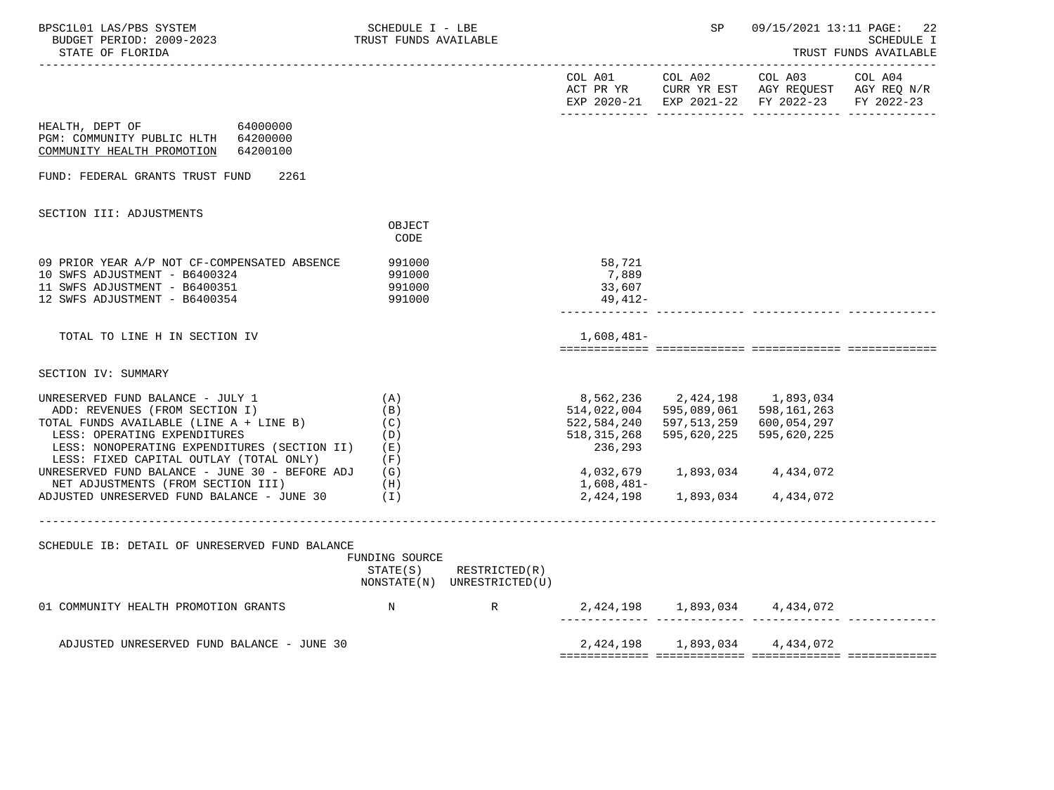BPSC1L01 LAS/PBS SYSTEM — SCHEDULE I - LBE — TRUST FUNDS AVAILABLE — SP 09/15/2021 13:11

BUDGET PERIOD: 2009-2023 — STATE OF FLORIDA — SCHEDULE I — TRUST FUNDS AVAILABLE

HEALTH, DEPT OF 64000000
PGM: COMMUNITY PUBLIC HLTH 64200000
COMMUNITY HEALTH PROMOTION 64200100

FUND: FEDERAL GRANTS TRUST FUND 2261

## SECTION III: ADJUSTMENTS

| | OBJECT CODE | COL A01 ACT PR YR EXP 2020-21 | COL A02 CURR YR EST EXP 2021-22 | COL A03 AGY REQUEST FY 2022-23 | COL A04 AGY REQ N/R FY 2022-23 |
|---|---|---|---|---|---|
| 09 PRIOR YEAR A/P NOT CF-COMPENSATED ABSENCE | 991000 | 58,721 | | | |
| 10 SWFS ADJUSTMENT - B6400324 | 991000 | 7,889 | | | |
| 11 SWFS ADJUSTMENT - B6400351 | 991000 | 33,607 | | | |
| 12 SWFS ADJUSTMENT - B6400354 | 991000 | 49,412- | | | |
| TOTAL TO LINE H IN SECTION IV | | 1,608,481- | | | |

## SECTION IV: SUMMARY

| | | COL A01 | COL A02 | COL A03 | COL A04 |
|---|---|---|---|---|---|
| UNRESERVED FUND BALANCE - JULY 1 | (A) | 8,562,236 | 2,424,198 | 1,893,034 | |
| ADD: REVENUES (FROM SECTION I) | (B) | 514,022,004 | 595,089,061 | 598,161,263 | |
| TOTAL FUNDS AVAILABLE (LINE A + LINE B) | (C) | 522,584,240 | 597,513,259 | 600,054,297 | |
| LESS: OPERATING EXPENDITURES | (D) | 518,315,268 | 595,620,225 | 595,620,225 | |
| LESS: NONOPERATING EXPENDITURES (SECTION II) | (E) | 236,293 | | | |
| LESS: FIXED CAPITAL OUTLAY (TOTAL ONLY) | (F) | | | | |
| UNRESERVED FUND BALANCE - JUNE 30 - BEFORE ADJ | (G) | 4,032,679 | 1,893,034 | 4,434,072 | |
| NET ADJUSTMENTS (FROM SECTION III) | (H) | 1,608,481- | | | |
| ADJUSTED UNRESERVED FUND BALANCE - JUNE 30 | (I) | 2,424,198 | 1,893,034 | 4,434,072 | |

## SCHEDULE IB: DETAIL OF UNRESERVED FUND BALANCE

| | FUNDING SOURCE STATE(S) NONSTATE(N) | RESTRICTED(R) UNRESTRICTED(U) | COL A01 | COL A02 | COL A03 | COL A04 |
|---|---|---|---|---|---|---|
| 01 COMMUNITY HEALTH PROMOTION GRANTS | N | R | 2,424,198 | 1,893,034 | 4,434,072 | |
| ADJUSTED UNRESERVED FUND BALANCE - JUNE 30 | | | 2,424,198 | 1,893,034 | 4,434,072 | |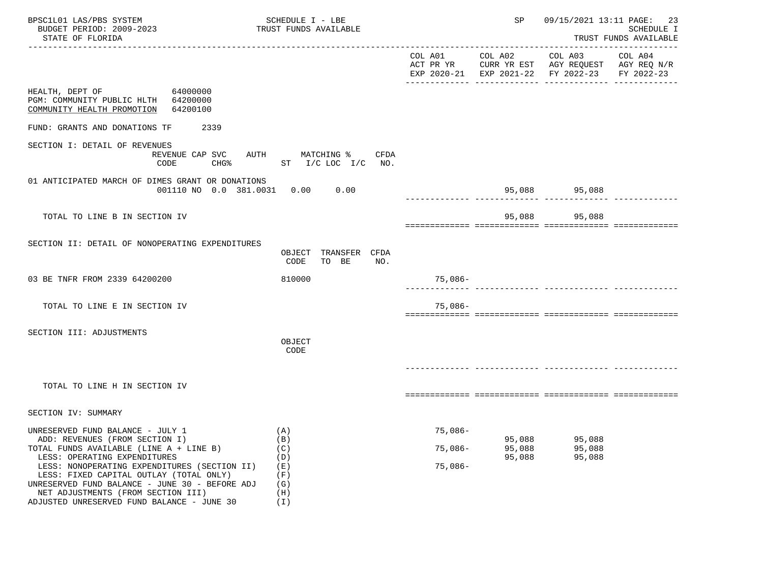BPSC1L01 LAS/PBS SYSTEM — SCHEDULE I - LBE — TRUST FUNDS AVAILABLE — SP 09/15/2021 13:11

BUDGET PERIOD: 2009-2023 — SCHEDULE I

STATE OF FLORIDA — TRUST FUNDS AVAILABLE

| | COL A01 ACT PR YR EXP 2020-21 | COL A02 CURR YR EST EXP 2021-22 | COL A03 AGY REQUEST FY 2022-23 | COL A04 AGY REQ N/R FY 2022-23 |
|---|---|---|---|---|

HEALTH, DEPT OF 64000000
PGM: COMMUNITY PUBLIC HLTH 64200000
COMMUNITY HEALTH PROMOTION 64200100

FUND: GRANTS AND DONATIONS TF 2339

## SECTION I: DETAIL OF REVENUES

| REVENUE CODE | CAP SVC CHG% | AUTH ST | MATCHING % I/C LOC | I/C | CFDA NO. | | COL A01 | COL A02 | COL A03 | COL A04 |
|---|---|---|---|---|---|---|---|---|---|---|
| 01 ANTICIPATED MARCH OF DIMES GRANT OR DONATIONS | | | | | | | | | | |
| 001110 | NO 0.0 | 381.0031 | 0.00 | 0.00 | | | | 95,088 | 95,088 | |
| TOTAL TO LINE B IN SECTION IV | | | | | | | | 95,088 | 95,088 | |

## SECTION II: DETAIL OF NONOPERATING EXPENDITURES

| | OBJECT CODE | TRANSFER TO BE | CFDA NO. | COL A01 | COL A02 | COL A03 | COL A04 |
|---|---|---|---|---|---|---|---|
| 03 BE TNFR FROM 2339 64200200 | 810000 | | | 75,086- | | | |
| TOTAL TO LINE E IN SECTION IV | | | | 75,086- | | | |

## SECTION III: ADJUSTMENTS

| | OBJECT CODE | COL A01 | COL A02 | COL A03 | COL A04 |
|---|---|---|---|---|---|
| TOTAL TO LINE H IN SECTION IV | | | | | |

## SECTION IV: SUMMARY

| | | COL A01 | COL A02 | COL A03 | COL A04 |
|---|---|---|---|---|---|
| UNRESERVED FUND BALANCE - JULY 1 | (A) | 75,086- | | | |
| ADD: REVENUES (FROM SECTION I) | (B) | | 95,088 | 95,088 | |
| TOTAL FUNDS AVAILABLE (LINE A + LINE B) | (C) | 75,086- | 95,088 | 95,088 | |
| LESS: OPERATING EXPENDITURES | (D) | | 95,088 | 95,088 | |
| LESS: NONOPERATING EXPENDITURES (SECTION II) | (E) | 75,086- | | | |
| LESS: FIXED CAPITAL OUTLAY (TOTAL ONLY) | (F) | | | | |
| UNRESERVED FUND BALANCE - JUNE 30 - BEFORE ADJ | (G) | | | | |
| NET ADJUSTMENTS (FROM SECTION III) | (H) | | | | |
| ADJUSTED UNRESERVED FUND BALANCE - JUNE 30 | (I) | | | | |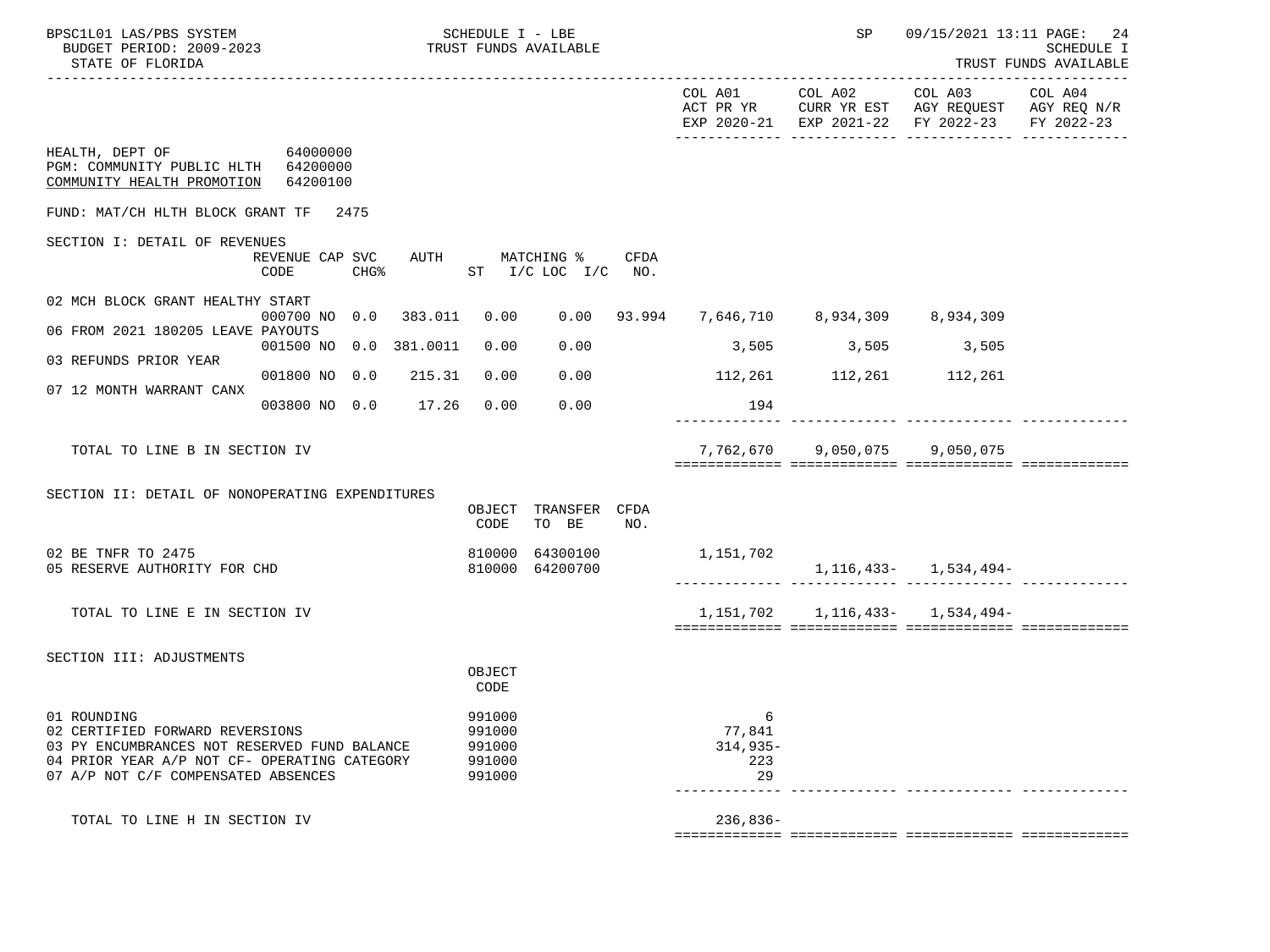HEALTH, DEPT OF 64000000
PGM: COMMUNITY PUBLIC HLTH 64200000
COMMUNITY HEALTH PROMOTION 64200100

FUND: MAT/CH HLTH BLOCK GRANT TF 2475

## SECTION I: DETAIL OF REVENUES

| | REVENUE CODE | CAP CHG% | SVC | AUTH | MATCHING % ST | I/C LOC | I/C | CFDA NO. | COL A01 ACT PR YR EXP 2020-21 | COL A02 CURR YR EST EXP 2021-22 | COL A03 AGY REQUEST FY 2022-23 | COL A04 AGY REQ N/R FY 2022-23 |
|---|---|---|---|---|---|---|---|---|---|---|---|---|
| 02 MCH BLOCK GRANT HEALTHY START | 000700 | NO | 0.0 | 383.011 | 0.00 | 0.00 | | 93.994 | 7,646,710 | 8,934,309 | 8,934,309 | |
| 06 FROM 2021 180205 LEAVE PAYOUTS | 001500 | NO | 0.0 | 381.0011 | 0.00 | 0.00 | | | 3,505 | 3,505 | 3,505 | |
| 03 REFUNDS PRIOR YEAR | 001800 | NO | 0.0 | 215.31 | 0.00 | 0.00 | | | 112,261 | 112,261 | 112,261 | |
| 07 12 MONTH WARRANT CANX | 003800 | NO | 0.0 | 17.26 | 0.00 | 0.00 | | | 194 | | | |
| TOTAL TO LINE B IN SECTION IV | | | | | | | | | 7,762,670 | 9,050,075 | 9,050,075 | |

## SECTION II: DETAIL OF NONOPERATING EXPENDITURES

| | OBJECT CODE | TRANSFER TO BE | CFDA NO. | COL A01 | COL A02 | COL A03 | COL A04 |
|---|---|---|---|---|---|---|---|
| 02 BE TNFR TO 2475 | 810000 | 64300100 | | 1,151,702 | | | |
| 05 RESERVE AUTHORITY FOR CHD | 810000 | 64200700 | | | 1,116,433- | 1,534,494- | |
| TOTAL TO LINE E IN SECTION IV | | | | 1,151,702 | 1,116,433- | 1,534,494- | |

## SECTION III: ADJUSTMENTS

| | OBJECT CODE | COL A01 | COL A02 | COL A03 | COL A04 |
|---|---|---|---|---|---|
| 01 ROUNDING | 991000 | 6 | | | |
| 02 CERTIFIED FORWARD REVERSIONS | 991000 | 77,841 | | | |
| 03 PY ENCUMBRANCES NOT RESERVED FUND BALANCE | 991000 | 314,935- | | | |
| 04 PRIOR YEAR A/P NOT CF- OPERATING CATEGORY | 991000 | 223 | | | |
| 07 A/P NOT C/F COMPENSATED ABSENCES | 991000 | 29 | | | |
| TOTAL TO LINE H IN SECTION IV | | 236,836- | | | |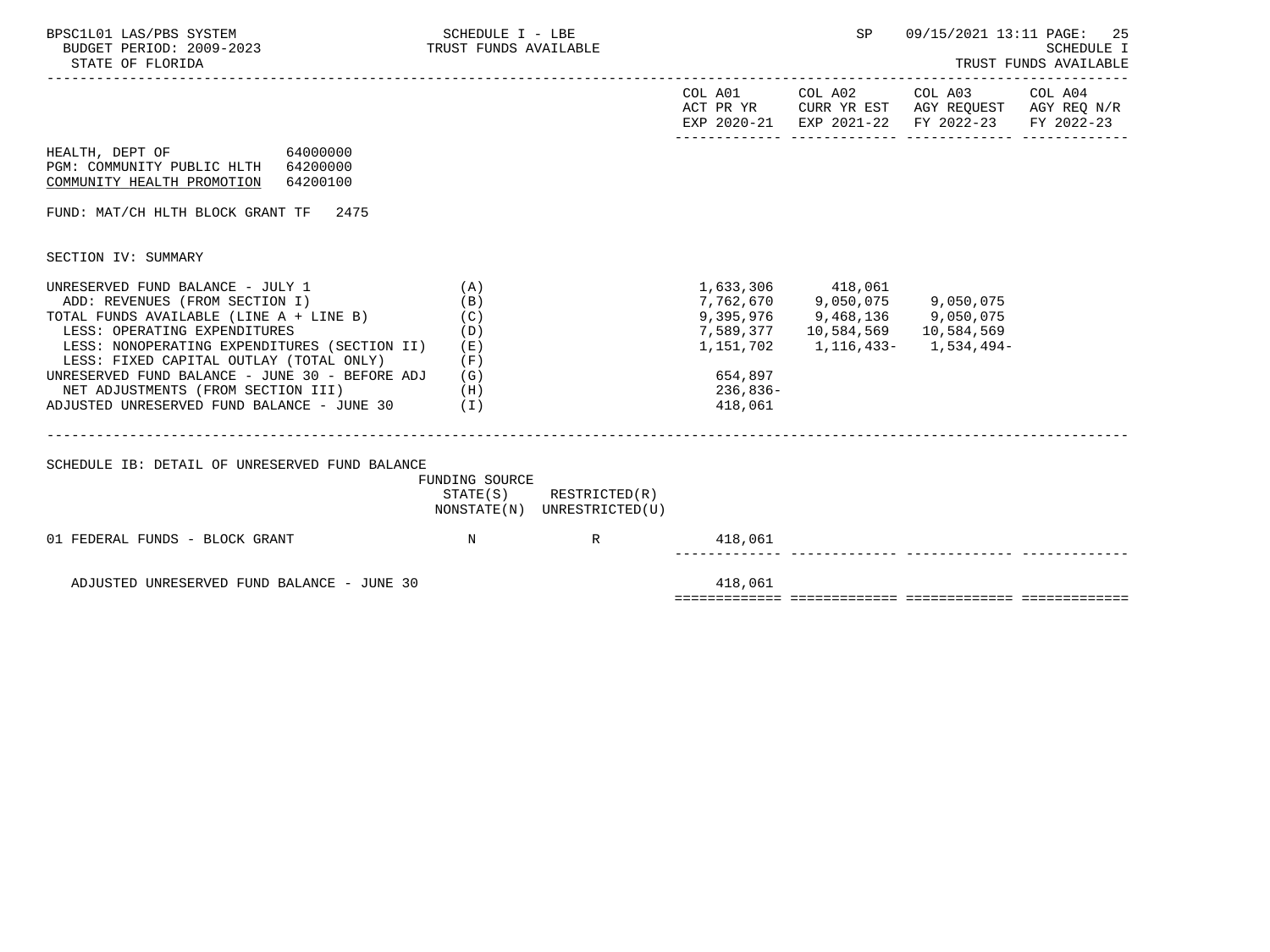BPSC1L01 LAS/PBS SYSTEM — SCHEDULE I - LBE — TRUST FUNDS AVAILABLE
BUDGET PERIOD: 2009-2023
STATE OF FLORIDA

SCHEDULE I
TRUST FUNDS AVAILABLE

HEALTH, DEPT OF 64000000
PGM: COMMUNITY PUBLIC HLTH 64200000
COMMUNITY HEALTH PROMOTION 64200100

FUND: MAT/CH HLTH BLOCK GRANT TF 2475

SECTION IV: SUMMARY

| | | COL A01 ACT PR YR EXP 2020-21 | COL A02 CURR YR EST EXP 2021-22 | COL A03 AGY REQUEST FY 2022-23 | COL A04 AGY REQ N/R FY 2022-23 |
|---|---|---|---|---|---|
| UNRESERVED FUND BALANCE - JULY 1 | (A) | 1,633,306 | 418,061 | | |
| ADD: REVENUES (FROM SECTION I) | (B) | 7,762,670 | 9,050,075 | 9,050,075 | |
| TOTAL FUNDS AVAILABLE (LINE A + LINE B) | (C) | 9,395,976 | 9,468,136 | 9,050,075 | |
| LESS: OPERATING EXPENDITURES | (D) | 7,589,377 | 10,584,569 | 10,584,569 | |
| LESS: NONOPERATING EXPENDITURES (SECTION II) | (E) | 1,151,702 | 1,116,433- | 1,534,494- | |
| LESS: FIXED CAPITAL OUTLAY (TOTAL ONLY) | (F) | | | | |
| UNRESERVED FUND BALANCE - JUNE 30 - BEFORE ADJ | (G) | 654,897 | | | |
| NET ADJUSTMENTS (FROM SECTION III) | (H) | 236,836- | | | |
| ADJUSTED UNRESERVED FUND BALANCE - JUNE 30 | (I) | 418,061 | | | |

SCHEDULE IB: DETAIL OF UNRESERVED FUND BALANCE

| | FUNDING SOURCE STATE(S) NONSTATE(N) | RESTRICTED(R) UNRESTRICTED(U) | COL A01 | COL A02 | COL A03 | COL A04 |
|---|---|---|---|---|---|---|
| 01 FEDERAL FUNDS - BLOCK GRANT | N | R | 418,061 | | | |
| ADJUSTED UNRESERVED FUND BALANCE - JUNE 30 | | | 418,061 | | | |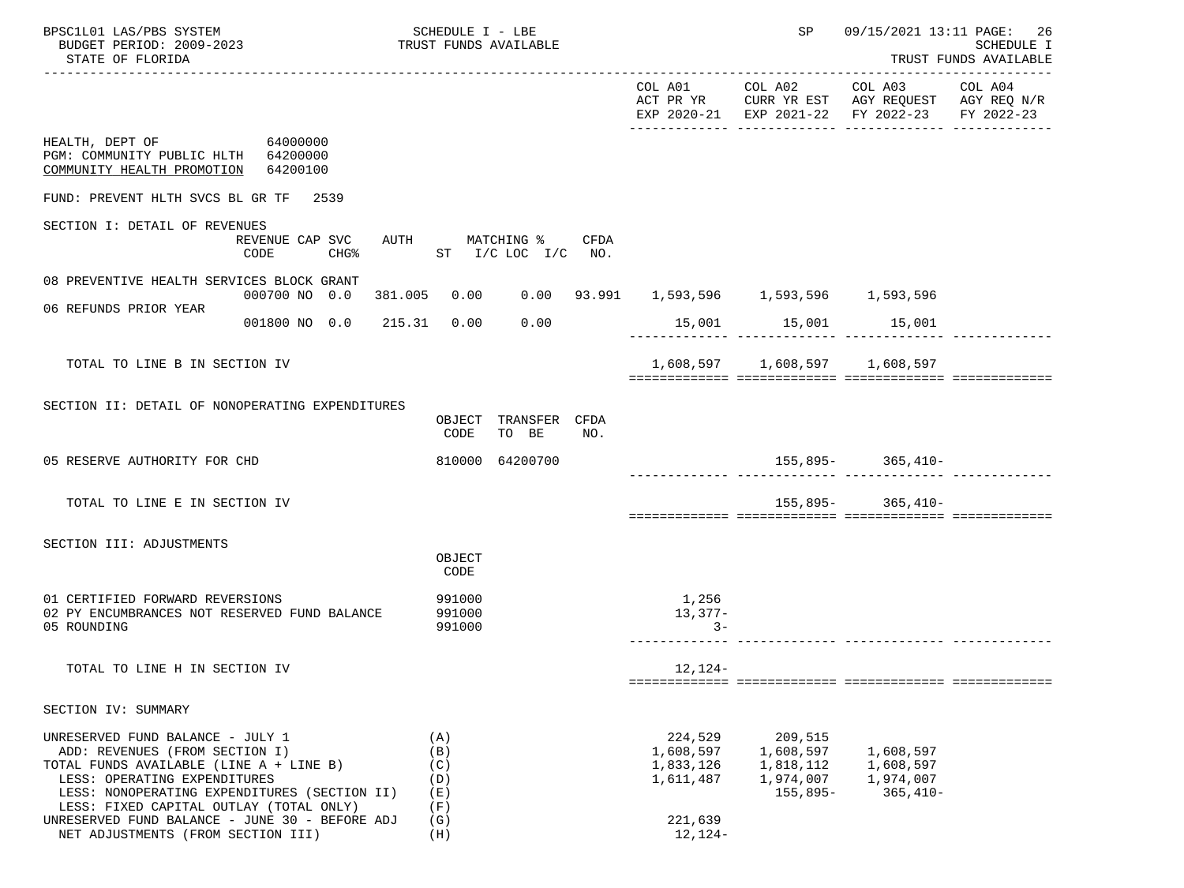SCHEDULE I - LBE
TRUST FUNDS AVAILABLE

STATE OF FLORIDA

| | COL A01 ACT PR YR EXP 2020-21 | COL A02 CURR YR EST EXP 2021-22 | COL A03 AGY REQUEST FY 2022-23 | COL A04 AGY REQ N/R FY 2022-23 |
|---|---|---|---|---|

HEALTH, DEPT OF 64000000
PGM: COMMUNITY PUBLIC HLTH 64200000
COMMUNITY HEALTH PROMOTION 64200100

FUND: PREVENT HLTH SVCS BL GR TF 2539

## SECTION I: DETAIL OF REVENUES

| | REVENUE CODE | CAP SVC CHG% | AUTH | MATCHING % ST I/C | LOC I/C | CFDA NO. | COL A01 | COL A02 | COL A03 | COL A04 |
|---|---|---|---|---|---|---|---|---|---|---|
| 08 PREVENTIVE HEALTH SERVICES BLOCK GRANT | 000700 | NO 0.0 | 381.005 | 0.00 | 0.00 | 93.991 | 1,593,596 | 1,593,596 | 1,593,596 | |
| 06 REFUNDS PRIOR YEAR | 001800 | NO 0.0 | 215.31 | 0.00 | 0.00 | | 15,001 | 15,001 | 15,001 | |
| TOTAL TO LINE B IN SECTION IV | | | | | | | 1,608,597 | 1,608,597 | 1,608,597 | |

## SECTION II: DETAIL OF NONOPERATING EXPENDITURES

| | OBJECT CODE | TRANSFER TO BE | CFDA NO. | COL A01 | COL A02 | COL A03 | COL A04 |
|---|---|---|---|---|---|---|---|
| 05 RESERVE AUTHORITY FOR CHD | 810000 | 64200700 | | | 155,895- | 365,410- | |
| TOTAL TO LINE E IN SECTION IV | | | | | 155,895- | 365,410- | |

## SECTION III: ADJUSTMENTS

| | OBJECT CODE | COL A01 | COL A02 | COL A03 | COL A04 |
|---|---|---|---|---|---|
| 01 CERTIFIED FORWARD REVERSIONS | 991000 | 1,256 | | | |
| 02 PY ENCUMBRANCES NOT RESERVED FUND BALANCE | 991000 | 13,377- | | | |
| 05 ROUNDING | 991000 | 3- | | | |
| TOTAL TO LINE H IN SECTION IV | | 12,124- | | | |

## SECTION IV: SUMMARY

| | | COL A01 | COL A02 | COL A03 | COL A04 |
|---|---|---|---|---|---|
| UNRESERVED FUND BALANCE - JULY 1 | (A) | 224,529 | 209,515 | | |
| ADD: REVENUES (FROM SECTION I) | (B) | 1,608,597 | 1,608,597 | 1,608,597 | |
| TOTAL FUNDS AVAILABLE (LINE A + LINE B) | (C) | 1,833,126 | 1,818,112 | 1,608,597 | |
| LESS: OPERATING EXPENDITURES | (D) | 1,611,487 | 1,974,007 | 1,974,007 | |
| LESS: NONOPERATING EXPENDITURES (SECTION II) | (E) | | 155,895- | 365,410- | |
| LESS: FIXED CAPITAL OUTLAY (TOTAL ONLY) | (F) | | | | |
| UNRESERVED FUND BALANCE - JUNE 30 - BEFORE ADJ | (G) | 221,639 | | | |
| NET ADJUSTMENTS (FROM SECTION III) | (H) | 12,124- | | | |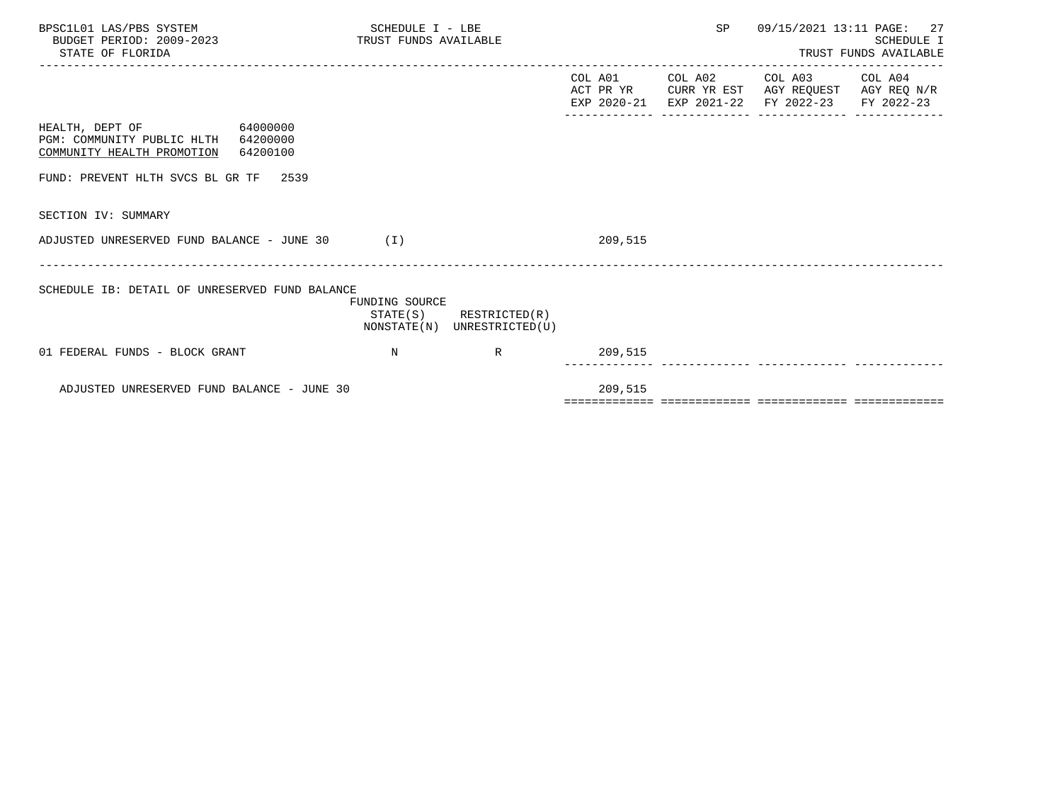BPSC1L01 LAS/PBS SYSTEM
BUDGET PERIOD: 2009-2023
STATE OF FLORIDA

SCHEDULE I - LBE
TRUST FUNDS AVAILABLE

SP 09/15/2021 13:11

SCHEDULE I
TRUST FUNDS AVAILABLE

| | COL A01 ACT PR YR EXP 2020-21 | COL A02 CURR YR EST EXP 2021-22 | COL A03 AGY REQUEST FY 2022-23 | COL A04 AGY REQ N/R FY 2022-23 |
|---|---|---|---|---|

HEALTH, DEPT OF 64000000
PGM: COMMUNITY PUBLIC HLTH 64200000
COMMUNITY HEALTH PROMOTION 64200100

FUND: PREVENT HLTH SVCS BL GR TF 2539

SECTION IV: SUMMARY

| | | COL A01 | COL A02 | COL A03 | COL A04 |
|---|---|---|---|---|---|
| ADJUSTED UNRESERVED FUND BALANCE - JUNE 30 | (I) | 209,515 | | | |

SCHEDULE IB: DETAIL OF UNRESERVED FUND BALANCE

| | FUNDING SOURCE STATE(S) NONSTATE(N) | RESTRICTED(R) UNRESTRICTED(U) | COL A01 | COL A02 | COL A03 | COL A04 |
|---|---|---|---|---|---|---|
| 01 FEDERAL FUNDS - BLOCK GRANT | N | R | 209,515 | | | |
| ADJUSTED UNRESERVED FUND BALANCE - JUNE 30 | | | 209,515 | | | |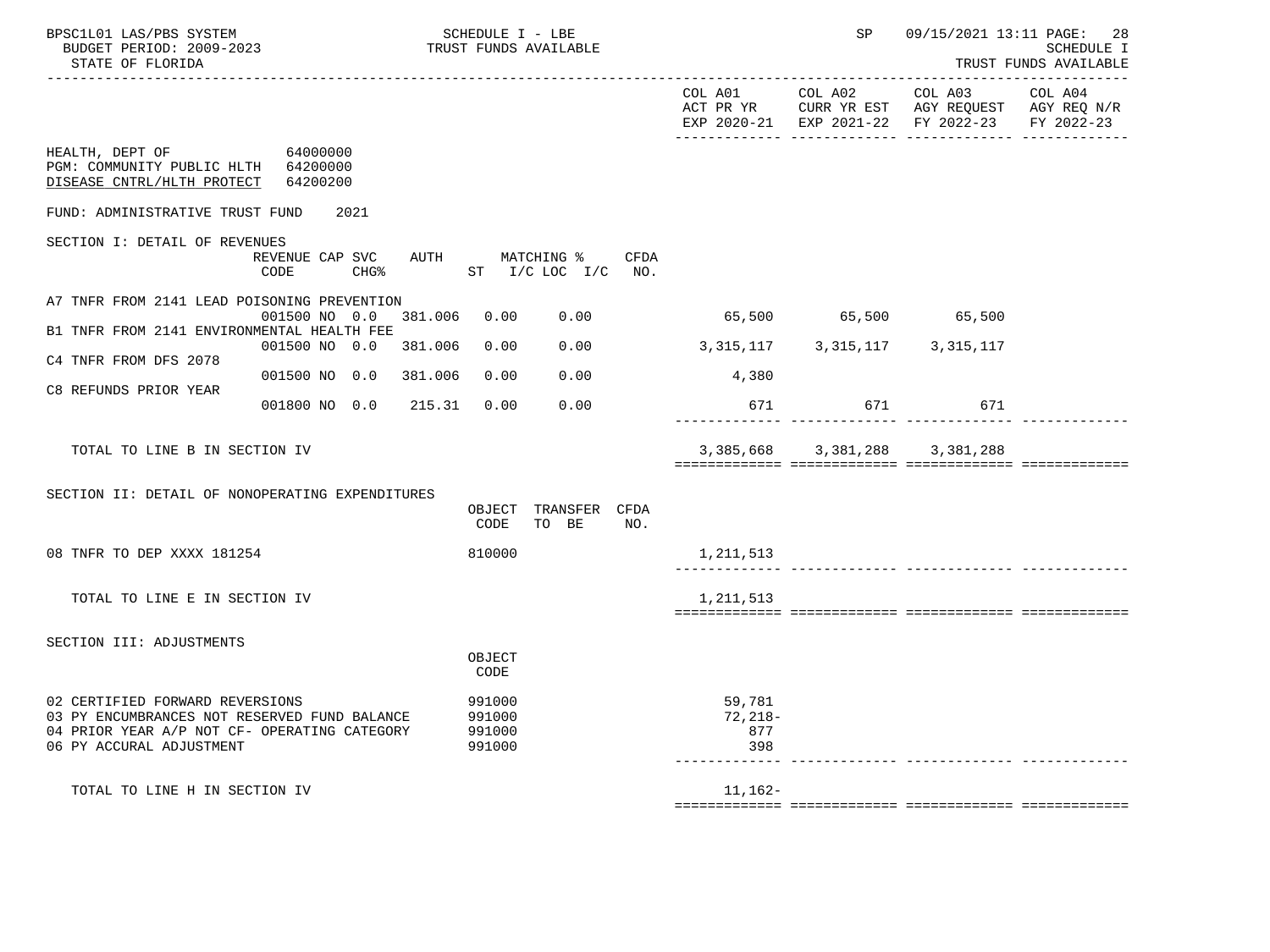SCHEDULE I - LBE
TRUST FUNDS AVAILABLE

SCHEDULE I
TRUST FUNDS AVAILABLE

HEALTH, DEPT OF 64000000
PGM: COMMUNITY PUBLIC HLTH 64200000
DISEASE CNTRL/HLTH PROTECT 64200200

FUND: ADMINISTRATIVE TRUST FUND 2021

## SECTION I: DETAIL OF REVENUES

| | REVENUE CODE | CAP SVC | CHG% | AUTH ST | MATCHING % I/C | LOC I/C | CFDA NO. | COL A01 ACT PR YR EXP 2020-21 | COL A02 CURR YR EST EXP 2021-22 | COL A03 AGY REQUEST FY 2022-23 | COL A04 AGY REQ N/R FY 2022-23 |
|---|---|---|---|---|---|---|---|---|---|---|---|
| A7 TNFR FROM 2141 LEAD POISONING PREVENTION | 001500 | NO | 0.0 | 381.006 | 0.00 | 0.00 | | 65,500 | 65,500 | 65,500 | |
| B1 TNFR FROM 2141 ENVIRONMENTAL HEALTH FEE | 001500 | NO | 0.0 | 381.006 | 0.00 | 0.00 | | 3,315,117 | 3,315,117 | 3,315,117 | |
| C4 TNFR FROM DFS 2078 | 001500 | NO | 0.0 | 381.006 | 0.00 | 0.00 | | 4,380 | | | |
| C8 REFUNDS PRIOR YEAR | 001800 | NO | 0.0 | 215.31 | 0.00 | 0.00 | | 671 | 671 | 671 | |
| TOTAL TO LINE B IN SECTION IV | | | | | | | | 3,385,668 | 3,381,288 | 3,381,288 | |

## SECTION II: DETAIL OF NONOPERATING EXPENDITURES

| | OBJECT CODE | TRANSFER TO BE | CFDA NO. | COL A01 | COL A02 | COL A03 | COL A04 |
|---|---|---|---|---|---|---|---|
| 08 TNFR TO DEP XXXX 181254 | 810000 | | | 1,211,513 | | | |
| TOTAL TO LINE E IN SECTION IV | | | | 1,211,513 | | | |

## SECTION III: ADJUSTMENTS

| | OBJECT CODE | COL A01 | COL A02 | COL A03 | COL A04 |
|---|---|---|---|---|---|
| 02 CERTIFIED FORWARD REVERSIONS | 991000 | 59,781 | | | |
| 03 PY ENCUMBRANCES NOT RESERVED FUND BALANCE | 991000 | 72,218- | | | |
| 04 PRIOR YEAR A/P NOT CF- OPERATING CATEGORY | 991000 | 877 | | | |
| 06 PY ACCURAL ADJUSTMENT | 991000 | 398 | | | |
| TOTAL TO LINE H IN SECTION IV | | 11,162- | | | |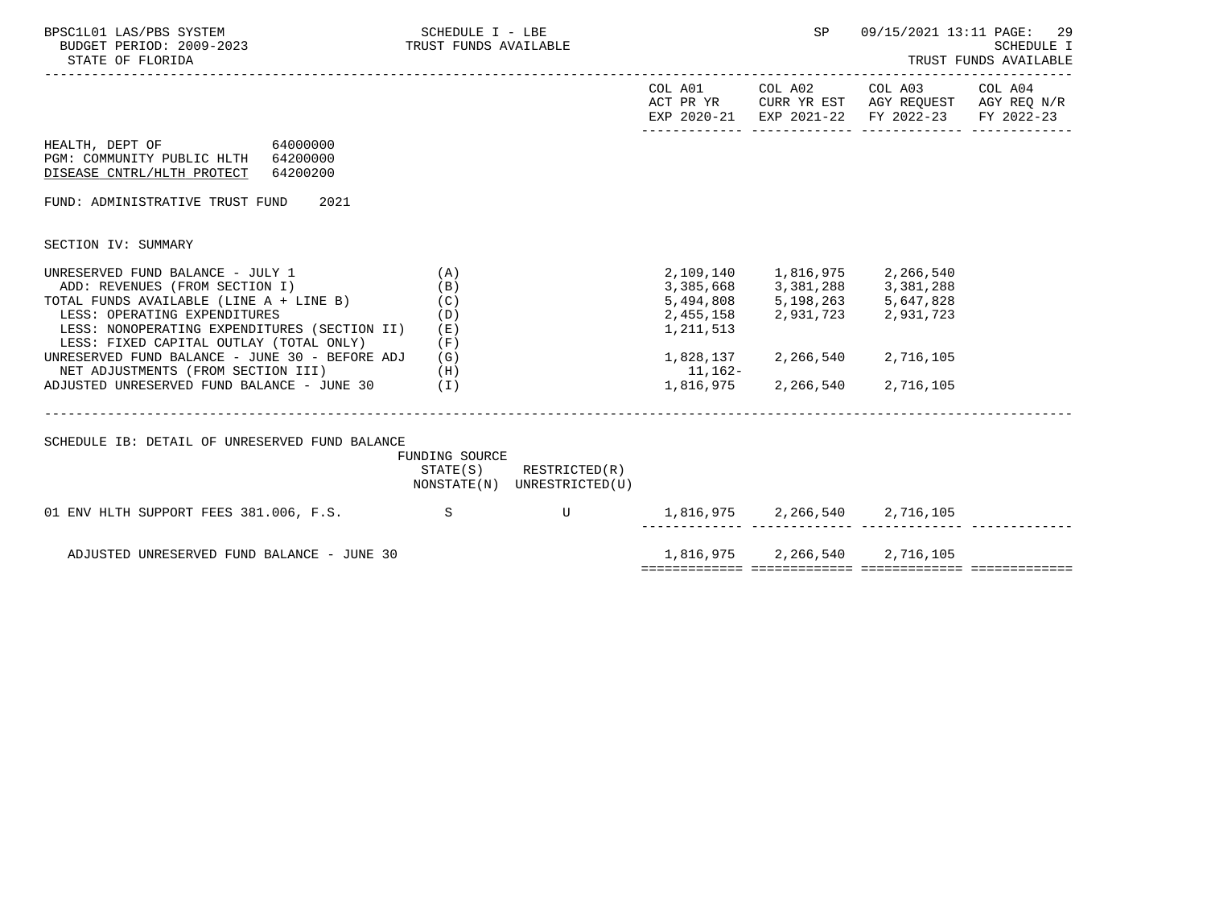HEALTH, DEPT OF 64000000
PGM: COMMUNITY PUBLIC HLTH 64200000
DISEASE CNTRL/HLTH PROTECT 64200200

FUND: ADMINISTRATIVE TRUST FUND 2021

SECTION IV: SUMMARY

| | | COL A01 ACT PR YR EXP 2020-21 | COL A02 CURR YR EST EXP 2021-22 | COL A03 AGY REQUEST FY 2022-23 | COL A04 AGY REQ N/R FY 2022-23 |
|---|---|---|---|---|---|
| UNRESERVED FUND BALANCE - JULY 1 | (A) | 2,109,140 | 1,816,975 | 2,266,540 | |
| ADD: REVENUES (FROM SECTION I) | (B) | 3,385,668 | 3,381,288 | 3,381,288 | |
| TOTAL FUNDS AVAILABLE (LINE A + LINE B) | (C) | 5,494,808 | 5,198,263 | 5,647,828 | |
| LESS: OPERATING EXPENDITURES | (D) | 2,455,158 | 2,931,723 | 2,931,723 | |
| LESS: NONOPERATING EXPENDITURES (SECTION II) | (E) | 1,211,513 | | | |
| LESS: FIXED CAPITAL OUTLAY (TOTAL ONLY) | (F) | | | | |
| UNRESERVED FUND BALANCE - JUNE 30 - BEFORE ADJ | (G) | 1,828,137 | 2,266,540 | 2,716,105 | |
| NET ADJUSTMENTS (FROM SECTION III) | (H) | 11,162- | | | |
| ADJUSTED UNRESERVED FUND BALANCE - JUNE 30 | (I) | 1,816,975 | 2,266,540 | 2,716,105 | |

SCHEDULE IB: DETAIL OF UNRESERVED FUND BALANCE

| | FUNDING SOURCE STATE(S) NONSTATE(N) | RESTRICTED(R) UNRESTRICTED(U) | COL A01 | COL A02 | COL A03 | COL A04 |
|---|---|---|---|---|---|---|
| 01 ENV HLTH SUPPORT FEES 381.006, F.S. | S | U | 1,816,975 | 2,266,540 | 2,716,105 | |
| ADJUSTED UNRESERVED FUND BALANCE - JUNE 30 | | | 1,816,975 | 2,266,540 | 2,716,105 | |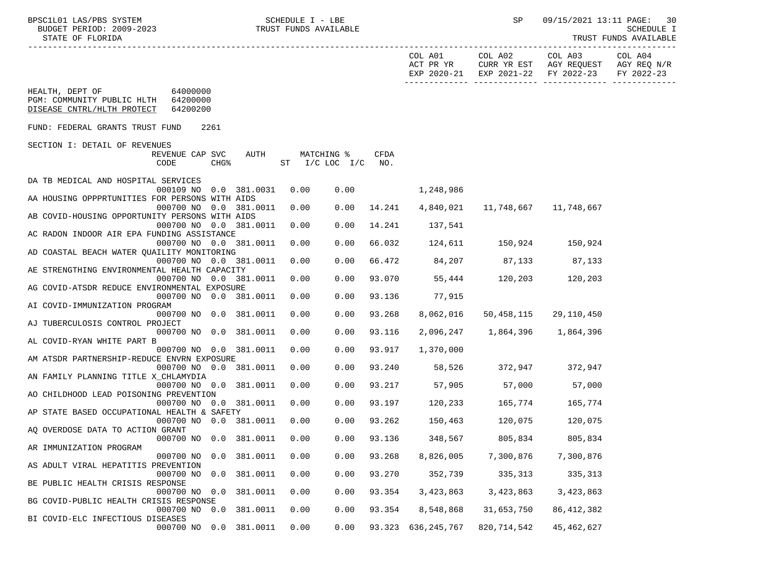HEALTH, DEPT OF 64000000
PGM: COMMUNITY PUBLIC HLTH 64200000
DISEASE CNTRL/HLTH PROTECT 64200200

FUND: FEDERAL GRANTS TRUST FUND 2261

SECTION I: DETAIL OF REVENUES

| | REVENUE CODE | CAP CHG% | SVC | AUTH | MATCHING % ST | I/C LOC | I/C | CFDA NO. | COL A01 ACT PR YR EXP 2020-21 | COL A02 CURR YR EST EXP 2021-22 | COL A03 AGY REQUEST FY 2022-23 | COL A04 AGY REQ N/R FY 2022-23 |
|---|---|---|---|---|---|---|---|---|---|---|---|---|
| DA TB MEDICAL AND HOSPITAL SERVICES | 000109 | NO | 0.0 | 381.0031 | 0.00 | 0.00 | | | 1,248,986 | | | |
| AA HOUSING OPPPRTUNITIES FOR PERSONS WITH AIDS | 000700 | NO | 0.0 | 381.0011 | 0.00 | 0.00 | | 14.241 | 4,840,021 | 11,748,667 | 11,748,667 | |
| AB COVID-HOUSING OPPORTUNITY PERSONS WITH AIDS | 000700 | NO | 0.0 | 381.0011 | 0.00 | 0.00 | | 14.241 | 137,541 | | | |
| AC RADON INDOOR AIR EPA FUNDING ASSISTANCE | 000700 | NO | 0.0 | 381.0011 | 0.00 | 0.00 | | 66.032 | 124,611 | 150,924 | 150,924 | |
| AD COASTAL BEACH WATER QUAILITY MONITORING | 000700 | NO | 0.0 | 381.0011 | 0.00 | 0.00 | | 66.472 | 84,207 | 87,133 | 87,133 | |
| AE STRENGTHING ENVIRONMENTAL HEALTH CAPACITY | 000700 | NO | 0.0 | 381.0011 | 0.00 | 0.00 | | 93.070 | 55,444 | 120,203 | 120,203 | |
| AG COVID-ATSDR REDUCE ENVIRONMENTAL EXPOSURE | 000700 | NO | 0.0 | 381.0011 | 0.00 | 0.00 | | 93.136 | 77,915 | | | |
| AI COVID-IMMUNIZATION PROGRAM | 000700 | NO | 0.0 | 381.0011 | 0.00 | 0.00 | | 93.268 | 8,062,016 | 50,458,115 | 29,110,450 | |
| AJ TUBERCULOSIS CONTROL PROJECT | 000700 | NO | 0.0 | 381.0011 | 0.00 | 0.00 | | 93.116 | 2,096,247 | 1,864,396 | 1,864,396 | |
| AL COVID-RYAN WHITE PART B | 000700 | NO | 0.0 | 381.0011 | 0.00 | 0.00 | | 93.917 | 1,370,000 | | | |
| AM ATSDR PARTNERSHIP-REDUCE ENVRN EXPOSURE | 000700 | NO | 0.0 | 381.0011 | 0.00 | 0.00 | | 93.240 | 58,526 | 372,947 | 372,947 | |
| AN FAMILY PLANNING TITLE X_CHLAMYDIA | 000700 | NO | 0.0 | 381.0011 | 0.00 | 0.00 | | 93.217 | 57,905 | 57,000 | 57,000 | |
| AO CHILDHOOD LEAD POISONING PREVENTION | 000700 | NO | 0.0 | 381.0011 | 0.00 | 0.00 | | 93.197 | 120,233 | 165,774 | 165,774 | |
| AP STATE BASED OCCUPATIONAL HEALTH & SAFETY | 000700 | NO | 0.0 | 381.0011 | 0.00 | 0.00 | | 93.262 | 150,463 | 120,075 | 120,075 | |
| AQ OVERDOSE DATA TO ACTION GRANT | 000700 | NO | 0.0 | 381.0011 | 0.00 | 0.00 | | 93.136 | 348,567 | 805,834 | 805,834 | |
| AR IMMUNIZATION PROGRAM | 000700 | NO | 0.0 | 381.0011 | 0.00 | 0.00 | | 93.268 | 8,826,005 | 7,300,876 | 7,300,876 | |
| AS ADULT VIRAL HEPATITIS PREVENTION | 000700 | NO | 0.0 | 381.0011 | 0.00 | 0.00 | | 93.270 | 352,739 | 335,313 | 335,313 | |
| BE PUBLIC HEALTH CRISIS RESPONSE | 000700 | NO | 0.0 | 381.0011 | 0.00 | 0.00 | | 93.354 | 3,423,863 | 3,423,863 | 3,423,863 | |
| BG COVID-PUBLIC HEALTH CRISIS RESPONSE | 000700 | NO | 0.0 | 381.0011 | 0.00 | 0.00 | | 93.354 | 8,548,868 | 31,653,750 | 86,412,382 | |
| BI COVID-ELC INFECTIOUS DISEASES | 000700 | NO | 0.0 | 381.0011 | 0.00 | 0.00 | | 93.323 | 636,245,767 | 820,714,542 | 45,462,627 | |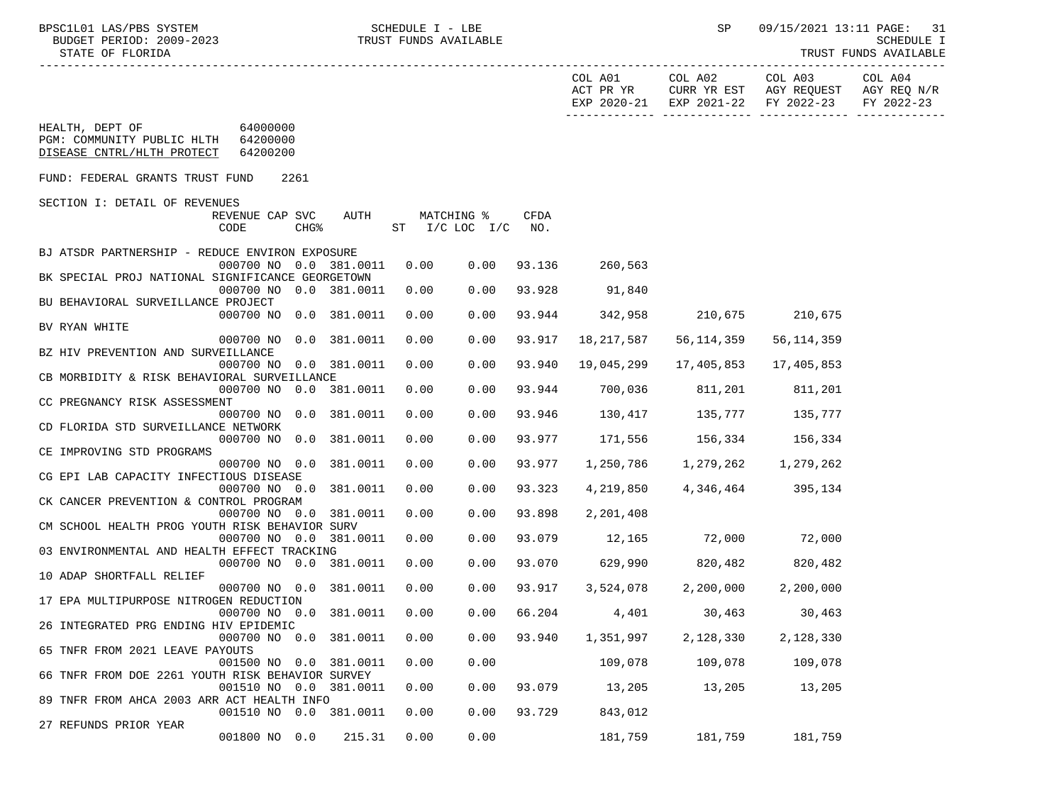HEALTH, DEPT OF 64000000
PGM: COMMUNITY PUBLIC HLTH 64200000
DISEASE CNTRL/HLTH PROTECT 64200200

FUND: FEDERAL GRANTS TRUST FUND 2261

SECTION I: DETAIL OF REVENUES

| | REVENUE CODE | CAP CHG% | SVC | AUTH | MATCHING % ST | I/C LOC I/C | CFDA NO. | COL A01 ACT PR YR EXP 2020-21 | COL A02 CURR YR EST EXP 2021-22 | COL A03 AGY REQUEST FY 2022-23 | COL A04 AGY REQ N/R FY 2022-23 |
|---|---|---|---|---|---|---|---|---|---|---|---|
| BJ ATSDR PARTNERSHIP - REDUCE ENVIRON EXPOSURE | 000700 | NO | 0.0 | 381.0011 | 0.00 | 0.00 | 93.136 | 260,563 | | | |
| BK SPECIAL PROJ NATIONAL SIGNIFICANCE GEORGETOWN | 000700 | NO | 0.0 | 381.0011 | 0.00 | 0.00 | 93.928 | 91,840 | | | |
| BU BEHAVIORAL SURVEILLANCE PROJECT | 000700 | NO | 0.0 | 381.0011 | 0.00 | 0.00 | 93.944 | 342,958 | 210,675 | 210,675 | |
| BV RYAN WHITE | 000700 | NO | 0.0 | 381.0011 | 0.00 | 0.00 | 93.917 | 18,217,587 | 56,114,359 | 56,114,359 | |
| BZ HIV PREVENTION AND SURVEILLANCE | 000700 | NO | 0.0 | 381.0011 | 0.00 | 0.00 | 93.940 | 19,045,299 | 17,405,853 | 17,405,853 | |
| CB MORBIDITY & RISK BEHAVIORAL SURVEILLANCE | 000700 | NO | 0.0 | 381.0011 | 0.00 | 0.00 | 93.944 | 700,036 | 811,201 | 811,201 | |
| CC PREGNANCY RISK ASSESSMENT | 000700 | NO | 0.0 | 381.0011 | 0.00 | 0.00 | 93.946 | 130,417 | 135,777 | 135,777 | |
| CD FLORIDA STD SURVEILLANCE NETWORK | 000700 | NO | 0.0 | 381.0011 | 0.00 | 0.00 | 93.977 | 171,556 | 156,334 | 156,334 | |
| CE IMPROVING STD PROGRAMS | 000700 | NO | 0.0 | 381.0011 | 0.00 | 0.00 | 93.977 | 1,250,786 | 1,279,262 | 1,279,262 | |
| CG EPI LAB CAPACITY INFECTIOUS DISEASE | 000700 | NO | 0.0 | 381.0011 | 0.00 | 0.00 | 93.323 | 4,219,850 | 4,346,464 | 395,134 | |
| CK CANCER PREVENTION & CONTROL PROGRAM | 000700 | NO | 0.0 | 381.0011 | 0.00 | 0.00 | 93.898 | 2,201,408 | | | |
| CM SCHOOL HEALTH PROG YOUTH RISK BEHAVIOR SURV | 000700 | NO | 0.0 | 381.0011 | 0.00 | 0.00 | 93.079 | 12,165 | 72,000 | 72,000 | |
| 03 ENVIRONMENTAL AND HEALTH EFFECT TRACKING | 000700 | NO | 0.0 | 381.0011 | 0.00 | 0.00 | 93.070 | 629,990 | 820,482 | 820,482 | |
| 10 ADAP SHORTFALL RELIEF | 000700 | NO | 0.0 | 381.0011 | 0.00 | 0.00 | 93.917 | 3,524,078 | 2,200,000 | 2,200,000 | |
| 17 EPA MULTIPURPOSE NITROGEN REDUCTION | 000700 | NO | 0.0 | 381.0011 | 0.00 | 0.00 | 66.204 | 4,401 | 30,463 | 30,463 | |
| 26 INTEGRATED PRG ENDING HIV EPIDEMIC | 000700 | NO | 0.0 | 381.0011 | 0.00 | 0.00 | 93.940 | 1,351,997 | 2,128,330 | 2,128,330 | |
| 65 TNFR FROM 2021 LEAVE PAYOUTS | 001500 | NO | 0.0 | 381.0011 | 0.00 | 0.00 | | 109,078 | 109,078 | 109,078 | |
| 66 TNFR FROM DOE 2261 YOUTH RISK BEHAVIOR SURVEY | 001510 | NO | 0.0 | 381.0011 | 0.00 | 0.00 | 93.079 | 13,205 | 13,205 | 13,205 | |
| 89 TNFR FROM AHCA 2003 ARR ACT HEALTH INFO | 001510 | NO | 0.0 | 381.0011 | 0.00 | 0.00 | 93.729 | 843,012 | | | |
| 27 REFUNDS PRIOR YEAR | 001800 | NO | 0.0 | 215.31 | 0.00 | 0.00 | | 181,759 | 181,759 | 181,759 | |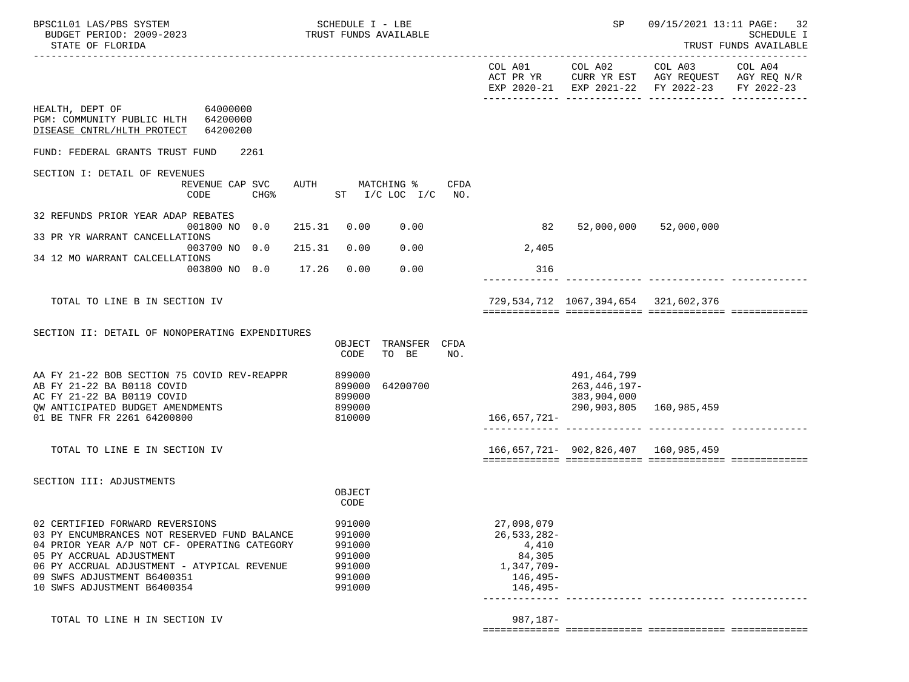HEALTH, DEPT OF 64000000
PGM: COMMUNITY PUBLIC HLTH 64200000
DISEASE CNTRL/HLTH PROTECT 64200200

FUND: FEDERAL GRANTS TRUST FUND 2261

| | COL A01 ACT PR YR EXP 2020-21 | COL A02 CURR YR EST EXP 2021-22 | COL A03 AGY REQUEST FY 2022-23 | COL A04 AGY REQ N/R FY 2022-23 |
|---|---|---|---|---|
| **SECTION I: DETAIL OF REVENUES** (REVENUE CODE / CAP CHG% / SVC / AUTH / MATCHING % ST I/C LOC I/C / CFDA NO.) | | | | |
| 32 REFUNDS PRIOR YEAR ADAP REBATES — 001800 NO 0.0 215.31 0.00 0.00 | 82 | 52,000,000 | 52,000,000 | |
| 33 PR YR WARRANT CANCELLATIONS — 003700 NO 0.0 215.31 0.00 0.00 | 2,405 | | | |
| 34 12 MO WARRANT CALCELLATIONS — 003800 NO 0.0 17.26 0.00 0.00 | 316 | | | |
| TOTAL TO LINE B IN SECTION IV | 729,534,712 | 1067,394,654 | 321,602,376 | |
| **SECTION II: DETAIL OF NONOPERATING EXPENDITURES** (OBJECT CODE / TRANSFER TO BE / CFDA NO.) | | | | |
| AA FY 21-22 BOB SECTION 75 COVID REV-REAPPR — 899000 | | 491,464,799 | | |
| AB FY 21-22 BA B0118 COVID — 899000 64200700 | | 263,446,197- | | |
| AC FY 21-22 BA B0119 COVID — 899000 | | 383,904,000 | | |
| QW ANTICIPATED BUDGET AMENDMENTS — 899000 | | 290,903,805 | 160,985,459 | |
| 01 BE TNFR FR 2261 64200800 — 810000 | 166,657,721- | | | |
| TOTAL TO LINE E IN SECTION IV | 166,657,721- | 902,826,407 | 160,985,459 | |
| **SECTION III: ADJUSTMENTS** (OBJECT CODE) | | | | |
| 02 CERTIFIED FORWARD REVERSIONS — 991000 | 27,098,079 | | | |
| 03 PY ENCUMBRANCES NOT RESERVED FUND BALANCE — 991000 | 26,533,282- | | | |
| 04 PRIOR YEAR A/P NOT CF- OPERATING CATEGORY — 991000 | 4,410 | | | |
| 05 PY ACCRUAL ADJUSTMENT — 991000 | 84,305 | | | |
| 06 PY ACCRUAL ADJUSTMENT - ATYPICAL REVENUE — 991000 | 1,347,709- | | | |
| 09 SWFS ADJUSTMENT B6400351 — 991000 | 146,495- | | | |
| 10 SWFS ADJUSTMENT B6400354 — 991000 | 146,495- | | | |
| TOTAL TO LINE H IN SECTION IV | 987,187- | | | |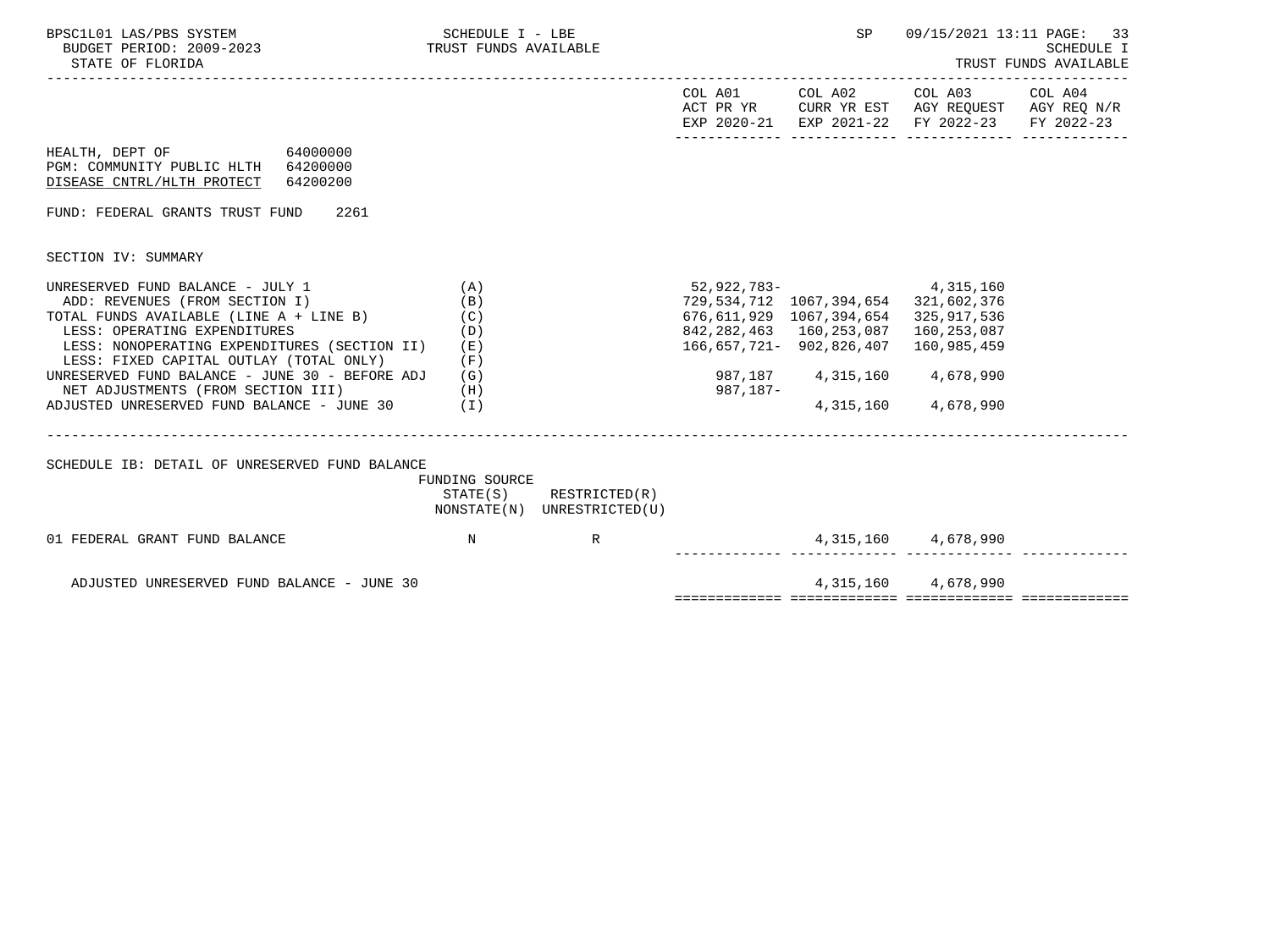HEALTH, DEPT OF 64000000
PGM: COMMUNITY PUBLIC HLTH 64200000
DISEASE CNTRL/HLTH PROTECT 64200200

FUND: FEDERAL GRANTS TRUST FUND 2261

SECTION IV: SUMMARY

| | | COL A01 ACT PR YR EXP 2020-21 | COL A02 CURR YR EST EXP 2021-22 | COL A03 AGY REQUEST FY 2022-23 | COL A04 AGY REQ N/R FY 2022-23 |
|---|---|---|---|---|---|
| UNRESERVED FUND BALANCE - JULY 1 | (A) | 52,922,783- | | 4,315,160 | |
| ADD: REVENUES (FROM SECTION I) | (B) | 729,534,712 | 1067,394,654 | 321,602,376 | |
| TOTAL FUNDS AVAILABLE (LINE A + LINE B) | (C) | 676,611,929 | 1067,394,654 | 325,917,536 | |
| LESS: OPERATING EXPENDITURES | (D) | 842,282,463 | 160,253,087 | 160,253,087 | |
| LESS: NONOPERATING EXPENDITURES (SECTION II) | (E) | 166,657,721- | 902,826,407 | 160,985,459 | |
| LESS: FIXED CAPITAL OUTLAY (TOTAL ONLY) | (F) | | | | |
| UNRESERVED FUND BALANCE - JUNE 30 - BEFORE ADJ | (G) | 987,187 | 4,315,160 | 4,678,990 | |
| NET ADJUSTMENTS (FROM SECTION III) | (H) | 987,187- | | | |
| ADJUSTED UNRESERVED FUND BALANCE - JUNE 30 | (I) | | 4,315,160 | 4,678,990 | |

SCHEDULE IB: DETAIL OF UNRESERVED FUND BALANCE

| | FUNDING SOURCE STATE(S) NONSTATE(N) | RESTRICTED(R) UNRESTRICTED(U) | COL A01 | COL A02 | COL A03 | COL A04 |
|---|---|---|---|---|---|---|
| 01 FEDERAL GRANT FUND BALANCE | N | R | | 4,315,160 | 4,678,990 | |
| ADJUSTED UNRESERVED FUND BALANCE - JUNE 30 | | | | 4,315,160 | 4,678,990 | |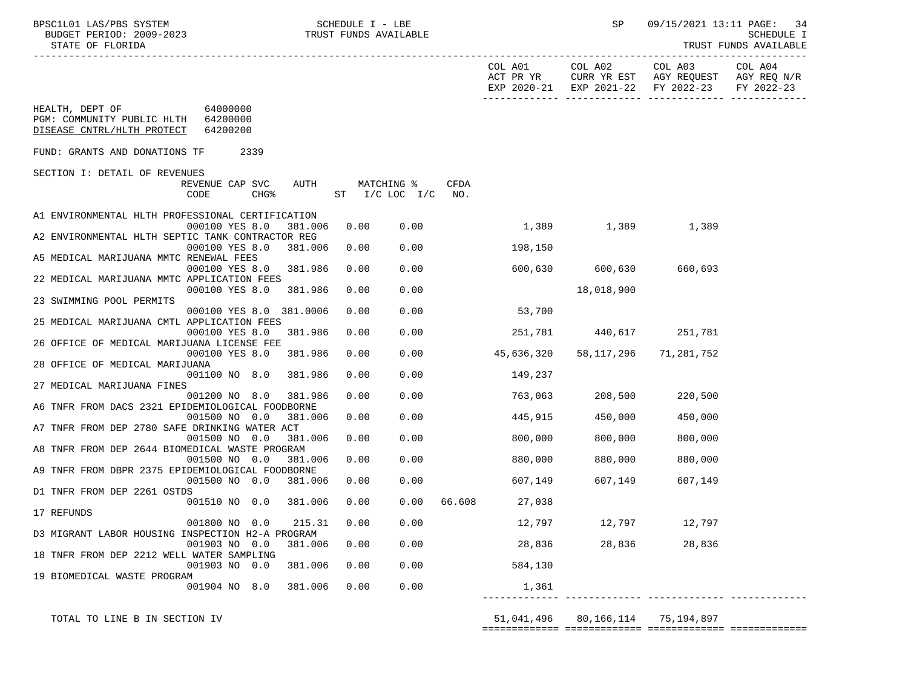BUDGET PERIOD: 2009-2023 — TRUST FUNDS AVAILABLE — STATE OF FLORIDA — SCHEDULE I — TRUST FUNDS AVAILABLE

HEALTH, DEPT OF 64000000
PGM: COMMUNITY PUBLIC HLTH 64200000
DISEASE CNTRL/HLTH PROTECT 64200200

FUND: GRANTS AND DONATIONS TF 2339

SECTION I: DETAIL OF REVENUES

| Description | REVENUE CODE | CAP SVC CHG% | | AUTH | MATCHING % ST | I/C LOC I/C | CFDA NO. | COL A01 ACT PR YR EXP 2020-21 | COL A02 CURR YR EST EXP 2021-22 | COL A03 AGY REQUEST FY 2022-23 | COL A04 AGY REQ N/R FY 2022-23 |
|---|---|---|---|---|---|---|---|---|---|---|---|
| A1 ENVIRONMENTAL HLTH PROFESSIONAL CERTIFICATION | 000100 | YES | 8.0 | 381.006 | 0.00 | 0.00 | | 1,389 | 1,389 | 1,389 | |
| A2 ENVIRONMENTAL HLTH SEPTIC TANK CONTRACTOR REG | 000100 | YES | 8.0 | 381.006 | 0.00 | 0.00 | | 198,150 | | | |
| A5 MEDICAL MARIJUANA MMTC RENEWAL FEES | 000100 | YES | 8.0 | 381.986 | 0.00 | 0.00 | | 600,630 | 600,630 | 660,693 | |
| 22 MEDICAL MARIJUANA MMTC APPLICATION FEES | 000100 | YES | 8.0 | 381.986 | 0.00 | 0.00 | | | 18,018,900 | | |
| 23 SWIMMING POOL PERMITS | 000100 | YES | 8.0 | 381.0006 | 0.00 | 0.00 | | 53,700 | | | |
| 25 MEDICAL MARIJUANA CMTL APPLICATION FEES | 000100 | YES | 8.0 | 381.986 | 0.00 | 0.00 | | 251,781 | 440,617 | 251,781 | |
| 26 OFFICE OF MEDICAL MARIJUANA LICENSE FEE | 000100 | YES | 8.0 | 381.986 | 0.00 | 0.00 | | 45,636,320 | 58,117,296 | 71,281,752 | |
| 28 OFFICE OF MEDICAL MARIJUANA | 001100 | NO | 8.0 | 381.986 | 0.00 | 0.00 | | 149,237 | | | |
| 27 MEDICAL MARIJUANA FINES | 001200 | NO | 8.0 | 381.986 | 0.00 | 0.00 | | 763,063 | 208,500 | 220,500 | |
| A6 TNFR FROM DACS 2321 EPIDEMIOLOGICAL FOODBORNE | 001500 | NO | 0.0 | 381.006 | 0.00 | 0.00 | | 445,915 | 450,000 | 450,000 | |
| A7 TNFR FROM DEP 2780 SAFE DRINKING WATER ACT | 001500 | NO | 0.0 | 381.006 | 0.00 | 0.00 | | 800,000 | 800,000 | 800,000 | |
| A8 TNFR FROM DEP 2644 BIOMEDICAL WASTE PROGRAM | 001500 | NO | 0.0 | 381.006 | 0.00 | 0.00 | | 880,000 | 880,000 | 880,000 | |
| A9 TNFR FROM DBPR 2375 EPIDEMIOLOGICAL FOODBORNE | 001500 | NO | 0.0 | 381.006 | 0.00 | 0.00 | | 607,149 | 607,149 | 607,149 | |
| D1 TNFR FROM DEP 2261 OSTDS | 001510 | NO | 0.0 | 381.006 | 0.00 | 0.00 | 66.608 | 27,038 | | | |
| 17 REFUNDS | 001800 | NO | 0.0 | 215.31 | 0.00 | 0.00 | | 12,797 | 12,797 | 12,797 | |
| D3 MIGRANT LABOR HOUSING INSPECTION H2-A PROGRAM | 001903 | NO | 0.0 | 381.006 | 0.00 | 0.00 | | 28,836 | 28,836 | 28,836 | |
| 18 TNFR FROM DEP 2212 WELL WATER SAMPLING | 001903 | NO | 0.0 | 381.006 | 0.00 | 0.00 | | 584,130 | | | |
| 19 BIOMEDICAL WASTE PROGRAM | 001904 | NO | 8.0 | 381.006 | 0.00 | 0.00 | | 1,361 | | | |
| TOTAL TO LINE B IN SECTION IV | | | | | | | | 51,041,496 | 80,166,114 | 75,194,897 | |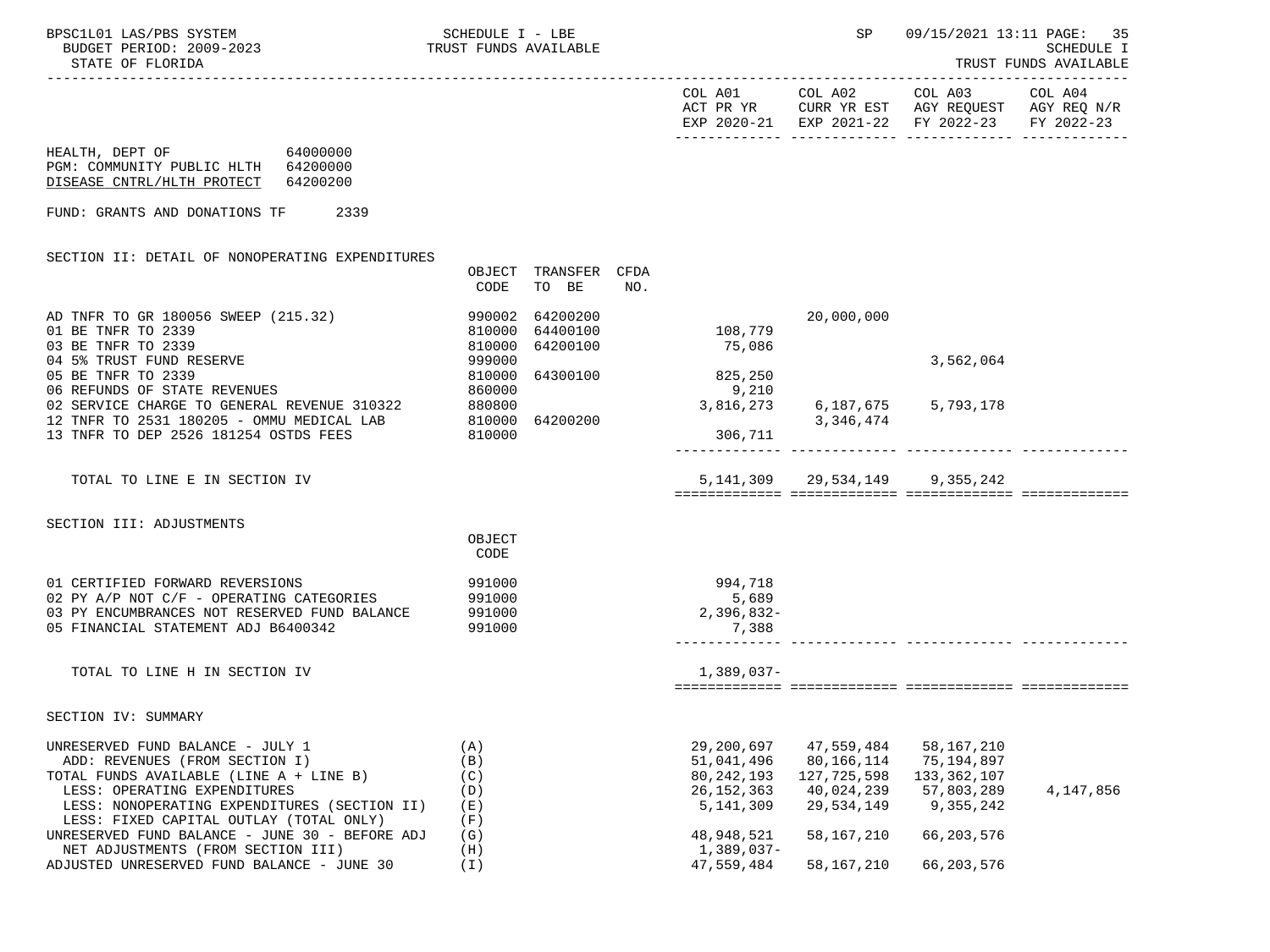HEALTH, DEPT OF 64000000
PGM: COMMUNITY PUBLIC HLTH 64200000
DISEASE CNTRL/HLTH PROTECT 64200200

FUND: GRANTS AND DONATIONS TF 2339

## SECTION II: DETAIL OF NONOPERATING EXPENDITURES

| | OBJECT CODE | TRANSFER TO BE | CFDA NO. | COL A01 ACT PR YR EXP 2020-21 | COL A02 CURR YR EST EXP 2021-22 | COL A03 AGY REQUEST FY 2022-23 | COL A04 AGY REQ N/R FY 2022-23 |
|---|---|---|---|---|---|---|---|
| AD TNFR TO GR 180056 SWEEP (215.32) | 990002 | 64200200 | | | 20,000,000 | | |
| 01 BE TNFR TO 2339 | 810000 | 64400100 | | 108,779 | | | |
| 03 BE TNFR TO 2339 | 810000 | 64200100 | | 75,086 | | | |
| 04 5% TRUST FUND RESERVE | 999000 | | | | | 3,562,064 | |
| 05 BE TNFR TO 2339 | 810000 | 64300100 | | 825,250 | | | |
| 06 REFUNDS OF STATE REVENUES | 860000 | | | 9,210 | | | |
| 02 SERVICE CHARGE TO GENERAL REVENUE 310322 | 880800 | | | 3,816,273 | 6,187,675 | 5,793,178 | |
| 12 TNFR TO 2531 180205 - OMMU MEDICAL LAB | 810000 | 64200200 | | | 3,346,474 | | |
| 13 TNFR TO DEP 2526 181254 OSTDS FEES | 810000 | | | 306,711 | | | |
| TOTAL TO LINE E IN SECTION IV | | | | 5,141,309 | 29,534,149 | 9,355,242 | |

## SECTION III: ADJUSTMENTS

| | OBJECT CODE | COL A01 | COL A02 | COL A03 | COL A04 |
|---|---|---|---|---|---|
| 01 CERTIFIED FORWARD REVERSIONS | 991000 | 994,718 | | | |
| 02 PY A/P NOT C/F - OPERATING CATEGORIES | 991000 | 5,689 | | | |
| 03 PY ENCUMBRANCES NOT RESERVED FUND BALANCE | 991000 | 2,396,832- | | | |
| 05 FINANCIAL STATEMENT ADJ B6400342 | 991000 | 7,388 | | | |
| TOTAL TO LINE H IN SECTION IV | | 1,389,037- | | | |

## SECTION IV: SUMMARY

| | | COL A01 | COL A02 | COL A03 | COL A04 |
|---|---|---|---|---|---|
| UNRESERVED FUND BALANCE - JULY 1 | (A) | 29,200,697 | 47,559,484 | 58,167,210 | |
| ADD: REVENUES (FROM SECTION I) | (B) | 51,041,496 | 80,166,114 | 75,194,897 | |
| TOTAL FUNDS AVAILABLE (LINE A + LINE B) | (C) | 80,242,193 | 127,725,598 | 133,362,107 | |
| LESS: OPERATING EXPENDITURES | (D) | 26,152,363 | 40,024,239 | 57,803,289 | 4,147,856 |
| LESS: NONOPERATING EXPENDITURES (SECTION II) | (E) | 5,141,309 | 29,534,149 | 9,355,242 | |
| LESS: FIXED CAPITAL OUTLAY (TOTAL ONLY) | (F) | | | | |
| UNRESERVED FUND BALANCE - JUNE 30 - BEFORE ADJ | (G) | 48,948,521 | 58,167,210 | 66,203,576 | |
| NET ADJUSTMENTS (FROM SECTION III) | (H) | 1,389,037- | | | |
| ADJUSTED UNRESERVED FUND BALANCE - JUNE 30 | (I) | 47,559,484 | 58,167,210 | 66,203,576 | |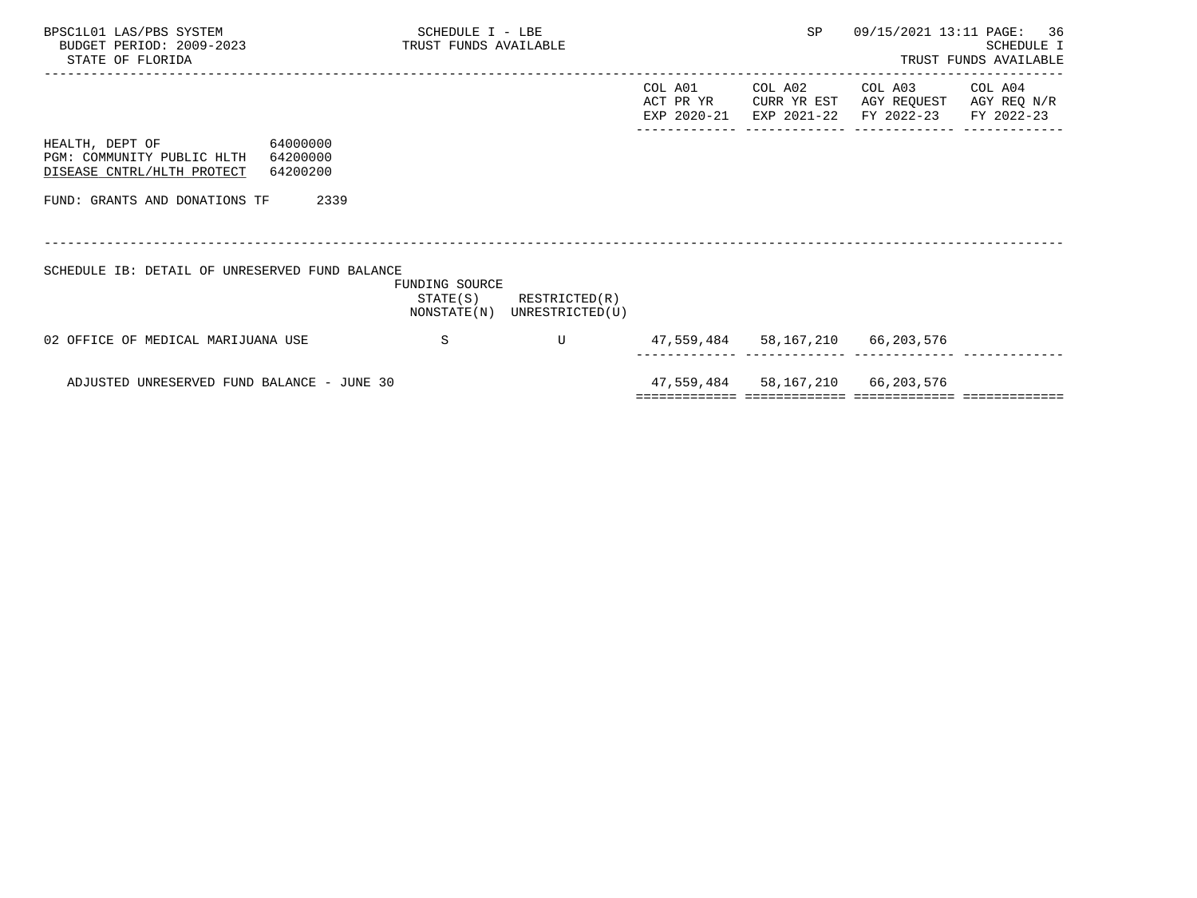SCHEDULE I - LBE
TRUST FUNDS AVAILABLE

SCHEDULE I
TRUST FUNDS AVAILABLE

HEALTH, DEPT OF 64000000
PGM: COMMUNITY PUBLIC HLTH 64200000
DISEASE CNTRL/HLTH PROTECT 64200200

FUND: GRANTS AND DONATIONS TF 2339

SCHEDULE IB: DETAIL OF UNRESERVED FUND BALANCE

| | FUNDING SOURCE STATE(S) NONSTATE(N) | RESTRICTED(R) UNRESTRICTED(U) | COL A01 ACT PR YR EXP 2020-21 | COL A02 CURR YR EST EXP 2021-22 | COL A03 AGY REQUEST FY 2022-23 | COL A04 AGY REQ N/R FY 2022-23 |
|---|---|---|---|---|---|---|
| 02 OFFICE OF MEDICAL MARIJUANA USE | S | U | 47,559,484 | 58,167,210 | 66,203,576 | |
| ADJUSTED UNRESERVED FUND BALANCE - JUNE 30 | | | 47,559,484 | 58,167,210 | 66,203,576 | |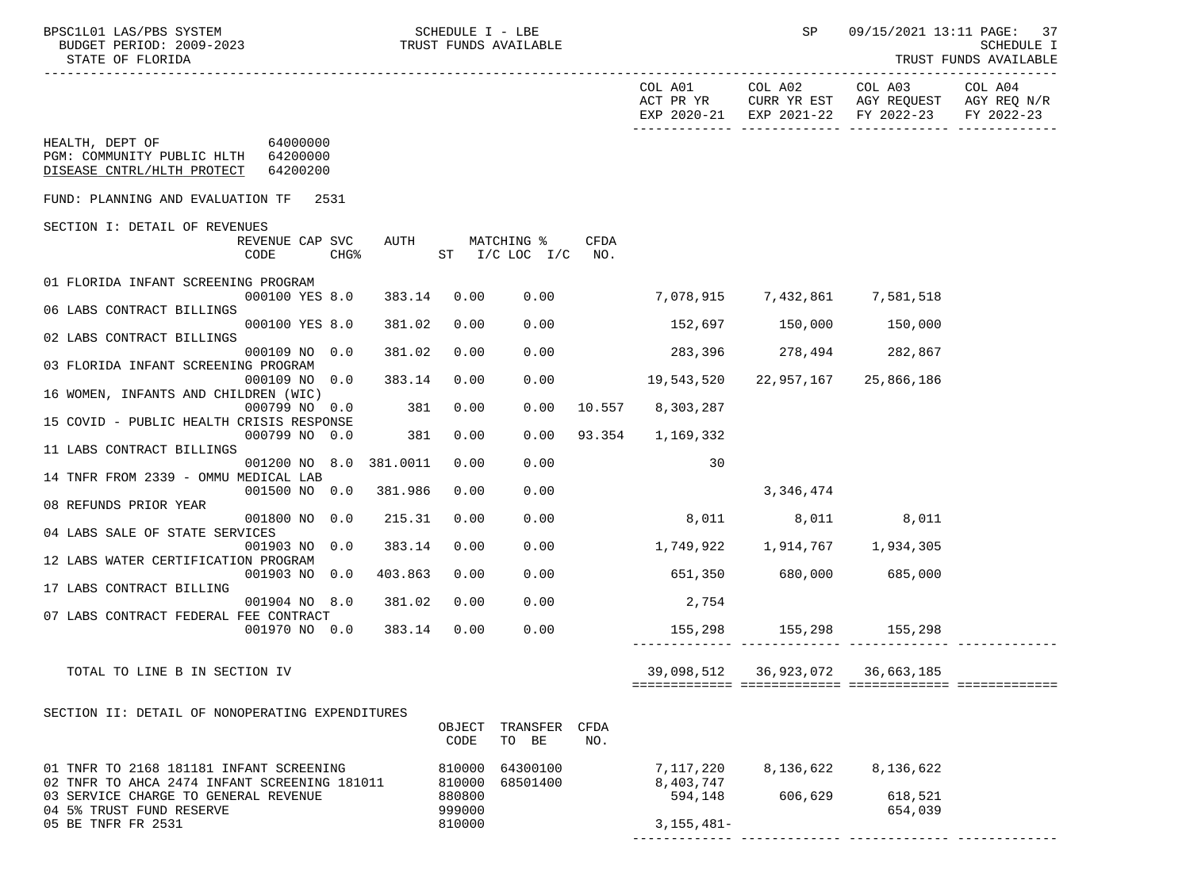HEALTH, DEPT OF 64000000
PGM: COMMUNITY PUBLIC HLTH 64200000
DISEASE CNTRL/HLTH PROTECT 64200200

FUND: PLANNING AND EVALUATION TF 2531

SECTION I: DETAIL OF REVENUES

| | REVENUE CODE | CAP SVC CHG% | AUTH | MATCHING % ST | I/C LOC I/C | CFDA NO. | COL A01 ACT PR YR EXP 2020-21 | COL A02 CURR YR EST EXP 2021-22 | COL A03 AGY REQUEST FY 2022-23 | COL A04 AGY REQ N/R FY 2022-23 |
|---|---|---|---|---|---|---|---|---|---|---|
| 01 FLORIDA INFANT SCREENING PROGRAM | 000100 | YES 8.0 | 383.14 | 0.00 | 0.00 | | 7,078,915 | 7,432,861 | 7,581,518 | |
| 06 LABS CONTRACT BILLINGS | 000100 | YES 8.0 | 381.02 | 0.00 | 0.00 | | 152,697 | 150,000 | 150,000 | |
| 02 LABS CONTRACT BILLINGS | 000109 | NO 0.0 | 381.02 | 0.00 | 0.00 | | 283,396 | 278,494 | 282,867 | |
| 03 FLORIDA INFANT SCREENING PROGRAM | 000109 | NO 0.0 | 383.14 | 0.00 | 0.00 | | 19,543,520 | 22,957,167 | 25,866,186 | |
| 16 WOMEN, INFANTS AND CHILDREN (WIC) | 000799 | NO 0.0 | 381 | 0.00 | 0.00 | 10.557 | 8,303,287 | | | |
| 15 COVID - PUBLIC HEALTH CRISIS RESPONSE | 000799 | NO 0.0 | 381 | 0.00 | 0.00 | 93.354 | 1,169,332 | | | |
| 11 LABS CONTRACT BILLINGS | 001200 | NO 8.0 | 381.0011 | 0.00 | 0.00 | | 30 | | | |
| 14 TNFR FROM 2339 - OMMU MEDICAL LAB | 001500 | NO 0.0 | 381.986 | 0.00 | 0.00 | | | 3,346,474 | | |
| 08 REFUNDS PRIOR YEAR | 001800 | NO 0.0 | 215.31 | 0.00 | 0.00 | | 8,011 | 8,011 | 8,011 | |
| 04 LABS SALE OF STATE SERVICES | 001903 | NO 0.0 | 383.14 | 0.00 | 0.00 | | 1,749,922 | 1,914,767 | 1,934,305 | |
| 12 LABS WATER CERTIFICATION PROGRAM | 001903 | NO 0.0 | 403.863 | 0.00 | 0.00 | | 651,350 | 680,000 | 685,000 | |
| 17 LABS CONTRACT BILLING | 001904 | NO 8.0 | 381.02 | 0.00 | 0.00 | | 2,754 | | | |
| 07 LABS CONTRACT FEDERAL FEE CONTRACT | 001970 | NO 0.0 | 383.14 | 0.00 | 0.00 | | 155,298 | 155,298 | 155,298 | |
| TOTAL TO LINE B IN SECTION IV | | | | | | | 39,098,512 | 36,923,072 | 36,663,185 | |

SECTION II: DETAIL OF NONOPERATING EXPENDITURES

| | OBJECT CODE | TRANSFER TO BE | CFDA NO. | COL A01 | COL A02 | COL A03 | COL A04 |
|---|---|---|---|---|---|---|---|
| 01 TNFR TO 2168 181181 INFANT SCREENING | 810000 | 64300100 | | 7,117,220 | 8,136,622 | 8,136,622 | |
| 02 TNFR TO AHCA 2474 INFANT SCREENING 181011 | 810000 | 68501400 | | 8,403,747 | | | |
| 03 SERVICE CHARGE TO GENERAL REVENUE | 880800 | | | 594,148 | 606,629 | 618,521 | |
| 04 5% TRUST FUND RESERVE | 999000 | | | | | 654,039 | |
| 05 BE TNFR FR 2531 | 810000 | | | 3,155,481- | | | |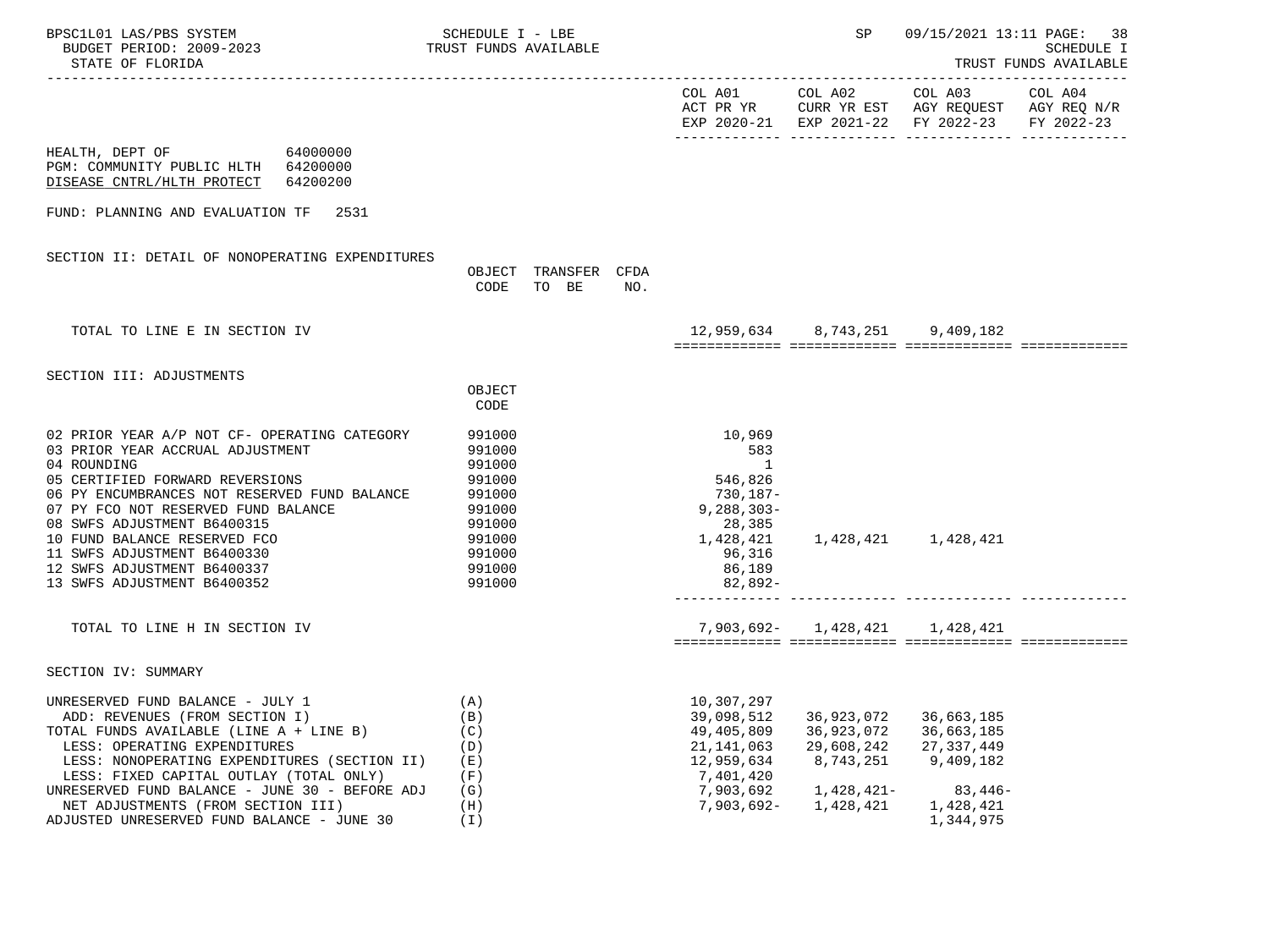HEALTH, DEPT OF 64000000
PGM: COMMUNITY PUBLIC HLTH 64200000
DISEASE CNTRL/HLTH PROTECT 64200200

FUND: PLANNING AND EVALUATION TF 2531

| | | COL A01 ACT PR YR EXP 2020-21 | COL A02 CURR YR EST EXP 2021-22 | COL A03 AGY REQUEST FY 2022-23 | COL A04 AGY REQ N/R FY 2022-23 |
|---|---|---|---|---|---|
| **SECTION II: DETAIL OF NONOPERATING EXPENDITURES** | OBJECT CODE / TRANSFER TO BE / CFDA NO. | | | | |
| TOTAL TO LINE E IN SECTION IV | | 12,959,634 | 8,743,251 | 9,409,182 | |
| **SECTION III: ADJUSTMENTS** | OBJECT CODE | | | | |
| 02 PRIOR YEAR A/P NOT CF- OPERATING CATEGORY | 991000 | 10,969 | | | |
| 03 PRIOR YEAR ACCRUAL ADJUSTMENT | 991000 | 583 | | | |
| 04 ROUNDING | 991000 | 1 | | | |
| 05 CERTIFIED FORWARD REVERSIONS | 991000 | 546,826 | | | |
| 06 PY ENCUMBRANCES NOT RESERVED FUND BALANCE | 991000 | 730,187- | | | |
| 07 PY FCO NOT RESERVED FUND BALANCE | 991000 | 9,288,303- | | | |
| 08 SWFS ADJUSTMENT B6400315 | 991000 | 28,385 | | | |
| 10 FUND BALANCE RESERVED FCO | 991000 | 1,428,421 | 1,428,421 | 1,428,421 | |
| 11 SWFS ADJUSTMENT B6400330 | 991000 | 96,316 | | | |
| 12 SWFS ADJUSTMENT B6400337 | 991000 | 86,189 | | | |
| 13 SWFS ADJUSTMENT B6400352 | 991000 | 82,892- | | | |
| TOTAL TO LINE H IN SECTION IV | | 7,903,692- | 1,428,421 | 1,428,421 | |
| **SECTION IV: SUMMARY** | | | | | |
| UNRESERVED FUND BALANCE - JULY 1 | (A) | 10,307,297 | | | |
| ADD: REVENUES (FROM SECTION I) | (B) | 39,098,512 | 36,923,072 | 36,663,185 | |
| TOTAL FUNDS AVAILABLE (LINE A + LINE B) | (C) | 49,405,809 | 36,923,072 | 36,663,185 | |
| LESS: OPERATING EXPENDITURES | (D) | 21,141,063 | 29,608,242 | 27,337,449 | |
| LESS: NONOPERATING EXPENDITURES (SECTION II) | (E) | 12,959,634 | 8,743,251 | 9,409,182 | |
| LESS: FIXED CAPITAL OUTLAY (TOTAL ONLY) | (F) | 7,401,420 | | | |
| UNRESERVED FUND BALANCE - JUNE 30 - BEFORE ADJ | (G) | 7,903,692 | 1,428,421- | 83,446- | |
| NET ADJUSTMENTS (FROM SECTION III) | (H) | 7,903,692- | 1,428,421 | 1,428,421 | |
| ADJUSTED UNRESERVED FUND BALANCE - JUNE 30 | (I) | | | 1,344,975 | |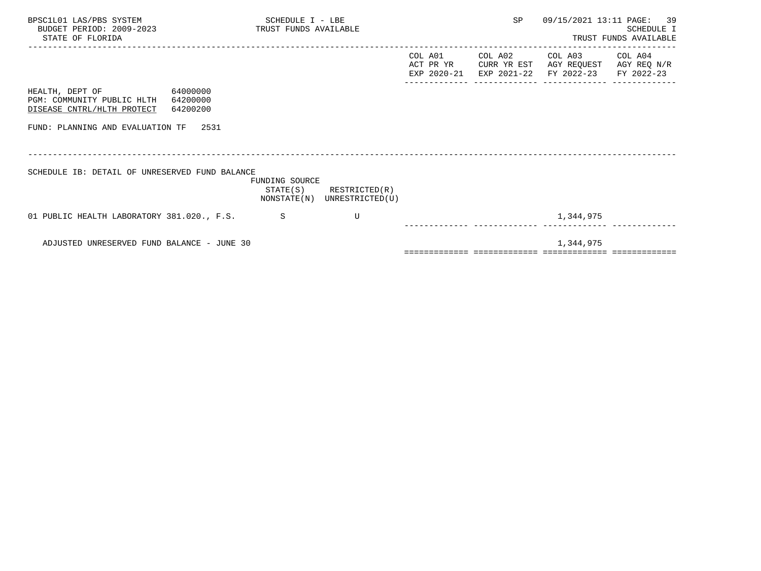HEALTH, DEPT OF 64000000
PGM: COMMUNITY PUBLIC HLTH 64200000
DISEASE CNTRL/HLTH PROTECT 64200200

FUND: PLANNING AND EVALUATION TF 2531

SCHEDULE IB: DETAIL OF UNRESERVED FUND BALANCE

| | FUNDING SOURCE STATE(S) NONSTATE(N) | RESTRICTED(R) UNRESTRICTED(U) | COL A01 ACT PR YR EXP 2020-21 | COL A02 CURR YR EST EXP 2021-22 | COL A03 AGY REQUEST FY 2022-23 | COL A04 AGY REQ N/R FY 2022-23 |
|---|---|---|---|---|---|---|
| 01 PUBLIC HEALTH LABORATORY 381.020., F.S. | S | U | | | 1,344,975 | |
| ADJUSTED UNRESERVED FUND BALANCE - JUNE 30 | | | | | 1,344,975 | |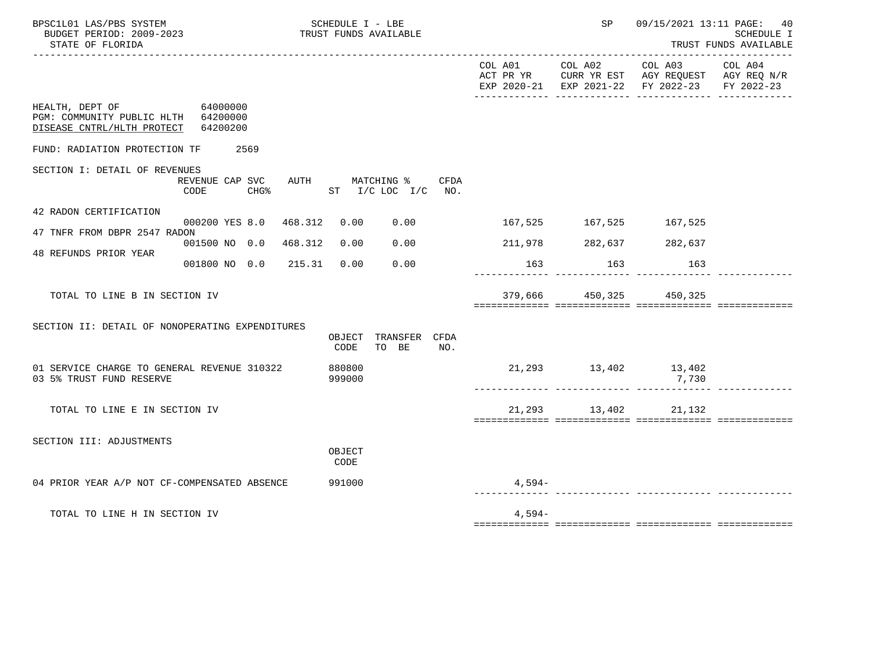HEALTH, DEPT OF 64000000
PGM: COMMUNITY PUBLIC HLTH 64200000
DISEASE CNTRL/HLTH PROTECT 64200200

FUND: RADIATION PROTECTION TF 2569

| | COL A01 ACT PR YR EXP 2020-21 | COL A02 CURR YR EST EXP 2021-22 | COL A03 AGY REQUEST FY 2022-23 | COL A04 AGY REQ N/R FY 2022-23 |
|---|---|---|---|---|

## SECTION I: DETAIL OF REVENUES

| | REVENUE CODE | CAP | SVC CHG% | AUTH | MATCHING % ST I/C | LOC I/C | CFDA NO. | COL A01 | COL A02 | COL A03 | COL A04 |
|---|---|---|---|---|---|---|---|---|---|---|---|
| 42 RADON CERTIFICATION | 000200 | YES | 8.0 | 468.312 | 0.00 | 0.00 | | 167,525 | 167,525 | 167,525 | |
| 47 TNFR FROM DBPR 2547 RADON | 001500 | NO | 0.0 | 468.312 | 0.00 | 0.00 | | 211,978 | 282,637 | 282,637 | |
| 48 REFUNDS PRIOR YEAR | 001800 | NO | 0.0 | 215.31 | 0.00 | 0.00 | | 163 | 163 | 163 | |
| TOTAL TO LINE B IN SECTION IV | | | | | | | | 379,666 | 450,325 | 450,325 | |

## SECTION II: DETAIL OF NONOPERATING EXPENDITURES

| | OBJECT CODE | TRANSFER TO BE | CFDA NO. | COL A01 | COL A02 | COL A03 | COL A04 |
|---|---|---|---|---|---|---|---|
| 01 SERVICE CHARGE TO GENERAL REVENUE 310322 | 880800 | | | 21,293 | 13,402 | 13,402 | |
| 03 5% TRUST FUND RESERVE | 999000 | | | | | 7,730 | |
| TOTAL TO LINE E IN SECTION IV | | | | 21,293 | 13,402 | 21,132 | |

## SECTION III: ADJUSTMENTS

| | OBJECT CODE | COL A01 | COL A02 | COL A03 | COL A04 |
|---|---|---|---|---|---|
| 04 PRIOR YEAR A/P NOT CF-COMPENSATED ABSENCE | 991000 | 4,594- | | | |
| TOTAL TO LINE H IN SECTION IV | | 4,594- | | | |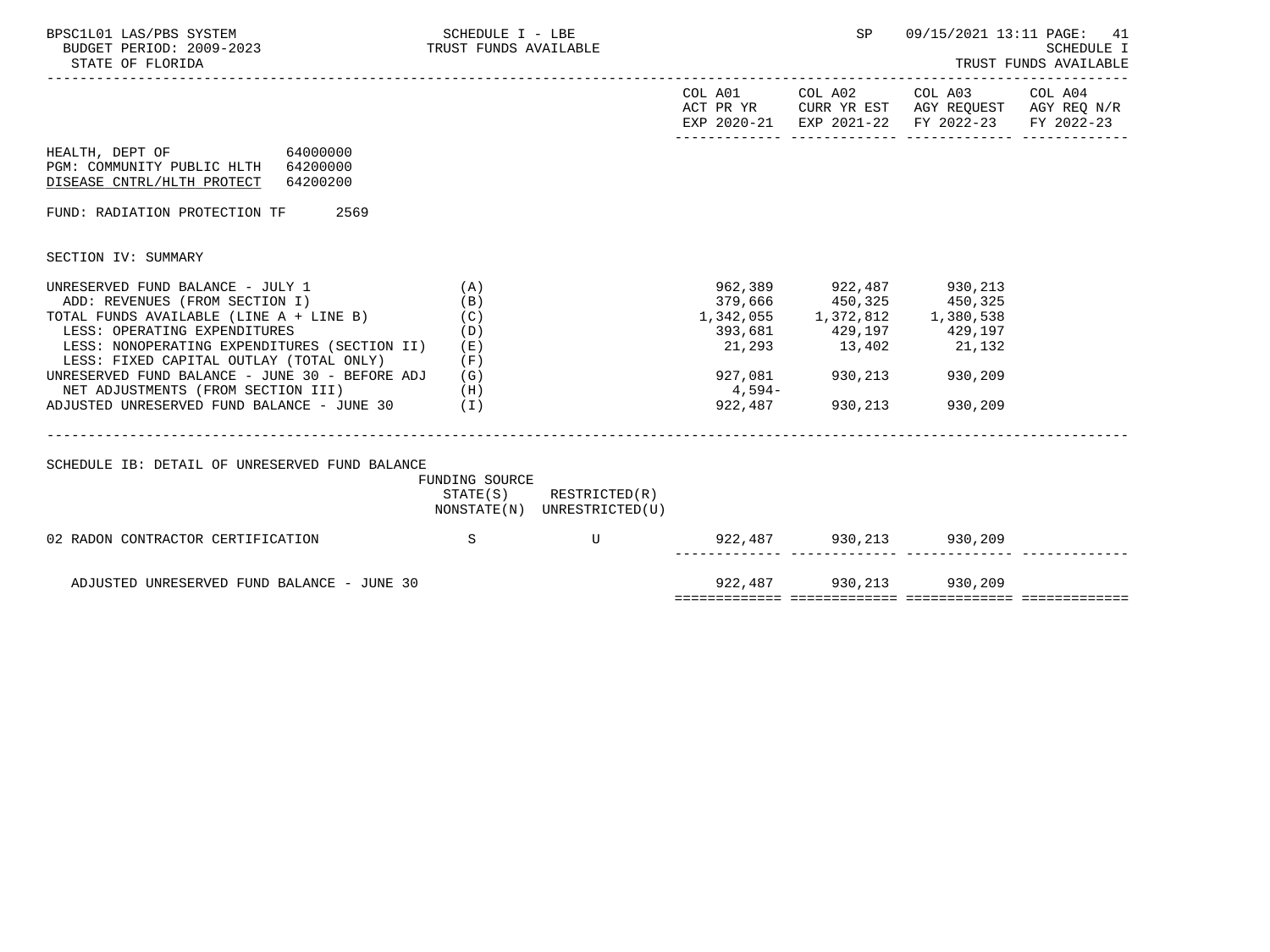HEALTH, DEPT OF 64000000
PGM: COMMUNITY PUBLIC HLTH 64200000
DISEASE CNTRL/HLTH PROTECT 64200200

FUND: RADIATION PROTECTION TF 2569

SECTION IV: SUMMARY

| | | COL A01 ACT PR YR EXP 2020-21 | COL A02 CURR YR EST EXP 2021-22 | COL A03 AGY REQUEST FY 2022-23 | COL A04 AGY REQ N/R FY 2022-23 |
|---|---|---|---|---|---|
| UNRESERVED FUND BALANCE - JULY 1 | (A) | 962,389 | 922,487 | 930,213 | |
| ADD: REVENUES (FROM SECTION I) | (B) | 379,666 | 450,325 | 450,325 | |
| TOTAL FUNDS AVAILABLE (LINE A + LINE B) | (C) | 1,342,055 | 1,372,812 | 1,380,538 | |
| LESS: OPERATING EXPENDITURES | (D) | 393,681 | 429,197 | 429,197 | |
| LESS: NONOPERATING EXPENDITURES (SECTION II) | (E) | 21,293 | 13,402 | 21,132 | |
| LESS: FIXED CAPITAL OUTLAY (TOTAL ONLY) | (F) | | | | |
| UNRESERVED FUND BALANCE - JUNE 30 - BEFORE ADJ | (G) | 927,081 | 930,213 | 930,209 | |
| NET ADJUSTMENTS (FROM SECTION III) | (H) | 4,594- | | | |
| ADJUSTED UNRESERVED FUND BALANCE - JUNE 30 | (I) | 922,487 | 930,213 | 930,209 | |

SCHEDULE IB: DETAIL OF UNRESERVED FUND BALANCE

| | FUNDING SOURCE STATE(S) NONSTATE(N) | RESTRICTED(R) UNRESTRICTED(U) | COL A01 | COL A02 | COL A03 | COL A04 |
|---|---|---|---|---|---|---|
| 02 RADON CONTRACTOR CERTIFICATION | S | U | 922,487 | 930,213 | 930,209 | |
| ADJUSTED UNRESERVED FUND BALANCE - JUNE 30 | | | 922,487 | 930,213 | 930,209 | |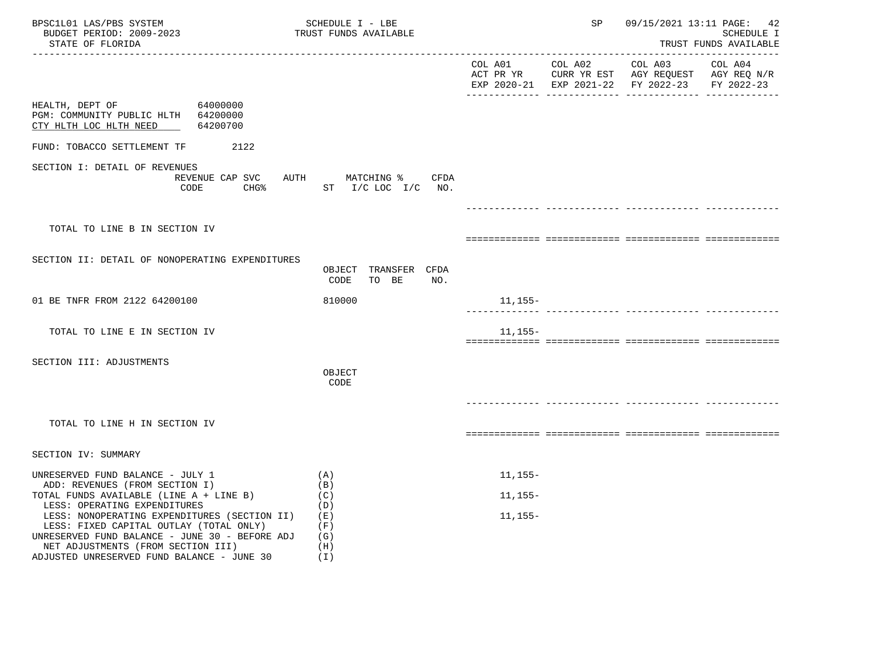HEALTH, DEPT OF 64000000
PGM: COMMUNITY PUBLIC HLTH 64200000
CTY HLTH LOC HLTH NEED 64200700

FUND: TOBACCO SETTLEMENT TF 2122

| | | COL A01 ACT PR YR EXP 2020-21 | COL A02 CURR YR EST EXP 2021-22 | COL A03 AGY REQUEST FY 2022-23 | COL A04 AGY REQ N/R FY 2022-23 |
|---|---|---|---|---|---|
| **SECTION I: DETAIL OF REVENUES** | REVENUE CODE / CAP SVC CHG% / AUTH / MATCHING % ST I/C LOC I/C / CFDA NO. | | | | |
| TOTAL TO LINE B IN SECTION IV | | | | | |
| **SECTION II: DETAIL OF NONOPERATING EXPENDITURES** | OBJECT CODE / TRANSFER TO BE / CFDA NO. | | | | |
| 01 BE TNFR FROM 2122 64200100 | 810000 | 11,155- | | | |
| TOTAL TO LINE E IN SECTION IV | | 11,155- | | | |
| **SECTION III: ADJUSTMENTS** | OBJECT CODE | | | | |
| TOTAL TO LINE H IN SECTION IV | | | | | |
| **SECTION IV: SUMMARY** | | | | | |
| UNRESERVED FUND BALANCE - JULY 1 | (A) | 11,155- | | | |
| ADD: REVENUES (FROM SECTION I) | (B) | | | | |
| TOTAL FUNDS AVAILABLE (LINE A + LINE B) | (C) | 11,155- | | | |
| LESS: OPERATING EXPENDITURES | (D) | | | | |
| LESS: NONOPERATING EXPENDITURES (SECTION II) | (E) | 11,155- | | | |
| LESS: FIXED CAPITAL OUTLAY (TOTAL ONLY) | (F) | | | | |
| UNRESERVED FUND BALANCE - JUNE 30 - BEFORE ADJ | (G) | | | | |
| NET ADJUSTMENTS (FROM SECTION III) | (H) | | | | |
| ADJUSTED UNRESERVED FUND BALANCE - JUNE 30 | (I) | | | | |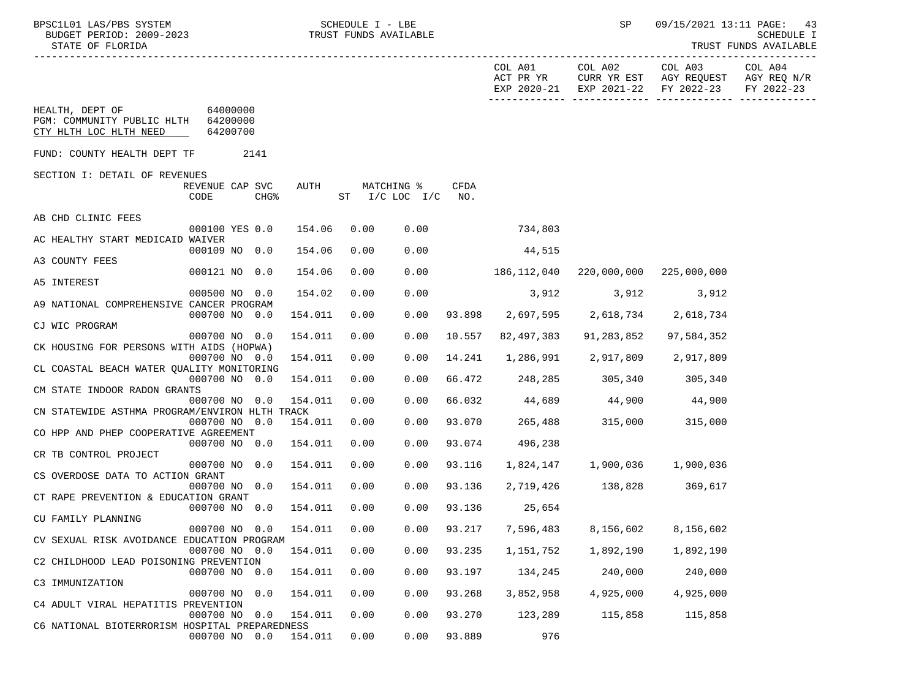BPSC1L01 LAS/PBS SYSTEM — SCHEDULE I - LBE — TRUST FUNDS AVAILABLE — SP 09/15/2021 13:11
BUDGET PERIOD: 2009-2023 — SCHEDULE I
STATE OF FLORIDA — TRUST FUNDS AVAILABLE

HEALTH, DEPT OF 64000000
PGM: COMMUNITY PUBLIC HLTH 64200000
CTY HLTH LOC HLTH NEED 64200700

FUND: COUNTY HEALTH DEPT TF 2141

SECTION I: DETAIL OF REVENUES

| | REVENUE CODE | CAP | SVC CHG% | AUTH | MATCHING % ST | I/C LOC | I/C | CFDA NO. | COL A01 ACT PR YR EXP 2020-21 | COL A02 CURR YR EST EXP 2021-22 | COL A03 AGY REQUEST FY 2022-23 | COL A04 AGY REQ N/R FY 2022-23 |
|---|---|---|---|---|---|---|---|---|---|---|---|---|
| AB CHD CLINIC FEES | 000100 | YES | 0.0 | 154.06 | 0.00 | 0.00 | | | 734,803 | | | |
| AC HEALTHY START MEDICAID WAIVER | 000109 | NO | 0.0 | 154.06 | 0.00 | 0.00 | | | 44,515 | | | |
| A3 COUNTY FEES | 000121 | NO | 0.0 | 154.06 | 0.00 | 0.00 | | | 186,112,040 | 220,000,000 | 225,000,000 | |
| A5 INTEREST | 000500 | NO | 0.0 | 154.02 | 0.00 | 0.00 | | | 3,912 | 3,912 | 3,912 | |
| A9 NATIONAL COMPREHENSIVE CANCER PROGRAM | 000700 | NO | 0.0 | 154.011 | 0.00 | 0.00 | | 93.898 | 2,697,595 | 2,618,734 | 2,618,734 | |
| CJ WIC PROGRAM | 000700 | NO | 0.0 | 154.011 | 0.00 | 0.00 | | 10.557 | 82,497,383 | 91,283,852 | 97,584,352 | |
| CK HOUSING FOR PERSONS WITH AIDS (HOPWA) | 000700 | NO | 0.0 | 154.011 | 0.00 | 0.00 | | 14.241 | 1,286,991 | 2,917,809 | 2,917,809 | |
| CL COASTAL BEACH WATER QUALITY MONITORING | 000700 | NO | 0.0 | 154.011 | 0.00 | 0.00 | | 66.472 | 248,285 | 305,340 | 305,340 | |
| CM STATE INDOOR RADON GRANTS | 000700 | NO | 0.0 | 154.011 | 0.00 | 0.00 | | 66.032 | 44,689 | 44,900 | 44,900 | |
| CN STATEWIDE ASTHMA PROGRAM/ENVIRON HLTH TRACK | 000700 | NO | 0.0 | 154.011 | 0.00 | 0.00 | | 93.070 | 265,488 | 315,000 | 315,000 | |
| CO HPP AND PHEP COOPERATIVE AGREEMENT | 000700 | NO | 0.0 | 154.011 | 0.00 | 0.00 | | 93.074 | 496,238 | | | |
| CR TB CONTROL PROJECT | 000700 | NO | 0.0 | 154.011 | 0.00 | 0.00 | | 93.116 | 1,824,147 | 1,900,036 | 1,900,036 | |
| CS OVERDOSE DATA TO ACTION GRANT | 000700 | NO | 0.0 | 154.011 | 0.00 | 0.00 | | 93.136 | 2,719,426 | 138,828 | 369,617 | |
| CT RAPE PREVENTION & EDUCATION GRANT | 000700 | NO | 0.0 | 154.011 | 0.00 | 0.00 | | 93.136 | 25,654 | | | |
| CU FAMILY PLANNING | 000700 | NO | 0.0 | 154.011 | 0.00 | 0.00 | | 93.217 | 7,596,483 | 8,156,602 | 8,156,602 | |
| CV SEXUAL RISK AVOIDANCE EDUCATION PROGRAM | 000700 | NO | 0.0 | 154.011 | 0.00 | 0.00 | | 93.235 | 1,151,752 | 1,892,190 | 1,892,190 | |
| C2 CHILDHOOD LEAD POISONING PREVENTION | 000700 | NO | 0.0 | 154.011 | 0.00 | 0.00 | | 93.197 | 134,245 | 240,000 | 240,000 | |
| C3 IMMUNIZATION | 000700 | NO | 0.0 | 154.011 | 0.00 | 0.00 | | 93.268 | 3,852,958 | 4,925,000 | 4,925,000 | |
| C4 ADULT VIRAL HEPATITIS PREVENTION | 000700 | NO | 0.0 | 154.011 | 0.00 | 0.00 | | 93.270 | 123,289 | 115,858 | 115,858 | |
| C6 NATIONAL BIOTERRORISM HOSPITAL PREPAREDNESS | 000700 | NO | 0.0 | 154.011 | 0.00 | 0.00 | | 93.889 | 976 | | | |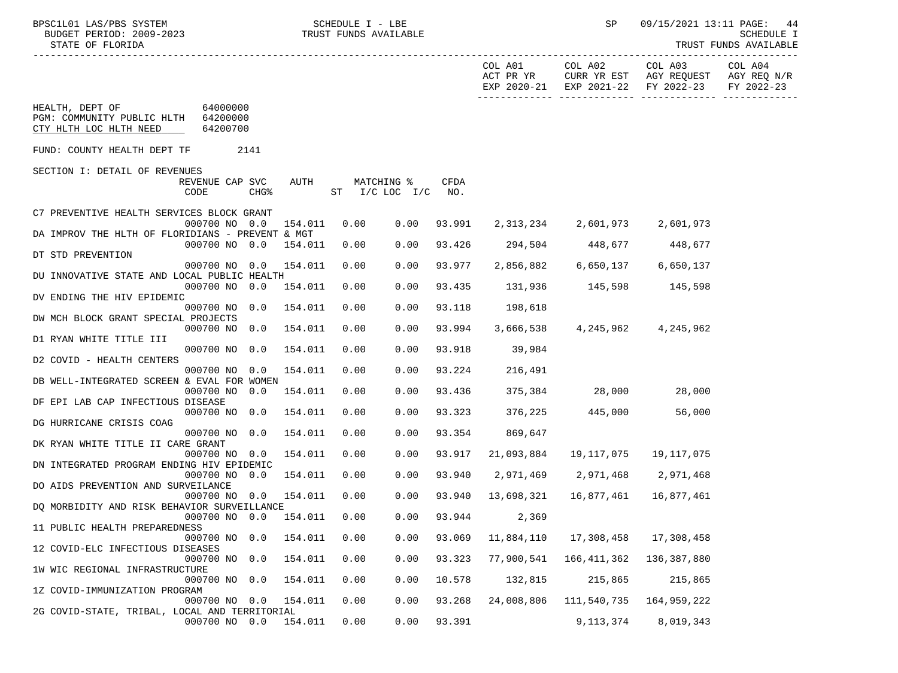BPSC1L01 LAS/PBS SYSTEM — SCHEDULE I - LBE — TRUST FUNDS AVAILABLE
BUDGET PERIOD: 2009-2023
STATE OF FLORIDA

HEALTH, DEPT OF 64000000
PGM: COMMUNITY PUBLIC HLTH 64200000
CTY HLTH LOC HLTH NEED 64200700

FUND: COUNTY HEALTH DEPT TF 2141

SECTION I: DETAIL OF REVENUES

| Description | REVENUE CODE | CAP SVC CHG% | | AUTH ST | MATCHING % I/C | LOC I/C | CFDA NO. | COL A01 ACT PR YR EXP 2020-21 | COL A02 CURR YR EST EXP 2021-22 | COL A03 AGY REQUEST FY 2022-23 | COL A04 AGY REQ N/R FY 2022-23 |
|---|---|---|---|---|---|---|---|---|---|---|---|
| C7 PREVENTIVE HEALTH SERVICES BLOCK GRANT | 000700 | NO | 0.0 | 154.011 | 0.00 | 0.00 | 93.991 | 2,313,234 | 2,601,973 | 2,601,973 | |
| DA IMPROV THE HLTH OF FLORIDIANS - PREVENT & MGT | 000700 | NO | 0.0 | 154.011 | 0.00 | 0.00 | 93.426 | 294,504 | 448,677 | 448,677 | |
| DT STD PREVENTION | 000700 | NO | 0.0 | 154.011 | 0.00 | 0.00 | 93.977 | 2,856,882 | 6,650,137 | 6,650,137 | |
| DU INNOVATIVE STATE AND LOCAL PUBLIC HEALTH | 000700 | NO | 0.0 | 154.011 | 0.00 | 0.00 | 93.435 | 131,936 | 145,598 | 145,598 | |
| DV ENDING THE HIV EPIDEMIC | 000700 | NO | 0.0 | 154.011 | 0.00 | 0.00 | 93.118 | 198,618 | | | |
| DW MCH BLOCK GRANT SPECIAL PROJECTS | 000700 | NO | 0.0 | 154.011 | 0.00 | 0.00 | 93.994 | 3,666,538 | 4,245,962 | 4,245,962 | |
| D1 RYAN WHITE TITLE III | 000700 | NO | 0.0 | 154.011 | 0.00 | 0.00 | 93.918 | 39,984 | | | |
| D2 COVID - HEALTH CENTERS | 000700 | NO | 0.0 | 154.011 | 0.00 | 0.00 | 93.224 | 216,491 | | | |
| DB WELL-INTEGRATED SCREEN & EVAL FOR WOMEN | 000700 | NO | 0.0 | 154.011 | 0.00 | 0.00 | 93.436 | 375,384 | 28,000 | 28,000 | |
| DF EPI LAB CAP INFECTIOUS DISEASE | 000700 | NO | 0.0 | 154.011 | 0.00 | 0.00 | 93.323 | 376,225 | 445,000 | 56,000 | |
| DG HURRICANE CRISIS COAG | 000700 | NO | 0.0 | 154.011 | 0.00 | 0.00 | 93.354 | 869,647 | | | |
| DK RYAN WHITE TITLE II CARE GRANT | 000700 | NO | 0.0 | 154.011 | 0.00 | 0.00 | 93.917 | 21,093,884 | 19,117,075 | 19,117,075 | |
| DN INTEGRATED PROGRAM ENDING HIV EPIDEMIC | 000700 | NO | 0.0 | 154.011 | 0.00 | 0.00 | 93.940 | 2,971,469 | 2,971,468 | 2,971,468 | |
| DO AIDS PREVENTION AND SURVEILANCE | 000700 | NO | 0.0 | 154.011 | 0.00 | 0.00 | 93.940 | 13,698,321 | 16,877,461 | 16,877,461 | |
| DQ MORBIDITY AND RISK BEHAVIOR SURVEILLANCE | 000700 | NO | 0.0 | 154.011 | 0.00 | 0.00 | 93.944 | 2,369 | | | |
| 11 PUBLIC HEALTH PREPAREDNESS | 000700 | NO | 0.0 | 154.011 | 0.00 | 0.00 | 93.069 | 11,884,110 | 17,308,458 | 17,308,458 | |
| 12 COVID-ELC INFECTIOUS DISEASES | 000700 | NO | 0.0 | 154.011 | 0.00 | 0.00 | 93.323 | 77,900,541 | 166,411,362 | 136,387,880 | |
| 1W WIC REGIONAL INFRASTRUCTURE | 000700 | NO | 0.0 | 154.011 | 0.00 | 0.00 | 10.578 | 132,815 | 215,865 | 215,865 | |
| 1Z COVID-IMMUNIZATION PROGRAM | 000700 | NO | 0.0 | 154.011 | 0.00 | 0.00 | 93.268 | 24,008,806 | 111,540,735 | 164,959,222 | |
| 2G COVID-STATE, TRIBAL, LOCAL AND TERRITORIAL | 000700 | NO | 0.0 | 154.011 | 0.00 | 0.00 | 93.391 | | 9,113,374 | 8,019,343 | |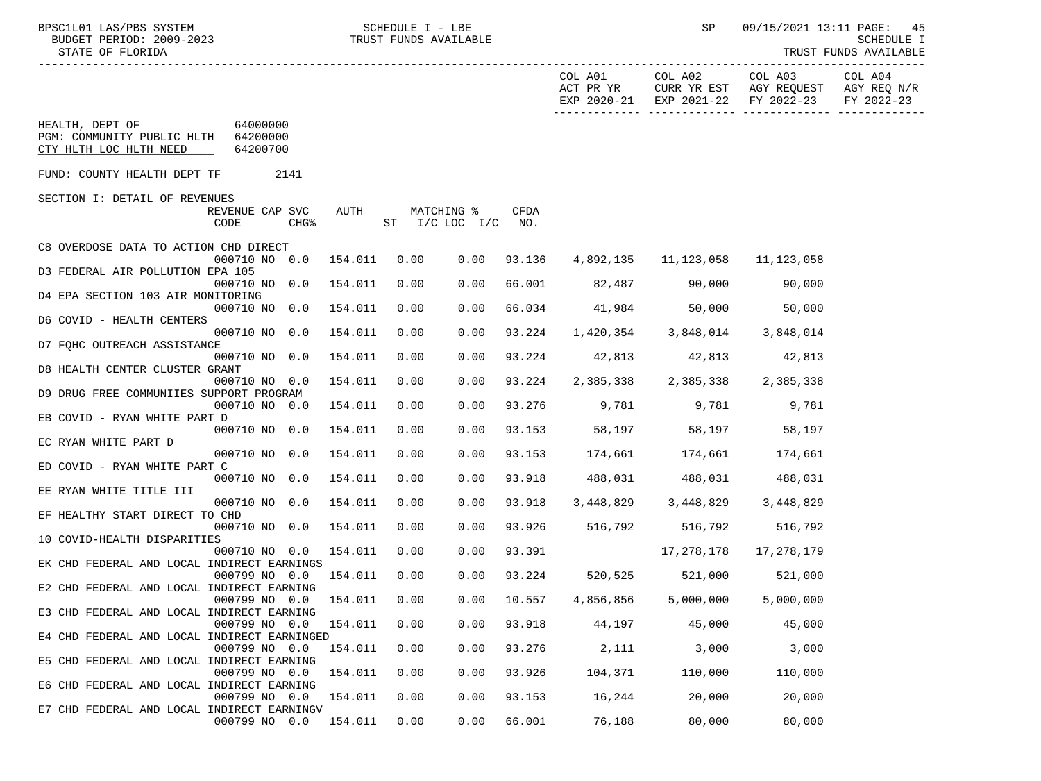COL A01 ACT PR YR EXP 2020-21 | COL A02 CURR YR EST EXP 2021-22 | COL A03 AGY REQUEST FY 2022-23 | COL A04 AGY REQ N/R FY 2022-23

HEALTH, DEPT OF 64000000
PGM: COMMUNITY PUBLIC HLTH 64200000
CTY HLTH LOC HLTH NEED 64200700

FUND: COUNTY HEALTH DEPT TF 2141

SECTION I: DETAIL OF REVENUES

| Description | REVENUE CODE | CAP | SVC CHG% | AUTH ST | MATCHING % I/C | LOC I/C | CFDA NO. | COL A01 ACT PR YR EXP 2020-21 | COL A02 CURR YR EST EXP 2021-22 | COL A03 AGY REQUEST FY 2022-23 | COL A04 AGY REQ N/R FY 2022-23 |
|---|---|---|---|---|---|---|---|---|---|---|---|
| C8 OVERDOSE DATA TO ACTION CHD DIRECT | 000710 | NO | 0.0 | 154.011 | 0.00 | 0.00 | 93.136 | 4,892,135 | 11,123,058 | 11,123,058 | |
| D3 FEDERAL AIR POLLUTION EPA 105 | 000710 | NO | 0.0 | 154.011 | 0.00 | 0.00 | 66.001 | 82,487 | 90,000 | 90,000 | |
| D4 EPA SECTION 103 AIR MONITORING | 000710 | NO | 0.0 | 154.011 | 0.00 | 0.00 | 66.034 | 41,984 | 50,000 | 50,000 | |
| D6 COVID - HEALTH CENTERS | 000710 | NO | 0.0 | 154.011 | 0.00 | 0.00 | 93.224 | 1,420,354 | 3,848,014 | 3,848,014 | |
| D7 FQHC OUTREACH ASSISTANCE | 000710 | NO | 0.0 | 154.011 | 0.00 | 0.00 | 93.224 | 42,813 | 42,813 | 42,813 | |
| D8 HEALTH CENTER CLUSTER GRANT | 000710 | NO | 0.0 | 154.011 | 0.00 | 0.00 | 93.224 | 2,385,338 | 2,385,338 | 2,385,338 | |
| D9 DRUG FREE COMMUNIIES SUPPORT PROGRAM | 000710 | NO | 0.0 | 154.011 | 0.00 | 0.00 | 93.276 | 9,781 | 9,781 | 9,781 | |
| EB COVID - RYAN WHITE PART D | 000710 | NO | 0.0 | 154.011 | 0.00 | 0.00 | 93.153 | 58,197 | 58,197 | 58,197 | |
| EC RYAN WHITE PART D | 000710 | NO | 0.0 | 154.011 | 0.00 | 0.00 | 93.153 | 174,661 | 174,661 | 174,661 | |
| ED COVID - RYAN WHITE PART C | 000710 | NO | 0.0 | 154.011 | 0.00 | 0.00 | 93.918 | 488,031 | 488,031 | 488,031 | |
| EE RYAN WHITE TITLE III | 000710 | NO | 0.0 | 154.011 | 0.00 | 0.00 | 93.918 | 3,448,829 | 3,448,829 | 3,448,829 | |
| EF HEALTHY START DIRECT TO CHD | 000710 | NO | 0.0 | 154.011 | 0.00 | 0.00 | 93.926 | 516,792 | 516,792 | 516,792 | |
| 10 COVID-HEALTH DISPARITIES | 000710 | NO | 0.0 | 154.011 | 0.00 | 0.00 | 93.391 | | 17,278,178 | 17,278,179 | |
| EK CHD FEDERAL AND LOCAL INDIRECT EARNINGS | 000799 | NO | 0.0 | 154.011 | 0.00 | 0.00 | 93.224 | 520,525 | 521,000 | 521,000 | |
| E2 CHD FEDERAL AND LOCAL INDIRECT EARNING | 000799 | NO | 0.0 | 154.011 | 0.00 | 0.00 | 10.557 | 4,856,856 | 5,000,000 | 5,000,000 | |
| E3 CHD FEDERAL AND LOCAL INDIRECT EARNING | 000799 | NO | 0.0 | 154.011 | 0.00 | 0.00 | 93.918 | 44,197 | 45,000 | 45,000 | |
| E4 CHD FEDERAL AND LOCAL INDIRECT EARNINGED | 000799 | NO | 0.0 | 154.011 | 0.00 | 0.00 | 93.276 | 2,111 | 3,000 | 3,000 | |
| E5 CHD FEDERAL AND LOCAL INDIRECT EARNING | 000799 | NO | 0.0 | 154.011 | 0.00 | 0.00 | 93.926 | 104,371 | 110,000 | 110,000 | |
| E6 CHD FEDERAL AND LOCAL INDIRECT EARNING | 000799 | NO | 0.0 | 154.011 | 0.00 | 0.00 | 93.153 | 16,244 | 20,000 | 20,000 | |
| E7 CHD FEDERAL AND LOCAL INDIRECT EARNINGV | 000799 | NO | 0.0 | 154.011 | 0.00 | 0.00 | 66.001 | 76,188 | 80,000 | 80,000 | |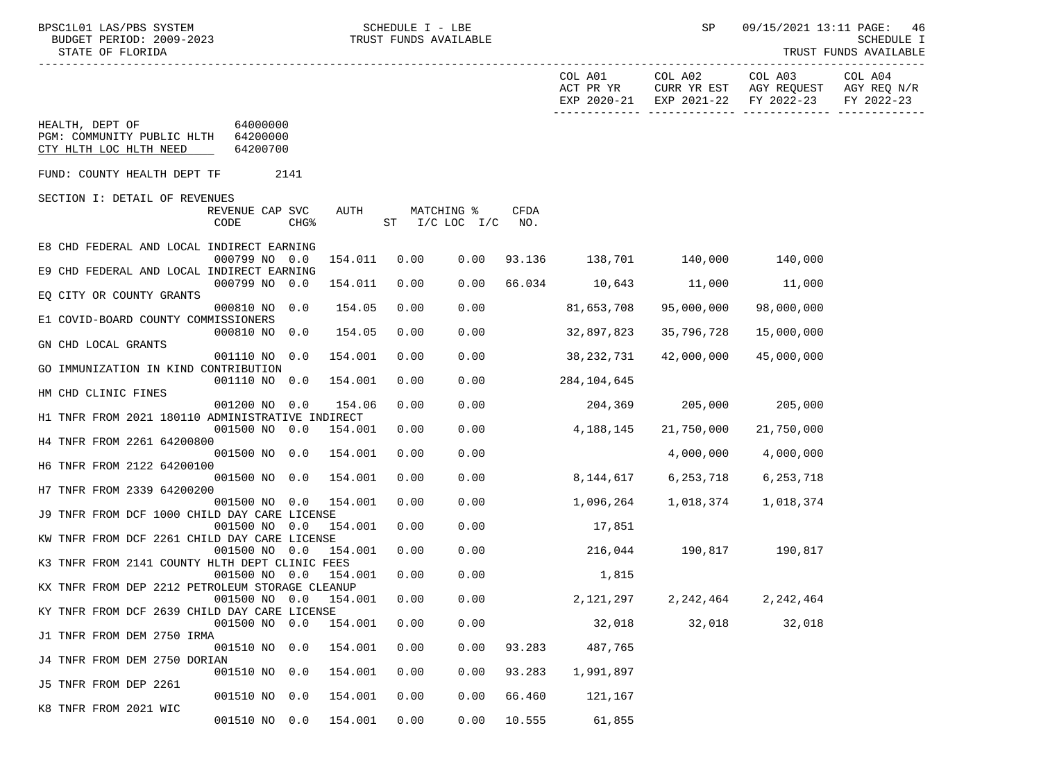SCHEDULE I - LBE
TRUST FUNDS AVAILABLE

HEALTH, DEPT OF 64000000
PGM: COMMUNITY PUBLIC HLTH 64200000
CTY HLTH LOC HLTH NEED 64200700

FUND: COUNTY HEALTH DEPT TF 2141

SECTION I: DETAIL OF REVENUES

| Description | REVENUE CODE | CAP | SVC CHG% | AUTH ST | MATCHING % I/C | LOC I/C | CFDA NO. | COL A01 ACT PR YR EXP 2020-21 | COL A02 CURR YR EST EXP 2021-22 | COL A03 AGY REQUEST FY 2022-23 | COL A04 AGY REQ N/R FY 2022-23 |
|---|---|---|---|---|---|---|---|---|---|---|---|
| E8 CHD FEDERAL AND LOCAL INDIRECT EARNING | 000799 | NO | 0.0 | 154.011 | 0.00 | 0.00 | 93.136 | 138,701 | 140,000 | 140,000 | |
| E9 CHD FEDERAL AND LOCAL INDIRECT EARNING | 000799 | NO | 0.0 | 154.011 | 0.00 | 0.00 | 66.034 | 10,643 | 11,000 | 11,000 | |
| EQ CITY OR COUNTY GRANTS | 000810 | NO | 0.0 | 154.05 | 0.00 | 0.00 | | 81,653,708 | 95,000,000 | 98,000,000 | |
| E1 COVID-BOARD COUNTY COMMISSIONERS | 000810 | NO | 0.0 | 154.05 | 0.00 | 0.00 | | 32,897,823 | 35,796,728 | 15,000,000 | |
| GN CHD LOCAL GRANTS | 001110 | NO | 0.0 | 154.001 | 0.00 | 0.00 | | 38,232,731 | 42,000,000 | 45,000,000 | |
| GO IMMUNIZATION IN KIND CONTRIBUTION | 001110 | NO | 0.0 | 154.001 | 0.00 | 0.00 | | 284,104,645 | | | |
| HM CHD CLINIC FINES | 001200 | NO | 0.0 | 154.06 | 0.00 | 0.00 | | 204,369 | 205,000 | 205,000 | |
| H1 TNFR FROM 2021 180110 ADMINISTRATIVE INDIRECT | 001500 | NO | 0.0 | 154.001 | 0.00 | 0.00 | | 4,188,145 | 21,750,000 | 21,750,000 | |
| H4 TNFR FROM 2261 64200800 | 001500 | NO | 0.0 | 154.001 | 0.00 | 0.00 | | | 4,000,000 | 4,000,000 | |
| H6 TNFR FROM 2122 64200100 | 001500 | NO | 0.0 | 154.001 | 0.00 | 0.00 | | 8,144,617 | 6,253,718 | 6,253,718 | |
| H7 TNFR FROM 2339 64200200 | 001500 | NO | 0.0 | 154.001 | 0.00 | 0.00 | | 1,096,264 | 1,018,374 | 1,018,374 | |
| J9 TNFR FROM DCF 1000 CHILD DAY CARE LICENSE | 001500 | NO | 0.0 | 154.001 | 0.00 | 0.00 | | 17,851 | | | |
| KW TNFR FROM DCF 2261 CHILD DAY CARE LICENSE | 001500 | NO | 0.0 | 154.001 | 0.00 | 0.00 | | 216,044 | 190,817 | 190,817 | |
| K3 TNFR FROM 2141 COUNTY HLTH DEPT CLINIC FEES | 001500 | NO | 0.0 | 154.001 | 0.00 | 0.00 | | 1,815 | | | |
| KX TNFR FROM DEP 2212 PETROLEUM STORAGE CLEANUP | 001500 | NO | 0.0 | 154.001 | 0.00 | 0.00 | | 2,121,297 | 2,242,464 | 2,242,464 | |
| KY TNFR FROM DCF 2639 CHILD DAY CARE LICENSE | 001500 | NO | 0.0 | 154.001 | 0.00 | 0.00 | | 32,018 | 32,018 | 32,018 | |
| J1 TNFR FROM DEM 2750 IRMA | 001510 | NO | 0.0 | 154.001 | 0.00 | 0.00 | 93.283 | 487,765 | | | |
| J4 TNFR FROM DEM 2750 DORIAN | 001510 | NO | 0.0 | 154.001 | 0.00 | 0.00 | 93.283 | 1,991,897 | | | |
| J5 TNFR FROM DEP 2261 | 001510 | NO | 0.0 | 154.001 | 0.00 | 0.00 | 66.460 | 121,167 | | | |
| K8 TNFR FROM 2021 WIC | 001510 | NO | 0.0 | 154.001 | 0.00 | 0.00 | 10.555 | 61,855 | | | |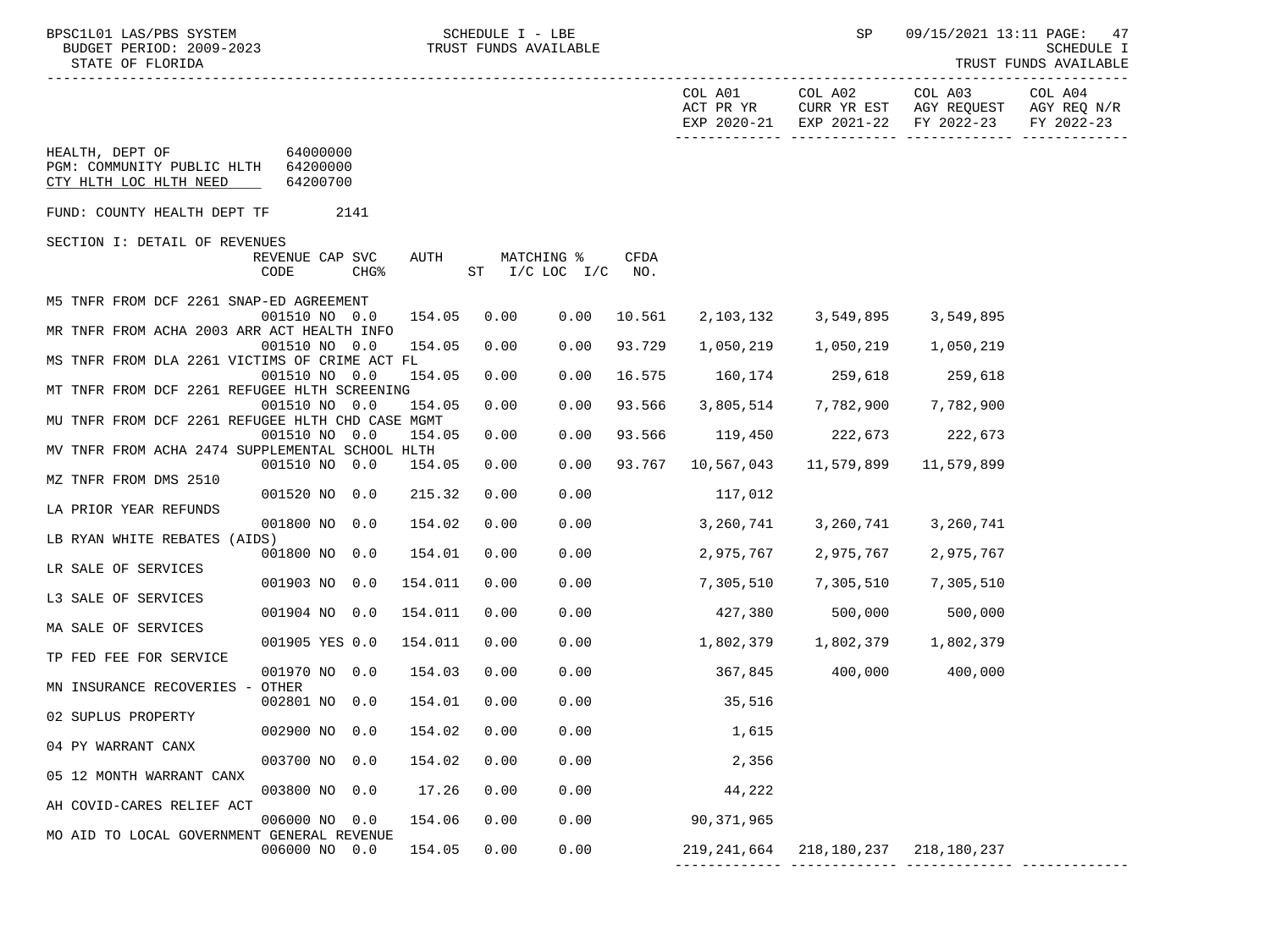HEALTH, DEPT OF 64000000
PGM: COMMUNITY PUBLIC HLTH 64200000
CTY HLTH LOC HLTH NEED 64200700

FUND: COUNTY HEALTH DEPT TF 2141

SECTION I: DETAIL OF REVENUES

| Description | REVENUE CODE | CAP | SVC CHG% | AUTH | MATCHING % ST | I/C | LOC I/C | CFDA NO. | COL A01 ACT PR YR EXP 2020-21 | COL A02 CURR YR EST EXP 2021-22 | COL A03 AGY REQUEST FY 2022-23 | COL A04 AGY REQ N/R FY 2022-23 |
|---|---|---|---|---|---|---|---|---|---|---|---|---|
| M5 TNFR FROM DCF 2261 SNAP-ED AGREEMENT | 001510 | NO | 0.0 | 154.05 | 0.00 | | 0.00 | 10.561 | 2,103,132 | 3,549,895 | 3,549,895 | |
| MR TNFR FROM ACHA 2003 ARR ACT HEALTH INFO | 001510 | NO | 0.0 | 154.05 | 0.00 | | 0.00 | 93.729 | 1,050,219 | 1,050,219 | 1,050,219 | |
| MS TNFR FROM DLA 2261 VICTIMS OF CRIME ACT FL | 001510 | NO | 0.0 | 154.05 | 0.00 | | 0.00 | 16.575 | 160,174 | 259,618 | 259,618 | |
| MT TNFR FROM DCF 2261 REFUGEE HLTH SCREENING | 001510 | NO | 0.0 | 154.05 | 0.00 | | 0.00 | 93.566 | 3,805,514 | 7,782,900 | 7,782,900 | |
| MU TNFR FROM DCF 2261 REFUGEE HLTH CHD CASE MGMT | 001510 | NO | 0.0 | 154.05 | 0.00 | | 0.00 | 93.566 | 119,450 | 222,673 | 222,673 | |
| MV TNFR FROM ACHA 2474 SUPPLEMENTAL SCHOOL HLTH | 001510 | NO | 0.0 | 154.05 | 0.00 | | 0.00 | 93.767 | 10,567,043 | 11,579,899 | 11,579,899 | |
| MZ TNFR FROM DMS 2510 | 001520 | NO | 0.0 | 215.32 | 0.00 | | 0.00 | | 117,012 | | | |
| LA PRIOR YEAR REFUNDS | 001800 | NO | 0.0 | 154.02 | 0.00 | | 0.00 | | 3,260,741 | 3,260,741 | 3,260,741 | |
| LB RYAN WHITE REBATES (AIDS) | 001800 | NO | 0.0 | 154.01 | 0.00 | | 0.00 | | 2,975,767 | 2,975,767 | 2,975,767 | |
| LR SALE OF SERVICES | 001903 | NO | 0.0 | 154.011 | 0.00 | | 0.00 | | 7,305,510 | 7,305,510 | 7,305,510 | |
| L3 SALE OF SERVICES | 001904 | NO | 0.0 | 154.011 | 0.00 | | 0.00 | | 427,380 | 500,000 | 500,000 | |
| MA SALE OF SERVICES | 001905 | YES | 0.0 | 154.011 | 0.00 | | 0.00 | | 1,802,379 | 1,802,379 | 1,802,379 | |
| TP FED FEE FOR SERVICE | 001970 | NO | 0.0 | 154.03 | 0.00 | | 0.00 | | 367,845 | 400,000 | 400,000 | |
| MN INSURANCE RECOVERIES - OTHER | 002801 | NO | 0.0 | 154.01 | 0.00 | | 0.00 | | 35,516 | | | |
| 02 SUPLUS PROPERTY | 002900 | NO | 0.0 | 154.02 | 0.00 | | 0.00 | | 1,615 | | | |
| 04 PY WARRANT CANX | 003700 | NO | 0.0 | 154.02 | 0.00 | | 0.00 | | 2,356 | | | |
| 05 12 MONTH WARRANT CANX | 003800 | NO | 0.0 | 17.26 | 0.00 | | 0.00 | | 44,222 | | | |
| AH COVID-CARES RELIEF ACT | 006000 | NO | 0.0 | 154.06 | 0.00 | | 0.00 | | 90,371,965 | | | |
| MO AID TO LOCAL GOVERNMENT GENERAL REVENUE | 006000 | NO | 0.0 | 154.05 | 0.00 | | 0.00 | | 219,241,664 | 218,180,237 | 218,180,237 | |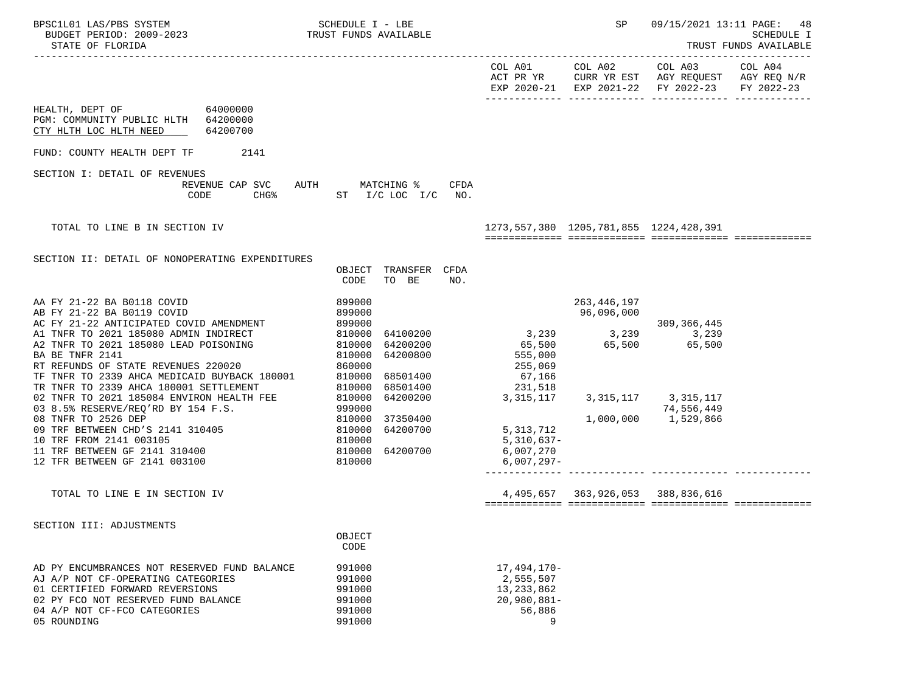SCHEDULE I - LBE
TRUST FUNDS AVAILABLE

STATE OF FLORIDA

| | COL A01 ACT PR YR EXP 2020-21 | COL A02 CURR YR EST EXP 2021-22 | COL A03 AGY REQUEST FY 2022-23 | COL A04 AGY REQ N/R FY 2022-23 |
|---|---|---|---|---|

HEALTH, DEPT OF 64000000
PGM: COMMUNITY PUBLIC HLTH 64200000
CTY HLTH LOC HLTH NEED 64200700

FUND: COUNTY HEALTH DEPT TF 2141

SECTION I: DETAIL OF REVENUES

| REVENUE CODE | CAP SVC CHG% | AUTH ST | MATCHING % I/C LOC I/C | CFDA NO. | COL A01 | COL A02 | COL A03 | COL A04 |
|---|---|---|---|---|---|---|---|---|
| TOTAL TO LINE B IN SECTION IV | | | | | 1273,557,380 | 1205,781,855 | 1224,428,391 | |

SECTION II: DETAIL OF NONOPERATING EXPENDITURES

| | OBJECT CODE | TRANSFER TO BE | CFDA NO. | COL A01 | COL A02 | COL A03 | COL A04 |
|---|---|---|---|---|---|---|---|
| AA FY 21-22 BA B0118 COVID | 899000 | | | | 263,446,197 | | |
| AB FY 21-22 BA B0119 COVID | 899000 | | | | 96,096,000 | | |
| AC FY 21-22 ANTICIPATED COVID AMENDMENT | 899000 | | | | | 309,366,445 | |
| A1 TNFR TO 2021 185080 ADMIN INDIRECT | 810000 | 64100200 | | 3,239 | 3,239 | 3,239 | |
| A2 TNFR TO 2021 185080 LEAD POISONING | 810000 | 64200200 | | 65,500 | 65,500 | 65,500 | |
| BA BE TNFR 2141 | 810000 | 64200800 | | 555,000 | | | |
| RT REFUNDS OF STATE REVENUES 220020 | 860000 | | | 255,069 | | | |
| TF TNFR TO 2339 AHCA MEDICAID BUYBACK 180001 | 810000 | 68501400 | | 67,166 | | | |
| TR TNFR TO 2339 AHCA 180001 SETTLEMENT | 810000 | 68501400 | | 231,518 | | | |
| 02 TNFR TO 2021 185084 ENVIRON HEALTH FEE | 810000 | 64200200 | | 3,315,117 | 3,315,117 | 3,315,117 | |
| 03 8.5% RESERVE/REQ'RD BY 154 F.S. | 999000 | | | | | 74,556,449 | |
| 08 TNFR TO 2526 DEP | 810000 | 37350400 | | | 1,000,000 | 1,529,866 | |
| 09 TRF BETWEEN CHD'S 2141 310405 | 810000 | 64200700 | | 5,313,712 | | | |
| 10 TRF FROM 2141 003105 | 810000 | | | 5,310,637- | | | |
| 11 TRF BETWEEN GF 2141 310400 | 810000 | 64200700 | | 6,007,270 | | | |
| 12 TFR BETWEEN GF 2141 003100 | 810000 | | | 6,007,297- | | | |
| TOTAL TO LINE E IN SECTION IV | | | | 4,495,657 | 363,926,053 | 388,836,616 | |

SECTION III: ADJUSTMENTS

| | OBJECT CODE | COL A01 | COL A02 | COL A03 | COL A04 |
|---|---|---|---|---|---|
| AD PY ENCUMBRANCES NOT RESERVED FUND BALANCE | 991000 | 17,494,170- | | | |
| AJ A/P NOT CF-OPERATING CATEGORIES | 991000 | 2,555,507 | | | |
| 01 CERTIFIED FORWARD REVERSIONS | 991000 | 13,233,862 | | | |
| 02 PY FCO NOT RESERVED FUND BALANCE | 991000 | 20,980,881- | | | |
| 04 A/P NOT CF-FCO CATEGORIES | 991000 | 56,886 | | | |
| 05 ROUNDING | 991000 | 9 | | | |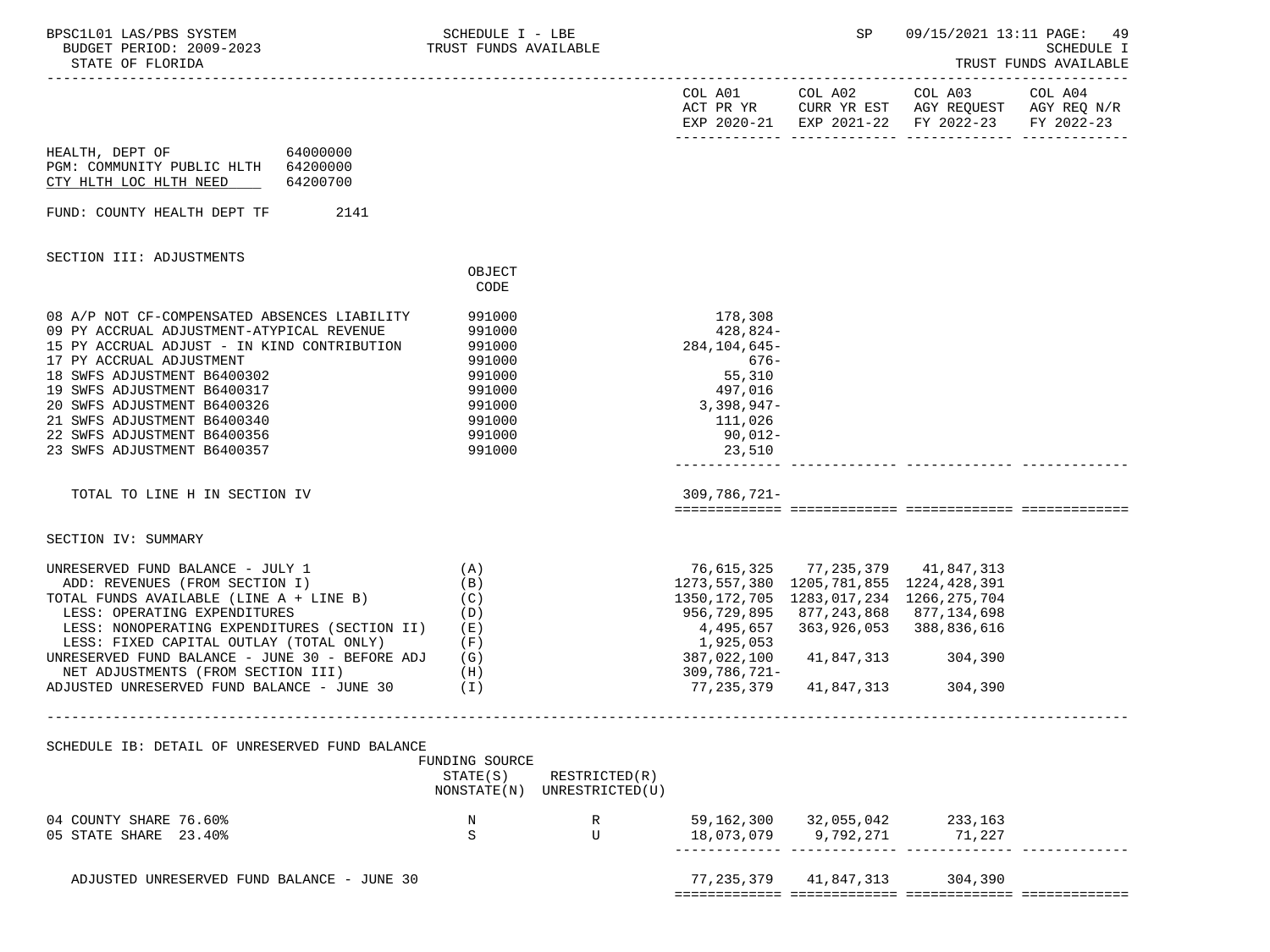BPSC1L01 LAS/PBS SYSTEM — SCHEDULE I - LBE — TRUST FUNDS AVAILABLE — SP 09/15/2021 13:11

BUDGET PERIOD: 2009-2023 — SCHEDULE I

STATE OF FLORIDA — TRUST FUNDS AVAILABLE

HEALTH, DEPT OF 64000000
PGM: COMMUNITY PUBLIC HLTH 64200000
CTY HLTH LOC HLTH NEED 64200700

FUND: COUNTY HEALTH DEPT TF 2141

## SECTION III: ADJUSTMENTS

| | OBJECT CODE | COL A01 ACT PR YR EXP 2020-21 | COL A02 CURR YR EST EXP 2021-22 | COL A03 AGY REQUEST FY 2022-23 | COL A04 AGY REQ N/R FY 2022-23 |
|---|---|---|---|---|---|
| 08 A/P NOT CF-COMPENSATED ABSENCES LIABILITY | 991000 | 178,308 | | | |
| 09 PY ACCRUAL ADJUSTMENT-ATYPICAL REVENUE | 991000 | 428,824- | | | |
| 15 PY ACCRUAL ADJUST - IN KIND CONTRIBUTION | 991000 | 284,104,645- | | | |
| 17 PY ACCRUAL ADJUSTMENT | 991000 | 676- | | | |
| 18 SWFS ADJUSTMENT B6400302 | 991000 | 55,310 | | | |
| 19 SWFS ADJUSTMENT B6400317 | 991000 | 497,016 | | | |
| 20 SWFS ADJUSTMENT B6400326 | 991000 | 3,398,947- | | | |
| 21 SWFS ADJUSTMENT B6400340 | 991000 | 111,026 | | | |
| 22 SWFS ADJUSTMENT B6400356 | 991000 | 90,012- | | | |
| 23 SWFS ADJUSTMENT B6400357 | 991000 | 23,510 | | | |
| TOTAL TO LINE H IN SECTION IV | | 309,786,721- | | | |

## SECTION IV: SUMMARY

| | | COL A01 | COL A02 | COL A03 | COL A04 |
|---|---|---|---|---|---|
| UNRESERVED FUND BALANCE - JULY 1 | (A) | 76,615,325 | 77,235,379 | 41,847,313 | |
| ADD: REVENUES (FROM SECTION I) | (B) | 1273,557,380 | 1205,781,855 | 1224,428,391 | |
| TOTAL FUNDS AVAILABLE (LINE A + LINE B) | (C) | 1350,172,705 | 1283,017,234 | 1266,275,704 | |
| LESS: OPERATING EXPENDITURES | (D) | 956,729,895 | 877,243,868 | 877,134,698 | |
| LESS: NONOPERATING EXPENDITURES (SECTION II) | (E) | 4,495,657 | 363,926,053 | 388,836,616 | |
| LESS: FIXED CAPITAL OUTLAY (TOTAL ONLY) | (F) | 1,925,053 | | | |
| UNRESERVED FUND BALANCE - JUNE 30 - BEFORE ADJ | (G) | 387,022,100 | 41,847,313 | 304,390 | |
| NET ADJUSTMENTS (FROM SECTION III) | (H) | 309,786,721- | | | |
| ADJUSTED UNRESERVED FUND BALANCE - JUNE 30 | (I) | 77,235,379 | 41,847,313 | 304,390 | |

## SCHEDULE IB: DETAIL OF UNRESERVED FUND BALANCE

| | FUNDING SOURCE STATE(S) NONSTATE(N) | RESTRICTED(R) UNRESTRICTED(U) | COL A01 | COL A02 | COL A03 | COL A04 |
|---|---|---|---|---|---|---|
| 04 COUNTY SHARE 76.60% | N | R | 59,162,300 | 32,055,042 | 233,163 | |
| 05 STATE SHARE 23.40% | S | U | 18,073,079 | 9,792,271 | 71,227 | |
| ADJUSTED UNRESERVED FUND BALANCE - JUNE 30 | | | 77,235,379 | 41,847,313 | 304,390 | |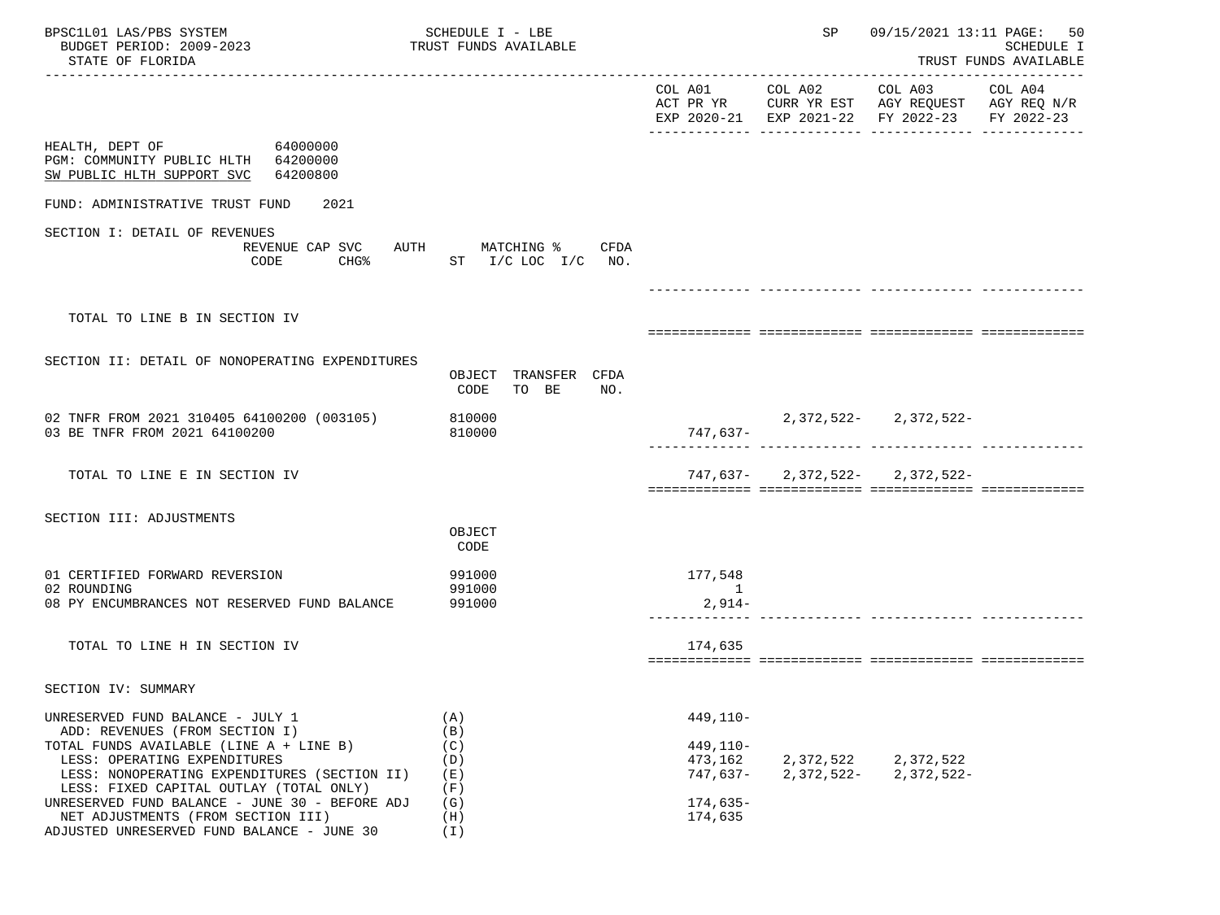HEALTH, DEPT OF 64000000
PGM: COMMUNITY PUBLIC HLTH 64200000
SW PUBLIC HLTH SUPPORT SVC 64200800

FUND: ADMINISTRATIVE TRUST FUND 2021

| | | COL A01 ACT PR YR EXP 2020-21 | COL A02 CURR YR EST EXP 2021-22 | COL A03 AGY REQUEST FY 2022-23 | COL A04 AGY REQ N/R FY 2022-23 |
|---|---|---|---|---|---|
| **SECTION I: DETAIL OF REVENUES** | REVENUE CODE / CAP SVC CHG% / AUTH ST / MATCHING % I/C LOC I/C / CFDA NO. | | | | |
| TOTAL TO LINE B IN SECTION IV | | | | | |
| **SECTION II: DETAIL OF NONOPERATING EXPENDITURES** | OBJECT CODE / TRANSFER TO BE / CFDA NO. | | | | |
| 02 TNFR FROM 2021 310405 64100200 (003105) | 810000 | | 2,372,522- | 2,372,522- | |
| 03 BE TNFR FROM 2021 64100200 | 810000 | 747,637- | | | |
| TOTAL TO LINE E IN SECTION IV | | 747,637- | 2,372,522- | 2,372,522- | |
| **SECTION III: ADJUSTMENTS** | OBJECT CODE | | | | |
| 01 CERTIFIED FORWARD REVERSION | 991000 | 177,548 | | | |
| 02 ROUNDING | 991000 | 1 | | | |
| 08 PY ENCUMBRANCES NOT RESERVED FUND BALANCE | 991000 | 2,914- | | | |
| TOTAL TO LINE H IN SECTION IV | | 174,635 | | | |
| **SECTION IV: SUMMARY** | | | | | |
| UNRESERVED FUND BALANCE - JULY 1 | (A) | 449,110- | | | |
| ADD: REVENUES (FROM SECTION I) | (B) | | | | |
| TOTAL FUNDS AVAILABLE (LINE A + LINE B) | (C) | 449,110- | | | |
| LESS: OPERATING EXPENDITURES | (D) | 473,162 | 2,372,522 | 2,372,522 | |
| LESS: NONOPERATING EXPENDITURES (SECTION II) | (E) | 747,637- | 2,372,522- | 2,372,522- | |
| LESS: FIXED CAPITAL OUTLAY (TOTAL ONLY) | (F) | | | | |
| UNRESERVED FUND BALANCE - JUNE 30 - BEFORE ADJ | (G) | 174,635- | | | |
| NET ADJUSTMENTS (FROM SECTION III) | (H) | 174,635 | | | |
| ADJUSTED UNRESERVED FUND BALANCE - JUNE 30 | (I) | | | | |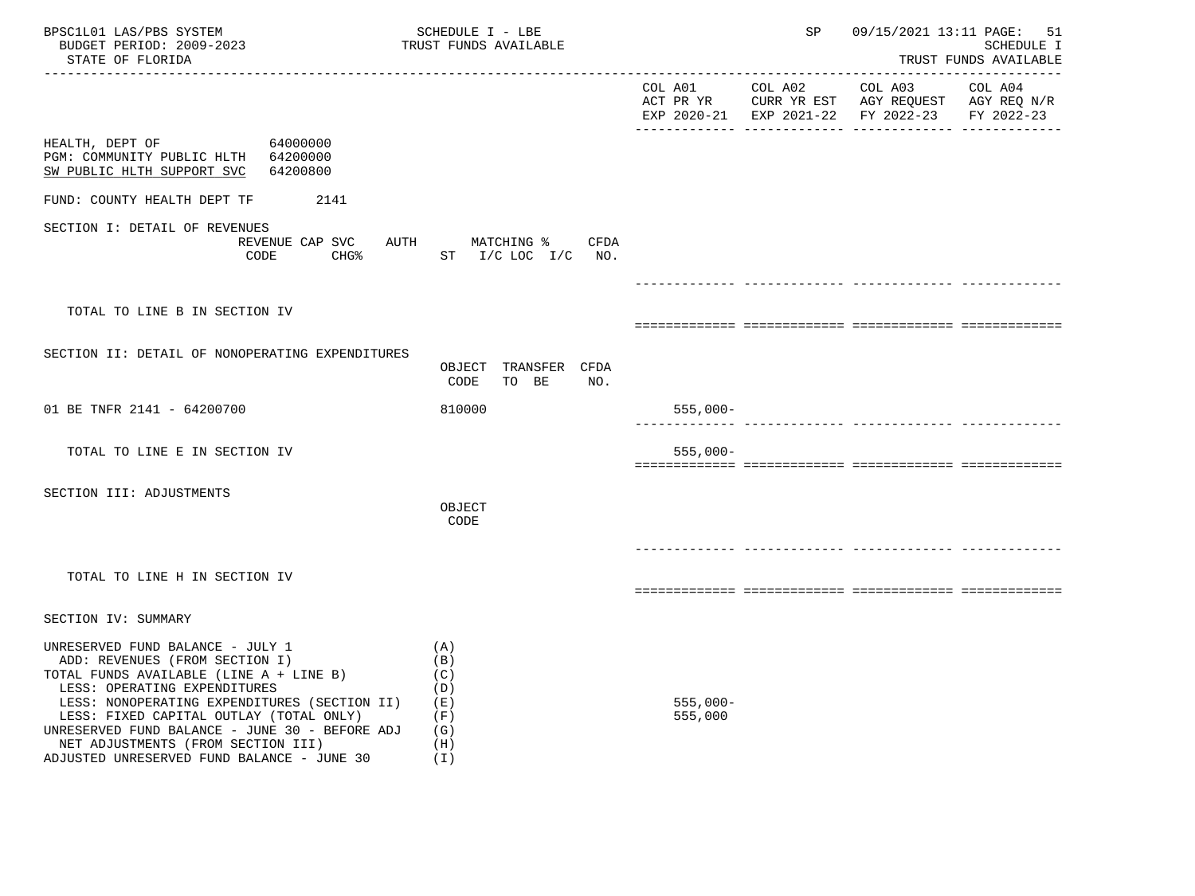HEALTH, DEPT OF 64000000
PGM: COMMUNITY PUBLIC HLTH 64200000
SW PUBLIC HLTH SUPPORT SVC 64200800

FUND: COUNTY HEALTH DEPT TF 2141

| | | COL A01 ACT PR YR EXP 2020-21 | COL A02 CURR YR EST EXP 2021-22 | COL A03 AGY REQUEST FY 2022-23 | COL A04 AGY REQ N/R FY 2022-23 |
|---|---|---|---|---|---|
| **SECTION I: DETAIL OF REVENUES** | REVENUE CODE / CAP SVC CHG% / AUTH ST / MATCHING % I/C LOC I/C / CFDA NO. | | | | |
| TOTAL TO LINE B IN SECTION IV | | | | | |
| **SECTION II: DETAIL OF NONOPERATING EXPENDITURES** | OBJECT CODE / TRANSFER TO BE / CFDA NO. | | | | |
| 01 BE TNFR 2141 - 64200700 | 810000 | 555,000- | | | |
| TOTAL TO LINE E IN SECTION IV | | 555,000- | | | |
| **SECTION III: ADJUSTMENTS** | OBJECT CODE | | | | |
| TOTAL TO LINE H IN SECTION IV | | | | | |
| **SECTION IV: SUMMARY** | | | | | |
| UNRESERVED FUND BALANCE - JULY 1 | (A) | | | | |
| ADD: REVENUES (FROM SECTION I) | (B) | | | | |
| TOTAL FUNDS AVAILABLE (LINE A + LINE B) | (C) | | | | |
| LESS: OPERATING EXPENDITURES | (D) | | | | |
| LESS: NONOPERATING EXPENDITURES (SECTION II) | (E) | 555,000- | | | |
| LESS: FIXED CAPITAL OUTLAY (TOTAL ONLY) | (F) | 555,000 | | | |
| UNRESERVED FUND BALANCE - JUNE 30 - BEFORE ADJ | (G) | | | | |
| NET ADJUSTMENTS (FROM SECTION III) | (H) | | | | |
| ADJUSTED UNRESERVED FUND BALANCE - JUNE 30 | (I) | | | | |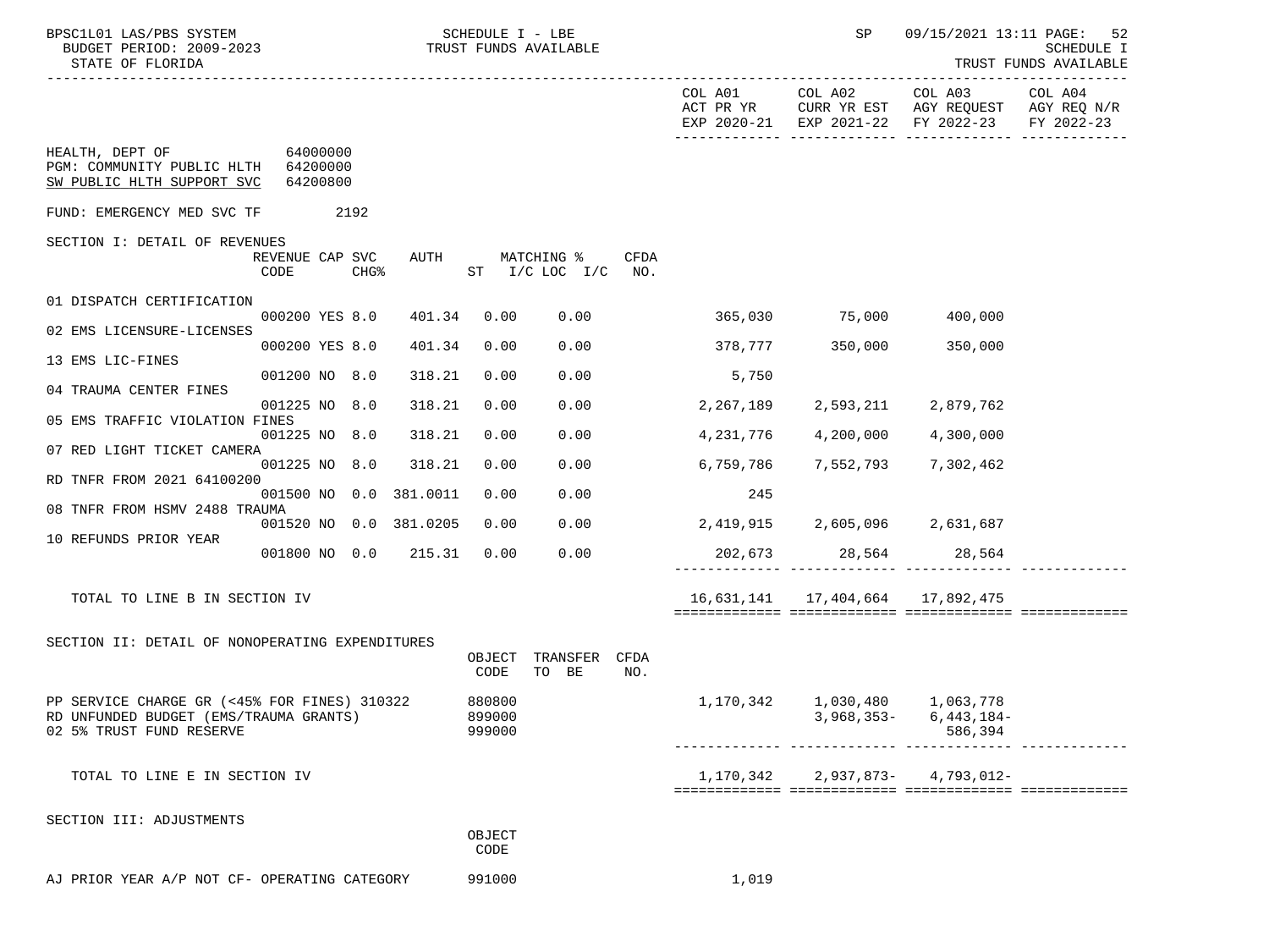BPSC1L01 LAS/PBS SYSTEM — SCHEDULE I - LBE — TRUST FUNDS AVAILABLE
BUDGET PERIOD: 2009-2023
STATE OF FLORIDA

SP 09/15/2021 13:11 — SCHEDULE I — TRUST FUNDS AVAILABLE

HEALTH, DEPT OF 64000000
PGM: COMMUNITY PUBLIC HLTH 64200000
SW PUBLIC HLTH SUPPORT SVC 64200800

FUND: EMERGENCY MED SVC TF 2192

## SECTION I: DETAIL OF REVENUES

| Description | REVENUE CODE | CAP SVC CHG% | | AUTH | MATCHING % ST | I/C LOC I/C | CFDA NO. | COL A01 ACT PR YR EXP 2020-21 | COL A02 CURR YR EST EXP 2021-22 | COL A03 AGY REQUEST FY 2022-23 | COL A04 AGY REQ N/R FY 2022-23 |
|---|---|---|---|---|---|---|---|---|---|---|---|
| 01 DISPATCH CERTIFICATION | 000200 | YES | 8.0 | 401.34 | 0.00 | 0.00 | | 365,030 | 75,000 | 400,000 | |
| 02 EMS LICENSURE-LICENSES | 000200 | YES | 8.0 | 401.34 | 0.00 | 0.00 | | 378,777 | 350,000 | 350,000 | |
| 13 EMS LIC-FINES | 001200 | NO | 8.0 | 318.21 | 0.00 | 0.00 | | 5,750 | | | |
| 04 TRAUMA CENTER FINES | 001225 | NO | 8.0 | 318.21 | 0.00 | 0.00 | | 2,267,189 | 2,593,211 | 2,879,762 | |
| 05 EMS TRAFFIC VIOLATION FINES | 001225 | NO | 8.0 | 318.21 | 0.00 | 0.00 | | 4,231,776 | 4,200,000 | 4,300,000 | |
| 07 RED LIGHT TICKET CAMERA | 001225 | NO | 8.0 | 318.21 | 0.00 | 0.00 | | 6,759,786 | 7,552,793 | 7,302,462 | |
| RD TNFR FROM 2021 64100200 | 001500 | NO | 0.0 | 381.0011 | 0.00 | 0.00 | | 245 | | | |
| 08 TNFR FROM HSMV 2488 TRAUMA | 001520 | NO | 0.0 | 381.0205 | 0.00 | 0.00 | | 2,419,915 | 2,605,096 | 2,631,687 | |
| 10 REFUNDS PRIOR YEAR | 001800 | NO | 0.0 | 215.31 | 0.00 | 0.00 | | 202,673 | 28,564 | 28,564 | |
| TOTAL TO LINE B IN SECTION IV | | | | | | | | 16,631,141 | 17,404,664 | 17,892,475 | |

## SECTION II: DETAIL OF NONOPERATING EXPENDITURES

| Description | OBJECT CODE | TRANSFER TO BE | CFDA NO. | COL A01 | COL A02 | COL A03 | COL A04 |
|---|---|---|---|---|---|---|---|
| PP SERVICE CHARGE GR (<45% FOR FINES) 310322 | 880800 | | | 1,170,342 | 1,030,480 | 1,063,778 | |
| RD UNFUNDED BUDGET (EMS/TRAUMA GRANTS) | 899000 | | | | 3,968,353- | 6,443,184- | |
| 02 5% TRUST FUND RESERVE | 999000 | | | | | 586,394 | |
| TOTAL TO LINE E IN SECTION IV | | | | 1,170,342 | 2,937,873- | 4,793,012- | |

## SECTION III: ADJUSTMENTS

| Description | OBJECT CODE | COL A01 | COL A02 | COL A03 | COL A04 |
|---|---|---|---|---|---|
| AJ PRIOR YEAR A/P NOT CF- OPERATING CATEGORY | 991000 | 1,019 | | | |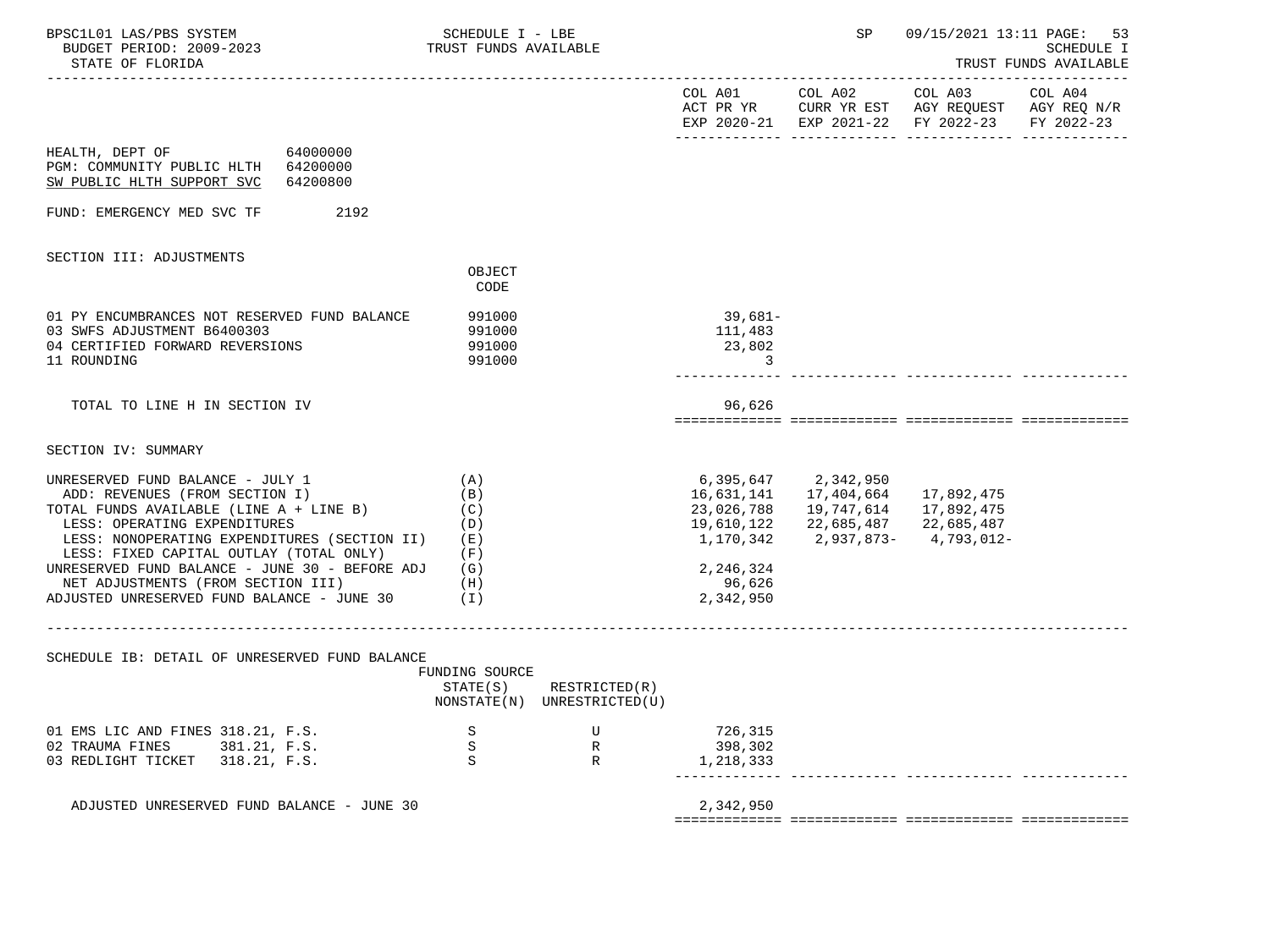BPSC1L01 LAS/PBS SYSTEM — SCHEDULE I - LBE — TRUST FUNDS AVAILABLE — SP 09/15/2021 13:11 PAGE: 53
BUDGET PERIOD: 2009-2023 — SCHEDULE I
STATE OF FLORIDA — TRUST FUNDS AVAILABLE

| | | COL A01 ACT PR YR EXP 2020-21 | COL A02 CURR YR EST EXP 2021-22 | COL A03 AGY REQUEST FY 2022-23 | COL A04 AGY REQ N/R FY 2022-23 |
|---|---|---|---|---|---|

HEALTH, DEPT OF 64000000
PGM: COMMUNITY PUBLIC HLTH 64200000
SW PUBLIC HLTH SUPPORT SVC 64200800

FUND: EMERGENCY MED SVC TF 2192

## SECTION III: ADJUSTMENTS

| | OBJECT CODE | COL A01 | COL A02 | COL A03 | COL A04 |
|---|---|---|---|---|---|
| 01 PY ENCUMBRANCES NOT RESERVED FUND BALANCE | 991000 | 39,681- | | | |
| 03 SWFS ADJUSTMENT B6400303 | 991000 | 111,483 | | | |
| 04 CERTIFIED FORWARD REVERSIONS | 991000 | 23,802 | | | |
| 11 ROUNDING | 991000 | 3 | | | |
| TOTAL TO LINE H IN SECTION IV | | 96,626 | | | |

## SECTION IV: SUMMARY

| | | COL A01 | COL A02 | COL A03 | COL A04 |
|---|---|---|---|---|---|
| UNRESERVED FUND BALANCE - JULY 1 | (A) | 6,395,647 | 2,342,950 | | |
| ADD: REVENUES (FROM SECTION I) | (B) | 16,631,141 | 17,404,664 | 17,892,475 | |
| TOTAL FUNDS AVAILABLE (LINE A + LINE B) | (C) | 23,026,788 | 19,747,614 | 17,892,475 | |
| LESS: OPERATING EXPENDITURES | (D) | 19,610,122 | 22,685,487 | 22,685,487 | |
| LESS: NONOPERATING EXPENDITURES (SECTION II) | (E) | 1,170,342 | 2,937,873- | 4,793,012- | |
| LESS: FIXED CAPITAL OUTLAY (TOTAL ONLY) | (F) | | | | |
| UNRESERVED FUND BALANCE - JUNE 30 - BEFORE ADJ | (G) | 2,246,324 | | | |
| NET ADJUSTMENTS (FROM SECTION III) | (H) | 96,626 | | | |
| ADJUSTED UNRESERVED FUND BALANCE - JUNE 30 | (I) | 2,342,950 | | | |

## SCHEDULE IB: DETAIL OF UNRESERVED FUND BALANCE

| | FUNDING SOURCE STATE(S) NONSTATE(N) | RESTRICTED(R) UNRESTRICTED(U) | COL A01 | COL A02 | COL A03 | COL A04 |
|---|---|---|---|---|---|---|
| 01 EMS LIC AND FINES 318.21, F.S. | S | U | 726,315 | | | |
| 02 TRAUMA FINES 381.21, F.S. | S | R | 398,302 | | | |
| 03 REDLIGHT TICKET 318.21, F.S. | S | R | 1,218,333 | | | |
| ADJUSTED UNRESERVED FUND BALANCE - JUNE 30 | | | 2,342,950 | | | |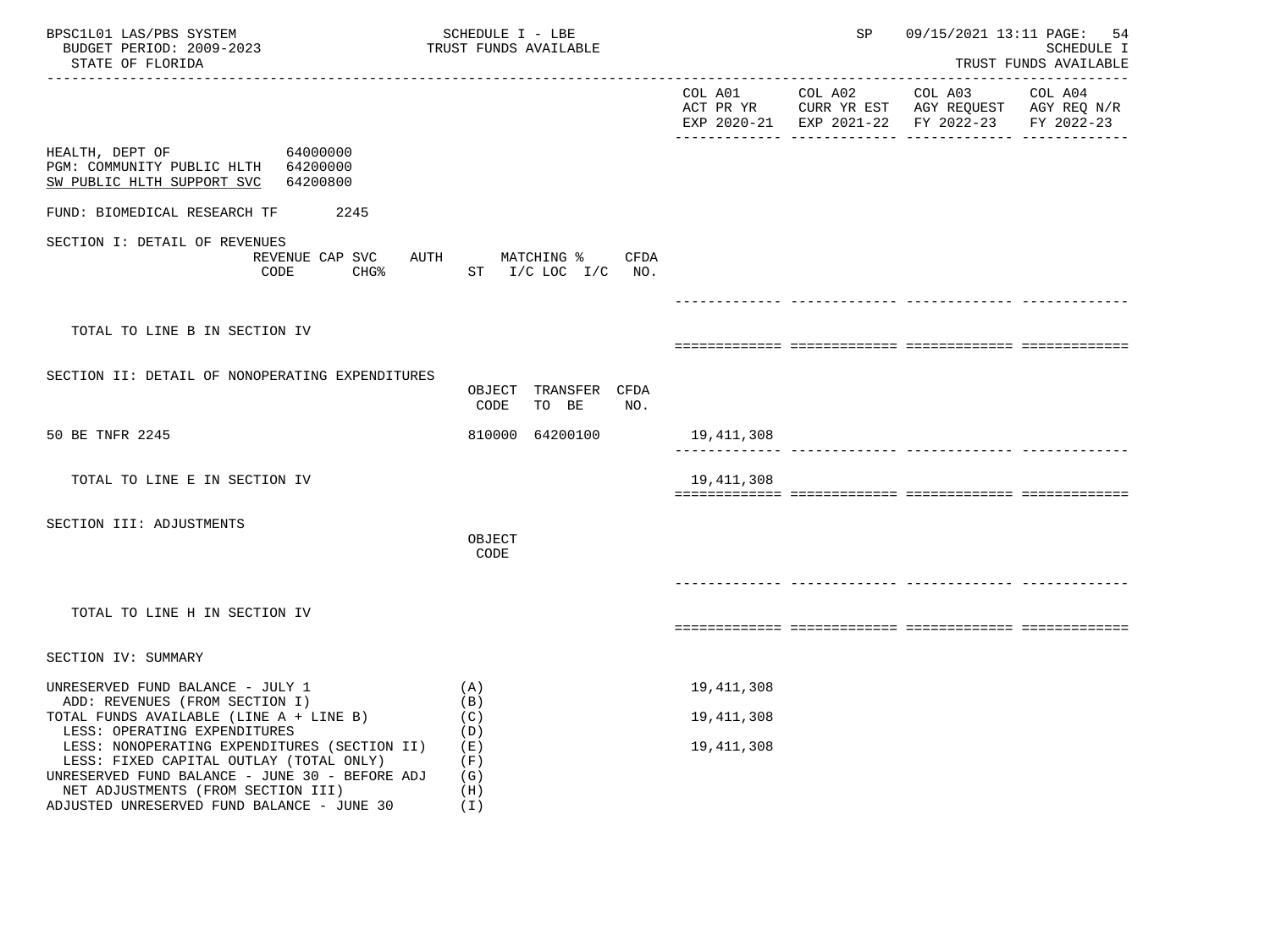BPSC1L01 LAS/PBS SYSTEM
BUDGET PERIOD: 2009-2023
STATE OF FLORIDA

SCHEDULE I - LBE
TRUST FUNDS AVAILABLE

SP 09/15/2021 13:11
SCHEDULE I
TRUST FUNDS AVAILABLE

| | | COL A01 ACT PR YR EXP 2020-21 | COL A02 CURR YR EST EXP 2021-22 | COL A03 AGY REQUEST FY 2022-23 | COL A04 AGY REQ N/R FY 2022-23 |
|---|---|---|---|---|---|

HEALTH, DEPT OF 64000000
PGM: COMMUNITY PUBLIC HLTH 64200000
SW PUBLIC HLTH SUPPORT SVC 64200800

FUND: BIOMEDICAL RESEARCH TF 2245

SECTION I: DETAIL OF REVENUES

| REVENUE CODE | CAP SVC CHG% | AUTH ST | MATCHING % I/C LOC I/C | CFDA NO. | COL A01 | COL A02 | COL A03 | COL A04 |
|---|---|---|---|---|---|---|---|---|
| TOTAL TO LINE B IN SECTION IV | | | | | | | | |

SECTION II: DETAIL OF NONOPERATING EXPENDITURES

| | OBJECT CODE | TRANSFER TO BE | CFDA NO. | COL A01 | COL A02 | COL A03 | COL A04 |
|---|---|---|---|---|---|---|---|
| 50 BE TNFR 2245 | 810000 | 64200100 | | 19,411,308 | | | |
| TOTAL TO LINE E IN SECTION IV | | | | 19,411,308 | | | |

SECTION III: ADJUSTMENTS

| | OBJECT CODE | COL A01 | COL A02 | COL A03 | COL A04 |
|---|---|---|---|---|---|
| TOTAL TO LINE H IN SECTION IV | | | | | |

SECTION IV: SUMMARY

| | | COL A01 | COL A02 | COL A03 | COL A04 |
|---|---|---|---|---|---|
| UNRESERVED FUND BALANCE - JULY 1 | (A) | 19,411,308 | | | |
| ADD: REVENUES (FROM SECTION I) | (B) | | | | |
| TOTAL FUNDS AVAILABLE (LINE A + LINE B) | (C) | 19,411,308 | | | |
| LESS: OPERATING EXPENDITURES | (D) | | | | |
| LESS: NONOPERATING EXPENDITURES (SECTION II) | (E) | 19,411,308 | | | |
| LESS: FIXED CAPITAL OUTLAY (TOTAL ONLY) | (F) | | | | |
| UNRESERVED FUND BALANCE - JUNE 30 - BEFORE ADJ | (G) | | | | |
| NET ADJUSTMENTS (FROM SECTION III) | (H) | | | | |
| ADJUSTED UNRESERVED FUND BALANCE - JUNE 30 | (I) | | | | |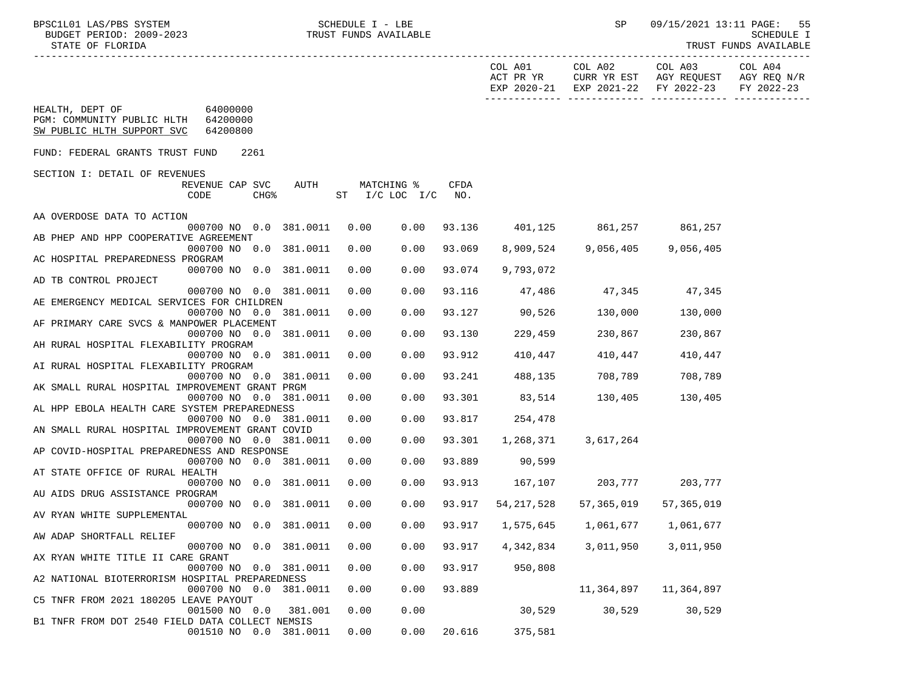BPSC1L01 LAS/PBS SYSTEM — SCHEDULE I - LBE — TRUST FUNDS AVAILABLE
BUDGET PERIOD: 2009-2023
STATE OF FLORIDA

HEALTH, DEPT OF 64000000
PGM: COMMUNITY PUBLIC HLTH 64200000
SW PUBLIC HLTH SUPPORT SVC 64200800

FUND: FEDERAL GRANTS TRUST FUND 2261

SECTION I: DETAIL OF REVENUES

| Description | REVENUE CODE | CAP SVC CHG% | AUTH | MATCHING % ST | I/C LOC I/C | CFDA NO. | COL A01 ACT PR YR EXP 2020-21 | COL A02 CURR YR EST EXP 2021-22 | COL A03 AGY REQUEST FY 2022-23 | COL A04 AGY REQ N/R FY 2022-23 |
|---|---|---|---|---|---|---|---|---|---|---|
| AA OVERDOSE DATA TO ACTION | 000700 | NO 0.0 | 381.0011 | 0.00 | 0.00 | 93.136 | 401,125 | 861,257 | 861,257 | |
| AB PHEP AND HPP COOPERATIVE AGREEMENT | 000700 | NO 0.0 | 381.0011 | 0.00 | 0.00 | 93.069 | 8,909,524 | 9,056,405 | 9,056,405 | |
| AC HOSPITAL PREPAREDNESS PROGRAM | 000700 | NO 0.0 | 381.0011 | 0.00 | 0.00 | 93.074 | 9,793,072 | | | |
| AD TB CONTROL PROJECT | 000700 | NO 0.0 | 381.0011 | 0.00 | 0.00 | 93.116 | 47,486 | 47,345 | 47,345 | |
| AE EMERGENCY MEDICAL SERVICES FOR CHILDREN | 000700 | NO 0.0 | 381.0011 | 0.00 | 0.00 | 93.127 | 90,526 | 130,000 | 130,000 | |
| AF PRIMARY CARE SVCS & MANPOWER PLACEMENT | 000700 | NO 0.0 | 381.0011 | 0.00 | 0.00 | 93.130 | 229,459 | 230,867 | 230,867 | |
| AH RURAL HOSPITAL FLEXABILITY PROGRAM | 000700 | NO 0.0 | 381.0011 | 0.00 | 0.00 | 93.912 | 410,447 | 410,447 | 410,447 | |
| AI RURAL HOSPITAL FLEXABILITY PROGRAM | 000700 | NO 0.0 | 381.0011 | 0.00 | 0.00 | 93.241 | 488,135 | 708,789 | 708,789 | |
| AK SMALL RURAL HOSPITAL IMPROVEMENT GRANT PRGM | 000700 | NO 0.0 | 381.0011 | 0.00 | 0.00 | 93.301 | 83,514 | 130,405 | 130,405 | |
| AL HPP EBOLA HEALTH CARE SYSTEM PREPAREDNESS | 000700 | NO 0.0 | 381.0011 | 0.00 | 0.00 | 93.817 | 254,478 | | | |
| AN SMALL RURAL HOSPITAL IMPROVEMENT GRANT COVID | 000700 | NO 0.0 | 381.0011 | 0.00 | 0.00 | 93.301 | 1,268,371 | 3,617,264 | | |
| AP COVID-HOSPITAL PREPAREDNESS AND RESPONSE | 000700 | NO 0.0 | 381.0011 | 0.00 | 0.00 | 93.889 | 90,599 | | | |
| AT STATE OFFICE OF RURAL HEALTH | 000700 | NO 0.0 | 381.0011 | 0.00 | 0.00 | 93.913 | 167,107 | 203,777 | 203,777 | |
| AU AIDS DRUG ASSISTANCE PROGRAM | 000700 | NO 0.0 | 381.0011 | 0.00 | 0.00 | 93.917 | 54,217,528 | 57,365,019 | 57,365,019 | |
| AV RYAN WHITE SUPPLEMENTAL | 000700 | NO 0.0 | 381.0011 | 0.00 | 0.00 | 93.917 | 1,575,645 | 1,061,677 | 1,061,677 | |
| AW ADAP SHORTFALL RELIEF | 000700 | NO 0.0 | 381.0011 | 0.00 | 0.00 | 93.917 | 4,342,834 | 3,011,950 | 3,011,950 | |
| AX RYAN WHITE TITLE II CARE GRANT | 000700 | NO 0.0 | 381.0011 | 0.00 | 0.00 | 93.917 | 950,808 | | | |
| A2 NATIONAL BIOTERRORISM HOSPITAL PREPAREDNESS | 000700 | NO 0.0 | 381.0011 | 0.00 | 0.00 | 93.889 | | 11,364,897 | 11,364,897 | |
| C5 TNFR FROM 2021 180205 LEAVE PAYOUT | 001500 | NO 0.0 | 381.001 | 0.00 | 0.00 | | 30,529 | 30,529 | 30,529 | |
| B1 TNFR FROM DOT 2540 FIELD DATA COLLECT NEMSIS | 001510 | NO 0.0 | 381.0011 | 0.00 | 0.00 | 20.616 | 375,581 | | | |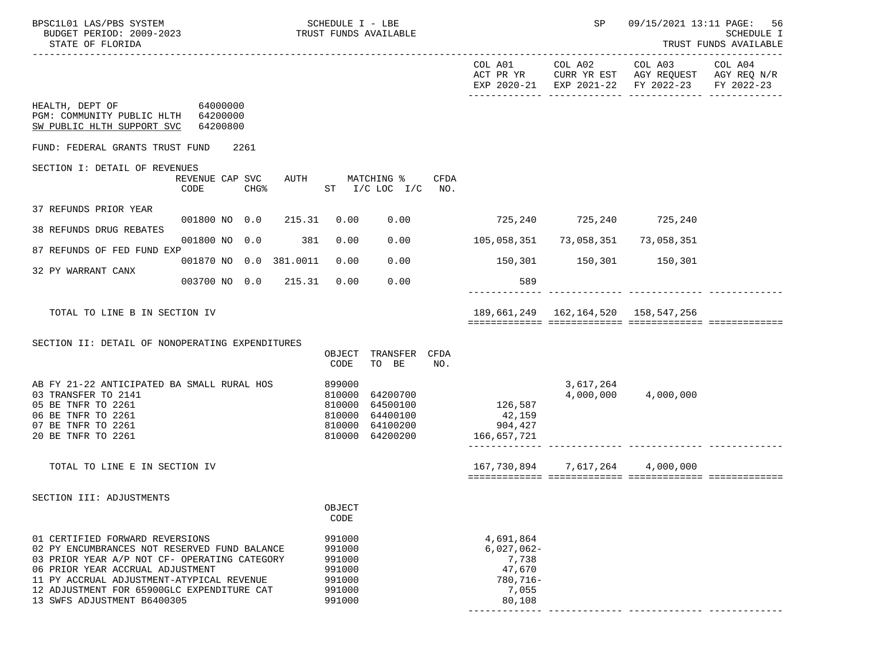SCHEDULE I - LBE
TRUST FUNDS AVAILABLE

STATE OF FLORIDA

| | COL A01 ACT PR YR EXP 2020-21 | COL A02 CURR YR EST EXP 2021-22 | COL A03 AGY REQUEST FY 2022-23 | COL A04 AGY REQ N/R FY 2022-23 |
|---|---|---|---|---|

HEALTH, DEPT OF 64000000
PGM: COMMUNITY PUBLIC HLTH 64200000
SW PUBLIC HLTH SUPPORT SVC 64200800

FUND: FEDERAL GRANTS TRUST FUND 2261

SECTION I: DETAIL OF REVENUES

| | REVENUE CODE | CAP SVC CHG% | AUTH | MATCHING % ST | I/C LOC I/C | CFDA NO. | COL A01 | COL A02 | COL A03 | COL A04 |
|---|---|---|---|---|---|---|---|---|---|---|
| 37 REFUNDS PRIOR YEAR | 001800 | NO 0.0 | 215.31 | 0.00 | 0.00 | | 725,240 | 725,240 | 725,240 | |
| 38 REFUNDS DRUG REBATES | 001800 | NO 0.0 | 381 | 0.00 | 0.00 | | 105,058,351 | 73,058,351 | 73,058,351 | |
| 87 REFUNDS OF FED FUND EXP | 001870 | NO 0.0 | 381.0011 | 0.00 | 0.00 | | 150,301 | 150,301 | 150,301 | |
| 32 PY WARRANT CANX | 003700 | NO 0.0 | 215.31 | 0.00 | 0.00 | | 589 | | | |
| TOTAL TO LINE B IN SECTION IV | | | | | | | 189,661,249 | 162,164,520 | 158,547,256 | |

SECTION II: DETAIL OF NONOPERATING EXPENDITURES

| | OBJECT CODE | TRANSFER TO BE | CFDA NO. | COL A01 | COL A02 | COL A03 | COL A04 |
|---|---|---|---|---|---|---|---|
| AB FY 21-22 ANTICIPATED BA SMALL RURAL HOS | 899000 | | | | 3,617,264 | | |
| 03 TRANSFER TO 2141 | 810000 | 64200700 | | | 4,000,000 | 4,000,000 | |
| 05 BE TNFR TO 2261 | 810000 | 64500100 | | 126,587 | | | |
| 06 BE TNFR TO 2261 | 810000 | 64400100 | | 42,159 | | | |
| 07 BE TNFR TO 2261 | 810000 | 64100200 | | 904,427 | | | |
| 20 BE TNFR TO 2261 | 810000 | 64200200 | | 166,657,721 | | | |
| TOTAL TO LINE E IN SECTION IV | | | | 167,730,894 | 7,617,264 | 4,000,000 | |

SECTION III: ADJUSTMENTS

| | OBJECT CODE | COL A01 | COL A02 | COL A03 | COL A04 |
|---|---|---|---|---|---|
| 01 CERTIFIED FORWARD REVERSIONS | 991000 | 4,691,864 | | | |
| 02 PY ENCUMBRANCES NOT RESERVED FUND BALANCE | 991000 | 6,027,062- | | | |
| 03 PRIOR YEAR A/P NOT CF- OPERATING CATEGORY | 991000 | 7,738 | | | |
| 06 PRIOR YEAR ACCRUAL ADJUSTMENT | 991000 | 47,670 | | | |
| 11 PY ACCRUAL ADJUSTMENT-ATYPICAL REVENUE | 991000 | 780,716- | | | |
| 12 ADJUSTMENT FOR 65900GLC EXPENDITURE CAT | 991000 | 7,055 | | | |
| 13 SWFS ADJUSTMENT B6400305 | 991000 | 80,108 | | | |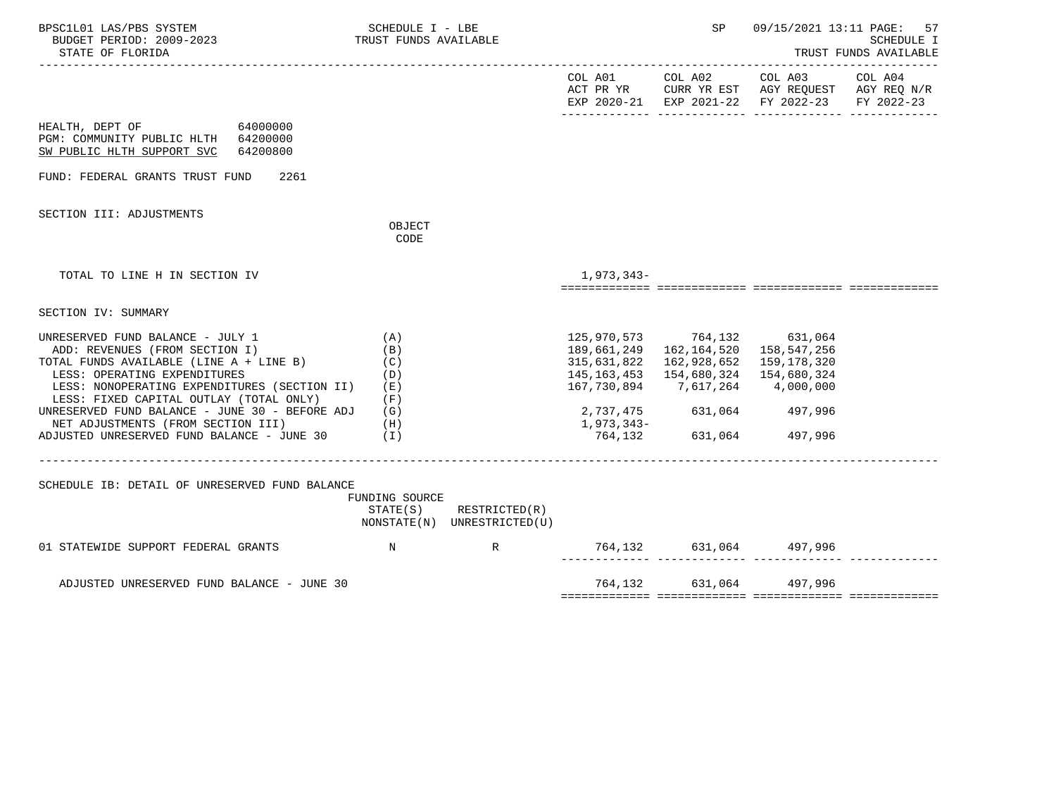HEALTH, DEPT OF 64000000
PGM: COMMUNITY PUBLIC HLTH 64200000
SW PUBLIC HLTH SUPPORT SVC 64200800

FUND: FEDERAL GRANTS TRUST FUND 2261

SECTION III: ADJUSTMENTS

| | OBJECT CODE | COL A01 ACT PR YR EXP 2020-21 | COL A02 CURR YR EST EXP 2021-22 | COL A03 AGY REQUEST FY 2022-23 | COL A04 AGY REQ N/R FY 2022-23 |
|---|---|---|---|---|---|
| TOTAL TO LINE H IN SECTION IV | | 1,973,343- | | | |

SECTION IV: SUMMARY

| | | COL A01 | COL A02 | COL A03 | COL A04 |
|---|---|---|---|---|---|
| UNRESERVED FUND BALANCE - JULY 1 | (A) | 125,970,573 | 764,132 | 631,064 | |
| ADD: REVENUES (FROM SECTION I) | (B) | 189,661,249 | 162,164,520 | 158,547,256 | |
| TOTAL FUNDS AVAILABLE (LINE A + LINE B) | (C) | 315,631,822 | 162,928,652 | 159,178,320 | |
| LESS: OPERATING EXPENDITURES | (D) | 145,163,453 | 154,680,324 | 154,680,324 | |
| LESS: NONOPERATING EXPENDITURES (SECTION II) | (E) | 167,730,894 | 7,617,264 | 4,000,000 | |
| LESS: FIXED CAPITAL OUTLAY (TOTAL ONLY) | (F) | | | | |
| UNRESERVED FUND BALANCE - JUNE 30 - BEFORE ADJ | (G) | 2,737,475 | 631,064 | 497,996 | |
| NET ADJUSTMENTS (FROM SECTION III) | (H) | 1,973,343- | | | |
| ADJUSTED UNRESERVED FUND BALANCE - JUNE 30 | (I) | 764,132 | 631,064 | 497,996 | |

SCHEDULE IB: DETAIL OF UNRESERVED FUND BALANCE

| | FUNDING SOURCE STATE(S) NONSTATE(N) | RESTRICTED(R) UNRESTRICTED(U) | COL A01 | COL A02 | COL A03 | COL A04 |
|---|---|---|---|---|---|---|
| 01 STATEWIDE SUPPORT FEDERAL GRANTS | N | R | 764,132 | 631,064 | 497,996 | |
| ADJUSTED UNRESERVED FUND BALANCE - JUNE 30 | | | 764,132 | 631,064 | 497,996 | |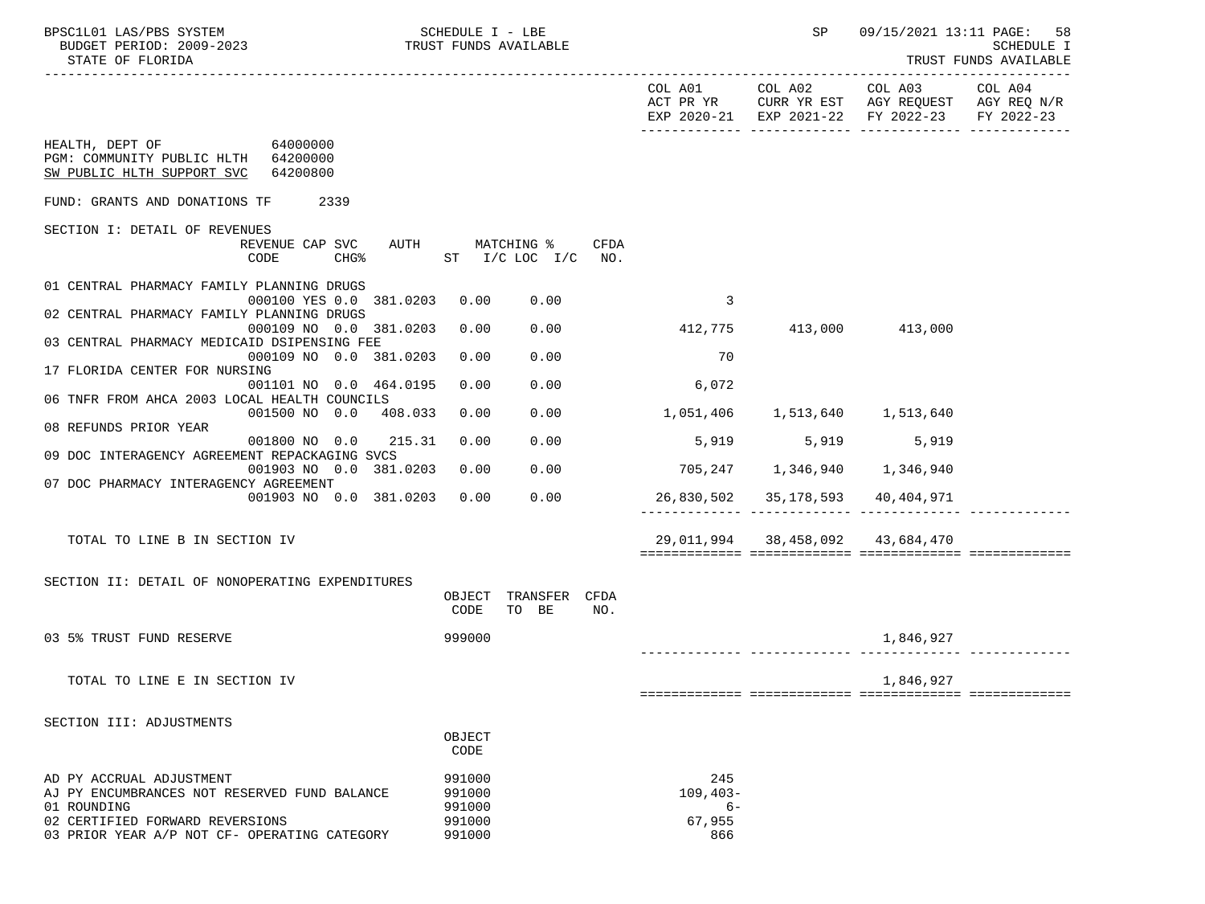BPSC1L01 LAS/PBS SYSTEM — SCHEDULE I - LBE — TRUST FUNDS AVAILABLE
BUDGET PERIOD: 2009-2023
STATE OF FLORIDA

SP 09/15/2021 13:11 PAGE: 58
SCHEDULE I
TRUST FUNDS AVAILABLE

HEALTH, DEPT OF 64000000
PGM: COMMUNITY PUBLIC HLTH 64200000
SW PUBLIC HLTH SUPPORT SVC 64200800

FUND: GRANTS AND DONATIONS TF 2339

## SECTION I: DETAIL OF REVENUES

| Description | REVENUE CODE | CAP SVC CHG% | AUTH | MATCHING % ST | I/C LOC | I/C | CFDA NO. | COL A01 ACT PR YR EXP 2020-21 | COL A02 CURR YR EST EXP 2021-22 | COL A03 AGY REQUEST FY 2022-23 | COL A04 AGY REQ N/R FY 2022-23 |
|---|---|---|---|---|---|---|---|---|---|---|---|
| 01 CENTRAL PHARMACY FAMILY PLANNING DRUGS | 000100 | YES 0.0 | 381.0203 | 0.00 | 0.00 | | | 3 | | | |
| 02 CENTRAL PHARMACY FAMILY PLANNING DRUGS | 000109 | NO 0.0 | 381.0203 | 0.00 | 0.00 | | | 412,775 | 413,000 | 413,000 | |
| 03 CENTRAL PHARMACY MEDICAID DSIPENSING FEE | 000109 | NO 0.0 | 381.0203 | 0.00 | 0.00 | | | 70 | | | |
| 17 FLORIDA CENTER FOR NURSING | 001101 | NO 0.0 | 464.0195 | 0.00 | 0.00 | | | 6,072 | | | |
| 06 TNFR FROM AHCA 2003 LOCAL HEALTH COUNCILS | 001500 | NO 0.0 | 408.033 | 0.00 | 0.00 | | | 1,051,406 | 1,513,640 | 1,513,640 | |
| 08 REFUNDS PRIOR YEAR | 001800 | NO 0.0 | 215.31 | 0.00 | 0.00 | | | 5,919 | 5,919 | 5,919 | |
| 09 DOC INTERAGENCY AGREEMENT REPACKAGING SVCS | 001903 | NO 0.0 | 381.0203 | 0.00 | 0.00 | | | 705,247 | 1,346,940 | 1,346,940 | |
| 07 DOC PHARMACY INTERAGENCY AGREEMENT | 001903 | NO 0.0 | 381.0203 | 0.00 | 0.00 | | | 26,830,502 | 35,178,593 | 40,404,971 | |
| TOTAL TO LINE B IN SECTION IV | | | | | | | | 29,011,994 | 38,458,092 | 43,684,470 | |

## SECTION II: DETAIL OF NONOPERATING EXPENDITURES

| Description | OBJECT CODE | TRANSFER TO BE | CFDA NO. | COL A01 | COL A02 | COL A03 | COL A04 |
|---|---|---|---|---|---|---|---|
| 03 5% TRUST FUND RESERVE | 999000 | | | | | 1,846,927 | |
| TOTAL TO LINE E IN SECTION IV | | | | | | 1,846,927 | |

## SECTION III: ADJUSTMENTS

| Description | OBJECT CODE | COL A01 | COL A02 | COL A03 | COL A04 |
|---|---|---|---|---|---|
| AD PY ACCRUAL ADJUSTMENT | 991000 | 245 | | | |
| AJ PY ENCUMBRANCES NOT RESERVED FUND BALANCE | 991000 | 109,403- | | | |
| 01 ROUNDING | 991000 | 6- | | | |
| 02 CERTIFIED FORWARD REVERSIONS | 991000 | 67,955 | | | |
| 03 PRIOR YEAR A/P NOT CF- OPERATING CATEGORY | 991000 | 866 | | | |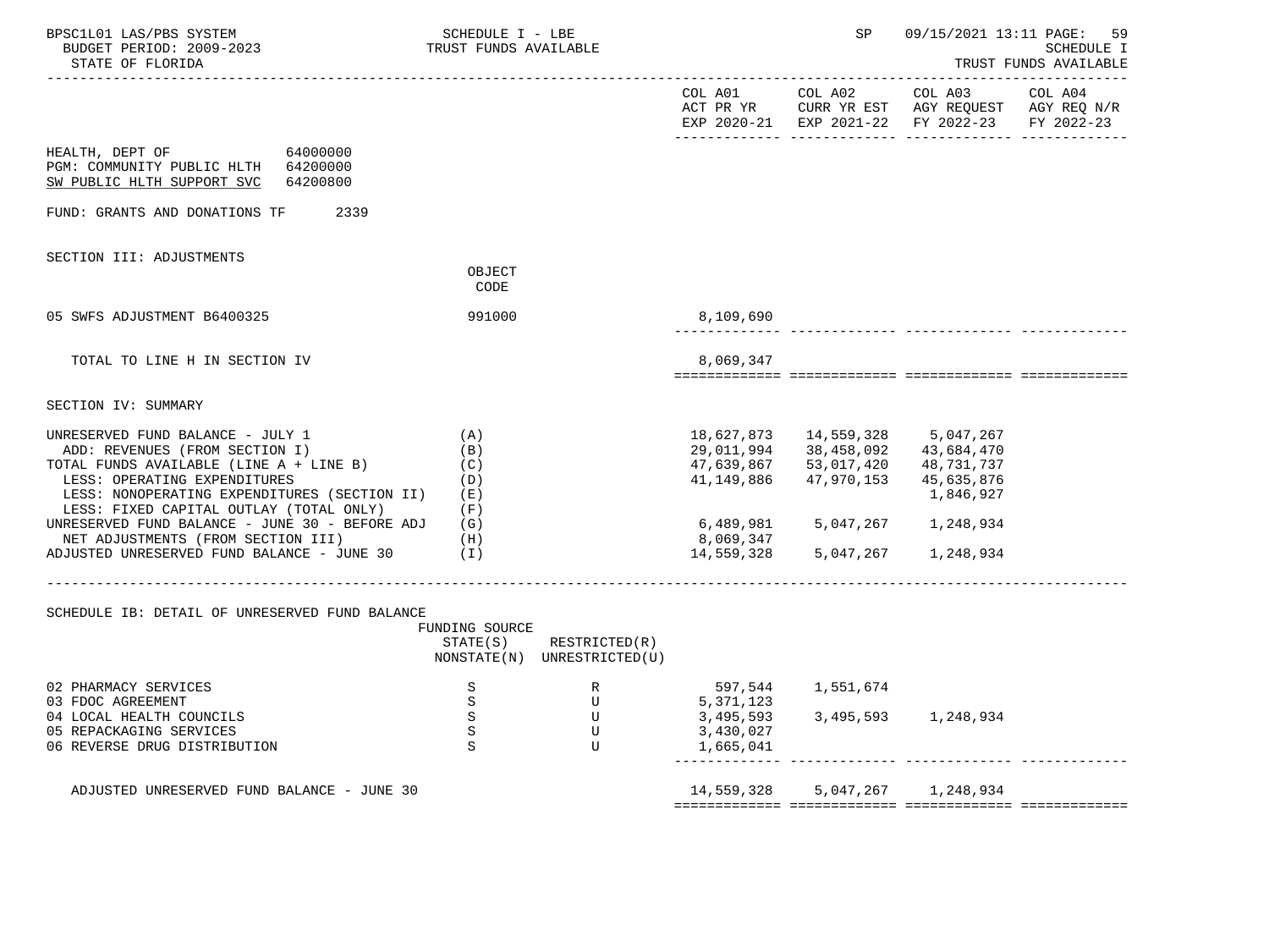HEALTH, DEPT OF 64000000
PGM: COMMUNITY PUBLIC HLTH 64200000
SW PUBLIC HLTH SUPPORT SVC 64200800

FUND: GRANTS AND DONATIONS TF 2339

| | | COL A01 ACT PR YR EXP 2020-21 | COL A02 CURR YR EST EXP 2021-22 | COL A03 AGY REQUEST FY 2022-23 | COL A04 AGY REQ N/R FY 2022-23 |
|---|---|---|---|---|---|
| **SECTION III: ADJUSTMENTS** | OBJECT CODE | | | | |
| 05 SWFS ADJUSTMENT B6400325 | 991000 | 8,109,690 | | | |
| TOTAL TO LINE H IN SECTION IV | | 8,069,347 | | | |
| **SECTION IV: SUMMARY** | | | | | |
| UNRESERVED FUND BALANCE - JULY 1 | (A) | 18,627,873 | 14,559,328 | 5,047,267 | |
| ADD: REVENUES (FROM SECTION I) | (B) | 29,011,994 | 38,458,092 | 43,684,470 | |
| TOTAL FUNDS AVAILABLE (LINE A + LINE B) | (C) | 47,639,867 | 53,017,420 | 48,731,737 | |
| LESS: OPERATING EXPENDITURES | (D) | 41,149,886 | 47,970,153 | 45,635,876 | |
| LESS: NONOPERATING EXPENDITURES (SECTION II) | (E) | | | 1,846,927 | |
| LESS: FIXED CAPITAL OUTLAY (TOTAL ONLY) | (F) | | | | |
| UNRESERVED FUND BALANCE - JUNE 30 - BEFORE ADJ | (G) | 6,489,981 | 5,047,267 | 1,248,934 | |
| NET ADJUSTMENTS (FROM SECTION III) | (H) | 8,069,347 | | | |
| ADJUSTED UNRESERVED FUND BALANCE - JUNE 30 | (I) | 14,559,328 | 5,047,267 | 1,248,934 | |

SCHEDULE IB: DETAIL OF UNRESERVED FUND BALANCE

| | FUNDING SOURCE STATE(S) NONSTATE(N) | RESTRICTED(R) UNRESTRICTED(U) | COL A01 | COL A02 | COL A03 | COL A04 |
|---|---|---|---|---|---|---|
| 02 PHARMACY SERVICES | S | R | 597,544 | 1,551,674 | | |
| 03 FDOC AGREEMENT | S | U | 5,371,123 | | | |
| 04 LOCAL HEALTH COUNCILS | S | U | 3,495,593 | 3,495,593 | 1,248,934 | |
| 05 REPACKAGING SERVICES | S | U | 3,430,027 | | | |
| 06 REVERSE DRUG DISTRIBUTION | S | U | 1,665,041 | | | |
| ADJUSTED UNRESERVED FUND BALANCE - JUNE 30 | | | 14,559,328 | 5,047,267 | 1,248,934 | |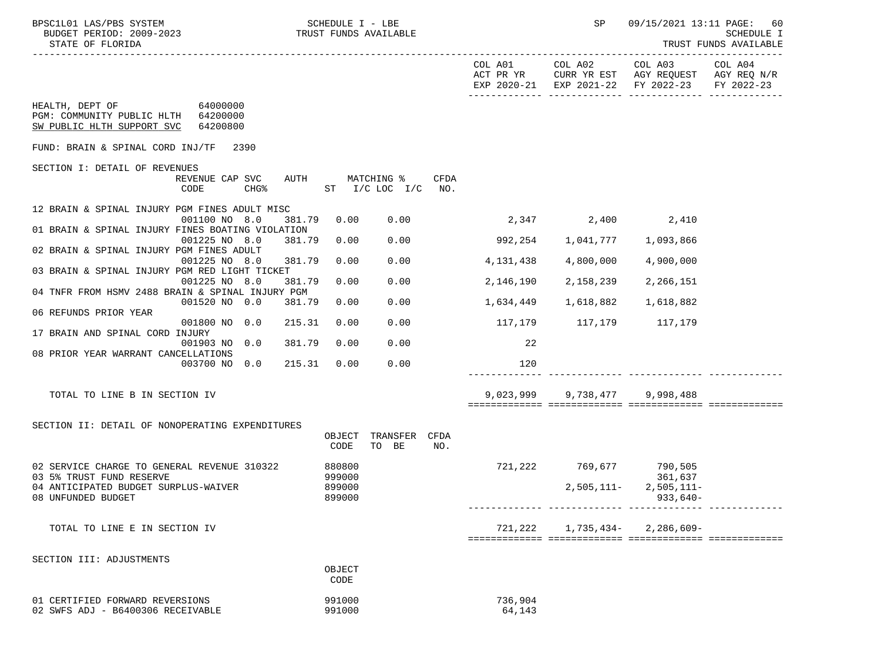HEALTH, DEPT OF 64000000
PGM: COMMUNITY PUBLIC HLTH 64200000
SW PUBLIC HLTH SUPPORT SVC 64200800

FUND: BRAIN & SPINAL CORD INJ/TF 2390

SECTION I: DETAIL OF REVENUES

| Description | REVENUE CODE | CAP SVC CHG% | AUTH ST | MATCHING % I/C | LOC I/C | CFDA NO. | COL A01 ACT PR YR EXP 2020-21 | COL A02 CURR YR EST EXP 2021-22 | COL A03 AGY REQUEST FY 2022-23 | COL A04 AGY REQ N/R FY 2022-23 |
|---|---|---|---|---|---|---|---|---|---|---|
| 12 BRAIN & SPINAL INJURY PGM FINES ADULT MISC | 001100 NO | 8.0 | 381.79 | 0.00 | 0.00 | | 2,347 | 2,400 | 2,410 | |
| 01 BRAIN & SPINAL INJURY FINES BOATING VIOLATION | 001225 NO | 8.0 | 381.79 | 0.00 | 0.00 | | 992,254 | 1,041,777 | 1,093,866 | |
| 02 BRAIN & SPINAL INJURY PGM FINES ADULT | 001225 NO | 8.0 | 381.79 | 0.00 | 0.00 | | 4,131,438 | 4,800,000 | 4,900,000 | |
| 03 BRAIN & SPINAL INJURY PGM RED LIGHT TICKET | 001225 NO | 8.0 | 381.79 | 0.00 | 0.00 | | 2,146,190 | 2,158,239 | 2,266,151 | |
| 04 TNFR FROM HSMV 2488 BRAIN & SPINAL INJURY PGM | 001520 NO | 0.0 | 381.79 | 0.00 | 0.00 | | 1,634,449 | 1,618,882 | 1,618,882 | |
| 06 REFUNDS PRIOR YEAR | 001800 NO | 0.0 | 215.31 | 0.00 | 0.00 | | 117,179 | 117,179 | 117,179 | |
| 17 BRAIN AND SPINAL CORD INJURY | 001903 NO | 0.0 | 381.79 | 0.00 | 0.00 | | 22 | | | |
| 08 PRIOR YEAR WARRANT CANCELLATIONS | 003700 NO | 0.0 | 215.31 | 0.00 | 0.00 | | 120 | | | |
| TOTAL TO LINE B IN SECTION IV | | | | | | | 9,023,999 | 9,738,477 | 9,998,488 | |

SECTION II: DETAIL OF NONOPERATING EXPENDITURES

| Description | OBJECT CODE | TRANSFER TO BE | CFDA NO. | COL A01 | COL A02 | COL A03 | COL A04 |
|---|---|---|---|---|---|---|---|
| 02 SERVICE CHARGE TO GENERAL REVENUE 310322 | 880800 | | | 721,222 | 769,677 | 790,505 | |
| 03 5% TRUST FUND RESERVE | 999000 | | | | | 361,637 | |
| 04 ANTICIPATED BUDGET SURPLUS-WAIVER | 899000 | | | | 2,505,111- | 2,505,111- | |
| 08 UNFUNDED BUDGET | 899000 | | | | | 933,640- | |
| TOTAL TO LINE E IN SECTION IV | | | | 721,222 | 1,735,434- | 2,286,609- | |

SECTION III: ADJUSTMENTS

| Description | OBJECT CODE | COL A01 | COL A02 | COL A03 | COL A04 |
|---|---|---|---|---|---|
| 01 CERTIFIED FORWARD REVERSIONS | 991000 | 736,904 | | | |
| 02 SWFS ADJ - B6400306 RECEIVABLE | 991000 | 64,143 | | | |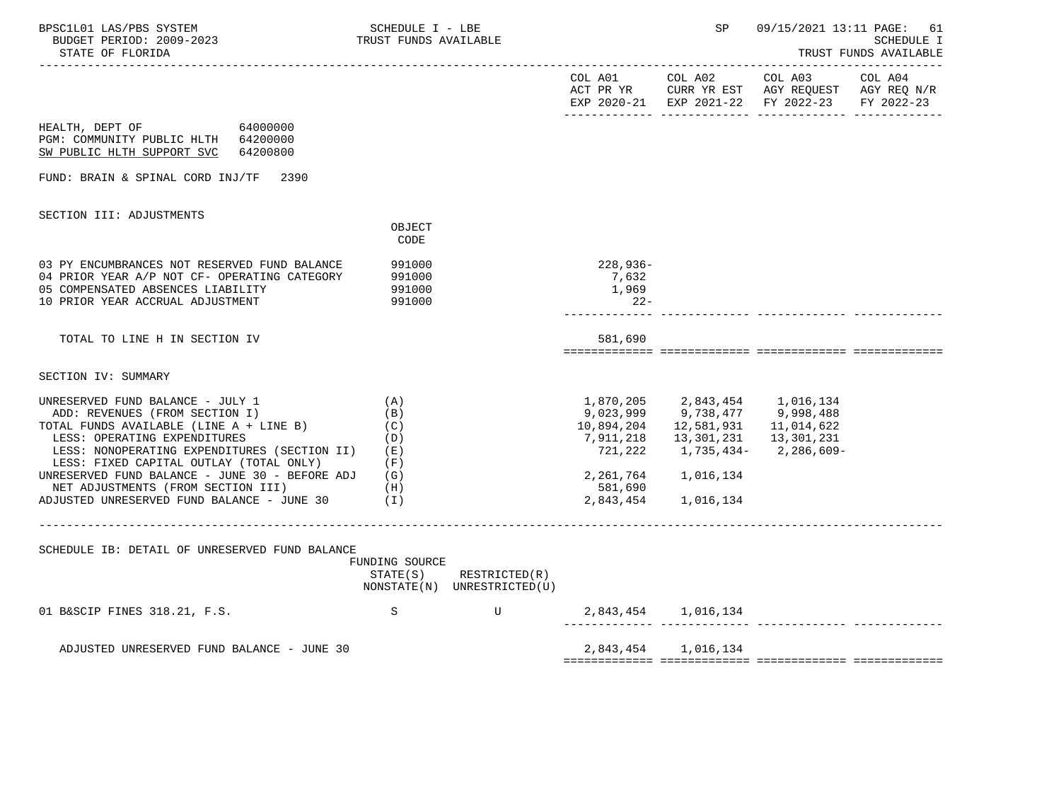BPSC1L01 LAS/PBS SYSTEM — SCHEDULE I - LBE — SP 09/15/2021 13:11 PAGE: 61
BUDGET PERIOD: 2009-2023 — TRUST FUNDS AVAILABLE — SCHEDULE I
STATE OF FLORIDA — TRUST FUNDS AVAILABLE

| | | COL A01 ACT PR YR EXP 2020-21 | COL A02 CURR YR EST EXP 2021-22 | COL A03 AGY REQUEST FY 2022-23 | COL A04 AGY REQ N/R FY 2022-23 |
|---|---|---|---|---|---|

HEALTH, DEPT OF 64000000
PGM: COMMUNITY PUBLIC HLTH 64200000
SW PUBLIC HLTH SUPPORT SVC 64200800

FUND: BRAIN & SPINAL CORD INJ/TF 2390

SECTION III: ADJUSTMENTS

| | OBJECT CODE | COL A01 | COL A02 | COL A03 | COL A04 |
|---|---|---|---|---|---|
| 03 PY ENCUMBRANCES NOT RESERVED FUND BALANCE | 991000 | 228,936- | | | |
| 04 PRIOR YEAR A/P NOT CF- OPERATING CATEGORY | 991000 | 7,632 | | | |
| 05 COMPENSATED ABSENCES LIABILITY | 991000 | 1,969 | | | |
| 10 PRIOR YEAR ACCRUAL ADJUSTMENT | 991000 | 22- | | | |
| TOTAL TO LINE H IN SECTION IV | | 581,690 | | | |

SECTION IV: SUMMARY

| | | COL A01 | COL A02 | COL A03 | COL A04 |
|---|---|---|---|---|---|
| UNRESERVED FUND BALANCE - JULY 1 | (A) | 1,870,205 | 2,843,454 | 1,016,134 | |
| ADD: REVENUES (FROM SECTION I) | (B) | 9,023,999 | 9,738,477 | 9,998,488 | |
| TOTAL FUNDS AVAILABLE (LINE A + LINE B) | (C) | 10,894,204 | 12,581,931 | 11,014,622 | |
| LESS: OPERATING EXPENDITURES | (D) | 7,911,218 | 13,301,231 | 13,301,231 | |
| LESS: NONOPERATING EXPENDITURES (SECTION II) | (E) | 721,222 | 1,735,434- | 2,286,609- | |
| LESS: FIXED CAPITAL OUTLAY (TOTAL ONLY) | (F) | | | | |
| UNRESERVED FUND BALANCE - JUNE 30 - BEFORE ADJ | (G) | 2,261,764 | 1,016,134 | | |
| NET ADJUSTMENTS (FROM SECTION III) | (H) | 581,690 | | | |
| ADJUSTED UNRESERVED FUND BALANCE - JUNE 30 | (I) | 2,843,454 | 1,016,134 | | |

SCHEDULE IB: DETAIL OF UNRESERVED FUND BALANCE

| | FUNDING SOURCE STATE(S) NONSTATE(N) | RESTRICTED(R) UNRESTRICTED(U) | COL A01 | COL A02 | COL A03 | COL A04 |
|---|---|---|---|---|---|---|
| 01 B&SCIP FINES 318.21, F.S. | S | U | 2,843,454 | 1,016,134 | | |
| ADJUSTED UNRESERVED FUND BALANCE - JUNE 30 | | | 2,843,454 | 1,016,134 | | |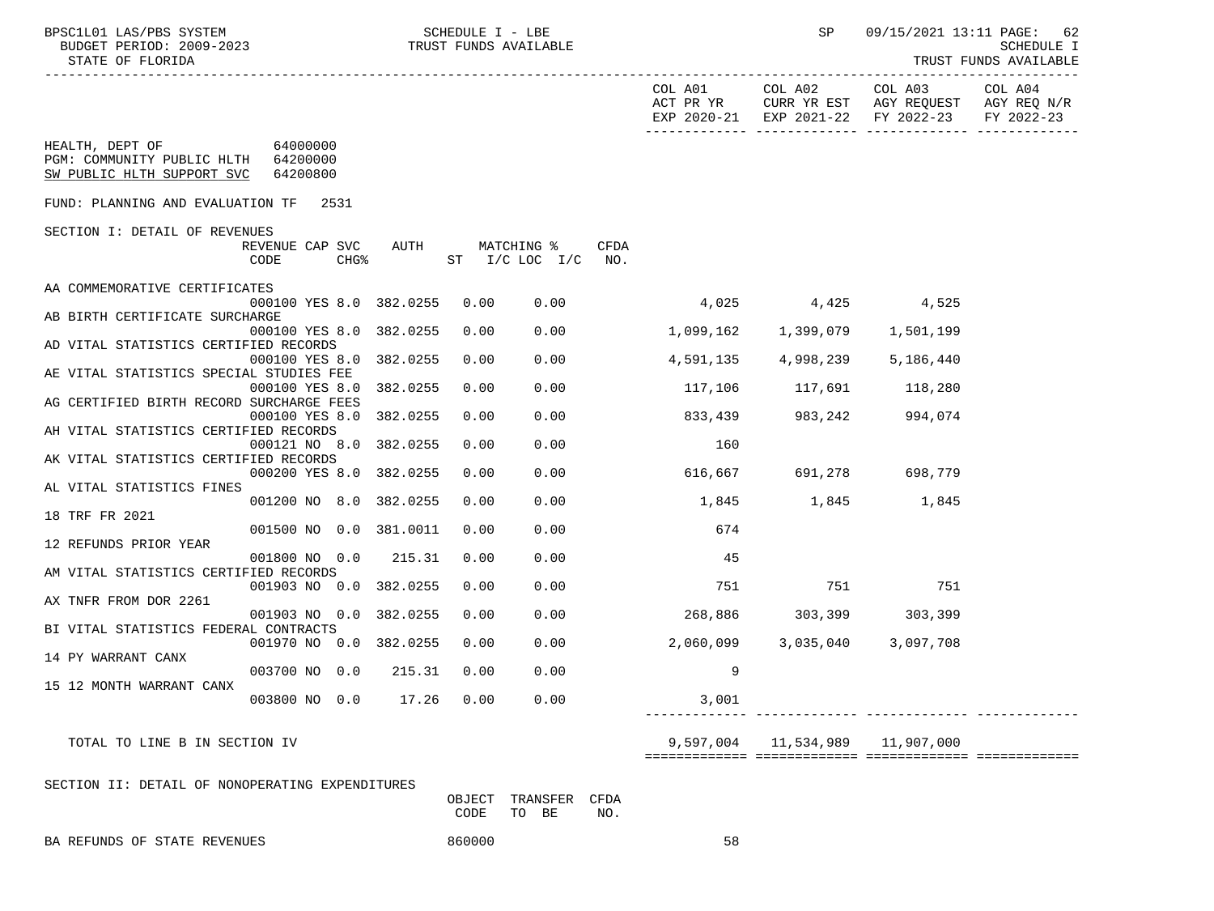HEALTH, DEPT OF 64000000
PGM: COMMUNITY PUBLIC HLTH 64200000
SW PUBLIC HLTH SUPPORT SVC 64200800

FUND: PLANNING AND EVALUATION TF 2531

SECTION I: DETAIL OF REVENUES

| Description | REVENUE CODE | CAP SVC CHG% | | AUTH ST | MATCHING % I/C | LOC I/C | CFDA NO. | COL A01 ACT PR YR EXP 2020-21 | COL A02 CURR YR EST EXP 2021-22 | COL A03 AGY REQUEST FY 2022-23 | COL A04 AGY REQ N/R FY 2022-23 |
|---|---|---|---|---|---|---|---|---|---|---|---|
| AA COMMEMORATIVE CERTIFICATES | 000100 | YES | 8.0 | 382.0255 | 0.00 | 0.00 | | 4,025 | 4,425 | 4,525 | |
| AB BIRTH CERTIFICATE SURCHARGE | 000100 | YES | 8.0 | 382.0255 | 0.00 | 0.00 | | 1,099,162 | 1,399,079 | 1,501,199 | |
| AD VITAL STATISTICS CERTIFIED RECORDS | 000100 | YES | 8.0 | 382.0255 | 0.00 | 0.00 | | 4,591,135 | 4,998,239 | 5,186,440 | |
| AE VITAL STATISTICS SPECIAL STUDIES FEE | 000100 | YES | 8.0 | 382.0255 | 0.00 | 0.00 | | 117,106 | 117,691 | 118,280 | |
| AG CERTIFIED BIRTH RECORD SURCHARGE FEES | 000100 | YES | 8.0 | 382.0255 | 0.00 | 0.00 | | 833,439 | 983,242 | 994,074 | |
| AH VITAL STATISTICS CERTIFIED RECORDS | 000121 | NO | 8.0 | 382.0255 | 0.00 | 0.00 | | 160 | | | |
| AK VITAL STATISTICS CERTIFIED RECORDS | 000200 | YES | 8.0 | 382.0255 | 0.00 | 0.00 | | 616,667 | 691,278 | 698,779 | |
| AL VITAL STATISTICS FINES | 001200 | NO | 8.0 | 382.0255 | 0.00 | 0.00 | | 1,845 | 1,845 | 1,845 | |
| 18 TRF FR 2021 | 001500 | NO | 0.0 | 381.0011 | 0.00 | 0.00 | | 674 | | | |
| 12 REFUNDS PRIOR YEAR | 001800 | NO | 0.0 | 215.31 | 0.00 | 0.00 | | 45 | | | |
| AM VITAL STATISTICS CERTIFIED RECORDS | 001903 | NO | 0.0 | 382.0255 | 0.00 | 0.00 | | 751 | 751 | 751 | |
| AX TNFR FROM DOR 2261 | 001903 | NO | 0.0 | 382.0255 | 0.00 | 0.00 | | 268,886 | 303,399 | 303,399 | |
| BI VITAL STATISTICS FEDERAL CONTRACTS | 001970 | NO | 0.0 | 382.0255 | 0.00 | 0.00 | | 2,060,099 | 3,035,040 | 3,097,708 | |
| 14 PY WARRANT CANX | 003700 | NO | 0.0 | 215.31 | 0.00 | 0.00 | | 9 | | | |
| 15 12 MONTH WARRANT CANX | 003800 | NO | 0.0 | 17.26 | 0.00 | 0.00 | | 3,001 | | | |
| TOTAL TO LINE B IN SECTION IV | | | | | | | | 9,597,004 | 11,534,989 | 11,907,000 | |

SECTION II: DETAIL OF NONOPERATING EXPENDITURES

| Description | OBJECT CODE | TRANSFER TO BE | CFDA NO. | COL A01 | COL A02 | COL A03 | COL A04 |
|---|---|---|---|---|---|---|---|
| BA REFUNDS OF STATE REVENUES | 860000 | | | 58 | | | |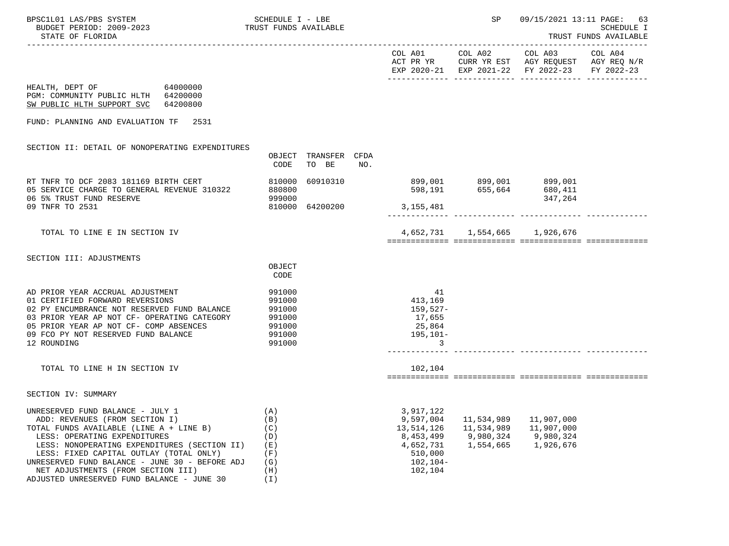HEALTH, DEPT OF 64000000
PGM: COMMUNITY PUBLIC HLTH 64200000
SW PUBLIC HLTH SUPPORT SVC 64200800

FUND: PLANNING AND EVALUATION TF 2531

SECTION II: DETAIL OF NONOPERATING EXPENDITURES

| | OBJECT CODE | TRANSFER TO BE | CFDA NO. | COL A01 ACT PR YR EXP 2020-21 | COL A02 CURR YR EST EXP 2021-22 | COL A03 AGY REQUEST FY 2022-23 | COL A04 AGY REQ N/R FY 2022-23 |
|---|---|---|---|---|---|---|---|
| RT TNFR TO DCF 2083 181169 BIRTH CERT | 810000 | 60910310 | | 899,001 | 899,001 | 899,001 | |
| 05 SERVICE CHARGE TO GENERAL REVENUE 310322 | 880800 | | | 598,191 | 655,664 | 680,411 | |
| 06 5% TRUST FUND RESERVE | 999000 | | | | | 347,264 | |
| 09 TNFR TO 2531 | 810000 | 64200200 | | 3,155,481 | | | |
| TOTAL TO LINE E IN SECTION IV | | | | 4,652,731 | 1,554,665 | 1,926,676 | |

SECTION III: ADJUSTMENTS

| | OBJECT CODE | COL A01 | COL A02 | COL A03 | COL A04 |
|---|---|---|---|---|---|
| AD PRIOR YEAR ACCRUAL ADJUSTMENT | 991000 | 41 | | | |
| 01 CERTIFIED FORWARD REVERSIONS | 991000 | 413,169 | | | |
| 02 PY ENCUMBRANCE NOT RESERVED FUND BALANCE | 991000 | 159,527- | | | |
| 03 PRIOR YEAR AP NOT CF- OPERATING CATEGORY | 991000 | 17,655 | | | |
| 05 PRIOR YEAR AP NOT CF- COMP ABSENCES | 991000 | 25,864 | | | |
| 09 FCO PY NOT RESERVED FUND BALANCE | 991000 | 195,101- | | | |
| 12 ROUNDING | 991000 | 3 | | | |
| TOTAL TO LINE H IN SECTION IV | | 102,104 | | | |

SECTION IV: SUMMARY

| | | COL A01 | COL A02 | COL A03 | COL A04 |
|---|---|---|---|---|---|
| UNRESERVED FUND BALANCE - JULY 1 | (A) | 3,917,122 | | | |
| ADD: REVENUES (FROM SECTION I) | (B) | 9,597,004 | 11,534,989 | 11,907,000 | |
| TOTAL FUNDS AVAILABLE (LINE A + LINE B) | (C) | 13,514,126 | 11,534,989 | 11,907,000 | |
| LESS: OPERATING EXPENDITURES | (D) | 8,453,499 | 9,980,324 | 9,980,324 | |
| LESS: NONOPERATING EXPENDITURES (SECTION II) | (E) | 4,652,731 | 1,554,665 | 1,926,676 | |
| LESS: FIXED CAPITAL OUTLAY (TOTAL ONLY) | (F) | 510,000 | | | |
| UNRESERVED FUND BALANCE - JUNE 30 - BEFORE ADJ | (G) | 102,104- | | | |
| NET ADJUSTMENTS (FROM SECTION III) | (H) | 102,104 | | | |
| ADJUSTED UNRESERVED FUND BALANCE - JUNE 30 | (I) | | | | |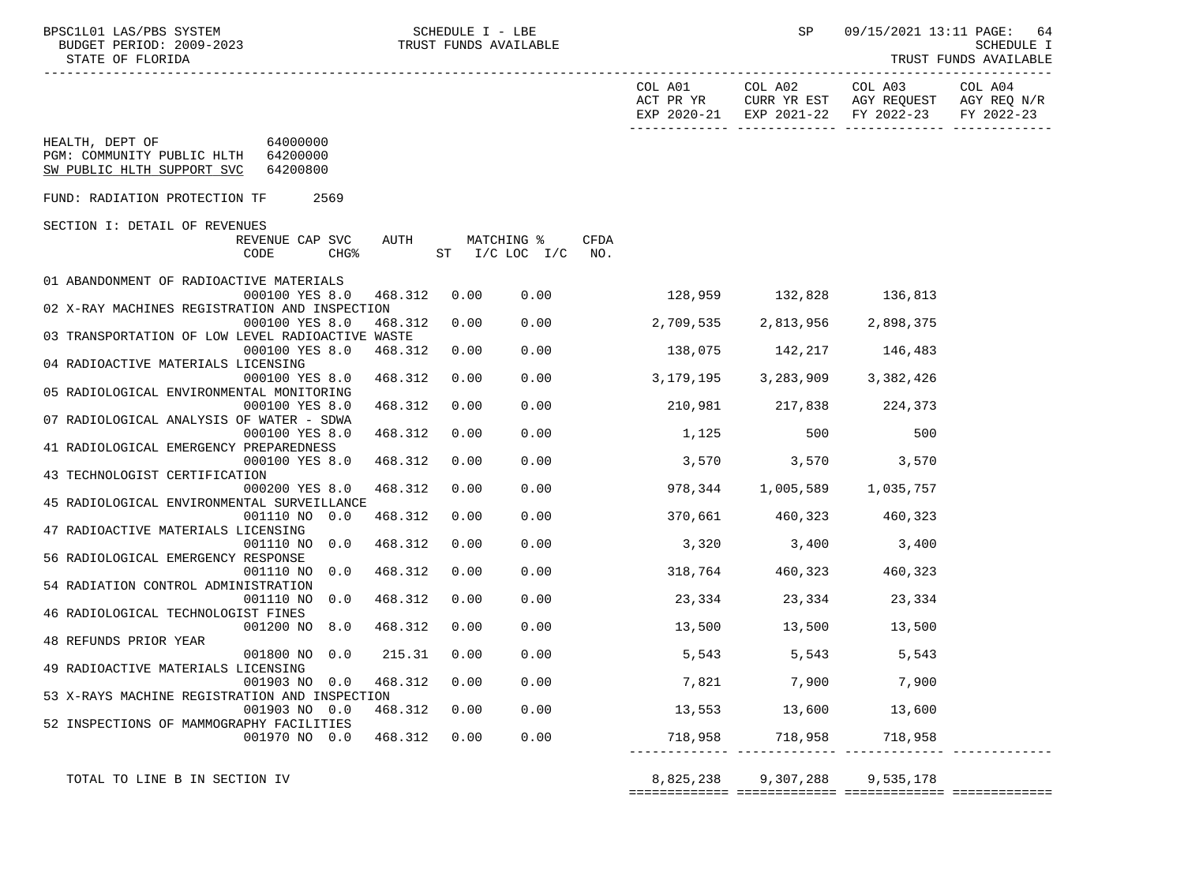BPSC1L01 LAS/PBS SYSTEM — SCHEDULE I - LBE — TRUST FUNDS AVAILABLE
BUDGET PERIOD: 2009-2023
STATE OF FLORIDA

SP 09/15/2021 13:11 — SCHEDULE I — TRUST FUNDS AVAILABLE

HEALTH, DEPT OF 64000000
PGM: COMMUNITY PUBLIC HLTH 64200000
SW PUBLIC HLTH SUPPORT SVC 64200800

FUND: RADIATION PROTECTION TF 2569

SECTION I: DETAIL OF REVENUES

| Revenue | Revenue Code | Cap | SVC CHG% | Auth ST | Matching % I/C | LOC I/C | CFDA NO. | COL A01 ACT PR YR EXP 2020-21 | COL A02 CURR YR EST EXP 2021-22 | COL A03 AGY REQUEST FY 2022-23 | COL A04 AGY REQ N/R FY 2022-23 |
|---|---|---|---|---|---|---|---|---|---|---|---|
| 01 ABANDONMENT OF RADIOACTIVE MATERIALS | 000100 | YES | 8.0 | 468.312 | 0.00 | 0.00 | | 128,959 | 132,828 | 136,813 | |
| 02 X-RAY MACHINES REGISTRATION AND INSPECTION | 000100 | YES | 8.0 | 468.312 | 0.00 | 0.00 | | 2,709,535 | 2,813,956 | 2,898,375 | |
| 03 TRANSPORTATION OF LOW LEVEL RADIOACTIVE WASTE | 000100 | YES | 8.0 | 468.312 | 0.00 | 0.00 | | 138,075 | 142,217 | 146,483 | |
| 04 RADIOACTIVE MATERIALS LICENSING | 000100 | YES | 8.0 | 468.312 | 0.00 | 0.00 | | 3,179,195 | 3,283,909 | 3,382,426 | |
| 05 RADIOLOGICAL ENVIRONMENTAL MONITORING | 000100 | YES | 8.0 | 468.312 | 0.00 | 0.00 | | 210,981 | 217,838 | 224,373 | |
| 07 RADIOLOGICAL ANALYSIS OF WATER - SDWA | 000100 | YES | 8.0 | 468.312 | 0.00 | 0.00 | | 1,125 | 500 | 500 | |
| 41 RADIOLOGICAL EMERGENCY PREPAREDNESS | 000100 | YES | 8.0 | 468.312 | 0.00 | 0.00 | | 3,570 | 3,570 | 3,570 | |
| 43 TECHNOLOGIST CERTIFICATION | 000200 | YES | 8.0 | 468.312 | 0.00 | 0.00 | | 978,344 | 1,005,589 | 1,035,757 | |
| 45 RADIOLOGICAL ENVIRONMENTAL SURVEILLANCE | 001110 | NO | 0.0 | 468.312 | 0.00 | 0.00 | | 370,661 | 460,323 | 460,323 | |
| 47 RADIOACTIVE MATERIALS LICENSING | 001110 | NO | 0.0 | 468.312 | 0.00 | 0.00 | | 3,320 | 3,400 | 3,400 | |
| 56 RADIOLOGICAL EMERGENCY RESPONSE | 001110 | NO | 0.0 | 468.312 | 0.00 | 0.00 | | 318,764 | 460,323 | 460,323 | |
| 54 RADIATION CONTROL ADMINISTRATION | 001110 | NO | 0.0 | 468.312 | 0.00 | 0.00 | | 23,334 | 23,334 | 23,334 | |
| 46 RADIOLOGICAL TECHNOLOGIST FINES | 001200 | NO | 8.0 | 468.312 | 0.00 | 0.00 | | 13,500 | 13,500 | 13,500 | |
| 48 REFUNDS PRIOR YEAR | 001800 | NO | 0.0 | 215.31 | 0.00 | 0.00 | | 5,543 | 5,543 | 5,543 | |
| 49 RADIOACTIVE MATERIALS LICENSING | 001903 | NO | 0.0 | 468.312 | 0.00 | 0.00 | | 7,821 | 7,900 | 7,900 | |
| 53 X-RAYS MACHINE REGISTRATION AND INSPECTION | 001903 | NO | 0.0 | 468.312 | 0.00 | 0.00 | | 13,553 | 13,600 | 13,600 | |
| 52 INSPECTIONS OF MAMMOGRAPHY FACILITIES | 001970 | NO | 0.0 | 468.312 | 0.00 | 0.00 | | 718,958 | 718,958 | 718,958 | |
| TOTAL TO LINE B IN SECTION IV | | | | | | | | 8,825,238 | 9,307,288 | 9,535,178 | |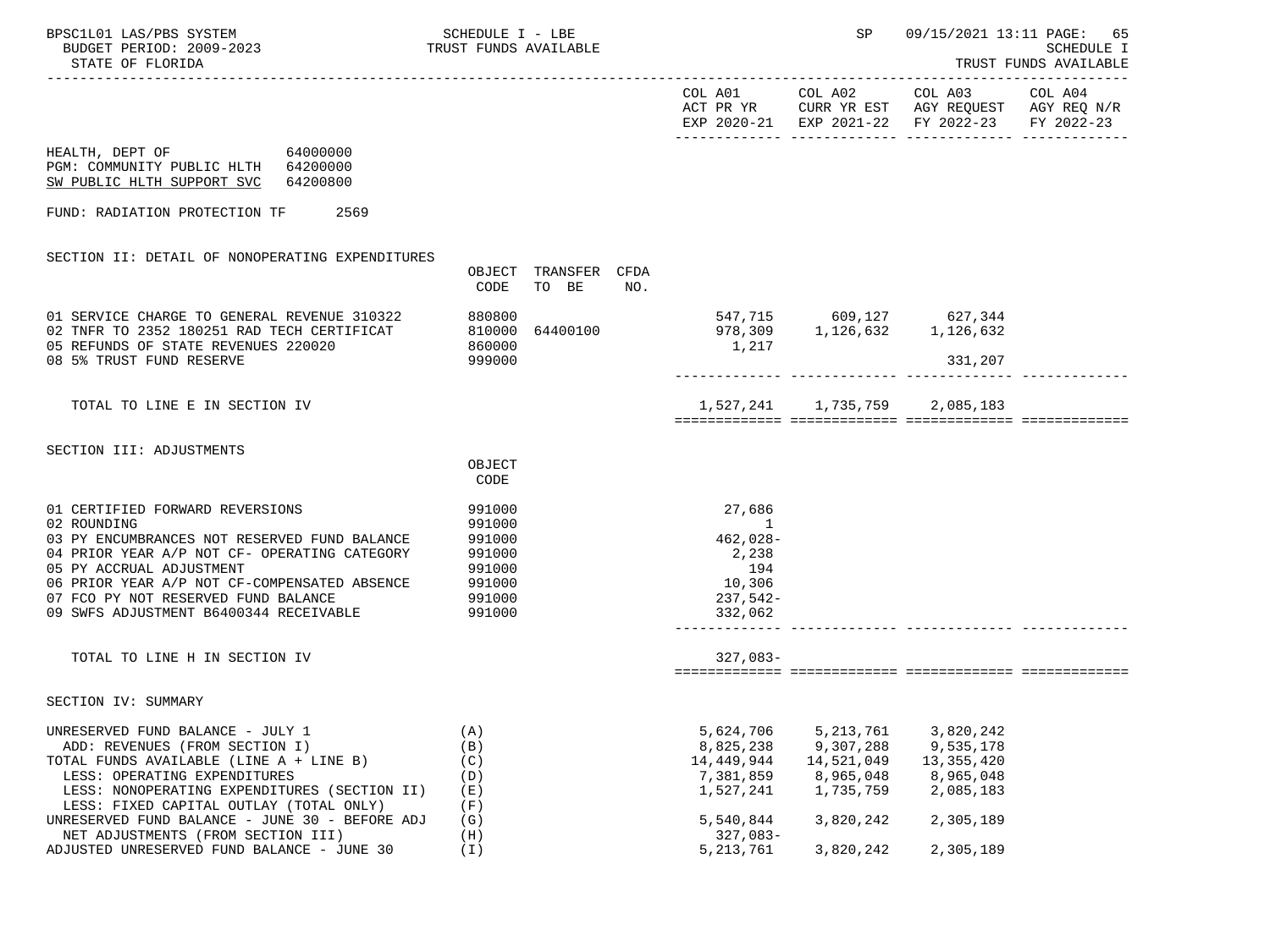BPSC1L01 LAS/PBS SYSTEM — SCHEDULE I - LBE — TRUST FUNDS AVAILABLE — SP 09/15/2021 13:11

BUDGET PERIOD: 2009-2023

STATE OF FLORIDA

SCHEDULE I — TRUST FUNDS AVAILABLE

| | COL A01 ACT PR YR EXP 2020-21 | COL A02 CURR YR EST EXP 2021-22 | COL A03 AGY REQUEST FY 2022-23 | COL A04 AGY REQ N/R FY 2022-23 |
|---|---|---|---|---|

HEALTH, DEPT OF 64000000
PGM: COMMUNITY PUBLIC HLTH 64200000
SW PUBLIC HLTH SUPPORT SVC 64200800

FUND: RADIATION PROTECTION TF 2569

## SECTION II: DETAIL OF NONOPERATING EXPENDITURES

| | OBJECT CODE | TRANSFER TO BE | CFDA NO. | COL A01 | COL A02 | COL A03 | COL A04 |
|---|---|---|---|---|---|---|---|
| 01 SERVICE CHARGE TO GENERAL REVENUE 310322 | 880800 | | | 547,715 | 609,127 | 627,344 | |
| 02 TNFR TO 2352 180251 RAD TECH CERTIFICAT | 810000 | 64400100 | | 978,309 | 1,126,632 | 1,126,632 | |
| 05 REFUNDS OF STATE REVENUES 220020 | 860000 | | | 1,217 | | | |
| 08 5% TRUST FUND RESERVE | 999000 | | | | | 331,207 | |
| TOTAL TO LINE E IN SECTION IV | | | | 1,527,241 | 1,735,759 | 2,085,183 | |

## SECTION III: ADJUSTMENTS

| | OBJECT CODE | COL A01 | COL A02 | COL A03 | COL A04 |
|---|---|---|---|---|---|
| 01 CERTIFIED FORWARD REVERSIONS | 991000 | 27,686 | | | |
| 02 ROUNDING | 991000 | 1 | | | |
| 03 PY ENCUMBRANCES NOT RESERVED FUND BALANCE | 991000 | 462,028- | | | |
| 04 PRIOR YEAR A/P NOT CF- OPERATING CATEGORY | 991000 | 2,238 | | | |
| 05 PY ACCRUAL ADJUSTMENT | 991000 | 194 | | | |
| 06 PRIOR YEAR A/P NOT CF-COMPENSATED ABSENCE | 991000 | 10,306 | | | |
| 07 FCO PY NOT RESERVED FUND BALANCE | 991000 | 237,542- | | | |
| 09 SWFS ADJUSTMENT B6400344 RECEIVABLE | 991000 | 332,062 | | | |
| TOTAL TO LINE H IN SECTION IV | | 327,083- | | | |

## SECTION IV: SUMMARY

| | | COL A01 | COL A02 | COL A03 | COL A04 |
|---|---|---|---|---|---|
| UNRESERVED FUND BALANCE - JULY 1 | (A) | 5,624,706 | 5,213,761 | 3,820,242 | |
| ADD: REVENUES (FROM SECTION I) | (B) | 8,825,238 | 9,307,288 | 9,535,178 | |
| TOTAL FUNDS AVAILABLE (LINE A + LINE B) | (C) | 14,449,944 | 14,521,049 | 13,355,420 | |
| LESS: OPERATING EXPENDITURES | (D) | 7,381,859 | 8,965,048 | 8,965,048 | |
| LESS: NONOPERATING EXPENDITURES (SECTION II) | (E) | 1,527,241 | 1,735,759 | 2,085,183 | |
| LESS: FIXED CAPITAL OUTLAY (TOTAL ONLY) | (F) | | | | |
| UNRESERVED FUND BALANCE - JUNE 30 - BEFORE ADJ | (G) | 5,540,844 | 3,820,242 | 2,305,189 | |
| NET ADJUSTMENTS (FROM SECTION III) | (H) | 327,083- | | | |
| ADJUSTED UNRESERVED FUND BALANCE - JUNE 30 | (I) | 5,213,761 | 3,820,242 | 2,305,189 | |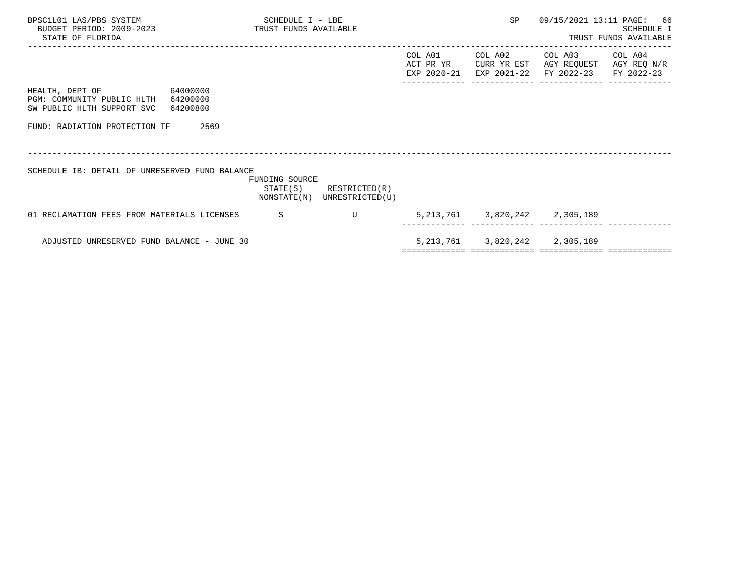HEALTH, DEPT OF 64000000
PGM: COMMUNITY PUBLIC HLTH 64200000
SW PUBLIC HLTH SUPPORT SVC 64200800

FUND: RADIATION PROTECTION TF 2569

SCHEDULE IB: DETAIL OF UNRESERVED FUND BALANCE

| | FUNDING SOURCE STATE(S) NONSTATE(N) | RESTRICTED(R) UNRESTRICTED(U) | COL A01 ACT PR YR EXP 2020-21 | COL A02 CURR YR EST EXP 2021-22 | COL A03 AGY REQUEST FY 2022-23 | COL A04 AGY REQ N/R FY 2022-23 |
|---|---|---|---|---|---|---|
| 01 RECLAMATION FEES FROM MATERIALS LICENSES | S | U | 5,213,761 | 3,820,242 | 2,305,189 | |
| ADJUSTED UNRESERVED FUND BALANCE - JUNE 30 | | | 5,213,761 | 3,820,242 | 2,305,189 | |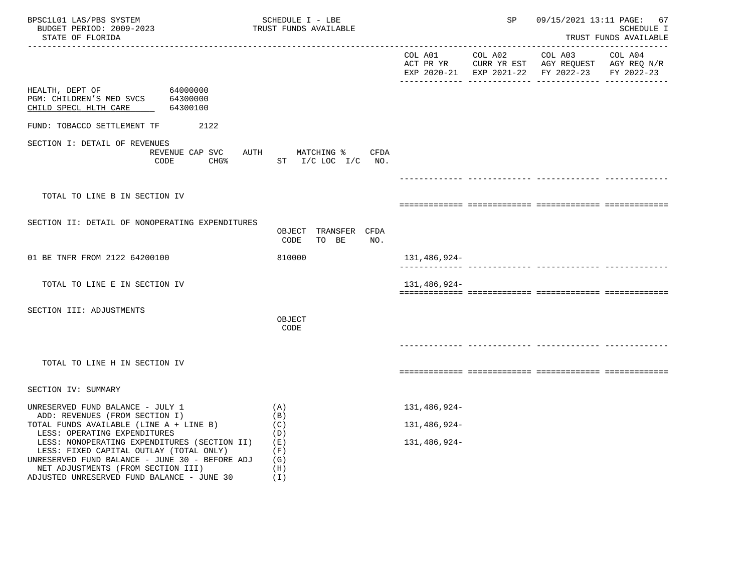HEALTH, DEPT OF 64000000
PGM: CHILDREN'S MED SVCS 64300000
CHILD SPECL HLTH CARE 64300100

FUND: TOBACCO SETTLEMENT TF 2122

| | | COL A01 ACT PR YR EXP 2020-21 | COL A02 CURR YR EST EXP 2021-22 | COL A03 AGY REQUEST FY 2022-23 | COL A04 AGY REQ N/R FY 2022-23 |
|---|---|---|---|---|---|
| **SECTION I: DETAIL OF REVENUES** | REVENUE CODE / CAP SVC CHG% / AUTH / MATCHING % ST I/C LOC I/C / CFDA NO. | | | | |
| TOTAL TO LINE B IN SECTION IV | | | | | |
| **SECTION II: DETAIL OF NONOPERATING EXPENDITURES** | OBJECT CODE / TRANSFER TO BE / CFDA NO. | | | | |
| 01 BE TNFR FROM 2122 64200100 | 810000 | 131,486,924- | | | |
| TOTAL TO LINE E IN SECTION IV | | 131,486,924- | | | |
| **SECTION III: ADJUSTMENTS** | OBJECT CODE | | | | |
| TOTAL TO LINE H IN SECTION IV | | | | | |
| **SECTION IV: SUMMARY** | | | | | |
| UNRESERVED FUND BALANCE - JULY 1 | (A) | 131,486,924- | | | |
| ADD: REVENUES (FROM SECTION I) | (B) | | | | |
| TOTAL FUNDS AVAILABLE (LINE A + LINE B) | (C) | 131,486,924- | | | |
| LESS: OPERATING EXPENDITURES | (D) | | | | |
| LESS: NONOPERATING EXPENDITURES (SECTION II) | (E) | 131,486,924- | | | |
| LESS: FIXED CAPITAL OUTLAY (TOTAL ONLY) | (F) | | | | |
| UNRESERVED FUND BALANCE - JUNE 30 - BEFORE ADJ | (G) | | | | |
| NET ADJUSTMENTS (FROM SECTION III) | (H) | | | | |
| ADJUSTED UNRESERVED FUND BALANCE - JUNE 30 | (I) | | | | |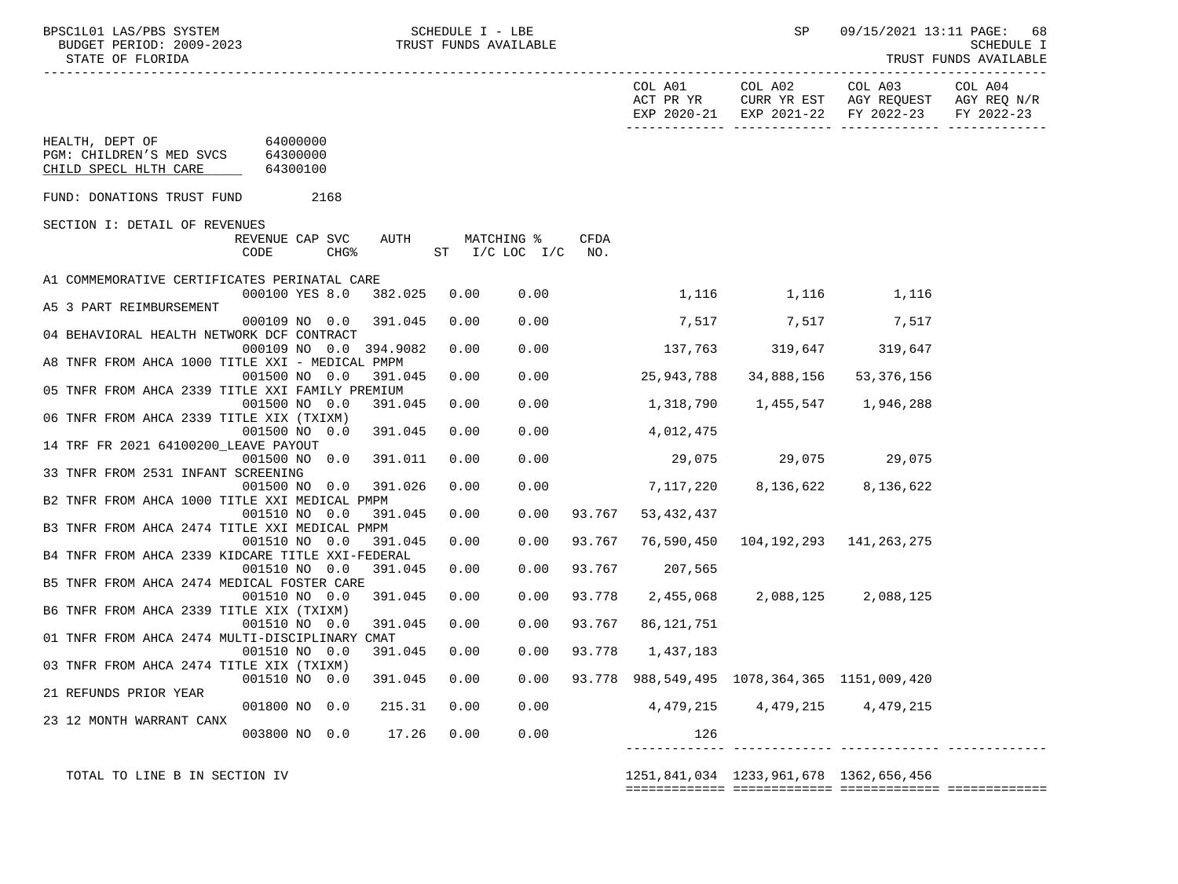BPSC1L01 LAS/PBS SYSTEM — SCHEDULE I - LBE — TRUST FUNDS AVAILABLE — SP 09/15/2021 13:11

BUDGET PERIOD: 2009-2023 — SCHEDULE I

STATE OF FLORIDA — TRUST FUNDS AVAILABLE

HEALTH, DEPT OF 64000000
PGM: CHILDREN'S MED SVCS 64300000
CHILD SPECL HLTH CARE 64300100

FUND: DONATIONS TRUST FUND 2168

SECTION I: DETAIL OF REVENUES

| Description | REVENUE CODE | CAP | SVC CHG% | AUTH ST | MATCHING % I/C | LOC I/C | CFDA NO. | COL A01 ACT PR YR EXP 2020-21 | COL A02 CURR YR EST EXP 2021-22 | COL A03 AGY REQUEST FY 2022-23 | COL A04 AGY REQ N/R FY 2022-23 |
|---|---|---|---|---|---|---|---|---|---|---|---|
| A1 COMMEMORATIVE CERTIFICATES PERINATAL CARE | 000100 | YES | 8.0 | 382.025 | 0.00 | 0.00 | | 1,116 | 1,116 | 1,116 | |
| A5 3 PART REIMBURSEMENT | 000109 | NO | 0.0 | 391.045 | 0.00 | 0.00 | | 7,517 | 7,517 | 7,517 | |
| 04 BEHAVIORAL HEALTH NETWORK DCF CONTRACT | 000109 | NO | 0.0 | 394.9082 | 0.00 | 0.00 | | 137,763 | 319,647 | 319,647 | |
| A8 TNFR FROM AHCA 1000 TITLE XXI - MEDICAL PMPM | 001500 | NO | 0.0 | 391.045 | 0.00 | 0.00 | | 25,943,788 | 34,888,156 | 53,376,156 | |
| 05 TNFR FROM AHCA 2339 TITLE XXI FAMILY PREMIUM | 001500 | NO | 0.0 | 391.045 | 0.00 | 0.00 | | 1,318,790 | 1,455,547 | 1,946,288 | |
| 06 TNFR FROM AHCA 2339 TITLE XIX (TXIXM) | 001500 | NO | 0.0 | 391.045 | 0.00 | 0.00 | | 4,012,475 | | | |
| 14 TRF FR 2021 64100200_LEAVE PAYOUT | 001500 | NO | 0.0 | 391.011 | 0.00 | 0.00 | | 29,075 | 29,075 | 29,075 | |
| 33 TNFR FROM 2531 INFANT SCREENING | 001500 | NO | 0.0 | 391.026 | 0.00 | 0.00 | | 7,117,220 | 8,136,622 | 8,136,622 | |
| B2 TNFR FROM AHCA 1000 TITLE XXI MEDICAL PMPM | 001510 | NO | 0.0 | 391.045 | 0.00 | 0.00 | 93.767 | 53,432,437 | | | |
| B3 TNFR FROM AHCA 2474 TITLE XXI MEDICAL PMPM | 001510 | NO | 0.0 | 391.045 | 0.00 | 0.00 | 93.767 | 76,590,450 | 104,192,293 | 141,263,275 | |
| B4 TNFR FROM AHCA 2339 KIDCARE TITLE XXI-FEDERAL | 001510 | NO | 0.0 | 391.045 | 0.00 | 0.00 | 93.767 | 207,565 | | | |
| B5 TNFR FROM AHCA 2474 MEDICAL FOSTER CARE | 001510 | NO | 0.0 | 391.045 | 0.00 | 0.00 | 93.778 | 2,455,068 | 2,088,125 | 2,088,125 | |
| B6 TNFR FROM AHCA 2339 TITLE XIX (TXIXM) | 001510 | NO | 0.0 | 391.045 | 0.00 | 0.00 | 93.767 | 86,121,751 | | | |
| 01 TNFR FROM AHCA 2474 MULTI-DISCIPLINARY CMAT | 001510 | NO | 0.0 | 391.045 | 0.00 | 0.00 | 93.778 | 1,437,183 | | | |
| 03 TNFR FROM AHCA 2474 TITLE XIX (TXIXM) | 001510 | NO | 0.0 | 391.045 | 0.00 | 0.00 | 93.778 | 988,549,495 | 1078,364,365 | 1151,009,420 | |
| 21 REFUNDS PRIOR YEAR | 001800 | NO | 0.0 | 215.31 | 0.00 | 0.00 | | 4,479,215 | 4,479,215 | 4,479,215 | |
| 23 12 MONTH WARRANT CANX | 003800 | NO | 0.0 | 17.26 | 0.00 | 0.00 | | 126 | | | |
| TOTAL TO LINE B IN SECTION IV | | | | | | | | 1251,841,034 | 1233,961,678 | 1362,656,456 | |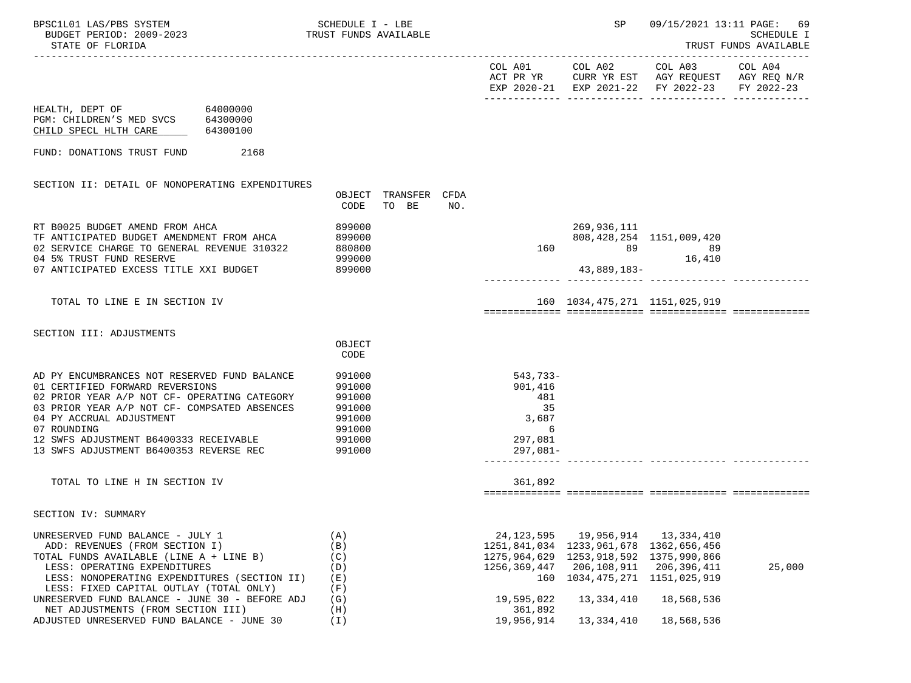HEALTH, DEPT OF 64000000
PGM: CHILDREN'S MED SVCS 64300000
CHILD SPECL HLTH CARE 64300100

FUND: DONATIONS TRUST FUND 2168

## SECTION II: DETAIL OF NONOPERATING EXPENDITURES

| | OBJECT CODE | TRANSFER TO BE | CFDA NO. | COL A01 ACT PR YR EXP 2020-21 | COL A02 CURR YR EST EXP 2021-22 | COL A03 AGY REQUEST FY 2022-23 | COL A04 AGY REQ N/R FY 2022-23 |
|---|---|---|---|---|---|---|---|
| RT B0025 BUDGET AMEND FROM AHCA | 899000 | | | | 269,936,111 | | |
| TF ANTICIPATED BUDGET AMENDMENT FROM AHCA | 899000 | | | | 808,428,254 | 1151,009,420 | |
| 02 SERVICE CHARGE TO GENERAL REVENUE 310322 | 880800 | | | 160 | 89 | 89 | |
| 04 5% TRUST FUND RESERVE | 999000 | | | | | 16,410 | |
| 07 ANTICIPATED EXCESS TITLE XXI BUDGET | 899000 | | | | 43,889,183- | | |
| TOTAL TO LINE E IN SECTION IV | | | | 160 | 1034,475,271 | 1151,025,919 | |

## SECTION III: ADJUSTMENTS

| | OBJECT CODE | COL A01 | COL A02 | COL A03 | COL A04 |
|---|---|---|---|---|---|
| AD PY ENCUMBRANCES NOT RESERVED FUND BALANCE | 991000 | 543,733- | | | |
| 01 CERTIFIED FORWARD REVERSIONS | 991000 | 901,416 | | | |
| 02 PRIOR YEAR A/P NOT CF- OPERATING CATEGORY | 991000 | 481 | | | |
| 03 PRIOR YEAR A/P NOT CF- COMPSATED ABSENCES | 991000 | 35 | | | |
| 04 PY ACCRUAL ADJUSTMENT | 991000 | 3,687 | | | |
| 07 ROUNDING | 991000 | 6 | | | |
| 12 SWFS ADJUSTMENT B6400333 RECEIVABLE | 991000 | 297,081 | | | |
| 13 SWFS ADJUSTMENT B6400353 REVERSE REC | 991000 | 297,081- | | | |
| TOTAL TO LINE H IN SECTION IV | | 361,892 | | | |

## SECTION IV: SUMMARY

| | | COL A01 | COL A02 | COL A03 | COL A04 |
|---|---|---|---|---|---|
| UNRESERVED FUND BALANCE - JULY 1 | (A) | 24,123,595 | 19,956,914 | 13,334,410 | |
| ADD: REVENUES (FROM SECTION I) | (B) | 1251,841,034 | 1233,961,678 | 1362,656,456 | |
| TOTAL FUNDS AVAILABLE (LINE A + LINE B) | (C) | 1275,964,629 | 1253,918,592 | 1375,990,866 | |
| LESS: OPERATING EXPENDITURES | (D) | 1256,369,447 | 206,108,911 | 206,396,411 | 25,000 |
| LESS: NONOPERATING EXPENDITURES (SECTION II) | (E) | 160 | 1034,475,271 | 1151,025,919 | |
| LESS: FIXED CAPITAL OUTLAY (TOTAL ONLY) | (F) | | | | |
| UNRESERVED FUND BALANCE - JUNE 30 - BEFORE ADJ | (G) | 19,595,022 | 13,334,410 | 18,568,536 | |
| NET ADJUSTMENTS (FROM SECTION III) | (H) | 361,892 | | | |
| ADJUSTED UNRESERVED FUND BALANCE - JUNE 30 | (I) | 19,956,914 | 13,334,410 | 18,568,536 | |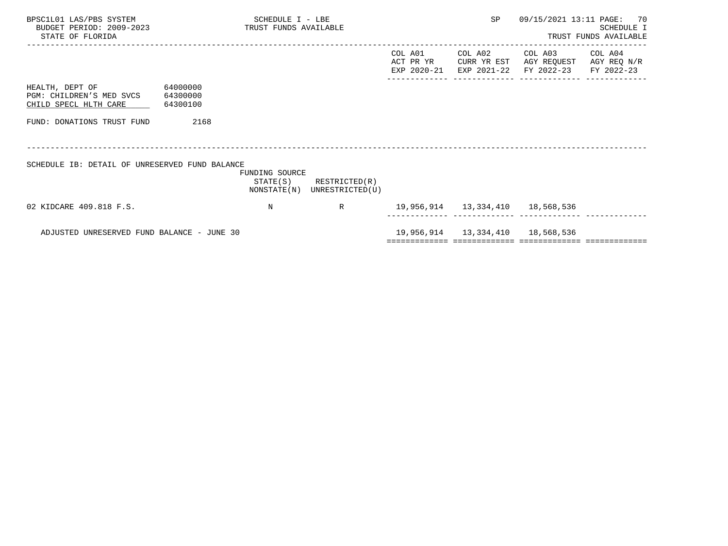| | | | | COL A01 ACT PR YR EXP 2020-21 | COL A02 CURR YR EST EXP 2021-22 | COL A03 AGY REQUEST FY 2022-23 | COL A04 AGY REQ N/R FY 2022-23 |
|---|---|---|---|---|---|---|---|
| HEALTH, DEPT OF | 64000000 | | | | | | |
| PGM: CHILDREN'S MED SVCS | 64300000 | | | | | | |
| CHILD SPECL HLTH CARE | 64300100 | | | | | | |
| FUND: DONATIONS TRUST FUND | 2168 | | | | | | |

SCHEDULE IB: DETAIL OF UNRESERVED FUND BALANCE

| | FUNDING SOURCE STATE(S) NONSTATE(N) | RESTRICTED(R) UNRESTRICTED(U) | COL A01 | COL A02 | COL A03 | COL A04 |
|---|---|---|---|---|---|---|
| 02 KIDCARE 409.818 F.S. | N | R | 19,956,914 | 13,334,410 | 18,568,536 | |
| ADJUSTED UNRESERVED FUND BALANCE - JUNE 30 | | | 19,956,914 | 13,334,410 | 18,568,536 | |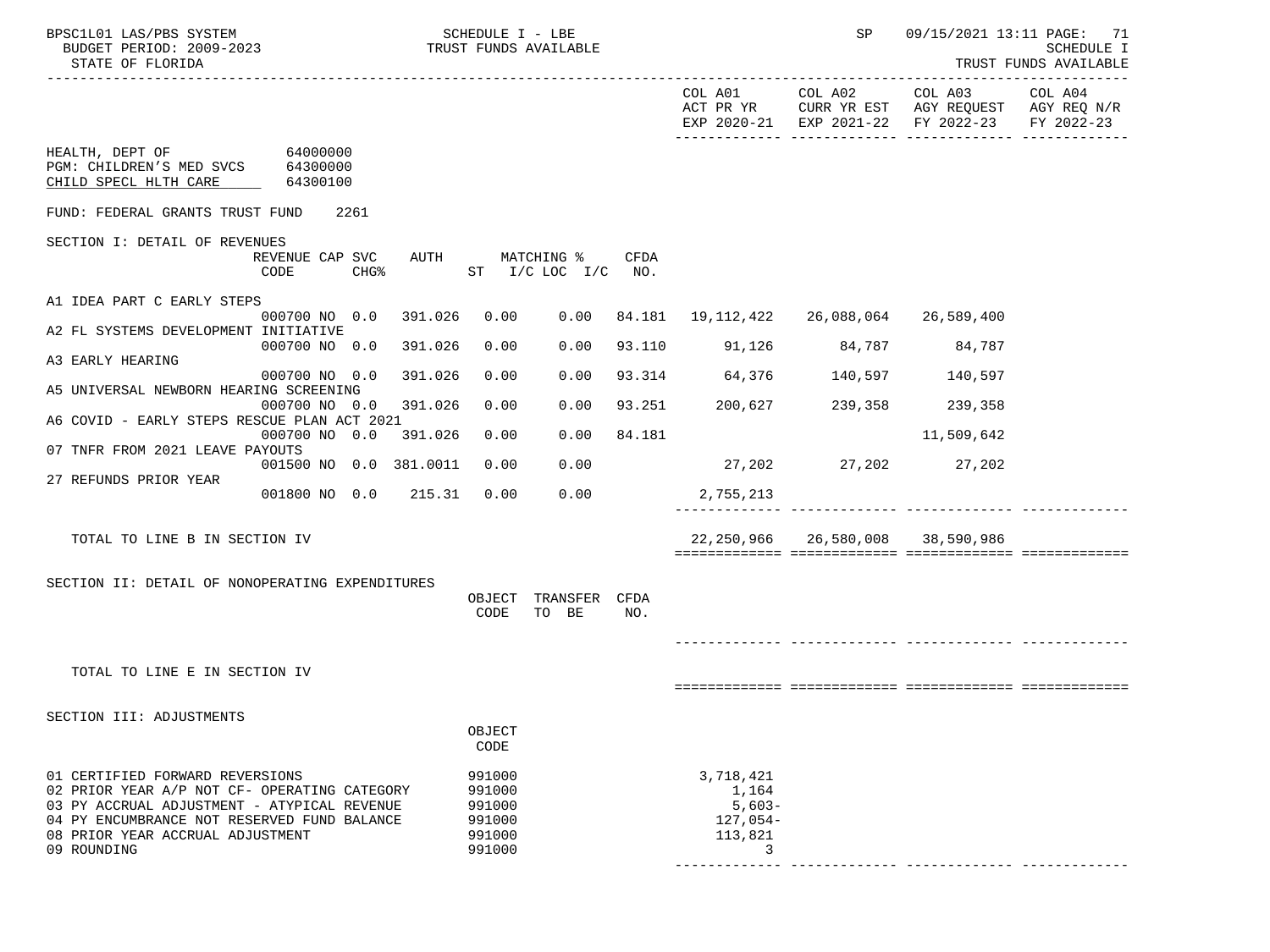SCHEDULE I - LBE
TRUST FUNDS AVAILABLE

STATE OF FLORIDA — SCHEDULE I TRUST FUNDS AVAILABLE

| | COL A01 ACT PR YR EXP 2020-21 | COL A02 CURR YR EST EXP 2021-22 | COL A03 AGY REQUEST FY 2022-23 | COL A04 AGY REQ N/R FY 2022-23 |
|---|---|---|---|---|

HEALTH, DEPT OF 64000000
PGM: CHILDREN'S MED SVCS 64300000
CHILD SPECL HLTH CARE 64300100

FUND: FEDERAL GRANTS TRUST FUND 2261

SECTION I: DETAIL OF REVENUES

| | REVENUE CODE | CAP SVC CHG% | AUTH | MATCHING % ST I/C | LOC I/C | CFDA NO. | COL A01 | COL A02 | COL A03 | COL A04 |
|---|---|---|---|---|---|---|---|---|---|---|
| A1 IDEA PART C EARLY STEPS | 000700 | NO 0.0 | 391.026 | 0.00 | 0.00 | 84.181 | 19,112,422 | 26,088,064 | 26,589,400 | |
| A2 FL SYSTEMS DEVELOPMENT INITIATIVE | 000700 | NO 0.0 | 391.026 | 0.00 | 0.00 | 93.110 | 91,126 | 84,787 | 84,787 | |
| A3 EARLY HEARING | 000700 | NO 0.0 | 391.026 | 0.00 | 0.00 | 93.314 | 64,376 | 140,597 | 140,597 | |
| A5 UNIVERSAL NEWBORN HEARING SCREENING | 000700 | NO 0.0 | 391.026 | 0.00 | 0.00 | 93.251 | 200,627 | 239,358 | 239,358 | |
| A6 COVID - EARLY STEPS RESCUE PLAN ACT 2021 | 000700 | NO 0.0 | 391.026 | 0.00 | 0.00 | 84.181 | | | 11,509,642 | |
| 07 TNFR FROM 2021 LEAVE PAYOUTS | 001500 | NO 0.0 | 381.0011 | 0.00 | 0.00 | | 27,202 | 27,202 | 27,202 | |
| 27 REFUNDS PRIOR YEAR | 001800 | NO 0.0 | 215.31 | 0.00 | 0.00 | | 2,755,213 | | | |
| TOTAL TO LINE B IN SECTION IV | | | | | | | 22,250,966 | 26,580,008 | 38,590,986 | |

SECTION II: DETAIL OF NONOPERATING EXPENDITURES

| | OBJECT CODE | TRANSFER TO BE | CFDA NO. | COL A01 | COL A02 | COL A03 | COL A04 |
|---|---|---|---|---|---|---|---|
| TOTAL TO LINE E IN SECTION IV | | | | | | | |

SECTION III: ADJUSTMENTS

| | OBJECT CODE | COL A01 | COL A02 | COL A03 | COL A04 |
|---|---|---|---|---|---|
| 01 CERTIFIED FORWARD REVERSIONS | 991000 | 3,718,421 | | | |
| 02 PRIOR YEAR A/P NOT CF- OPERATING CATEGORY | 991000 | 1,164 | | | |
| 03 PY ACCRUAL ADJUSTMENT - ATYPICAL REVENUE | 991000 | 5,603- | | | |
| 04 PY ENCUMBRANCE NOT RESERVED FUND BALANCE | 991000 | 127,054- | | | |
| 08 PRIOR YEAR ACCRUAL ADJUSTMENT | 991000 | 113,821 | | | |
| 09 ROUNDING | 991000 | 3 | | | |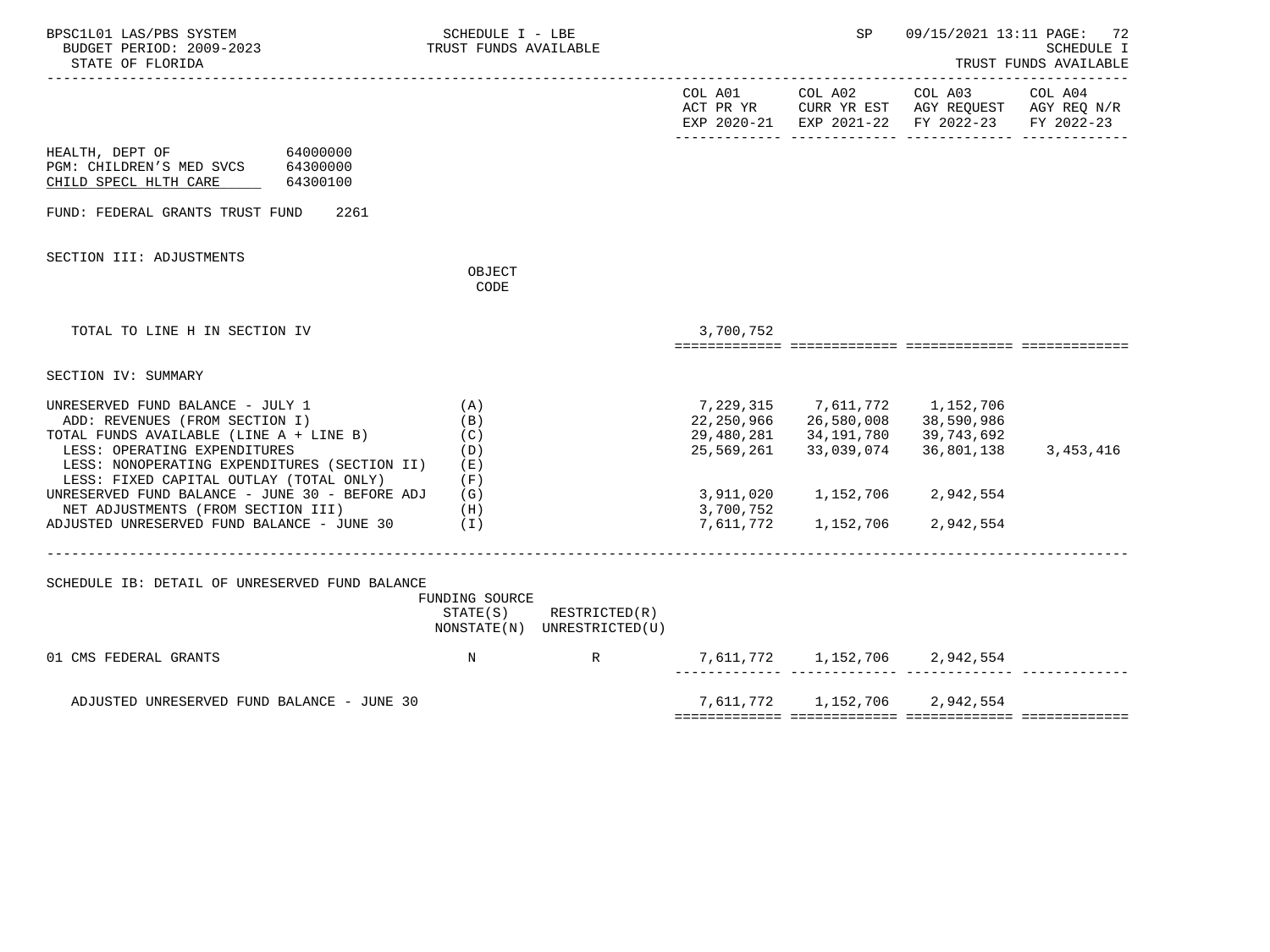HEALTH, DEPT OF 64000000
PGM: CHILDREN'S MED SVCS 64300000
CHILD SPECL HLTH CARE 64300100

FUND: FEDERAL GRANTS TRUST FUND 2261

## SECTION III: ADJUSTMENTS

| | OBJECT CODE | COL A01 ACT PR YR EXP 2020-21 | COL A02 CURR YR EST EXP 2021-22 | COL A03 AGY REQUEST FY 2022-23 | COL A04 AGY REQ N/R FY 2022-23 |
|---|---|---|---|---|---|
| TOTAL TO LINE H IN SECTION IV | | 3,700,752 | | | |

## SECTION IV: SUMMARY

| | | COL A01 | COL A02 | COL A03 | COL A04 |
|---|---|---|---|---|---|
| UNRESERVED FUND BALANCE - JULY 1 | (A) | 7,229,315 | 7,611,772 | 1,152,706 | |
| ADD: REVENUES (FROM SECTION I) | (B) | 22,250,966 | 26,580,008 | 38,590,986 | |
| TOTAL FUNDS AVAILABLE (LINE A + LINE B) | (C) | 29,480,281 | 34,191,780 | 39,743,692 | |
| LESS: OPERATING EXPENDITURES | (D) | 25,569,261 | 33,039,074 | 36,801,138 | 3,453,416 |
| LESS: NONOPERATING EXPENDITURES (SECTION II) | (E) | | | | |
| LESS: FIXED CAPITAL OUTLAY (TOTAL ONLY) | (F) | | | | |
| UNRESERVED FUND BALANCE - JUNE 30 - BEFORE ADJ | (G) | 3,911,020 | 1,152,706 | 2,942,554 | |
| NET ADJUSTMENTS (FROM SECTION III) | (H) | 3,700,752 | | | |
| ADJUSTED UNRESERVED FUND BALANCE - JUNE 30 | (I) | 7,611,772 | 1,152,706 | 2,942,554 | |

## SCHEDULE IB: DETAIL OF UNRESERVED FUND BALANCE

| | FUNDING SOURCE STATE(S) NONSTATE(N) | RESTRICTED(R) UNRESTRICTED(U) | COL A01 | COL A02 | COL A03 | COL A04 |
|---|---|---|---|---|---|---|
| 01 CMS FEDERAL GRANTS | N | R | 7,611,772 | 1,152,706 | 2,942,554 | |
| ADJUSTED UNRESERVED FUND BALANCE - JUNE 30 | | | 7,611,772 | 1,152,706 | 2,942,554 | |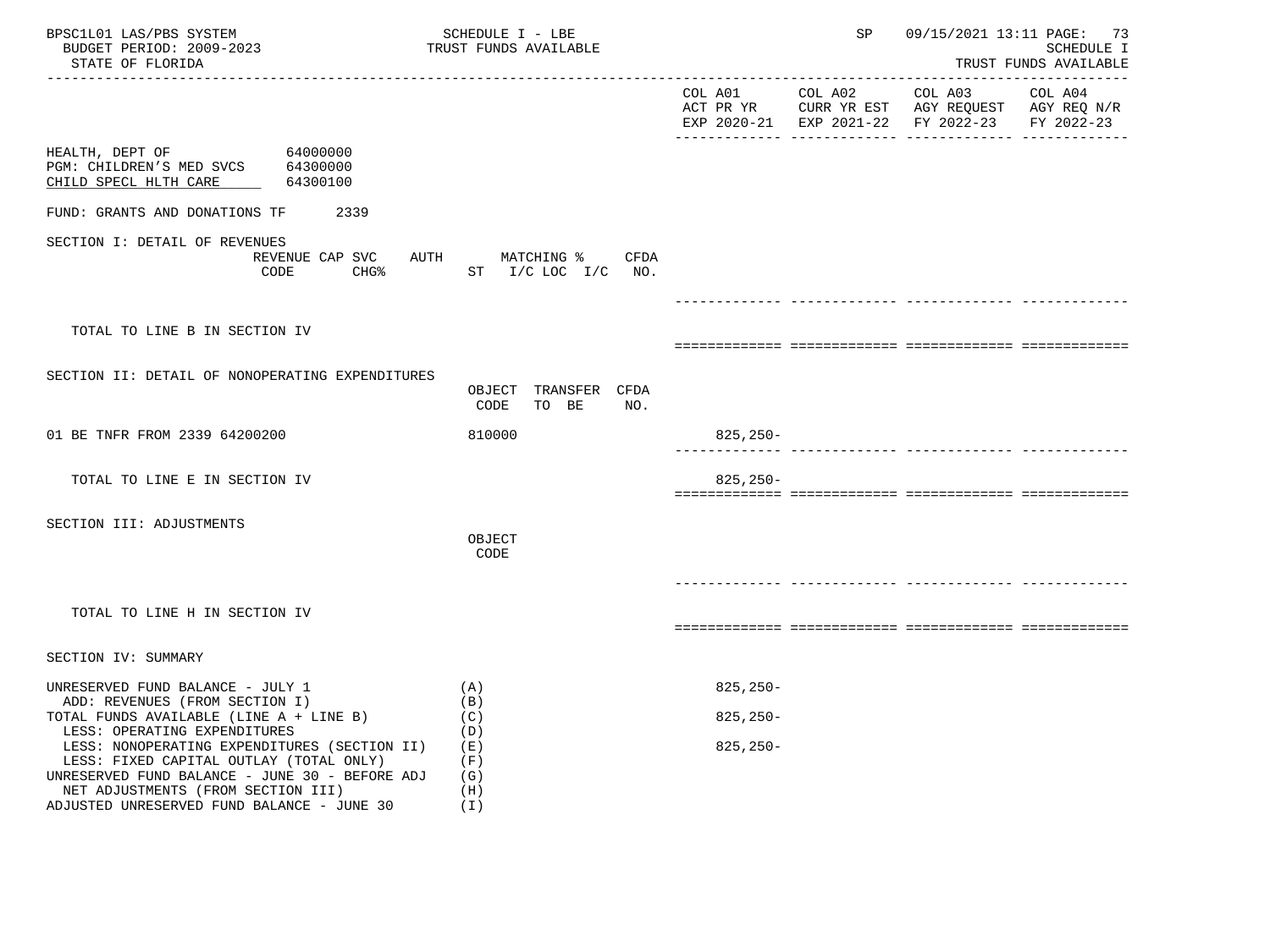HEALTH, DEPT OF 64000000
PGM: CHILDREN'S MED SVCS 64300000
CHILD SPECL HLTH CARE 64300100

FUND: GRANTS AND DONATIONS TF 2339

| | | COL A01 ACT PR YR EXP 2020-21 | COL A02 CURR YR EST EXP 2021-22 | COL A03 AGY REQUEST FY 2022-23 | COL A04 AGY REQ N/R FY 2022-23 |
|---|---|---|---|---|---|
| **SECTION I: DETAIL OF REVENUES** | REVENUE CODE / CAP SVC CHG% / AUTH / MATCHING % ST I/C LOC I/C / CFDA NO. | | | | |
| TOTAL TO LINE B IN SECTION IV | | | | | |
| **SECTION II: DETAIL OF NONOPERATING EXPENDITURES** | OBJECT CODE / TRANSFER TO BE / CFDA NO. | | | | |
| 01 BE TNFR FROM 2339 64200200 | 810000 | 825,250- | | | |
| TOTAL TO LINE E IN SECTION IV | | 825,250- | | | |
| **SECTION III: ADJUSTMENTS** | OBJECT CODE | | | | |
| TOTAL TO LINE H IN SECTION IV | | | | | |
| **SECTION IV: SUMMARY** | | | | | |
| UNRESERVED FUND BALANCE - JULY 1 | (A) | 825,250- | | | |
| ADD: REVENUES (FROM SECTION I) | (B) | | | | |
| TOTAL FUNDS AVAILABLE (LINE A + LINE B) | (C) | 825,250- | | | |
| LESS: OPERATING EXPENDITURES | (D) | | | | |
| LESS: NONOPERATING EXPENDITURES (SECTION II) | (E) | 825,250- | | | |
| LESS: FIXED CAPITAL OUTLAY (TOTAL ONLY) | (F) | | | | |
| UNRESERVED FUND BALANCE - JUNE 30 - BEFORE ADJ | (G) | | | | |
| NET ADJUSTMENTS (FROM SECTION III) | (H) | | | | |
| ADJUSTED UNRESERVED FUND BALANCE - JUNE 30 | (I) | | | | |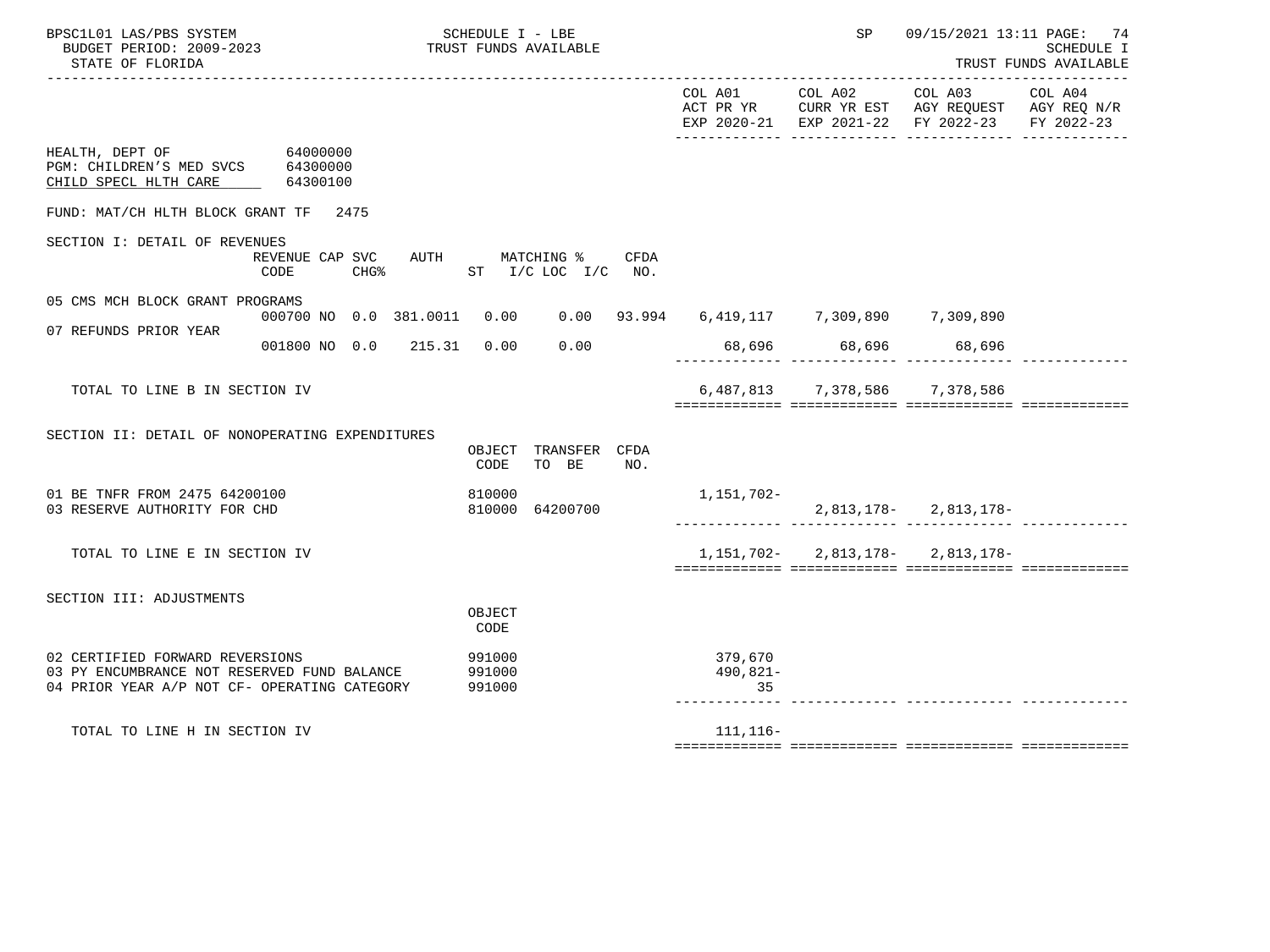HEALTH, DEPT OF 64000000
PGM: CHILDREN'S MED SVCS 64300000
CHILD SPECL HLTH CARE 64300100

FUND: MAT/CH HLTH BLOCK GRANT TF 2475

## SECTION I: DETAIL OF REVENUES

| | REVENUE CODE | CAP CHG% | SVC | AUTH | MATCHING % ST I/C | LOC I/C | CFDA NO. | COL A01 ACT PR YR EXP 2020-21 | COL A02 CURR YR EST EXP 2021-22 | COL A03 AGY REQUEST FY 2022-23 | COL A04 AGY REQ N/R FY 2022-23 |
|---|---|---|---|---|---|---|---|---|---|---|---|
| 05 CMS MCH BLOCK GRANT PROGRAMS | 000700 | NO | 0.0 | 381.0011 | 0.00 | 0.00 | 93.994 | 6,419,117 | 7,309,890 | 7,309,890 | |
| 07 REFUNDS PRIOR YEAR | 001800 | NO | 0.0 | 215.31 | 0.00 | 0.00 | | 68,696 | 68,696 | 68,696 | |
| TOTAL TO LINE B IN SECTION IV | | | | | | | | 6,487,813 | 7,378,586 | 7,378,586 | |

## SECTION II: DETAIL OF NONOPERATING EXPENDITURES

| | OBJECT CODE | TRANSFER TO BE | CFDA NO. | COL A01 | COL A02 | COL A03 | COL A04 |
|---|---|---|---|---|---|---|---|
| 01 BE TNFR FROM 2475 64200100 | 810000 | | | 1,151,702- | | | |
| 03 RESERVE AUTHORITY FOR CHD | 810000 | 64200700 | | | 2,813,178- | 2,813,178- | |
| TOTAL TO LINE E IN SECTION IV | | | | 1,151,702- | 2,813,178- | 2,813,178- | |

## SECTION III: ADJUSTMENTS

| | OBJECT CODE | COL A01 | COL A02 | COL A03 | COL A04 |
|---|---|---|---|---|---|
| 02 CERTIFIED FORWARD REVERSIONS | 991000 | 379,670 | | | |
| 03 PY ENCUMBRANCE NOT RESERVED FUND BALANCE | 991000 | 490,821- | | | |
| 04 PRIOR YEAR A/P NOT CF- OPERATING CATEGORY | 991000 | 35 | | | |
| TOTAL TO LINE H IN SECTION IV | | 111,116- | | | |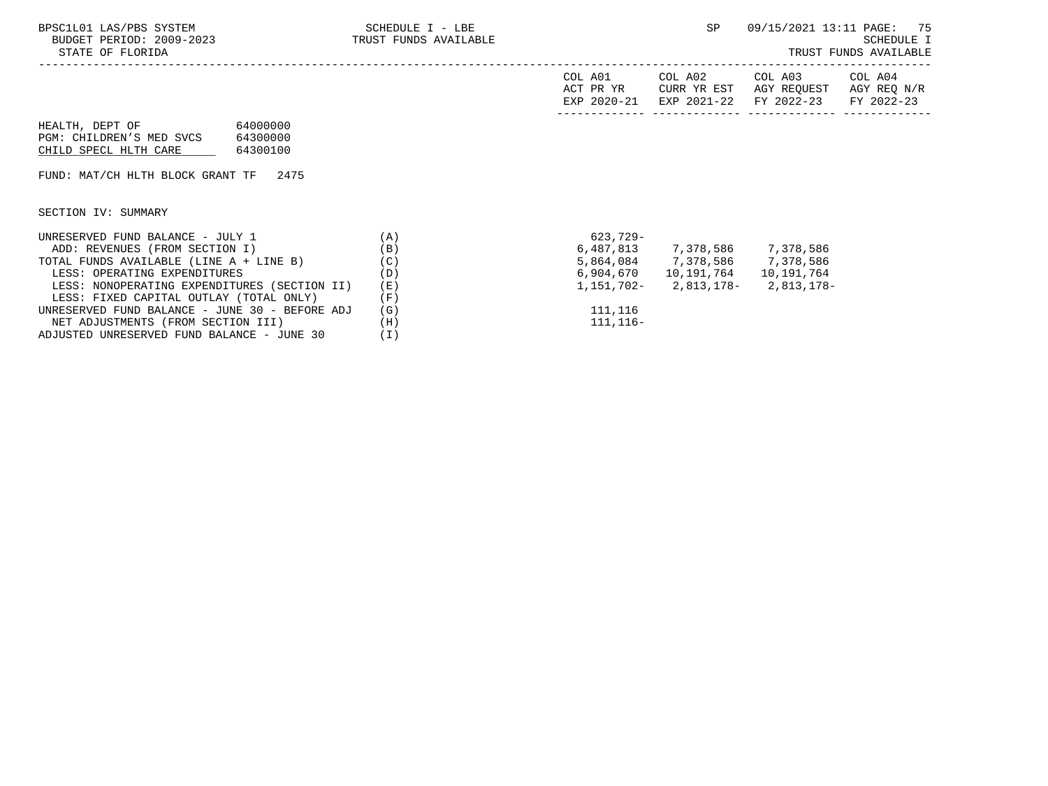HEALTH, DEPT OF 64000000
PGM: CHILDREN'S MED SVCS 64300000
CHILD SPECL HLTH CARE 64300100

FUND: MAT/CH HLTH BLOCK GRANT TF 2475

SECTION IV: SUMMARY

| | | COL A01 ACT PR YR EXP 2020-21 | COL A02 CURR YR EST EXP 2021-22 | COL A03 AGY REQUEST FY 2022-23 | COL A04 AGY REQ N/R FY 2022-23 |
|---|---|---|---|---|---|
| UNRESERVED FUND BALANCE - JULY 1 | (A) | 623,729- | | | |
| ADD: REVENUES (FROM SECTION I) | (B) | 6,487,813 | 7,378,586 | 7,378,586 | |
| TOTAL FUNDS AVAILABLE (LINE A + LINE B) | (C) | 5,864,084 | 7,378,586 | 7,378,586 | |
| LESS: OPERATING EXPENDITURES | (D) | 6,904,670 | 10,191,764 | 10,191,764 | |
| LESS: NONOPERATING EXPENDITURES (SECTION II) | (E) | 1,151,702- | 2,813,178- | 2,813,178- | |
| LESS: FIXED CAPITAL OUTLAY (TOTAL ONLY) | (F) | | | | |
| UNRESERVED FUND BALANCE - JUNE 30 - BEFORE ADJ | (G) | 111,116 | | | |
| NET ADJUSTMENTS (FROM SECTION III) | (H) | 111,116- | | | |
| ADJUSTED UNRESERVED FUND BALANCE - JUNE 30 | (I) | | | | |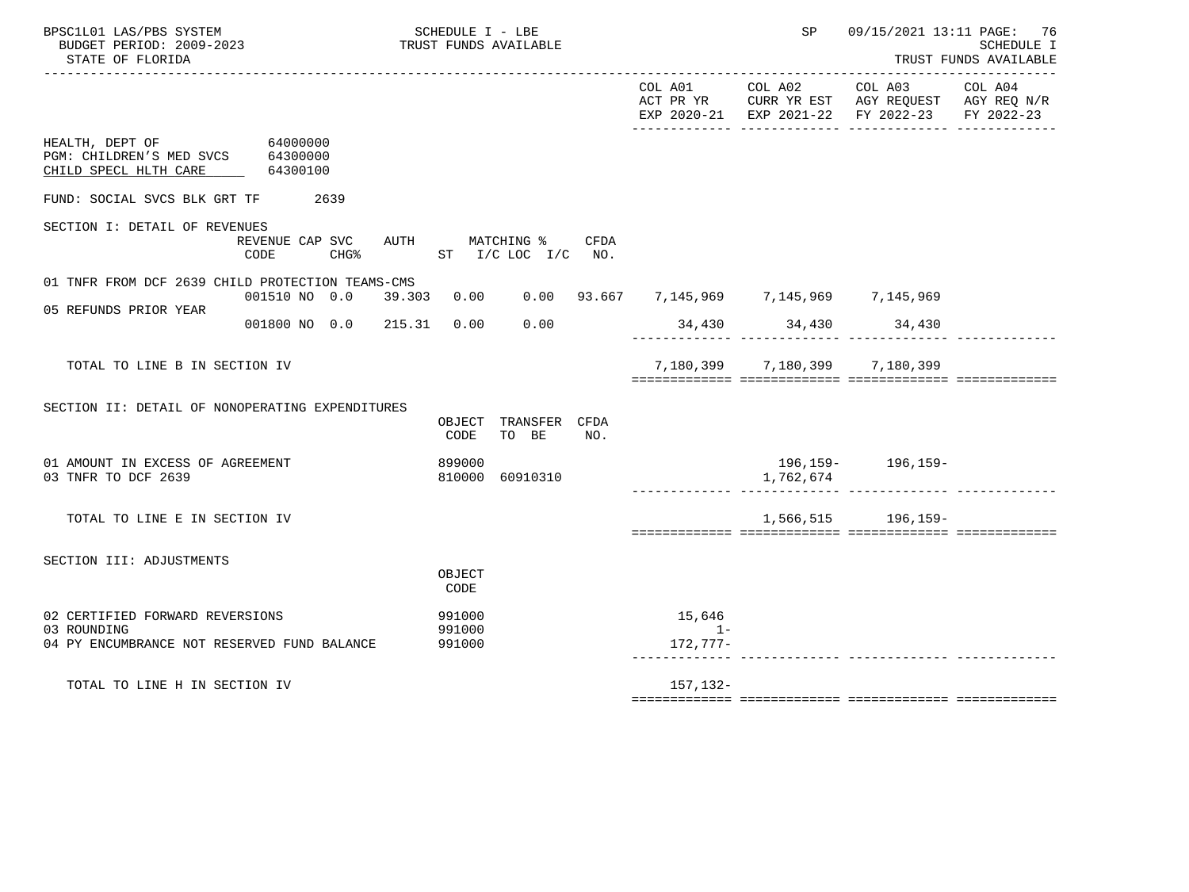HEALTH, DEPT OF 64000000
PGM: CHILDREN'S MED SVCS 64300000
CHILD SPECL HLTH CARE 64300100

FUND: SOCIAL SVCS BLK GRT TF 2639

| | COL A01 ACT PR YR EXP 2020-21 | COL A02 CURR YR EST EXP 2021-22 | COL A03 AGY REQUEST FY 2022-23 | COL A04 AGY REQ N/R FY 2022-23 |
|---|---|---|---|---|

## SECTION I: DETAIL OF REVENUES

| | REVENUE CODE | CAP SVC CHG% | AUTH ST | MATCHING % I/C | LOC I/C | CFDA NO. | COL A01 | COL A02 | COL A03 | COL A04 |
|---|---|---|---|---|---|---|---|---|---|---|
| 01 TNFR FROM DCF 2639 CHILD PROTECTION TEAMS-CMS | 001510 | NO 0.0 | 39.303 | 0.00 | 0.00 | 93.667 | 7,145,969 | 7,145,969 | 7,145,969 | |
| 05 REFUNDS PRIOR YEAR | 001800 | NO 0.0 | 215.31 | 0.00 | 0.00 | | 34,430 | 34,430 | 34,430 | |
| TOTAL TO LINE B IN SECTION IV | | | | | | | 7,180,399 | 7,180,399 | 7,180,399 | |

## SECTION II: DETAIL OF NONOPERATING EXPENDITURES

| | OBJECT CODE | TRANSFER TO BE | CFDA NO. | COL A01 | COL A02 | COL A03 | COL A04 |
|---|---|---|---|---|---|---|---|
| 01 AMOUNT IN EXCESS OF AGREEMENT | 899000 | | | | 196,159- | 196,159- | |
| 03 TNFR TO DCF 2639 | 810000 | 60910310 | | | 1,762,674 | | |
| TOTAL TO LINE E IN SECTION IV | | | | | 1,566,515 | 196,159- | |

## SECTION III: ADJUSTMENTS

| | OBJECT CODE | COL A01 | COL A02 | COL A03 | COL A04 |
|---|---|---|---|---|---|
| 02 CERTIFIED FORWARD REVERSIONS | 991000 | 15,646 | | | |
| 03 ROUNDING | 991000 | 1- | | | |
| 04 PY ENCUMBRANCE NOT RESERVED FUND BALANCE | 991000 | 172,777- | | | |
| TOTAL TO LINE H IN SECTION IV | | 157,132- | | | |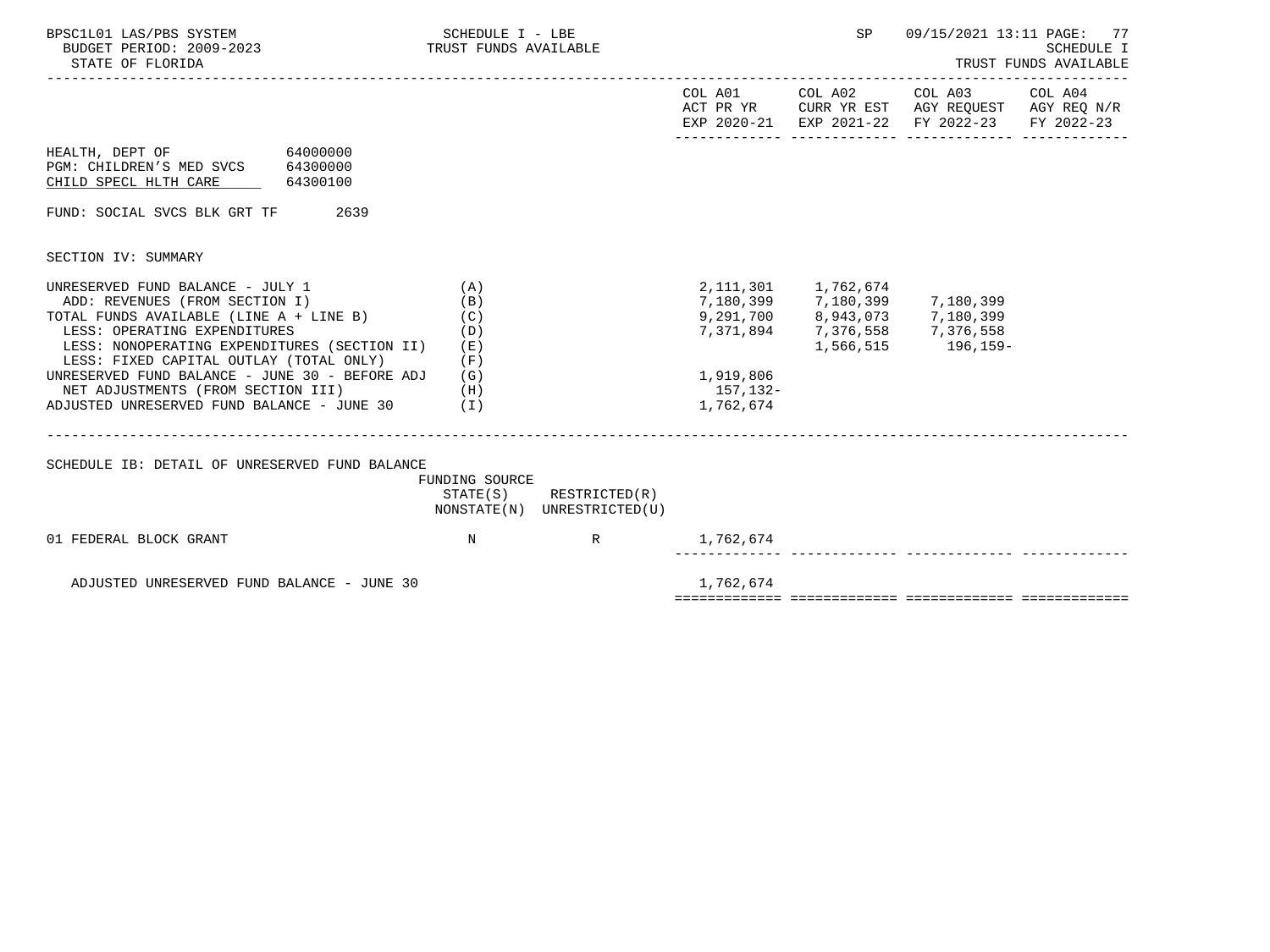HEALTH, DEPT OF 64000000
PGM: CHILDREN'S MED SVCS 64300000
CHILD SPECL HLTH CARE 64300100

FUND: SOCIAL SVCS BLK GRT TF 2639

SECTION IV: SUMMARY

| | | COL A01 ACT PR YR EXP 2020-21 | COL A02 CURR YR EST EXP 2021-22 | COL A03 AGY REQUEST FY 2022-23 | COL A04 AGY REQ N/R FY 2022-23 |
|---|---|---|---|---|---|
| UNRESERVED FUND BALANCE - JULY 1 | (A) | 2,111,301 | 1,762,674 | | |
| ADD: REVENUES (FROM SECTION I) | (B) | 7,180,399 | 7,180,399 | 7,180,399 | |
| TOTAL FUNDS AVAILABLE (LINE A + LINE B) | (C) | 9,291,700 | 8,943,073 | 7,180,399 | |
| LESS: OPERATING EXPENDITURES | (D) | 7,371,894 | 7,376,558 | 7,376,558 | |
| LESS: NONOPERATING EXPENDITURES (SECTION II) | (E) | | 1,566,515 | 196,159- | |
| LESS: FIXED CAPITAL OUTLAY (TOTAL ONLY) | (F) | | | | |
| UNRESERVED FUND BALANCE - JUNE 30 - BEFORE ADJ | (G) | 1,919,806 | | | |
| NET ADJUSTMENTS (FROM SECTION III) | (H) | 157,132- | | | |
| ADJUSTED UNRESERVED FUND BALANCE - JUNE 30 | (I) | 1,762,674 | | | |

SCHEDULE IB: DETAIL OF UNRESERVED FUND BALANCE

| | FUNDING SOURCE STATE(S) NONSTATE(N) | RESTRICTED(R) UNRESTRICTED(U) | COL A01 | COL A02 | COL A03 | COL A04 |
|---|---|---|---|---|---|---|
| 01 FEDERAL BLOCK GRANT | N | R | 1,762,674 | | | |
| ADJUSTED UNRESERVED FUND BALANCE - JUNE 30 | | | 1,762,674 | | | |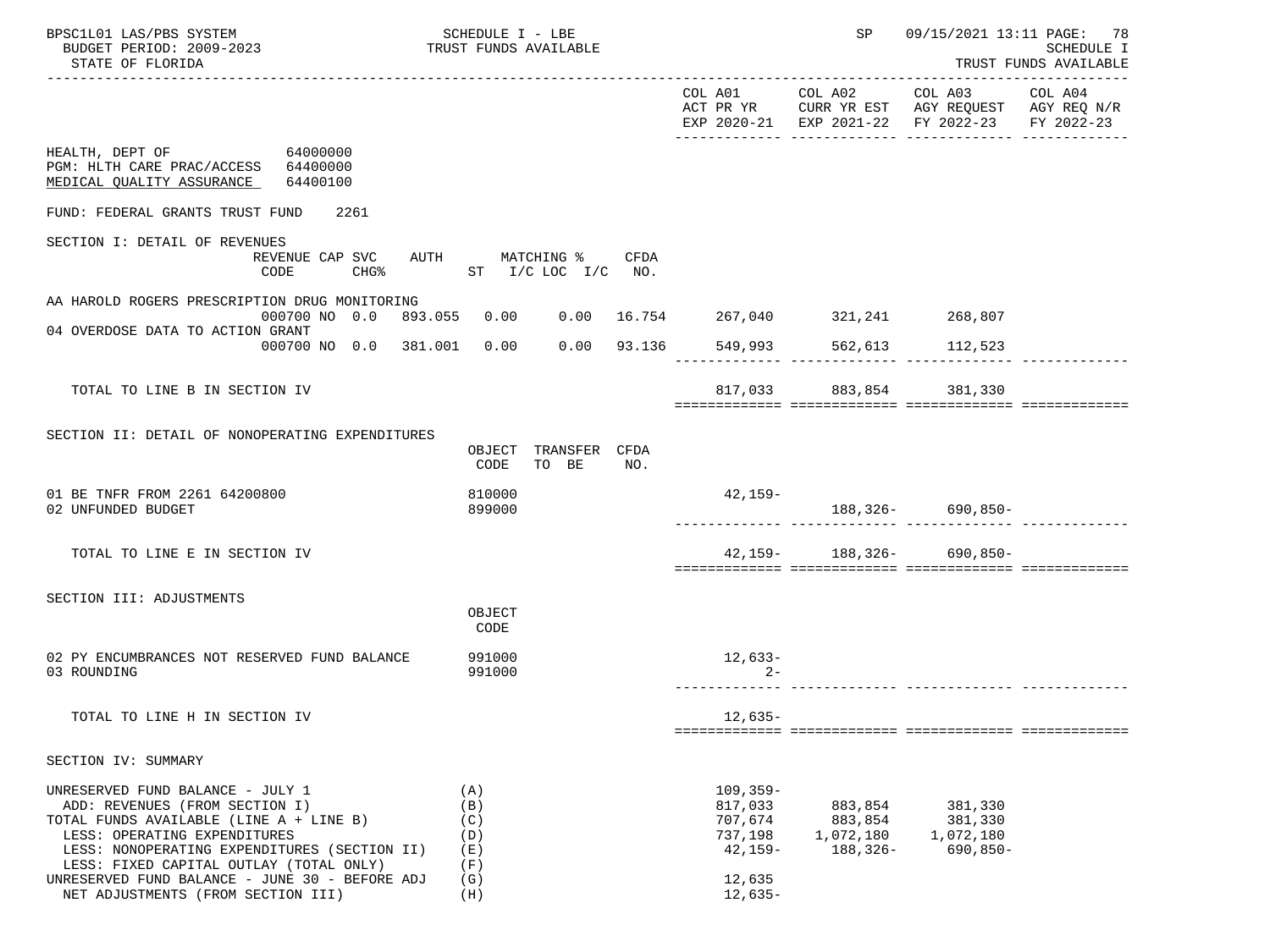SCHEDULE I - LBE
TRUST FUNDS AVAILABLE

SCHEDULE I
TRUST FUNDS AVAILABLE

| | COL A01 ACT PR YR EXP 2020-21 | COL A02 CURR YR EST EXP 2021-22 | COL A03 AGY REQUEST FY 2022-23 | COL A04 AGY REQ N/R FY 2022-23 |
|---|---|---|---|---|

HEALTH, DEPT OF 64000000
PGM: HLTH CARE PRAC/ACCESS 64400000
MEDICAL QUALITY ASSURANCE 64400100

FUND: FEDERAL GRANTS TRUST FUND 2261

## SECTION I: DETAIL OF REVENUES

| | REVENUE CODE | CAP SVC | CHG% | AUTH ST | MATCHING % I/C | LOC I/C | CFDA NO. | COL A01 | COL A02 | COL A03 | COL A04 |
|---|---|---|---|---|---|---|---|---|---|---|---|
| AA HAROLD ROGERS PRESCRIPTION DRUG MONITORING | 000700 | NO | 0.0 | 893.055 | 0.00 | 0.00 | 16.754 | 267,040 | 321,241 | 268,807 | |
| 04 OVERDOSE DATA TO ACTION GRANT | 000700 | NO | 0.0 | 381.001 | 0.00 | 0.00 | 93.136 | 549,993 | 562,613 | 112,523 | |
| TOTAL TO LINE B IN SECTION IV | | | | | | | | 817,033 | 883,854 | 381,330 | |

## SECTION II: DETAIL OF NONOPERATING EXPENDITURES

| | OBJECT CODE | TRANSFER TO BE | CFDA NO. | COL A01 | COL A02 | COL A03 | COL A04 |
|---|---|---|---|---|---|---|---|
| 01 BE TNFR FROM 2261 64200800 | 810000 | | | 42,159- | | | |
| 02 UNFUNDED BUDGET | 899000 | | | | 188,326- | 690,850- | |
| TOTAL TO LINE E IN SECTION IV | | | | 42,159- | 188,326- | 690,850- | |

## SECTION III: ADJUSTMENTS

| | OBJECT CODE | COL A01 | COL A02 | COL A03 | COL A04 |
|---|---|---|---|---|---|
| 02 PY ENCUMBRANCES NOT RESERVED FUND BALANCE | 991000 | 12,633- | | | |
| 03 ROUNDING | 991000 | 2- | | | |
| TOTAL TO LINE H IN SECTION IV | | 12,635- | | | |

## SECTION IV: SUMMARY

| | | COL A01 | COL A02 | COL A03 | COL A04 |
|---|---|---|---|---|---|
| UNRESERVED FUND BALANCE - JULY 1 | (A) | 109,359- | | | |
| ADD: REVENUES (FROM SECTION I) | (B) | 817,033 | 883,854 | 381,330 | |
| TOTAL FUNDS AVAILABLE (LINE A + LINE B) | (C) | 707,674 | 883,854 | 381,330 | |
| LESS: OPERATING EXPENDITURES | (D) | 737,198 | 1,072,180 | 1,072,180 | |
| LESS: NONOPERATING EXPENDITURES (SECTION II) | (E) | 42,159- | 188,326- | 690,850- | |
| LESS: FIXED CAPITAL OUTLAY (TOTAL ONLY) | (F) | | | | |
| UNRESERVED FUND BALANCE - JUNE 30 - BEFORE ADJ | (G) | 12,635 | | | |
| NET ADJUSTMENTS (FROM SECTION III) | (H) | 12,635- | | | |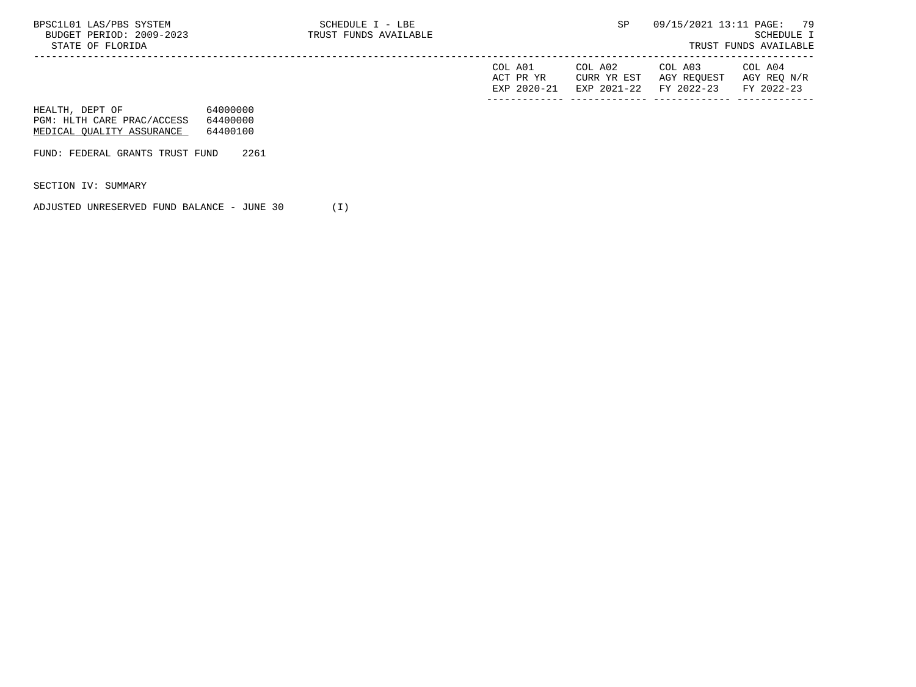| | COL A01 ACT PR YR EXP 2020-21 | COL A02 CURR YR EST EXP 2021-22 | COL A03 AGY REQUEST FY 2022-23 | COL A04 AGY REQ N/R FY 2022-23 |
|---|---|---|---|---|

HEALTH, DEPT OF 64000000
PGM: HLTH CARE PRAC/ACCESS 64400000
MEDICAL QUALITY ASSURANCE 64400100

FUND: FEDERAL GRANTS TRUST FUND 2261

SECTION IV: SUMMARY

ADJUSTED UNRESERVED FUND BALANCE - JUNE 30 (I)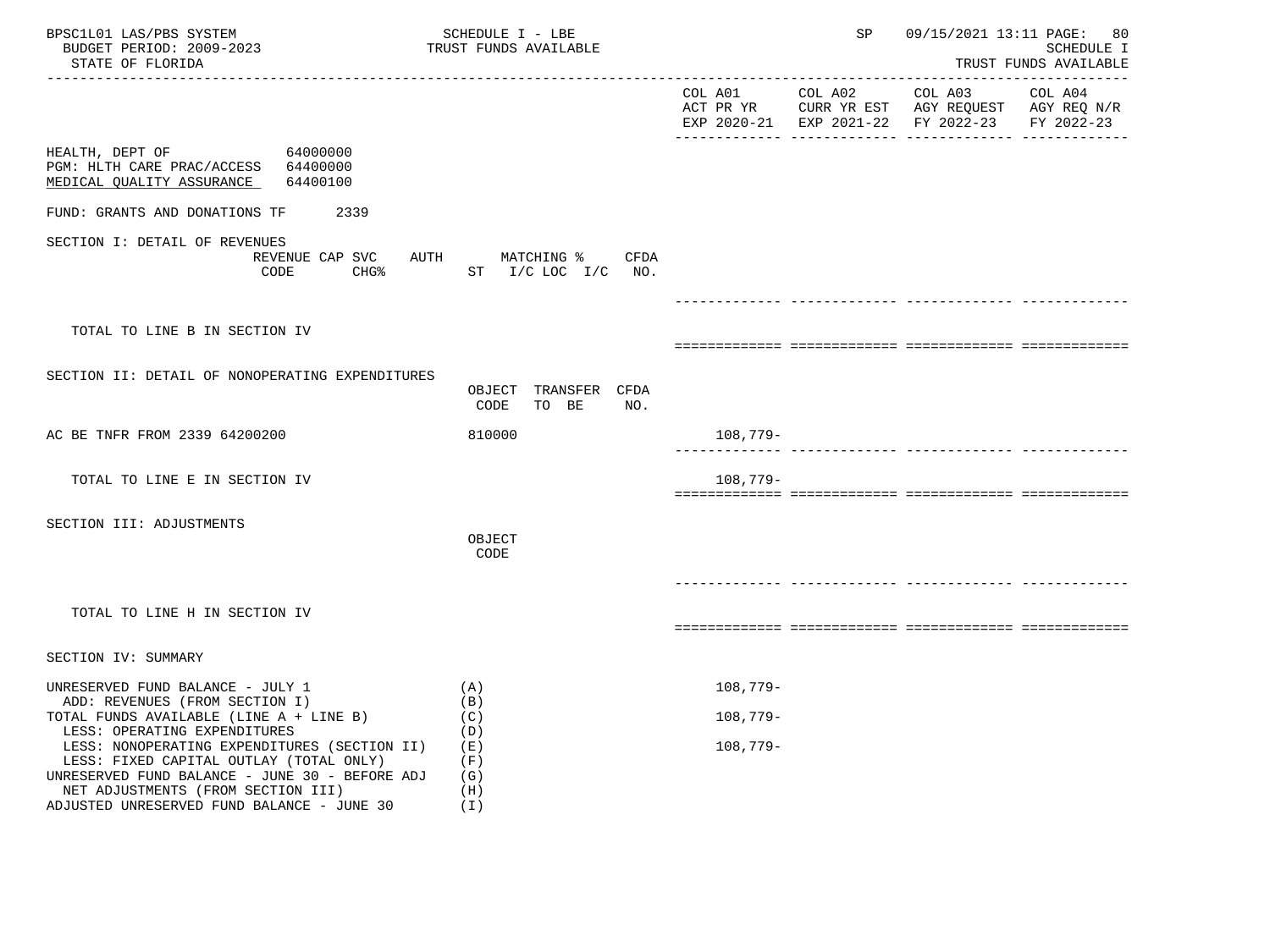HEALTH, DEPT OF 64000000
PGM: HLTH CARE PRAC/ACCESS 64400000
MEDICAL QUALITY ASSURANCE 64400100

FUND: GRANTS AND DONATIONS TF 2339

| | | COL A01 ACT PR YR EXP 2020-21 | COL A02 CURR YR EST EXP 2021-22 | COL A03 AGY REQUEST FY 2022-23 | COL A04 AGY REQ N/R FY 2022-23 |
|---|---|---|---|---|---|
| **SECTION I: DETAIL OF REVENUES** | REVENUE CODE / CAP SVC CHG% / AUTH ST / MATCHING % I/C LOC I/C / CFDA NO. | | | | |
| TOTAL TO LINE B IN SECTION IV | | | | | |
| **SECTION II: DETAIL OF NONOPERATING EXPENDITURES** | OBJECT CODE / TRANSFER TO BE / CFDA NO. | | | | |
| AC BE TNFR FROM 2339 64200200 | 810000 | 108,779- | | | |
| TOTAL TO LINE E IN SECTION IV | | 108,779- | | | |
| **SECTION III: ADJUSTMENTS** | OBJECT CODE | | | | |
| TOTAL TO LINE H IN SECTION IV | | | | | |
| **SECTION IV: SUMMARY** | | | | | |
| UNRESERVED FUND BALANCE - JULY 1 | (A) | 108,779- | | | |
| ADD: REVENUES (FROM SECTION I) | (B) | | | | |
| TOTAL FUNDS AVAILABLE (LINE A + LINE B) | (C) | 108,779- | | | |
| LESS: OPERATING EXPENDITURES | (D) | | | | |
| LESS: NONOPERATING EXPENDITURES (SECTION II) | (E) | 108,779- | | | |
| LESS: FIXED CAPITAL OUTLAY (TOTAL ONLY) | (F) | | | | |
| UNRESERVED FUND BALANCE - JUNE 30 - BEFORE ADJ | (G) | | | | |
| NET ADJUSTMENTS (FROM SECTION III) | (H) | | | | |
| ADJUSTED UNRESERVED FUND BALANCE - JUNE 30 | (I) | | | | |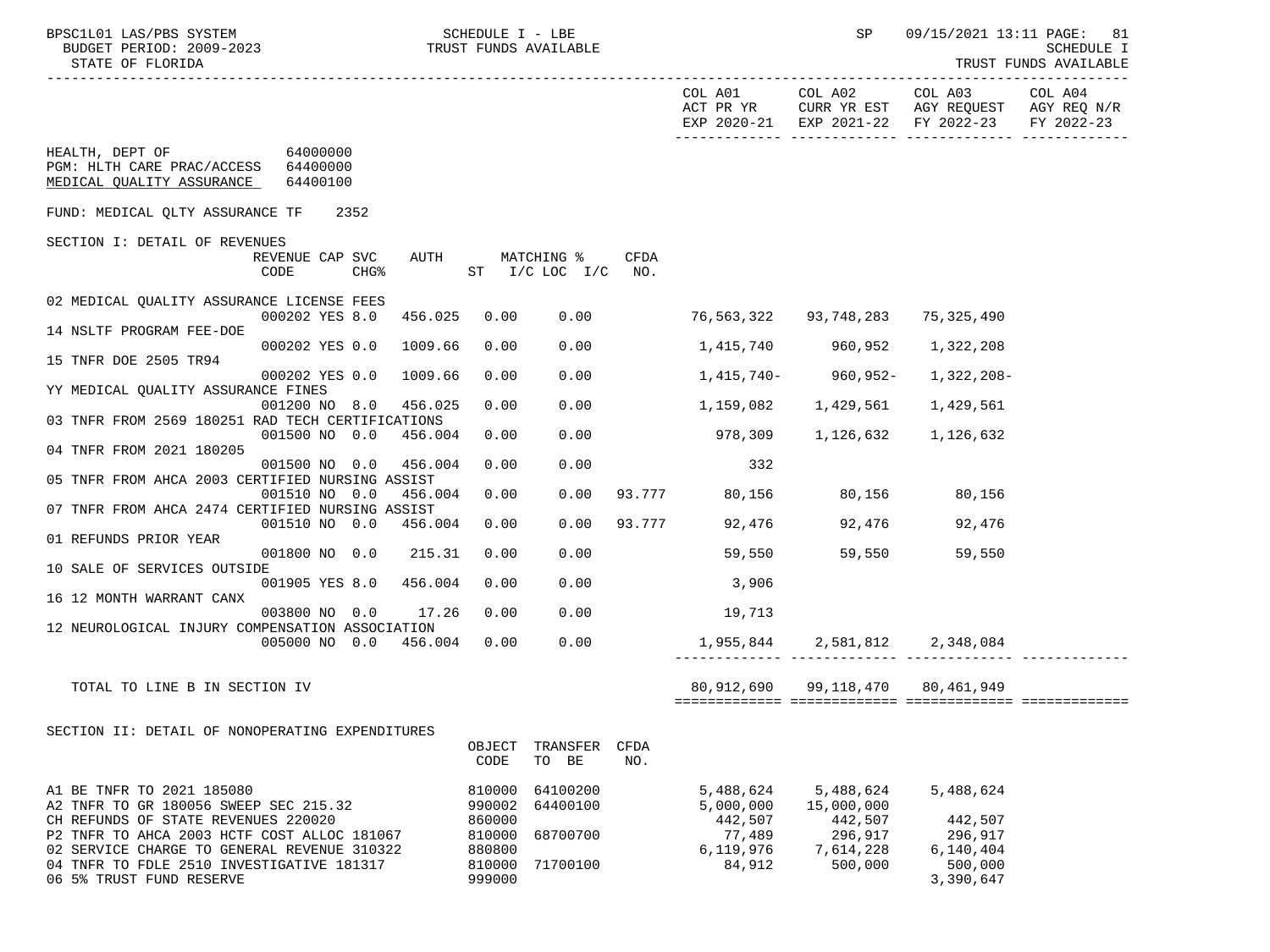HEALTH, DEPT OF 64000000
PGM: HLTH CARE PRAC/ACCESS 64400000
MEDICAL QUALITY ASSURANCE 64400100

FUND: MEDICAL QLTY ASSURANCE TF 2352

## SECTION I: DETAIL OF REVENUES

| Description | REVENUE CODE | CAP SVC CHG% | AUTH ST | MATCHING % I/C | LOC I/C | CFDA NO. | COL A01 ACT PR YR EXP 2020-21 | COL A02 CURR YR EST EXP 2021-22 | COL A03 AGY REQUEST FY 2022-23 | COL A04 AGY REQ N/R FY 2022-23 |
|---|---|---|---|---|---|---|---|---|---|---|
| 02 MEDICAL QUALITY ASSURANCE LICENSE FEES | 000202 | YES 8.0 | 456.025 | 0.00 | 0.00 | | 76,563,322 | 93,748,283 | 75,325,490 | |
| 14 NSLTF PROGRAM FEE-DOE | 000202 | YES 0.0 | 1009.66 | 0.00 | 0.00 | | 1,415,740 | 960,952 | 1,322,208 | |
| 15 TNFR DOE 2505 TR94 | 000202 | YES 0.0 | 1009.66 | 0.00 | 0.00 | | 1,415,740- | 960,952- | 1,322,208- | |
| YY MEDICAL QUALITY ASSURANCE FINES | 001200 | NO 8.0 | 456.025 | 0.00 | 0.00 | | 1,159,082 | 1,429,561 | 1,429,561 | |
| 03 TNFR FROM 2569 180251 RAD TECH CERTIFICATIONS | 001500 | NO 0.0 | 456.004 | 0.00 | 0.00 | | 978,309 | 1,126,632 | 1,126,632 | |
| 04 TNFR FROM 2021 180205 | 001500 | NO 0.0 | 456.004 | 0.00 | 0.00 | | 332 | | | |
| 05 TNFR FROM AHCA 2003 CERTIFIED NURSING ASSIST | 001510 | NO 0.0 | 456.004 | 0.00 | 0.00 | 93.777 | 80,156 | 80,156 | 80,156 | |
| 07 TNFR FROM AHCA 2474 CERTIFIED NURSING ASSIST | 001510 | NO 0.0 | 456.004 | 0.00 | 0.00 | 93.777 | 92,476 | 92,476 | 92,476 | |
| 01 REFUNDS PRIOR YEAR | 001800 | NO 0.0 | 215.31 | 0.00 | 0.00 | | 59,550 | 59,550 | 59,550 | |
| 10 SALE OF SERVICES OUTSIDE | 001905 | YES 8.0 | 456.004 | 0.00 | 0.00 | | 3,906 | | | |
| 16 12 MONTH WARRANT CANX | 003800 | NO 0.0 | 17.26 | 0.00 | 0.00 | | 19,713 | | | |
| 12 NEUROLOGICAL INJURY COMPENSATION ASSOCIATION | 005000 | NO 0.0 | 456.004 | 0.00 | 0.00 | | 1,955,844 | 2,581,812 | 2,348,084 | |
| TOTAL TO LINE B IN SECTION IV | | | | | | | 80,912,690 | 99,118,470 | 80,461,949 | |

## SECTION II: DETAIL OF NONOPERATING EXPENDITURES

| Description | OBJECT CODE | TRANSFER TO BE | CFDA NO. | COL A01 ACT PR YR EXP 2020-21 | COL A02 CURR YR EST EXP 2021-22 | COL A03 AGY REQUEST FY 2022-23 | COL A04 AGY REQ N/R FY 2022-23 |
|---|---|---|---|---|---|---|---|
| A1 BE TNFR TO 2021 185080 | 810000 | 64100200 | | 5,488,624 | 5,488,624 | 5,488,624 | |
| A2 TNFR TO GR 180056 SWEEP SEC 215.32 | 990002 | 64400100 | | 5,000,000 | 15,000,000 | | |
| CH REFUNDS OF STATE REVENUES 220020 | 860000 | | | 442,507 | 442,507 | 442,507 | |
| P2 TNFR TO AHCA 2003 HCTF COST ALLOC 181067 | 810000 | 68700700 | | 77,489 | 296,917 | 296,917 | |
| 02 SERVICE CHARGE TO GENERAL REVENUE 310322 | 880800 | | | 6,119,976 | 7,614,228 | 6,140,404 | |
| 04 TNFR TO FDLE 2510 INVESTIGATIVE 181317 | 810000 | 71700100 | | 84,912 | 500,000 | 500,000 | |
| 06 5% TRUST FUND RESERVE | 999000 | | | | | 3,390,647 | |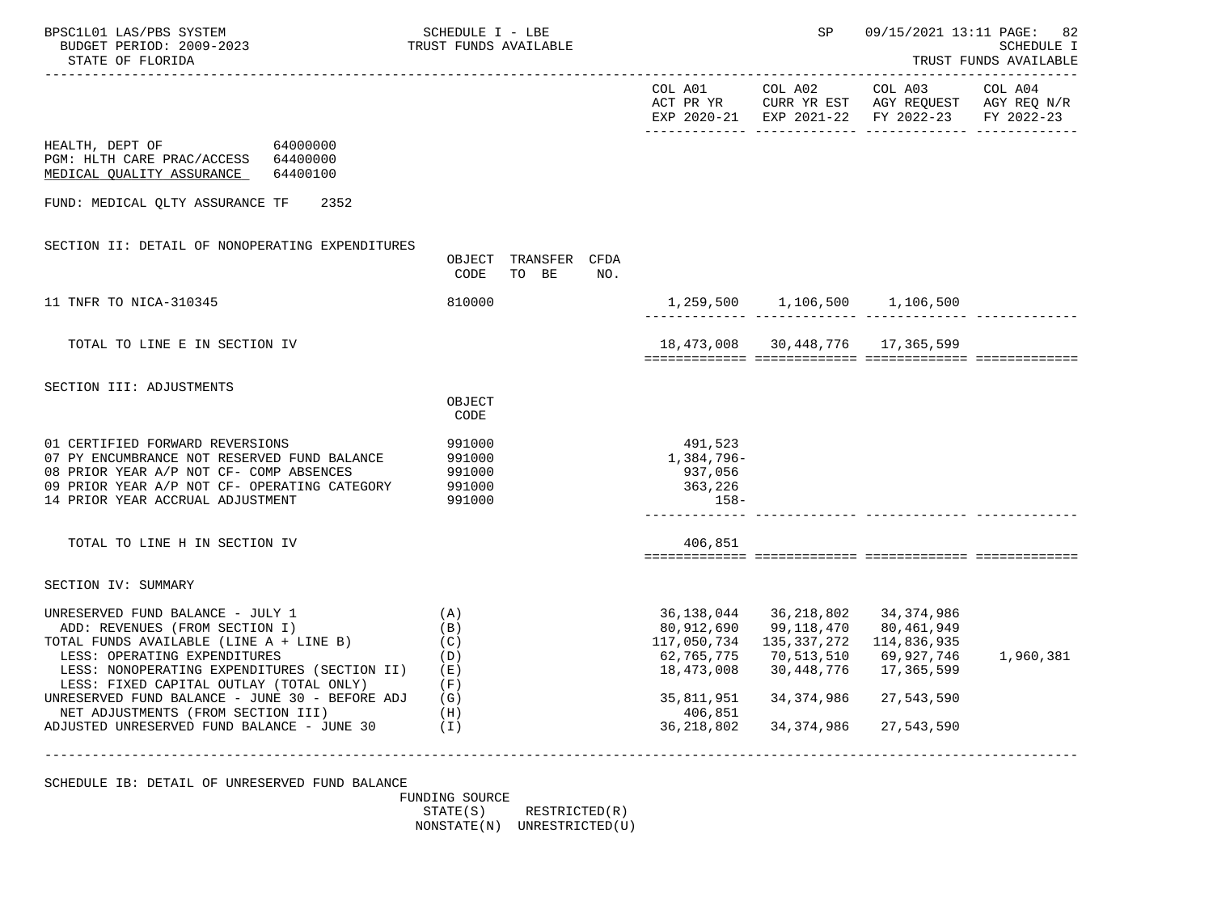HEALTH, DEPT OF 64000000
PGM: HLTH CARE PRAC/ACCESS 64400000
MEDICAL QUALITY ASSURANCE 64400100

FUND: MEDICAL QLTY ASSURANCE TF 2352

| | | COL A01 ACT PR YR EXP 2020-21 | COL A02 CURR YR EST EXP 2021-22 | COL A03 AGY REQUEST FY 2022-23 | COL A04 AGY REQ N/R FY 2022-23 |
|---|---|---|---|---|---|
| **SECTION II: DETAIL OF NONOPERATING EXPENDITURES** | OBJECT CODE / TRANSFER TO BE / CFDA NO. | | | | |
| 11 TNFR TO NICA-310345 | 810000 | 1,259,500 | 1,106,500 | 1,106,500 | |
| TOTAL TO LINE E IN SECTION IV | | 18,473,008 | 30,448,776 | 17,365,599 | |
| **SECTION III: ADJUSTMENTS** | OBJECT CODE | | | | |
| 01 CERTIFIED FORWARD REVERSIONS | 991000 | 491,523 | | | |
| 07 PY ENCUMBRANCE NOT RESERVED FUND BALANCE | 991000 | 1,384,796- | | | |
| 08 PRIOR YEAR A/P NOT CF- COMP ABSENCES | 991000 | 937,056 | | | |
| 09 PRIOR YEAR A/P NOT CF- OPERATING CATEGORY | 991000 | 363,226 | | | |
| 14 PRIOR YEAR ACCRUAL ADJUSTMENT | 991000 | 158- | | | |
| TOTAL TO LINE H IN SECTION IV | | 406,851 | | | |
| **SECTION IV: SUMMARY** | | | | | |
| UNRESERVED FUND BALANCE - JULY 1 | (A) | 36,138,044 | 36,218,802 | 34,374,986 | |
| ADD: REVENUES (FROM SECTION I) | (B) | 80,912,690 | 99,118,470 | 80,461,949 | |
| TOTAL FUNDS AVAILABLE (LINE A + LINE B) | (C) | 117,050,734 | 135,337,272 | 114,836,935 | |
| LESS: OPERATING EXPENDITURES | (D) | 62,765,775 | 70,513,510 | 69,927,746 | 1,960,381 |
| LESS: NONOPERATING EXPENDITURES (SECTION II) | (E) | 18,473,008 | 30,448,776 | 17,365,599 | |
| LESS: FIXED CAPITAL OUTLAY (TOTAL ONLY) | (F) | | | | |
| UNRESERVED FUND BALANCE - JUNE 30 - BEFORE ADJ | (G) | 35,811,951 | 34,374,986 | 27,543,590 | |
| NET ADJUSTMENTS (FROM SECTION III) | (H) | 406,851 | | | |
| ADJUSTED UNRESERVED FUND BALANCE - JUNE 30 | (I) | 36,218,802 | 34,374,986 | 27,543,590 | |

SCHEDULE IB: DETAIL OF UNRESERVED FUND BALANCE

FUNDING SOURCE
STATE(S) RESTRICTED(R)
NONSTATE(N) UNRESTRICTED(U)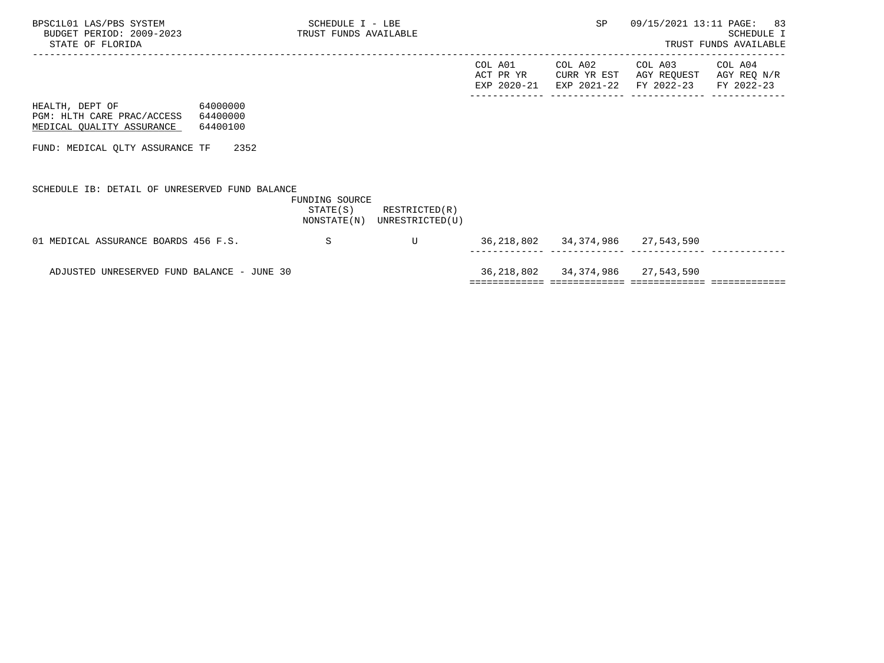BPSC1L01 LAS/PBS SYSTEM — SCHEDULE I - LBE — SP 09/15/2021 13:11 PAGE: 83

BUDGET PERIOD: 2009-2023 — TRUST FUNDS AVAILABLE — SCHEDULE I

STATE OF FLORIDA — TRUST FUNDS AVAILABLE

HEALTH, DEPT OF 64000000
PGM: HLTH CARE PRAC/ACCESS 64400000
MEDICAL QUALITY ASSURANCE 64400100

FUND: MEDICAL QLTY ASSURANCE TF 2352

SCHEDULE IB: DETAIL OF UNRESERVED FUND BALANCE

| | FUNDING SOURCE STATE(S) NONSTATE(N) | RESTRICTED(R) UNRESTRICTED(U) | COL A01 ACT PR YR EXP 2020-21 | COL A02 CURR YR EST EXP 2021-22 | COL A03 AGY REQUEST FY 2022-23 | COL A04 AGY REQ N/R FY 2022-23 |
|---|---|---|---|---|---|---|
| 01 MEDICAL ASSURANCE BOARDS 456 F.S. | S | U | 36,218,802 | 34,374,986 | 27,543,590 | |
| ADJUSTED UNRESERVED FUND BALANCE - JUNE 30 | | | 36,218,802 | 34,374,986 | 27,543,590 | |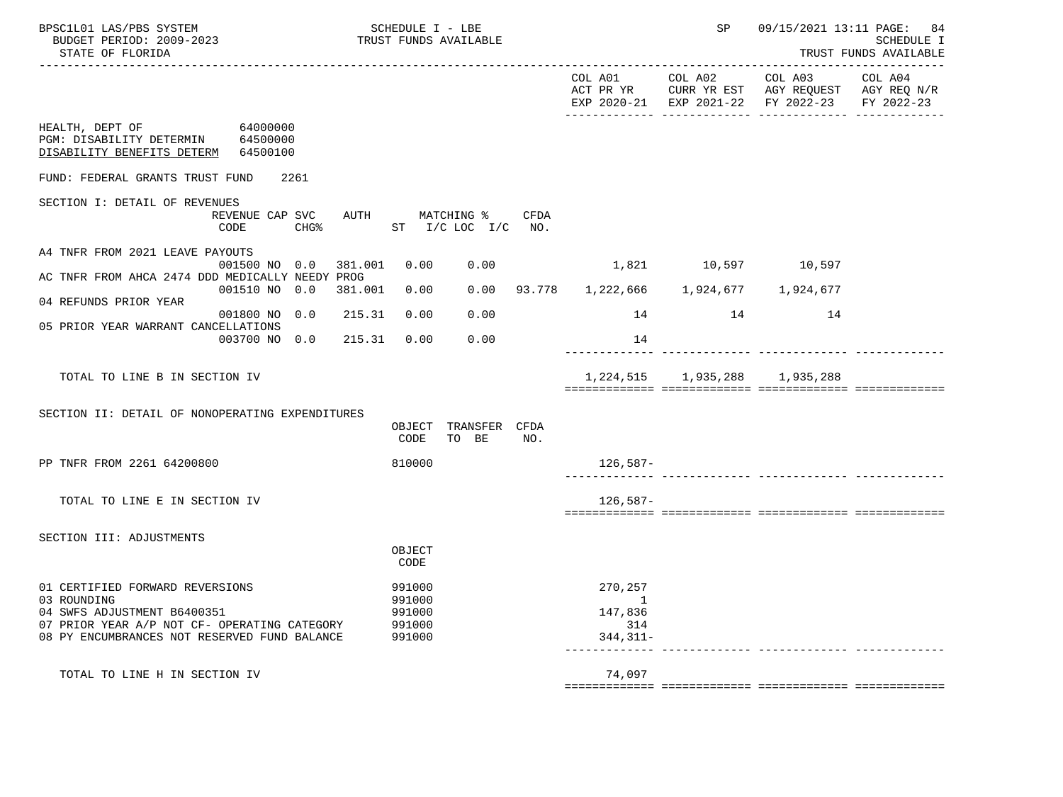BPSC1L01 LAS/PBS SYSTEM — SCHEDULE I - LBE — TRUST FUNDS AVAILABLE
BUDGET PERIOD: 2009-2023
STATE OF FLORIDA
SP 09/15/2021 13:11 PAGE: 84
SCHEDULE I
TRUST FUNDS AVAILABLE

| | COL A01 ACT PR YR EXP 2020-21 | COL A02 CURR YR EST EXP 2021-22 | COL A03 AGY REQUEST FY 2022-23 | COL A04 AGY REQ N/R FY 2022-23 |
|---|---|---|---|---|

HEALTH, DEPT OF 64000000
PGM: DISABILITY DETERMIN 64500000
DISABILITY BENEFITS DETERM 64500100

FUND: FEDERAL GRANTS TRUST FUND 2261

SECTION I: DETAIL OF REVENUES

| | REVENUE CODE | CAP | SVC CHG% | AUTH | MATCHING % ST | I/C LOC | I/C | CFDA NO. | COL A01 | COL A02 | COL A03 | COL A04 |
|---|---|---|---|---|---|---|---|---|---|---|---|---|
| A4 TNFR FROM 2021 LEAVE PAYOUTS | 001500 | NO | 0.0 | 381.001 | 0.00 | 0.00 | | | 1,821 | 10,597 | 10,597 | |
| AC TNFR FROM AHCA 2474 DDD MEDICALLY NEEDY PROG | 001510 | NO | 0.0 | 381.001 | 0.00 | 0.00 | | 93.778 | 1,222,666 | 1,924,677 | 1,924,677 | |
| 04 REFUNDS PRIOR YEAR | 001800 | NO | 0.0 | 215.31 | 0.00 | 0.00 | | | 14 | 14 | 14 | |
| 05 PRIOR YEAR WARRANT CANCELLATIONS | 003700 | NO | 0.0 | 215.31 | 0.00 | 0.00 | | | 14 | | | |
| TOTAL TO LINE B IN SECTION IV | | | | | | | | | 1,224,515 | 1,935,288 | 1,935,288 | |

SECTION II: DETAIL OF NONOPERATING EXPENDITURES

| | OBJECT CODE | TRANSFER TO BE | CFDA NO. | COL A01 | COL A02 | COL A03 | COL A04 |
|---|---|---|---|---|---|---|---|
| PP TNFR FROM 2261 64200800 | 810000 | | | 126,587- | | | |
| TOTAL TO LINE E IN SECTION IV | | | | 126,587- | | | |

SECTION III: ADJUSTMENTS

| | OBJECT CODE | COL A01 | COL A02 | COL A03 | COL A04 |
|---|---|---|---|---|---|
| 01 CERTIFIED FORWARD REVERSIONS | 991000 | 270,257 | | | |
| 03 ROUNDING | 991000 | 1 | | | |
| 04 SWFS ADJUSTMENT B6400351 | 991000 | 147,836 | | | |
| 07 PRIOR YEAR A/P NOT CF- OPERATING CATEGORY | 991000 | 314 | | | |
| 08 PY ENCUMBRANCES NOT RESERVED FUND BALANCE | 991000 | 344,311- | | | |
| TOTAL TO LINE H IN SECTION IV | | 74,097 | | | |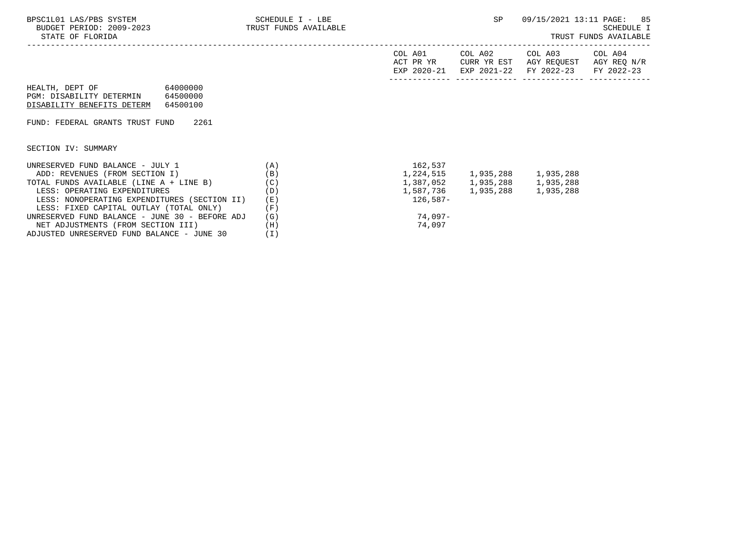HEALTH, DEPT OF 64000000
PGM: DISABILITY DETERMIN 64500000
DISABILITY BENEFITS DETERM 64500100

FUND: FEDERAL GRANTS TRUST FUND 2261

SECTION IV: SUMMARY

| | | COL A01 ACT PR YR EXP 2020-21 | COL A02 CURR YR EST EXP 2021-22 | COL A03 AGY REQUEST FY 2022-23 | COL A04 AGY REQ N/R FY 2022-23 |
|---|---|---|---|---|---|
| UNRESERVED FUND BALANCE - JULY 1 | (A) | 162,537 | | | |
| ADD: REVENUES (FROM SECTION I) | (B) | 1,224,515 | 1,935,288 | 1,935,288 | |
| TOTAL FUNDS AVAILABLE (LINE A + LINE B) | (C) | 1,387,052 | 1,935,288 | 1,935,288 | |
| LESS: OPERATING EXPENDITURES | (D) | 1,587,736 | 1,935,288 | 1,935,288 | |
| LESS: NONOPERATING EXPENDITURES (SECTION II) | (E) | 126,587- | | | |
| LESS: FIXED CAPITAL OUTLAY (TOTAL ONLY) | (F) | | | | |
| UNRESERVED FUND BALANCE - JUNE 30 - BEFORE ADJ | (G) | 74,097- | | | |
| NET ADJUSTMENTS (FROM SECTION III) | (H) | 74,097 | | | |
| ADJUSTED UNRESERVED FUND BALANCE - JUNE 30 | (I) | | | | |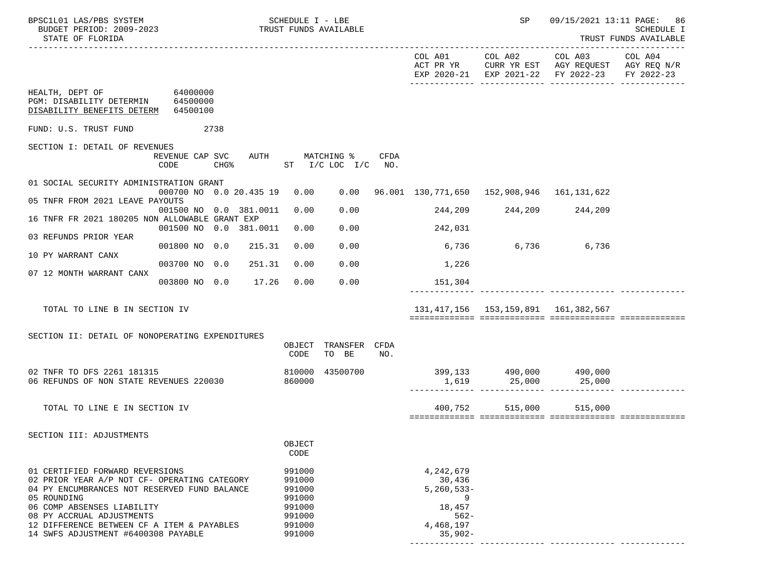HEALTH, DEPT OF 64000000
PGM: DISABILITY DETERMIN 64500000
DISABILITY BENEFITS DETERM 64500100

FUND: U.S. TRUST FUND 2738

SECTION I: DETAIL OF REVENUES

| | REVENUE CODE | CAP CHG% | SVC | AUTH | MATCHING % ST | I/C LOC | I/C | CFDA NO. | COL A01 ACT PR YR EXP 2020-21 | COL A02 CURR YR EST EXP 2021-22 | COL A03 AGY REQUEST FY 2022-23 | COL A04 AGY REQ N/R FY 2022-23 |
|---|---|---|---|---|---|---|---|---|---|---|---|---|
| 01 SOCIAL SECURITY ADMINISTRATION GRANT | 000700 | NO | 0.0 | 20.435 19 | 0.00 | 0.00 | | 96.001 | 130,771,650 | 152,908,946 | 161,131,622 | |
| 05 TNFR FROM 2021 LEAVE PAYOUTS | 001500 | NO | 0.0 | 381.0011 | 0.00 | 0.00 | | | 244,209 | 244,209 | 244,209 | |
| 16 TNFR FR 2021 180205 NON ALLOWABLE GRANT EXP | 001500 | NO | 0.0 | 381.0011 | 0.00 | 0.00 | | | 242,031 | | | |
| 03 REFUNDS PRIOR YEAR | 001800 | NO | 0.0 | 215.31 | 0.00 | 0.00 | | | 6,736 | 6,736 | 6,736 | |
| 10 PY WARRANT CANX | 003700 | NO | 0.0 | 251.31 | 0.00 | 0.00 | | | 1,226 | | | |
| 07 12 MONTH WARRANT CANX | 003800 | NO | 0.0 | 17.26 | 0.00 | 0.00 | | | 151,304 | | | |
| TOTAL TO LINE B IN SECTION IV | | | | | | | | | 131,417,156 | 153,159,891 | 161,382,567 | |

SECTION II: DETAIL OF NONOPERATING EXPENDITURES

| | OBJECT CODE | TRANSFER TO BE | CFDA NO. | COL A01 | COL A02 | COL A03 | COL A04 |
|---|---|---|---|---|---|---|---|
| 02 TNFR TO DFS 2261 181315 | 810000 | 43500700 | | 399,133 | 490,000 | 490,000 | |
| 06 REFUNDS OF NON STATE REVENUES 220030 | 860000 | | | 1,619 | 25,000 | 25,000 | |
| TOTAL TO LINE E IN SECTION IV | | | | 400,752 | 515,000 | 515,000 | |

SECTION III: ADJUSTMENTS

| | OBJECT CODE | COL A01 | COL A02 | COL A03 | COL A04 |
|---|---|---|---|---|---|
| 01 CERTIFIED FORWARD REVERSIONS | 991000 | 4,242,679 | | | |
| 02 PRIOR YEAR A/P NOT CF- OPERATING CATEGORY | 991000 | 30,436 | | | |
| 04 PY ENCUMBRANCES NOT RESERVED FUND BALANCE | 991000 | 5,260,533- | | | |
| 05 ROUNDING | 991000 | 9 | | | |
| 06 COMP ABSENSES LIABILITY | 991000 | 18,457 | | | |
| 08 PY ACCRUAL ADJUSTMENTS | 991000 | 562- | | | |
| 12 DIFFERENCE BETWEEN CF A ITEM & PAYABLES | 991000 | 4,468,197 | | | |
| 14 SWFS ADJUSTMENT #6400308 PAYABLE | 991000 | 35,902- | | | |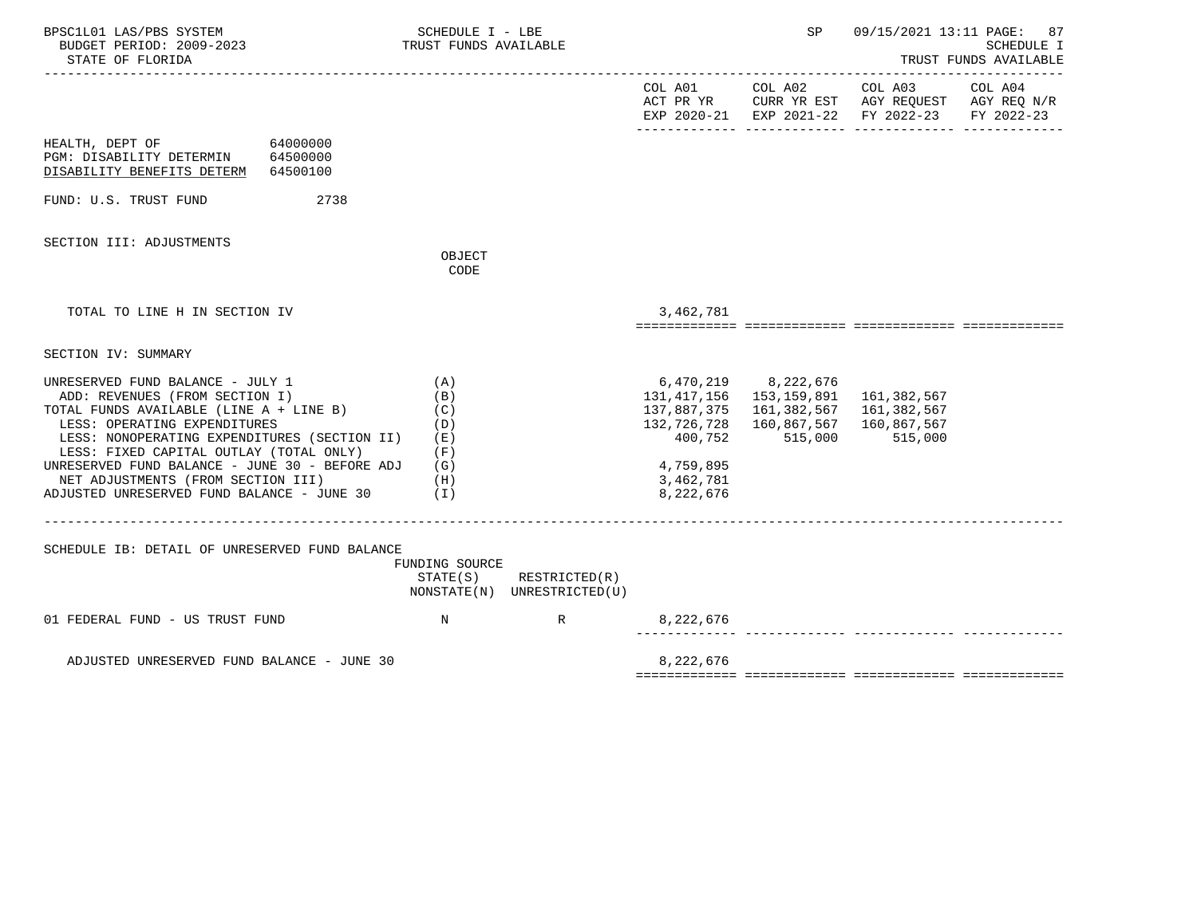HEALTH, DEPT OF 64000000
PGM: DISABILITY DETERMIN 64500000
DISABILITY BENEFITS DETERM 64500100

FUND: U.S. TRUST FUND 2738

SECTION III: ADJUSTMENTS

| | OBJECT CODE | COL A01 ACT PR YR EXP 2020-21 | COL A02 CURR YR EST EXP 2021-22 | COL A03 AGY REQUEST FY 2022-23 | COL A04 AGY REQ N/R FY 2022-23 |
|---|---|---|---|---|---|
| TOTAL TO LINE H IN SECTION IV | | 3,462,781 | | | |

SECTION IV: SUMMARY

| | | COL A01 ACT PR YR EXP 2020-21 | COL A02 CURR YR EST EXP 2021-22 | COL A03 AGY REQUEST FY 2022-23 | COL A04 AGY REQ N/R FY 2022-23 |
|---|---|---|---|---|---|
| UNRESERVED FUND BALANCE - JULY 1 | (A) | 6,470,219 | 8,222,676 | | |
| ADD: REVENUES (FROM SECTION I) | (B) | 131,417,156 | 153,159,891 | 161,382,567 | |
| TOTAL FUNDS AVAILABLE (LINE A + LINE B) | (C) | 137,887,375 | 161,382,567 | 161,382,567 | |
| LESS: OPERATING EXPENDITURES | (D) | 132,726,728 | 160,867,567 | 160,867,567 | |
| LESS: NONOPERATING EXPENDITURES (SECTION II) | (E) | 400,752 | 515,000 | 515,000 | |
| LESS: FIXED CAPITAL OUTLAY (TOTAL ONLY) | (F) | | | | |
| UNRESERVED FUND BALANCE - JUNE 30 - BEFORE ADJ | (G) | 4,759,895 | | | |
| NET ADJUSTMENTS (FROM SECTION III) | (H) | 3,462,781 | | | |
| ADJUSTED UNRESERVED FUND BALANCE - JUNE 30 | (I) | 8,222,676 | | | |

SCHEDULE IB: DETAIL OF UNRESERVED FUND BALANCE

| | FUNDING SOURCE STATE(S) NONSTATE(N) | RESTRICTED(R) UNRESTRICTED(U) | COL A01 | COL A02 | COL A03 | COL A04 |
|---|---|---|---|---|---|---|
| 01 FEDERAL FUND - US TRUST FUND | N | R | 8,222,676 | | | |
| ADJUSTED UNRESERVED FUND BALANCE - JUNE 30 | | | 8,222,676 | | | |